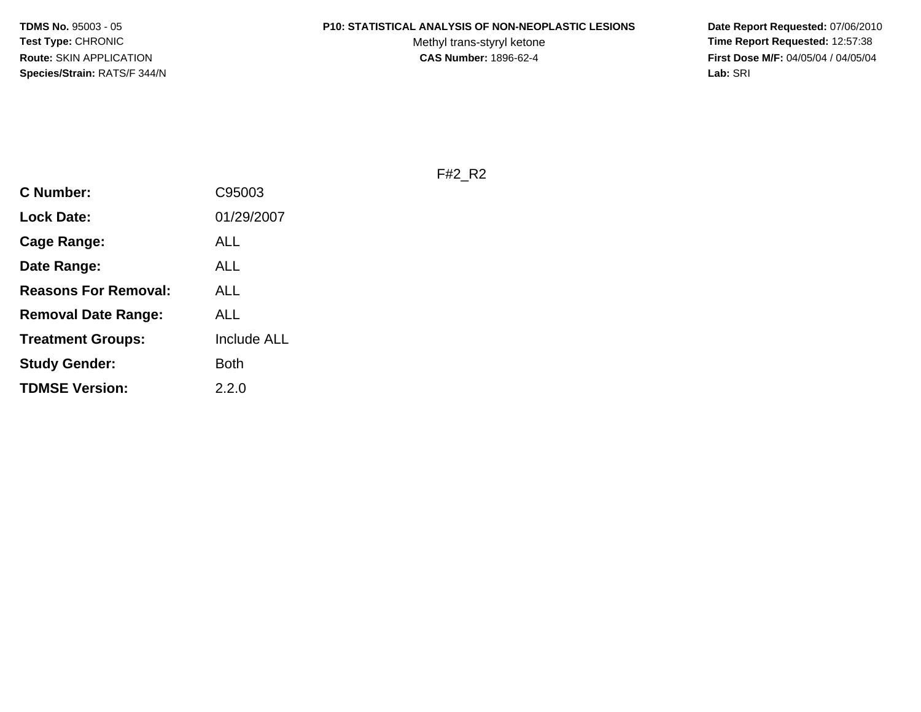**TDMS No.** 95003 - 05
**Test Type:** CHRONIC
**Route:** SKIN APPLICATION
**Species/Strain:** RATS/F 344/N

**P10: STATISTICAL ANALYSIS OF NON-NEOPLASTIC LESIONS**
Methyl trans-styryl ketone
**CAS Number:** 1896-62-4

**Date Report Requested:** 07/06/2010
**Time Report Requested:** 12:57:38
**First Dose M/F:** 04/05/04 / 04/05/04
**Lab:** SRI

F#2_R2

| | |
|---|---|
| **C Number:** | C95003 |
| **Lock Date:** | 01/29/2007 |
| **Cage Range:** | ALL |
| **Date Range:** | ALL |
| **Reasons For Removal:** | ALL |
| **Removal Date Range:** | ALL |
| **Treatment Groups:** | Include ALL |
| **Study Gender:** | Both |
| **TDMSE Version:** | 2.2.0 |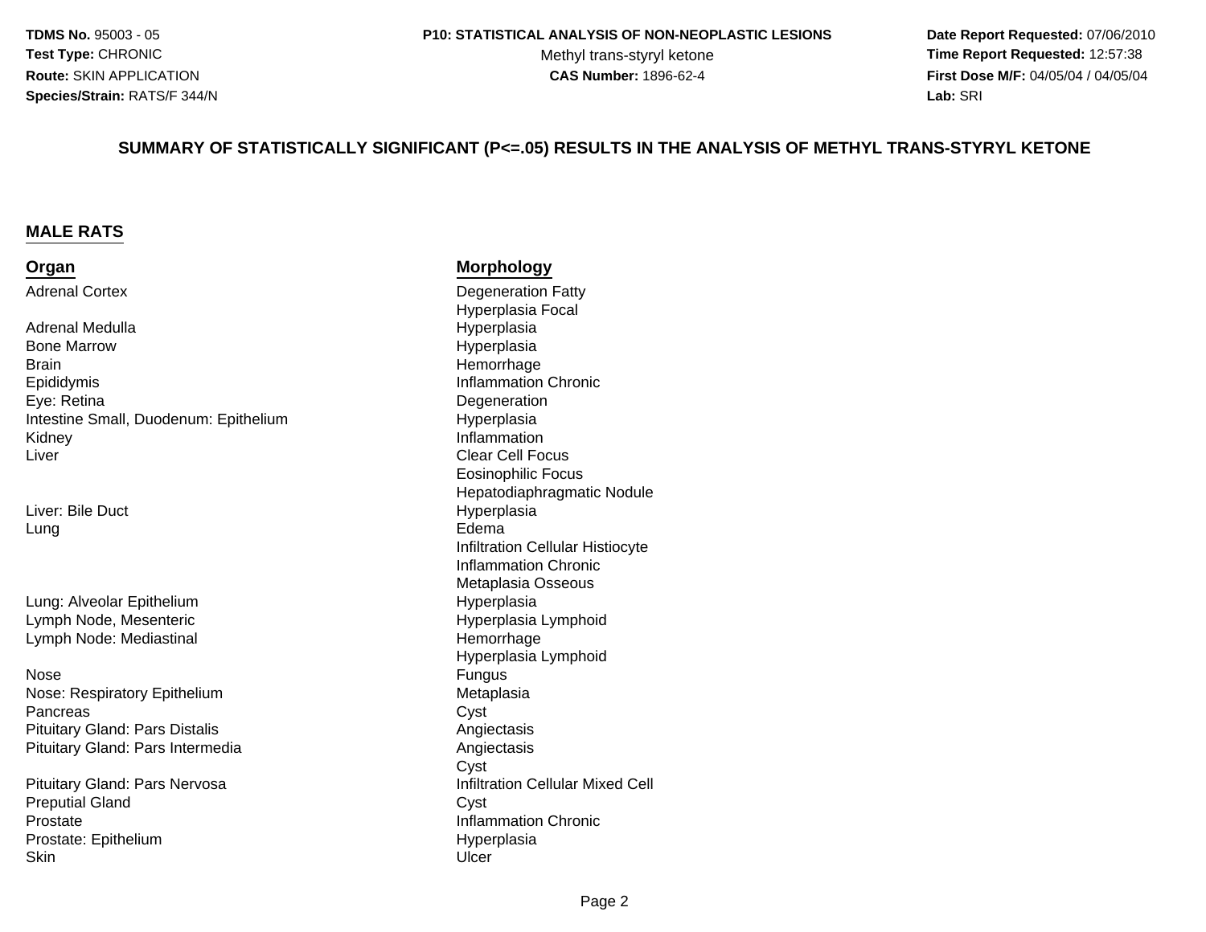## SUMMARY OF STATISTICALLY SIGNIFICANT (P<=.05) RESULTS IN THE ANALYSIS OF METHYL TRANS-STYRYL KETONE

### MALE RATS

| Organ | Morphology |
|---|---|
| Adrenal Cortex | Degeneration Fatty |
| | Hyperplasia Focal |
| Adrenal Medulla | Hyperplasia |
| Bone Marrow | Hyperplasia |
| Brain | Hemorrhage |
| Epididymis | Inflammation Chronic |
| Eye: Retina | Degeneration |
| Intestine Small, Duodenum: Epithelium | Hyperplasia |
| Kidney | Inflammation |
| Liver | Clear Cell Focus |
| | Eosinophilic Focus |
| | Hepatodiaphragmatic Nodule |
| Liver: Bile Duct | Hyperplasia |
| Lung | Edema |
| | Infiltration Cellular Histiocyte |
| | Inflammation Chronic |
| | Metaplasia Osseous |
| Lung: Alveolar Epithelium | Hyperplasia |
| Lymph Node, Mesenteric | Hyperplasia Lymphoid |
| Lymph Node: Mediastinal | Hemorrhage |
| | Hyperplasia Lymphoid |
| Nose | Fungus |
| Nose: Respiratory Epithelium | Metaplasia |
| Pancreas | Cyst |
| Pituitary Gland: Pars Distalis | Angiectasis |
| Pituitary Gland: Pars Intermedia | Angiectasis |
| | Cyst |
| Pituitary Gland: Pars Nervosa | Infiltration Cellular Mixed Cell |
| Preputial Gland | Cyst |
| Prostate | Inflammation Chronic |
| Prostate: Epithelium | Hyperplasia |
| Skin | Ulcer |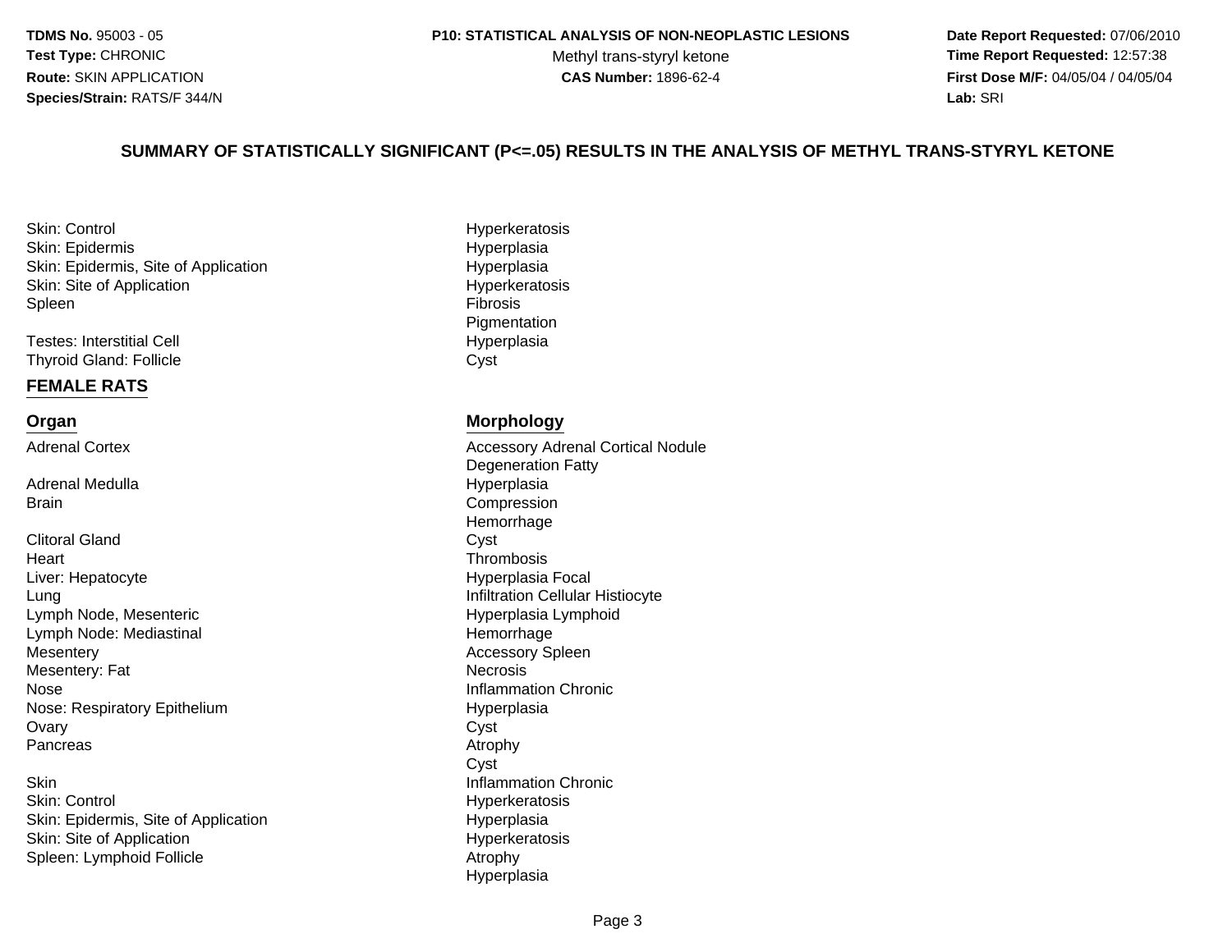## SUMMARY OF STATISTICALLY SIGNIFICANT (P<=.05) RESULTS IN THE ANALYSIS OF METHYL TRANS-STYRYL KETONE

| | |
|---|---|
| Skin: Control | Hyperkeratosis |
| Skin: Epidermis | Hyperplasia |
| Skin: Epidermis, Site of Application | Hyperplasia |
| Skin: Site of Application | Hyperkeratosis |
| Spleen | Fibrosis |
| | Pigmentation |
| Testes: Interstitial Cell | Hyperplasia |
| Thyroid Gland: Follicle | Cyst |

### FEMALE RATS

| Organ | Morphology |
|---|---|
| Adrenal Cortex | Accessory Adrenal Cortical Nodule |
| | Degeneration Fatty |
| Adrenal Medulla | Hyperplasia |
| Brain | Compression |
| | Hemorrhage |
| Clitoral Gland | Cyst |
| Heart | Thrombosis |
| Liver: Hepatocyte | Hyperplasia Focal |
| Lung | Infiltration Cellular Histiocyte |
| Lymph Node, Mesenteric | Hyperplasia Lymphoid |
| Lymph Node: Mediastinal | Hemorrhage |
| Mesentery | Accessory Spleen |
| Mesentery: Fat | Necrosis |
| Nose | Inflammation Chronic |
| Nose: Respiratory Epithelium | Hyperplasia |
| Ovary | Cyst |
| Pancreas | Atrophy |
| | Cyst |
| Skin | Inflammation Chronic |
| Skin: Control | Hyperkeratosis |
| Skin: Epidermis, Site of Application | Hyperplasia |
| Skin: Site of Application | Hyperkeratosis |
| Spleen: Lymphoid Follicle | Atrophy |
| | Hyperplasia |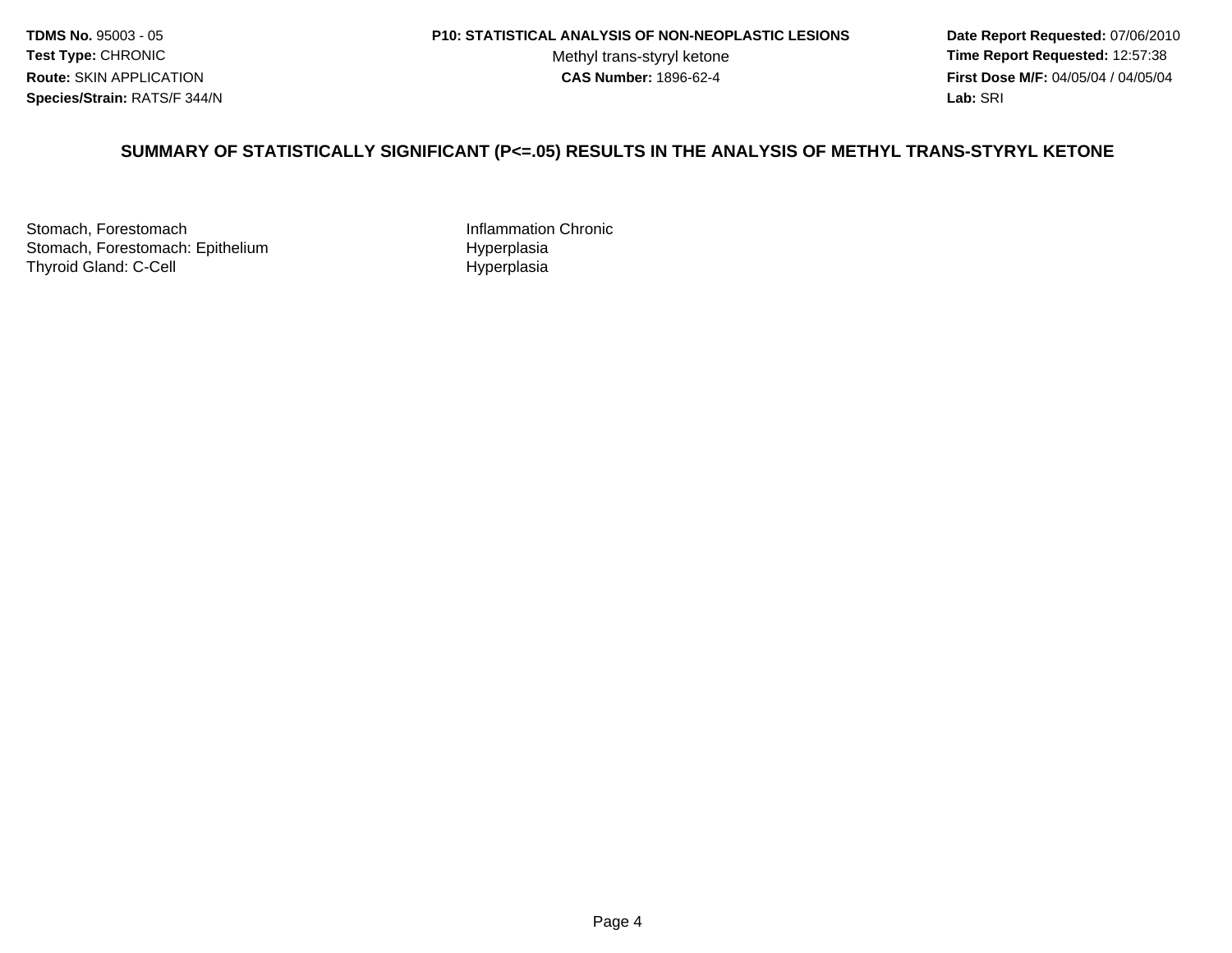**TDMS No.** 95003 - 05
**Test Type:** CHRONIC
**Route:** SKIN APPLICATION
**Species/Strain:** RATS/F 344/N

**P10: STATISTICAL ANALYSIS OF NON-NEOPLASTIC LESIONS**
Methyl trans-styryl ketone
**CAS Number:** 1896-62-4

**Date Report Requested:** 07/06/2010
**Time Report Requested:** 12:57:38
**First Dose M/F:** 04/05/04 / 04/05/04
**Lab:** SRI

## SUMMARY OF STATISTICALLY SIGNIFICANT (P<=.05) RESULTS IN THE ANALYSIS OF METHYL TRANS-STYRYL KETONE

| | |
|---|---|
| Stomach, Forestomach | Inflammation Chronic |
| Stomach, Forestomach: Epithelium | Hyperplasia |
| Thyroid Gland: C-Cell | Hyperplasia |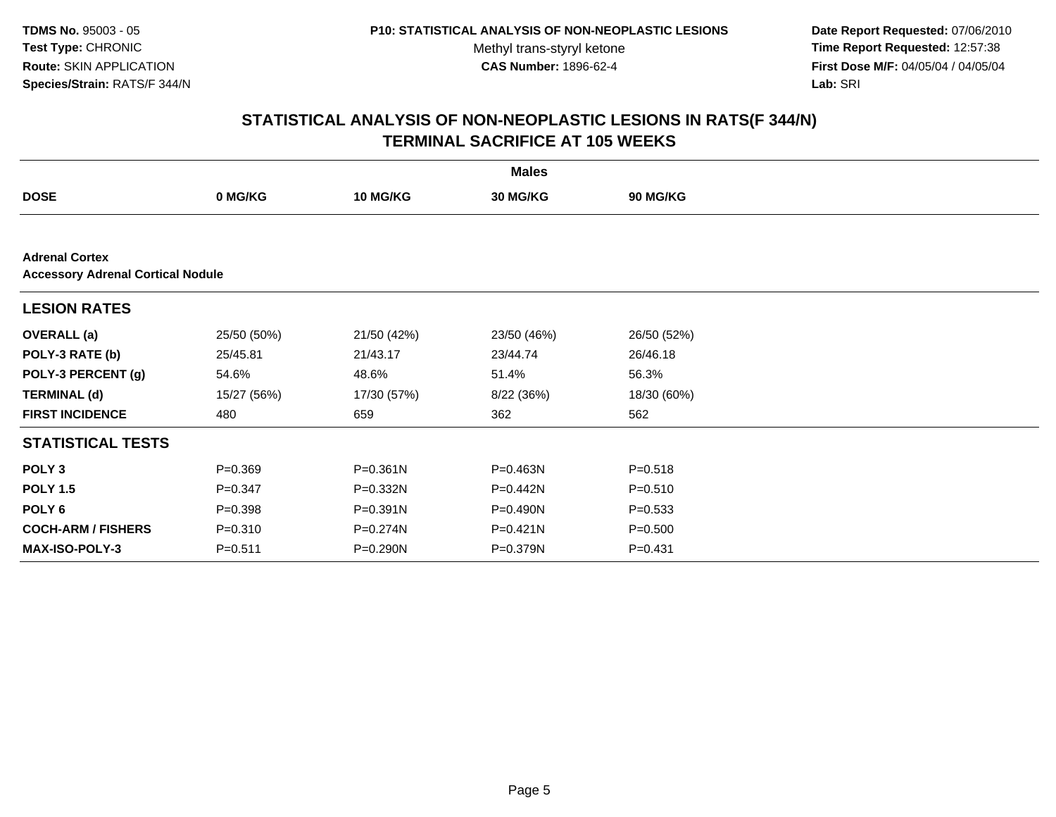**TDMS No.** 95003 - 05
**Test Type:** CHRONIC
**Route:** SKIN APPLICATION
**Species/Strain:** RATS/F 344/N

**P10: STATISTICAL ANALYSIS OF NON-NEOPLASTIC LESIONS**
Methyl trans-styryl ketone
**CAS Number:** 1896-62-4

**Date Report Requested:** 07/06/2010
**Time Report Requested:** 12:57:38
**First Dose M/F:** 04/05/04 / 04/05/04
**Lab:** SRI

## STATISTICAL ANALYSIS OF NON-NEOPLASTIC LESIONS IN RATS(F 344/N)
## TERMINAL SACRIFICE AT 105 WEEKS

| | Males | | | |
|---|---|---|---|---|
| **DOSE** | **0 MG/KG** | **10 MG/KG** | **30 MG/KG** | **90 MG/KG** |
| **Adrenal Cortex** | | | | |
| **Accessory Adrenal Cortical Nodule** | | | | |
| **LESION RATES** | | | | |
| **OVERALL (a)** | 25/50 (50%) | 21/50 (42%) | 23/50 (46%) | 26/50 (52%) |
| **POLY-3 RATE (b)** | 25/45.81 | 21/43.17 | 23/44.74 | 26/46.18 |
| **POLY-3 PERCENT (g)** | 54.6% | 48.6% | 51.4% | 56.3% |
| **TERMINAL (d)** | 15/27 (56%) | 17/30 (57%) | 8/22 (36%) | 18/30 (60%) |
| **FIRST INCIDENCE** | 480 | 659 | 362 | 562 |
| **STATISTICAL TESTS** | | | | |
| **POLY 3** | P=0.369 | P=0.361N | P=0.463N | P=0.518 |
| **POLY 1.5** | P=0.347 | P=0.332N | P=0.442N | P=0.510 |
| **POLY 6** | P=0.398 | P=0.391N | P=0.490N | P=0.533 |
| **COCH-ARM / FISHERS** | P=0.310 | P=0.274N | P=0.421N | P=0.500 |
| **MAX-ISO-POLY-3** | P=0.511 | P=0.290N | P=0.379N | P=0.431 |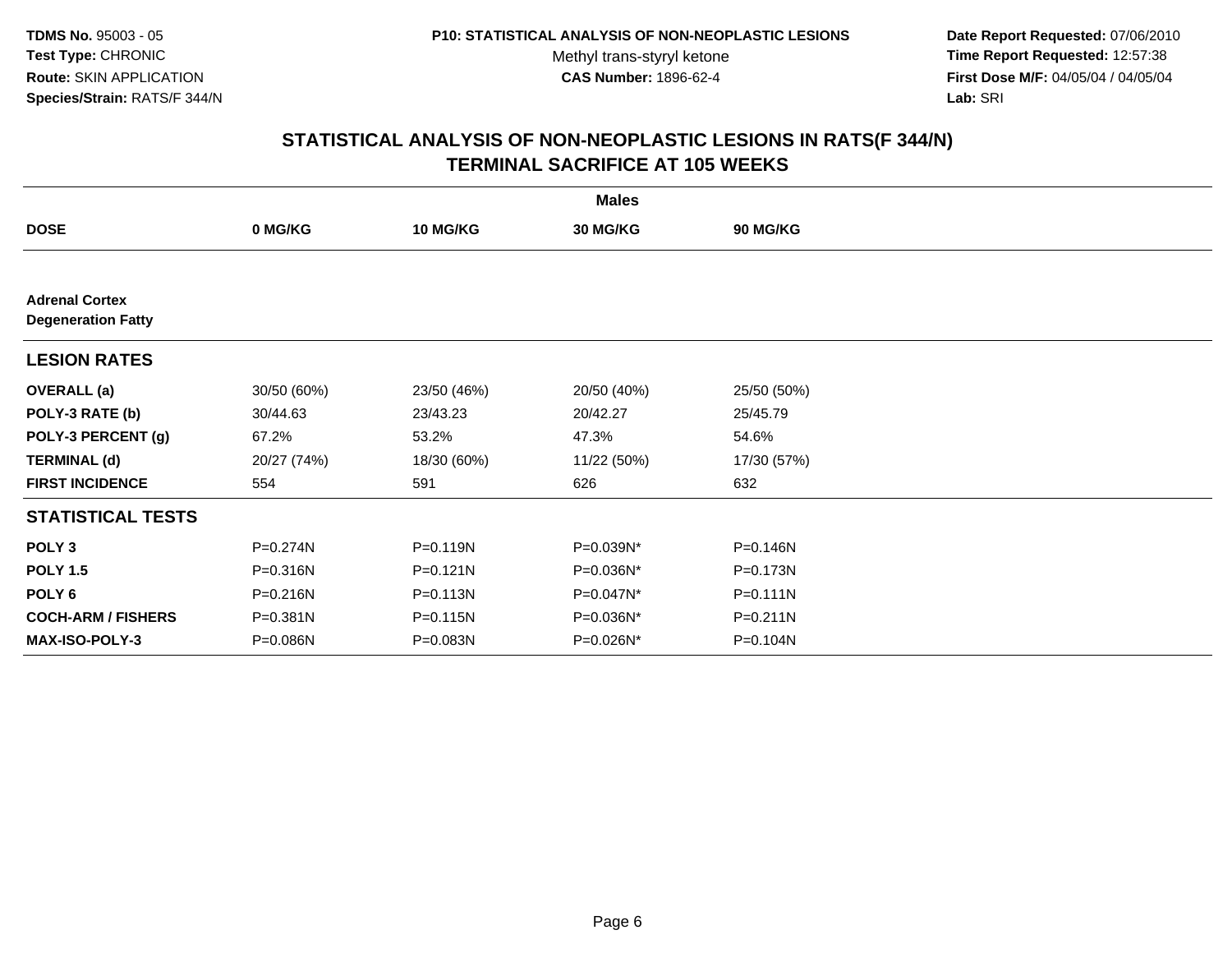**TDMS No.** 95003 - 05
**Test Type:** CHRONIC
**Route:** SKIN APPLICATION
**Species/Strain:** RATS/F 344/N

**P10: STATISTICAL ANALYSIS OF NON-NEOPLASTIC LESIONS**
Methyl trans-styryl ketone
**CAS Number:** 1896-62-4

**Date Report Requested:** 07/06/2010
**Time Report Requested:** 12:57:38
**First Dose M/F:** 04/05/04 / 04/05/04
**Lab:** SRI

## STATISTICAL ANALYSIS OF NON-NEOPLASTIC LESIONS IN RATS(F 344/N)
## TERMINAL SACRIFICE AT 105 WEEKS

| | Males | | | |
|---|---|---|---|---|
| **DOSE** | **0 MG/KG** | **10 MG/KG** | **30 MG/KG** | **90 MG/KG** |
| **Adrenal Cortex** | | | | |
| **Degeneration Fatty** | | | | |
| **LESION RATES** | | | | |
| **OVERALL (a)** | 30/50 (60%) | 23/50 (46%) | 20/50 (40%) | 25/50 (50%) |
| **POLY-3 RATE (b)** | 30/44.63 | 23/43.23 | 20/42.27 | 25/45.79 |
| **POLY-3 PERCENT (g)** | 67.2% | 53.2% | 47.3% | 54.6% |
| **TERMINAL (d)** | 20/27 (74%) | 18/30 (60%) | 11/22 (50%) | 17/30 (57%) |
| **FIRST INCIDENCE** | 554 | 591 | 626 | 632 |
| **STATISTICAL TESTS** | | | | |
| **POLY 3** | P=0.274N | P=0.119N | P=0.039N* | P=0.146N |
| **POLY 1.5** | P=0.316N | P=0.121N | P=0.036N* | P=0.173N |
| **POLY 6** | P=0.216N | P=0.113N | P=0.047N* | P=0.111N |
| **COCH-ARM / FISHERS** | P=0.381N | P=0.115N | P=0.036N* | P=0.211N |
| **MAX-ISO-POLY-3** | P=0.086N | P=0.083N | P=0.026N* | P=0.104N |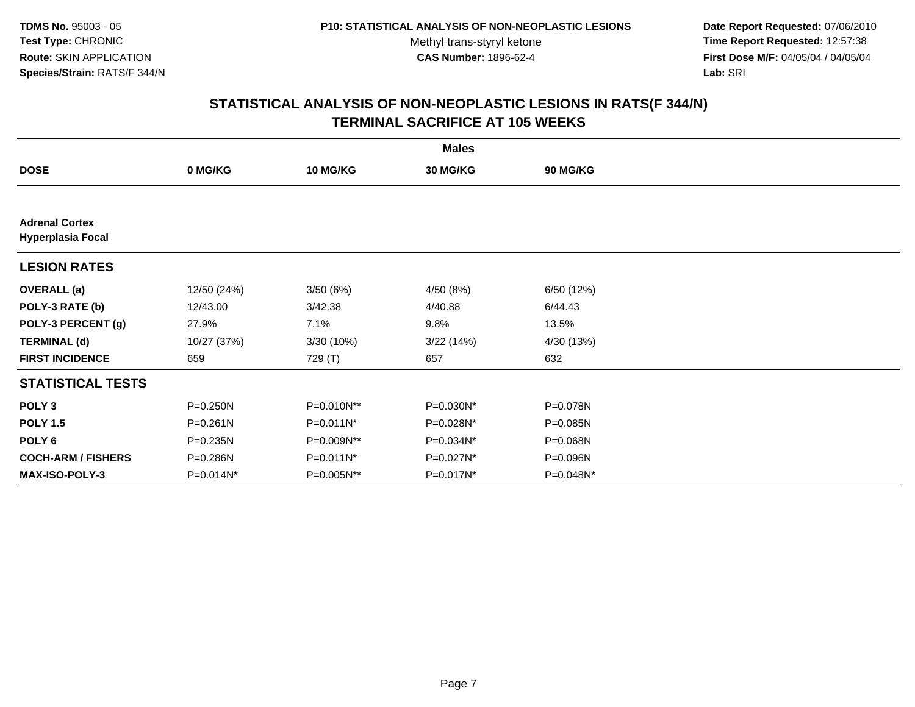**TDMS No.** 95003 - 05
**Test Type:** CHRONIC
**Route:** SKIN APPLICATION
**Species/Strain:** RATS/F 344/N

**P10: STATISTICAL ANALYSIS OF NON-NEOPLASTIC LESIONS**
Methyl trans-styryl ketone
**CAS Number:** 1896-62-4

**Date Report Requested:** 07/06/2010
**Time Report Requested:** 12:57:38
**First Dose M/F:** 04/05/04 / 04/05/04
**Lab:** SRI

## STATISTICAL ANALYSIS OF NON-NEOPLASTIC LESIONS IN RATS(F 344/N) TERMINAL SACRIFICE AT 105 WEEKS

| | Males | | | |
|---|---|---|---|---|
| **DOSE** | **0 MG/KG** | **10 MG/KG** | **30 MG/KG** | **90 MG/KG** |
| **Adrenal Cortex** | | | | |
| **Hyperplasia Focal** | | | | |
| **LESION RATES** | | | | |
| **OVERALL (a)** | 12/50 (24%) | 3/50 (6%) | 4/50 (8%) | 6/50 (12%) |
| **POLY-3 RATE (b)** | 12/43.00 | 3/42.38 | 4/40.88 | 6/44.43 |
| **POLY-3 PERCENT (g)** | 27.9% | 7.1% | 9.8% | 13.5% |
| **TERMINAL (d)** | 10/27 (37%) | 3/30 (10%) | 3/22 (14%) | 4/30 (13%) |
| **FIRST INCIDENCE** | 659 | 729 (T) | 657 | 632 |
| **STATISTICAL TESTS** | | | | |
| **POLY 3** | P=0.250N | P=0.010N** | P=0.030N* | P=0.078N |
| **POLY 1.5** | P=0.261N | P=0.011N* | P=0.028N* | P=0.085N |
| **POLY 6** | P=0.235N | P=0.009N** | P=0.034N* | P=0.068N |
| **COCH-ARM / FISHERS** | P=0.286N | P=0.011N* | P=0.027N* | P=0.096N |
| **MAX-ISO-POLY-3** | P=0.014N* | P=0.005N** | P=0.017N* | P=0.048N* |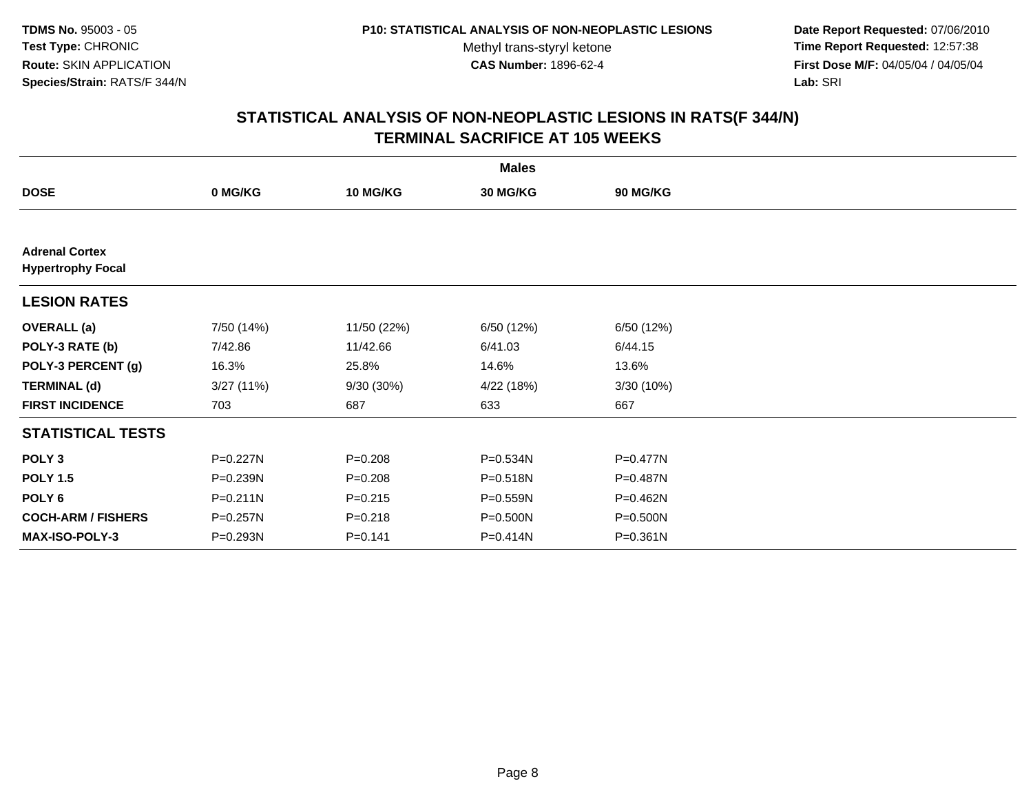**TDMS No.** 95003 - 05
**Test Type:** CHRONIC
**Route:** SKIN APPLICATION
**Species/Strain:** RATS/F 344/N

**P10: STATISTICAL ANALYSIS OF NON-NEOPLASTIC LESIONS**
Methyl trans-styryl ketone
**CAS Number:** 1896-62-4

**Date Report Requested:** 07/06/2010
**Time Report Requested:** 12:57:38
**First Dose M/F:** 04/05/04 / 04/05/04
**Lab:** SRI

## STATISTICAL ANALYSIS OF NON-NEOPLASTIC LESIONS IN RATS(F 344/N)
## TERMINAL SACRIFICE AT 105 WEEKS

| | Males | | | |
|---|---|---|---|---|
| **DOSE** | **0 MG/KG** | **10 MG/KG** | **30 MG/KG** | **90 MG/KG** |
| **Adrenal Cortex** | | | | |
| **Hypertrophy Focal** | | | | |
| **LESION RATES** | | | | |
| **OVERALL (a)** | 7/50 (14%) | 11/50 (22%) | 6/50 (12%) | 6/50 (12%) |
| **POLY-3 RATE (b)** | 7/42.86 | 11/42.66 | 6/41.03 | 6/44.15 |
| **POLY-3 PERCENT (g)** | 16.3% | 25.8% | 14.6% | 13.6% |
| **TERMINAL (d)** | 3/27 (11%) | 9/30 (30%) | 4/22 (18%) | 3/30 (10%) |
| **FIRST INCIDENCE** | 703 | 687 | 633 | 667 |
| **STATISTICAL TESTS** | | | | |
| **POLY 3** | P=0.227N | P=0.208 | P=0.534N | P=0.477N |
| **POLY 1.5** | P=0.239N | P=0.208 | P=0.518N | P=0.487N |
| **POLY 6** | P=0.211N | P=0.215 | P=0.559N | P=0.462N |
| **COCH-ARM / FISHERS** | P=0.257N | P=0.218 | P=0.500N | P=0.500N |
| **MAX-ISO-POLY-3** | P=0.293N | P=0.141 | P=0.414N | P=0.361N |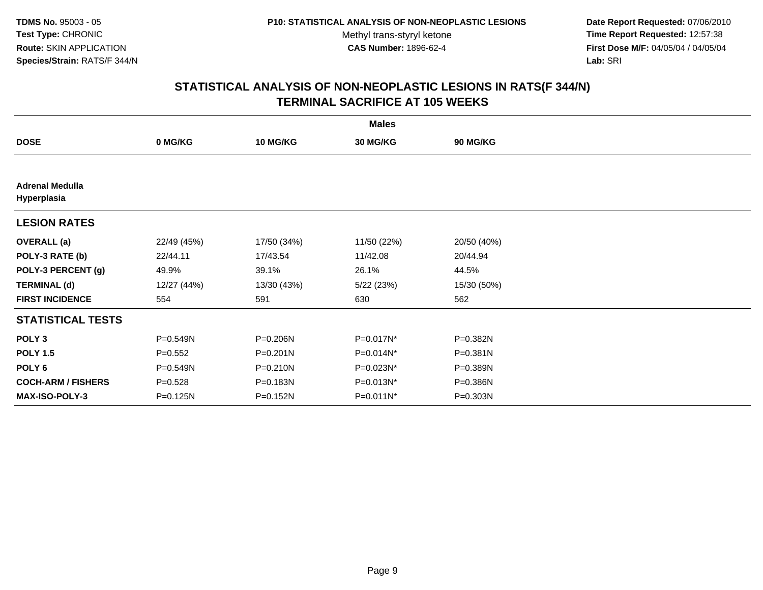**TDMS No.** 95003 - 05
**Test Type:** CHRONIC
**Route:** SKIN APPLICATION
**Species/Strain:** RATS/F 344/N

**P10: STATISTICAL ANALYSIS OF NON-NEOPLASTIC LESIONS**
Methyl trans-styryl ketone
**CAS Number:** 1896-62-4

**Date Report Requested:** 07/06/2010
**Time Report Requested:** 12:57:38
**First Dose M/F:** 04/05/04 / 04/05/04
**Lab:** SRI

## STATISTICAL ANALYSIS OF NON-NEOPLASTIC LESIONS IN RATS(F 344/N)
## TERMINAL SACRIFICE AT 105 WEEKS

| | Males | | | |
|---|---|---|---|---|
| **DOSE** | **0 MG/KG** | **10 MG/KG** | **30 MG/KG** | **90 MG/KG** |
| **Adrenal Medulla Hyperplasia** | | | | |
| **LESION RATES** | | | | |
| **OVERALL (a)** | 22/49 (45%) | 17/50 (34%) | 11/50 (22%) | 20/50 (40%) |
| **POLY-3 RATE (b)** | 22/44.11 | 17/43.54 | 11/42.08 | 20/44.94 |
| **POLY-3 PERCENT (g)** | 49.9% | 39.1% | 26.1% | 44.5% |
| **TERMINAL (d)** | 12/27 (44%) | 13/30 (43%) | 5/22 (23%) | 15/30 (50%) |
| **FIRST INCIDENCE** | 554 | 591 | 630 | 562 |
| **STATISTICAL TESTS** | | | | |
| **POLY 3** | P=0.549N | P=0.206N | P=0.017N* | P=0.382N |
| **POLY 1.5** | P=0.552 | P=0.201N | P=0.014N* | P=0.381N |
| **POLY 6** | P=0.549N | P=0.210N | P=0.023N* | P=0.389N |
| **COCH-ARM / FISHERS** | P=0.528 | P=0.183N | P=0.013N* | P=0.386N |
| **MAX-ISO-POLY-3** | P=0.125N | P=0.152N | P=0.011N* | P=0.303N |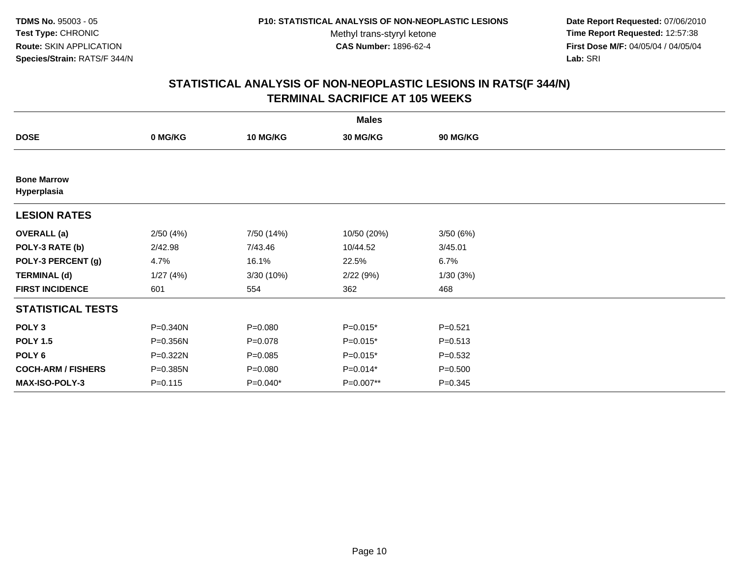TDMS No. 95003 - 05
Test Type: CHRONIC
Route: SKIN APPLICATION
Species/Strain: RATS/F 344/N

P10: STATISTICAL ANALYSIS OF NON-NEOPLASTIC LESIONS
Methyl trans-styryl ketone
CAS Number: 1896-62-4

Date Report Requested: 07/06/2010
Time Report Requested: 12:57:38
First Dose M/F: 04/05/04 / 04/05/04
Lab: SRI

## STATISTICAL ANALYSIS OF NON-NEOPLASTIC LESIONS IN RATS(F 344/N)
## TERMINAL SACRIFICE AT 105 WEEKS

| | Males | | | |
|---|---|---|---|---|
| **DOSE** | **0 MG/KG** | **10 MG/KG** | **30 MG/KG** | **90 MG/KG** |
| **Bone Marrow** | | | | |
| **Hyperplasia** | | | | |
| **LESION RATES** | | | | |
| **OVERALL (a)** | 2/50 (4%) | 7/50 (14%) | 10/50 (20%) | 3/50 (6%) |
| **POLY-3 RATE (b)** | 2/42.98 | 7/43.46 | 10/44.52 | 3/45.01 |
| **POLY-3 PERCENT (g)** | 4.7% | 16.1% | 22.5% | 6.7% |
| **TERMINAL (d)** | 1/27 (4%) | 3/30 (10%) | 2/22 (9%) | 1/30 (3%) |
| **FIRST INCIDENCE** | 601 | 554 | 362 | 468 |
| **STATISTICAL TESTS** | | | | |
| **POLY 3** | P=0.340N | P=0.080 | P=0.015* | P=0.521 |
| **POLY 1.5** | P=0.356N | P=0.078 | P=0.015* | P=0.513 |
| **POLY 6** | P=0.322N | P=0.085 | P=0.015* | P=0.532 |
| **COCH-ARM / FISHERS** | P=0.385N | P=0.080 | P=0.014* | P=0.500 |
| **MAX-ISO-POLY-3** | P=0.115 | P=0.040* | P=0.007** | P=0.345 |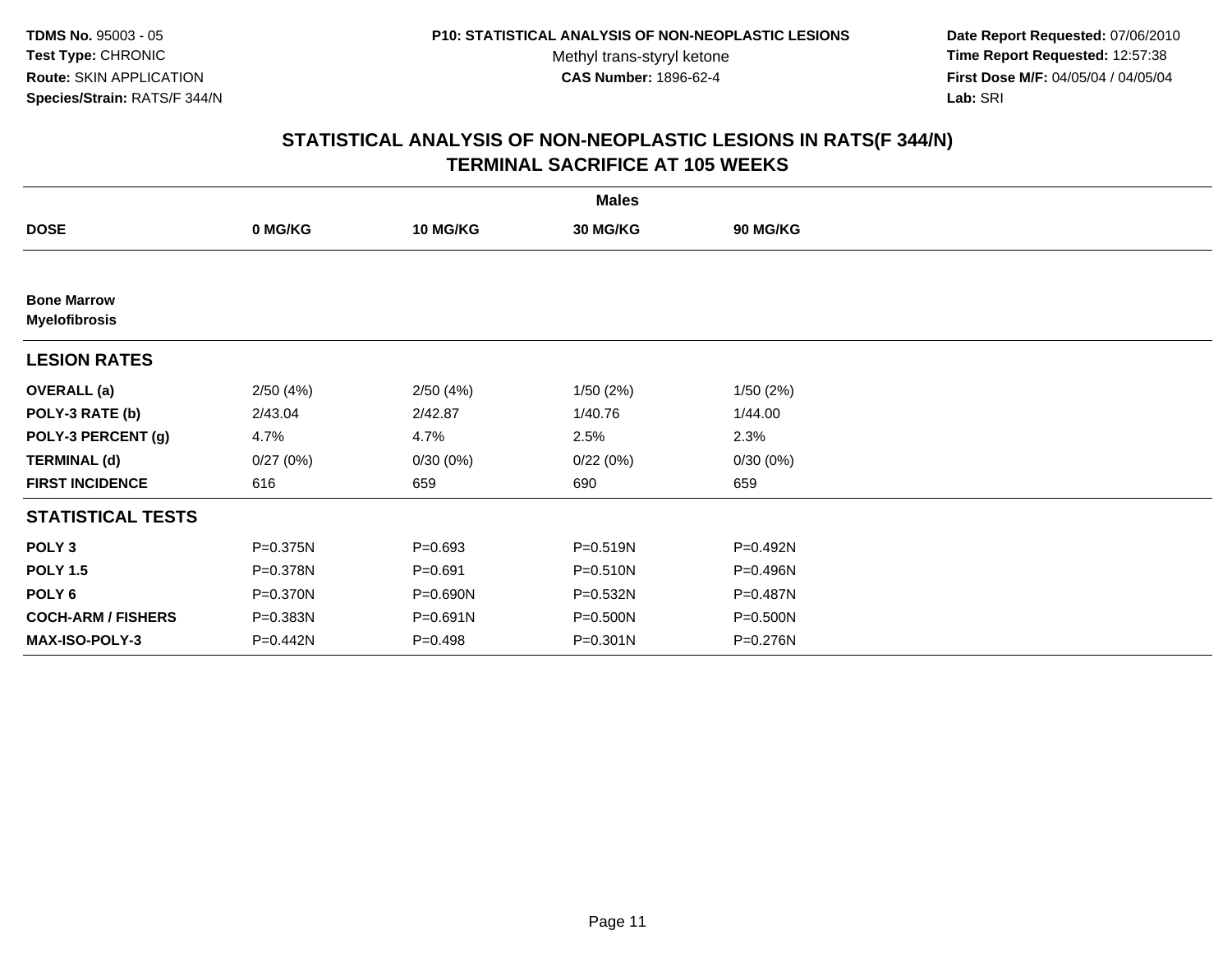TDMS No. 95003 - 05
Test Type: CHRONIC
Route: SKIN APPLICATION
Species/Strain: RATS/F 344/N

P10: STATISTICAL ANALYSIS OF NON-NEOPLASTIC LESIONS
Methyl trans-styryl ketone
CAS Number: 1896-62-4

Date Report Requested: 07/06/2010
Time Report Requested: 12:57:38
First Dose M/F: 04/05/04 / 04/05/04
Lab: SRI

# STATISTICAL ANALYSIS OF NON-NEOPLASTIC LESIONS IN RATS(F 344/N)
## TERMINAL SACRIFICE AT 105 WEEKS

| | Males | | | |
|---|---|---|---|---|
| **DOSE** | **0 MG/KG** | **10 MG/KG** | **30 MG/KG** | **90 MG/KG** |
| **Bone Marrow** | | | | |
| **Myelofibrosis** | | | | |
| **LESION RATES** | | | | |
| **OVERALL (a)** | 2/50 (4%) | 2/50 (4%) | 1/50 (2%) | 1/50 (2%) |
| **POLY-3 RATE (b)** | 2/43.04 | 2/42.87 | 1/40.76 | 1/44.00 |
| **POLY-3 PERCENT (g)** | 4.7% | 4.7% | 2.5% | 2.3% |
| **TERMINAL (d)** | 0/27 (0%) | 0/30 (0%) | 0/22 (0%) | 0/30 (0%) |
| **FIRST INCIDENCE** | 616 | 659 | 690 | 659 |
| **STATISTICAL TESTS** | | | | |
| **POLY 3** | P=0.375N | P=0.693 | P=0.519N | P=0.492N |
| **POLY 1.5** | P=0.378N | P=0.691 | P=0.510N | P=0.496N |
| **POLY 6** | P=0.370N | P=0.690N | P=0.532N | P=0.487N |
| **COCH-ARM / FISHERS** | P=0.383N | P=0.691N | P=0.500N | P=0.500N |
| **MAX-ISO-POLY-3** | P=0.442N | P=0.498 | P=0.301N | P=0.276N |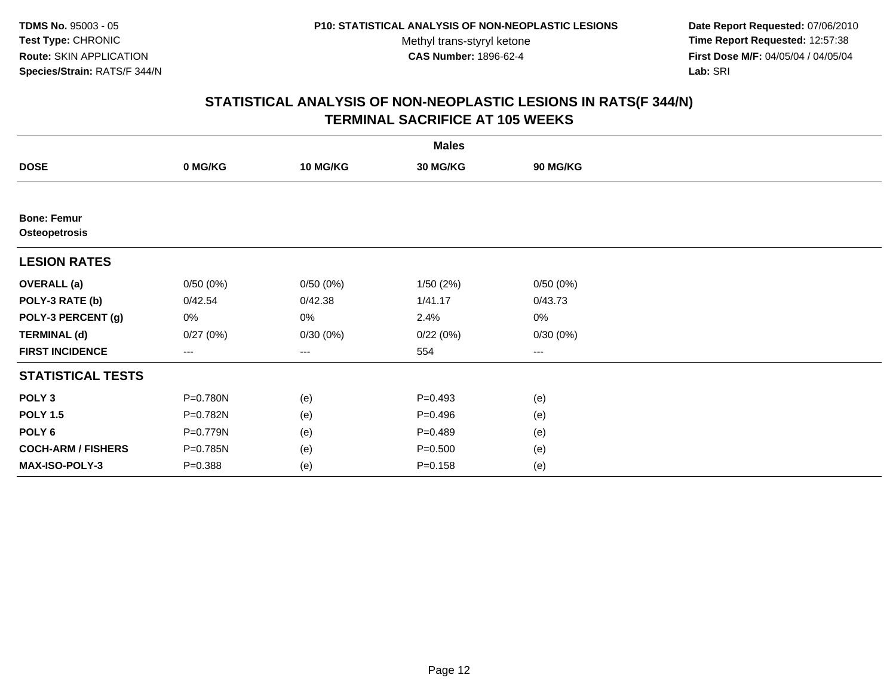**TDMS No.** 95003 - 05
**Test Type:** CHRONIC
**Route:** SKIN APPLICATION
**Species/Strain:** RATS/F 344/N

**P10: STATISTICAL ANALYSIS OF NON-NEOPLASTIC LESIONS**
Methyl trans-styryl ketone
**CAS Number:** 1896-62-4

**Date Report Requested:** 07/06/2010
**Time Report Requested:** 12:57:38
**First Dose M/F:** 04/05/04 / 04/05/04
**Lab:** SRI

## STATISTICAL ANALYSIS OF NON-NEOPLASTIC LESIONS IN RATS(F 344/N)
## TERMINAL SACRIFICE AT 105 WEEKS

| | Males | | | |
|---|---|---|---|---|
| **DOSE** | **0 MG/KG** | **10 MG/KG** | **30 MG/KG** | **90 MG/KG** |
| **Bone: Femur** | | | | |
| **Osteopetrosis** | | | | |
| **LESION RATES** | | | | |
| **OVERALL (a)** | 0/50 (0%) | 0/50 (0%) | 1/50 (2%) | 0/50 (0%) |
| **POLY-3 RATE (b)** | 0/42.54 | 0/42.38 | 1/41.17 | 0/43.73 |
| **POLY-3 PERCENT (g)** | 0% | 0% | 2.4% | 0% |
| **TERMINAL (d)** | 0/27 (0%) | 0/30 (0%) | 0/22 (0%) | 0/30 (0%) |
| **FIRST INCIDENCE** | --- | --- | 554 | --- |
| **STATISTICAL TESTS** | | | | |
| **POLY 3** | P=0.780N | (e) | P=0.493 | (e) |
| **POLY 1.5** | P=0.782N | (e) | P=0.496 | (e) |
| **POLY 6** | P=0.779N | (e) | P=0.489 | (e) |
| **COCH-ARM / FISHERS** | P=0.785N | (e) | P=0.500 | (e) |
| **MAX-ISO-POLY-3** | P=0.388 | (e) | P=0.158 | (e) |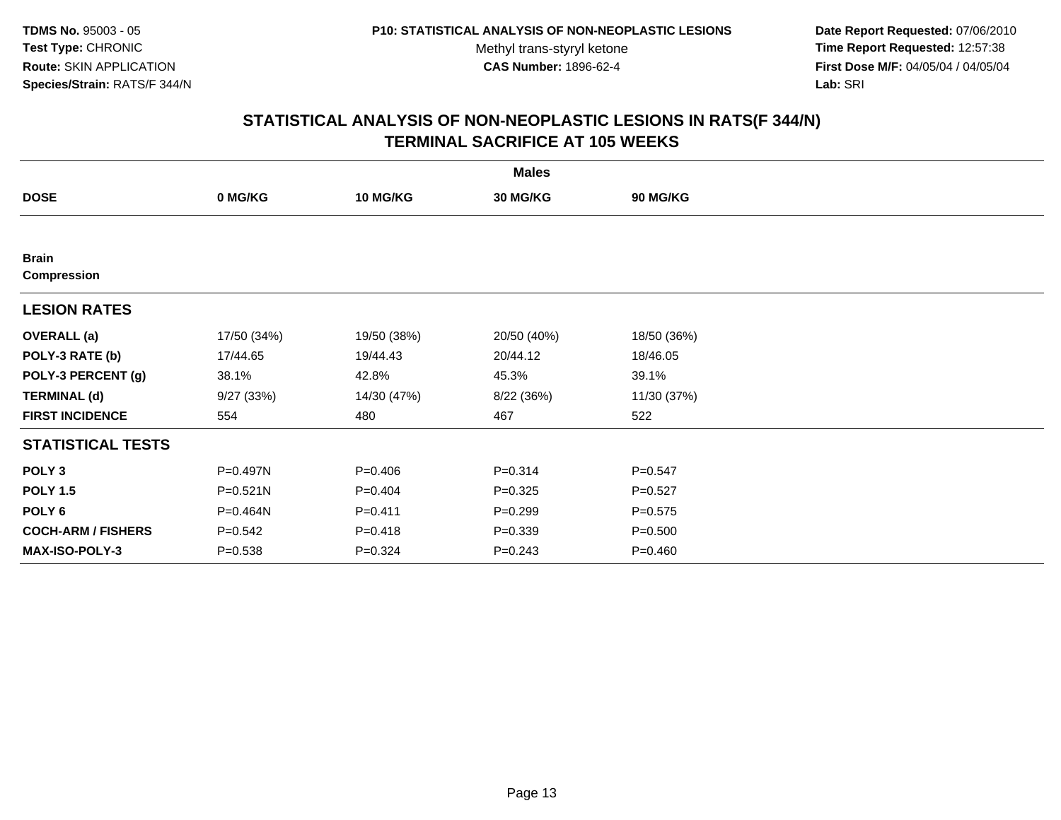**TDMS No.** 95003 - 05
**Test Type:** CHRONIC
**Route:** SKIN APPLICATION
**Species/Strain:** RATS/F 344/N

**P10: STATISTICAL ANALYSIS OF NON-NEOPLASTIC LESIONS**
Methyl trans-styryl ketone
**CAS Number:** 1896-62-4

**Date Report Requested:** 07/06/2010
**Time Report Requested:** 12:57:38
**First Dose M/F:** 04/05/04 / 04/05/04
**Lab:** SRI

## STATISTICAL ANALYSIS OF NON-NEOPLASTIC LESIONS IN RATS(F 344/N)
## TERMINAL SACRIFICE AT 105 WEEKS

| | Males | | | |
|---|---|---|---|---|
| **DOSE** | **0 MG/KG** | **10 MG/KG** | **30 MG/KG** | **90 MG/KG** |
| **Brain** | | | | |
| **Compression** | | | | |
| **LESION RATES** | | | | |
| **OVERALL (a)** | 17/50 (34%) | 19/50 (38%) | 20/50 (40%) | 18/50 (36%) |
| **POLY-3 RATE (b)** | 17/44.65 | 19/44.43 | 20/44.12 | 18/46.05 |
| **POLY-3 PERCENT (g)** | 38.1% | 42.8% | 45.3% | 39.1% |
| **TERMINAL (d)** | 9/27 (33%) | 14/30 (47%) | 8/22 (36%) | 11/30 (37%) |
| **FIRST INCIDENCE** | 554 | 480 | 467 | 522 |
| **STATISTICAL TESTS** | | | | |
| **POLY 3** | P=0.497N | P=0.406 | P=0.314 | P=0.547 |
| **POLY 1.5** | P=0.521N | P=0.404 | P=0.325 | P=0.527 |
| **POLY 6** | P=0.464N | P=0.411 | P=0.299 | P=0.575 |
| **COCH-ARM / FISHERS** | P=0.542 | P=0.418 | P=0.339 | P=0.500 |
| **MAX-ISO-POLY-3** | P=0.538 | P=0.324 | P=0.243 | P=0.460 |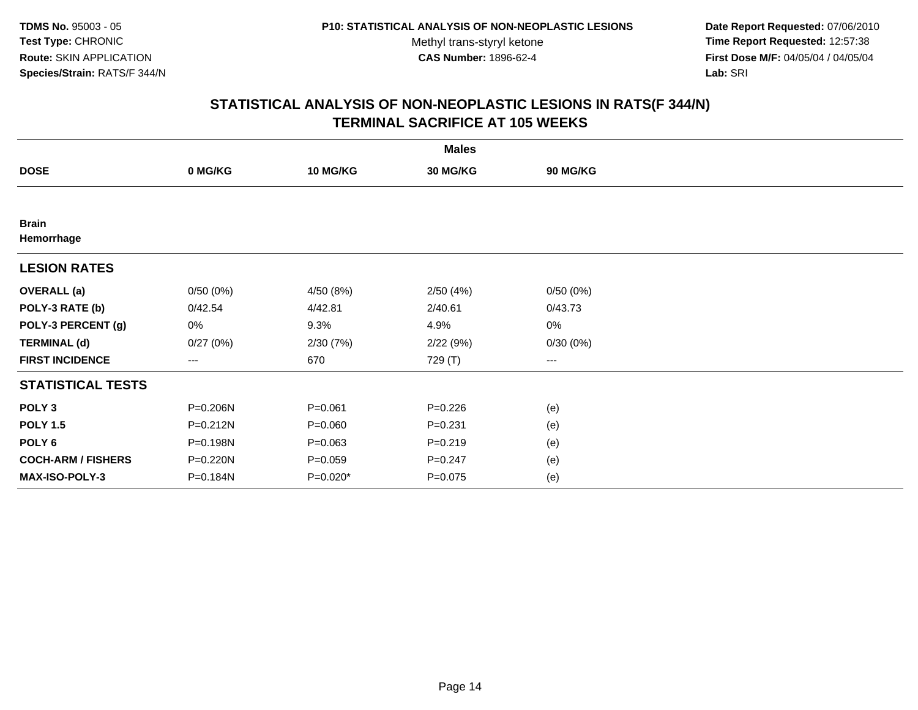**TDMS No.** 95003 - 05
**Test Type:** CHRONIC
**Route:** SKIN APPLICATION
**Species/Strain:** RATS/F 344/N

**P10: STATISTICAL ANALYSIS OF NON-NEOPLASTIC LESIONS**
Methyl trans-styryl ketone
**CAS Number:** 1896-62-4

**Date Report Requested:** 07/06/2010
**Time Report Requested:** 12:57:38
**First Dose M/F:** 04/05/04 / 04/05/04
**Lab:** SRI

## STATISTICAL ANALYSIS OF NON-NEOPLASTIC LESIONS IN RATS(F 344/N) TERMINAL SACRIFICE AT 105 WEEKS

| | Males | | | |
|---|---|---|---|---|
| **DOSE** | **0 MG/KG** | **10 MG/KG** | **30 MG/KG** | **90 MG/KG** |
| **Brain** | | | | |
| **Hemorrhage** | | | | |
| **LESION RATES** | | | | |
| **OVERALL (a)** | 0/50 (0%) | 4/50 (8%) | 2/50 (4%) | 0/50 (0%) |
| **POLY-3 RATE (b)** | 0/42.54 | 4/42.81 | 2/40.61 | 0/43.73 |
| **POLY-3 PERCENT (g)** | 0% | 9.3% | 4.9% | 0% |
| **TERMINAL (d)** | 0/27 (0%) | 2/30 (7%) | 2/22 (9%) | 0/30 (0%) |
| **FIRST INCIDENCE** | --- | 670 | 729 (T) | --- |
| **STATISTICAL TESTS** | | | | |
| **POLY 3** | P=0.206N | P=0.061 | P=0.226 | (e) |
| **POLY 1.5** | P=0.212N | P=0.060 | P=0.231 | (e) |
| **POLY 6** | P=0.198N | P=0.063 | P=0.219 | (e) |
| **COCH-ARM / FISHERS** | P=0.220N | P=0.059 | P=0.247 | (e) |
| **MAX-ISO-POLY-3** | P=0.184N | P=0.020* | P=0.075 | (e) |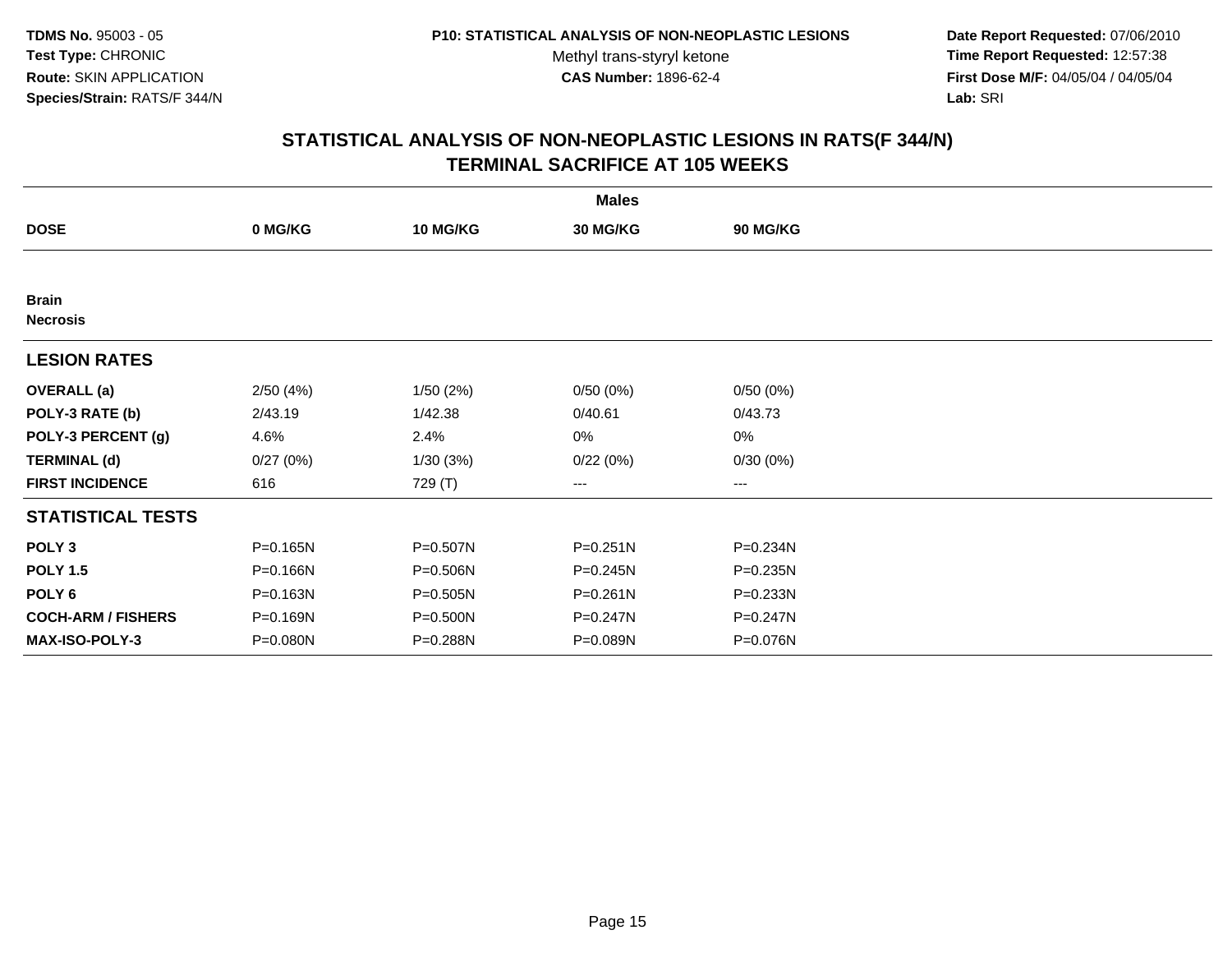**TDMS No.** 95003 - 05
**Test Type:** CHRONIC
**Route:** SKIN APPLICATION
**Species/Strain:** RATS/F 344/N

**P10: STATISTICAL ANALYSIS OF NON-NEOPLASTIC LESIONS**
Methyl trans-styryl ketone
**CAS Number:** 1896-62-4

**Date Report Requested:** 07/06/2010
**Time Report Requested:** 12:57:38
**First Dose M/F:** 04/05/04 / 04/05/04
**Lab:** SRI

## STATISTICAL ANALYSIS OF NON-NEOPLASTIC LESIONS IN RATS(F 344/N) TERMINAL SACRIFICE AT 105 WEEKS

| | Males | | | |
|---|---|---|---|---|
| **DOSE** | **0 MG/KG** | **10 MG/KG** | **30 MG/KG** | **90 MG/KG** |
| **Brain** | | | | |
| **Necrosis** | | | | |
| **LESION RATES** | | | | |
| **OVERALL (a)** | 2/50 (4%) | 1/50 (2%) | 0/50 (0%) | 0/50 (0%) |
| **POLY-3 RATE (b)** | 2/43.19 | 1/42.38 | 0/40.61 | 0/43.73 |
| **POLY-3 PERCENT (g)** | 4.6% | 2.4% | 0% | 0% |
| **TERMINAL (d)** | 0/27 (0%) | 1/30 (3%) | 0/22 (0%) | 0/30 (0%) |
| **FIRST INCIDENCE** | 616 | 729 (T) | --- | --- |
| **STATISTICAL TESTS** | | | | |
| **POLY 3** | P=0.165N | P=0.507N | P=0.251N | P=0.234N |
| **POLY 1.5** | P=0.166N | P=0.506N | P=0.245N | P=0.235N |
| **POLY 6** | P=0.163N | P=0.505N | P=0.261N | P=0.233N |
| **COCH-ARM / FISHERS** | P=0.169N | P=0.500N | P=0.247N | P=0.247N |
| **MAX-ISO-POLY-3** | P=0.080N | P=0.288N | P=0.089N | P=0.076N |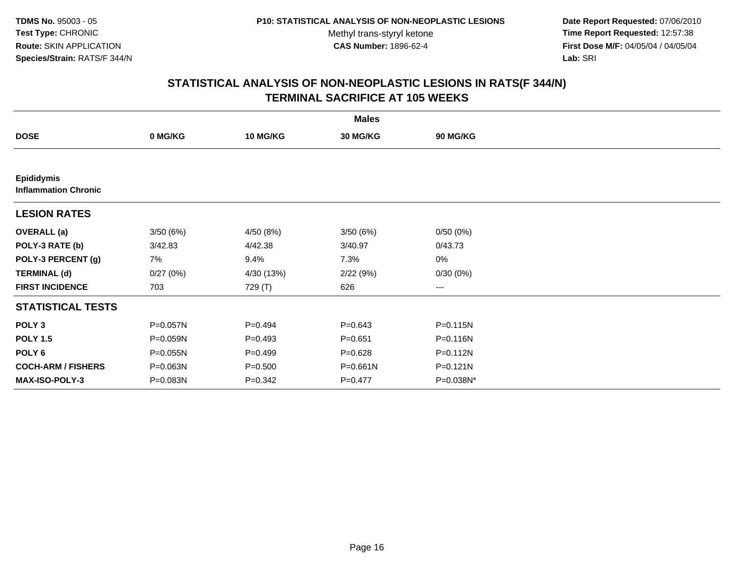TDMS No. 95003 - 05
Test Type: CHRONIC
Route: SKIN APPLICATION
Species/Strain: RATS/F 344/N

P10: STATISTICAL ANALYSIS OF NON-NEOPLASTIC LESIONS
Methyl trans-styryl ketone
CAS Number: 1896-62-4

Date Report Requested: 07/06/2010
Time Report Requested: 12:57:38
First Dose M/F: 04/05/04 / 04/05/04
Lab: SRI

## STATISTICAL ANALYSIS OF NON-NEOPLASTIC LESIONS IN RATS(F 344/N)
## TERMINAL SACRIFICE AT 105 WEEKS

| | Males | | | |
|---|---|---|---|---|
| **DOSE** | **0 MG/KG** | **10 MG/KG** | **30 MG/KG** | **90 MG/KG** |
| **Epididymis** | | | | |
| **Inflammation Chronic** | | | | |
| **LESION RATES** | | | | |
| **OVERALL (a)** | 3/50 (6%) | 4/50 (8%) | 3/50 (6%) | 0/50 (0%) |
| **POLY-3 RATE (b)** | 3/42.83 | 4/42.38 | 3/40.97 | 0/43.73 |
| **POLY-3 PERCENT (g)** | 7% | 9.4% | 7.3% | 0% |
| **TERMINAL (d)** | 0/27 (0%) | 4/30 (13%) | 2/22 (9%) | 0/30 (0%) |
| **FIRST INCIDENCE** | 703 | 729 (T) | 626 | --- |
| **STATISTICAL TESTS** | | | | |
| **POLY 3** | P=0.057N | P=0.494 | P=0.643 | P=0.115N |
| **POLY 1.5** | P=0.059N | P=0.493 | P=0.651 | P=0.116N |
| **POLY 6** | P=0.055N | P=0.499 | P=0.628 | P=0.112N |
| **COCH-ARM / FISHERS** | P=0.063N | P=0.500 | P=0.661N | P=0.121N |
| **MAX-ISO-POLY-3** | P=0.083N | P=0.342 | P=0.477 | P=0.038N* |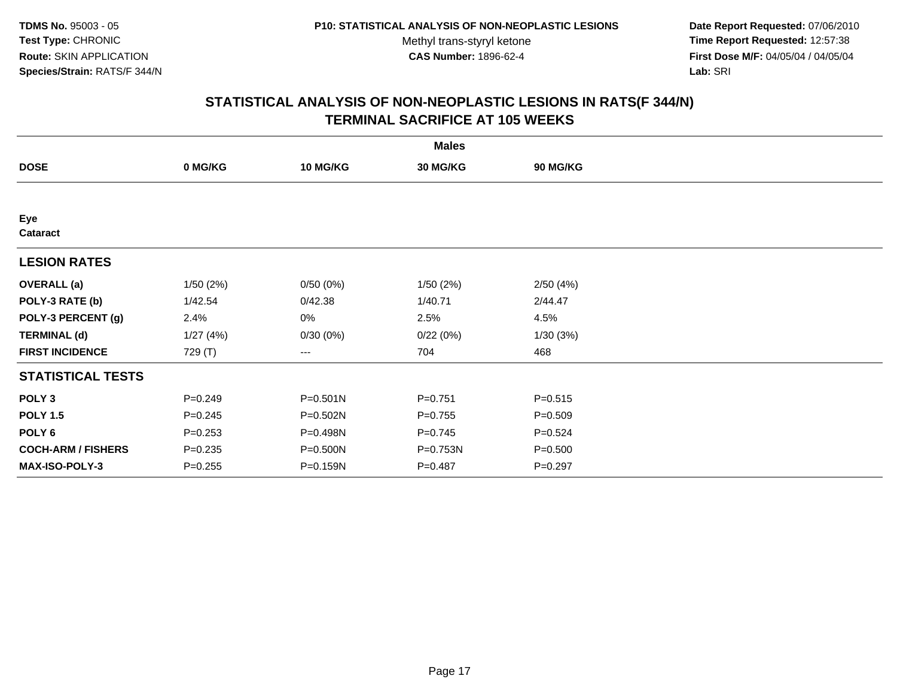**TDMS No.** 95003 - 05
**Test Type:** CHRONIC
**Route:** SKIN APPLICATION
**Species/Strain:** RATS/F 344/N

**P10: STATISTICAL ANALYSIS OF NON-NEOPLASTIC LESIONS**
Methyl trans-styryl ketone
**CAS Number:** 1896-62-4

**Date Report Requested:** 07/06/2010
**Time Report Requested:** 12:57:38
**First Dose M/F:** 04/05/04 / 04/05/04
**Lab:** SRI

## STATISTICAL ANALYSIS OF NON-NEOPLASTIC LESIONS IN RATS(F 344/N)
## TERMINAL SACRIFICE AT 105 WEEKS

| | Males | | | |
|---|---|---|---|---|
| **DOSE** | **0 MG/KG** | **10 MG/KG** | **30 MG/KG** | **90 MG/KG** |
| **Eye** | | | | |
| **Cataract** | | | | |
| **LESION RATES** | | | | |
| **OVERALL (a)** | 1/50 (2%) | 0/50 (0%) | 1/50 (2%) | 2/50 (4%) |
| **POLY-3 RATE (b)** | 1/42.54 | 0/42.38 | 1/40.71 | 2/44.47 |
| **POLY-3 PERCENT (g)** | 2.4% | 0% | 2.5% | 4.5% |
| **TERMINAL (d)** | 1/27 (4%) | 0/30 (0%) | 0/22 (0%) | 1/30 (3%) |
| **FIRST INCIDENCE** | 729 (T) | --- | 704 | 468 |
| **STATISTICAL TESTS** | | | | |
| **POLY 3** | P=0.249 | P=0.501N | P=0.751 | P=0.515 |
| **POLY 1.5** | P=0.245 | P=0.502N | P=0.755 | P=0.509 |
| **POLY 6** | P=0.253 | P=0.498N | P=0.745 | P=0.524 |
| **COCH-ARM / FISHERS** | P=0.235 | P=0.500N | P=0.753N | P=0.500 |
| **MAX-ISO-POLY-3** | P=0.255 | P=0.159N | P=0.487 | P=0.297 |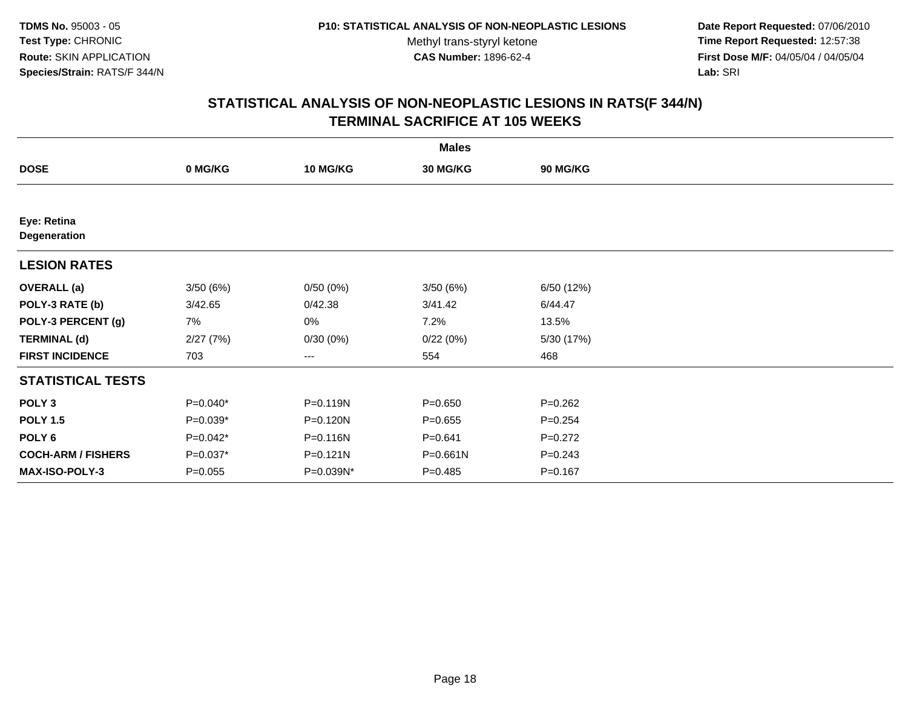**TDMS No.** 95003 - 05
**Test Type:** CHRONIC
**Route:** SKIN APPLICATION
**Species/Strain:** RATS/F 344/N

**P10: STATISTICAL ANALYSIS OF NON-NEOPLASTIC LESIONS**
Methyl trans-styryl ketone
**CAS Number:** 1896-62-4

**Date Report Requested:** 07/06/2010
**Time Report Requested:** 12:57:38
**First Dose M/F:** 04/05/04 / 04/05/04
**Lab:** SRI

## STATISTICAL ANALYSIS OF NON-NEOPLASTIC LESIONS IN RATS(F 344/N)
## TERMINAL SACRIFICE AT 105 WEEKS

| | Males | | | |
|---|---|---|---|---|
| **DOSE** | **0 MG/KG** | **10 MG/KG** | **30 MG/KG** | **90 MG/KG** |
| **Eye: Retina** | | | | |
| **Degeneration** | | | | |
| **LESION RATES** | | | | |
| **OVERALL (a)** | 3/50 (6%) | 0/50 (0%) | 3/50 (6%) | 6/50 (12%) |
| **POLY-3 RATE (b)** | 3/42.65 | 0/42.38 | 3/41.42 | 6/44.47 |
| **POLY-3 PERCENT (g)** | 7% | 0% | 7.2% | 13.5% |
| **TERMINAL (d)** | 2/27 (7%) | 0/30 (0%) | 0/22 (0%) | 5/30 (17%) |
| **FIRST INCIDENCE** | 703 | --- | 554 | 468 |
| **STATISTICAL TESTS** | | | | |
| **POLY 3** | P=0.040* | P=0.119N | P=0.650 | P=0.262 |
| **POLY 1.5** | P=0.039* | P=0.120N | P=0.655 | P=0.254 |
| **POLY 6** | P=0.042* | P=0.116N | P=0.641 | P=0.272 |
| **COCH-ARM / FISHERS** | P=0.037* | P=0.121N | P=0.661N | P=0.243 |
| **MAX-ISO-POLY-3** | P=0.055 | P=0.039N* | P=0.485 | P=0.167 |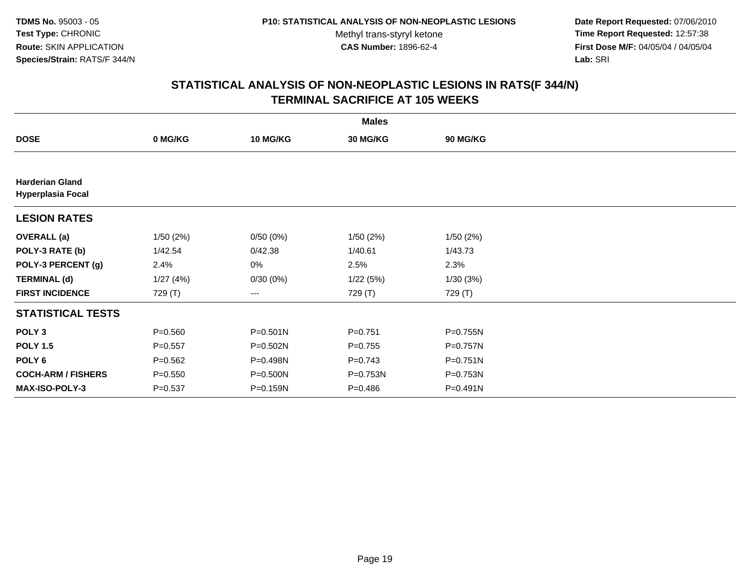# STATISTICAL ANALYSIS OF NON-NEOPLASTIC LESIONS IN RATS(F 344/N)
## TERMINAL SACRIFICE AT 105 WEEKS

| | Males | | | |
|---|---|---|---|---|
| **DOSE** | **0 MG/KG** | **10 MG/KG** | **30 MG/KG** | **90 MG/KG** |
| **Harderian Gland** **Hyperplasia Focal** | | | | |
| **LESION RATES** | | | | |
| **OVERALL (a)** | 1/50 (2%) | 0/50 (0%) | 1/50 (2%) | 1/50 (2%) |
| **POLY-3 RATE (b)** | 1/42.54 | 0/42.38 | 1/40.61 | 1/43.73 |
| **POLY-3 PERCENT (g)** | 2.4% | 0% | 2.5% | 2.3% |
| **TERMINAL (d)** | 1/27 (4%) | 0/30 (0%) | 1/22 (5%) | 1/30 (3%) |
| **FIRST INCIDENCE** | 729 (T) | --- | 729 (T) | 729 (T) |
| **STATISTICAL TESTS** | | | | |
| **POLY 3** | P=0.560 | P=0.501N | P=0.751 | P=0.755N |
| **POLY 1.5** | P=0.557 | P=0.502N | P=0.755 | P=0.757N |
| **POLY 6** | P=0.562 | P=0.498N | P=0.743 | P=0.751N |
| **COCH-ARM / FISHERS** | P=0.550 | P=0.500N | P=0.753N | P=0.753N |
| **MAX-ISO-POLY-3** | P=0.537 | P=0.159N | P=0.486 | P=0.491N |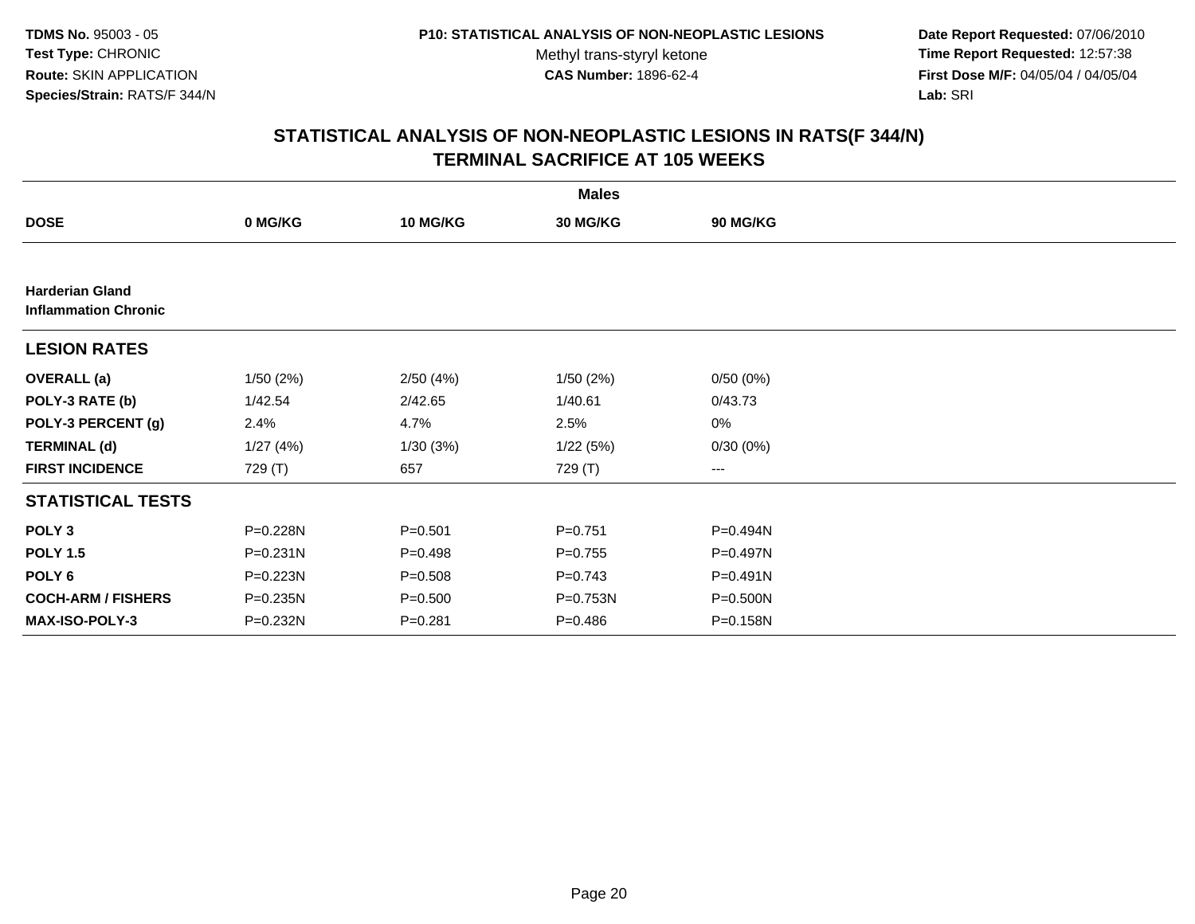TDMS No. 95003 - 05
Test Type: CHRONIC
Route: SKIN APPLICATION
Species/Strain: RATS/F 344/N

P10: STATISTICAL ANALYSIS OF NON-NEOPLASTIC LESIONS
Methyl trans-styryl ketone
CAS Number: 1896-62-4

Date Report Requested: 07/06/2010
Time Report Requested: 12:57:38
First Dose M/F: 04/05/04 / 04/05/04
Lab: SRI

## STATISTICAL ANALYSIS OF NON-NEOPLASTIC LESIONS IN RATS(F 344/N)
## TERMINAL SACRIFICE AT 105 WEEKS

| | Males | | | |
|---|---|---|---|---|
| **DOSE** | **0 MG/KG** | **10 MG/KG** | **30 MG/KG** | **90 MG/KG** |
| **Harderian Gland** | | | | |
| **Inflammation Chronic** | | | | |
| **LESION RATES** | | | | |
| **OVERALL (a)** | 1/50 (2%) | 2/50 (4%) | 1/50 (2%) | 0/50 (0%) |
| **POLY-3 RATE (b)** | 1/42.54 | 2/42.65 | 1/40.61 | 0/43.73 |
| **POLY-3 PERCENT (g)** | 2.4% | 4.7% | 2.5% | 0% |
| **TERMINAL (d)** | 1/27 (4%) | 1/30 (3%) | 1/22 (5%) | 0/30 (0%) |
| **FIRST INCIDENCE** | 729 (T) | 657 | 729 (T) | --- |
| **STATISTICAL TESTS** | | | | |
| **POLY 3** | P=0.228N | P=0.501 | P=0.751 | P=0.494N |
| **POLY 1.5** | P=0.231N | P=0.498 | P=0.755 | P=0.497N |
| **POLY 6** | P=0.223N | P=0.508 | P=0.743 | P=0.491N |
| **COCH-ARM / FISHERS** | P=0.235N | P=0.500 | P=0.753N | P=0.500N |
| **MAX-ISO-POLY-3** | P=0.232N | P=0.281 | P=0.486 | P=0.158N |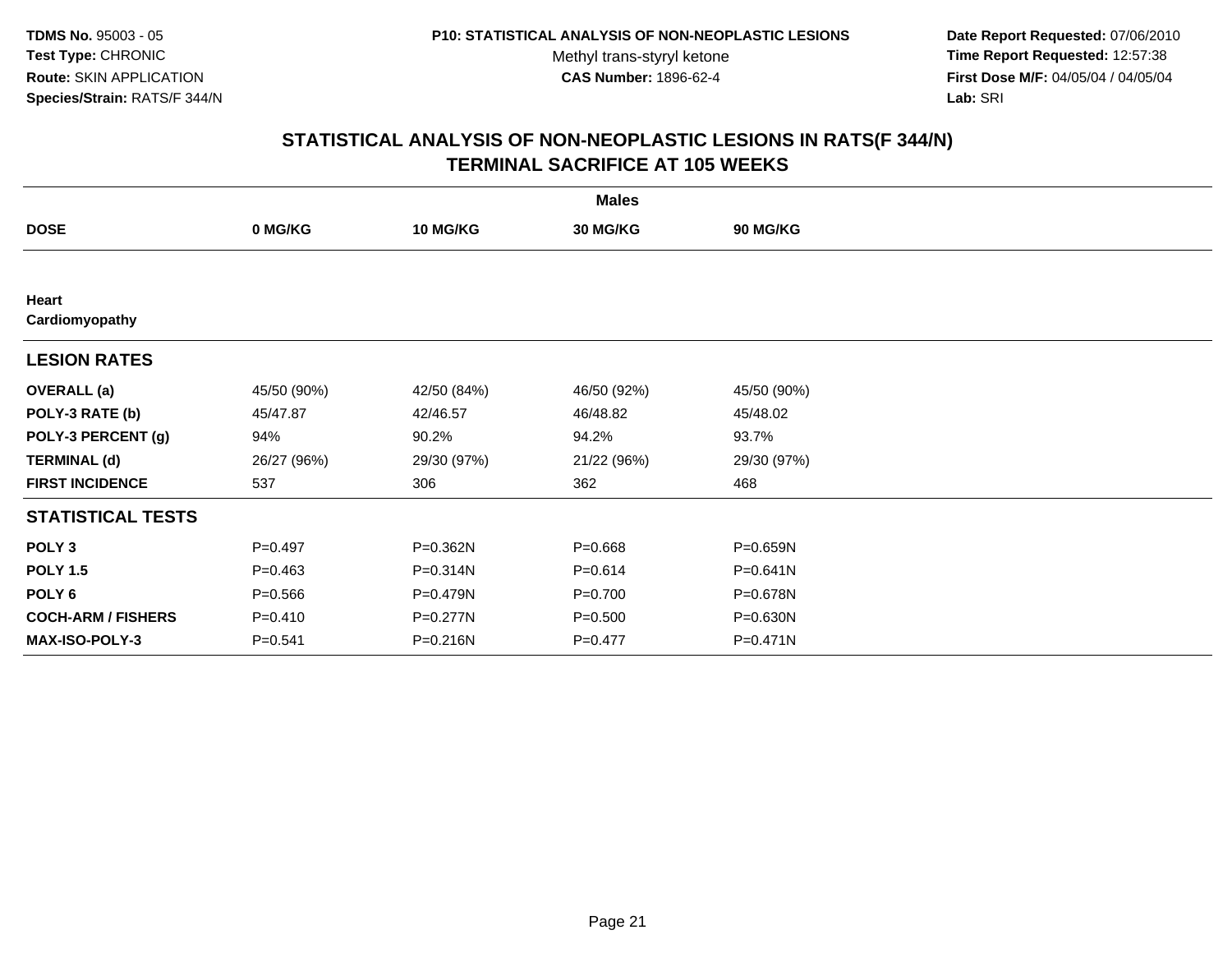TDMS No. 95003 - 05
Test Type: CHRONIC
Route: SKIN APPLICATION
Species/Strain: RATS/F 344/N

P10: STATISTICAL ANALYSIS OF NON-NEOPLASTIC LESIONS
Methyl trans-styryl ketone
CAS Number: 1896-62-4

Date Report Requested: 07/06/2010
Time Report Requested: 12:57:38
First Dose M/F: 04/05/04 / 04/05/04
Lab: SRI

## STATISTICAL ANALYSIS OF NON-NEOPLASTIC LESIONS IN RATS(F 344/N)
## TERMINAL SACRIFICE AT 105 WEEKS

| | Males | | | |
|---|---|---|---|---|
| **DOSE** | **0 MG/KG** | **10 MG/KG** | **30 MG/KG** | **90 MG/KG** |
| **Heart** | | | | |
| **Cardiomyopathy** | | | | |
| **LESION RATES** | | | | |
| **OVERALL (a)** | 45/50 (90%) | 42/50 (84%) | 46/50 (92%) | 45/50 (90%) |
| **POLY-3 RATE (b)** | 45/47.87 | 42/46.57 | 46/48.82 | 45/48.02 |
| **POLY-3 PERCENT (g)** | 94% | 90.2% | 94.2% | 93.7% |
| **TERMINAL (d)** | 26/27 (96%) | 29/30 (97%) | 21/22 (96%) | 29/30 (97%) |
| **FIRST INCIDENCE** | 537 | 306 | 362 | 468 |
| **STATISTICAL TESTS** | | | | |
| **POLY 3** | P=0.497 | P=0.362N | P=0.668 | P=0.659N |
| **POLY 1.5** | P=0.463 | P=0.314N | P=0.614 | P=0.641N |
| **POLY 6** | P=0.566 | P=0.479N | P=0.700 | P=0.678N |
| **COCH-ARM / FISHERS** | P=0.410 | P=0.277N | P=0.500 | P=0.630N |
| **MAX-ISO-POLY-3** | P=0.541 | P=0.216N | P=0.477 | P=0.471N |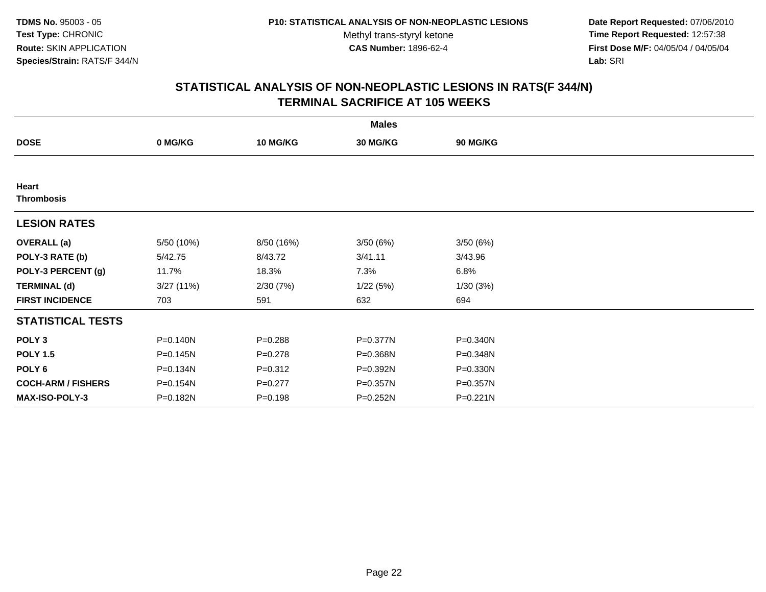**TDMS No.** 95003 - 05
**Test Type:** CHRONIC
**Route:** SKIN APPLICATION
**Species/Strain:** RATS/F 344/N

**P10: STATISTICAL ANALYSIS OF NON-NEOPLASTIC LESIONS**
Methyl trans-styryl ketone
**CAS Number:** 1896-62-4

**Date Report Requested:** 07/06/2010
**Time Report Requested:** 12:57:38
**First Dose M/F:** 04/05/04 / 04/05/04
**Lab:** SRI

## STATISTICAL ANALYSIS OF NON-NEOPLASTIC LESIONS IN RATS(F 344/N)
## TERMINAL SACRIFICE AT 105 WEEKS

| | Males | | | |
|---|---|---|---|---|
| **DOSE** | **0 MG/KG** | **10 MG/KG** | **30 MG/KG** | **90 MG/KG** |
| **Heart** | | | | |
| **Thrombosis** | | | | |
| **LESION RATES** | | | | |
| **OVERALL (a)** | 5/50 (10%) | 8/50 (16%) | 3/50 (6%) | 3/50 (6%) |
| **POLY-3 RATE (b)** | 5/42.75 | 8/43.72 | 3/41.11 | 3/43.96 |
| **POLY-3 PERCENT (g)** | 11.7% | 18.3% | 7.3% | 6.8% |
| **TERMINAL (d)** | 3/27 (11%) | 2/30 (7%) | 1/22 (5%) | 1/30 (3%) |
| **FIRST INCIDENCE** | 703 | 591 | 632 | 694 |
| **STATISTICAL TESTS** | | | | |
| **POLY 3** | P=0.140N | P=0.288 | P=0.377N | P=0.340N |
| **POLY 1.5** | P=0.145N | P=0.278 | P=0.368N | P=0.348N |
| **POLY 6** | P=0.134N | P=0.312 | P=0.392N | P=0.330N |
| **COCH-ARM / FISHERS** | P=0.154N | P=0.277 | P=0.357N | P=0.357N |
| **MAX-ISO-POLY-3** | P=0.182N | P=0.198 | P=0.252N | P=0.221N |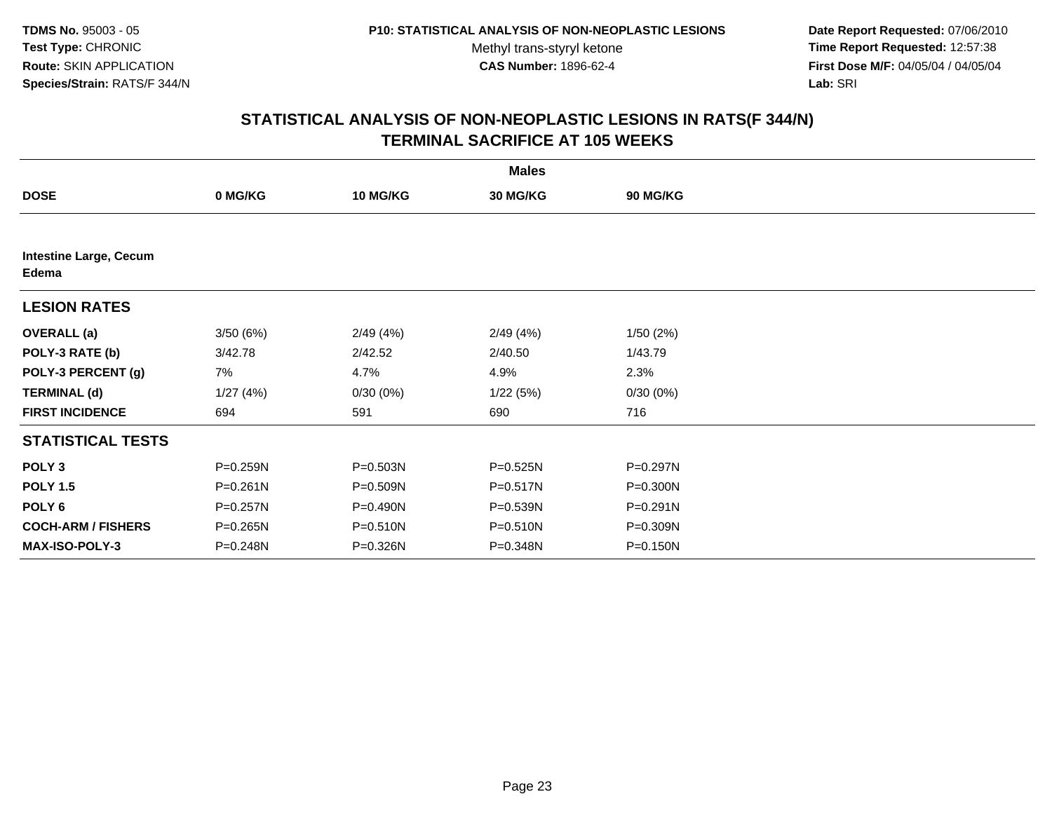**TDMS No.** 95003 - 05
**Test Type:** CHRONIC
**Route:** SKIN APPLICATION
**Species/Strain:** RATS/F 344/N

**P10: STATISTICAL ANALYSIS OF NON-NEOPLASTIC LESIONS**
Methyl trans-styryl ketone
**CAS Number:** 1896-62-4

**Date Report Requested:** 07/06/2010
**Time Report Requested:** 12:57:38
**First Dose M/F:** 04/05/04 / 04/05/04
**Lab:** SRI

## STATISTICAL ANALYSIS OF NON-NEOPLASTIC LESIONS IN RATS(F 344/N)
## TERMINAL SACRIFICE AT 105 WEEKS

| | Males | | | |
|---|---|---|---|---|
| **DOSE** | **0 MG/KG** | **10 MG/KG** | **30 MG/KG** | **90 MG/KG** |
| **Intestine Large, Cecum** | | | | |
| **Edema** | | | | |
| **LESION RATES** | | | | |
| **OVERALL (a)** | 3/50 (6%) | 2/49 (4%) | 2/49 (4%) | 1/50 (2%) |
| **POLY-3 RATE (b)** | 3/42.78 | 2/42.52 | 2/40.50 | 1/43.79 |
| **POLY-3 PERCENT (g)** | 7% | 4.7% | 4.9% | 2.3% |
| **TERMINAL (d)** | 1/27 (4%) | 0/30 (0%) | 1/22 (5%) | 0/30 (0%) |
| **FIRST INCIDENCE** | 694 | 591 | 690 | 716 |
| **STATISTICAL TESTS** | | | | |
| **POLY 3** | P=0.259N | P=0.503N | P=0.525N | P=0.297N |
| **POLY 1.5** | P=0.261N | P=0.509N | P=0.517N | P=0.300N |
| **POLY 6** | P=0.257N | P=0.490N | P=0.539N | P=0.291N |
| **COCH-ARM / FISHERS** | P=0.265N | P=0.510N | P=0.510N | P=0.309N |
| **MAX-ISO-POLY-3** | P=0.248N | P=0.326N | P=0.348N | P=0.150N |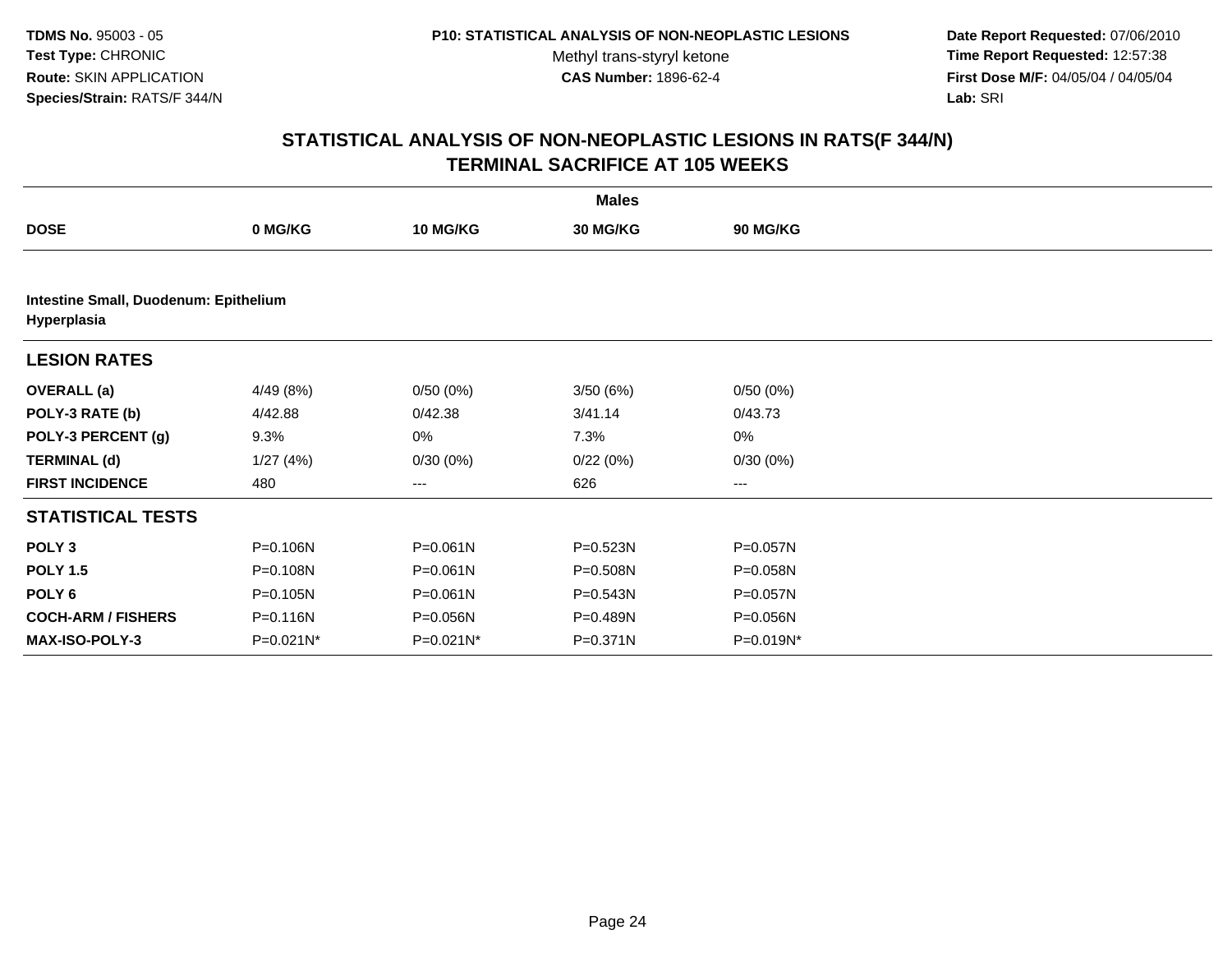**TDMS No.** 95003 - 05
**Test Type:** CHRONIC
**Route:** SKIN APPLICATION
**Species/Strain:** RATS/F 344/N

**P10: STATISTICAL ANALYSIS OF NON-NEOPLASTIC LESIONS**
Methyl trans-styryl ketone
**CAS Number:** 1896-62-4

**Date Report Requested:** 07/06/2010
**Time Report Requested:** 12:57:38
**First Dose M/F:** 04/05/04 / 04/05/04
**Lab:** SRI

## STATISTICAL ANALYSIS OF NON-NEOPLASTIC LESIONS IN RATS(F 344/N) TERMINAL SACRIFICE AT 105 WEEKS

| | Males | | | |
|---|---|---|---|---|
| **DOSE** | **0 MG/KG** | **10 MG/KG** | **30 MG/KG** | **90 MG/KG** |
| **Intestine Small, Duodenum: Epithelium Hyperplasia** | | | | |
| **LESION RATES** | | | | |
| **OVERALL (a)** | 4/49 (8%) | 0/50 (0%) | 3/50 (6%) | 0/50 (0%) |
| **POLY-3 RATE (b)** | 4/42.88 | 0/42.38 | 3/41.14 | 0/43.73 |
| **POLY-3 PERCENT (g)** | 9.3% | 0% | 7.3% | 0% |
| **TERMINAL (d)** | 1/27 (4%) | 0/30 (0%) | 0/22 (0%) | 0/30 (0%) |
| **FIRST INCIDENCE** | 480 | --- | 626 | --- |
| **STATISTICAL TESTS** | | | | |
| **POLY 3** | P=0.106N | P=0.061N | P=0.523N | P=0.057N |
| **POLY 1.5** | P=0.108N | P=0.061N | P=0.508N | P=0.058N |
| **POLY 6** | P=0.105N | P=0.061N | P=0.543N | P=0.057N |
| **COCH-ARM / FISHERS** | P=0.116N | P=0.056N | P=0.489N | P=0.056N |
| **MAX-ISO-POLY-3** | P=0.021N* | P=0.021N* | P=0.371N | P=0.019N* |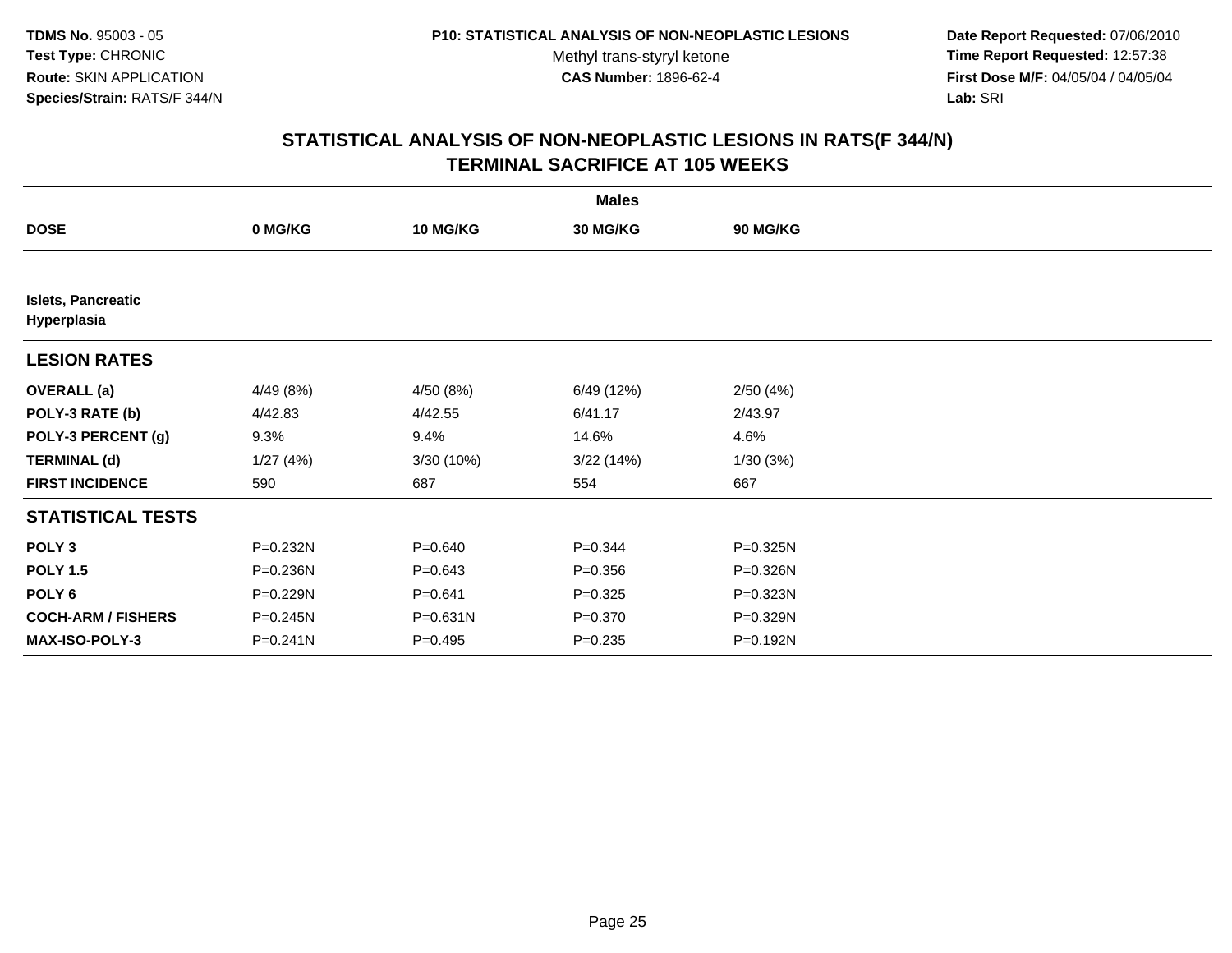TDMS No. 95003 - 05
Test Type: CHRONIC
Route: SKIN APPLICATION
Species/Strain: RATS/F 344/N

P10: STATISTICAL ANALYSIS OF NON-NEOPLASTIC LESIONS
Methyl trans-styryl ketone
CAS Number: 1896-62-4

Date Report Requested: 07/06/2010
Time Report Requested: 12:57:38
First Dose M/F: 04/05/04 / 04/05/04
Lab: SRI

## STATISTICAL ANALYSIS OF NON-NEOPLASTIC LESIONS IN RATS(F 344/N)
## TERMINAL SACRIFICE AT 105 WEEKS

| | Males | | | |
|---|---|---|---|---|
| **DOSE** | **0 MG/KG** | **10 MG/KG** | **30 MG/KG** | **90 MG/KG** |
| **Islets, Pancreatic Hyperplasia** | | | | |
| **LESION RATES** | | | | |
| **OVERALL (a)** | 4/49 (8%) | 4/50 (8%) | 6/49 (12%) | 2/50 (4%) |
| **POLY-3 RATE (b)** | 4/42.83 | 4/42.55 | 6/41.17 | 2/43.97 |
| **POLY-3 PERCENT (g)** | 9.3% | 9.4% | 14.6% | 4.6% |
| **TERMINAL (d)** | 1/27 (4%) | 3/30 (10%) | 3/22 (14%) | 1/30 (3%) |
| **FIRST INCIDENCE** | 590 | 687 | 554 | 667 |
| **STATISTICAL TESTS** | | | | |
| **POLY 3** | P=0.232N | P=0.640 | P=0.344 | P=0.325N |
| **POLY 1.5** | P=0.236N | P=0.643 | P=0.356 | P=0.326N |
| **POLY 6** | P=0.229N | P=0.641 | P=0.325 | P=0.323N |
| **COCH-ARM / FISHERS** | P=0.245N | P=0.631N | P=0.370 | P=0.329N |
| **MAX-ISO-POLY-3** | P=0.241N | P=0.495 | P=0.235 | P=0.192N |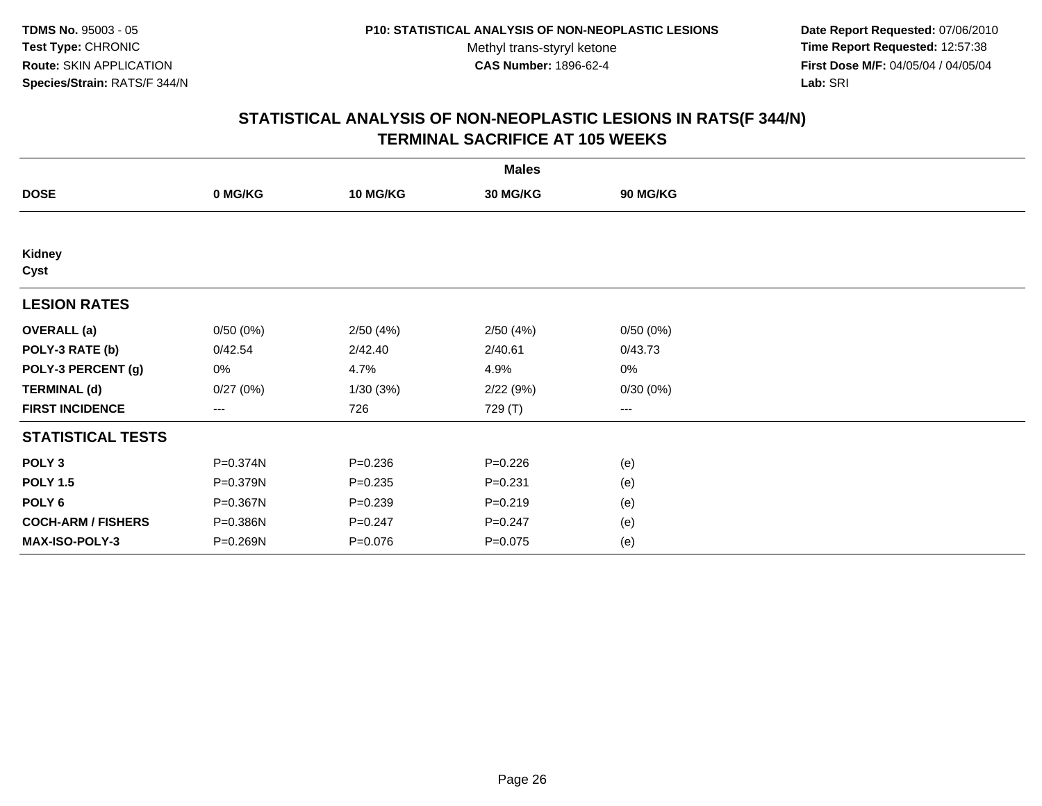**TDMS No.** 95003 - 05
**Test Type:** CHRONIC
**Route:** SKIN APPLICATION
**Species/Strain:** RATS/F 344/N

**P10: STATISTICAL ANALYSIS OF NON-NEOPLASTIC LESIONS**
Methyl trans-styryl ketone
**CAS Number:** 1896-62-4

**Date Report Requested:** 07/06/2010
**Time Report Requested:** 12:57:38
**First Dose M/F:** 04/05/04 / 04/05/04
**Lab:** SRI

## STATISTICAL ANALYSIS OF NON-NEOPLASTIC LESIONS IN RATS(F 344/N)
## TERMINAL SACRIFICE AT 105 WEEKS

| | Males | | | |
|---|---|---|---|---|
| **DOSE** | **0 MG/KG** | **10 MG/KG** | **30 MG/KG** | **90 MG/KG** |
| **Kidney** | | | | |
| **Cyst** | | | | |
| **LESION RATES** | | | | |
| **OVERALL (a)** | 0/50 (0%) | 2/50 (4%) | 2/50 (4%) | 0/50 (0%) |
| **POLY-3 RATE (b)** | 0/42.54 | 2/42.40 | 2/40.61 | 0/43.73 |
| **POLY-3 PERCENT (g)** | 0% | 4.7% | 4.9% | 0% |
| **TERMINAL (d)** | 0/27 (0%) | 1/30 (3%) | 2/22 (9%) | 0/30 (0%) |
| **FIRST INCIDENCE** | --- | 726 | 729 (T) | --- |
| **STATISTICAL TESTS** | | | | |
| **POLY 3** | P=0.374N | P=0.236 | P=0.226 | (e) |
| **POLY 1.5** | P=0.379N | P=0.235 | P=0.231 | (e) |
| **POLY 6** | P=0.367N | P=0.239 | P=0.219 | (e) |
| **COCH-ARM / FISHERS** | P=0.386N | P=0.247 | P=0.247 | (e) |
| **MAX-ISO-POLY-3** | P=0.269N | P=0.076 | P=0.075 | (e) |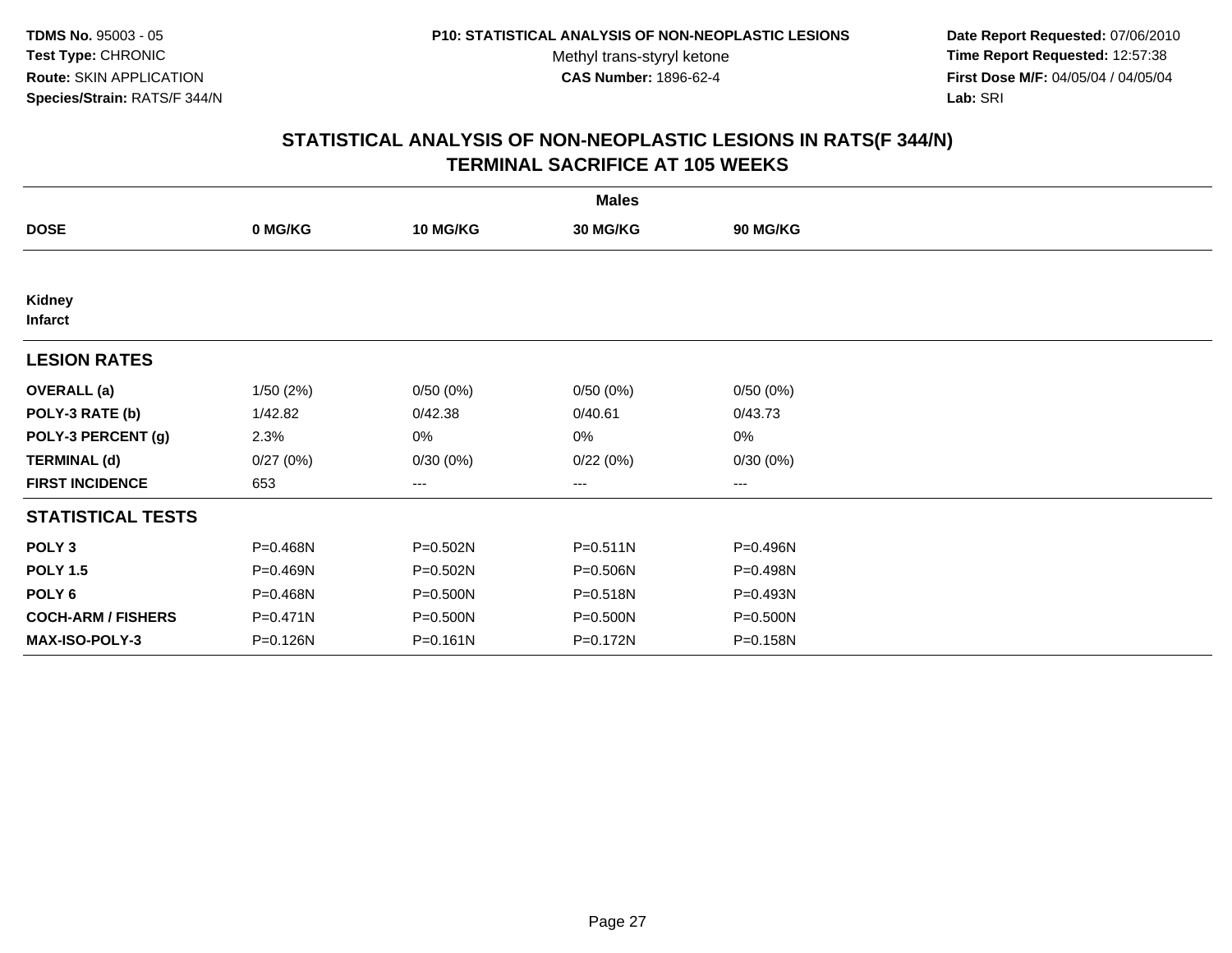**TDMS No.** 95003 - 05
**Test Type:** CHRONIC
**Route:** SKIN APPLICATION
**Species/Strain:** RATS/F 344/N

**P10: STATISTICAL ANALYSIS OF NON-NEOPLASTIC LESIONS**
Methyl trans-styryl ketone
**CAS Number:** 1896-62-4

**Date Report Requested:** 07/06/2010
**Time Report Requested:** 12:57:38
**First Dose M/F:** 04/05/04 / 04/05/04
**Lab:** SRI

## STATISTICAL ANALYSIS OF NON-NEOPLASTIC LESIONS IN RATS(F 344/N)
## TERMINAL SACRIFICE AT 105 WEEKS

| | Males | | | |
|---|---|---|---|---|
| **DOSE** | **0 MG/KG** | **10 MG/KG** | **30 MG/KG** | **90 MG/KG** |
| **Kidney** | | | | |
| **Infarct** | | | | |
| **LESION RATES** | | | | |
| **OVERALL (a)** | 1/50 (2%) | 0/50 (0%) | 0/50 (0%) | 0/50 (0%) |
| **POLY-3 RATE (b)** | 1/42.82 | 0/42.38 | 0/40.61 | 0/43.73 |
| **POLY-3 PERCENT (g)** | 2.3% | 0% | 0% | 0% |
| **TERMINAL (d)** | 0/27 (0%) | 0/30 (0%) | 0/22 (0%) | 0/30 (0%) |
| **FIRST INCIDENCE** | 653 | --- | --- | --- |
| **STATISTICAL TESTS** | | | | |
| **POLY 3** | P=0.468N | P=0.502N | P=0.511N | P=0.496N |
| **POLY 1.5** | P=0.469N | P=0.502N | P=0.506N | P=0.498N |
| **POLY 6** | P=0.468N | P=0.500N | P=0.518N | P=0.493N |
| **COCH-ARM / FISHERS** | P=0.471N | P=0.500N | P=0.500N | P=0.500N |
| **MAX-ISO-POLY-3** | P=0.126N | P=0.161N | P=0.172N | P=0.158N |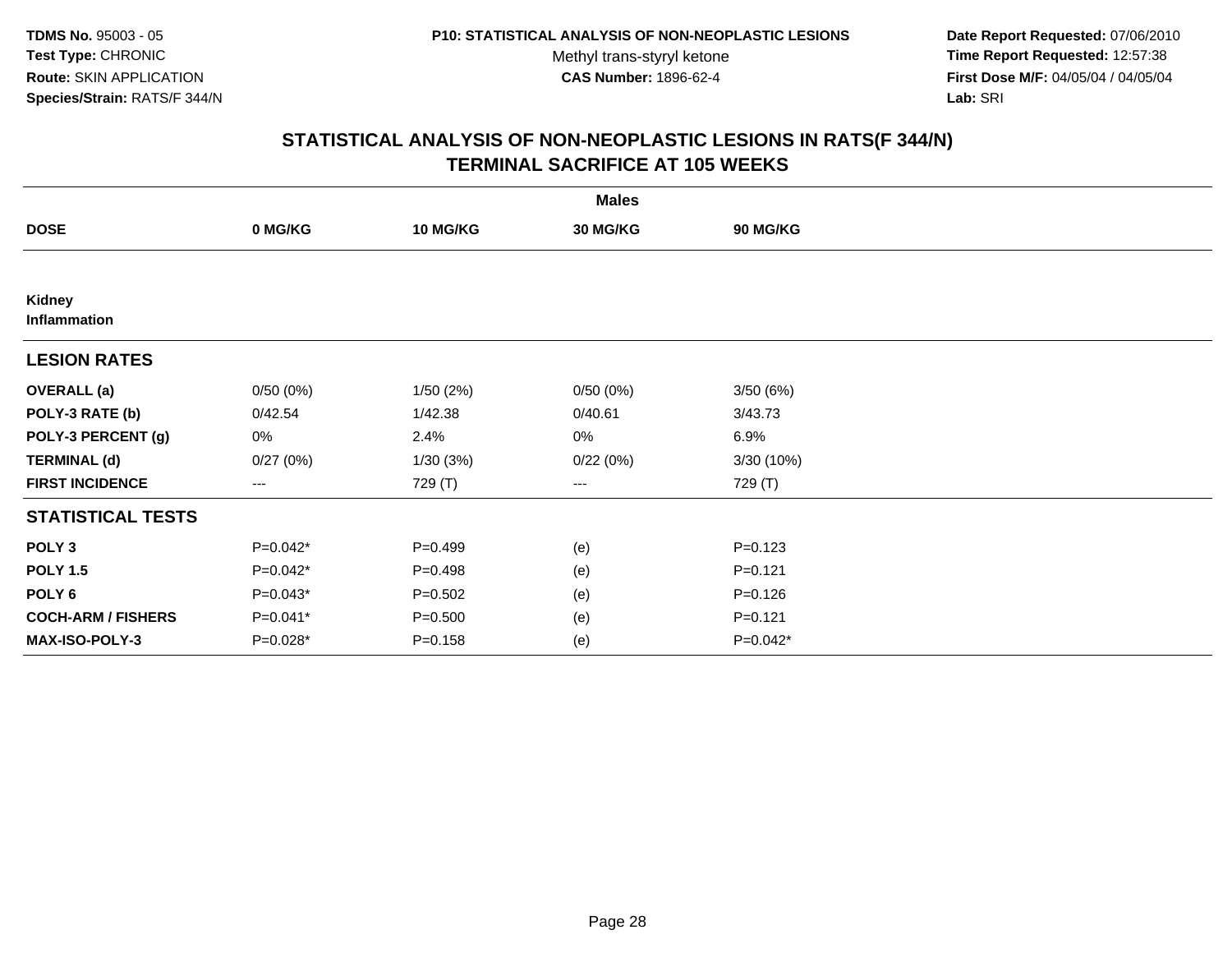TDMS No. 95003 - 05
Test Type: CHRONIC
Route: SKIN APPLICATION
Species/Strain: RATS/F 344/N

P10: STATISTICAL ANALYSIS OF NON-NEOPLASTIC LESIONS
Methyl trans-styryl ketone
CAS Number: 1896-62-4

Date Report Requested: 07/06/2010
Time Report Requested: 12:57:38
First Dose M/F: 04/05/04 / 04/05/04
Lab: SRI

## STATISTICAL ANALYSIS OF NON-NEOPLASTIC LESIONS IN RATS(F 344/N)
## TERMINAL SACRIFICE AT 105 WEEKS

| | Males | | | |
|---|---|---|---|---|
| DOSE | 0 MG/KG | 10 MG/KG | 30 MG/KG | 90 MG/KG |
| **Kidney** | | | | |
| **Inflammation** | | | | |
| **LESION RATES** | | | | |
| OVERALL (a) | 0/50 (0%) | 1/50 (2%) | 0/50 (0%) | 3/50 (6%) |
| POLY-3 RATE (b) | 0/42.54 | 1/42.38 | 0/40.61 | 3/43.73 |
| POLY-3 PERCENT (g) | 0% | 2.4% | 0% | 6.9% |
| TERMINAL (d) | 0/27 (0%) | 1/30 (3%) | 0/22 (0%) | 3/30 (10%) |
| FIRST INCIDENCE | --- | 729 (T) | --- | 729 (T) |
| **STATISTICAL TESTS** | | | | |
| POLY 3 | P=0.042* | P=0.499 | (e) | P=0.123 |
| POLY 1.5 | P=0.042* | P=0.498 | (e) | P=0.121 |
| POLY 6 | P=0.043* | P=0.502 | (e) | P=0.126 |
| COCH-ARM / FISHERS | P=0.041* | P=0.500 | (e) | P=0.121 |
| MAX-ISO-POLY-3 | P=0.028* | P=0.158 | (e) | P=0.042* |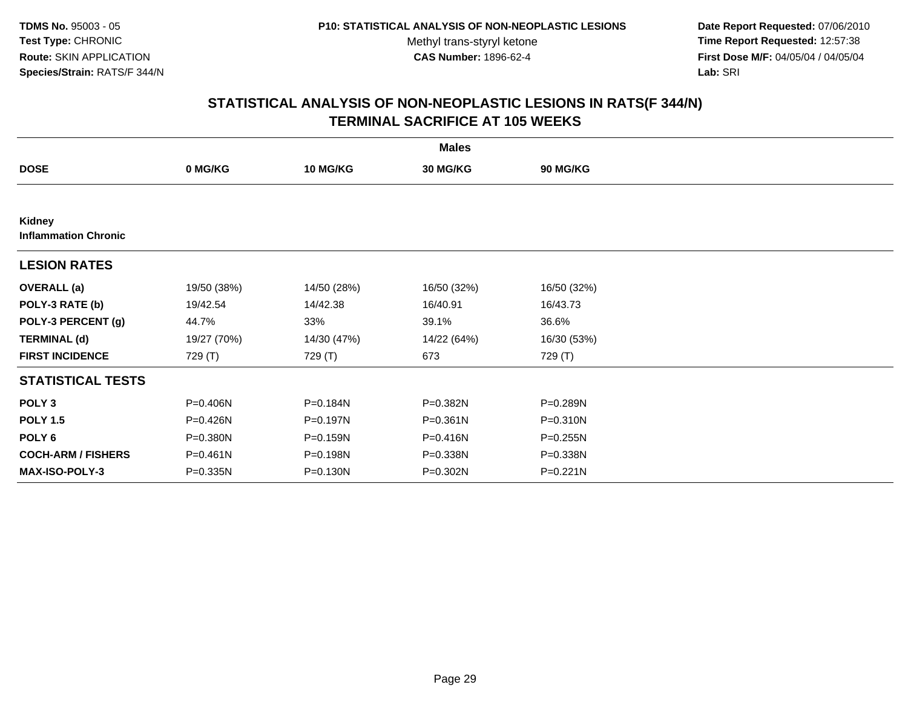**TDMS No.** 95003 - 05
**Test Type:** CHRONIC
**Route:** SKIN APPLICATION
**Species/Strain:** RATS/F 344/N

**P10: STATISTICAL ANALYSIS OF NON-NEOPLASTIC LESIONS**
Methyl trans-styryl ketone
**CAS Number:** 1896-62-4

**Date Report Requested:** 07/06/2010
**Time Report Requested:** 12:57:38
**First Dose M/F:** 04/05/04 / 04/05/04
**Lab:** SRI

## STATISTICAL ANALYSIS OF NON-NEOPLASTIC LESIONS IN RATS(F 344/N)
## TERMINAL SACRIFICE AT 105 WEEKS

| | Males | | | |
|---|---|---|---|---|
| **DOSE** | **0 MG/KG** | **10 MG/KG** | **30 MG/KG** | **90 MG/KG** |
| **Kidney** | | | | |
| **Inflammation Chronic** | | | | |
| **LESION RATES** | | | | |
| **OVERALL (a)** | 19/50 (38%) | 14/50 (28%) | 16/50 (32%) | 16/50 (32%) |
| **POLY-3 RATE (b)** | 19/42.54 | 14/42.38 | 16/40.91 | 16/43.73 |
| **POLY-3 PERCENT (g)** | 44.7% | 33% | 39.1% | 36.6% |
| **TERMINAL (d)** | 19/27 (70%) | 14/30 (47%) | 14/22 (64%) | 16/30 (53%) |
| **FIRST INCIDENCE** | 729 (T) | 729 (T) | 673 | 729 (T) |
| **STATISTICAL TESTS** | | | | |
| **POLY 3** | P=0.406N | P=0.184N | P=0.382N | P=0.289N |
| **POLY 1.5** | P=0.426N | P=0.197N | P=0.361N | P=0.310N |
| **POLY 6** | P=0.380N | P=0.159N | P=0.416N | P=0.255N |
| **COCH-ARM / FISHERS** | P=0.461N | P=0.198N | P=0.338N | P=0.338N |
| **MAX-ISO-POLY-3** | P=0.335N | P=0.130N | P=0.302N | P=0.221N |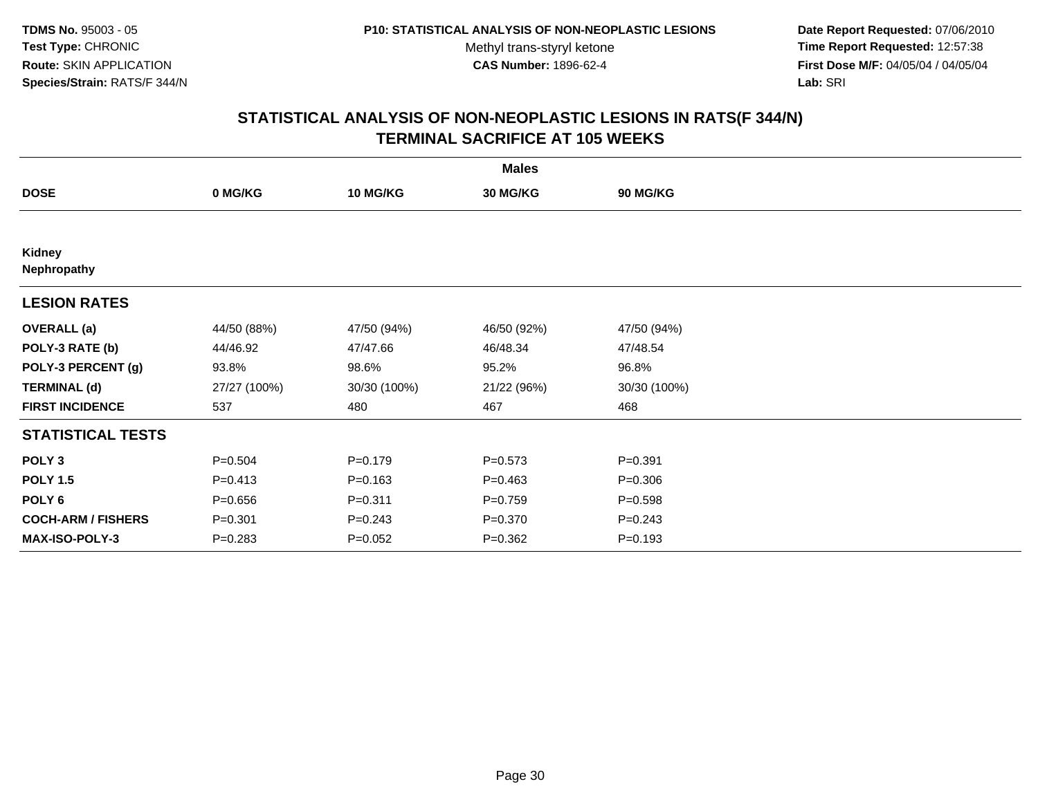TDMS No. 95003 - 05
Test Type: CHRONIC
Route: SKIN APPLICATION
Species/Strain: RATS/F 344/N

P10: STATISTICAL ANALYSIS OF NON-NEOPLASTIC LESIONS
Methyl trans-styryl ketone
CAS Number: 1896-62-4

Date Report Requested: 07/06/2010
Time Report Requested: 12:57:38
First Dose M/F: 04/05/04 / 04/05/04
Lab: SRI

## STATISTICAL ANALYSIS OF NON-NEOPLASTIC LESIONS IN RATS(F 344/N)
## TERMINAL SACRIFICE AT 105 WEEKS

| | Males | | | |
|---|---|---|---|---|
| **DOSE** | **0 MG/KG** | **10 MG/KG** | **30 MG/KG** | **90 MG/KG** |
| **Kidney** | | | | |
| **Nephropathy** | | | | |
| **LESION RATES** | | | | |
| **OVERALL (a)** | 44/50 (88%) | 47/50 (94%) | 46/50 (92%) | 47/50 (94%) |
| **POLY-3 RATE (b)** | 44/46.92 | 47/47.66 | 46/48.34 | 47/48.54 |
| **POLY-3 PERCENT (g)** | 93.8% | 98.6% | 95.2% | 96.8% |
| **TERMINAL (d)** | 27/27 (100%) | 30/30 (100%) | 21/22 (96%) | 30/30 (100%) |
| **FIRST INCIDENCE** | 537 | 480 | 467 | 468 |
| **STATISTICAL TESTS** | | | | |
| **POLY 3** | P=0.504 | P=0.179 | P=0.573 | P=0.391 |
| **POLY 1.5** | P=0.413 | P=0.163 | P=0.463 | P=0.306 |
| **POLY 6** | P=0.656 | P=0.311 | P=0.759 | P=0.598 |
| **COCH-ARM / FISHERS** | P=0.301 | P=0.243 | P=0.370 | P=0.243 |
| **MAX-ISO-POLY-3** | P=0.283 | P=0.052 | P=0.362 | P=0.193 |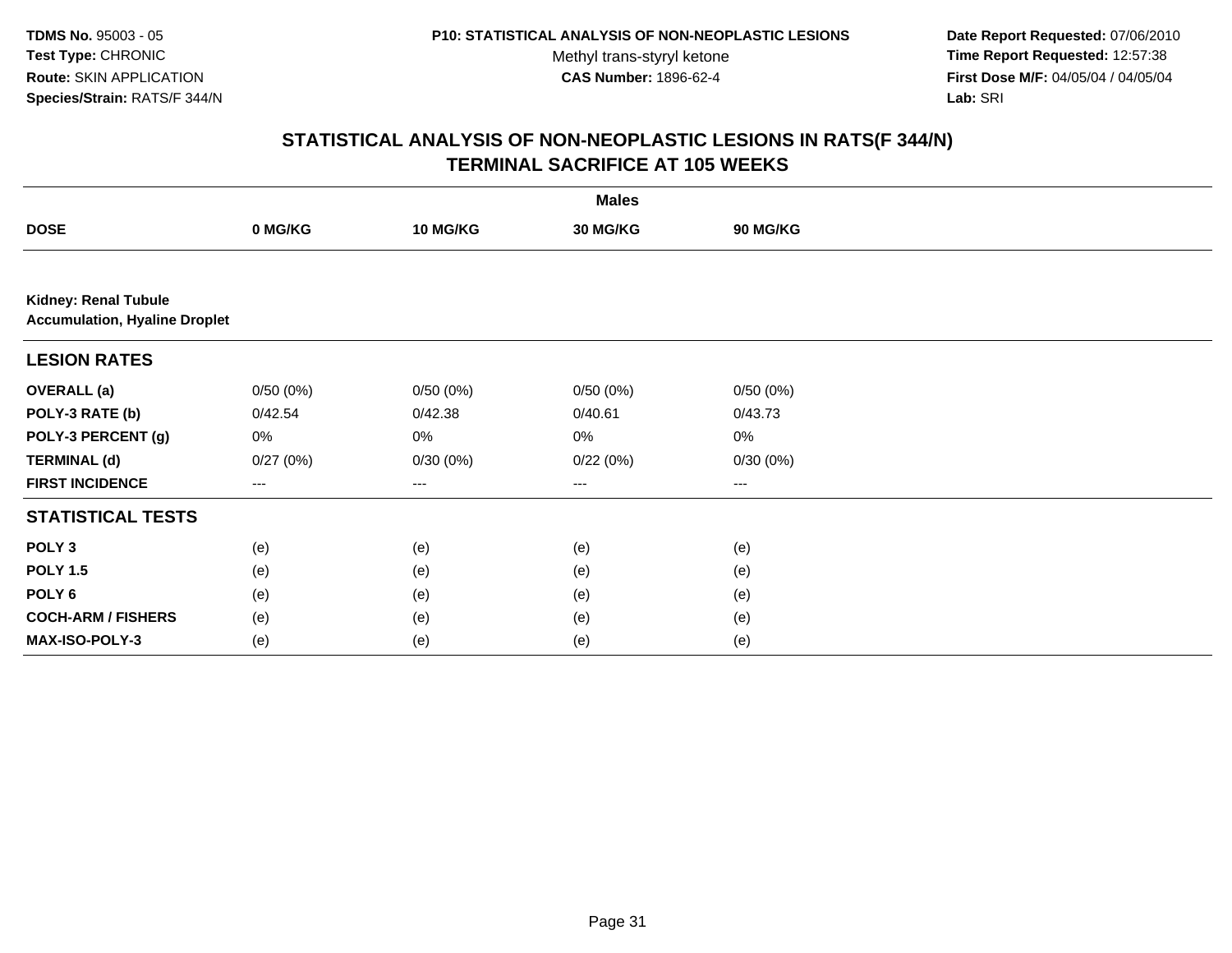**TDMS No.** 95003 - 05
**Test Type:** CHRONIC
**Route:** SKIN APPLICATION
**Species/Strain:** RATS/F 344/N

**P10: STATISTICAL ANALYSIS OF NON-NEOPLASTIC LESIONS**
Methyl trans-styryl ketone
**CAS Number:** 1896-62-4

**Date Report Requested:** 07/06/2010
**Time Report Requested:** 12:57:38
**First Dose M/F:** 04/05/04 / 04/05/04
**Lab:** SRI

## STATISTICAL ANALYSIS OF NON-NEOPLASTIC LESIONS IN RATS(F 344/N)
## TERMINAL SACRIFICE AT 105 WEEKS

| | Males | | | |
|---|---|---|---|---|
| **DOSE** | **0 MG/KG** | **10 MG/KG** | **30 MG/KG** | **90 MG/KG** |
| **Kidney: Renal Tubule** **Accumulation, Hyaline Droplet** | | | | |
| **LESION RATES** | | | | |
| **OVERALL (a)** | 0/50 (0%) | 0/50 (0%) | 0/50 (0%) | 0/50 (0%) |
| **POLY-3 RATE (b)** | 0/42.54 | 0/42.38 | 0/40.61 | 0/43.73 |
| **POLY-3 PERCENT (g)** | 0% | 0% | 0% | 0% |
| **TERMINAL (d)** | 0/27 (0%) | 0/30 (0%) | 0/22 (0%) | 0/30 (0%) |
| **FIRST INCIDENCE** | --- | --- | --- | --- |
| **STATISTICAL TESTS** | | | | |
| **POLY 3** | (e) | (e) | (e) | (e) |
| **POLY 1.5** | (e) | (e) | (e) | (e) |
| **POLY 6** | (e) | (e) | (e) | (e) |
| **COCH-ARM / FISHERS** | (e) | (e) | (e) | (e) |
| **MAX-ISO-POLY-3** | (e) | (e) | (e) | (e) |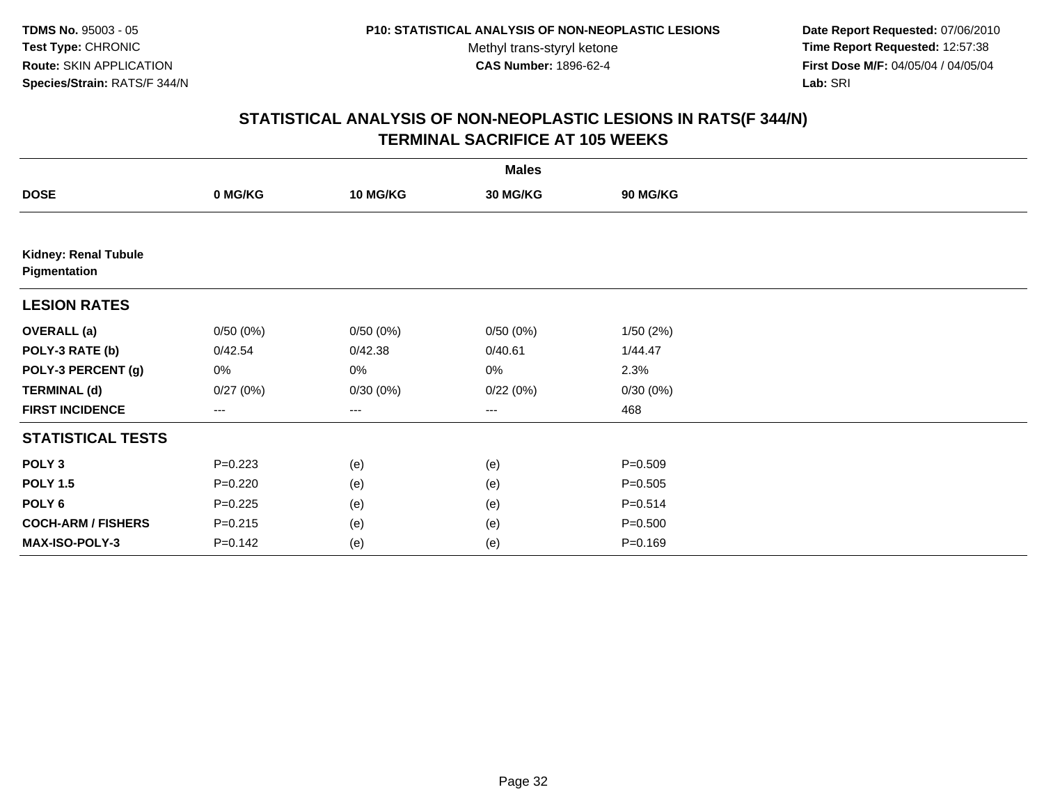**TDMS No.** 95003 - 05
**Test Type:** CHRONIC
**Route:** SKIN APPLICATION
**Species/Strain:** RATS/F 344/N

**P10: STATISTICAL ANALYSIS OF NON-NEOPLASTIC LESIONS**
Methyl trans-styryl ketone
**CAS Number:** 1896-62-4

**Date Report Requested:** 07/06/2010
**Time Report Requested:** 12:57:38
**First Dose M/F:** 04/05/04 / 04/05/04
**Lab:** SRI

# STATISTICAL ANALYSIS OF NON-NEOPLASTIC LESIONS IN RATS(F 344/N)
## TERMINAL SACRIFICE AT 105 WEEKS

| | Males | | | |
|---|---|---|---|---|
| **DOSE** | **0 MG/KG** | **10 MG/KG** | **30 MG/KG** | **90 MG/KG** |
| **Kidney: Renal Tubule Pigmentation** | | | | |
| **LESION RATES** | | | | |
| **OVERALL (a)** | 0/50 (0%) | 0/50 (0%) | 0/50 (0%) | 1/50 (2%) |
| **POLY-3 RATE (b)** | 0/42.54 | 0/42.38 | 0/40.61 | 1/44.47 |
| **POLY-3 PERCENT (g)** | 0% | 0% | 0% | 2.3% |
| **TERMINAL (d)** | 0/27 (0%) | 0/30 (0%) | 0/22 (0%) | 0/30 (0%) |
| **FIRST INCIDENCE** | --- | --- | --- | 468 |
| **STATISTICAL TESTS** | | | | |
| **POLY 3** | P=0.223 | (e) | (e) | P=0.509 |
| **POLY 1.5** | P=0.220 | (e) | (e) | P=0.505 |
| **POLY 6** | P=0.225 | (e) | (e) | P=0.514 |
| **COCH-ARM / FISHERS** | P=0.215 | (e) | (e) | P=0.500 |
| **MAX-ISO-POLY-3** | P=0.142 | (e) | (e) | P=0.169 |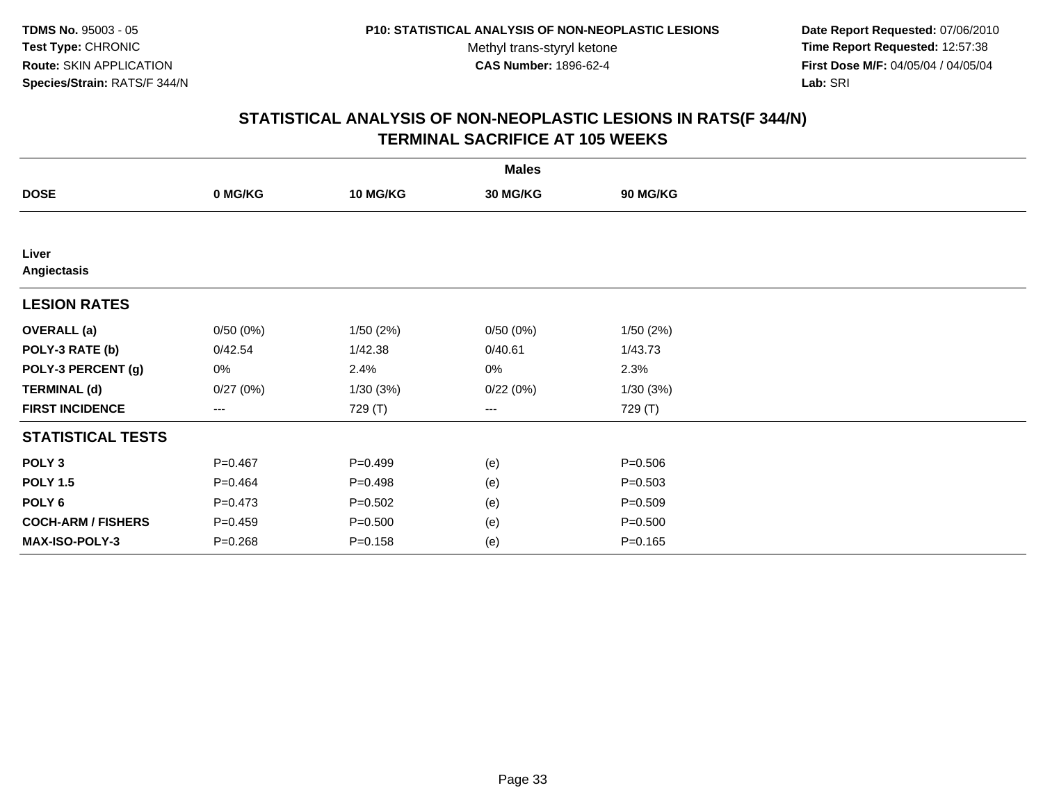**TDMS No.** 95003 - 05
**Test Type:** CHRONIC
**Route:** SKIN APPLICATION
**Species/Strain:** RATS/F 344/N

**P10: STATISTICAL ANALYSIS OF NON-NEOPLASTIC LESIONS**
Methyl trans-styryl ketone
**CAS Number:** 1896-62-4

**Date Report Requested:** 07/06/2010
**Time Report Requested:** 12:57:38
**First Dose M/F:** 04/05/04 / 04/05/04
**Lab:** SRI

## STATISTICAL ANALYSIS OF NON-NEOPLASTIC LESIONS IN RATS(F 344/N)
## TERMINAL SACRIFICE AT 105 WEEKS

| | Males | | | |
|---|---|---|---|---|
| **DOSE** | **0 MG/KG** | **10 MG/KG** | **30 MG/KG** | **90 MG/KG** |
| **Liver** | | | | |
| **Angiectasis** | | | | |
| **LESION RATES** | | | | |
| **OVERALL (a)** | 0/50 (0%) | 1/50 (2%) | 0/50 (0%) | 1/50 (2%) |
| **POLY-3 RATE (b)** | 0/42.54 | 1/42.38 | 0/40.61 | 1/43.73 |
| **POLY-3 PERCENT (g)** | 0% | 2.4% | 0% | 2.3% |
| **TERMINAL (d)** | 0/27 (0%) | 1/30 (3%) | 0/22 (0%) | 1/30 (3%) |
| **FIRST INCIDENCE** | --- | 729 (T) | --- | 729 (T) |
| **STATISTICAL TESTS** | | | | |
| **POLY 3** | P=0.467 | P=0.499 | (e) | P=0.506 |
| **POLY 1.5** | P=0.464 | P=0.498 | (e) | P=0.503 |
| **POLY 6** | P=0.473 | P=0.502 | (e) | P=0.509 |
| **COCH-ARM / FISHERS** | P=0.459 | P=0.500 | (e) | P=0.500 |
| **MAX-ISO-POLY-3** | P=0.268 | P=0.158 | (e) | P=0.165 |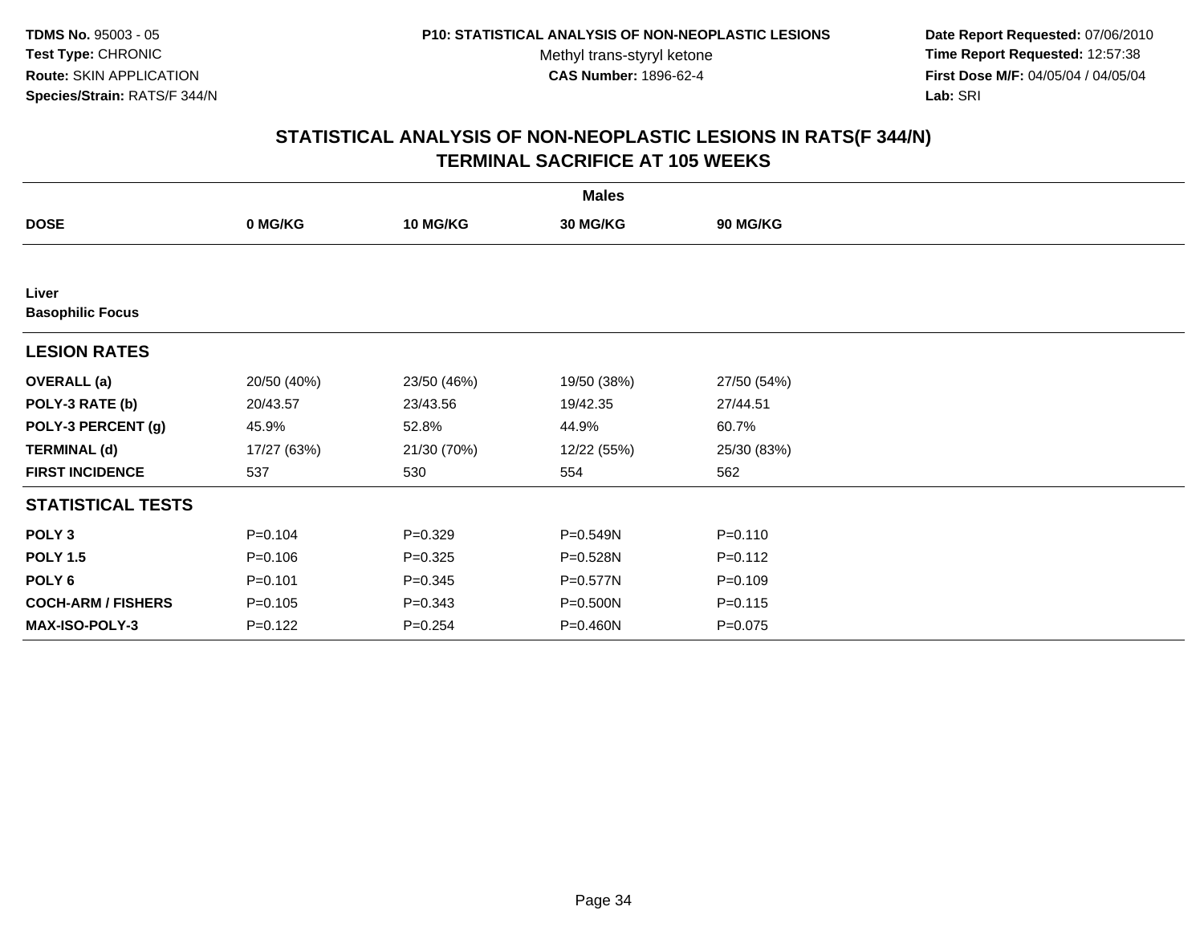**TDMS No.** 95003 - 05
**Test Type:** CHRONIC
**Route:** SKIN APPLICATION
**Species/Strain:** RATS/F 344/N

**P10: STATISTICAL ANALYSIS OF NON-NEOPLASTIC LESIONS**
Methyl trans-styryl ketone
**CAS Number:** 1896-62-4

**Date Report Requested:** 07/06/2010
**Time Report Requested:** 12:57:38
**First Dose M/F:** 04/05/04 / 04/05/04
**Lab:** SRI

## STATISTICAL ANALYSIS OF NON-NEOPLASTIC LESIONS IN RATS(F 344/N)
## TERMINAL SACRIFICE AT 105 WEEKS

| | Males | | | |
|---|---|---|---|---|
| **DOSE** | **0 MG/KG** | **10 MG/KG** | **30 MG/KG** | **90 MG/KG** |
| **Liver** | | | | |
| **Basophilic Focus** | | | | |
| **LESION RATES** | | | | |
| **OVERALL (a)** | 20/50 (40%) | 23/50 (46%) | 19/50 (38%) | 27/50 (54%) |
| **POLY-3 RATE (b)** | 20/43.57 | 23/43.56 | 19/42.35 | 27/44.51 |
| **POLY-3 PERCENT (g)** | 45.9% | 52.8% | 44.9% | 60.7% |
| **TERMINAL (d)** | 17/27 (63%) | 21/30 (70%) | 12/22 (55%) | 25/30 (83%) |
| **FIRST INCIDENCE** | 537 | 530 | 554 | 562 |
| **STATISTICAL TESTS** | | | | |
| **POLY 3** | P=0.104 | P=0.329 | P=0.549N | P=0.110 |
| **POLY 1.5** | P=0.106 | P=0.325 | P=0.528N | P=0.112 |
| **POLY 6** | P=0.101 | P=0.345 | P=0.577N | P=0.109 |
| **COCH-ARM / FISHERS** | P=0.105 | P=0.343 | P=0.500N | P=0.115 |
| **MAX-ISO-POLY-3** | P=0.122 | P=0.254 | P=0.460N | P=0.075 |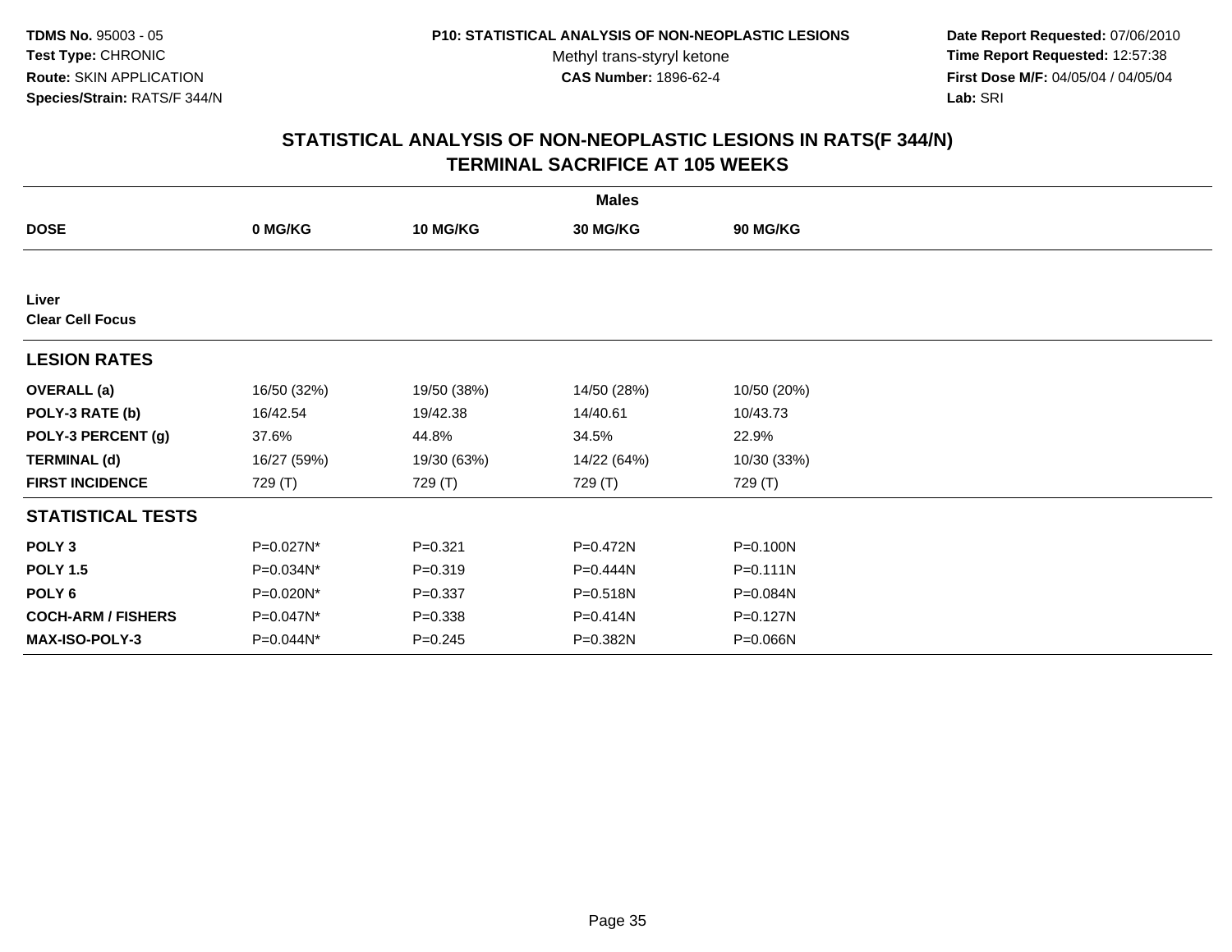**TDMS No.** 95003 - 05
**Test Type:** CHRONIC
**Route:** SKIN APPLICATION
**Species/Strain:** RATS/F 344/N

**P10: STATISTICAL ANALYSIS OF NON-NEOPLASTIC LESIONS**
Methyl trans-styryl ketone
**CAS Number:** 1896-62-4

**Date Report Requested:** 07/06/2010
**Time Report Requested:** 12:57:38
**First Dose M/F:** 04/05/04 / 04/05/04
**Lab:** SRI

## STATISTICAL ANALYSIS OF NON-NEOPLASTIC LESIONS IN RATS(F 344/N)
## TERMINAL SACRIFICE AT 105 WEEKS

| | Males | | | |
|---|---|---|---|---|
| **DOSE** | **0 MG/KG** | **10 MG/KG** | **30 MG/KG** | **90 MG/KG** |
| **Liver** | | | | |
| **Clear Cell Focus** | | | | |
| **LESION RATES** | | | | |
| **OVERALL (a)** | 16/50 (32%) | 19/50 (38%) | 14/50 (28%) | 10/50 (20%) |
| **POLY-3 RATE (b)** | 16/42.54 | 19/42.38 | 14/40.61 | 10/43.73 |
| **POLY-3 PERCENT (g)** | 37.6% | 44.8% | 34.5% | 22.9% |
| **TERMINAL (d)** | 16/27 (59%) | 19/30 (63%) | 14/22 (64%) | 10/30 (33%) |
| **FIRST INCIDENCE** | 729 (T) | 729 (T) | 729 (T) | 729 (T) |
| **STATISTICAL TESTS** | | | | |
| **POLY 3** | P=0.027N* | P=0.321 | P=0.472N | P=0.100N |
| **POLY 1.5** | P=0.034N* | P=0.319 | P=0.444N | P=0.111N |
| **POLY 6** | P=0.020N* | P=0.337 | P=0.518N | P=0.084N |
| **COCH-ARM / FISHERS** | P=0.047N* | P=0.338 | P=0.414N | P=0.127N |
| **MAX-ISO-POLY-3** | P=0.044N* | P=0.245 | P=0.382N | P=0.066N |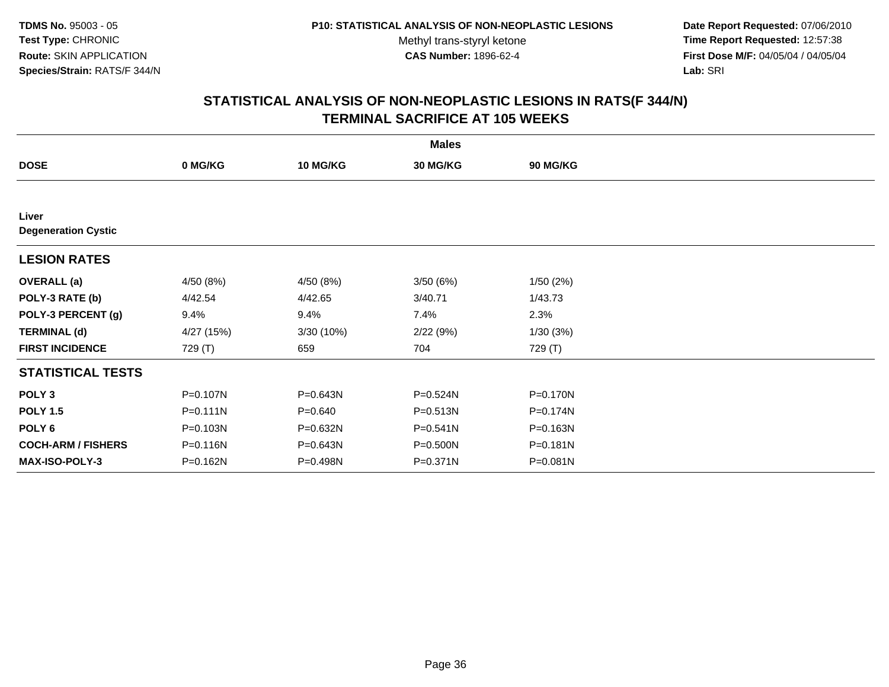**TDMS No.** 95003 - 05
**Test Type:** CHRONIC
**Route:** SKIN APPLICATION
**Species/Strain:** RATS/F 344/N

**P10: STATISTICAL ANALYSIS OF NON-NEOPLASTIC LESIONS**
Methyl trans-styryl ketone
**CAS Number:** 1896-62-4

**Date Report Requested:** 07/06/2010
**Time Report Requested:** 12:57:38
**First Dose M/F:** 04/05/04 / 04/05/04
**Lab:** SRI

## STATISTICAL ANALYSIS OF NON-NEOPLASTIC LESIONS IN RATS(F 344/N)
## TERMINAL SACRIFICE AT 105 WEEKS

| | Males | | | |
|---|---|---|---|---|
| **DOSE** | **0 MG/KG** | **10 MG/KG** | **30 MG/KG** | **90 MG/KG** |
| **Liver** | | | | |
| **Degeneration Cystic** | | | | |
| **LESION RATES** | | | | |
| **OVERALL (a)** | 4/50 (8%) | 4/50 (8%) | 3/50 (6%) | 1/50 (2%) |
| **POLY-3 RATE (b)** | 4/42.54 | 4/42.65 | 3/40.71 | 1/43.73 |
| **POLY-3 PERCENT (g)** | 9.4% | 9.4% | 7.4% | 2.3% |
| **TERMINAL (d)** | 4/27 (15%) | 3/30 (10%) | 2/22 (9%) | 1/30 (3%) |
| **FIRST INCIDENCE** | 729 (T) | 659 | 704 | 729 (T) |
| **STATISTICAL TESTS** | | | | |
| **POLY 3** | P=0.107N | P=0.643N | P=0.524N | P=0.170N |
| **POLY 1.5** | P=0.111N | P=0.640 | P=0.513N | P=0.174N |
| **POLY 6** | P=0.103N | P=0.632N | P=0.541N | P=0.163N |
| **COCH-ARM / FISHERS** | P=0.116N | P=0.643N | P=0.500N | P=0.181N |
| **MAX-ISO-POLY-3** | P=0.162N | P=0.498N | P=0.371N | P=0.081N |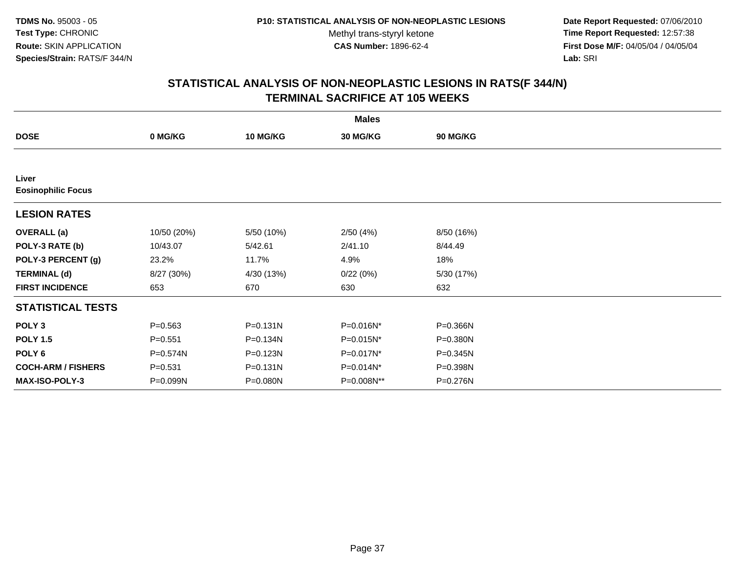**TDMS No.** 95003 - 05
**Test Type:** CHRONIC
**Route:** SKIN APPLICATION
**Species/Strain:** RATS/F 344/N

**P10: STATISTICAL ANALYSIS OF NON-NEOPLASTIC LESIONS**
Methyl trans-styryl ketone
**CAS Number:** 1896-62-4

**Date Report Requested:** 07/06/2010
**Time Report Requested:** 12:57:38
**First Dose M/F:** 04/05/04 / 04/05/04
**Lab:** SRI

## STATISTICAL ANALYSIS OF NON-NEOPLASTIC LESIONS IN RATS(F 344/N) TERMINAL SACRIFICE AT 105 WEEKS

| | Males | | | |
|---|---|---|---|---|
| **DOSE** | **0 MG/KG** | **10 MG/KG** | **30 MG/KG** | **90 MG/KG** |
| **Liver** | | | | |
| **Eosinophilic Focus** | | | | |
| **LESION RATES** | | | | |
| **OVERALL (a)** | 10/50 (20%) | 5/50 (10%) | 2/50 (4%) | 8/50 (16%) |
| **POLY-3 RATE (b)** | 10/43.07 | 5/42.61 | 2/41.10 | 8/44.49 |
| **POLY-3 PERCENT (g)** | 23.2% | 11.7% | 4.9% | 18% |
| **TERMINAL (d)** | 8/27 (30%) | 4/30 (13%) | 0/22 (0%) | 5/30 (17%) |
| **FIRST INCIDENCE** | 653 | 670 | 630 | 632 |
| **STATISTICAL TESTS** | | | | |
| **POLY 3** | P=0.563 | P=0.131N | P=0.016N* | P=0.366N |
| **POLY 1.5** | P=0.551 | P=0.134N | P=0.015N* | P=0.380N |
| **POLY 6** | P=0.574N | P=0.123N | P=0.017N* | P=0.345N |
| **COCH-ARM / FISHERS** | P=0.531 | P=0.131N | P=0.014N* | P=0.398N |
| **MAX-ISO-POLY-3** | P=0.099N | P=0.080N | P=0.008N** | P=0.276N |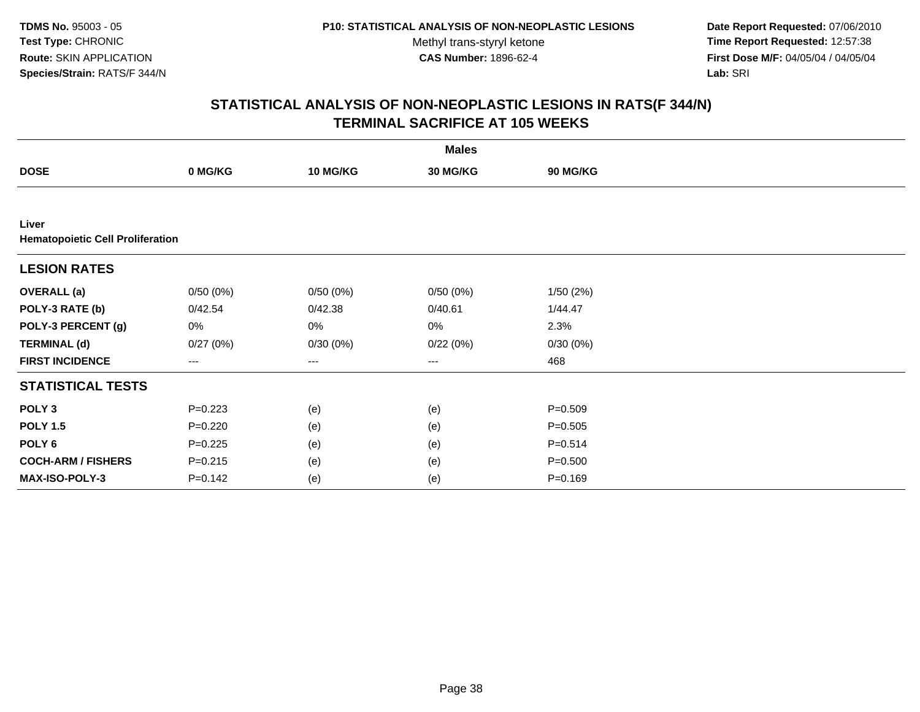TDMS No. 95003 - 05
Test Type: CHRONIC
Route: SKIN APPLICATION
Species/Strain: RATS/F 344/N

P10: STATISTICAL ANALYSIS OF NON-NEOPLASTIC LESIONS
Methyl trans-styryl ketone
CAS Number: 1896-62-4

Date Report Requested: 07/06/2010
Time Report Requested: 12:57:38
First Dose M/F: 04/05/04 / 04/05/04
Lab: SRI

## STATISTICAL ANALYSIS OF NON-NEOPLASTIC LESIONS IN RATS(F 344/N)
## TERMINAL SACRIFICE AT 105 WEEKS

| | Males | | | |
|---|---|---|---|---|
| **DOSE** | **0 MG/KG** | **10 MG/KG** | **30 MG/KG** | **90 MG/KG** |
| **Liver** | | | | |
| **Hematopoietic Cell Proliferation** | | | | |
| **LESION RATES** | | | | |
| **OVERALL (a)** | 0/50 (0%) | 0/50 (0%) | 0/50 (0%) | 1/50 (2%) |
| **POLY-3 RATE (b)** | 0/42.54 | 0/42.38 | 0/40.61 | 1/44.47 |
| **POLY-3 PERCENT (g)** | 0% | 0% | 0% | 2.3% |
| **TERMINAL (d)** | 0/27 (0%) | 0/30 (0%) | 0/22 (0%) | 0/30 (0%) |
| **FIRST INCIDENCE** | --- | --- | --- | 468 |
| **STATISTICAL TESTS** | | | | |
| **POLY 3** | P=0.223 | (e) | (e) | P=0.509 |
| **POLY 1.5** | P=0.220 | (e) | (e) | P=0.505 |
| **POLY 6** | P=0.225 | (e) | (e) | P=0.514 |
| **COCH-ARM / FISHERS** | P=0.215 | (e) | (e) | P=0.500 |
| **MAX-ISO-POLY-3** | P=0.142 | (e) | (e) | P=0.169 |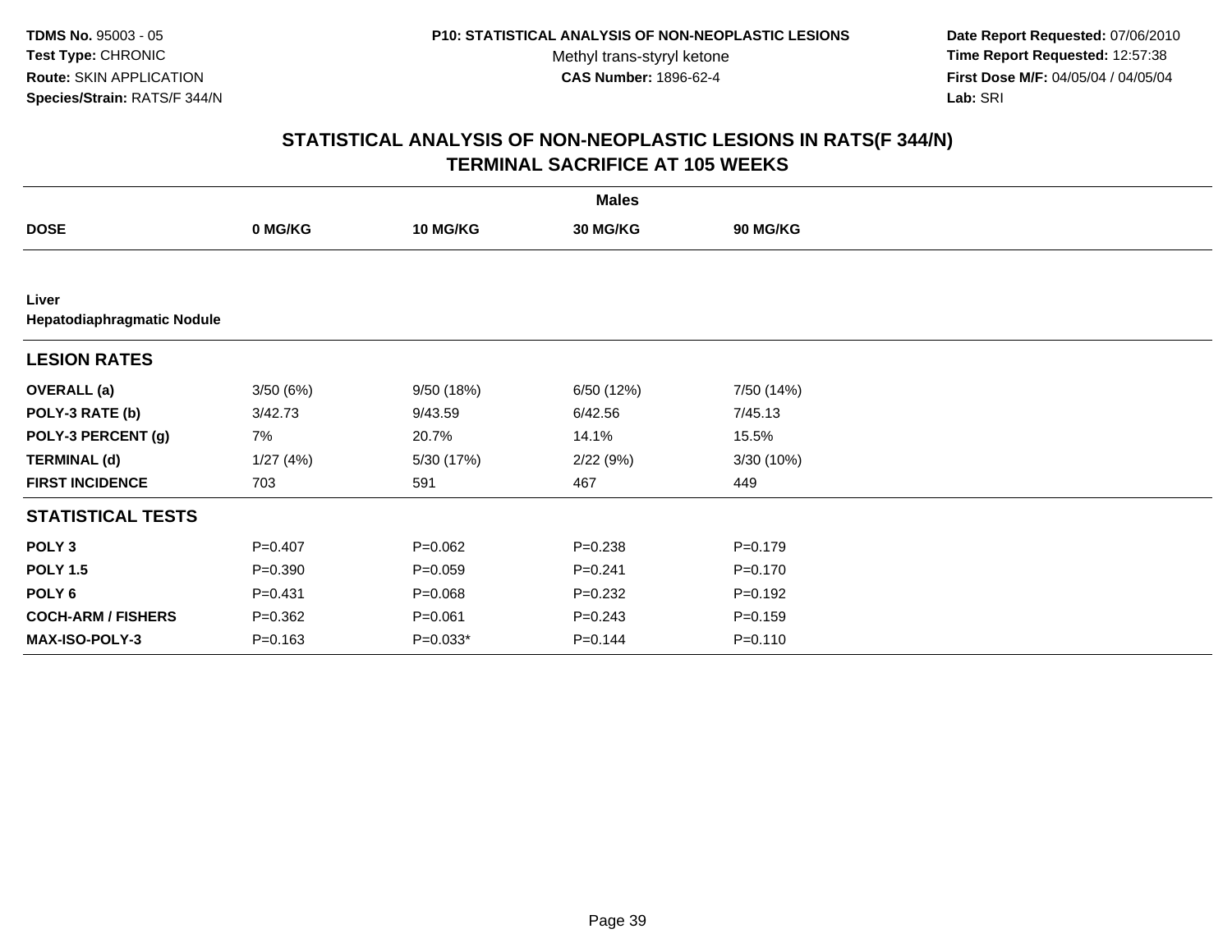TDMS No. 95003 - 05
Test Type: CHRONIC
Route: SKIN APPLICATION
Species/Strain: RATS/F 344/N

P10: STATISTICAL ANALYSIS OF NON-NEOPLASTIC LESIONS
Methyl trans-styryl ketone
CAS Number: 1896-62-4

Date Report Requested: 07/06/2010
Time Report Requested: 12:57:38
First Dose M/F: 04/05/04 / 04/05/04
Lab: SRI

## STATISTICAL ANALYSIS OF NON-NEOPLASTIC LESIONS IN RATS(F 344/N)
## TERMINAL SACRIFICE AT 105 WEEKS

| | Males | | | |
|---|---|---|---|---|
| **DOSE** | **0 MG/KG** | **10 MG/KG** | **30 MG/KG** | **90 MG/KG** |
| **Liver** | | | | |
| **Hepatodiaphragmatic Nodule** | | | | |
| **LESION RATES** | | | | |
| **OVERALL (a)** | 3/50 (6%) | 9/50 (18%) | 6/50 (12%) | 7/50 (14%) |
| **POLY-3 RATE (b)** | 3/42.73 | 9/43.59 | 6/42.56 | 7/45.13 |
| **POLY-3 PERCENT (g)** | 7% | 20.7% | 14.1% | 15.5% |
| **TERMINAL (d)** | 1/27 (4%) | 5/30 (17%) | 2/22 (9%) | 3/30 (10%) |
| **FIRST INCIDENCE** | 703 | 591 | 467 | 449 |
| **STATISTICAL TESTS** | | | | |
| **POLY 3** | P=0.407 | P=0.062 | P=0.238 | P=0.179 |
| **POLY 1.5** | P=0.390 | P=0.059 | P=0.241 | P=0.170 |
| **POLY 6** | P=0.431 | P=0.068 | P=0.232 | P=0.192 |
| **COCH-ARM / FISHERS** | P=0.362 | P=0.061 | P=0.243 | P=0.159 |
| **MAX-ISO-POLY-3** | P=0.163 | P=0.033* | P=0.144 | P=0.110 |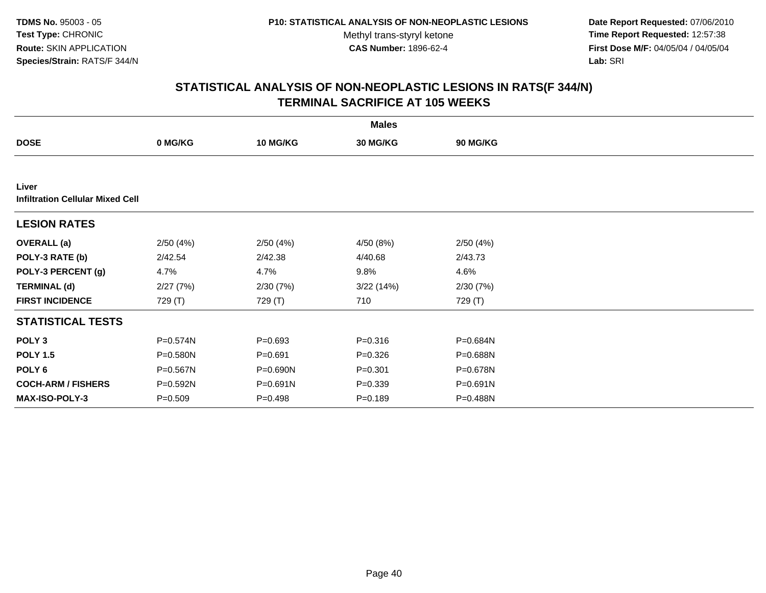**TDMS No.** 95003 - 05
**Test Type:** CHRONIC
**Route:** SKIN APPLICATION
**Species/Strain:** RATS/F 344/N

**P10: STATISTICAL ANALYSIS OF NON-NEOPLASTIC LESIONS**
Methyl trans-styryl ketone
**CAS Number:** 1896-62-4

**Date Report Requested:** 07/06/2010
**Time Report Requested:** 12:57:38
**First Dose M/F:** 04/05/04 / 04/05/04
**Lab:** SRI

## STATISTICAL ANALYSIS OF NON-NEOPLASTIC LESIONS IN RATS(F 344/N)
## TERMINAL SACRIFICE AT 105 WEEKS

| | Males | | | |
|---|---|---|---|---|
| **DOSE** | **0 MG/KG** | **10 MG/KG** | **30 MG/KG** | **90 MG/KG** |
| **Liver** | | | | |
| **Infiltration Cellular Mixed Cell** | | | | |
| **LESION RATES** | | | | |
| **OVERALL (a)** | 2/50 (4%) | 2/50 (4%) | 4/50 (8%) | 2/50 (4%) |
| **POLY-3 RATE (b)** | 2/42.54 | 2/42.38 | 4/40.68 | 2/43.73 |
| **POLY-3 PERCENT (g)** | 4.7% | 4.7% | 9.8% | 4.6% |
| **TERMINAL (d)** | 2/27 (7%) | 2/30 (7%) | 3/22 (14%) | 2/30 (7%) |
| **FIRST INCIDENCE** | 729 (T) | 729 (T) | 710 | 729 (T) |
| **STATISTICAL TESTS** | | | | |
| **POLY 3** | P=0.574N | P=0.693 | P=0.316 | P=0.684N |
| **POLY 1.5** | P=0.580N | P=0.691 | P=0.326 | P=0.688N |
| **POLY 6** | P=0.567N | P=0.690N | P=0.301 | P=0.678N |
| **COCH-ARM / FISHERS** | P=0.592N | P=0.691N | P=0.339 | P=0.691N |
| **MAX-ISO-POLY-3** | P=0.509 | P=0.498 | P=0.189 | P=0.488N |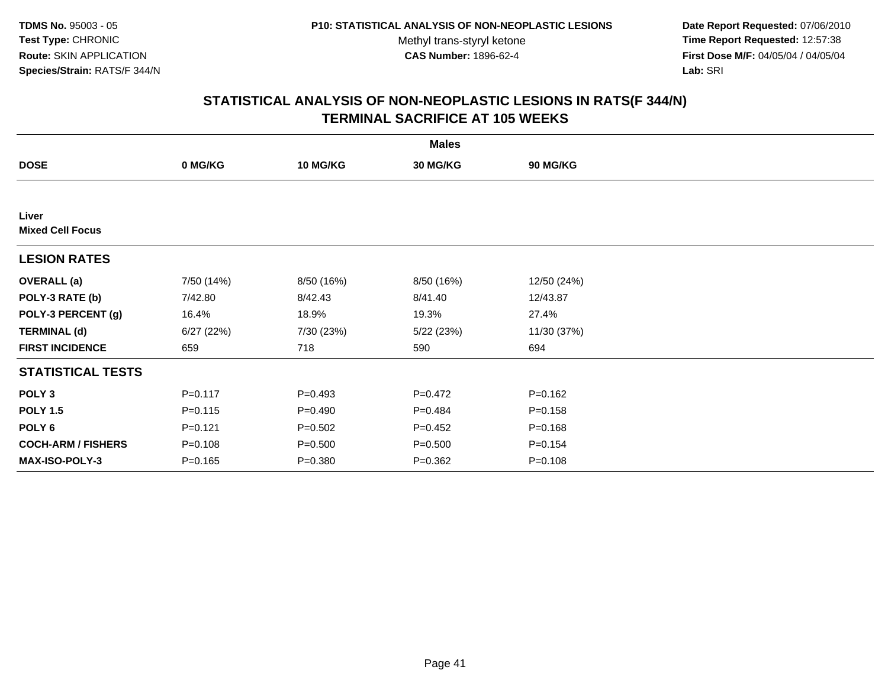**TDMS No.** 95003 - 05
**Test Type:** CHRONIC
**Route:** SKIN APPLICATION
**Species/Strain:** RATS/F 344/N

**P10: STATISTICAL ANALYSIS OF NON-NEOPLASTIC LESIONS**
Methyl trans-styryl ketone
**CAS Number:** 1896-62-4

**Date Report Requested:** 07/06/2010
**Time Report Requested:** 12:57:38
**First Dose M/F:** 04/05/04 / 04/05/04
**Lab:** SRI

## STATISTICAL ANALYSIS OF NON-NEOPLASTIC LESIONS IN RATS(F 344/N)
## TERMINAL SACRIFICE AT 105 WEEKS

| | Males | | | |
|---|---|---|---|---|
| **DOSE** | **0 MG/KG** | **10 MG/KG** | **30 MG/KG** | **90 MG/KG** |
| **Liver** | | | | |
| **Mixed Cell Focus** | | | | |
| **LESION RATES** | | | | |
| **OVERALL (a)** | 7/50 (14%) | 8/50 (16%) | 8/50 (16%) | 12/50 (24%) |
| **POLY-3 RATE (b)** | 7/42.80 | 8/42.43 | 8/41.40 | 12/43.87 |
| **POLY-3 PERCENT (g)** | 16.4% | 18.9% | 19.3% | 27.4% |
| **TERMINAL (d)** | 6/27 (22%) | 7/30 (23%) | 5/22 (23%) | 11/30 (37%) |
| **FIRST INCIDENCE** | 659 | 718 | 590 | 694 |
| **STATISTICAL TESTS** | | | | |
| **POLY 3** | P=0.117 | P=0.493 | P=0.472 | P=0.162 |
| **POLY 1.5** | P=0.115 | P=0.490 | P=0.484 | P=0.158 |
| **POLY 6** | P=0.121 | P=0.502 | P=0.452 | P=0.168 |
| **COCH-ARM / FISHERS** | P=0.108 | P=0.500 | P=0.500 | P=0.154 |
| **MAX-ISO-POLY-3** | P=0.165 | P=0.380 | P=0.362 | P=0.108 |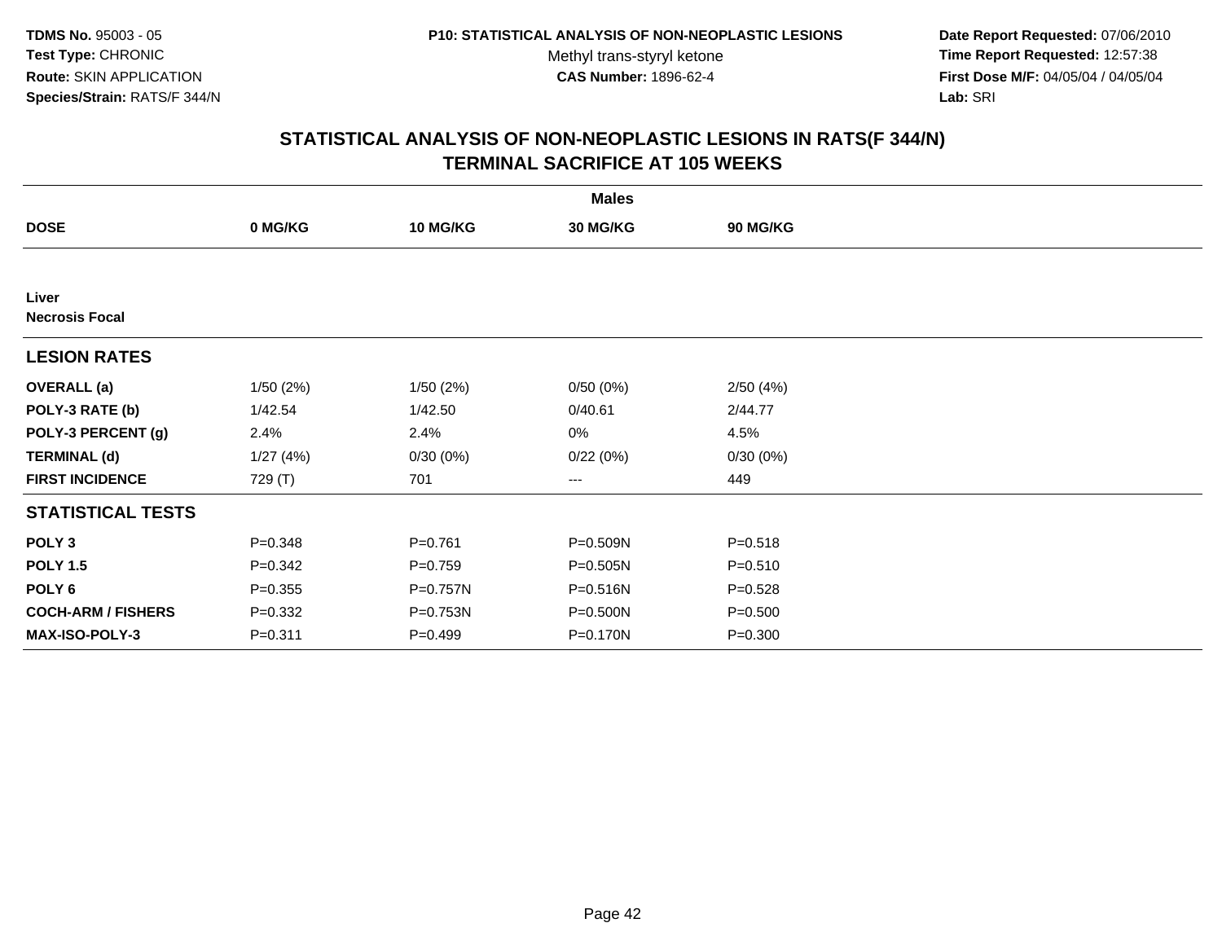TDMS No. 95003 - 05
Test Type: CHRONIC
Route: SKIN APPLICATION
Species/Strain: RATS/F 344/N

P10: STATISTICAL ANALYSIS OF NON-NEOPLASTIC LESIONS
Methyl trans-styryl ketone
CAS Number: 1896-62-4

Date Report Requested: 07/06/2010
Time Report Requested: 12:57:38
First Dose M/F: 04/05/04 / 04/05/04
Lab: SRI

## STATISTICAL ANALYSIS OF NON-NEOPLASTIC LESIONS IN RATS(F 344/N)
## TERMINAL SACRIFICE AT 105 WEEKS

| | Males | | | |
|---|---|---|---|---|
| **DOSE** | **0 MG/KG** | **10 MG/KG** | **30 MG/KG** | **90 MG/KG** |
| **Liver** | | | | |
| **Necrosis Focal** | | | | |
| **LESION RATES** | | | | |
| **OVERALL (a)** | 1/50 (2%) | 1/50 (2%) | 0/50 (0%) | 2/50 (4%) |
| **POLY-3 RATE (b)** | 1/42.54 | 1/42.50 | 0/40.61 | 2/44.77 |
| **POLY-3 PERCENT (g)** | 2.4% | 2.4% | 0% | 4.5% |
| **TERMINAL (d)** | 1/27 (4%) | 0/30 (0%) | 0/22 (0%) | 0/30 (0%) |
| **FIRST INCIDENCE** | 729 (T) | 701 | --- | 449 |
| **STATISTICAL TESTS** | | | | |
| **POLY 3** | P=0.348 | P=0.761 | P=0.509N | P=0.518 |
| **POLY 1.5** | P=0.342 | P=0.759 | P=0.505N | P=0.510 |
| **POLY 6** | P=0.355 | P=0.757N | P=0.516N | P=0.528 |
| **COCH-ARM / FISHERS** | P=0.332 | P=0.753N | P=0.500N | P=0.500 |
| **MAX-ISO-POLY-3** | P=0.311 | P=0.499 | P=0.170N | P=0.300 |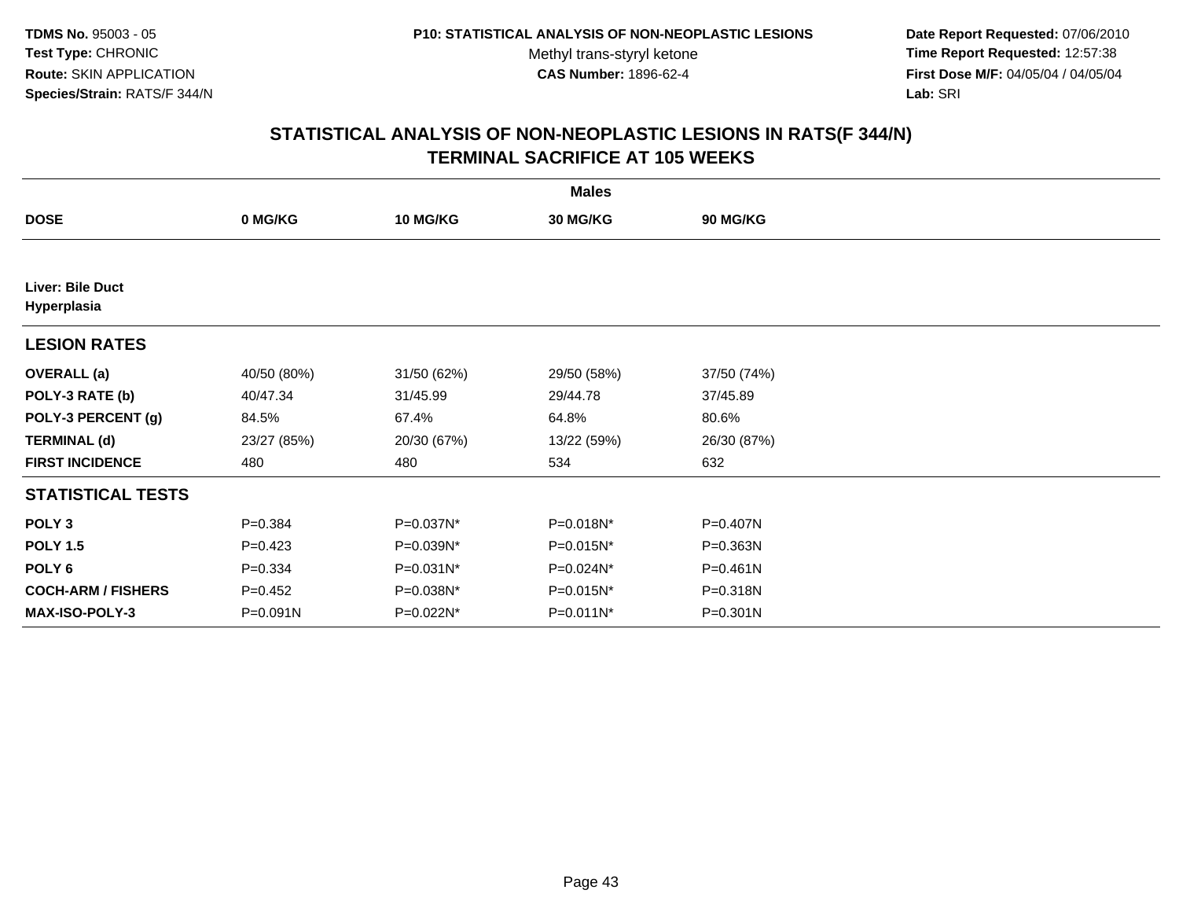TDMS No. 95003 - 05
Test Type: CHRONIC
Route: SKIN APPLICATION
Species/Strain: RATS/F 344/N

P10: STATISTICAL ANALYSIS OF NON-NEOPLASTIC LESIONS
Methyl trans-styryl ketone
CAS Number: 1896-62-4

Date Report Requested: 07/06/2010
Time Report Requested: 12:57:38
First Dose M/F: 04/05/04 / 04/05/04
Lab: SRI

## STATISTICAL ANALYSIS OF NON-NEOPLASTIC LESIONS IN RATS(F 344/N) TERMINAL SACRIFICE AT 105 WEEKS

| | Males | | | |
|---|---|---|---|---|
| **DOSE** | **0 MG/KG** | **10 MG/KG** | **30 MG/KG** | **90 MG/KG** |
| **Liver: Bile Duct Hyperplasia** | | | | |
| **LESION RATES** | | | | |
| **OVERALL (a)** | 40/50 (80%) | 31/50 (62%) | 29/50 (58%) | 37/50 (74%) |
| **POLY-3 RATE (b)** | 40/47.34 | 31/45.99 | 29/44.78 | 37/45.89 |
| **POLY-3 PERCENT (g)** | 84.5% | 67.4% | 64.8% | 80.6% |
| **TERMINAL (d)** | 23/27 (85%) | 20/30 (67%) | 13/22 (59%) | 26/30 (87%) |
| **FIRST INCIDENCE** | 480 | 480 | 534 | 632 |
| **STATISTICAL TESTS** | | | | |
| **POLY 3** | P=0.384 | P=0.037N* | P=0.018N* | P=0.407N |
| **POLY 1.5** | P=0.423 | P=0.039N* | P=0.015N* | P=0.363N |
| **POLY 6** | P=0.334 | P=0.031N* | P=0.024N* | P=0.461N |
| **COCH-ARM / FISHERS** | P=0.452 | P=0.038N* | P=0.015N* | P=0.318N |
| **MAX-ISO-POLY-3** | P=0.091N | P=0.022N* | P=0.011N* | P=0.301N |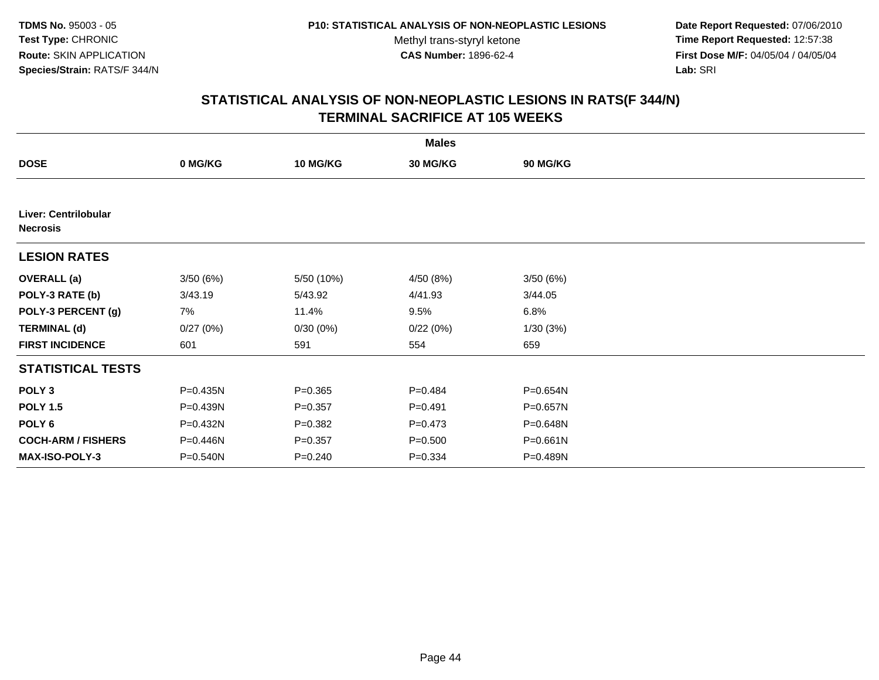**TDMS No.** 95003 - 05
**Test Type:** CHRONIC
**Route:** SKIN APPLICATION
**Species/Strain:** RATS/F 344/N

**P10: STATISTICAL ANALYSIS OF NON-NEOPLASTIC LESIONS**
Methyl trans-styryl ketone
**CAS Number:** 1896-62-4

**Date Report Requested:** 07/06/2010
**Time Report Requested:** 12:57:38
**First Dose M/F:** 04/05/04 / 04/05/04
**Lab:** SRI

## STATISTICAL ANALYSIS OF NON-NEOPLASTIC LESIONS IN RATS(F 344/N) TERMINAL SACRIFICE AT 105 WEEKS

| | Males | | | |
|---|---|---|---|---|
| **DOSE** | **0 MG/KG** | **10 MG/KG** | **30 MG/KG** | **90 MG/KG** |
| **Liver: Centrilobular Necrosis** | | | | |
| **LESION RATES** | | | | |
| **OVERALL (a)** | 3/50 (6%) | 5/50 (10%) | 4/50 (8%) | 3/50 (6%) |
| **POLY-3 RATE (b)** | 3/43.19 | 5/43.92 | 4/41.93 | 3/44.05 |
| **POLY-3 PERCENT (g)** | 7% | 11.4% | 9.5% | 6.8% |
| **TERMINAL (d)** | 0/27 (0%) | 0/30 (0%) | 0/22 (0%) | 1/30 (3%) |
| **FIRST INCIDENCE** | 601 | 591 | 554 | 659 |
| **STATISTICAL TESTS** | | | | |
| **POLY 3** | P=0.435N | P=0.365 | P=0.484 | P=0.654N |
| **POLY 1.5** | P=0.439N | P=0.357 | P=0.491 | P=0.657N |
| **POLY 6** | P=0.432N | P=0.382 | P=0.473 | P=0.648N |
| **COCH-ARM / FISHERS** | P=0.446N | P=0.357 | P=0.500 | P=0.661N |
| **MAX-ISO-POLY-3** | P=0.540N | P=0.240 | P=0.334 | P=0.489N |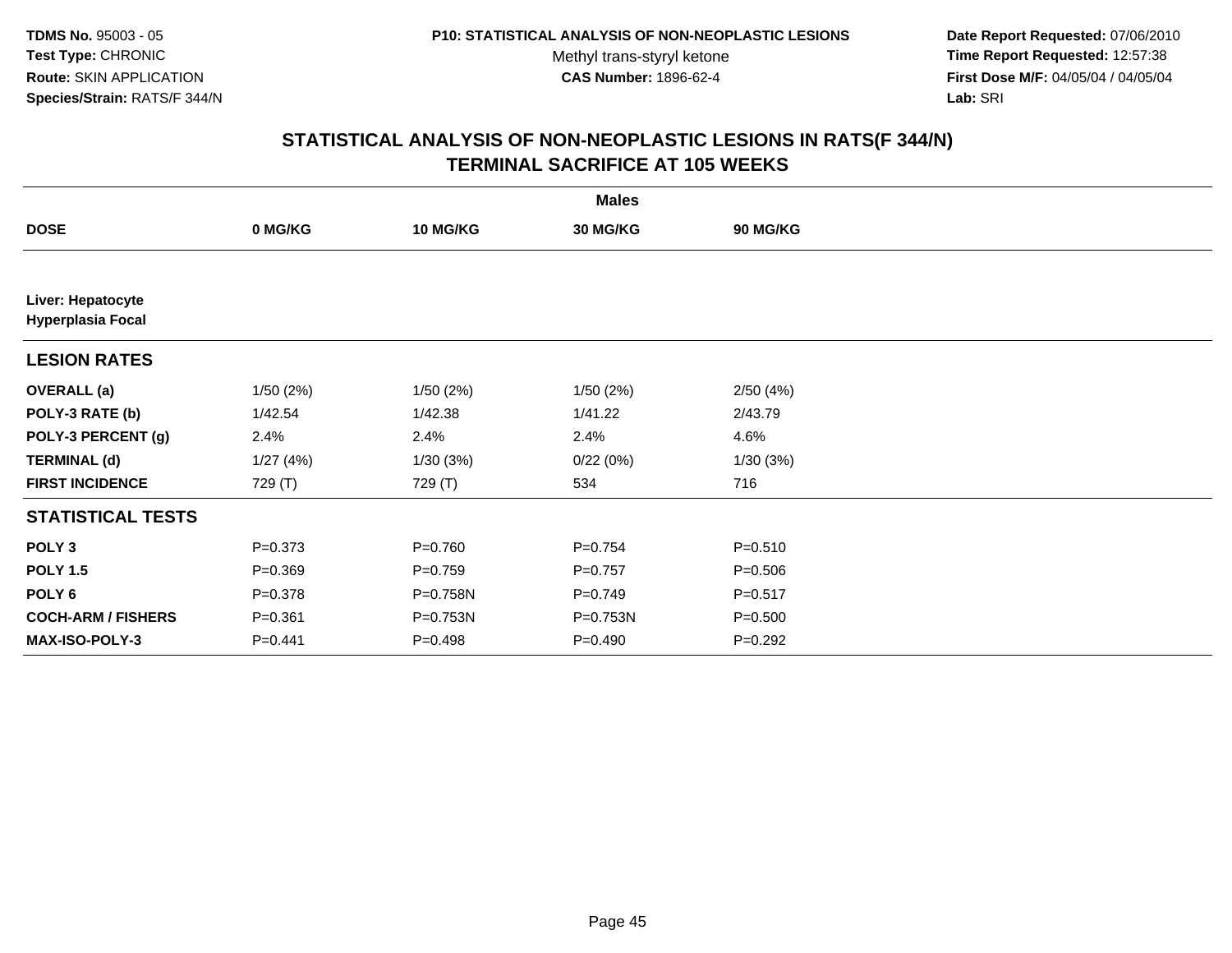**TDMS No.** 95003 - 05
**Test Type:** CHRONIC
**Route:** SKIN APPLICATION
**Species/Strain:** RATS/F 344/N

**P10: STATISTICAL ANALYSIS OF NON-NEOPLASTIC LESIONS**
Methyl trans-styryl ketone
**CAS Number:** 1896-62-4

**Date Report Requested:** 07/06/2010
**Time Report Requested:** 12:57:38
**First Dose M/F:** 04/05/04 / 04/05/04
**Lab:** SRI

# STATISTICAL ANALYSIS OF NON-NEOPLASTIC LESIONS IN RATS(F 344/N)
# TERMINAL SACRIFICE AT 105 WEEKS

| | Males | | | |
|---|---|---|---|---|
| **DOSE** | **0 MG/KG** | **10 MG/KG** | **30 MG/KG** | **90 MG/KG** |
| **Liver: Hepatocyte Hyperplasia Focal** | | | | |
| **LESION RATES** | | | | |
| **OVERALL (a)** | 1/50 (2%) | 1/50 (2%) | 1/50 (2%) | 2/50 (4%) |
| **POLY-3 RATE (b)** | 1/42.54 | 1/42.38 | 1/41.22 | 2/43.79 |
| **POLY-3 PERCENT (g)** | 2.4% | 2.4% | 2.4% | 4.6% |
| **TERMINAL (d)** | 1/27 (4%) | 1/30 (3%) | 0/22 (0%) | 1/30 (3%) |
| **FIRST INCIDENCE** | 729 (T) | 729 (T) | 534 | 716 |
| **STATISTICAL TESTS** | | | | |
| **POLY 3** | P=0.373 | P=0.760 | P=0.754 | P=0.510 |
| **POLY 1.5** | P=0.369 | P=0.759 | P=0.757 | P=0.506 |
| **POLY 6** | P=0.378 | P=0.758N | P=0.749 | P=0.517 |
| **COCH-ARM / FISHERS** | P=0.361 | P=0.753N | P=0.753N | P=0.500 |
| **MAX-ISO-POLY-3** | P=0.441 | P=0.498 | P=0.490 | P=0.292 |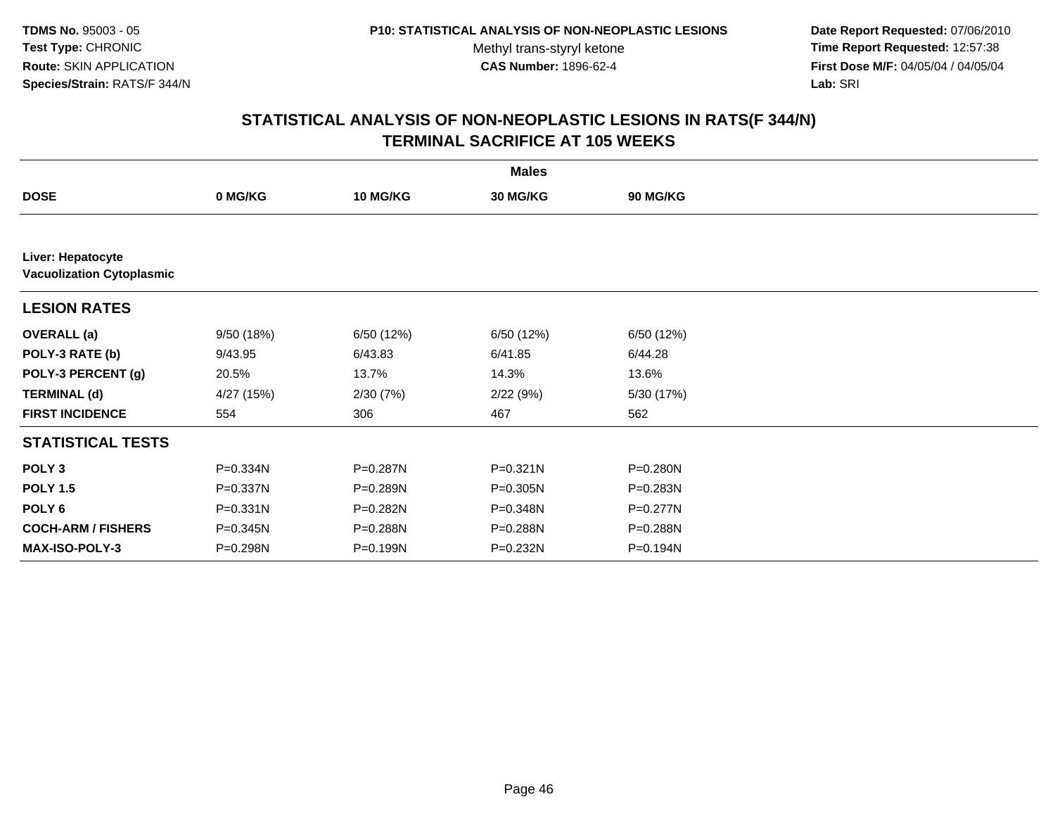**TDMS No.** 95003 - 05
**Test Type:** CHRONIC
**Route:** SKIN APPLICATION
**Species/Strain:** RATS/F 344/N

**P10: STATISTICAL ANALYSIS OF NON-NEOPLASTIC LESIONS**
Methyl trans-styryl ketone
**CAS Number:** 1896-62-4

**Date Report Requested:** 07/06/2010
**Time Report Requested:** 12:57:38
**First Dose M/F:** 04/05/04 / 04/05/04
**Lab:** SRI

## STATISTICAL ANALYSIS OF NON-NEOPLASTIC LESIONS IN RATS(F 344/N)
## TERMINAL SACRIFICE AT 105 WEEKS

| | Males | | | |
|---|---|---|---|---|
| **DOSE** | **0 MG/KG** | **10 MG/KG** | **30 MG/KG** | **90 MG/KG** |
| **Liver: Hepatocyte** | | | | |
| **Vacuolization Cytoplasmic** | | | | |
| **LESION RATES** | | | | |
| **OVERALL (a)** | 9/50 (18%) | 6/50 (12%) | 6/50 (12%) | 6/50 (12%) |
| **POLY-3 RATE (b)** | 9/43.95 | 6/43.83 | 6/41.85 | 6/44.28 |
| **POLY-3 PERCENT (g)** | 20.5% | 13.7% | 14.3% | 13.6% |
| **TERMINAL (d)** | 4/27 (15%) | 2/30 (7%) | 2/22 (9%) | 5/30 (17%) |
| **FIRST INCIDENCE** | 554 | 306 | 467 | 562 |
| **STATISTICAL TESTS** | | | | |
| **POLY 3** | P=0.334N | P=0.287N | P=0.321N | P=0.280N |
| **POLY 1.5** | P=0.337N | P=0.289N | P=0.305N | P=0.283N |
| **POLY 6** | P=0.331N | P=0.282N | P=0.348N | P=0.277N |
| **COCH-ARM / FISHERS** | P=0.345N | P=0.288N | P=0.288N | P=0.288N |
| **MAX-ISO-POLY-3** | P=0.298N | P=0.199N | P=0.232N | P=0.194N |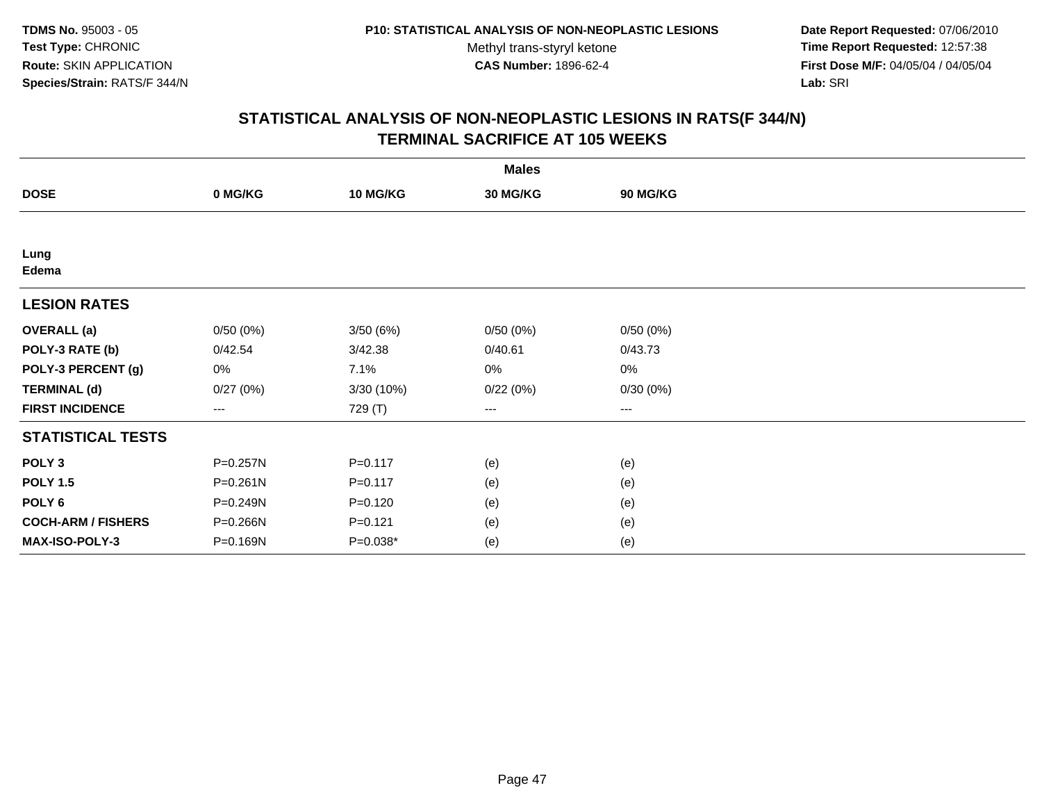**TDMS No.** 95003 - 05
**Test Type:** CHRONIC
**Route:** SKIN APPLICATION
**Species/Strain:** RATS/F 344/N

**P10: STATISTICAL ANALYSIS OF NON-NEOPLASTIC LESIONS**
Methyl trans-styryl ketone
**CAS Number:** 1896-62-4

**Date Report Requested:** 07/06/2010
**Time Report Requested:** 12:57:38
**First Dose M/F:** 04/05/04 / 04/05/04
**Lab:** SRI

## STATISTICAL ANALYSIS OF NON-NEOPLASTIC LESIONS IN RATS(F 344/N)
## TERMINAL SACRIFICE AT 105 WEEKS

| | Males | | | |
|---|---|---|---|---|
| **DOSE** | **0 MG/KG** | **10 MG/KG** | **30 MG/KG** | **90 MG/KG** |
| **Lung** | | | | |
| **Edema** | | | | |
| **LESION RATES** | | | | |
| **OVERALL (a)** | 0/50 (0%) | 3/50 (6%) | 0/50 (0%) | 0/50 (0%) |
| **POLY-3 RATE (b)** | 0/42.54 | 3/42.38 | 0/40.61 | 0/43.73 |
| **POLY-3 PERCENT (g)** | 0% | 7.1% | 0% | 0% |
| **TERMINAL (d)** | 0/27 (0%) | 3/30 (10%) | 0/22 (0%) | 0/30 (0%) |
| **FIRST INCIDENCE** | --- | 729 (T) | --- | --- |
| **STATISTICAL TESTS** | | | | |
| **POLY 3** | P=0.257N | P=0.117 | (e) | (e) |
| **POLY 1.5** | P=0.261N | P=0.117 | (e) | (e) |
| **POLY 6** | P=0.249N | P=0.120 | (e) | (e) |
| **COCH-ARM / FISHERS** | P=0.266N | P=0.121 | (e) | (e) |
| **MAX-ISO-POLY-3** | P=0.169N | P=0.038* | (e) | (e) |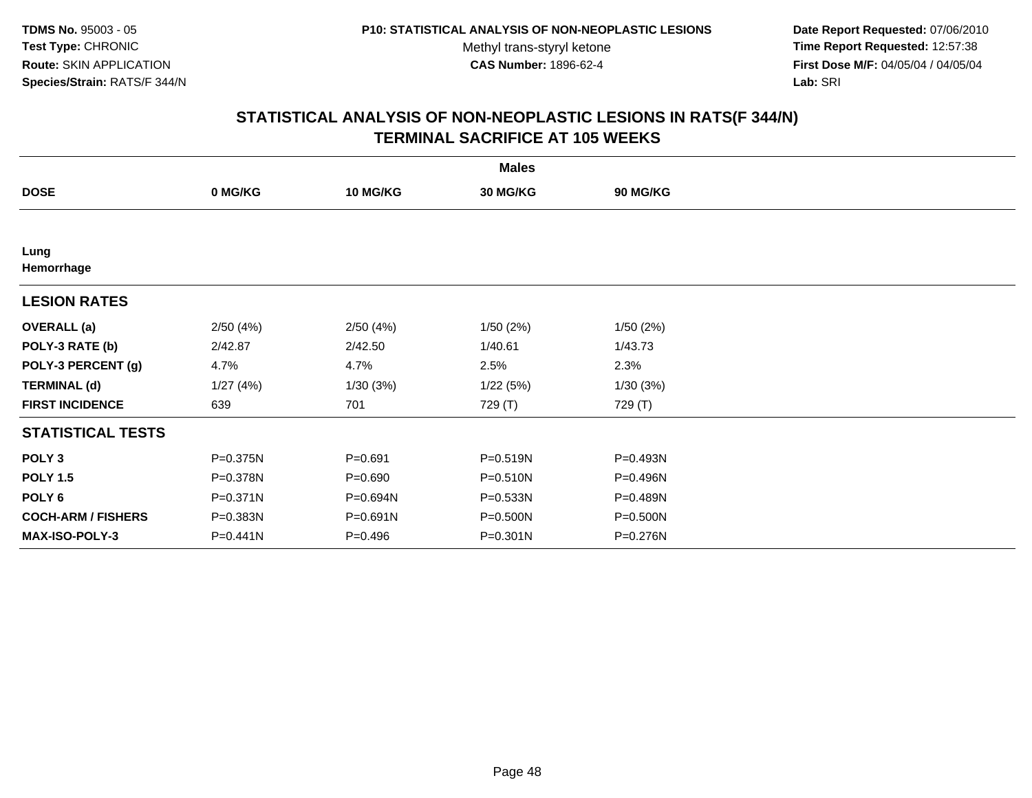TDMS No. 95003 - 05
Test Type: CHRONIC
Route: SKIN APPLICATION
Species/Strain: RATS/F 344/N

P10: STATISTICAL ANALYSIS OF NON-NEOPLASTIC LESIONS
Methyl trans-styryl ketone
CAS Number: 1896-62-4

Date Report Requested: 07/06/2010
Time Report Requested: 12:57:38
First Dose M/F: 04/05/04 / 04/05/04
Lab: SRI

## STATISTICAL ANALYSIS OF NON-NEOPLASTIC LESIONS IN RATS(F 344/N)
## TERMINAL SACRIFICE AT 105 WEEKS

| | Males | | | |
|---|---|---|---|---|
| **DOSE** | **0 MG/KG** | **10 MG/KG** | **30 MG/KG** | **90 MG/KG** |
| **Lung** | | | | |
| **Hemorrhage** | | | | |
| **LESION RATES** | | | | |
| **OVERALL (a)** | 2/50 (4%) | 2/50 (4%) | 1/50 (2%) | 1/50 (2%) |
| **POLY-3 RATE (b)** | 2/42.87 | 2/42.50 | 1/40.61 | 1/43.73 |
| **POLY-3 PERCENT (g)** | 4.7% | 4.7% | 2.5% | 2.3% |
| **TERMINAL (d)** | 1/27 (4%) | 1/30 (3%) | 1/22 (5%) | 1/30 (3%) |
| **FIRST INCIDENCE** | 639 | 701 | 729 (T) | 729 (T) |
| **STATISTICAL TESTS** | | | | |
| **POLY 3** | P=0.375N | P=0.691 | P=0.519N | P=0.493N |
| **POLY 1.5** | P=0.378N | P=0.690 | P=0.510N | P=0.496N |
| **POLY 6** | P=0.371N | P=0.694N | P=0.533N | P=0.489N |
| **COCH-ARM / FISHERS** | P=0.383N | P=0.691N | P=0.500N | P=0.500N |
| **MAX-ISO-POLY-3** | P=0.441N | P=0.496 | P=0.301N | P=0.276N |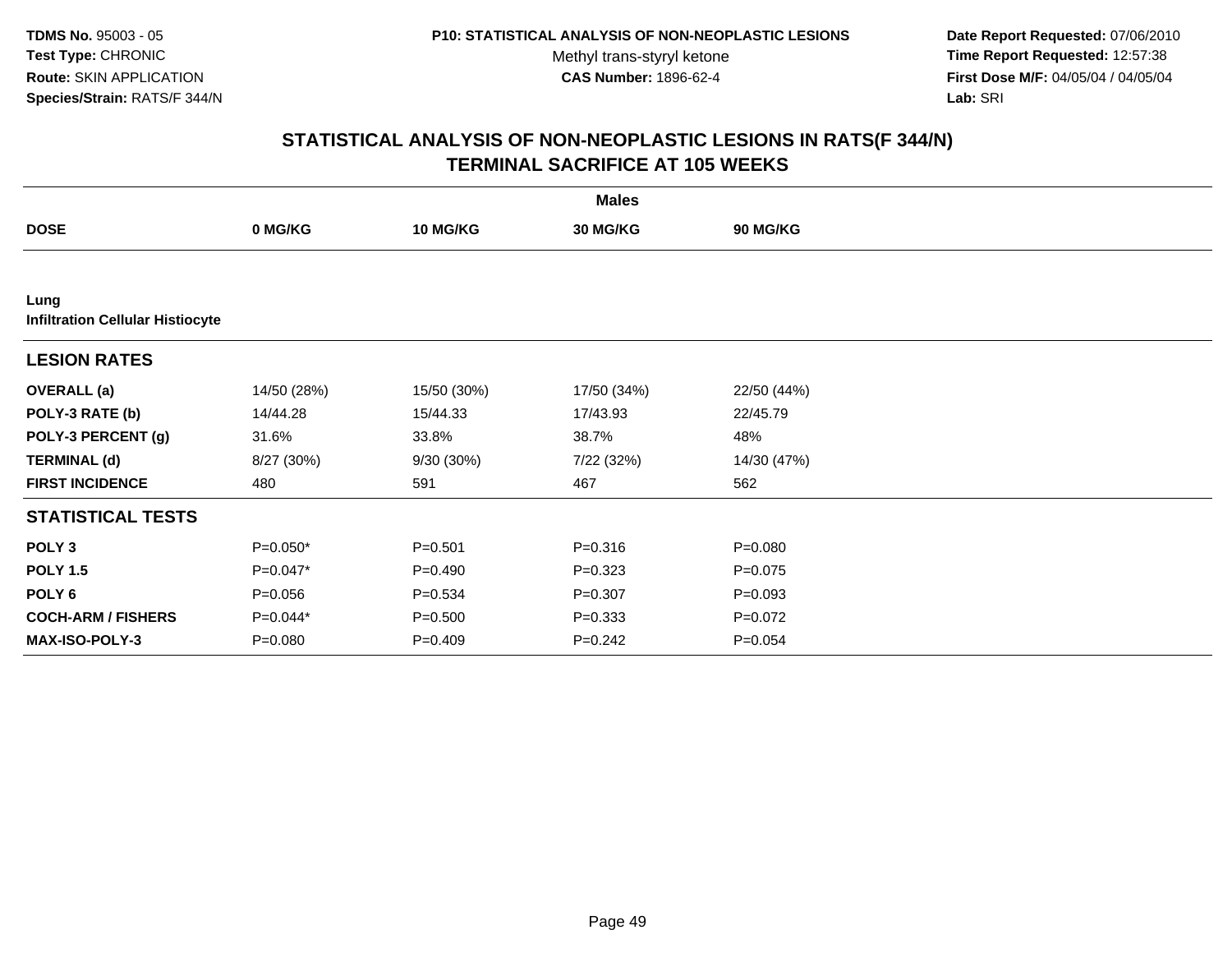**TDMS No.** 95003 - 05
**Test Type:** CHRONIC
**Route:** SKIN APPLICATION
**Species/Strain:** RATS/F 344/N

**P10: STATISTICAL ANALYSIS OF NON-NEOPLASTIC LESIONS**
Methyl trans-styryl ketone
**CAS Number:** 1896-62-4

**Date Report Requested:** 07/06/2010
**Time Report Requested:** 12:57:38
**First Dose M/F:** 04/05/04 / 04/05/04
**Lab:** SRI

## STATISTICAL ANALYSIS OF NON-NEOPLASTIC LESIONS IN RATS(F 344/N)
## TERMINAL SACRIFICE AT 105 WEEKS

| | Males | | | |
|---|---|---|---|---|
| **DOSE** | **0 MG/KG** | **10 MG/KG** | **30 MG/KG** | **90 MG/KG** |
| **Lung** | | | | |
| **Infiltration Cellular Histiocyte** | | | | |
| **LESION RATES** | | | | |
| **OVERALL (a)** | 14/50 (28%) | 15/50 (30%) | 17/50 (34%) | 22/50 (44%) |
| **POLY-3 RATE (b)** | 14/44.28 | 15/44.33 | 17/43.93 | 22/45.79 |
| **POLY-3 PERCENT (g)** | 31.6% | 33.8% | 38.7% | 48% |
| **TERMINAL (d)** | 8/27 (30%) | 9/30 (30%) | 7/22 (32%) | 14/30 (47%) |
| **FIRST INCIDENCE** | 480 | 591 | 467 | 562 |
| **STATISTICAL TESTS** | | | | |
| **POLY 3** | P=0.050* | P=0.501 | P=0.316 | P=0.080 |
| **POLY 1.5** | P=0.047* | P=0.490 | P=0.323 | P=0.075 |
| **POLY 6** | P=0.056 | P=0.534 | P=0.307 | P=0.093 |
| **COCH-ARM / FISHERS** | P=0.044* | P=0.500 | P=0.333 | P=0.072 |
| **MAX-ISO-POLY-3** | P=0.080 | P=0.409 | P=0.242 | P=0.054 |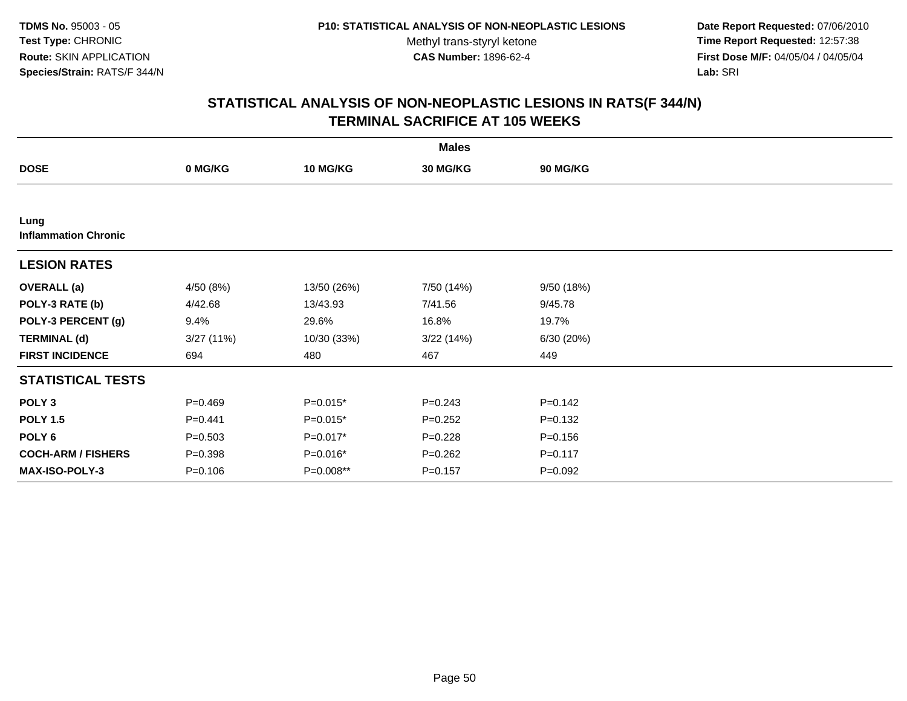**TDMS No.** 95003 - 05
**Test Type:** CHRONIC
**Route:** SKIN APPLICATION
**Species/Strain:** RATS/F 344/N

**P10: STATISTICAL ANALYSIS OF NON-NEOPLASTIC LESIONS**
Methyl trans-styryl ketone
**CAS Number:** 1896-62-4

**Date Report Requested:** 07/06/2010
**Time Report Requested:** 12:57:38
**First Dose M/F:** 04/05/04 / 04/05/04
**Lab:** SRI

## STATISTICAL ANALYSIS OF NON-NEOPLASTIC LESIONS IN RATS(F 344/N) TERMINAL SACRIFICE AT 105 WEEKS

| | Males | | | |
|---|---|---|---|---|
| **DOSE** | **0 MG/KG** | **10 MG/KG** | **30 MG/KG** | **90 MG/KG** |
| **Lung** | | | | |
| **Inflammation Chronic** | | | | |
| **LESION RATES** | | | | |
| **OVERALL (a)** | 4/50 (8%) | 13/50 (26%) | 7/50 (14%) | 9/50 (18%) |
| **POLY-3 RATE (b)** | 4/42.68 | 13/43.93 | 7/41.56 | 9/45.78 |
| **POLY-3 PERCENT (g)** | 9.4% | 29.6% | 16.8% | 19.7% |
| **TERMINAL (d)** | 3/27 (11%) | 10/30 (33%) | 3/22 (14%) | 6/30 (20%) |
| **FIRST INCIDENCE** | 694 | 480 | 467 | 449 |
| **STATISTICAL TESTS** | | | | |
| **POLY 3** | P=0.469 | P=0.015* | P=0.243 | P=0.142 |
| **POLY 1.5** | P=0.441 | P=0.015* | P=0.252 | P=0.132 |
| **POLY 6** | P=0.503 | P=0.017* | P=0.228 | P=0.156 |
| **COCH-ARM / FISHERS** | P=0.398 | P=0.016* | P=0.262 | P=0.117 |
| **MAX-ISO-POLY-3** | P=0.106 | P=0.008** | P=0.157 | P=0.092 |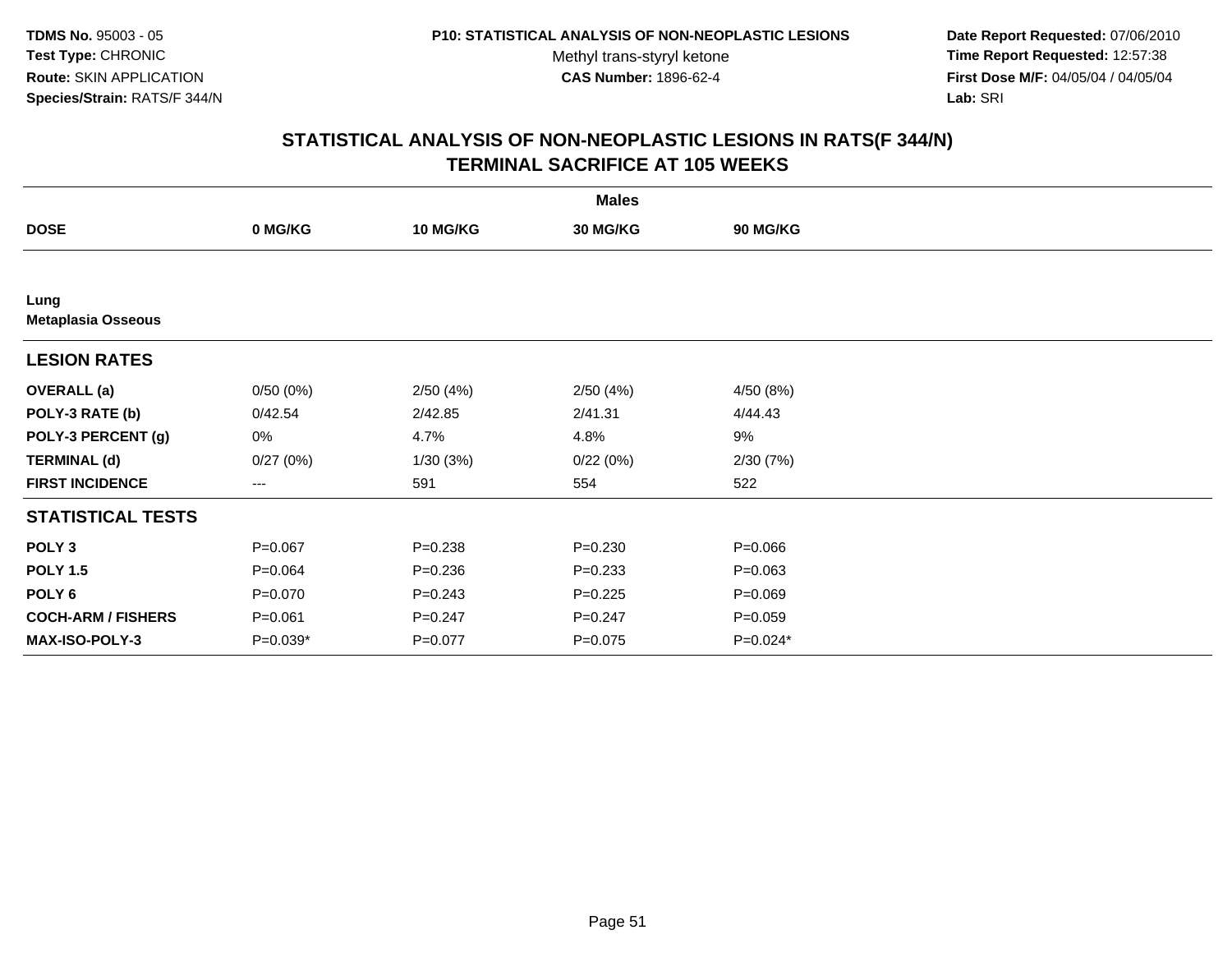**TDMS No.** 95003 - 05
**Test Type:** CHRONIC
**Route:** SKIN APPLICATION
**Species/Strain:** RATS/F 344/N

**P10: STATISTICAL ANALYSIS OF NON-NEOPLASTIC LESIONS**
Methyl trans-styryl ketone
**CAS Number:** 1896-62-4

**Date Report Requested:** 07/06/2010
**Time Report Requested:** 12:57:38
**First Dose M/F:** 04/05/04 / 04/05/04
**Lab:** SRI

## STATISTICAL ANALYSIS OF NON-NEOPLASTIC LESIONS IN RATS(F 344/N) TERMINAL SACRIFICE AT 105 WEEKS

| | Males | | | |
|---|---|---|---|---|
| **DOSE** | **0 MG/KG** | **10 MG/KG** | **30 MG/KG** | **90 MG/KG** |
| **Lung** | | | | |
| **Metaplasia Osseous** | | | | |
| **LESION RATES** | | | | |
| **OVERALL (a)** | 0/50 (0%) | 2/50 (4%) | 2/50 (4%) | 4/50 (8%) |
| **POLY-3 RATE (b)** | 0/42.54 | 2/42.85 | 2/41.31 | 4/44.43 |
| **POLY-3 PERCENT (g)** | 0% | 4.7% | 4.8% | 9% |
| **TERMINAL (d)** | 0/27 (0%) | 1/30 (3%) | 0/22 (0%) | 2/30 (7%) |
| **FIRST INCIDENCE** | --- | 591 | 554 | 522 |
| **STATISTICAL TESTS** | | | | |
| **POLY 3** | P=0.067 | P=0.238 | P=0.230 | P=0.066 |
| **POLY 1.5** | P=0.064 | P=0.236 | P=0.233 | P=0.063 |
| **POLY 6** | P=0.070 | P=0.243 | P=0.225 | P=0.069 |
| **COCH-ARM / FISHERS** | P=0.061 | P=0.247 | P=0.247 | P=0.059 |
| **MAX-ISO-POLY-3** | P=0.039* | P=0.077 | P=0.075 | P=0.024* |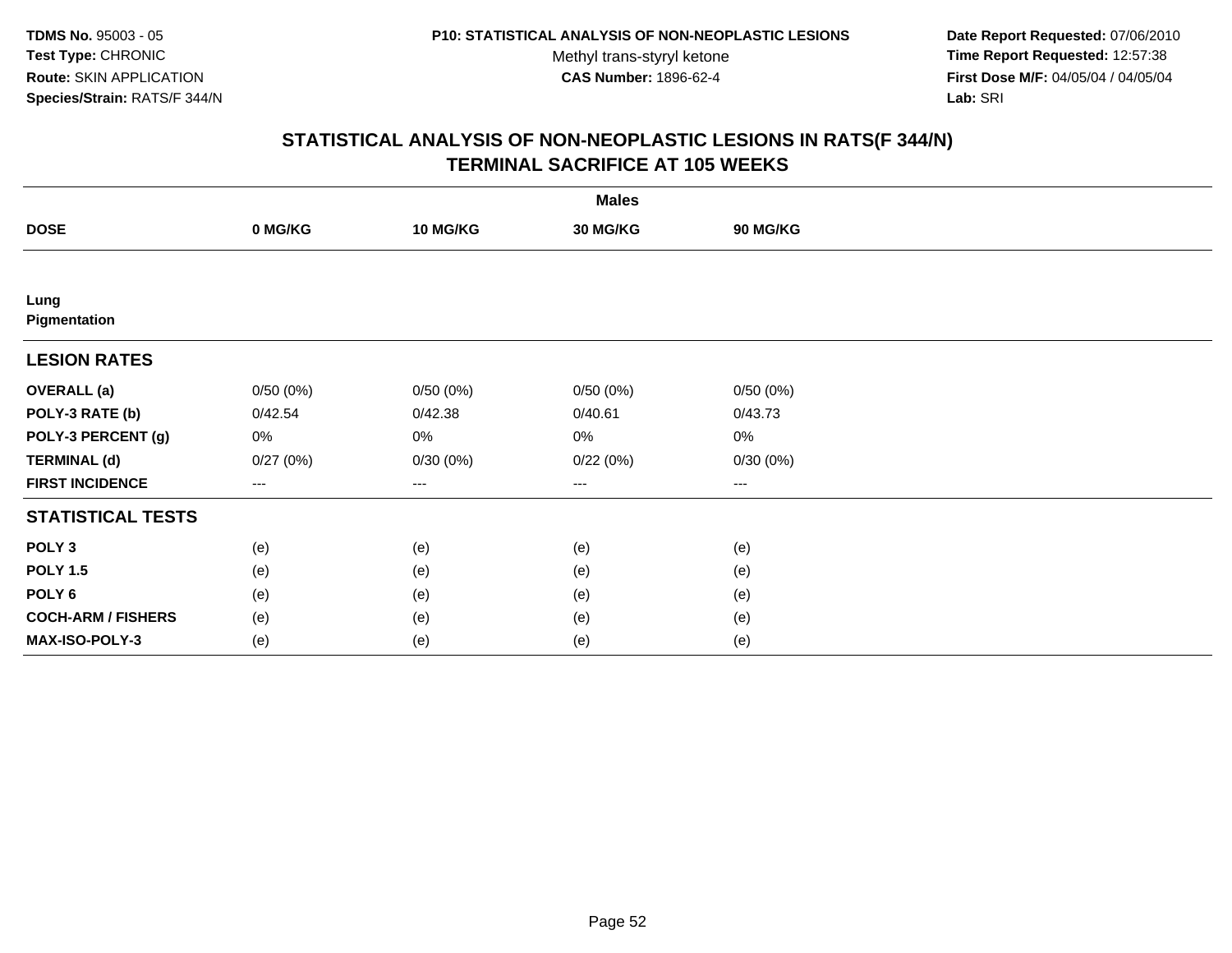**TDMS No.** 95003 - 05
**Test Type:** CHRONIC
**Route:** SKIN APPLICATION
**Species/Strain:** RATS/F 344/N

**P10: STATISTICAL ANALYSIS OF NON-NEOPLASTIC LESIONS**
Methyl trans-styryl ketone
**CAS Number:** 1896-62-4

**Date Report Requested:** 07/06/2010
**Time Report Requested:** 12:57:38
**First Dose M/F:** 04/05/04 / 04/05/04
**Lab:** SRI

## STATISTICAL ANALYSIS OF NON-NEOPLASTIC LESIONS IN RATS(F 344/N)
## TERMINAL SACRIFICE AT 105 WEEKS

| | Males | | | |
|---|---|---|---|---|
| **DOSE** | **0 MG/KG** | **10 MG/KG** | **30 MG/KG** | **90 MG/KG** |
| **Lung** | | | | |
| **Pigmentation** | | | | |
| **LESION RATES** | | | | |
| **OVERALL (a)** | 0/50 (0%) | 0/50 (0%) | 0/50 (0%) | 0/50 (0%) |
| **POLY-3 RATE (b)** | 0/42.54 | 0/42.38 | 0/40.61 | 0/43.73 |
| **POLY-3 PERCENT (g)** | 0% | 0% | 0% | 0% |
| **TERMINAL (d)** | 0/27 (0%) | 0/30 (0%) | 0/22 (0%) | 0/30 (0%) |
| **FIRST INCIDENCE** | --- | --- | --- | --- |
| **STATISTICAL TESTS** | | | | |
| **POLY 3** | (e) | (e) | (e) | (e) |
| **POLY 1.5** | (e) | (e) | (e) | (e) |
| **POLY 6** | (e) | (e) | (e) | (e) |
| **COCH-ARM / FISHERS** | (e) | (e) | (e) | (e) |
| **MAX-ISO-POLY-3** | (e) | (e) | (e) | (e) |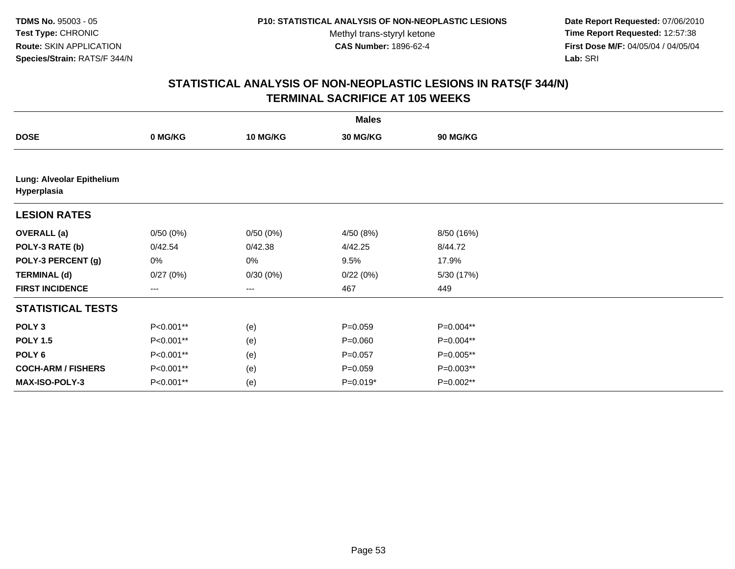**TDMS No.** 95003 - 05
**Test Type:** CHRONIC
**Route:** SKIN APPLICATION
**Species/Strain:** RATS/F 344/N

**P10: STATISTICAL ANALYSIS OF NON-NEOPLASTIC LESIONS**
Methyl trans-styryl ketone
**CAS Number:** 1896-62-4

**Date Report Requested:** 07/06/2010
**Time Report Requested:** 12:57:38
**First Dose M/F:** 04/05/04 / 04/05/04
**Lab:** SRI

## STATISTICAL ANALYSIS OF NON-NEOPLASTIC LESIONS IN RATS(F 344/N)
## TERMINAL SACRIFICE AT 105 WEEKS

| | Males | | | |
|---|---|---|---|---|
| **DOSE** | **0 MG/KG** | **10 MG/KG** | **30 MG/KG** | **90 MG/KG** |
| **Lung: Alveolar Epithelium Hyperplasia** | | | | |
| **LESION RATES** | | | | |
| **OVERALL (a)** | 0/50 (0%) | 0/50 (0%) | 4/50 (8%) | 8/50 (16%) |
| **POLY-3 RATE (b)** | 0/42.54 | 0/42.38 | 4/42.25 | 8/44.72 |
| **POLY-3 PERCENT (g)** | 0% | 0% | 9.5% | 17.9% |
| **TERMINAL (d)** | 0/27 (0%) | 0/30 (0%) | 0/22 (0%) | 5/30 (17%) |
| **FIRST INCIDENCE** | --- | --- | 467 | 449 |
| **STATISTICAL TESTS** | | | | |
| **POLY 3** | P<0.001** | (e) | P=0.059 | P=0.004** |
| **POLY 1.5** | P<0.001** | (e) | P=0.060 | P=0.004** |
| **POLY 6** | P<0.001** | (e) | P=0.057 | P=0.005** |
| **COCH-ARM / FISHERS** | P<0.001** | (e) | P=0.059 | P=0.003** |
| **MAX-ISO-POLY-3** | P<0.001** | (e) | P=0.019* | P=0.002** |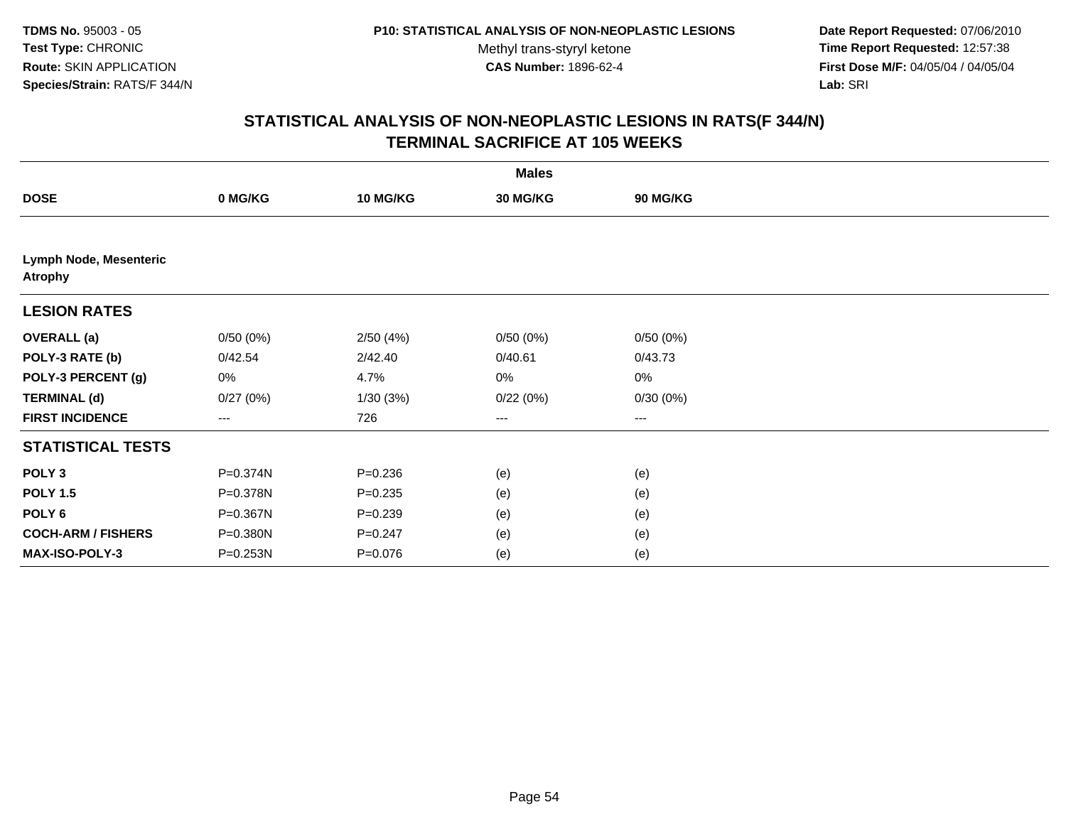**TDMS No.** 95003 - 05
**Test Type:** CHRONIC
**Route:** SKIN APPLICATION
**Species/Strain:** RATS/F 344/N

**P10: STATISTICAL ANALYSIS OF NON-NEOPLASTIC LESIONS**
Methyl trans-styryl ketone
**CAS Number:** 1896-62-4

**Date Report Requested:** 07/06/2010
**Time Report Requested:** 12:57:38
**First Dose M/F:** 04/05/04 / 04/05/04
**Lab:** SRI

## STATISTICAL ANALYSIS OF NON-NEOPLASTIC LESIONS IN RATS(F 344/N)
## TERMINAL SACRIFICE AT 105 WEEKS

| | Males | | | |
|---|---|---|---|---|
| **DOSE** | **0 MG/KG** | **10 MG/KG** | **30 MG/KG** | **90 MG/KG** |
| **Lymph Node, Mesenteric** **Atrophy** | | | | |
| **LESION RATES** | | | | |
| **OVERALL (a)** | 0/50 (0%) | 2/50 (4%) | 0/50 (0%) | 0/50 (0%) |
| **POLY-3 RATE (b)** | 0/42.54 | 2/42.40 | 0/40.61 | 0/43.73 |
| **POLY-3 PERCENT (g)** | 0% | 4.7% | 0% | 0% |
| **TERMINAL (d)** | 0/27 (0%) | 1/30 (3%) | 0/22 (0%) | 0/30 (0%) |
| **FIRST INCIDENCE** | --- | 726 | --- | --- |
| **STATISTICAL TESTS** | | | | |
| **POLY 3** | P=0.374N | P=0.236 | (e) | (e) |
| **POLY 1.5** | P=0.378N | P=0.235 | (e) | (e) |
| **POLY 6** | P=0.367N | P=0.239 | (e) | (e) |
| **COCH-ARM / FISHERS** | P=0.380N | P=0.247 | (e) | (e) |
| **MAX-ISO-POLY-3** | P=0.253N | P=0.076 | (e) | (e) |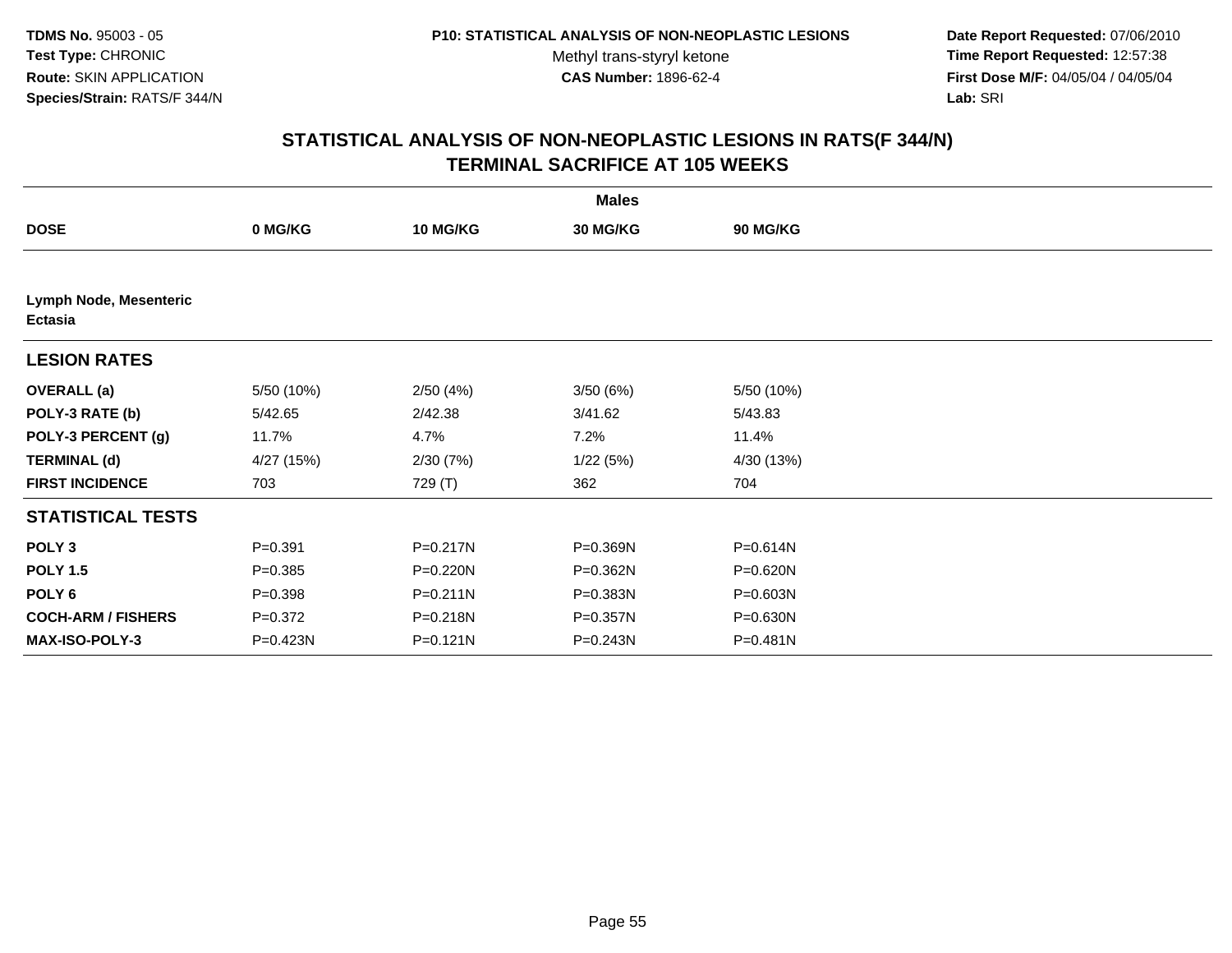TDMS No. 95003 - 05
Test Type: CHRONIC
Route: SKIN APPLICATION
Species/Strain: RATS/F 344/N

P10: STATISTICAL ANALYSIS OF NON-NEOPLASTIC LESIONS
Methyl trans-styryl ketone
CAS Number: 1896-62-4

Date Report Requested: 07/06/2010
Time Report Requested: 12:57:38
First Dose M/F: 04/05/04 / 04/05/04
Lab: SRI

## STATISTICAL ANALYSIS OF NON-NEOPLASTIC LESIONS IN RATS(F 344/N) TERMINAL SACRIFICE AT 105 WEEKS

| | Males | | | |
|---|---|---|---|---|
| **DOSE** | **0 MG/KG** | **10 MG/KG** | **30 MG/KG** | **90 MG/KG** |
| **Lymph Node, Mesenteric Ectasia** | | | | |
| **LESION RATES** | | | | |
| **OVERALL (a)** | 5/50 (10%) | 2/50 (4%) | 3/50 (6%) | 5/50 (10%) |
| **POLY-3 RATE (b)** | 5/42.65 | 2/42.38 | 3/41.62 | 5/43.83 |
| **POLY-3 PERCENT (g)** | 11.7% | 4.7% | 7.2% | 11.4% |
| **TERMINAL (d)** | 4/27 (15%) | 2/30 (7%) | 1/22 (5%) | 4/30 (13%) |
| **FIRST INCIDENCE** | 703 | 729 (T) | 362 | 704 |
| **STATISTICAL TESTS** | | | | |
| **POLY 3** | P=0.391 | P=0.217N | P=0.369N | P=0.614N |
| **POLY 1.5** | P=0.385 | P=0.220N | P=0.362N | P=0.620N |
| **POLY 6** | P=0.398 | P=0.211N | P=0.383N | P=0.603N |
| **COCH-ARM / FISHERS** | P=0.372 | P=0.218N | P=0.357N | P=0.630N |
| **MAX-ISO-POLY-3** | P=0.423N | P=0.121N | P=0.243N | P=0.481N |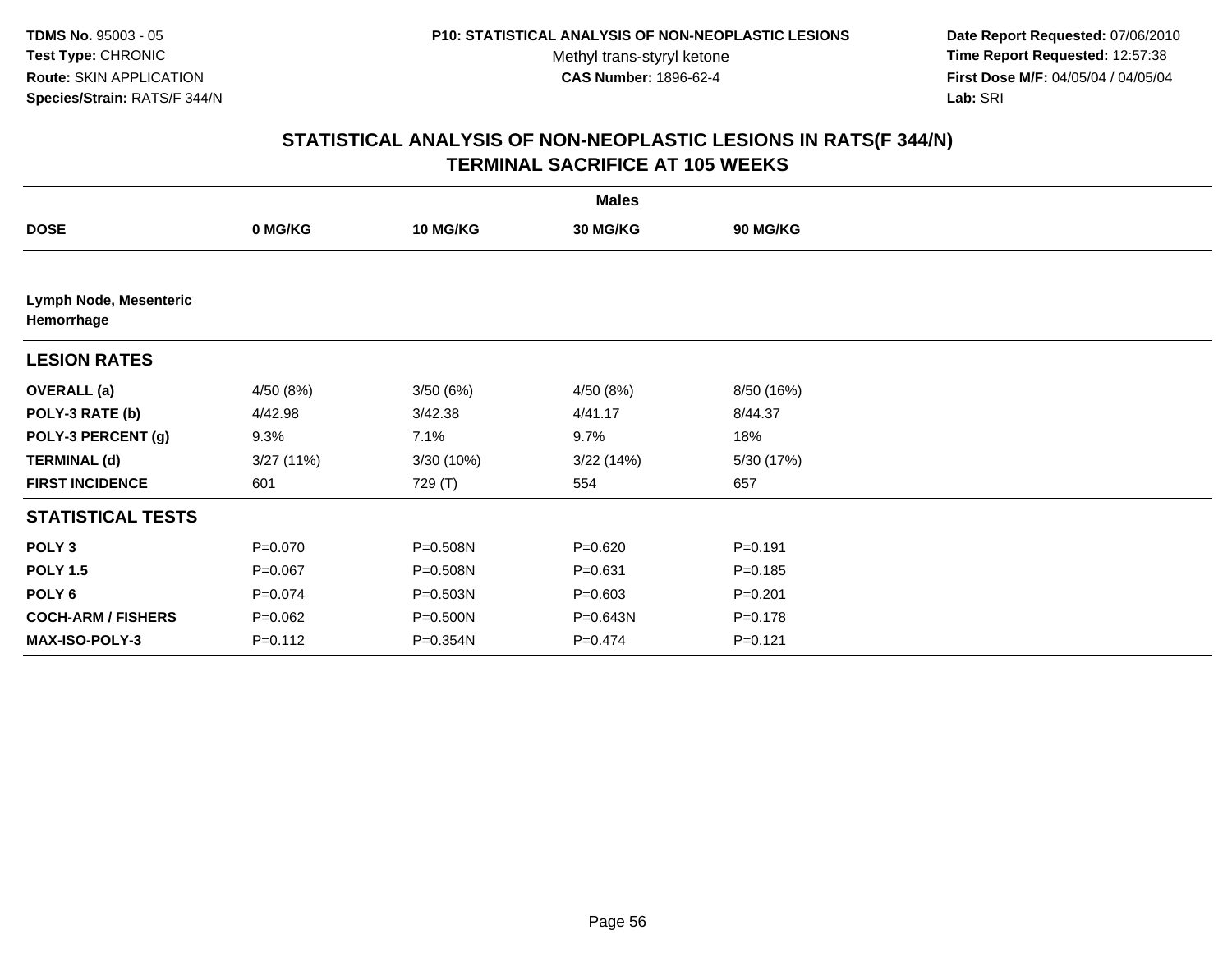**TDMS No.** 95003 - 05
**Test Type:** CHRONIC
**Route:** SKIN APPLICATION
**Species/Strain:** RATS/F 344/N

**P10: STATISTICAL ANALYSIS OF NON-NEOPLASTIC LESIONS**
Methyl trans-styryl ketone
**CAS Number:** 1896-62-4

**Date Report Requested:** 07/06/2010
**Time Report Requested:** 12:57:38
**First Dose M/F:** 04/05/04 / 04/05/04
**Lab:** SRI

## STATISTICAL ANALYSIS OF NON-NEOPLASTIC LESIONS IN RATS(F 344/N)
## TERMINAL SACRIFICE AT 105 WEEKS

| | Males | | | |
|---|---|---|---|---|
| **DOSE** | **0 MG/KG** | **10 MG/KG** | **30 MG/KG** | **90 MG/KG** |
| **Lymph Node, Mesenteric Hemorrhage** | | | | |
| **LESION RATES** | | | | |
| **OVERALL (a)** | 4/50 (8%) | 3/50 (6%) | 4/50 (8%) | 8/50 (16%) |
| **POLY-3 RATE (b)** | 4/42.98 | 3/42.38 | 4/41.17 | 8/44.37 |
| **POLY-3 PERCENT (g)** | 9.3% | 7.1% | 9.7% | 18% |
| **TERMINAL (d)** | 3/27 (11%) | 3/30 (10%) | 3/22 (14%) | 5/30 (17%) |
| **FIRST INCIDENCE** | 601 | 729 (T) | 554 | 657 |
| **STATISTICAL TESTS** | | | | |
| **POLY 3** | P=0.070 | P=0.508N | P=0.620 | P=0.191 |
| **POLY 1.5** | P=0.067 | P=0.508N | P=0.631 | P=0.185 |
| **POLY 6** | P=0.074 | P=0.503N | P=0.603 | P=0.201 |
| **COCH-ARM / FISHERS** | P=0.062 | P=0.500N | P=0.643N | P=0.178 |
| **MAX-ISO-POLY-3** | P=0.112 | P=0.354N | P=0.474 | P=0.121 |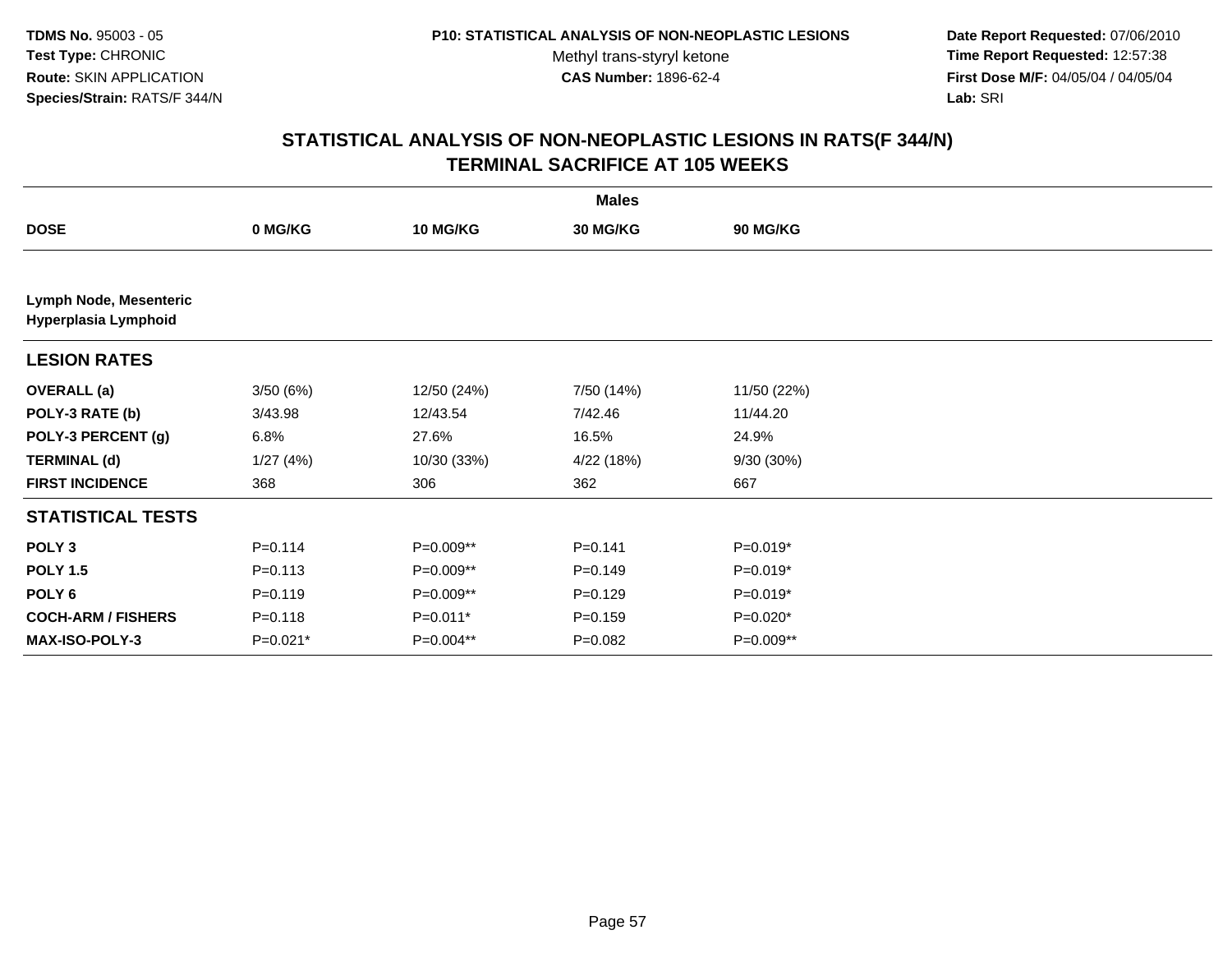TDMS No. 95003 - 05
Test Type: CHRONIC
Route: SKIN APPLICATION
Species/Strain: RATS/F 344/N

P10: STATISTICAL ANALYSIS OF NON-NEOPLASTIC LESIONS
Methyl trans-styryl ketone
CAS Number: 1896-62-4

Date Report Requested: 07/06/2010
Time Report Requested: 12:57:38
First Dose M/F: 04/05/04 / 04/05/04
Lab: SRI

## STATISTICAL ANALYSIS OF NON-NEOPLASTIC LESIONS IN RATS(F 344/N)
## TERMINAL SACRIFICE AT 105 WEEKS

| | Males | | | |
|---|---|---|---|---|
| DOSE | 0 MG/KG | 10 MG/KG | 30 MG/KG | 90 MG/KG |
| **Lymph Node, Mesenteric** **Hyperplasia Lymphoid** | | | | |
| **LESION RATES** | | | | |
| **OVERALL (a)** | 3/50 (6%) | 12/50 (24%) | 7/50 (14%) | 11/50 (22%) |
| **POLY-3 RATE (b)** | 3/43.98 | 12/43.54 | 7/42.46 | 11/44.20 |
| **POLY-3 PERCENT (g)** | 6.8% | 27.6% | 16.5% | 24.9% |
| **TERMINAL (d)** | 1/27 (4%) | 10/30 (33%) | 4/22 (18%) | 9/30 (30%) |
| **FIRST INCIDENCE** | 368 | 306 | 362 | 667 |
| **STATISTICAL TESTS** | | | | |
| **POLY 3** | P=0.114 | P=0.009** | P=0.141 | P=0.019* |
| **POLY 1.5** | P=0.113 | P=0.009** | P=0.149 | P=0.019* |
| **POLY 6** | P=0.119 | P=0.009** | P=0.129 | P=0.019* |
| **COCH-ARM / FISHERS** | P=0.118 | P=0.011* | P=0.159 | P=0.020* |
| **MAX-ISO-POLY-3** | P=0.021* | P=0.004** | P=0.082 | P=0.009** |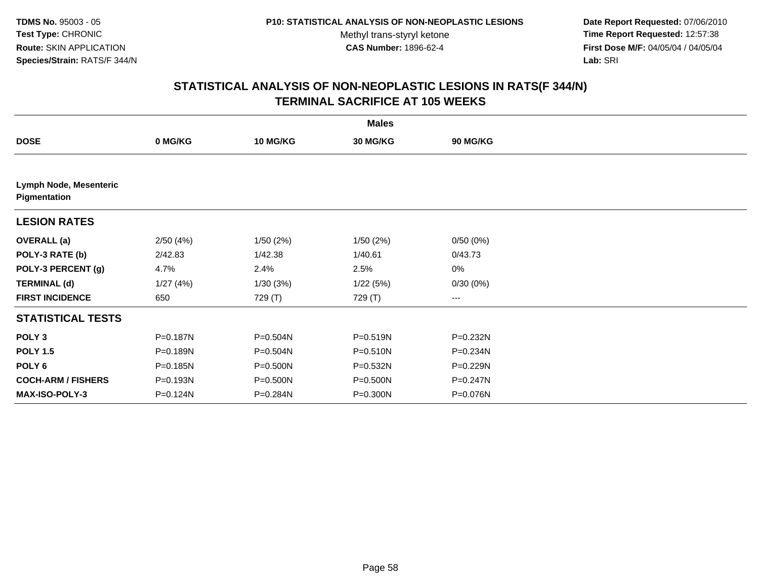**TDMS No.** 95003 - 05
**Test Type:** CHRONIC
**Route:** SKIN APPLICATION
**Species/Strain:** RATS/F 344/N

**P10: STATISTICAL ANALYSIS OF NON-NEOPLASTIC LESIONS**
Methyl trans-styryl ketone
**CAS Number:** 1896-62-4

**Date Report Requested:** 07/06/2010
**Time Report Requested:** 12:57:38
**First Dose M/F:** 04/05/04 / 04/05/04
**Lab:** SRI

## STATISTICAL ANALYSIS OF NON-NEOPLASTIC LESIONS IN RATS(F 344/N)
## TERMINAL SACRIFICE AT 105 WEEKS

| | Males | | | |
|---|---|---|---|---|
| **DOSE** | **0 MG/KG** | **10 MG/KG** | **30 MG/KG** | **90 MG/KG** |
| **Lymph Node, Mesenteric Pigmentation** | | | | |
| **LESION RATES** | | | | |
| **OVERALL (a)** | 2/50 (4%) | 1/50 (2%) | 1/50 (2%) | 0/50 (0%) |
| **POLY-3 RATE (b)** | 2/42.83 | 1/42.38 | 1/40.61 | 0/43.73 |
| **POLY-3 PERCENT (g)** | 4.7% | 2.4% | 2.5% | 0% |
| **TERMINAL (d)** | 1/27 (4%) | 1/30 (3%) | 1/22 (5%) | 0/30 (0%) |
| **FIRST INCIDENCE** | 650 | 729 (T) | 729 (T) | --- |
| **STATISTICAL TESTS** | | | | |
| **POLY 3** | P=0.187N | P=0.504N | P=0.519N | P=0.232N |
| **POLY 1.5** | P=0.189N | P=0.504N | P=0.510N | P=0.234N |
| **POLY 6** | P=0.185N | P=0.500N | P=0.532N | P=0.229N |
| **COCH-ARM / FISHERS** | P=0.193N | P=0.500N | P=0.500N | P=0.247N |
| **MAX-ISO-POLY-3** | P=0.124N | P=0.284N | P=0.300N | P=0.076N |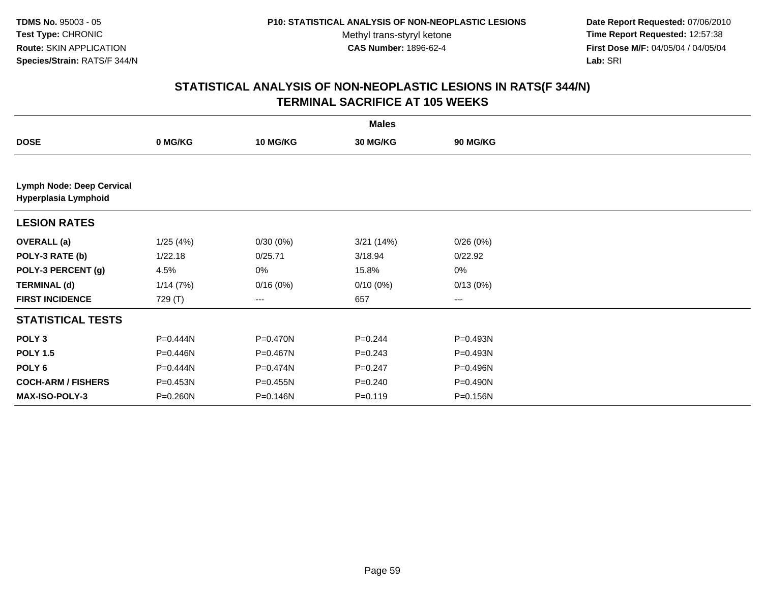TDMS No. 95003 - 05
Test Type: CHRONIC
Route: SKIN APPLICATION
Species/Strain: RATS/F 344/N

P10: STATISTICAL ANALYSIS OF NON-NEOPLASTIC LESIONS
Methyl trans-styryl ketone
CAS Number: 1896-62-4

Date Report Requested: 07/06/2010
Time Report Requested: 12:57:38
First Dose M/F: 04/05/04 / 04/05/04
Lab: SRI

## STATISTICAL ANALYSIS OF NON-NEOPLASTIC LESIONS IN RATS(F 344/N)
## TERMINAL SACRIFICE AT 105 WEEKS

| | Males | | | |
|---|---|---|---|---|
| **DOSE** | **0 MG/KG** | **10 MG/KG** | **30 MG/KG** | **90 MG/KG** |
| **Lymph Node: Deep Cervical** | | | | |
| **Hyperplasia Lymphoid** | | | | |
| **LESION RATES** | | | | |
| **OVERALL (a)** | 1/25 (4%) | 0/30 (0%) | 3/21 (14%) | 0/26 (0%) |
| **POLY-3 RATE (b)** | 1/22.18 | 0/25.71 | 3/18.94 | 0/22.92 |
| **POLY-3 PERCENT (g)** | 4.5% | 0% | 15.8% | 0% |
| **TERMINAL (d)** | 1/14 (7%) | 0/16 (0%) | 0/10 (0%) | 0/13 (0%) |
| **FIRST INCIDENCE** | 729 (T) | --- | 657 | --- |
| **STATISTICAL TESTS** | | | | |
| **POLY 3** | P=0.444N | P=0.470N | P=0.244 | P=0.493N |
| **POLY 1.5** | P=0.446N | P=0.467N | P=0.243 | P=0.493N |
| **POLY 6** | P=0.444N | P=0.474N | P=0.247 | P=0.496N |
| **COCH-ARM / FISHERS** | P=0.453N | P=0.455N | P=0.240 | P=0.490N |
| **MAX-ISO-POLY-3** | P=0.260N | P=0.146N | P=0.119 | P=0.156N |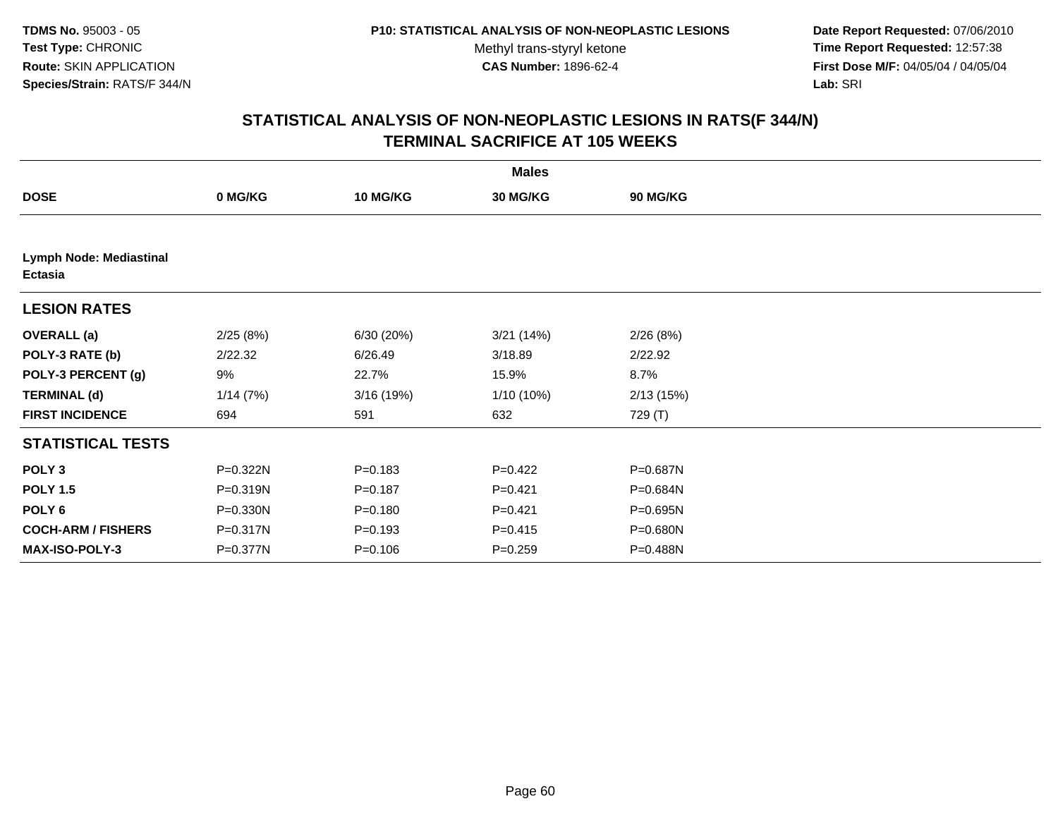TDMS No. 95003 - 05
Test Type: CHRONIC
Route: SKIN APPLICATION
Species/Strain: RATS/F 344/N

P10: STATISTICAL ANALYSIS OF NON-NEOPLASTIC LESIONS
Methyl trans-styryl ketone
CAS Number: 1896-62-4

Date Report Requested: 07/06/2010
Time Report Requested: 12:57:38
First Dose M/F: 04/05/04 / 04/05/04
Lab: SRI

## STATISTICAL ANALYSIS OF NON-NEOPLASTIC LESIONS IN RATS(F 344/N)
## TERMINAL SACRIFICE AT 105 WEEKS

| | Males | | | |
|---|---|---|---|---|
| **DOSE** | **0 MG/KG** | **10 MG/KG** | **30 MG/KG** | **90 MG/KG** |
| **Lymph Node: Mediastinal Ectasia** | | | | |
| **LESION RATES** | | | | |
| **OVERALL (a)** | 2/25 (8%) | 6/30 (20%) | 3/21 (14%) | 2/26 (8%) |
| **POLY-3 RATE (b)** | 2/22.32 | 6/26.49 | 3/18.89 | 2/22.92 |
| **POLY-3 PERCENT (g)** | 9% | 22.7% | 15.9% | 8.7% |
| **TERMINAL (d)** | 1/14 (7%) | 3/16 (19%) | 1/10 (10%) | 2/13 (15%) |
| **FIRST INCIDENCE** | 694 | 591 | 632 | 729 (T) |
| **STATISTICAL TESTS** | | | | |
| **POLY 3** | P=0.322N | P=0.183 | P=0.422 | P=0.687N |
| **POLY 1.5** | P=0.319N | P=0.187 | P=0.421 | P=0.684N |
| **POLY 6** | P=0.330N | P=0.180 | P=0.421 | P=0.695N |
| **COCH-ARM / FISHERS** | P=0.317N | P=0.193 | P=0.415 | P=0.680N |
| **MAX-ISO-POLY-3** | P=0.377N | P=0.106 | P=0.259 | P=0.488N |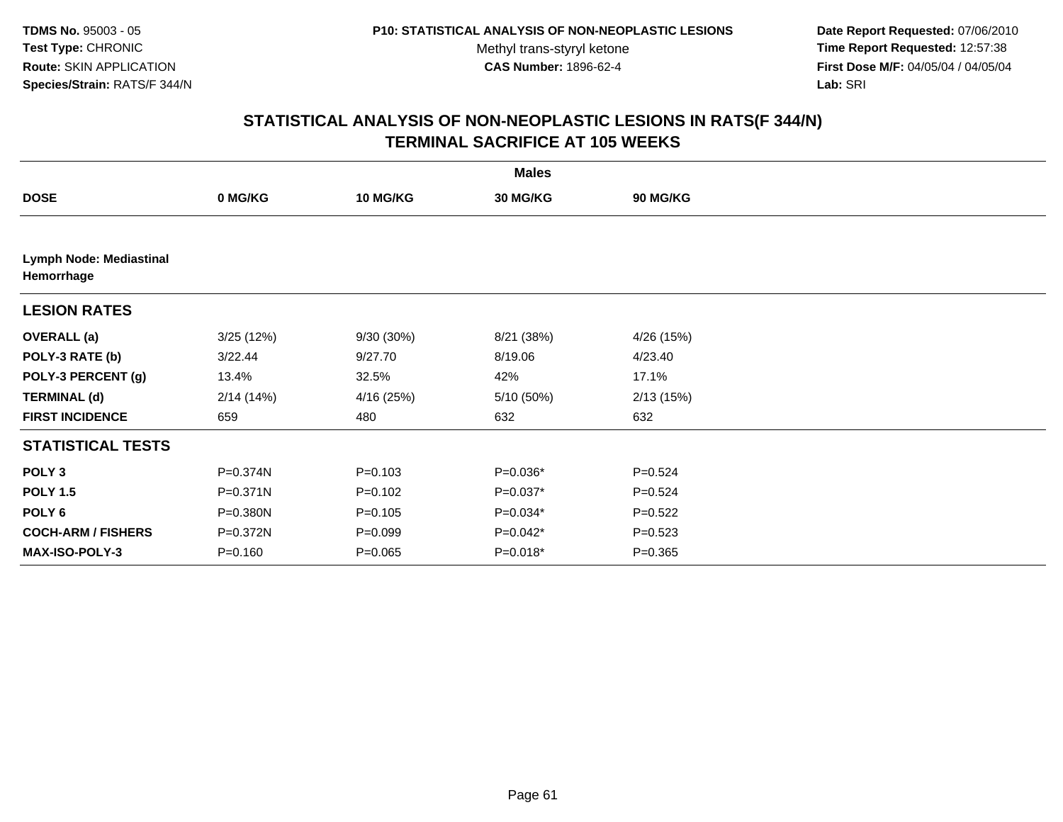TDMS No. 95003 - 05
Test Type: CHRONIC
Route: SKIN APPLICATION
Species/Strain: RATS/F 344/N

P10: STATISTICAL ANALYSIS OF NON-NEOPLASTIC LESIONS
Methyl trans-styryl ketone
CAS Number: 1896-62-4

Date Report Requested: 07/06/2010
Time Report Requested: 12:57:38
First Dose M/F: 04/05/04 / 04/05/04
Lab: SRI

## STATISTICAL ANALYSIS OF NON-NEOPLASTIC LESIONS IN RATS(F 344/N)
## TERMINAL SACRIFICE AT 105 WEEKS

| | Males | | | |
|---|---|---|---|---|
| **DOSE** | **0 MG/KG** | **10 MG/KG** | **30 MG/KG** | **90 MG/KG** |
| **Lymph Node: Mediastinal Hemorrhage** | | | | |
| **LESION RATES** | | | | |
| **OVERALL (a)** | 3/25 (12%) | 9/30 (30%) | 8/21 (38%) | 4/26 (15%) |
| **POLY-3 RATE (b)** | 3/22.44 | 9/27.70 | 8/19.06 | 4/23.40 |
| **POLY-3 PERCENT (g)** | 13.4% | 32.5% | 42% | 17.1% |
| **TERMINAL (d)** | 2/14 (14%) | 4/16 (25%) | 5/10 (50%) | 2/13 (15%) |
| **FIRST INCIDENCE** | 659 | 480 | 632 | 632 |
| **STATISTICAL TESTS** | | | | |
| **POLY 3** | P=0.374N | P=0.103 | P=0.036* | P=0.524 |
| **POLY 1.5** | P=0.371N | P=0.102 | P=0.037* | P=0.524 |
| **POLY 6** | P=0.380N | P=0.105 | P=0.034* | P=0.522 |
| **COCH-ARM / FISHERS** | P=0.372N | P=0.099 | P=0.042* | P=0.523 |
| **MAX-ISO-POLY-3** | P=0.160 | P=0.065 | P=0.018* | P=0.365 |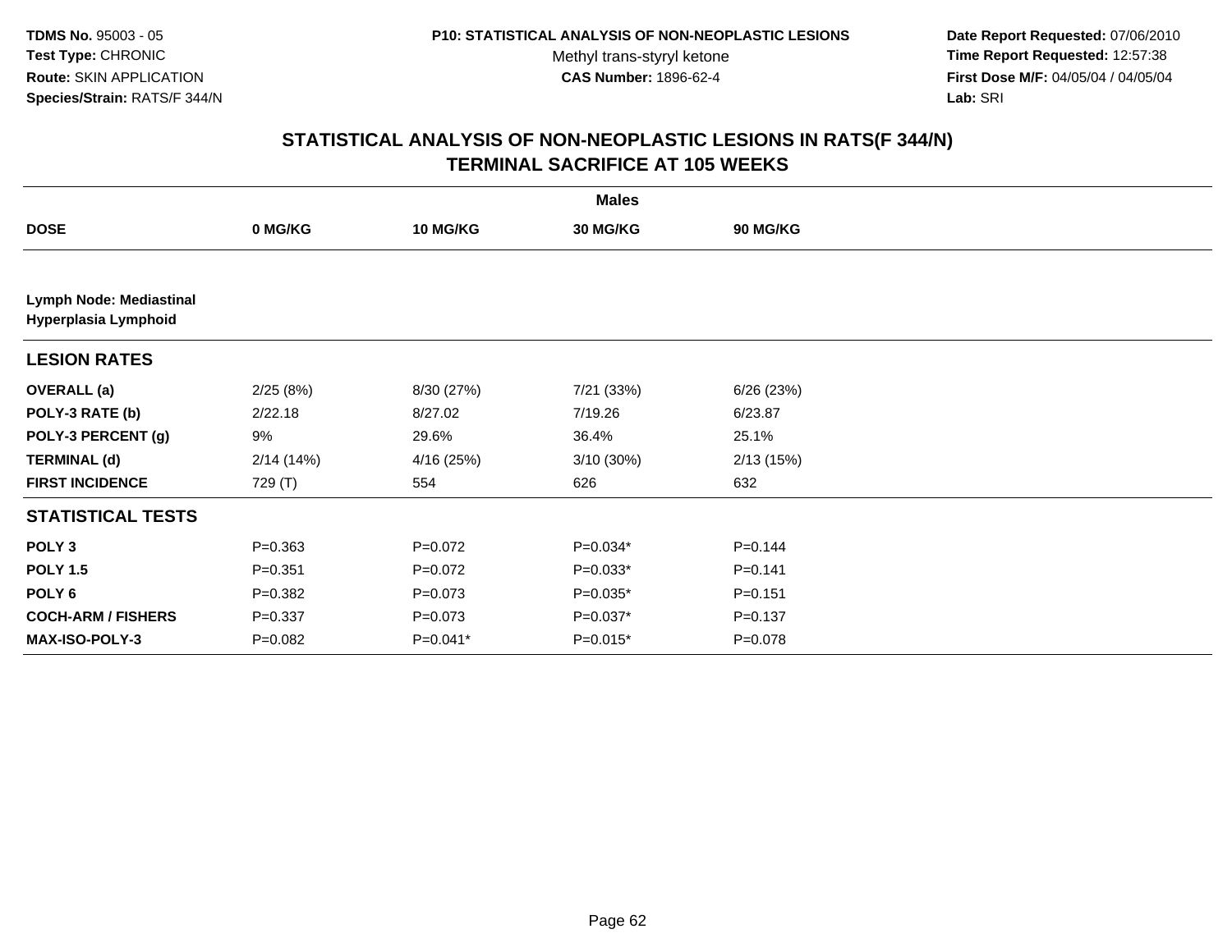**TDMS No.** 95003 - 05
**Test Type:** CHRONIC
**Route:** SKIN APPLICATION
**Species/Strain:** RATS/F 344/N

**P10: STATISTICAL ANALYSIS OF NON-NEOPLASTIC LESIONS**
Methyl trans-styryl ketone
**CAS Number:** 1896-62-4

**Date Report Requested:** 07/06/2010
**Time Report Requested:** 12:57:38
**First Dose M/F:** 04/05/04 / 04/05/04
**Lab:** SRI

## STATISTICAL ANALYSIS OF NON-NEOPLASTIC LESIONS IN RATS(F 344/N) TERMINAL SACRIFICE AT 105 WEEKS

| | Males | | | |
|---|---|---|---|---|
| **DOSE** | **0 MG/KG** | **10 MG/KG** | **30 MG/KG** | **90 MG/KG** |
| **Lymph Node: Mediastinal Hyperplasia Lymphoid** | | | | |
| **LESION RATES** | | | | |
| **OVERALL (a)** | 2/25 (8%) | 8/30 (27%) | 7/21 (33%) | 6/26 (23%) |
| **POLY-3 RATE (b)** | 2/22.18 | 8/27.02 | 7/19.26 | 6/23.87 |
| **POLY-3 PERCENT (g)** | 9% | 29.6% | 36.4% | 25.1% |
| **TERMINAL (d)** | 2/14 (14%) | 4/16 (25%) | 3/10 (30%) | 2/13 (15%) |
| **FIRST INCIDENCE** | 729 (T) | 554 | 626 | 632 |
| **STATISTICAL TESTS** | | | | |
| **POLY 3** | P=0.363 | P=0.072 | P=0.034* | P=0.144 |
| **POLY 1.5** | P=0.351 | P=0.072 | P=0.033* | P=0.141 |
| **POLY 6** | P=0.382 | P=0.073 | P=0.035* | P=0.151 |
| **COCH-ARM / FISHERS** | P=0.337 | P=0.073 | P=0.037* | P=0.137 |
| **MAX-ISO-POLY-3** | P=0.082 | P=0.041* | P=0.015* | P=0.078 |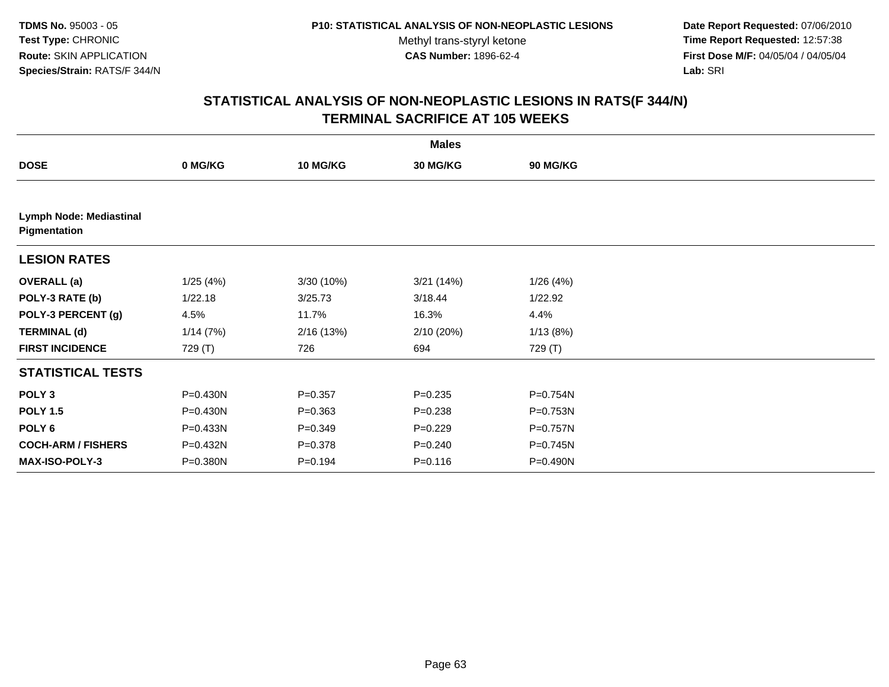TDMS No. 95003 - 05
Test Type: CHRONIC
Route: SKIN APPLICATION
Species/Strain: RATS/F 344/N

P10: STATISTICAL ANALYSIS OF NON-NEOPLASTIC LESIONS
Methyl trans-styryl ketone
CAS Number: 1896-62-4

Date Report Requested: 07/06/2010
Time Report Requested: 12:57:38
First Dose M/F: 04/05/04 / 04/05/04
Lab: SRI

## STATISTICAL ANALYSIS OF NON-NEOPLASTIC LESIONS IN RATS(F 344/N)
## TERMINAL SACRIFICE AT 105 WEEKS

| | Males | | | |
|---|---|---|---|---|
| **DOSE** | **0 MG/KG** | **10 MG/KG** | **30 MG/KG** | **90 MG/KG** |
| **Lymph Node: Mediastinal Pigmentation** | | | | |
| **LESION RATES** | | | | |
| **OVERALL (a)** | 1/25 (4%) | 3/30 (10%) | 3/21 (14%) | 1/26 (4%) |
| **POLY-3 RATE (b)** | 1/22.18 | 3/25.73 | 3/18.44 | 1/22.92 |
| **POLY-3 PERCENT (g)** | 4.5% | 11.7% | 16.3% | 4.4% |
| **TERMINAL (d)** | 1/14 (7%) | 2/16 (13%) | 2/10 (20%) | 1/13 (8%) |
| **FIRST INCIDENCE** | 729 (T) | 726 | 694 | 729 (T) |
| **STATISTICAL TESTS** | | | | |
| **POLY 3** | P=0.430N | P=0.357 | P=0.235 | P=0.754N |
| **POLY 1.5** | P=0.430N | P=0.363 | P=0.238 | P=0.753N |
| **POLY 6** | P=0.433N | P=0.349 | P=0.229 | P=0.757N |
| **COCH-ARM / FISHERS** | P=0.432N | P=0.378 | P=0.240 | P=0.745N |
| **MAX-ISO-POLY-3** | P=0.380N | P=0.194 | P=0.116 | P=0.490N |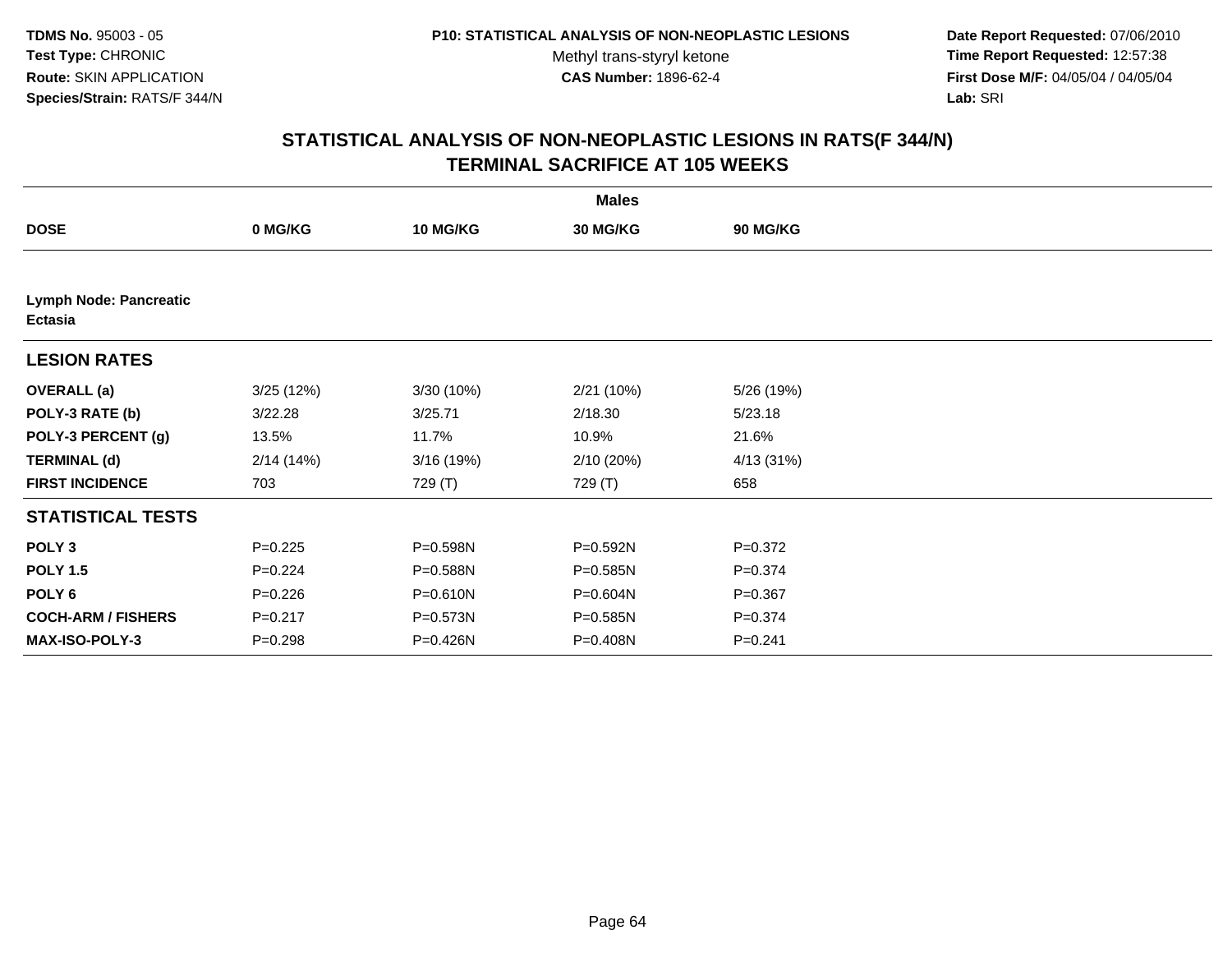TDMS No. 95003 - 05
Test Type: CHRONIC
Route: SKIN APPLICATION
Species/Strain: RATS/F 344/N

P10: STATISTICAL ANALYSIS OF NON-NEOPLASTIC LESIONS
Methyl trans-styryl ketone
CAS Number: 1896-62-4

Date Report Requested: 07/06/2010
Time Report Requested: 12:57:38
First Dose M/F: 04/05/04 / 04/05/04
Lab: SRI

## STATISTICAL ANALYSIS OF NON-NEOPLASTIC LESIONS IN RATS(F 344/N)
## TERMINAL SACRIFICE AT 105 WEEKS

| | Males | | | |
|---|---|---|---|---|
| **DOSE** | **0 MG/KG** | **10 MG/KG** | **30 MG/KG** | **90 MG/KG** |
| **Lymph Node: Pancreatic Ectasia** | | | | |
| **LESION RATES** | | | | |
| **OVERALL (a)** | 3/25 (12%) | 3/30 (10%) | 2/21 (10%) | 5/26 (19%) |
| **POLY-3 RATE (b)** | 3/22.28 | 3/25.71 | 2/18.30 | 5/23.18 |
| **POLY-3 PERCENT (g)** | 13.5% | 11.7% | 10.9% | 21.6% |
| **TERMINAL (d)** | 2/14 (14%) | 3/16 (19%) | 2/10 (20%) | 4/13 (31%) |
| **FIRST INCIDENCE** | 703 | 729 (T) | 729 (T) | 658 |
| **STATISTICAL TESTS** | | | | |
| **POLY 3** | P=0.225 | P=0.598N | P=0.592N | P=0.372 |
| **POLY 1.5** | P=0.224 | P=0.588N | P=0.585N | P=0.374 |
| **POLY 6** | P=0.226 | P=0.610N | P=0.604N | P=0.367 |
| **COCH-ARM / FISHERS** | P=0.217 | P=0.573N | P=0.585N | P=0.374 |
| **MAX-ISO-POLY-3** | P=0.298 | P=0.426N | P=0.408N | P=0.241 |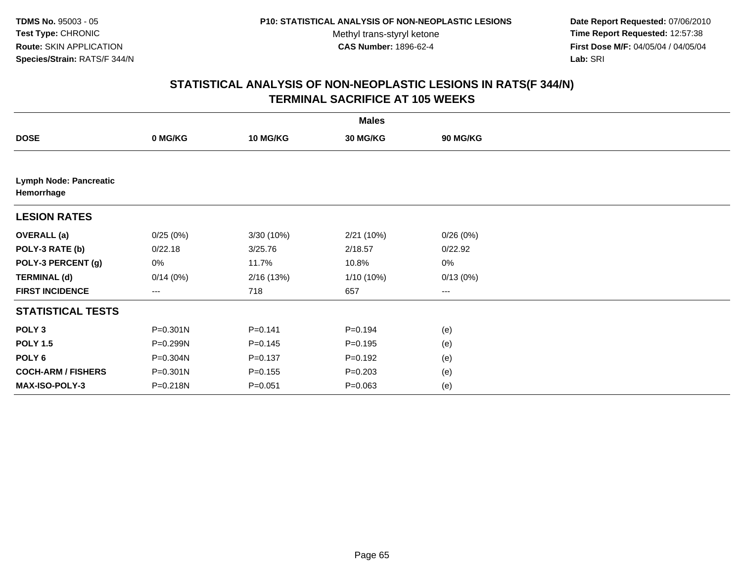# STATISTICAL ANALYSIS OF NON-NEOPLASTIC LESIONS IN RATS(F 344/N)
## TERMINAL SACRIFICE AT 105 WEEKS

| | Males | | | |
|---|---|---|---|---|
| **DOSE** | **0 MG/KG** | **10 MG/KG** | **30 MG/KG** | **90 MG/KG** |
| **Lymph Node: Pancreatic Hemorrhage** | | | | |
| **LESION RATES** | | | | |
| **OVERALL (a)** | 0/25 (0%) | 3/30 (10%) | 2/21 (10%) | 0/26 (0%) |
| **POLY-3 RATE (b)** | 0/22.18 | 3/25.76 | 2/18.57 | 0/22.92 |
| **POLY-3 PERCENT (g)** | 0% | 11.7% | 10.8% | 0% |
| **TERMINAL (d)** | 0/14 (0%) | 2/16 (13%) | 1/10 (10%) | 0/13 (0%) |
| **FIRST INCIDENCE** | --- | 718 | 657 | --- |
| **STATISTICAL TESTS** | | | | |
| **POLY 3** | P=0.301N | P=0.141 | P=0.194 | (e) |
| **POLY 1.5** | P=0.299N | P=0.145 | P=0.195 | (e) |
| **POLY 6** | P=0.304N | P=0.137 | P=0.192 | (e) |
| **COCH-ARM / FISHERS** | P=0.301N | P=0.155 | P=0.203 | (e) |
| **MAX-ISO-POLY-3** | P=0.218N | P=0.051 | P=0.063 | (e) |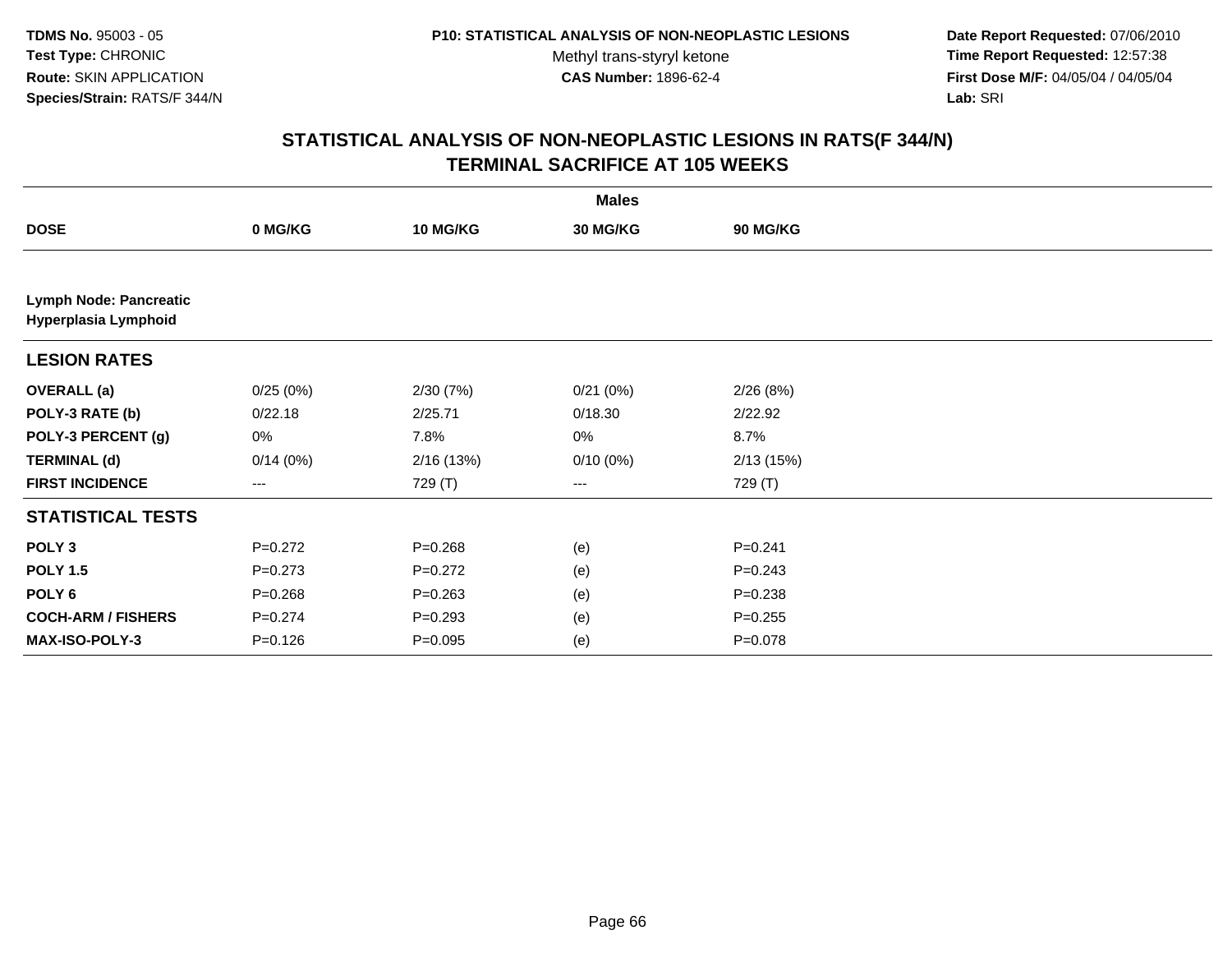**TDMS No.** 95003 - 05
**Test Type:** CHRONIC
**Route:** SKIN APPLICATION
**Species/Strain:** RATS/F 344/N

**P10: STATISTICAL ANALYSIS OF NON-NEOPLASTIC LESIONS**
Methyl trans-styryl ketone
**CAS Number:** 1896-62-4

**Date Report Requested:** 07/06/2010
**Time Report Requested:** 12:57:38
**First Dose M/F:** 04/05/04 / 04/05/04
**Lab:** SRI

## STATISTICAL ANALYSIS OF NON-NEOPLASTIC LESIONS IN RATS(F 344/N)
## TERMINAL SACRIFICE AT 105 WEEKS

| | Males | | | |
|---|---|---|---|---|
| **DOSE** | **0 MG/KG** | **10 MG/KG** | **30 MG/KG** | **90 MG/KG** |
| **Lymph Node: Pancreatic** | | | | |
| **Hyperplasia Lymphoid** | | | | |
| **LESION RATES** | | | | |
| **OVERALL (a)** | 0/25 (0%) | 2/30 (7%) | 0/21 (0%) | 2/26 (8%) |
| **POLY-3 RATE (b)** | 0/22.18 | 2/25.71 | 0/18.30 | 2/22.92 |
| **POLY-3 PERCENT (g)** | 0% | 7.8% | 0% | 8.7% |
| **TERMINAL (d)** | 0/14 (0%) | 2/16 (13%) | 0/10 (0%) | 2/13 (15%) |
| **FIRST INCIDENCE** | --- | 729 (T) | --- | 729 (T) |
| **STATISTICAL TESTS** | | | | |
| **POLY 3** | P=0.272 | P=0.268 | (e) | P=0.241 |
| **POLY 1.5** | P=0.273 | P=0.272 | (e) | P=0.243 |
| **POLY 6** | P=0.268 | P=0.263 | (e) | P=0.238 |
| **COCH-ARM / FISHERS** | P=0.274 | P=0.293 | (e) | P=0.255 |
| **MAX-ISO-POLY-3** | P=0.126 | P=0.095 | (e) | P=0.078 |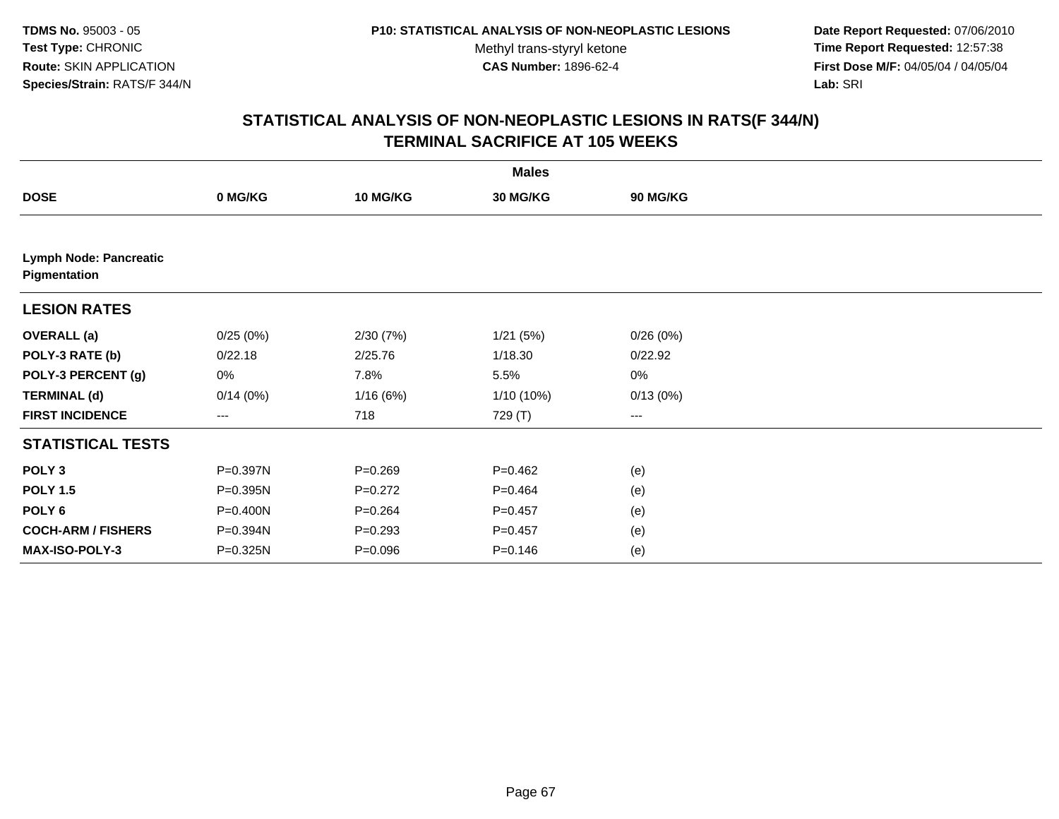**TDMS No.** 95003 - 05
**Test Type:** CHRONIC
**Route:** SKIN APPLICATION
**Species/Strain:** RATS/F 344/N

**P10: STATISTICAL ANALYSIS OF NON-NEOPLASTIC LESIONS**
Methyl trans-styryl ketone
**CAS Number:** 1896-62-4

**Date Report Requested:** 07/06/2010
**Time Report Requested:** 12:57:38
**First Dose M/F:** 04/05/04 / 04/05/04
**Lab:** SRI

## STATISTICAL ANALYSIS OF NON-NEOPLASTIC LESIONS IN RATS(F 344/N)
## TERMINAL SACRIFICE AT 105 WEEKS

| | Males | | | |
|---|---|---|---|---|
| **DOSE** | **0 MG/KG** | **10 MG/KG** | **30 MG/KG** | **90 MG/KG** |
| **Lymph Node: Pancreatic** | | | | |
| **Pigmentation** | | | | |
| **LESION RATES** | | | | |
| **OVERALL (a)** | 0/25 (0%) | 2/30 (7%) | 1/21 (5%) | 0/26 (0%) |
| **POLY-3 RATE (b)** | 0/22.18 | 2/25.76 | 1/18.30 | 0/22.92 |
| **POLY-3 PERCENT (g)** | 0% | 7.8% | 5.5% | 0% |
| **TERMINAL (d)** | 0/14 (0%) | 1/16 (6%) | 1/10 (10%) | 0/13 (0%) |
| **FIRST INCIDENCE** | --- | 718 | 729 (T) | --- |
| **STATISTICAL TESTS** | | | | |
| **POLY 3** | P=0.397N | P=0.269 | P=0.462 | (e) |
| **POLY 1.5** | P=0.395N | P=0.272 | P=0.464 | (e) |
| **POLY 6** | P=0.400N | P=0.264 | P=0.457 | (e) |
| **COCH-ARM / FISHERS** | P=0.394N | P=0.293 | P=0.457 | (e) |
| **MAX-ISO-POLY-3** | P=0.325N | P=0.096 | P=0.146 | (e) |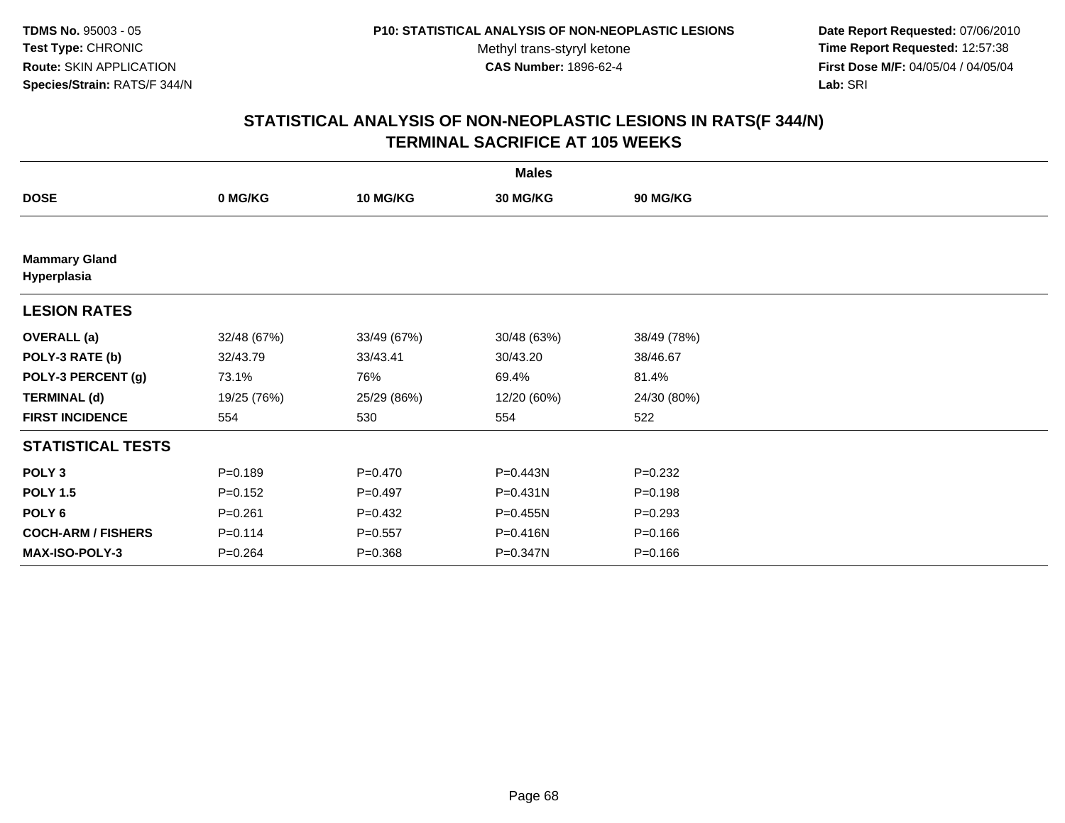TDMS No. 95003 - 05
Test Type: CHRONIC
Route: SKIN APPLICATION
Species/Strain: RATS/F 344/N

P10: STATISTICAL ANALYSIS OF NON-NEOPLASTIC LESIONS
Methyl trans-styryl ketone
CAS Number: 1896-62-4

Date Report Requested: 07/06/2010
Time Report Requested: 12:57:38
First Dose M/F: 04/05/04 / 04/05/04
Lab: SRI

## STATISTICAL ANALYSIS OF NON-NEOPLASTIC LESIONS IN RATS(F 344/N)
## TERMINAL SACRIFICE AT 105 WEEKS

| | Males | | | |
|---|---|---|---|---|
| **DOSE** | **0 MG/KG** | **10 MG/KG** | **30 MG/KG** | **90 MG/KG** |
| **Mammary Gland Hyperplasia** | | | | |
| **LESION RATES** | | | | |
| **OVERALL (a)** | 32/48 (67%) | 33/49 (67%) | 30/48 (63%) | 38/49 (78%) |
| **POLY-3 RATE (b)** | 32/43.79 | 33/43.41 | 30/43.20 | 38/46.67 |
| **POLY-3 PERCENT (g)** | 73.1% | 76% | 69.4% | 81.4% |
| **TERMINAL (d)** | 19/25 (76%) | 25/29 (86%) | 12/20 (60%) | 24/30 (80%) |
| **FIRST INCIDENCE** | 554 | 530 | 554 | 522 |
| **STATISTICAL TESTS** | | | | |
| **POLY 3** | P=0.189 | P=0.470 | P=0.443N | P=0.232 |
| **POLY 1.5** | P=0.152 | P=0.497 | P=0.431N | P=0.198 |
| **POLY 6** | P=0.261 | P=0.432 | P=0.455N | P=0.293 |
| **COCH-ARM / FISHERS** | P=0.114 | P=0.557 | P=0.416N | P=0.166 |
| **MAX-ISO-POLY-3** | P=0.264 | P=0.368 | P=0.347N | P=0.166 |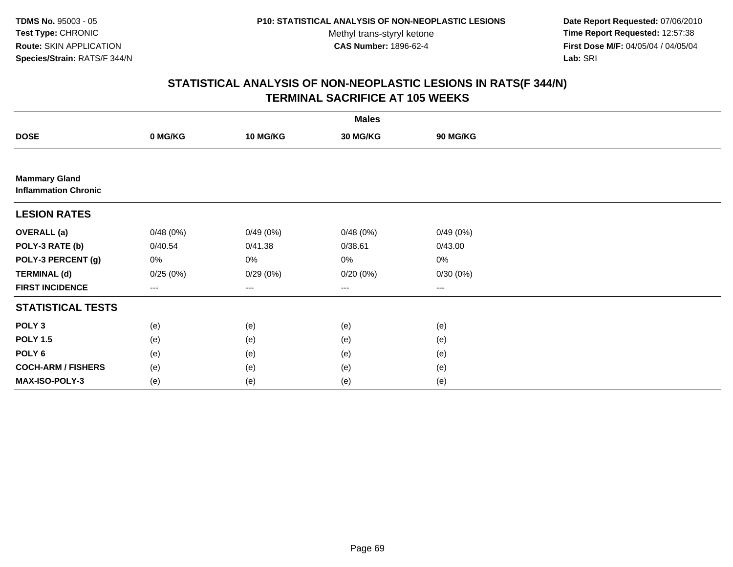TDMS No. 95003 - 05
Test Type: CHRONIC
Route: SKIN APPLICATION
Species/Strain: RATS/F 344/N

P10: STATISTICAL ANALYSIS OF NON-NEOPLASTIC LESIONS
Methyl trans-styryl ketone
CAS Number: 1896-62-4

Date Report Requested: 07/06/2010
Time Report Requested: 12:57:38
First Dose M/F: 04/05/04 / 04/05/04
Lab: SRI

## STATISTICAL ANALYSIS OF NON-NEOPLASTIC LESIONS IN RATS(F 344/N)
## TERMINAL SACRIFICE AT 105 WEEKS

| | Males | | | |
|---|---|---|---|---|
| **DOSE** | **0 MG/KG** | **10 MG/KG** | **30 MG/KG** | **90 MG/KG** |
| **Mammary Gland** | | | | |
| **Inflammation Chronic** | | | | |
| **LESION RATES** | | | | |
| **OVERALL (a)** | 0/48 (0%) | 0/49 (0%) | 0/48 (0%) | 0/49 (0%) |
| **POLY-3 RATE (b)** | 0/40.54 | 0/41.38 | 0/38.61 | 0/43.00 |
| **POLY-3 PERCENT (g)** | 0% | 0% | 0% | 0% |
| **TERMINAL (d)** | 0/25 (0%) | 0/29 (0%) | 0/20 (0%) | 0/30 (0%) |
| **FIRST INCIDENCE** | --- | --- | --- | --- |
| **STATISTICAL TESTS** | | | | |
| **POLY 3** | (e) | (e) | (e) | (e) |
| **POLY 1.5** | (e) | (e) | (e) | (e) |
| **POLY 6** | (e) | (e) | (e) | (e) |
| **COCH-ARM / FISHERS** | (e) | (e) | (e) | (e) |
| **MAX-ISO-POLY-3** | (e) | (e) | (e) | (e) |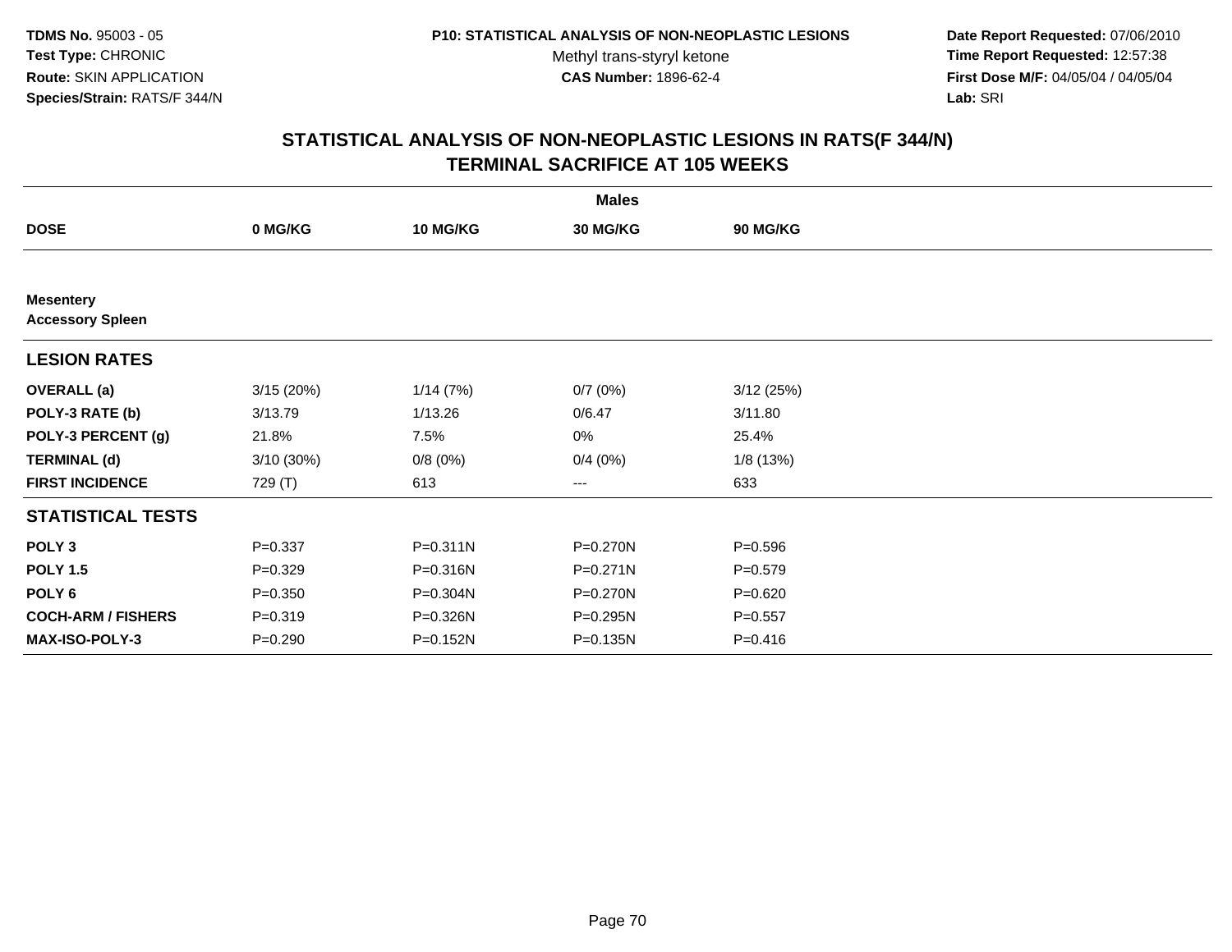**TDMS No.** 95003 - 05
**Test Type:** CHRONIC
**Route:** SKIN APPLICATION
**Species/Strain:** RATS/F 344/N

**P10: STATISTICAL ANALYSIS OF NON-NEOPLASTIC LESIONS**
Methyl trans-styryl ketone
**CAS Number:** 1896-62-4

**Date Report Requested:** 07/06/2010
**Time Report Requested:** 12:57:38
**First Dose M/F:** 04/05/04 / 04/05/04
**Lab:** SRI

## STATISTICAL ANALYSIS OF NON-NEOPLASTIC LESIONS IN RATS(F 344/N)
## TERMINAL SACRIFICE AT 105 WEEKS

| | Males | | | |
|---|---|---|---|---|
| **DOSE** | **0 MG/KG** | **10 MG/KG** | **30 MG/KG** | **90 MG/KG** |
| **Mesentery** | | | | |
| **Accessory Spleen** | | | | |
| **LESION RATES** | | | | |
| **OVERALL (a)** | 3/15 (20%) | 1/14 (7%) | 0/7 (0%) | 3/12 (25%) |
| **POLY-3 RATE (b)** | 3/13.79 | 1/13.26 | 0/6.47 | 3/11.80 |
| **POLY-3 PERCENT (g)** | 21.8% | 7.5% | 0% | 25.4% |
| **TERMINAL (d)** | 3/10 (30%) | 0/8 (0%) | 0/4 (0%) | 1/8 (13%) |
| **FIRST INCIDENCE** | 729 (T) | 613 | --- | 633 |
| **STATISTICAL TESTS** | | | | |
| **POLY 3** | P=0.337 | P=0.311N | P=0.270N | P=0.596 |
| **POLY 1.5** | P=0.329 | P=0.316N | P=0.271N | P=0.579 |
| **POLY 6** | P=0.350 | P=0.304N | P=0.270N | P=0.620 |
| **COCH-ARM / FISHERS** | P=0.319 | P=0.326N | P=0.295N | P=0.557 |
| **MAX-ISO-POLY-3** | P=0.290 | P=0.152N | P=0.135N | P=0.416 |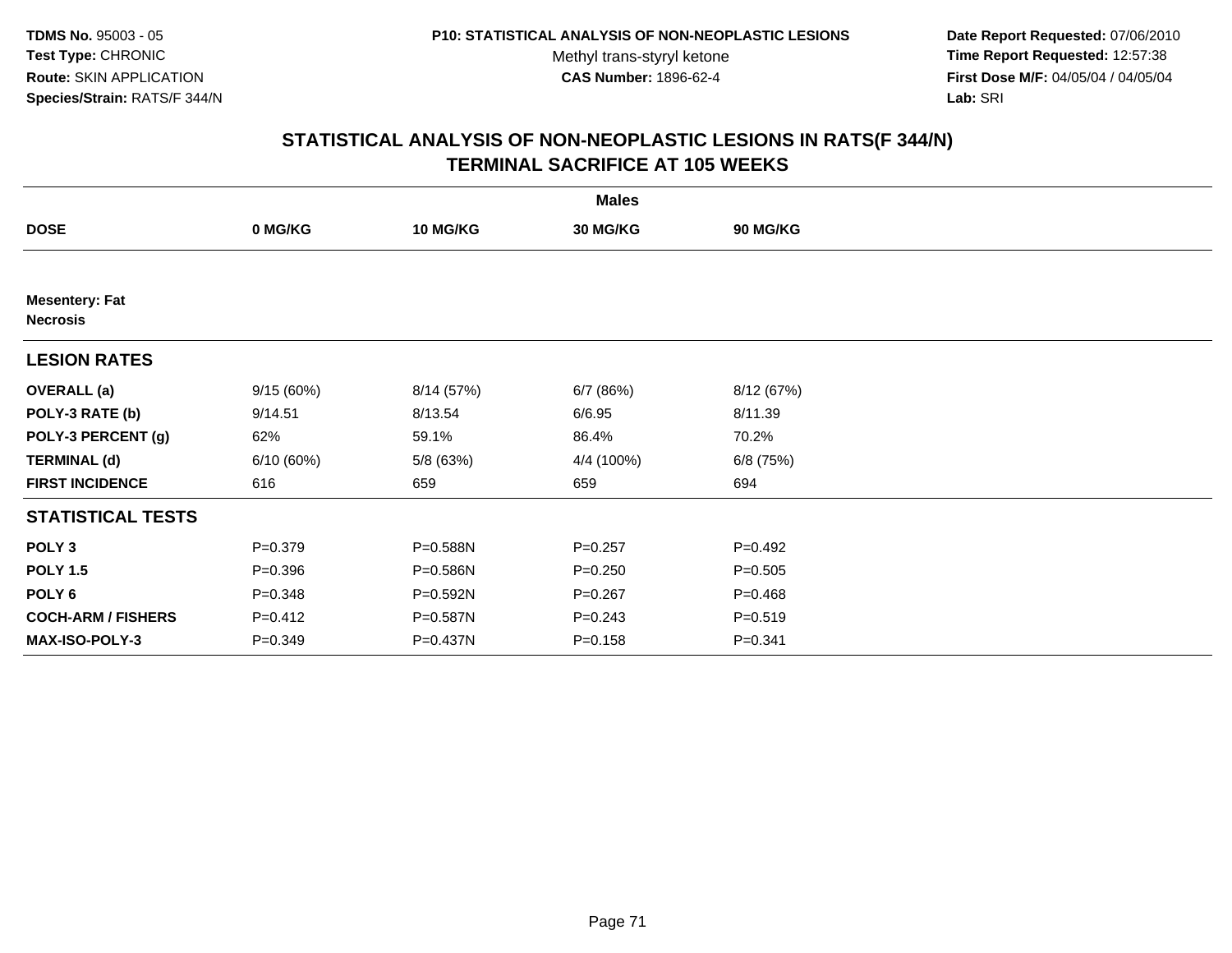TDMS No. 95003 - 05
Test Type: CHRONIC
Route: SKIN APPLICATION
Species/Strain: RATS/F 344/N

P10: STATISTICAL ANALYSIS OF NON-NEOPLASTIC LESIONS
Methyl trans-styryl ketone
CAS Number: 1896-62-4

Date Report Requested: 07/06/2010
Time Report Requested: 12:57:38
First Dose M/F: 04/05/04 / 04/05/04
Lab: SRI

## STATISTICAL ANALYSIS OF NON-NEOPLASTIC LESIONS IN RATS(F 344/N)
## TERMINAL SACRIFICE AT 105 WEEKS

| | Males | | | |
|---|---|---|---|---|
| **DOSE** | **0 MG/KG** | **10 MG/KG** | **30 MG/KG** | **90 MG/KG** |
| **Mesentery: Fat** | | | | |
| **Necrosis** | | | | |
| **LESION RATES** | | | | |
| **OVERALL (a)** | 9/15 (60%) | 8/14 (57%) | 6/7 (86%) | 8/12 (67%) |
| **POLY-3 RATE (b)** | 9/14.51 | 8/13.54 | 6/6.95 | 8/11.39 |
| **POLY-3 PERCENT (g)** | 62% | 59.1% | 86.4% | 70.2% |
| **TERMINAL (d)** | 6/10 (60%) | 5/8 (63%) | 4/4 (100%) | 6/8 (75%) |
| **FIRST INCIDENCE** | 616 | 659 | 659 | 694 |
| **STATISTICAL TESTS** | | | | |
| **POLY 3** | P=0.379 | P=0.588N | P=0.257 | P=0.492 |
| **POLY 1.5** | P=0.396 | P=0.586N | P=0.250 | P=0.505 |
| **POLY 6** | P=0.348 | P=0.592N | P=0.267 | P=0.468 |
| **COCH-ARM / FISHERS** | P=0.412 | P=0.587N | P=0.243 | P=0.519 |
| **MAX-ISO-POLY-3** | P=0.349 | P=0.437N | P=0.158 | P=0.341 |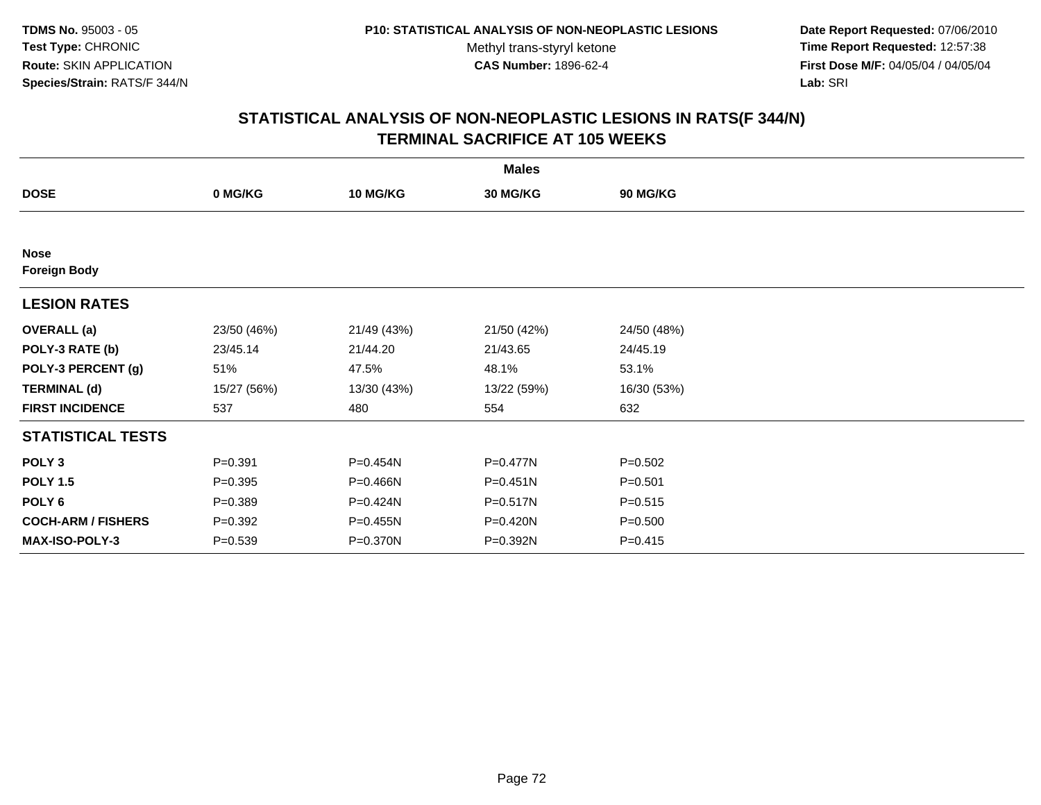**TDMS No.** 95003 - 05
**Test Type:** CHRONIC
**Route:** SKIN APPLICATION
**Species/Strain:** RATS/F 344/N

**P10: STATISTICAL ANALYSIS OF NON-NEOPLASTIC LESIONS**
Methyl trans-styryl ketone
**CAS Number:** 1896-62-4

**Date Report Requested:** 07/06/2010
**Time Report Requested:** 12:57:38
**First Dose M/F:** 04/05/04 / 04/05/04
**Lab:** SRI

# STATISTICAL ANALYSIS OF NON-NEOPLASTIC LESIONS IN RATS(F 344/N)
## TERMINAL SACRIFICE AT 105 WEEKS

| | Males | | | |
|---|---|---|---|---|
| **DOSE** | **0 MG/KG** | **10 MG/KG** | **30 MG/KG** | **90 MG/KG** |
| **Nose** | | | | |
| **Foreign Body** | | | | |
| **LESION RATES** | | | | |
| **OVERALL (a)** | 23/50 (46%) | 21/49 (43%) | 21/50 (42%) | 24/50 (48%) |
| **POLY-3 RATE (b)** | 23/45.14 | 21/44.20 | 21/43.65 | 24/45.19 |
| **POLY-3 PERCENT (g)** | 51% | 47.5% | 48.1% | 53.1% |
| **TERMINAL (d)** | 15/27 (56%) | 13/30 (43%) | 13/22 (59%) | 16/30 (53%) |
| **FIRST INCIDENCE** | 537 | 480 | 554 | 632 |
| **STATISTICAL TESTS** | | | | |
| **POLY 3** | P=0.391 | P=0.454N | P=0.477N | P=0.502 |
| **POLY 1.5** | P=0.395 | P=0.466N | P=0.451N | P=0.501 |
| **POLY 6** | P=0.389 | P=0.424N | P=0.517N | P=0.515 |
| **COCH-ARM / FISHERS** | P=0.392 | P=0.455N | P=0.420N | P=0.500 |
| **MAX-ISO-POLY-3** | P=0.539 | P=0.370N | P=0.392N | P=0.415 |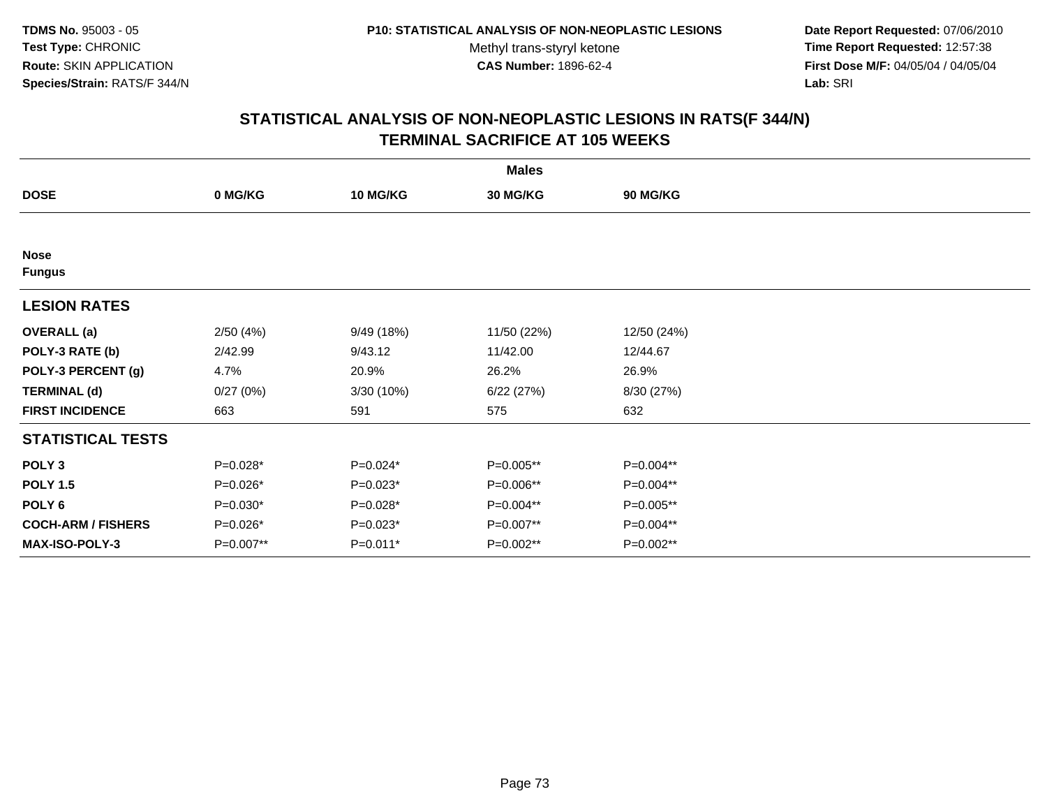TDMS No. 95003 - 05
Test Type: CHRONIC
Route: SKIN APPLICATION
Species/Strain: RATS/F 344/N

P10: STATISTICAL ANALYSIS OF NON-NEOPLASTIC LESIONS
Methyl trans-styryl ketone
CAS Number: 1896-62-4

Date Report Requested: 07/06/2010
Time Report Requested: 12:57:38
First Dose M/F: 04/05/04 / 04/05/04
Lab: SRI

## STATISTICAL ANALYSIS OF NON-NEOPLASTIC LESIONS IN RATS(F 344/N)
## TERMINAL SACRIFICE AT 105 WEEKS

| | Males | | | |
|---|---|---|---|---|
| **DOSE** | **0 MG/KG** | **10 MG/KG** | **30 MG/KG** | **90 MG/KG** |
| **Nose** | | | | |
| **Fungus** | | | | |
| **LESION RATES** | | | | |
| **OVERALL (a)** | 2/50 (4%) | 9/49 (18%) | 11/50 (22%) | 12/50 (24%) |
| **POLY-3 RATE (b)** | 2/42.99 | 9/43.12 | 11/42.00 | 12/44.67 |
| **POLY-3 PERCENT (g)** | 4.7% | 20.9% | 26.2% | 26.9% |
| **TERMINAL (d)** | 0/27 (0%) | 3/30 (10%) | 6/22 (27%) | 8/30 (27%) |
| **FIRST INCIDENCE** | 663 | 591 | 575 | 632 |
| **STATISTICAL TESTS** | | | | |
| **POLY 3** | P=0.028* | P=0.024* | P=0.005** | P=0.004** |
| **POLY 1.5** | P=0.026* | P=0.023* | P=0.006** | P=0.004** |
| **POLY 6** | P=0.030* | P=0.028* | P=0.004** | P=0.005** |
| **COCH-ARM / FISHERS** | P=0.026* | P=0.023* | P=0.007** | P=0.004** |
| **MAX-ISO-POLY-3** | P=0.007** | P=0.011* | P=0.002** | P=0.002** |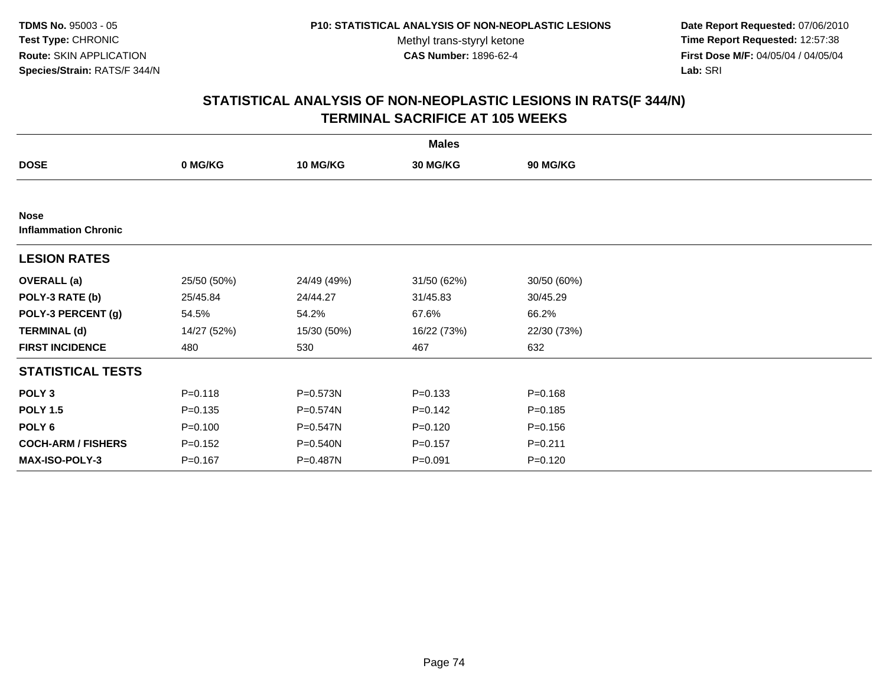**TDMS No.** 95003 - 05
**Test Type:** CHRONIC
**Route:** SKIN APPLICATION
**Species/Strain:** RATS/F 344/N

**P10: STATISTICAL ANALYSIS OF NON-NEOPLASTIC LESIONS**
Methyl trans-styryl ketone
**CAS Number:** 1896-62-4

**Date Report Requested:** 07/06/2010
**Time Report Requested:** 12:57:38
**First Dose M/F:** 04/05/04 / 04/05/04
**Lab:** SRI

# STATISTICAL ANALYSIS OF NON-NEOPLASTIC LESIONS IN RATS(F 344/N)
## TERMINAL SACRIFICE AT 105 WEEKS

| | Males | | | |
|---|---|---|---|---|
| **DOSE** | **0 MG/KG** | **10 MG/KG** | **30 MG/KG** | **90 MG/KG** |
| **Nose** | | | | |
| **Inflammation Chronic** | | | | |
| **LESION RATES** | | | | |
| **OVERALL (a)** | 25/50 (50%) | 24/49 (49%) | 31/50 (62%) | 30/50 (60%) |
| **POLY-3 RATE (b)** | 25/45.84 | 24/44.27 | 31/45.83 | 30/45.29 |
| **POLY-3 PERCENT (g)** | 54.5% | 54.2% | 67.6% | 66.2% |
| **TERMINAL (d)** | 14/27 (52%) | 15/30 (50%) | 16/22 (73%) | 22/30 (73%) |
| **FIRST INCIDENCE** | 480 | 530 | 467 | 632 |
| **STATISTICAL TESTS** | | | | |
| **POLY 3** | P=0.118 | P=0.573N | P=0.133 | P=0.168 |
| **POLY 1.5** | P=0.135 | P=0.574N | P=0.142 | P=0.185 |
| **POLY 6** | P=0.100 | P=0.547N | P=0.120 | P=0.156 |
| **COCH-ARM / FISHERS** | P=0.152 | P=0.540N | P=0.157 | P=0.211 |
| **MAX-ISO-POLY-3** | P=0.167 | P=0.487N | P=0.091 | P=0.120 |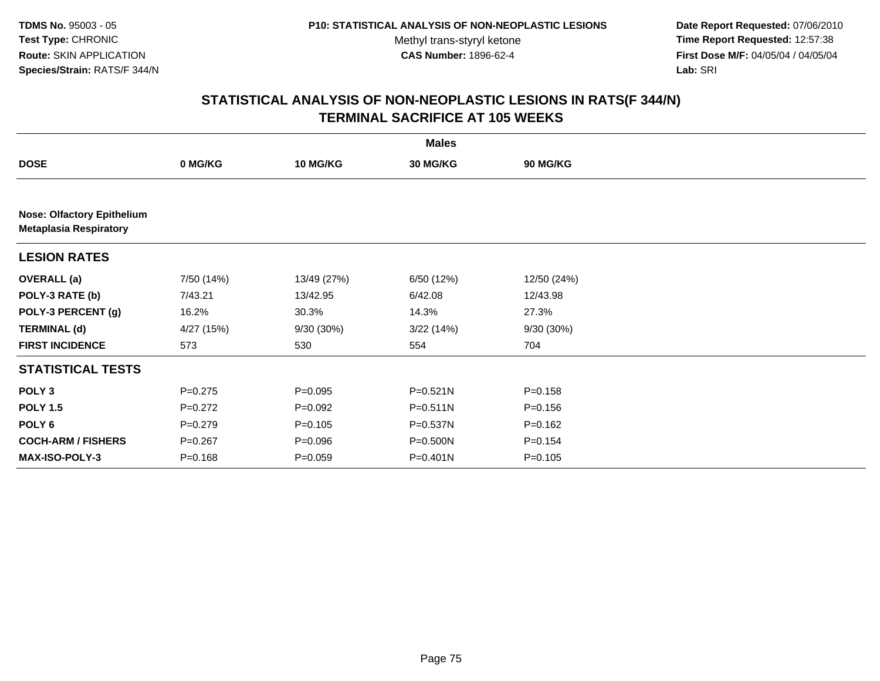**TDMS No.** 95003 - 05
**Test Type:** CHRONIC
**Route:** SKIN APPLICATION
**Species/Strain:** RATS/F 344/N

**P10: STATISTICAL ANALYSIS OF NON-NEOPLASTIC LESIONS**
Methyl trans-styryl ketone
**CAS Number:** 1896-62-4

**Date Report Requested:** 07/06/2010
**Time Report Requested:** 12:57:38
**First Dose M/F:** 04/05/04 / 04/05/04
**Lab:** SRI

## STATISTICAL ANALYSIS OF NON-NEOPLASTIC LESIONS IN RATS(F 344/N)
## TERMINAL SACRIFICE AT 105 WEEKS

| | Males | | | |
|---|---|---|---|---|
| **DOSE** | **0 MG/KG** | **10 MG/KG** | **30 MG/KG** | **90 MG/KG** |
| **Nose: Olfactory Epithelium** | | | | |
| **Metaplasia Respiratory** | | | | |
| **LESION RATES** | | | | |
| **OVERALL (a)** | 7/50 (14%) | 13/49 (27%) | 6/50 (12%) | 12/50 (24%) |
| **POLY-3 RATE (b)** | 7/43.21 | 13/42.95 | 6/42.08 | 12/43.98 |
| **POLY-3 PERCENT (g)** | 16.2% | 30.3% | 14.3% | 27.3% |
| **TERMINAL (d)** | 4/27 (15%) | 9/30 (30%) | 3/22 (14%) | 9/30 (30%) |
| **FIRST INCIDENCE** | 573 | 530 | 554 | 704 |
| **STATISTICAL TESTS** | | | | |
| **POLY 3** | P=0.275 | P=0.095 | P=0.521N | P=0.158 |
| **POLY 1.5** | P=0.272 | P=0.092 | P=0.511N | P=0.156 |
| **POLY 6** | P=0.279 | P=0.105 | P=0.537N | P=0.162 |
| **COCH-ARM / FISHERS** | P=0.267 | P=0.096 | P=0.500N | P=0.154 |
| **MAX-ISO-POLY-3** | P=0.168 | P=0.059 | P=0.401N | P=0.105 |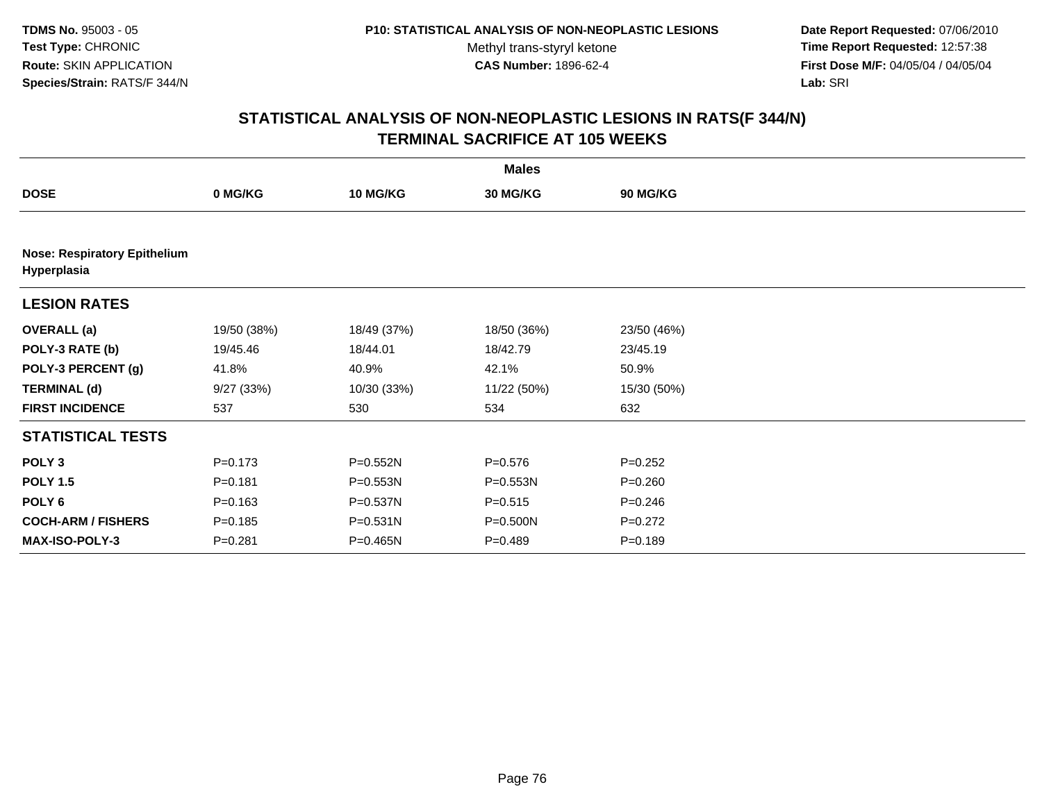**TDMS No.** 95003 - 05
**Test Type:** CHRONIC
**Route:** SKIN APPLICATION
**Species/Strain:** RATS/F 344/N

**P10: STATISTICAL ANALYSIS OF NON-NEOPLASTIC LESIONS**
Methyl trans-styryl ketone
**CAS Number:** 1896-62-4

**Date Report Requested:** 07/06/2010
**Time Report Requested:** 12:57:38
**First Dose M/F:** 04/05/04 / 04/05/04
**Lab:** SRI

## STATISTICAL ANALYSIS OF NON-NEOPLASTIC LESIONS IN RATS(F 344/N) TERMINAL SACRIFICE AT 105 WEEKS

| | Males | | | |
|---|---|---|---|---|
| **DOSE** | **0 MG/KG** | **10 MG/KG** | **30 MG/KG** | **90 MG/KG** |
| **Nose: Respiratory Epithelium Hyperplasia** | | | | |
| **LESION RATES** | | | | |
| **OVERALL (a)** | 19/50 (38%) | 18/49 (37%) | 18/50 (36%) | 23/50 (46%) |
| **POLY-3 RATE (b)** | 19/45.46 | 18/44.01 | 18/42.79 | 23/45.19 |
| **POLY-3 PERCENT (g)** | 41.8% | 40.9% | 42.1% | 50.9% |
| **TERMINAL (d)** | 9/27 (33%) | 10/30 (33%) | 11/22 (50%) | 15/30 (50%) |
| **FIRST INCIDENCE** | 537 | 530 | 534 | 632 |
| **STATISTICAL TESTS** | | | | |
| **POLY 3** | P=0.173 | P=0.552N | P=0.576 | P=0.252 |
| **POLY 1.5** | P=0.181 | P=0.553N | P=0.553N | P=0.260 |
| **POLY 6** | P=0.163 | P=0.537N | P=0.515 | P=0.246 |
| **COCH-ARM / FISHERS** | P=0.185 | P=0.531N | P=0.500N | P=0.272 |
| **MAX-ISO-POLY-3** | P=0.281 | P=0.465N | P=0.489 | P=0.189 |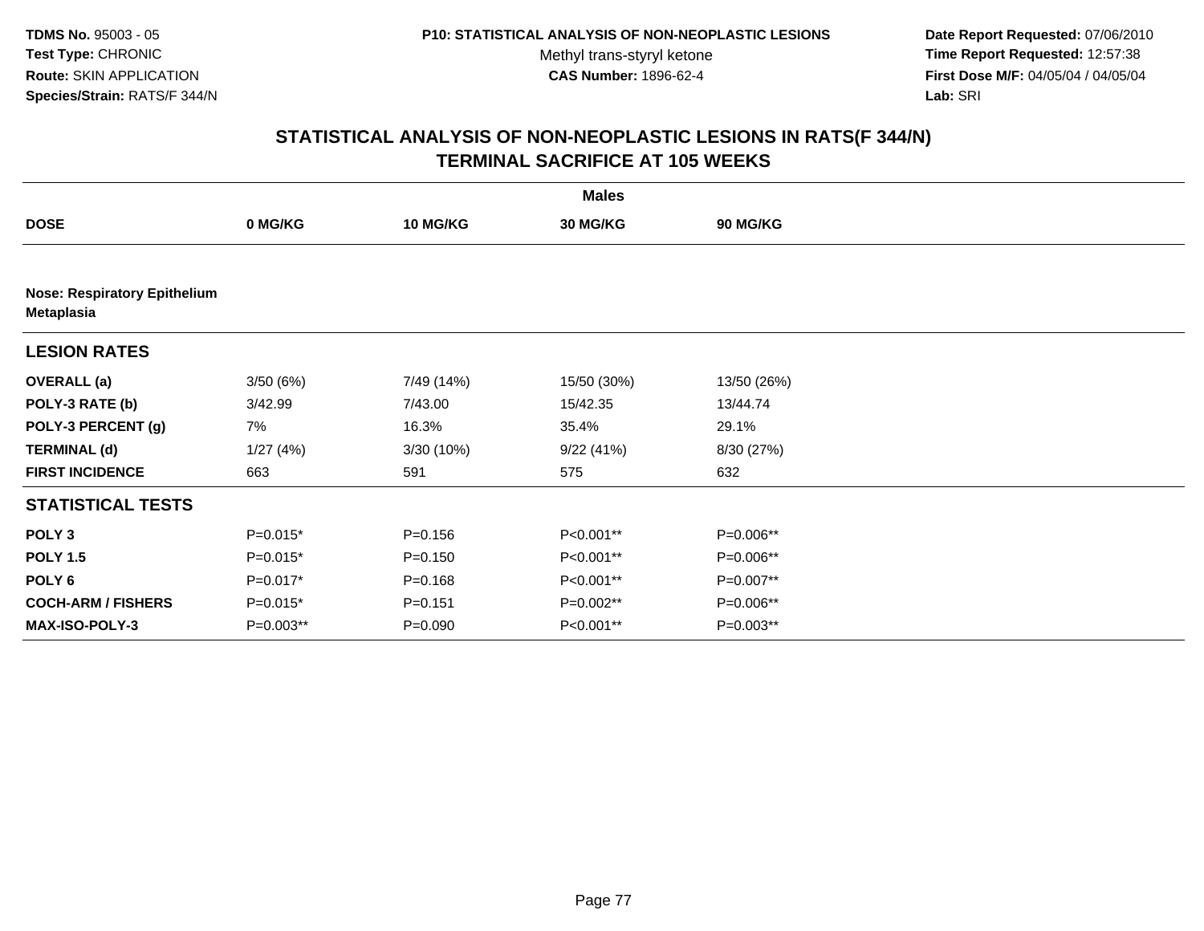**TDMS No.** 95003 - 05
**Test Type:** CHRONIC
**Route:** SKIN APPLICATION
**Species/Strain:** RATS/F 344/N

**P10: STATISTICAL ANALYSIS OF NON-NEOPLASTIC LESIONS**
Methyl trans-styryl ketone
**CAS Number:** 1896-62-4

**Date Report Requested:** 07/06/2010
**Time Report Requested:** 12:57:38
**First Dose M/F:** 04/05/04 / 04/05/04
**Lab:** SRI

## STATISTICAL ANALYSIS OF NON-NEOPLASTIC LESIONS IN RATS(F 344/N) TERMINAL SACRIFICE AT 105 WEEKS

| | Males | | | |
|---|---|---|---|---|
| **DOSE** | **0 MG/KG** | **10 MG/KG** | **30 MG/KG** | **90 MG/KG** |
| **Nose: Respiratory Epithelium Metaplasia** | | | | |
| **LESION RATES** | | | | |
| **OVERALL (a)** | 3/50 (6%) | 7/49 (14%) | 15/50 (30%) | 13/50 (26%) |
| **POLY-3 RATE (b)** | 3/42.99 | 7/43.00 | 15/42.35 | 13/44.74 |
| **POLY-3 PERCENT (g)** | 7% | 16.3% | 35.4% | 29.1% |
| **TERMINAL (d)** | 1/27 (4%) | 3/30 (10%) | 9/22 (41%) | 8/30 (27%) |
| **FIRST INCIDENCE** | 663 | 591 | 575 | 632 |
| **STATISTICAL TESTS** | | | | |
| **POLY 3** | P=0.015* | P=0.156 | P<0.001** | P=0.006** |
| **POLY 1.5** | P=0.015* | P=0.150 | P<0.001** | P=0.006** |
| **POLY 6** | P=0.017* | P=0.168 | P<0.001** | P=0.007** |
| **COCH-ARM / FISHERS** | P=0.015* | P=0.151 | P=0.002** | P=0.006** |
| **MAX-ISO-POLY-3** | P=0.003** | P=0.090 | P<0.001** | P=0.003** |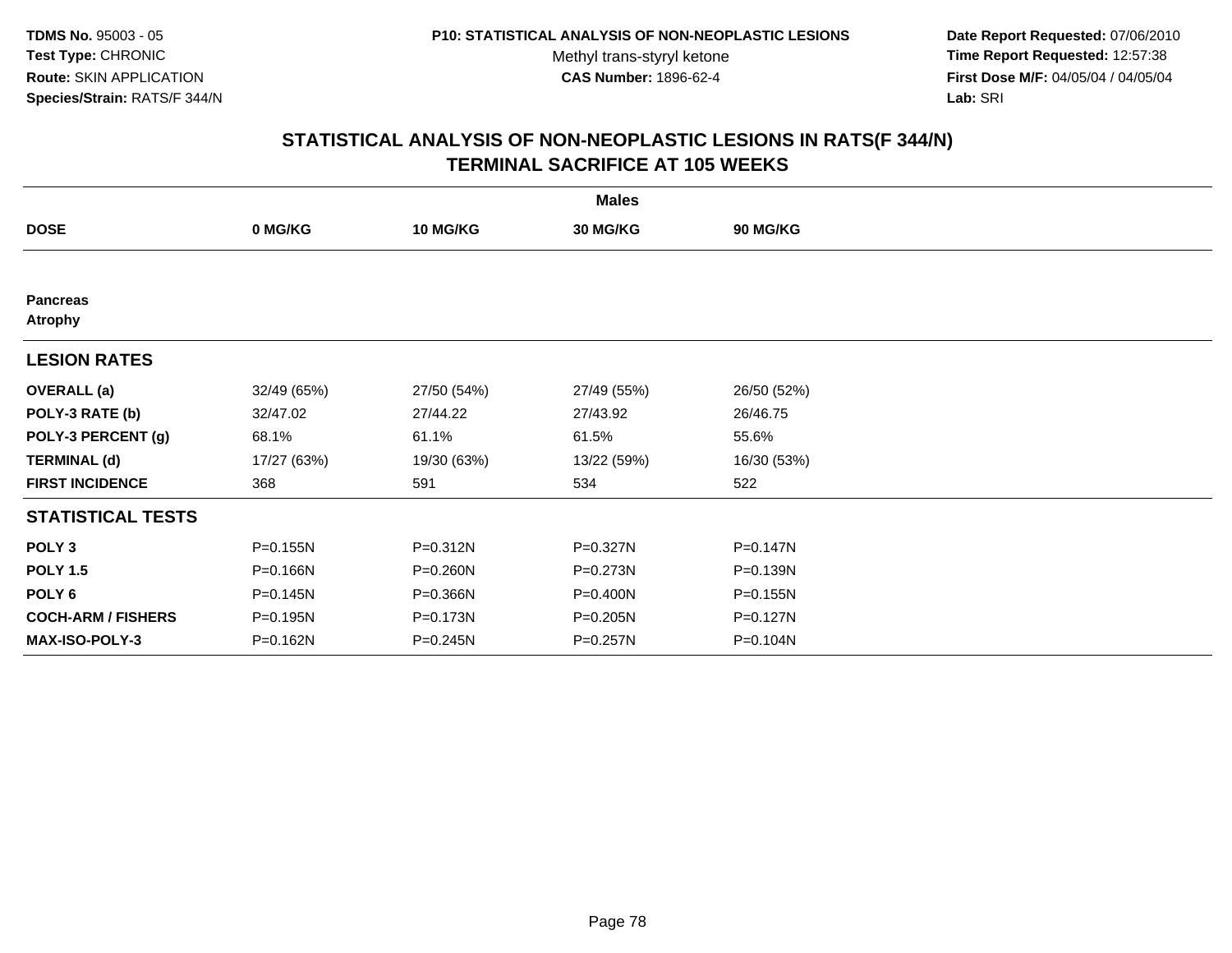**TDMS No.** 95003 - 05
**Test Type:** CHRONIC
**Route:** SKIN APPLICATION
**Species/Strain:** RATS/F 344/N

**P10: STATISTICAL ANALYSIS OF NON-NEOPLASTIC LESIONS**
Methyl trans-styryl ketone
**CAS Number:** 1896-62-4

**Date Report Requested:** 07/06/2010
**Time Report Requested:** 12:57:38
**First Dose M/F:** 04/05/04 / 04/05/04
**Lab:** SRI

## STATISTICAL ANALYSIS OF NON-NEOPLASTIC LESIONS IN RATS(F 344/N)
## TERMINAL SACRIFICE AT 105 WEEKS

| | Males | | | |
|---|---|---|---|---|
| **DOSE** | **0 MG/KG** | **10 MG/KG** | **30 MG/KG** | **90 MG/KG** |
| **Pancreas** | | | | |
| **Atrophy** | | | | |
| **LESION RATES** | | | | |
| **OVERALL (a)** | 32/49 (65%) | 27/50 (54%) | 27/49 (55%) | 26/50 (52%) |
| **POLY-3 RATE (b)** | 32/47.02 | 27/44.22 | 27/43.92 | 26/46.75 |
| **POLY-3 PERCENT (g)** | 68.1% | 61.1% | 61.5% | 55.6% |
| **TERMINAL (d)** | 17/27 (63%) | 19/30 (63%) | 13/22 (59%) | 16/30 (53%) |
| **FIRST INCIDENCE** | 368 | 591 | 534 | 522 |
| **STATISTICAL TESTS** | | | | |
| **POLY 3** | P=0.155N | P=0.312N | P=0.327N | P=0.147N |
| **POLY 1.5** | P=0.166N | P=0.260N | P=0.273N | P=0.139N |
| **POLY 6** | P=0.145N | P=0.366N | P=0.400N | P=0.155N |
| **COCH-ARM / FISHERS** | P=0.195N | P=0.173N | P=0.205N | P=0.127N |
| **MAX-ISO-POLY-3** | P=0.162N | P=0.245N | P=0.257N | P=0.104N |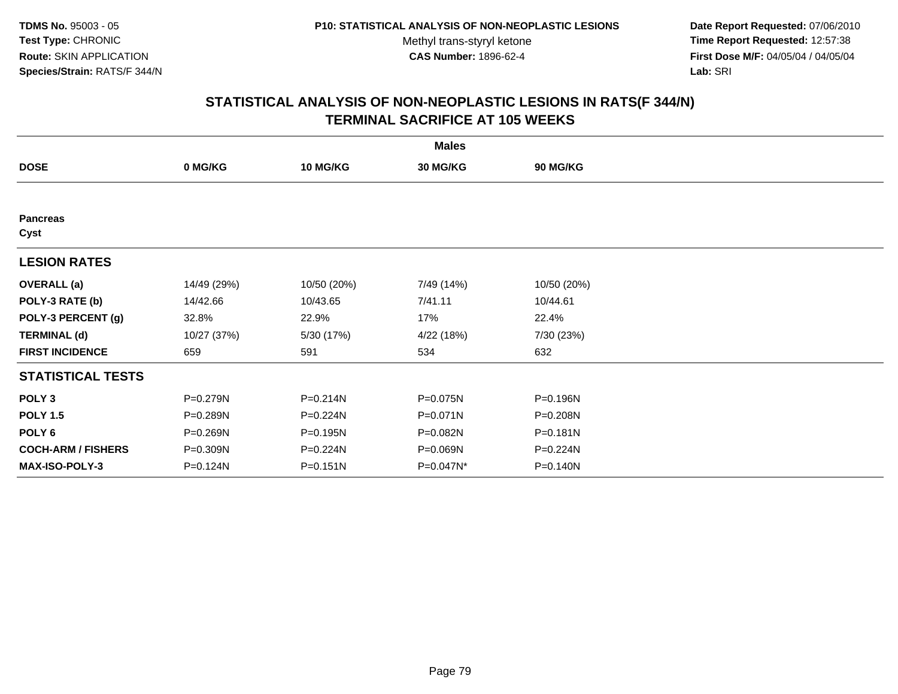TDMS No. 95003 - 05
Test Type: CHRONIC
Route: SKIN APPLICATION
Species/Strain: RATS/F 344/N

P10: STATISTICAL ANALYSIS OF NON-NEOPLASTIC LESIONS
Methyl trans-styryl ketone
CAS Number: 1896-62-4

Date Report Requested: 07/06/2010
Time Report Requested: 12:57:38
First Dose M/F: 04/05/04 / 04/05/04
Lab: SRI

## STATISTICAL ANALYSIS OF NON-NEOPLASTIC LESIONS IN RATS(F 344/N)
## TERMINAL SACRIFICE AT 105 WEEKS

| | Males | | | |
|---|---|---|---|---|
| **DOSE** | **0 MG/KG** | **10 MG/KG** | **30 MG/KG** | **90 MG/KG** |
| **Pancreas** | | | | |
| **Cyst** | | | | |
| **LESION RATES** | | | | |
| **OVERALL (a)** | 14/49 (29%) | 10/50 (20%) | 7/49 (14%) | 10/50 (20%) |
| **POLY-3 RATE (b)** | 14/42.66 | 10/43.65 | 7/41.11 | 10/44.61 |
| **POLY-3 PERCENT (g)** | 32.8% | 22.9% | 17% | 22.4% |
| **TERMINAL (d)** | 10/27 (37%) | 5/30 (17%) | 4/22 (18%) | 7/30 (23%) |
| **FIRST INCIDENCE** | 659 | 591 | 534 | 632 |
| **STATISTICAL TESTS** | | | | |
| **POLY 3** | P=0.279N | P=0.214N | P=0.075N | P=0.196N |
| **POLY 1.5** | P=0.289N | P=0.224N | P=0.071N | P=0.208N |
| **POLY 6** | P=0.269N | P=0.195N | P=0.082N | P=0.181N |
| **COCH-ARM / FISHERS** | P=0.309N | P=0.224N | P=0.069N | P=0.224N |
| **MAX-ISO-POLY-3** | P=0.124N | P=0.151N | P=0.047N* | P=0.140N |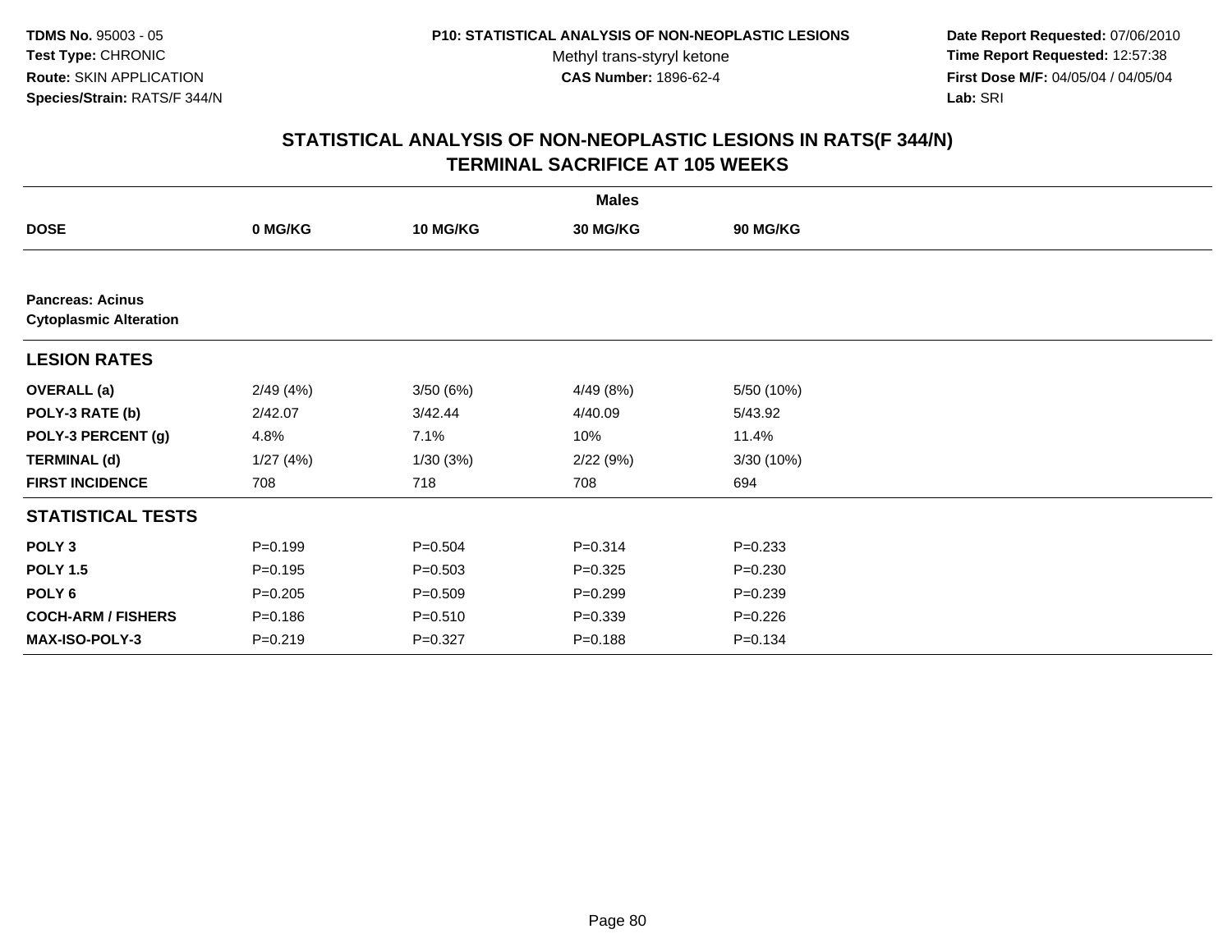TDMS No. 95003 - 05
Test Type: CHRONIC
Route: SKIN APPLICATION
Species/Strain: RATS/F 344/N

P10: STATISTICAL ANALYSIS OF NON-NEOPLASTIC LESIONS
Methyl trans-styryl ketone
CAS Number: 1896-62-4

Date Report Requested: 07/06/2010
Time Report Requested: 12:57:38
First Dose M/F: 04/05/04 / 04/05/04
Lab: SRI

## STATISTICAL ANALYSIS OF NON-NEOPLASTIC LESIONS IN RATS(F 344/N)
## TERMINAL SACRIFICE AT 105 WEEKS

| | Males | | | |
|---|---|---|---|---|
| **DOSE** | **0 MG/KG** | **10 MG/KG** | **30 MG/KG** | **90 MG/KG** |
| **Pancreas: Acinus** | | | | |
| **Cytoplasmic Alteration** | | | | |
| **LESION RATES** | | | | |
| **OVERALL (a)** | 2/49 (4%) | 3/50 (6%) | 4/49 (8%) | 5/50 (10%) |
| **POLY-3 RATE (b)** | 2/42.07 | 3/42.44 | 4/40.09 | 5/43.92 |
| **POLY-3 PERCENT (g)** | 4.8% | 7.1% | 10% | 11.4% |
| **TERMINAL (d)** | 1/27 (4%) | 1/30 (3%) | 2/22 (9%) | 3/30 (10%) |
| **FIRST INCIDENCE** | 708 | 718 | 708 | 694 |
| **STATISTICAL TESTS** | | | | |
| **POLY 3** | P=0.199 | P=0.504 | P=0.314 | P=0.233 |
| **POLY 1.5** | P=0.195 | P=0.503 | P=0.325 | P=0.230 |
| **POLY 6** | P=0.205 | P=0.509 | P=0.299 | P=0.239 |
| **COCH-ARM / FISHERS** | P=0.186 | P=0.510 | P=0.339 | P=0.226 |
| **MAX-ISO-POLY-3** | P=0.219 | P=0.327 | P=0.188 | P=0.134 |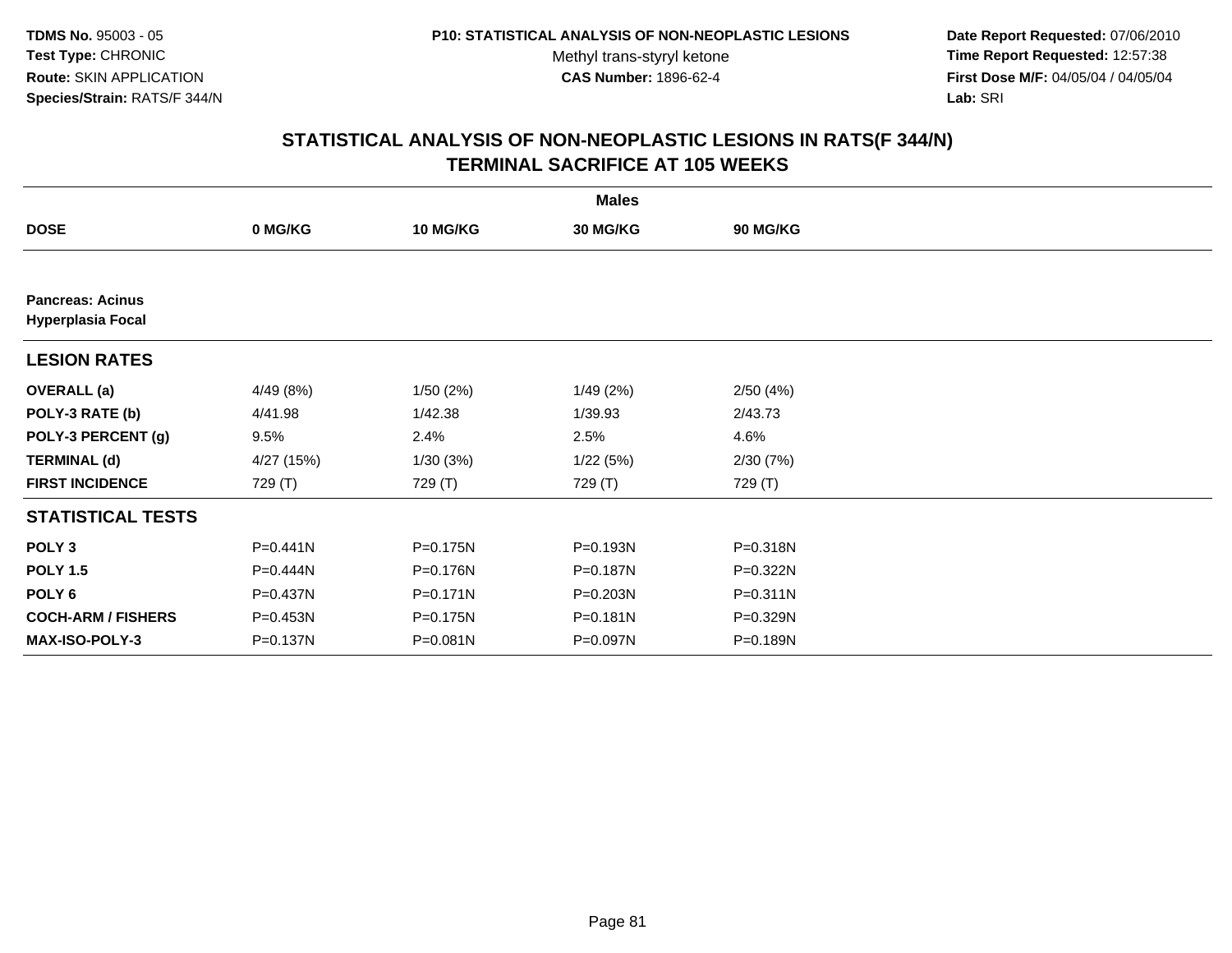**TDMS No.** 95003 - 05
**Test Type:** CHRONIC
**Route:** SKIN APPLICATION
**Species/Strain:** RATS/F 344/N

**P10: STATISTICAL ANALYSIS OF NON-NEOPLASTIC LESIONS**
Methyl trans-styryl ketone
**CAS Number:** 1896-62-4

**Date Report Requested:** 07/06/2010
**Time Report Requested:** 12:57:38
**First Dose M/F:** 04/05/04 / 04/05/04
**Lab:** SRI

## STATISTICAL ANALYSIS OF NON-NEOPLASTIC LESIONS IN RATS(F 344/N)
## TERMINAL SACRIFICE AT 105 WEEKS

| | Males | | | |
|---|---|---|---|---|
| **DOSE** | **0 MG/KG** | **10 MG/KG** | **30 MG/KG** | **90 MG/KG** |
| **Pancreas: Acinus** | | | | |
| **Hyperplasia Focal** | | | | |
| **LESION RATES** | | | | |
| **OVERALL (a)** | 4/49 (8%) | 1/50 (2%) | 1/49 (2%) | 2/50 (4%) |
| **POLY-3 RATE (b)** | 4/41.98 | 1/42.38 | 1/39.93 | 2/43.73 |
| **POLY-3 PERCENT (g)** | 9.5% | 2.4% | 2.5% | 4.6% |
| **TERMINAL (d)** | 4/27 (15%) | 1/30 (3%) | 1/22 (5%) | 2/30 (7%) |
| **FIRST INCIDENCE** | 729 (T) | 729 (T) | 729 (T) | 729 (T) |
| **STATISTICAL TESTS** | | | | |
| **POLY 3** | P=0.441N | P=0.175N | P=0.193N | P=0.318N |
| **POLY 1.5** | P=0.444N | P=0.176N | P=0.187N | P=0.322N |
| **POLY 6** | P=0.437N | P=0.171N | P=0.203N | P=0.311N |
| **COCH-ARM / FISHERS** | P=0.453N | P=0.175N | P=0.181N | P=0.329N |
| **MAX-ISO-POLY-3** | P=0.137N | P=0.081N | P=0.097N | P=0.189N |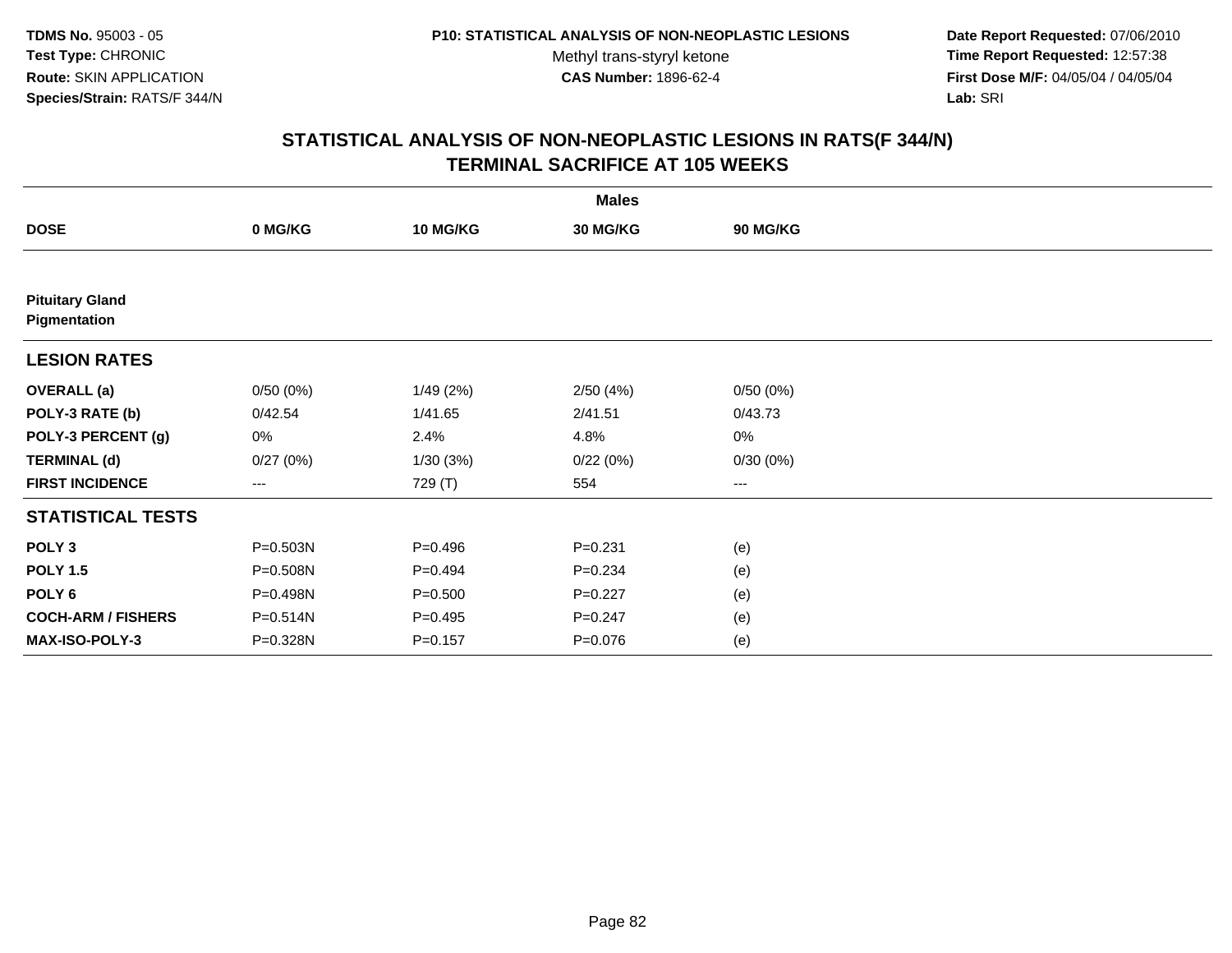**TDMS No.** 95003 - 05
**Test Type:** CHRONIC
**Route:** SKIN APPLICATION
**Species/Strain:** RATS/F 344/N

**P10: STATISTICAL ANALYSIS OF NON-NEOPLASTIC LESIONS**
Methyl trans-styryl ketone
**CAS Number:** 1896-62-4

**Date Report Requested:** 07/06/2010
**Time Report Requested:** 12:57:38
**First Dose M/F:** 04/05/04 / 04/05/04
**Lab:** SRI

# STATISTICAL ANALYSIS OF NON-NEOPLASTIC LESIONS IN RATS(F 344/N) TERMINAL SACRIFICE AT 105 WEEKS

| | Males | | | |
|---|---|---|---|---|
| **DOSE** | **0 MG/KG** | **10 MG/KG** | **30 MG/KG** | **90 MG/KG** |
| **Pituitary Gland Pigmentation** | | | | |
| **LESION RATES** | | | | |
| **OVERALL (a)** | 0/50 (0%) | 1/49 (2%) | 2/50 (4%) | 0/50 (0%) |
| **POLY-3 RATE (b)** | 0/42.54 | 1/41.65 | 2/41.51 | 0/43.73 |
| **POLY-3 PERCENT (g)** | 0% | 2.4% | 4.8% | 0% |
| **TERMINAL (d)** | 0/27 (0%) | 1/30 (3%) | 0/22 (0%) | 0/30 (0%) |
| **FIRST INCIDENCE** | --- | 729 (T) | 554 | --- |
| **STATISTICAL TESTS** | | | | |
| **POLY 3** | P=0.503N | P=0.496 | P=0.231 | (e) |
| **POLY 1.5** | P=0.508N | P=0.494 | P=0.234 | (e) |
| **POLY 6** | P=0.498N | P=0.500 | P=0.227 | (e) |
| **COCH-ARM / FISHERS** | P=0.514N | P=0.495 | P=0.247 | (e) |
| **MAX-ISO-POLY-3** | P=0.328N | P=0.157 | P=0.076 | (e) |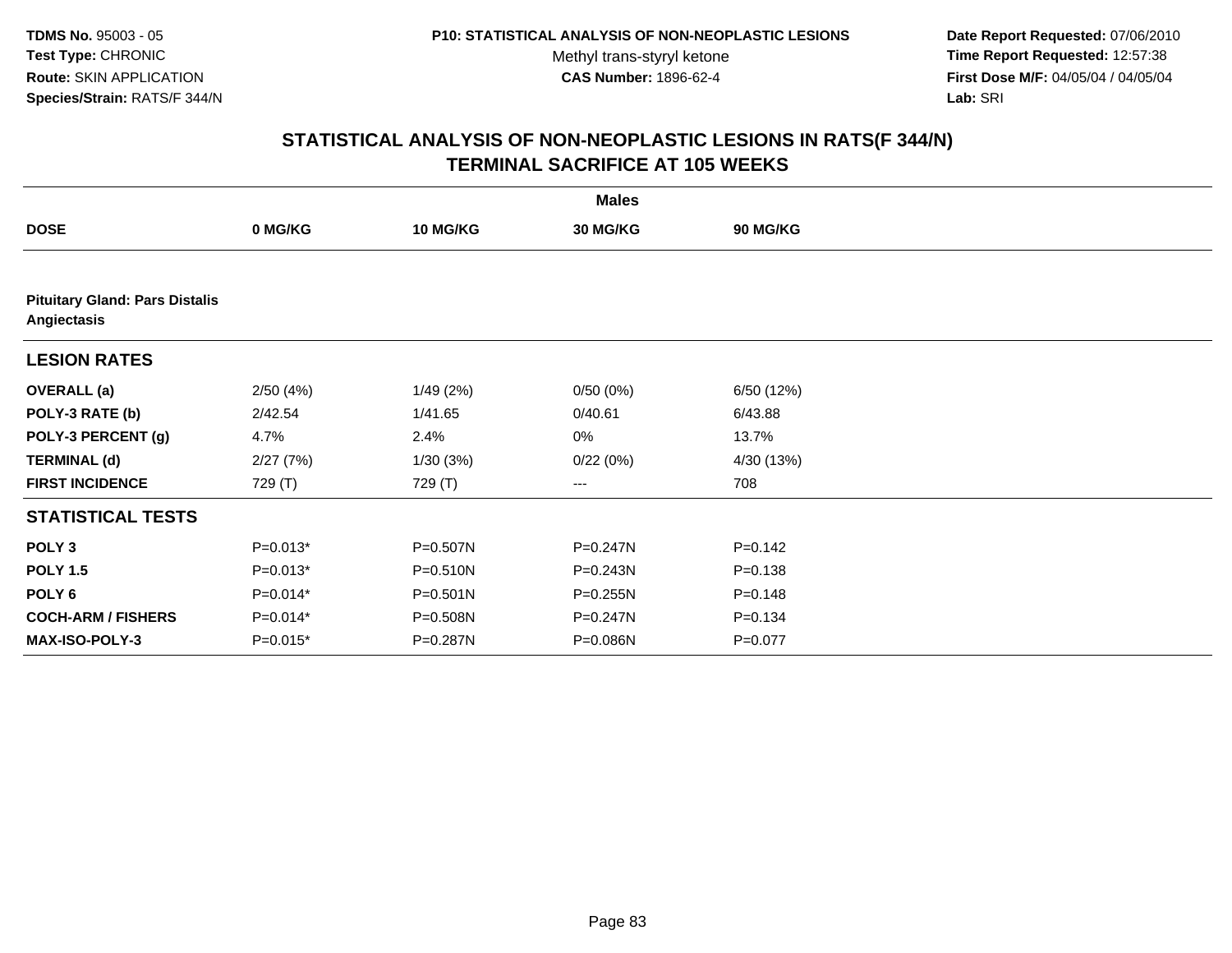TDMS No. 95003 - 05
Test Type: CHRONIC
Route: SKIN APPLICATION
Species/Strain: RATS/F 344/N

P10: STATISTICAL ANALYSIS OF NON-NEOPLASTIC LESIONS
Methyl trans-styryl ketone
CAS Number: 1896-62-4

Date Report Requested: 07/06/2010
Time Report Requested: 12:57:38
First Dose M/F: 04/05/04 / 04/05/04
Lab: SRI

## STATISTICAL ANALYSIS OF NON-NEOPLASTIC LESIONS IN RATS(F 344/N)
## TERMINAL SACRIFICE AT 105 WEEKS

| | Males | | | |
|---|---|---|---|---|
| **DOSE** | **0 MG/KG** | **10 MG/KG** | **30 MG/KG** | **90 MG/KG** |
| **Pituitary Gland: Pars Distalis Angiectasis** | | | | |
| **LESION RATES** | | | | |
| **OVERALL (a)** | 2/50 (4%) | 1/49 (2%) | 0/50 (0%) | 6/50 (12%) |
| **POLY-3 RATE (b)** | 2/42.54 | 1/41.65 | 0/40.61 | 6/43.88 |
| **POLY-3 PERCENT (g)** | 4.7% | 2.4% | 0% | 13.7% |
| **TERMINAL (d)** | 2/27 (7%) | 1/30 (3%) | 0/22 (0%) | 4/30 (13%) |
| **FIRST INCIDENCE** | 729 (T) | 729 (T) | --- | 708 |
| **STATISTICAL TESTS** | | | | |
| **POLY 3** | P=0.013* | P=0.507N | P=0.247N | P=0.142 |
| **POLY 1.5** | P=0.013* | P=0.510N | P=0.243N | P=0.138 |
| **POLY 6** | P=0.014* | P=0.501N | P=0.255N | P=0.148 |
| **COCH-ARM / FISHERS** | P=0.014* | P=0.508N | P=0.247N | P=0.134 |
| **MAX-ISO-POLY-3** | P=0.015* | P=0.287N | P=0.086N | P=0.077 |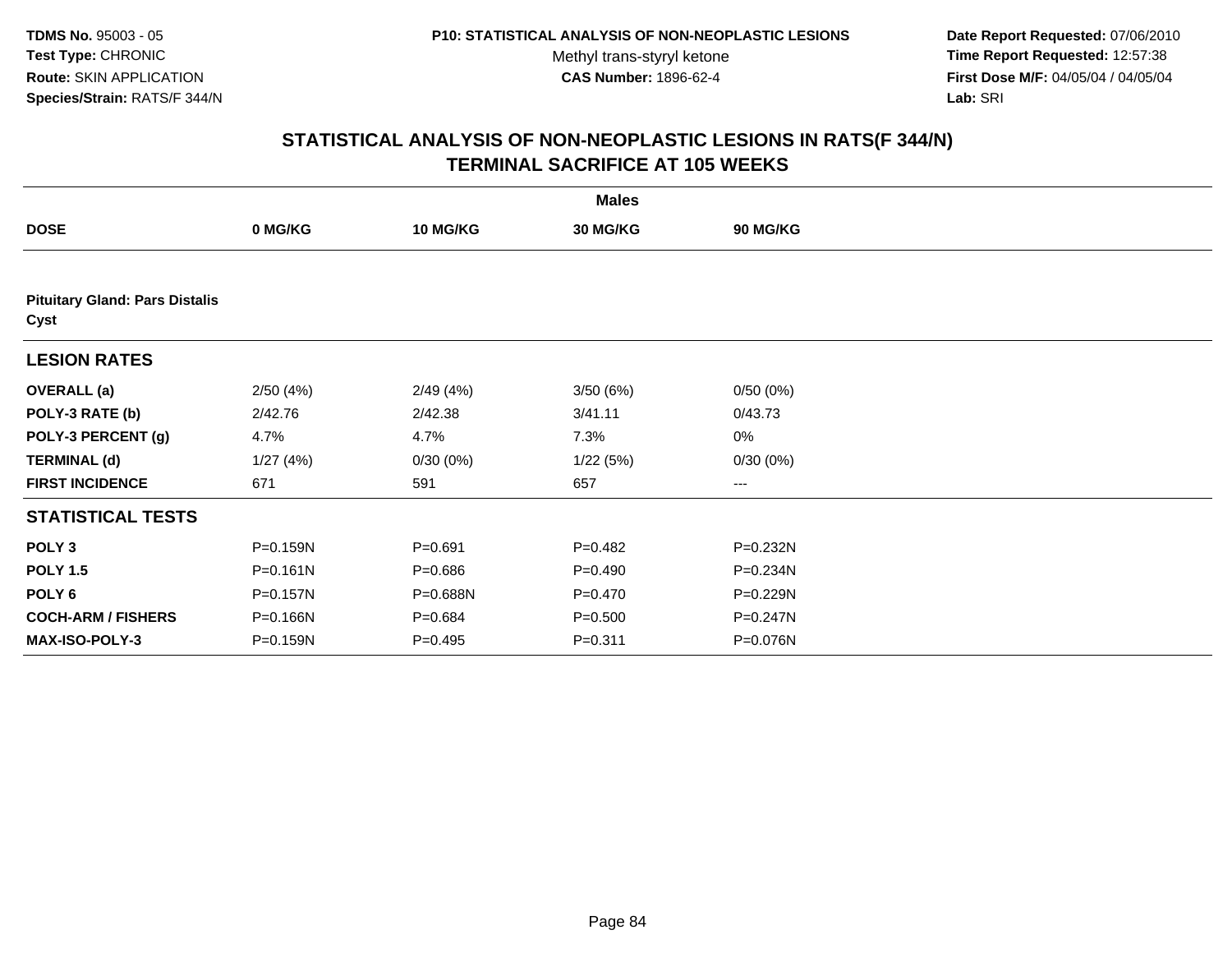TDMS No. 95003 - 05
Test Type: CHRONIC
Route: SKIN APPLICATION
Species/Strain: RATS/F 344/N

P10: STATISTICAL ANALYSIS OF NON-NEOPLASTIC LESIONS
Methyl trans-styryl ketone
CAS Number: 1896-62-4

Date Report Requested: 07/06/2010
Time Report Requested: 12:57:38
First Dose M/F: 04/05/04 / 04/05/04
Lab: SRI

## STATISTICAL ANALYSIS OF NON-NEOPLASTIC LESIONS IN RATS(F 344/N) TERMINAL SACRIFICE AT 105 WEEKS

| | Males | | | |
|---|---|---|---|---|
| **DOSE** | **0 MG/KG** | **10 MG/KG** | **30 MG/KG** | **90 MG/KG** |
| **Pituitary Gland: Pars Distalis Cyst** | | | | |
| **LESION RATES** | | | | |
| **OVERALL (a)** | 2/50 (4%) | 2/49 (4%) | 3/50 (6%) | 0/50 (0%) |
| **POLY-3 RATE (b)** | 2/42.76 | 2/42.38 | 3/41.11 | 0/43.73 |
| **POLY-3 PERCENT (g)** | 4.7% | 4.7% | 7.3% | 0% |
| **TERMINAL (d)** | 1/27 (4%) | 0/30 (0%) | 1/22 (5%) | 0/30 (0%) |
| **FIRST INCIDENCE** | 671 | 591 | 657 | --- |
| **STATISTICAL TESTS** | | | | |
| **POLY 3** | P=0.159N | P=0.691 | P=0.482 | P=0.232N |
| **POLY 1.5** | P=0.161N | P=0.686 | P=0.490 | P=0.234N |
| **POLY 6** | P=0.157N | P=0.688N | P=0.470 | P=0.229N |
| **COCH-ARM / FISHERS** | P=0.166N | P=0.684 | P=0.500 | P=0.247N |
| **MAX-ISO-POLY-3** | P=0.159N | P=0.495 | P=0.311 | P=0.076N |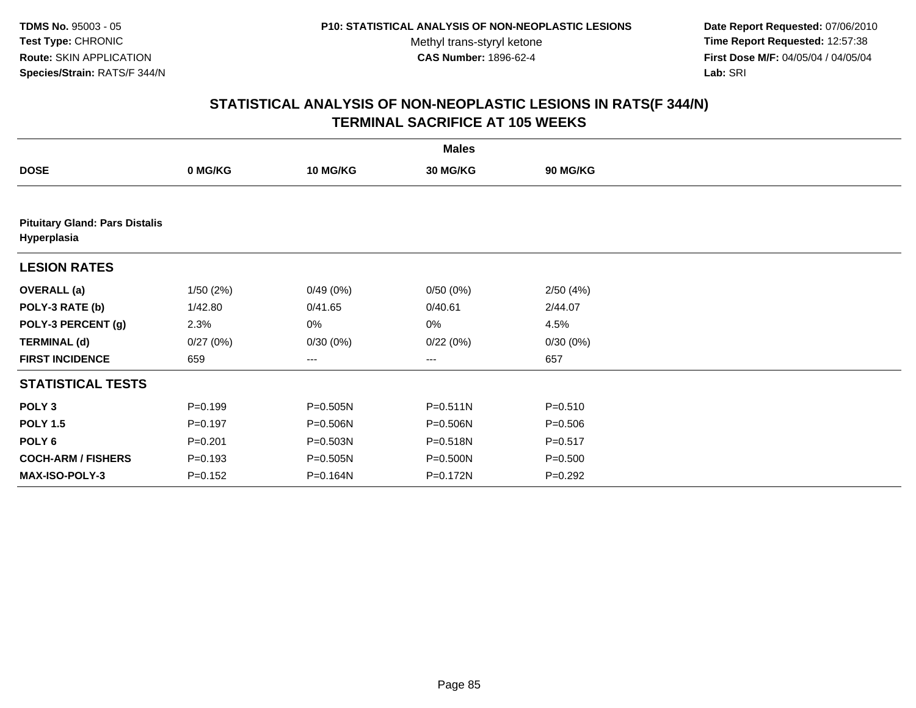**TDMS No.** 95003 - 05
**Test Type:** CHRONIC
**Route:** SKIN APPLICATION
**Species/Strain:** RATS/F 344/N

**P10: STATISTICAL ANALYSIS OF NON-NEOPLASTIC LESIONS**
Methyl trans-styryl ketone
**CAS Number:** 1896-62-4

**Date Report Requested:** 07/06/2010
**Time Report Requested:** 12:57:38
**First Dose M/F:** 04/05/04 / 04/05/04
**Lab:** SRI

## STATISTICAL ANALYSIS OF NON-NEOPLASTIC LESIONS IN RATS(F 344/N) TERMINAL SACRIFICE AT 105 WEEKS

| | Males | | | |
|---|---|---|---|---|
| **DOSE** | **0 MG/KG** | **10 MG/KG** | **30 MG/KG** | **90 MG/KG** |
| **Pituitary Gland: Pars Distalis Hyperplasia** | | | | |
| **LESION RATES** | | | | |
| **OVERALL (a)** | 1/50 (2%) | 0/49 (0%) | 0/50 (0%) | 2/50 (4%) |
| **POLY-3 RATE (b)** | 1/42.80 | 0/41.65 | 0/40.61 | 2/44.07 |
| **POLY-3 PERCENT (g)** | 2.3% | 0% | 0% | 4.5% |
| **TERMINAL (d)** | 0/27 (0%) | 0/30 (0%) | 0/22 (0%) | 0/30 (0%) |
| **FIRST INCIDENCE** | 659 | --- | --- | 657 |
| **STATISTICAL TESTS** | | | | |
| **POLY 3** | P=0.199 | P=0.505N | P=0.511N | P=0.510 |
| **POLY 1.5** | P=0.197 | P=0.506N | P=0.506N | P=0.506 |
| **POLY 6** | P=0.201 | P=0.503N | P=0.518N | P=0.517 |
| **COCH-ARM / FISHERS** | P=0.193 | P=0.505N | P=0.500N | P=0.500 |
| **MAX-ISO-POLY-3** | P=0.152 | P=0.164N | P=0.172N | P=0.292 |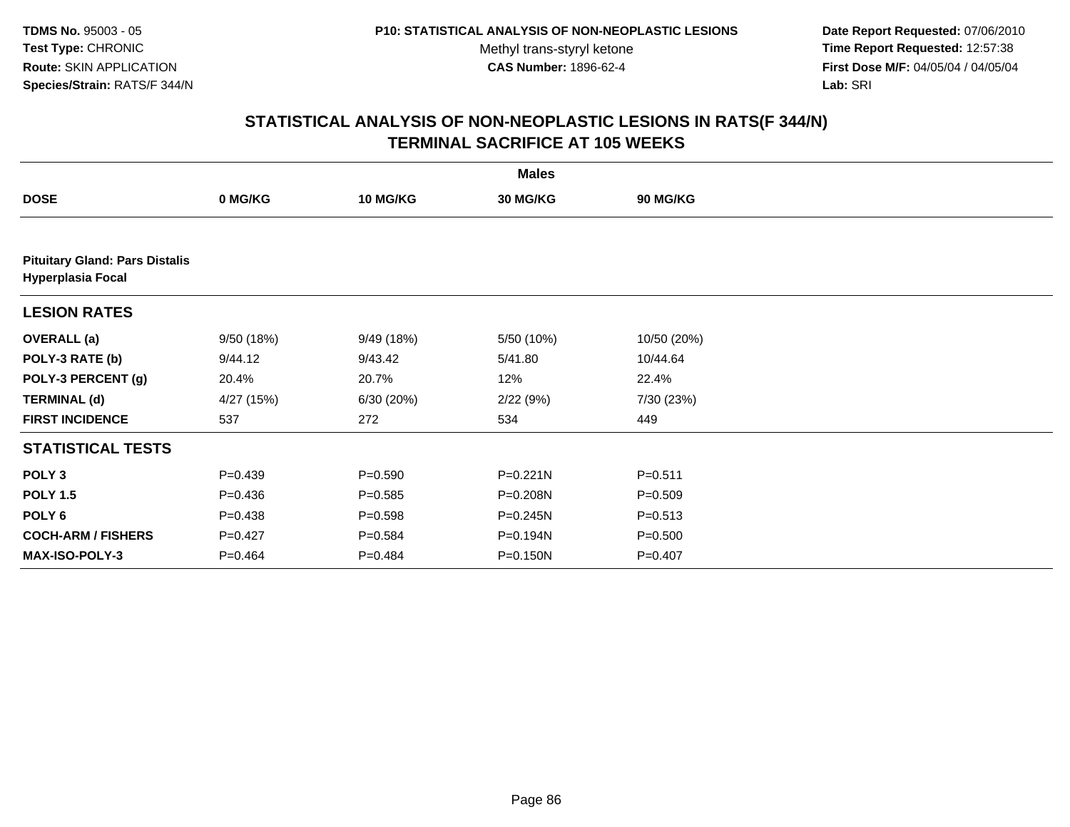TDMS No. 95003 - 05
Test Type: CHRONIC
Route: SKIN APPLICATION
Species/Strain: RATS/F 344/N

P10: STATISTICAL ANALYSIS OF NON-NEOPLASTIC LESIONS
Methyl trans-styryl ketone
CAS Number: 1896-62-4

Date Report Requested: 07/06/2010
Time Report Requested: 12:57:38
First Dose M/F: 04/05/04 / 04/05/04
Lab: SRI

## STATISTICAL ANALYSIS OF NON-NEOPLASTIC LESIONS IN RATS(F 344/N)
## TERMINAL SACRIFICE AT 105 WEEKS

| | Males | | | |
|---|---|---|---|---|
| **DOSE** | **0 MG/KG** | **10 MG/KG** | **30 MG/KG** | **90 MG/KG** |
| **Pituitary Gland: Pars Distalis** | | | | |
| **Hyperplasia Focal** | | | | |
| **LESION RATES** | | | | |
| **OVERALL (a)** | 9/50 (18%) | 9/49 (18%) | 5/50 (10%) | 10/50 (20%) |
| **POLY-3 RATE (b)** | 9/44.12 | 9/43.42 | 5/41.80 | 10/44.64 |
| **POLY-3 PERCENT (g)** | 20.4% | 20.7% | 12% | 22.4% |
| **TERMINAL (d)** | 4/27 (15%) | 6/30 (20%) | 2/22 (9%) | 7/30 (23%) |
| **FIRST INCIDENCE** | 537 | 272 | 534 | 449 |
| **STATISTICAL TESTS** | | | | |
| **POLY 3** | P=0.439 | P=0.590 | P=0.221N | P=0.511 |
| **POLY 1.5** | P=0.436 | P=0.585 | P=0.208N | P=0.509 |
| **POLY 6** | P=0.438 | P=0.598 | P=0.245N | P=0.513 |
| **COCH-ARM / FISHERS** | P=0.427 | P=0.584 | P=0.194N | P=0.500 |
| **MAX-ISO-POLY-3** | P=0.464 | P=0.484 | P=0.150N | P=0.407 |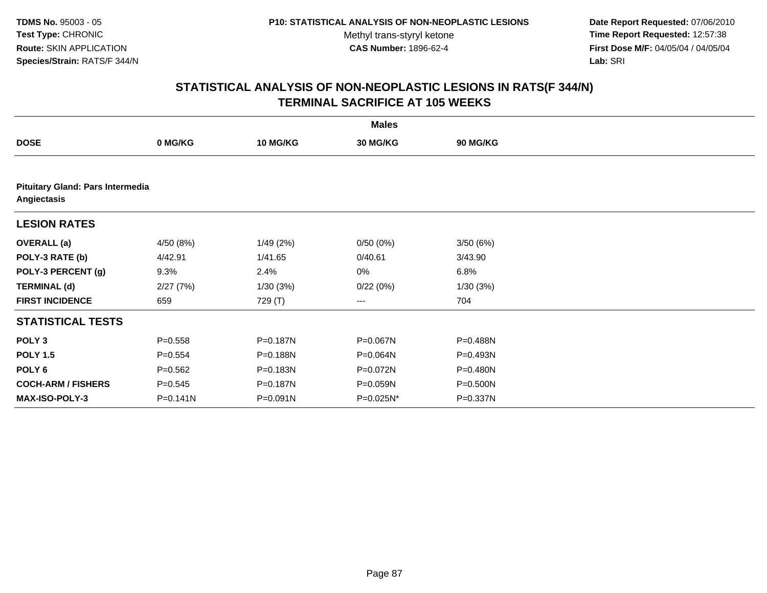**TDMS No.** 95003 - 05
**Test Type:** CHRONIC
**Route:** SKIN APPLICATION
**Species/Strain:** RATS/F 344/N

**P10: STATISTICAL ANALYSIS OF NON-NEOPLASTIC LESIONS**
Methyl trans-styryl ketone
**CAS Number:** 1896-62-4

**Date Report Requested:** 07/06/2010
**Time Report Requested:** 12:57:38
**First Dose M/F:** 04/05/04 / 04/05/04
**Lab:** SRI

## STATISTICAL ANALYSIS OF NON-NEOPLASTIC LESIONS IN RATS(F 344/N)
## TERMINAL SACRIFICE AT 105 WEEKS

| | Males | | | |
|---|---|---|---|---|
| **DOSE** | **0 MG/KG** | **10 MG/KG** | **30 MG/KG** | **90 MG/KG** |
| **Pituitary Gland: Pars Intermedia Angiectasis** | | | | |
| **LESION RATES** | | | | |
| **OVERALL (a)** | 4/50 (8%) | 1/49 (2%) | 0/50 (0%) | 3/50 (6%) |
| **POLY-3 RATE (b)** | 4/42.91 | 1/41.65 | 0/40.61 | 3/43.90 |
| **POLY-3 PERCENT (g)** | 9.3% | 2.4% | 0% | 6.8% |
| **TERMINAL (d)** | 2/27 (7%) | 1/30 (3%) | 0/22 (0%) | 1/30 (3%) |
| **FIRST INCIDENCE** | 659 | 729 (T) | --- | 704 |
| **STATISTICAL TESTS** | | | | |
| **POLY 3** | P=0.558 | P=0.187N | P=0.067N | P=0.488N |
| **POLY 1.5** | P=0.554 | P=0.188N | P=0.064N | P=0.493N |
| **POLY 6** | P=0.562 | P=0.183N | P=0.072N | P=0.480N |
| **COCH-ARM / FISHERS** | P=0.545 | P=0.187N | P=0.059N | P=0.500N |
| **MAX-ISO-POLY-3** | P=0.141N | P=0.091N | P=0.025N* | P=0.337N |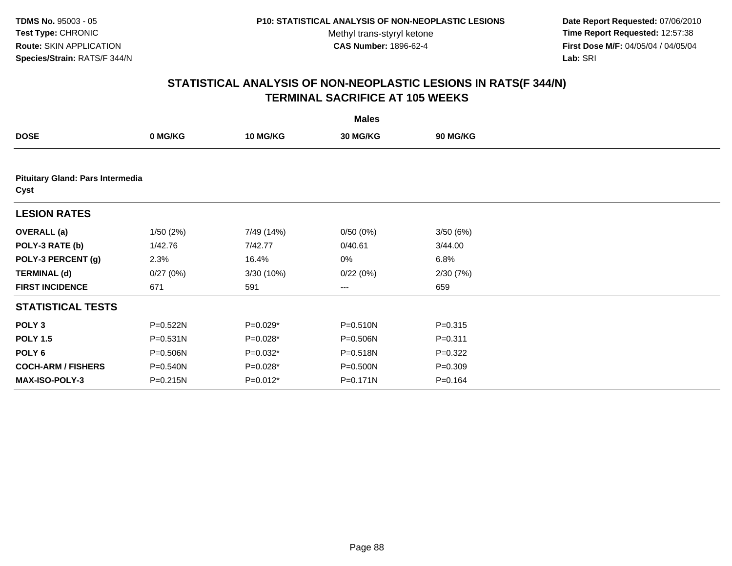**TDMS No.** 95003 - 05
**Test Type:** CHRONIC
**Route:** SKIN APPLICATION
**Species/Strain:** RATS/F 344/N

**P10: STATISTICAL ANALYSIS OF NON-NEOPLASTIC LESIONS**
Methyl trans-styryl ketone
**CAS Number:** 1896-62-4

**Date Report Requested:** 07/06/2010
**Time Report Requested:** 12:57:38
**First Dose M/F:** 04/05/04 / 04/05/04
**Lab:** SRI

## STATISTICAL ANALYSIS OF NON-NEOPLASTIC LESIONS IN RATS(F 344/N) TERMINAL SACRIFICE AT 105 WEEKS

| | Males | | | |
|---|---|---|---|---|
| **DOSE** | **0 MG/KG** | **10 MG/KG** | **30 MG/KG** | **90 MG/KG** |
| **Pituitary Gland: Pars Intermedia Cyst** | | | | |
| **LESION RATES** | | | | |
| **OVERALL (a)** | 1/50 (2%) | 7/49 (14%) | 0/50 (0%) | 3/50 (6%) |
| **POLY-3 RATE (b)** | 1/42.76 | 7/42.77 | 0/40.61 | 3/44.00 |
| **POLY-3 PERCENT (g)** | 2.3% | 16.4% | 0% | 6.8% |
| **TERMINAL (d)** | 0/27 (0%) | 3/30 (10%) | 0/22 (0%) | 2/30 (7%) |
| **FIRST INCIDENCE** | 671 | 591 | --- | 659 |
| **STATISTICAL TESTS** | | | | |
| **POLY 3** | P=0.522N | P=0.029* | P=0.510N | P=0.315 |
| **POLY 1.5** | P=0.531N | P=0.028* | P=0.506N | P=0.311 |
| **POLY 6** | P=0.506N | P=0.032* | P=0.518N | P=0.322 |
| **COCH-ARM / FISHERS** | P=0.540N | P=0.028* | P=0.500N | P=0.309 |
| **MAX-ISO-POLY-3** | P=0.215N | P=0.012* | P=0.171N | P=0.164 |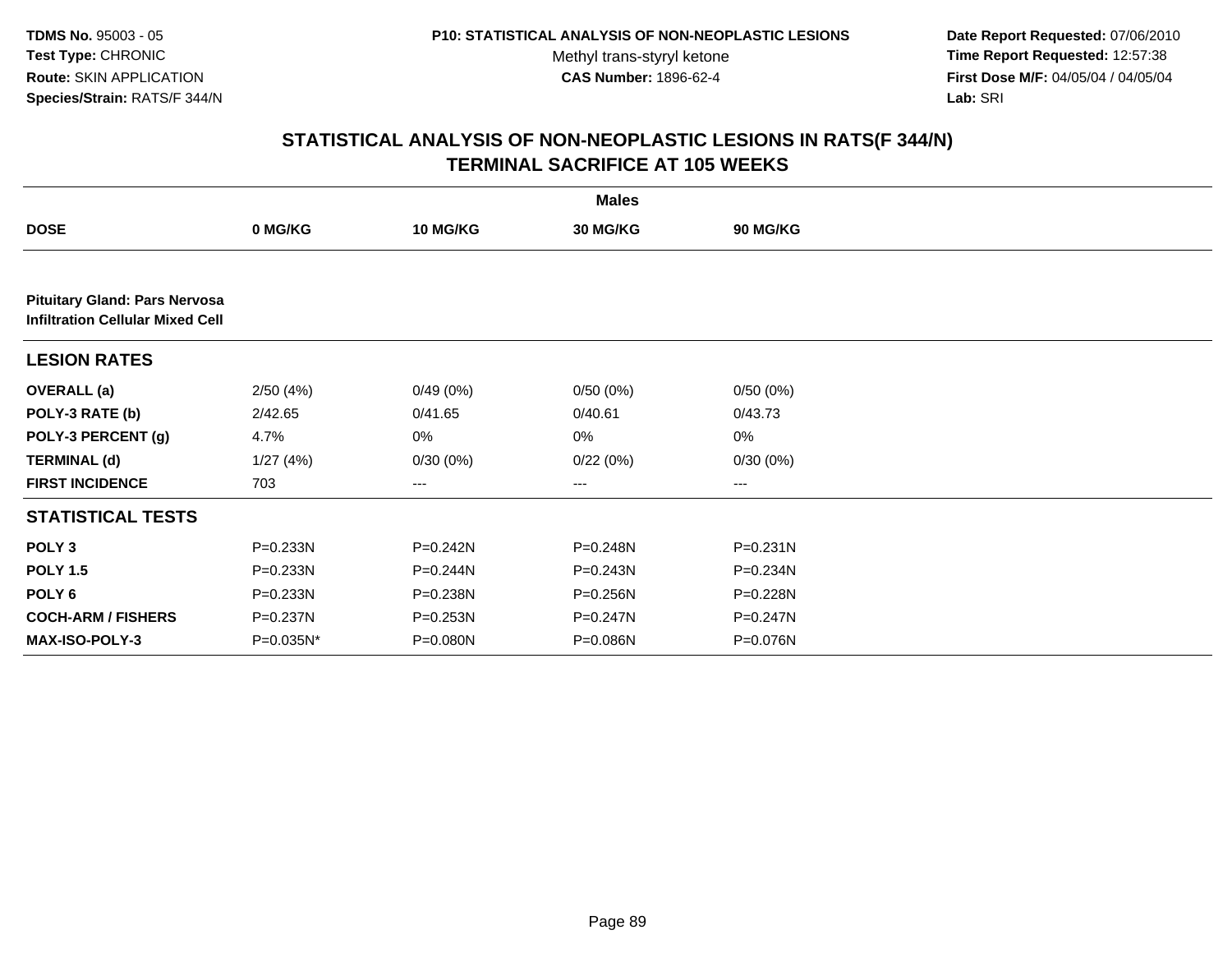**TDMS No.** 95003 - 05
**Test Type:** CHRONIC
**Route:** SKIN APPLICATION
**Species/Strain:** RATS/F 344/N

**P10: STATISTICAL ANALYSIS OF NON-NEOPLASTIC LESIONS**
Methyl trans-styryl ketone
**CAS Number:** 1896-62-4

**Date Report Requested:** 07/06/2010
**Time Report Requested:** 12:57:38
**First Dose M/F:** 04/05/04 / 04/05/04
**Lab:** SRI

## STATISTICAL ANALYSIS OF NON-NEOPLASTIC LESIONS IN RATS(F 344/N)
## TERMINAL SACRIFICE AT 105 WEEKS

| | Males | | | |
|---|---|---|---|---|
| **DOSE** | **0 MG/KG** | **10 MG/KG** | **30 MG/KG** | **90 MG/KG** |
| **Pituitary Gland: Pars Nervosa Infiltration Cellular Mixed Cell** | | | | |
| **LESION RATES** | | | | |
| **OVERALL (a)** | 2/50 (4%) | 0/49 (0%) | 0/50 (0%) | 0/50 (0%) |
| **POLY-3 RATE (b)** | 2/42.65 | 0/41.65 | 0/40.61 | 0/43.73 |
| **POLY-3 PERCENT (g)** | 4.7% | 0% | 0% | 0% |
| **TERMINAL (d)** | 1/27 (4%) | 0/30 (0%) | 0/22 (0%) | 0/30 (0%) |
| **FIRST INCIDENCE** | 703 | --- | --- | --- |
| **STATISTICAL TESTS** | | | | |
| **POLY 3** | P=0.233N | P=0.242N | P=0.248N | P=0.231N |
| **POLY 1.5** | P=0.233N | P=0.244N | P=0.243N | P=0.234N |
| **POLY 6** | P=0.233N | P=0.238N | P=0.256N | P=0.228N |
| **COCH-ARM / FISHERS** | P=0.237N | P=0.253N | P=0.247N | P=0.247N |
| **MAX-ISO-POLY-3** | P=0.035N* | P=0.080N | P=0.086N | P=0.076N |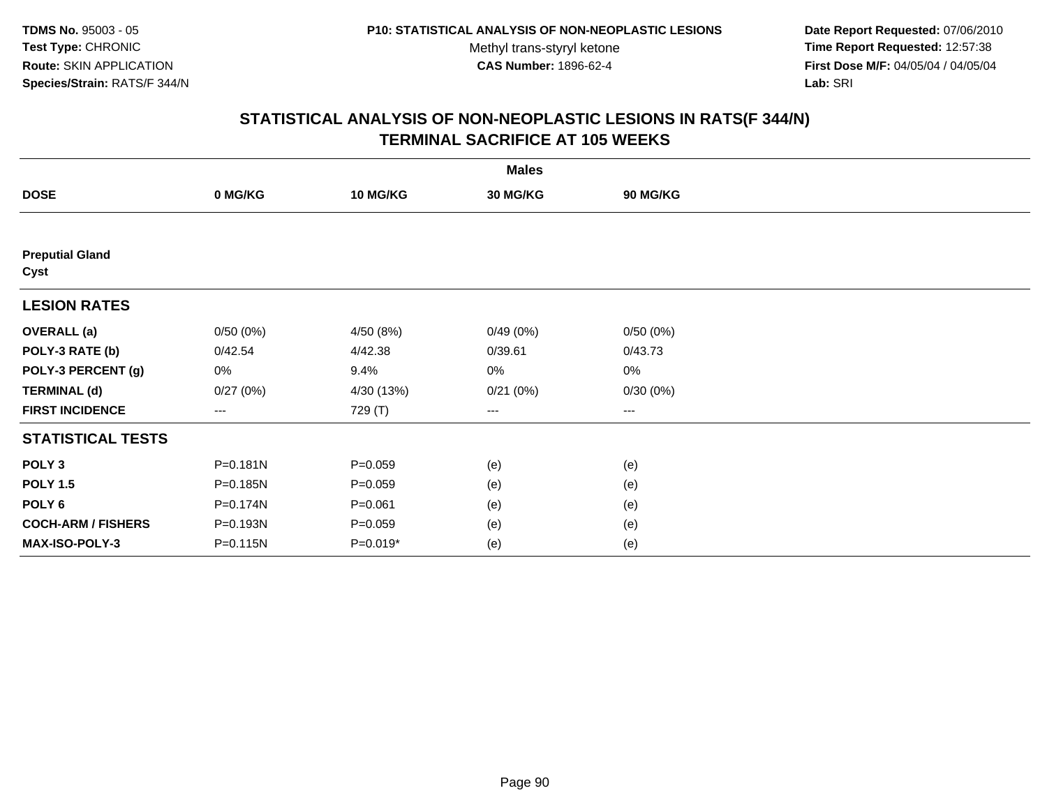**TDMS No.** 95003 - 05
**Test Type:** CHRONIC
**Route:** SKIN APPLICATION
**Species/Strain:** RATS/F 344/N

**P10: STATISTICAL ANALYSIS OF NON-NEOPLASTIC LESIONS**
Methyl trans-styryl ketone
**CAS Number:** 1896-62-4

**Date Report Requested:** 07/06/2010
**Time Report Requested:** 12:57:38
**First Dose M/F:** 04/05/04 / 04/05/04
**Lab:** SRI

## STATISTICAL ANALYSIS OF NON-NEOPLASTIC LESIONS IN RATS(F 344/N)
## TERMINAL SACRIFICE AT 105 WEEKS

| | Males | | | |
|---|---|---|---|---|
| **DOSE** | **0 MG/KG** | **10 MG/KG** | **30 MG/KG** | **90 MG/KG** |
| **Preputial Gland** | | | | |
| **Cyst** | | | | |
| **LESION RATES** | | | | |
| **OVERALL (a)** | 0/50 (0%) | 4/50 (8%) | 0/49 (0%) | 0/50 (0%) |
| **POLY-3 RATE (b)** | 0/42.54 | 4/42.38 | 0/39.61 | 0/43.73 |
| **POLY-3 PERCENT (g)** | 0% | 9.4% | 0% | 0% |
| **TERMINAL (d)** | 0/27 (0%) | 4/30 (13%) | 0/21 (0%) | 0/30 (0%) |
| **FIRST INCIDENCE** | --- | 729 (T) | --- | --- |
| **STATISTICAL TESTS** | | | | |
| **POLY 3** | P=0.181N | P=0.059 | (e) | (e) |
| **POLY 1.5** | P=0.185N | P=0.059 | (e) | (e) |
| **POLY 6** | P=0.174N | P=0.061 | (e) | (e) |
| **COCH-ARM / FISHERS** | P=0.193N | P=0.059 | (e) | (e) |
| **MAX-ISO-POLY-3** | P=0.115N | P=0.019* | (e) | (e) |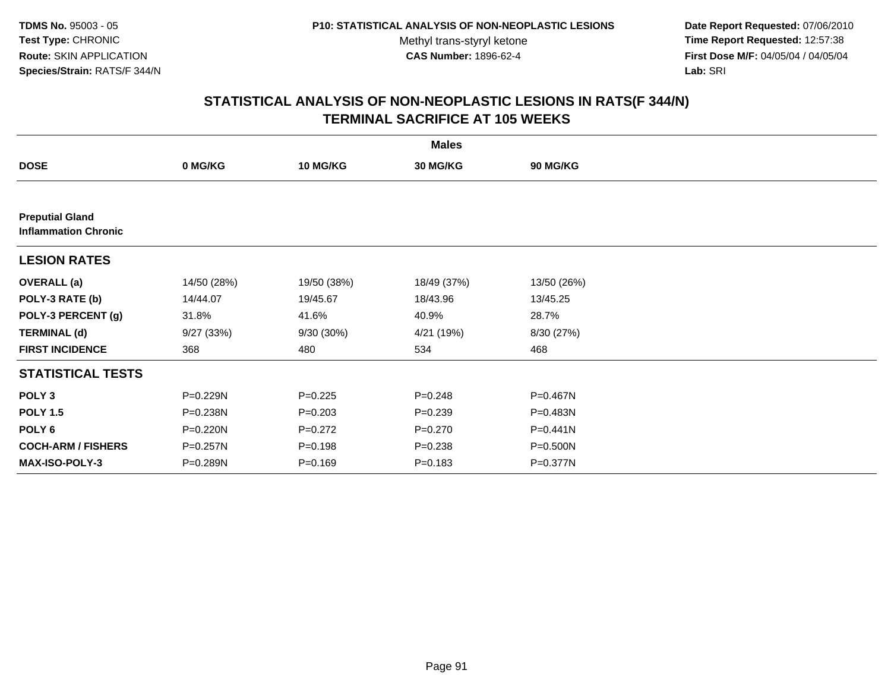TDMS No. 95003 - 05
Test Type: CHRONIC
Route: SKIN APPLICATION
Species/Strain: RATS/F 344/N

P10: STATISTICAL ANALYSIS OF NON-NEOPLASTIC LESIONS
Methyl trans-styryl ketone
CAS Number: 1896-62-4

Date Report Requested: 07/06/2010
Time Report Requested: 12:57:38
First Dose M/F: 04/05/04 / 04/05/04
Lab: SRI

# STATISTICAL ANALYSIS OF NON-NEOPLASTIC LESIONS IN RATS(F 344/N)
## TERMINAL SACRIFICE AT 105 WEEKS

| | Males | | | |
|---|---|---|---|---|
| **DOSE** | **0 MG/KG** | **10 MG/KG** | **30 MG/KG** | **90 MG/KG** |
| **Preputial Gland** | | | | |
| **Inflammation Chronic** | | | | |
| **LESION RATES** | | | | |
| **OVERALL (a)** | 14/50 (28%) | 19/50 (38%) | 18/49 (37%) | 13/50 (26%) |
| **POLY-3 RATE (b)** | 14/44.07 | 19/45.67 | 18/43.96 | 13/45.25 |
| **POLY-3 PERCENT (g)** | 31.8% | 41.6% | 40.9% | 28.7% |
| **TERMINAL (d)** | 9/27 (33%) | 9/30 (30%) | 4/21 (19%) | 8/30 (27%) |
| **FIRST INCIDENCE** | 368 | 480 | 534 | 468 |
| **STATISTICAL TESTS** | | | | |
| **POLY 3** | P=0.229N | P=0.225 | P=0.248 | P=0.467N |
| **POLY 1.5** | P=0.238N | P=0.203 | P=0.239 | P=0.483N |
| **POLY 6** | P=0.220N | P=0.272 | P=0.270 | P=0.441N |
| **COCH-ARM / FISHERS** | P=0.257N | P=0.198 | P=0.238 | P=0.500N |
| **MAX-ISO-POLY-3** | P=0.289N | P=0.169 | P=0.183 | P=0.377N |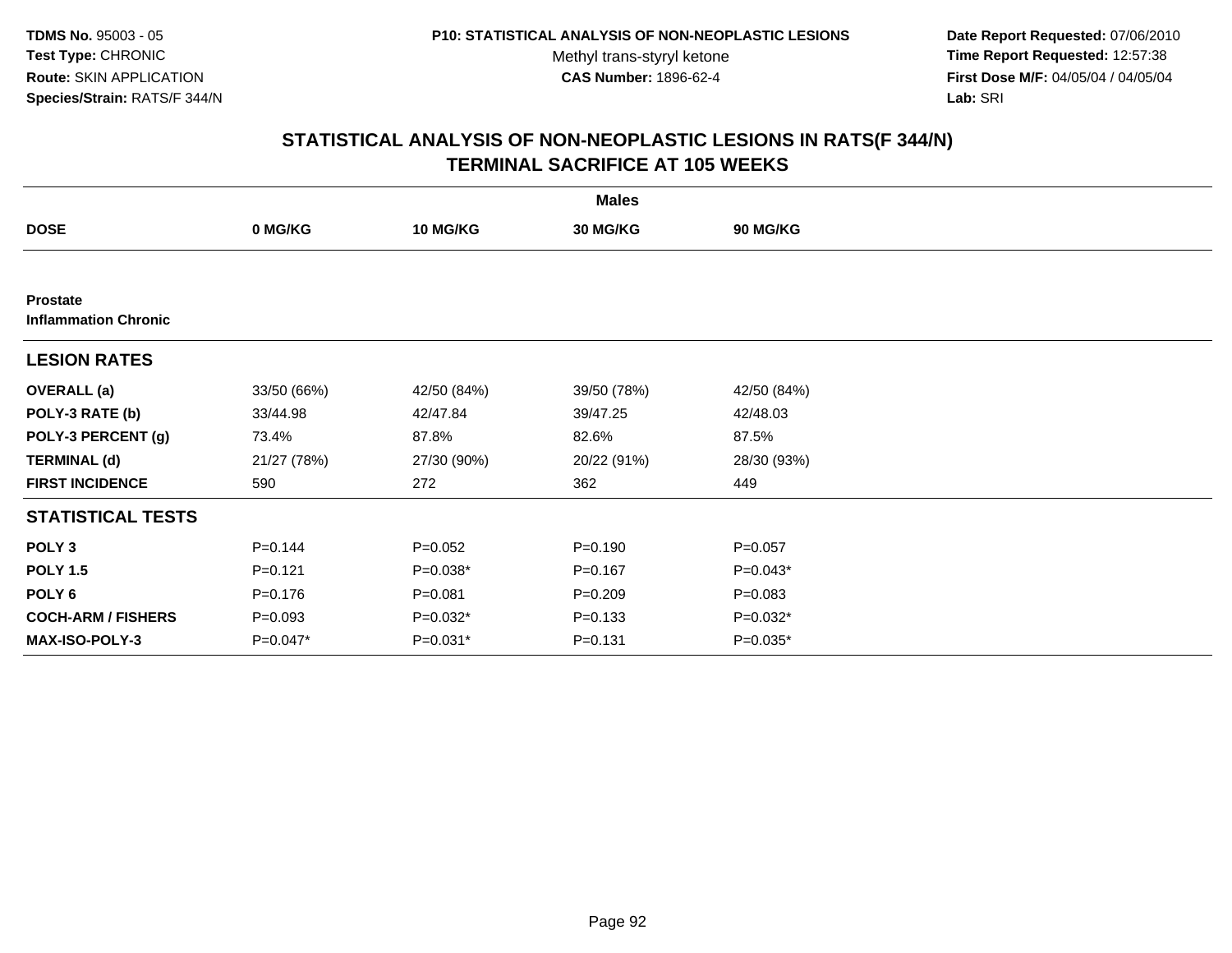TDMS No. 95003 - 05
Test Type: CHRONIC
Route: SKIN APPLICATION
Species/Strain: RATS/F 344/N

P10: STATISTICAL ANALYSIS OF NON-NEOPLASTIC LESIONS
Methyl trans-styryl ketone
CAS Number: 1896-62-4

Date Report Requested: 07/06/2010
Time Report Requested: 12:57:38
First Dose M/F: 04/05/04 / 04/05/04
Lab: SRI

## STATISTICAL ANALYSIS OF NON-NEOPLASTIC LESIONS IN RATS(F 344/N)
## TERMINAL SACRIFICE AT 105 WEEKS

| | Males | | | |
|---|---|---|---|---|
| **DOSE** | **0 MG/KG** | **10 MG/KG** | **30 MG/KG** | **90 MG/KG** |
| **Prostate** | | | | |
| **Inflammation Chronic** | | | | |
| **LESION RATES** | | | | |
| **OVERALL (a)** | 33/50 (66%) | 42/50 (84%) | 39/50 (78%) | 42/50 (84%) |
| **POLY-3 RATE (b)** | 33/44.98 | 42/47.84 | 39/47.25 | 42/48.03 |
| **POLY-3 PERCENT (g)** | 73.4% | 87.8% | 82.6% | 87.5% |
| **TERMINAL (d)** | 21/27 (78%) | 27/30 (90%) | 20/22 (91%) | 28/30 (93%) |
| **FIRST INCIDENCE** | 590 | 272 | 362 | 449 |
| **STATISTICAL TESTS** | | | | |
| **POLY 3** | P=0.144 | P=0.052 | P=0.190 | P=0.057 |
| **POLY 1.5** | P=0.121 | P=0.038* | P=0.167 | P=0.043* |
| **POLY 6** | P=0.176 | P=0.081 | P=0.209 | P=0.083 |
| **COCH-ARM / FISHERS** | P=0.093 | P=0.032* | P=0.133 | P=0.032* |
| **MAX-ISO-POLY-3** | P=0.047* | P=0.031* | P=0.131 | P=0.035* |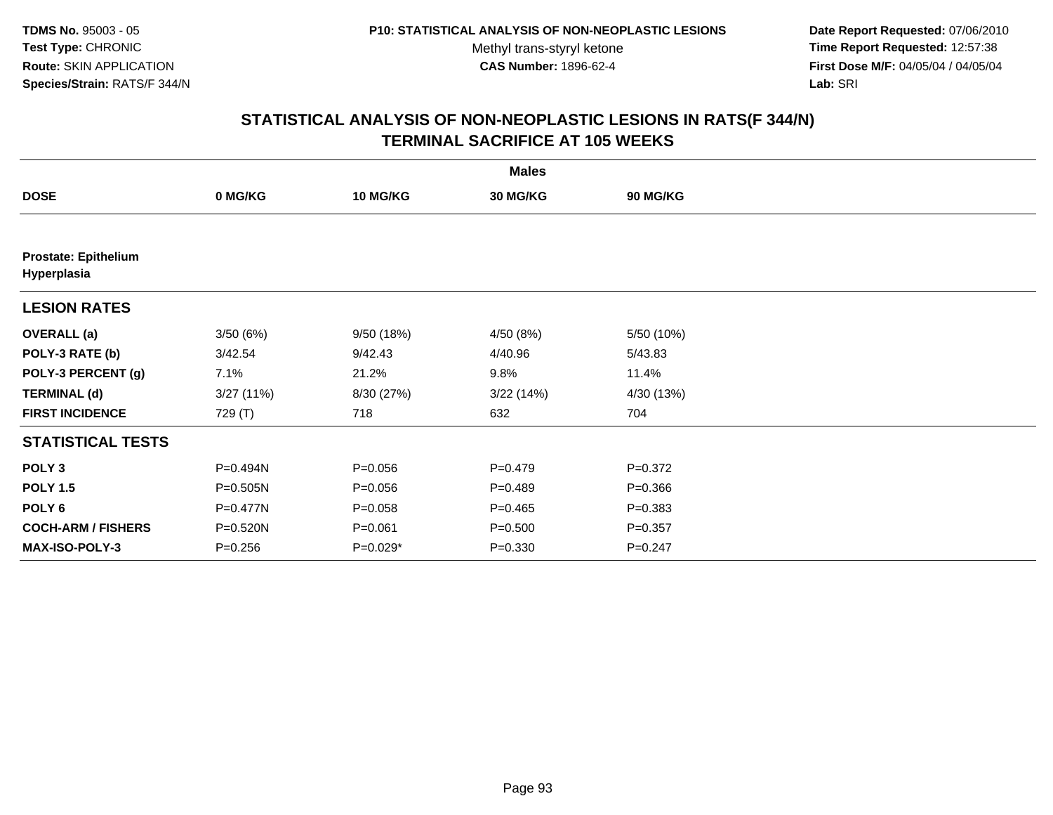**TDMS No.** 95003 - 05
**Test Type:** CHRONIC
**Route:** SKIN APPLICATION
**Species/Strain:** RATS/F 344/N

**P10: STATISTICAL ANALYSIS OF NON-NEOPLASTIC LESIONS**
Methyl trans-styryl ketone
**CAS Number:** 1896-62-4

**Date Report Requested:** 07/06/2010
**Time Report Requested:** 12:57:38
**First Dose M/F:** 04/05/04 / 04/05/04
**Lab:** SRI

## STATISTICAL ANALYSIS OF NON-NEOPLASTIC LESIONS IN RATS(F 344/N)
## TERMINAL SACRIFICE AT 105 WEEKS

| | Males | | | |
|---|---|---|---|---|
| **DOSE** | **0 MG/KG** | **10 MG/KG** | **30 MG/KG** | **90 MG/KG** |
| **Prostate: Epithelium Hyperplasia** | | | | |
| **LESION RATES** | | | | |
| **OVERALL (a)** | 3/50 (6%) | 9/50 (18%) | 4/50 (8%) | 5/50 (10%) |
| **POLY-3 RATE (b)** | 3/42.54 | 9/42.43 | 4/40.96 | 5/43.83 |
| **POLY-3 PERCENT (g)** | 7.1% | 21.2% | 9.8% | 11.4% |
| **TERMINAL (d)** | 3/27 (11%) | 8/30 (27%) | 3/22 (14%) | 4/30 (13%) |
| **FIRST INCIDENCE** | 729 (T) | 718 | 632 | 704 |
| **STATISTICAL TESTS** | | | | |
| **POLY 3** | P=0.494N | P=0.056 | P=0.479 | P=0.372 |
| **POLY 1.5** | P=0.505N | P=0.056 | P=0.489 | P=0.366 |
| **POLY 6** | P=0.477N | P=0.058 | P=0.465 | P=0.383 |
| **COCH-ARM / FISHERS** | P=0.520N | P=0.061 | P=0.500 | P=0.357 |
| **MAX-ISO-POLY-3** | P=0.256 | P=0.029* | P=0.330 | P=0.247 |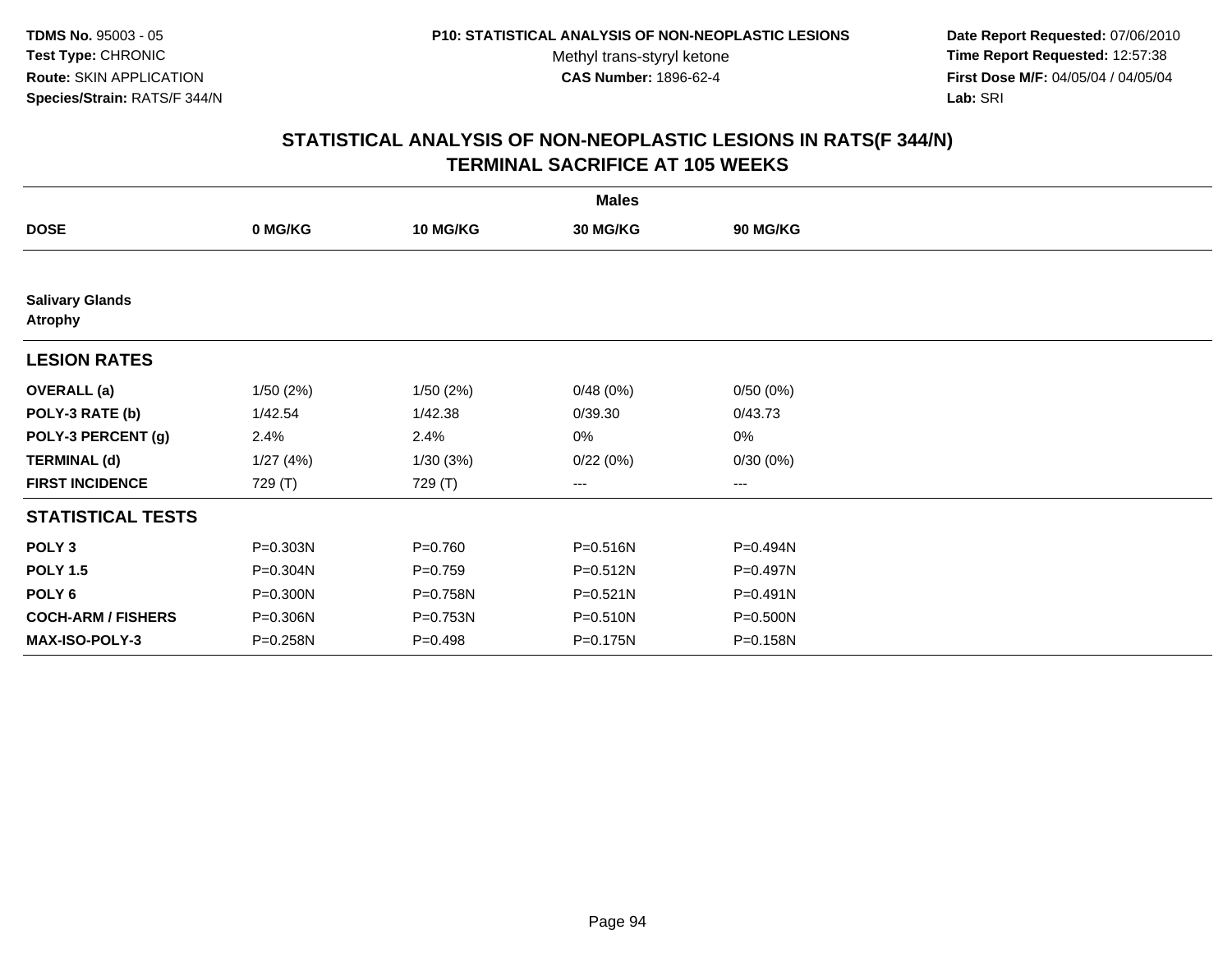TDMS No. 95003 - 05
Test Type: CHRONIC
Route: SKIN APPLICATION
Species/Strain: RATS/F 344/N

P10: STATISTICAL ANALYSIS OF NON-NEOPLASTIC LESIONS
Methyl trans-styryl ketone
CAS Number: 1896-62-4

Date Report Requested: 07/06/2010
Time Report Requested: 12:57:38
First Dose M/F: 04/05/04 / 04/05/04
Lab: SRI

## STATISTICAL ANALYSIS OF NON-NEOPLASTIC LESIONS IN RATS(F 344/N)
## TERMINAL SACRIFICE AT 105 WEEKS

| | Males | | | |
|---|---|---|---|---|
| **DOSE** | **0 MG/KG** | **10 MG/KG** | **30 MG/KG** | **90 MG/KG** |
| **Salivary Glands** | | | | |
| **Atrophy** | | | | |
| **LESION RATES** | | | | |
| **OVERALL (a)** | 1/50 (2%) | 1/50 (2%) | 0/48 (0%) | 0/50 (0%) |
| **POLY-3 RATE (b)** | 1/42.54 | 1/42.38 | 0/39.30 | 0/43.73 |
| **POLY-3 PERCENT (g)** | 2.4% | 2.4% | 0% | 0% |
| **TERMINAL (d)** | 1/27 (4%) | 1/30 (3%) | 0/22 (0%) | 0/30 (0%) |
| **FIRST INCIDENCE** | 729 (T) | 729 (T) | --- | --- |
| **STATISTICAL TESTS** | | | | |
| **POLY 3** | P=0.303N | P=0.760 | P=0.516N | P=0.494N |
| **POLY 1.5** | P=0.304N | P=0.759 | P=0.512N | P=0.497N |
| **POLY 6** | P=0.300N | P=0.758N | P=0.521N | P=0.491N |
| **COCH-ARM / FISHERS** | P=0.306N | P=0.753N | P=0.510N | P=0.500N |
| **MAX-ISO-POLY-3** | P=0.258N | P=0.498 | P=0.175N | P=0.158N |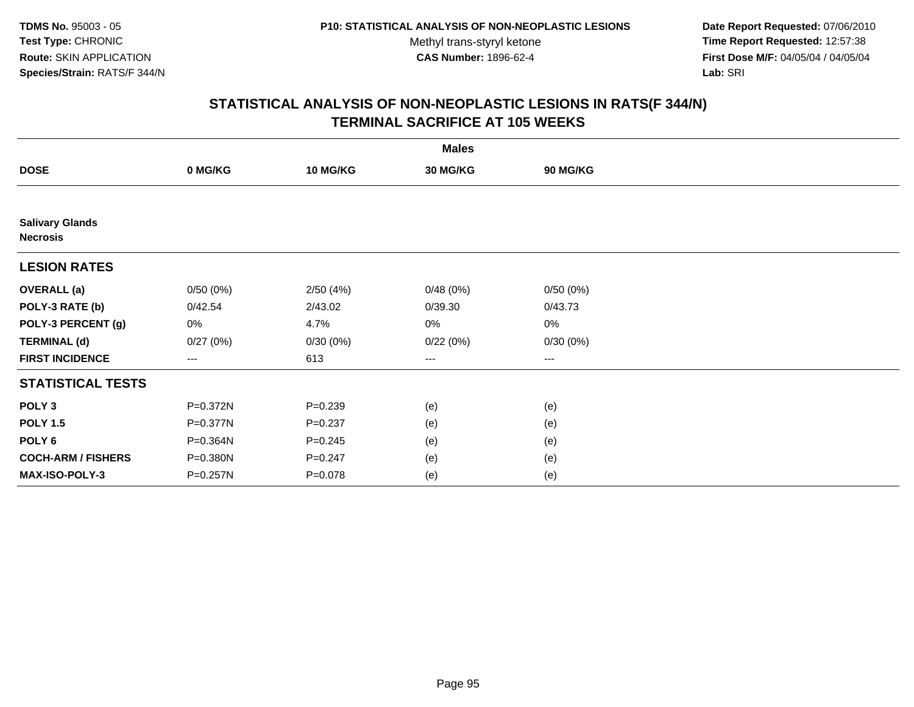TDMS No. 95003 - 05
Test Type: CHRONIC
Route: SKIN APPLICATION
Species/Strain: RATS/F 344/N

P10: STATISTICAL ANALYSIS OF NON-NEOPLASTIC LESIONS
Methyl trans-styryl ketone
CAS Number: 1896-62-4

Date Report Requested: 07/06/2010
Time Report Requested: 12:57:38
First Dose M/F: 04/05/04 / 04/05/04
Lab: SRI

## STATISTICAL ANALYSIS OF NON-NEOPLASTIC LESIONS IN RATS(F 344/N)
## TERMINAL SACRIFICE AT 105 WEEKS

| | Males | | | |
|---|---|---|---|---|
| **DOSE** | **0 MG/KG** | **10 MG/KG** | **30 MG/KG** | **90 MG/KG** |
| **Salivary Glands** | | | | |
| **Necrosis** | | | | |
| **LESION RATES** | | | | |
| **OVERALL (a)** | 0/50 (0%) | 2/50 (4%) | 0/48 (0%) | 0/50 (0%) |
| **POLY-3 RATE (b)** | 0/42.54 | 2/43.02 | 0/39.30 | 0/43.73 |
| **POLY-3 PERCENT (g)** | 0% | 4.7% | 0% | 0% |
| **TERMINAL (d)** | 0/27 (0%) | 0/30 (0%) | 0/22 (0%) | 0/30 (0%) |
| **FIRST INCIDENCE** | --- | 613 | --- | --- |
| **STATISTICAL TESTS** | | | | |
| **POLY 3** | P=0.372N | P=0.239 | (e) | (e) |
| **POLY 1.5** | P=0.377N | P=0.237 | (e) | (e) |
| **POLY 6** | P=0.364N | P=0.245 | (e) | (e) |
| **COCH-ARM / FISHERS** | P=0.380N | P=0.247 | (e) | (e) |
| **MAX-ISO-POLY-3** | P=0.257N | P=0.078 | (e) | (e) |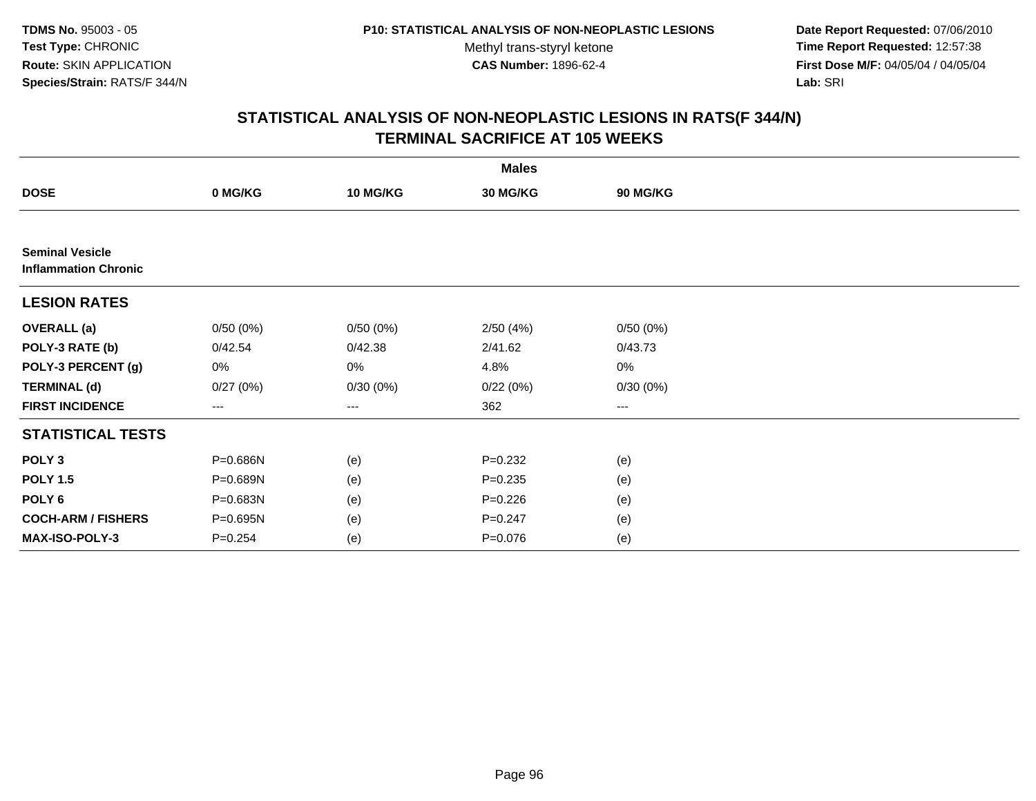**TDMS No.** 95003 - 05
**Test Type:** CHRONIC
**Route:** SKIN APPLICATION
**Species/Strain:** RATS/F 344/N

**P10: STATISTICAL ANALYSIS OF NON-NEOPLASTIC LESIONS**
Methyl trans-styryl ketone
**CAS Number:** 1896-62-4

**Date Report Requested:** 07/06/2010
**Time Report Requested:** 12:57:38
**First Dose M/F:** 04/05/04 / 04/05/04
**Lab:** SRI

## STATISTICAL ANALYSIS OF NON-NEOPLASTIC LESIONS IN RATS(F 344/N)
## TERMINAL SACRIFICE AT 105 WEEKS

| | Males | | | |
|---|---|---|---|---|
| **DOSE** | **0 MG/KG** | **10 MG/KG** | **30 MG/KG** | **90 MG/KG** |
| **Seminal Vesicle** | | | | |
| **Inflammation Chronic** | | | | |
| **LESION RATES** | | | | |
| **OVERALL (a)** | 0/50 (0%) | 0/50 (0%) | 2/50 (4%) | 0/50 (0%) |
| **POLY-3 RATE (b)** | 0/42.54 | 0/42.38 | 2/41.62 | 0/43.73 |
| **POLY-3 PERCENT (g)** | 0% | 0% | 4.8% | 0% |
| **TERMINAL (d)** | 0/27 (0%) | 0/30 (0%) | 0/22 (0%) | 0/30 (0%) |
| **FIRST INCIDENCE** | --- | --- | 362 | --- |
| **STATISTICAL TESTS** | | | | |
| **POLY 3** | P=0.686N | (e) | P=0.232 | (e) |
| **POLY 1.5** | P=0.689N | (e) | P=0.235 | (e) |
| **POLY 6** | P=0.683N | (e) | P=0.226 | (e) |
| **COCH-ARM / FISHERS** | P=0.695N | (e) | P=0.247 | (e) |
| **MAX-ISO-POLY-3** | P=0.254 | (e) | P=0.076 | (e) |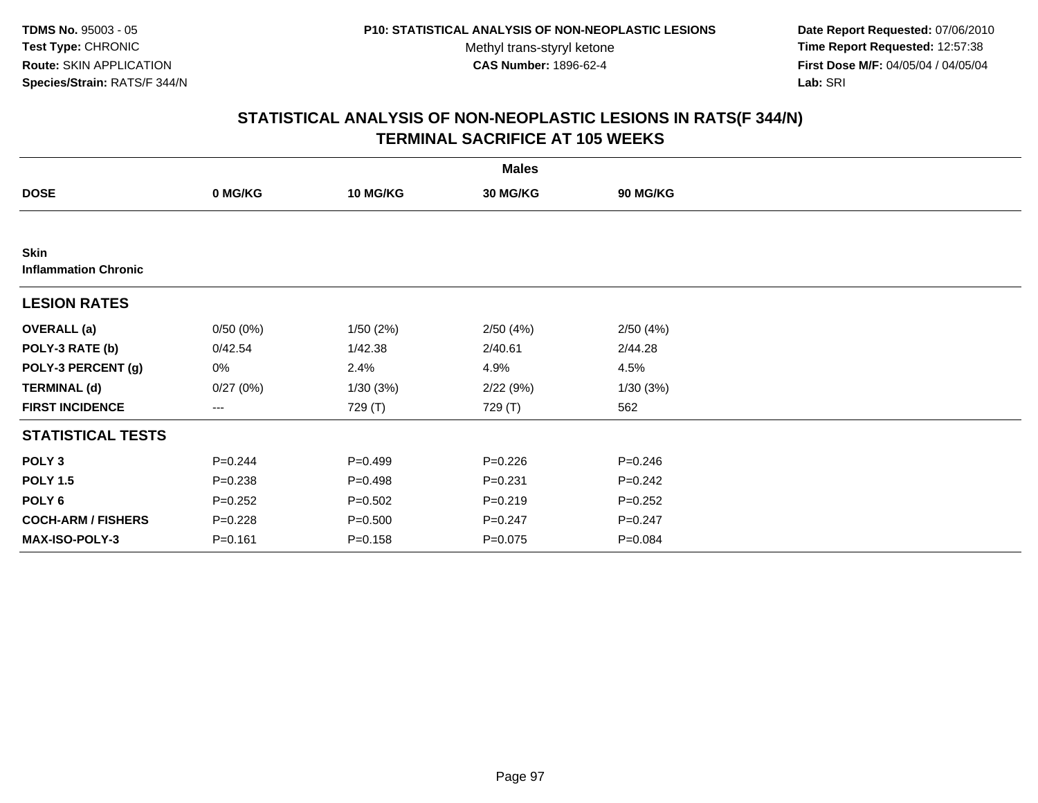**TDMS No.** 95003 - 05
**Test Type:** CHRONIC
**Route:** SKIN APPLICATION
**Species/Strain:** RATS/F 344/N

**P10: STATISTICAL ANALYSIS OF NON-NEOPLASTIC LESIONS**
Methyl trans-styryl ketone
**CAS Number:** 1896-62-4

**Date Report Requested:** 07/06/2010
**Time Report Requested:** 12:57:38
**First Dose M/F:** 04/05/04 / 04/05/04
**Lab:** SRI

## STATISTICAL ANALYSIS OF NON-NEOPLASTIC LESIONS IN RATS(F 344/N)
## TERMINAL SACRIFICE AT 105 WEEKS

| | Males | | | |
|---|---|---|---|---|
| **DOSE** | **0 MG/KG** | **10 MG/KG** | **30 MG/KG** | **90 MG/KG** |
| **Skin** | | | | |
| **Inflammation Chronic** | | | | |
| **LESION RATES** | | | | |
| **OVERALL (a)** | 0/50 (0%) | 1/50 (2%) | 2/50 (4%) | 2/50 (4%) |
| **POLY-3 RATE (b)** | 0/42.54 | 1/42.38 | 2/40.61 | 2/44.28 |
| **POLY-3 PERCENT (g)** | 0% | 2.4% | 4.9% | 4.5% |
| **TERMINAL (d)** | 0/27 (0%) | 1/30 (3%) | 2/22 (9%) | 1/30 (3%) |
| **FIRST INCIDENCE** | --- | 729 (T) | 729 (T) | 562 |
| **STATISTICAL TESTS** | | | | |
| **POLY 3** | P=0.244 | P=0.499 | P=0.226 | P=0.246 |
| **POLY 1.5** | P=0.238 | P=0.498 | P=0.231 | P=0.242 |
| **POLY 6** | P=0.252 | P=0.502 | P=0.219 | P=0.252 |
| **COCH-ARM / FISHERS** | P=0.228 | P=0.500 | P=0.247 | P=0.247 |
| **MAX-ISO-POLY-3** | P=0.161 | P=0.158 | P=0.075 | P=0.084 |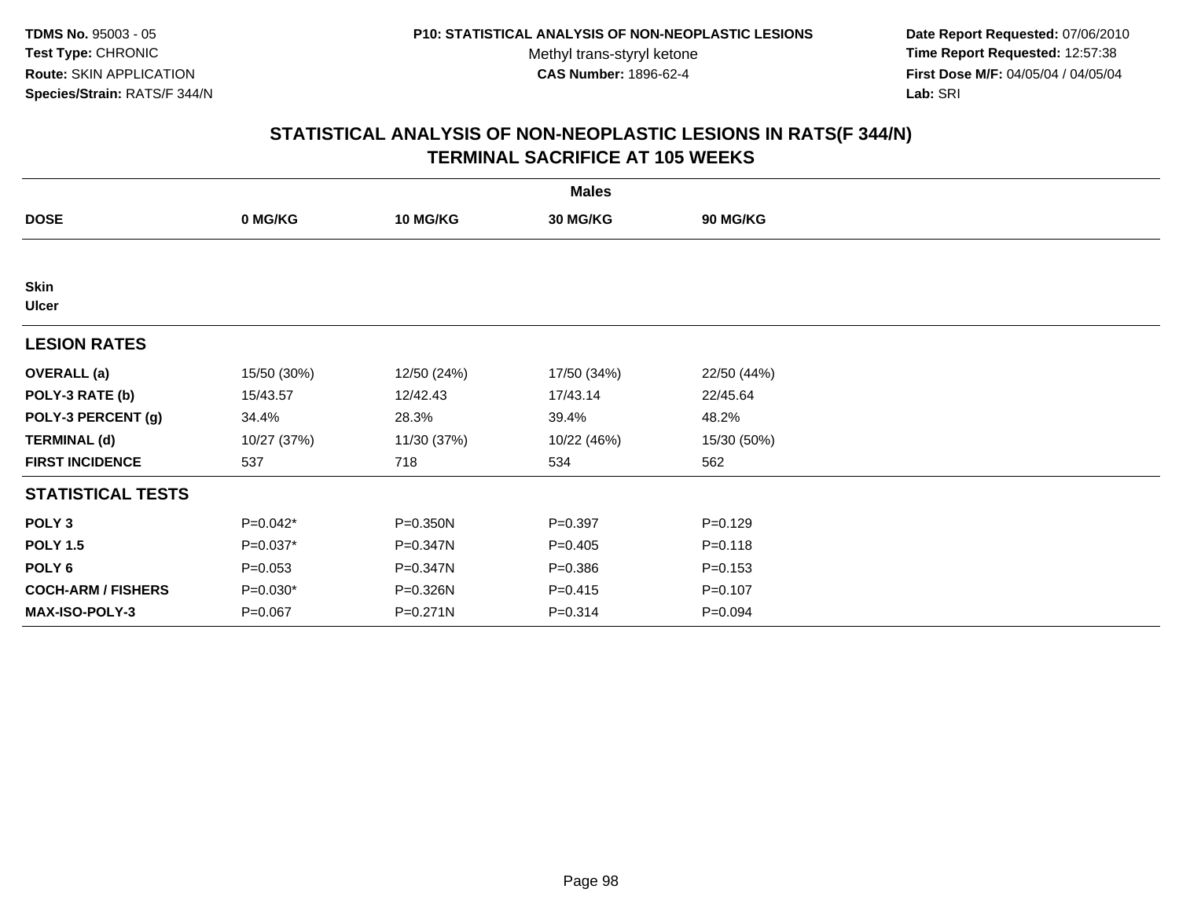TDMS No. 95003 - 05
Test Type: CHRONIC
Route: SKIN APPLICATION
Species/Strain: RATS/F 344/N

P10: STATISTICAL ANALYSIS OF NON-NEOPLASTIC LESIONS
Methyl trans-styryl ketone
CAS Number: 1896-62-4

Date Report Requested: 07/06/2010
Time Report Requested: 12:57:38
First Dose M/F: 04/05/04 / 04/05/04
Lab: SRI

## STATISTICAL ANALYSIS OF NON-NEOPLASTIC LESIONS IN RATS(F 344/N)
## TERMINAL SACRIFICE AT 105 WEEKS

| | Males | | | |
|---|---|---|---|---|
| **DOSE** | **0 MG/KG** | **10 MG/KG** | **30 MG/KG** | **90 MG/KG** |
| **Skin** | | | | |
| **Ulcer** | | | | |
| **LESION RATES** | | | | |
| **OVERALL (a)** | 15/50 (30%) | 12/50 (24%) | 17/50 (34%) | 22/50 (44%) |
| **POLY-3 RATE (b)** | 15/43.57 | 12/42.43 | 17/43.14 | 22/45.64 |
| **POLY-3 PERCENT (g)** | 34.4% | 28.3% | 39.4% | 48.2% |
| **TERMINAL (d)** | 10/27 (37%) | 11/30 (37%) | 10/22 (46%) | 15/30 (50%) |
| **FIRST INCIDENCE** | 537 | 718 | 534 | 562 |
| **STATISTICAL TESTS** | | | | |
| **POLY 3** | P=0.042* | P=0.350N | P=0.397 | P=0.129 |
| **POLY 1.5** | P=0.037* | P=0.347N | P=0.405 | P=0.118 |
| **POLY 6** | P=0.053 | P=0.347N | P=0.386 | P=0.153 |
| **COCH-ARM / FISHERS** | P=0.030* | P=0.326N | P=0.415 | P=0.107 |
| **MAX-ISO-POLY-3** | P=0.067 | P=0.271N | P=0.314 | P=0.094 |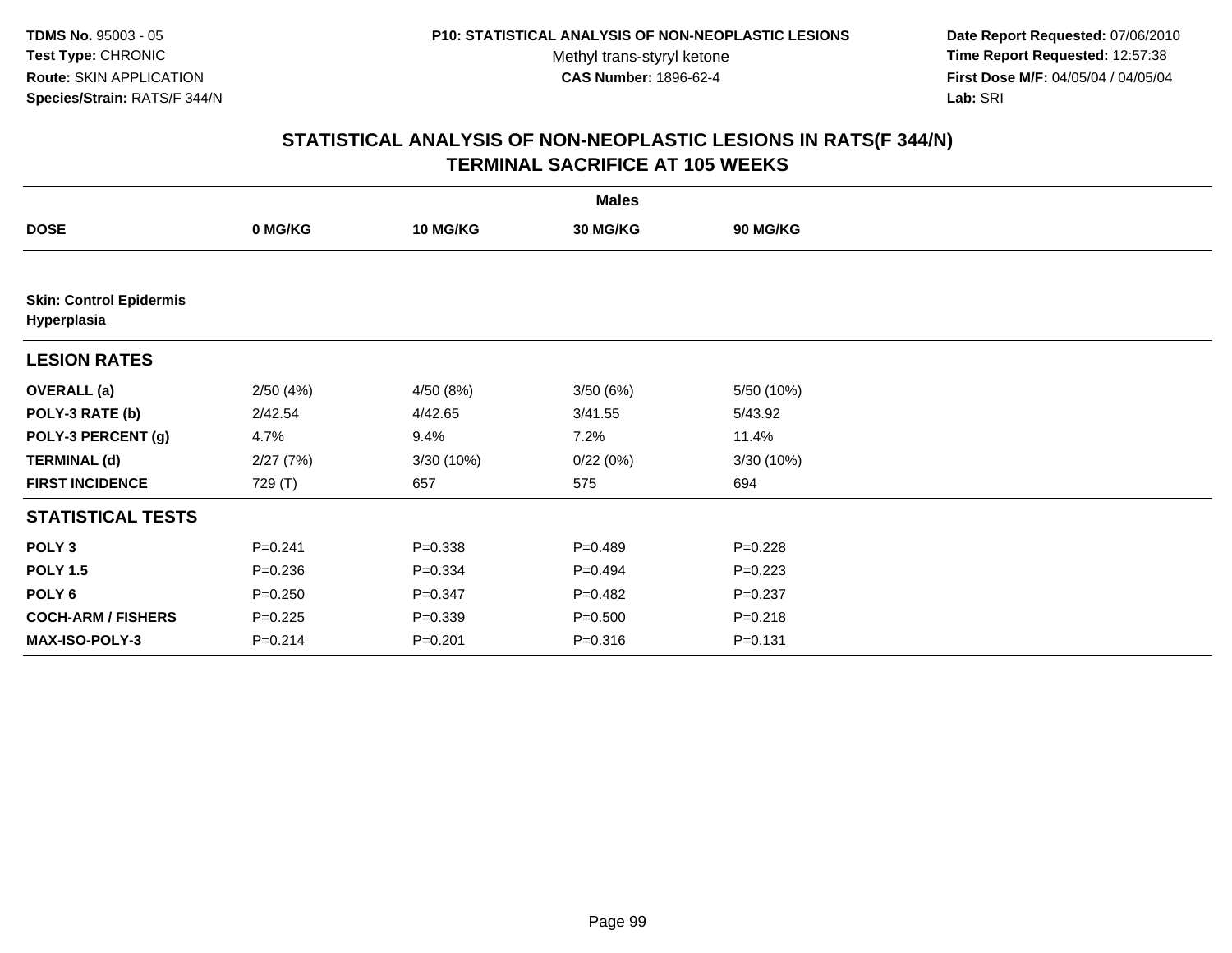**TDMS No.** 95003 - 05
**Test Type:** CHRONIC
**Route:** SKIN APPLICATION
**Species/Strain:** RATS/F 344/N

**P10: STATISTICAL ANALYSIS OF NON-NEOPLASTIC LESIONS**
Methyl trans-styryl ketone
**CAS Number:** 1896-62-4

**Date Report Requested:** 07/06/2010
**Time Report Requested:** 12:57:38
**First Dose M/F:** 04/05/04 / 04/05/04
**Lab:** SRI

## STATISTICAL ANALYSIS OF NON-NEOPLASTIC LESIONS IN RATS(F 344/N)
## TERMINAL SACRIFICE AT 105 WEEKS

| | Males | | | |
|---|---|---|---|---|
| **DOSE** | **0 MG/KG** | **10 MG/KG** | **30 MG/KG** | **90 MG/KG** |
| **Skin: Control Epidermis Hyperplasia** | | | | |
| **LESION RATES** | | | | |
| **OVERALL (a)** | 2/50 (4%) | 4/50 (8%) | 3/50 (6%) | 5/50 (10%) |
| **POLY-3 RATE (b)** | 2/42.54 | 4/42.65 | 3/41.55 | 5/43.92 |
| **POLY-3 PERCENT (g)** | 4.7% | 9.4% | 7.2% | 11.4% |
| **TERMINAL (d)** | 2/27 (7%) | 3/30 (10%) | 0/22 (0%) | 3/30 (10%) |
| **FIRST INCIDENCE** | 729 (T) | 657 | 575 | 694 |
| **STATISTICAL TESTS** | | | | |
| **POLY 3** | P=0.241 | P=0.338 | P=0.489 | P=0.228 |
| **POLY 1.5** | P=0.236 | P=0.334 | P=0.494 | P=0.223 |
| **POLY 6** | P=0.250 | P=0.347 | P=0.482 | P=0.237 |
| **COCH-ARM / FISHERS** | P=0.225 | P=0.339 | P=0.500 | P=0.218 |
| **MAX-ISO-POLY-3** | P=0.214 | P=0.201 | P=0.316 | P=0.131 |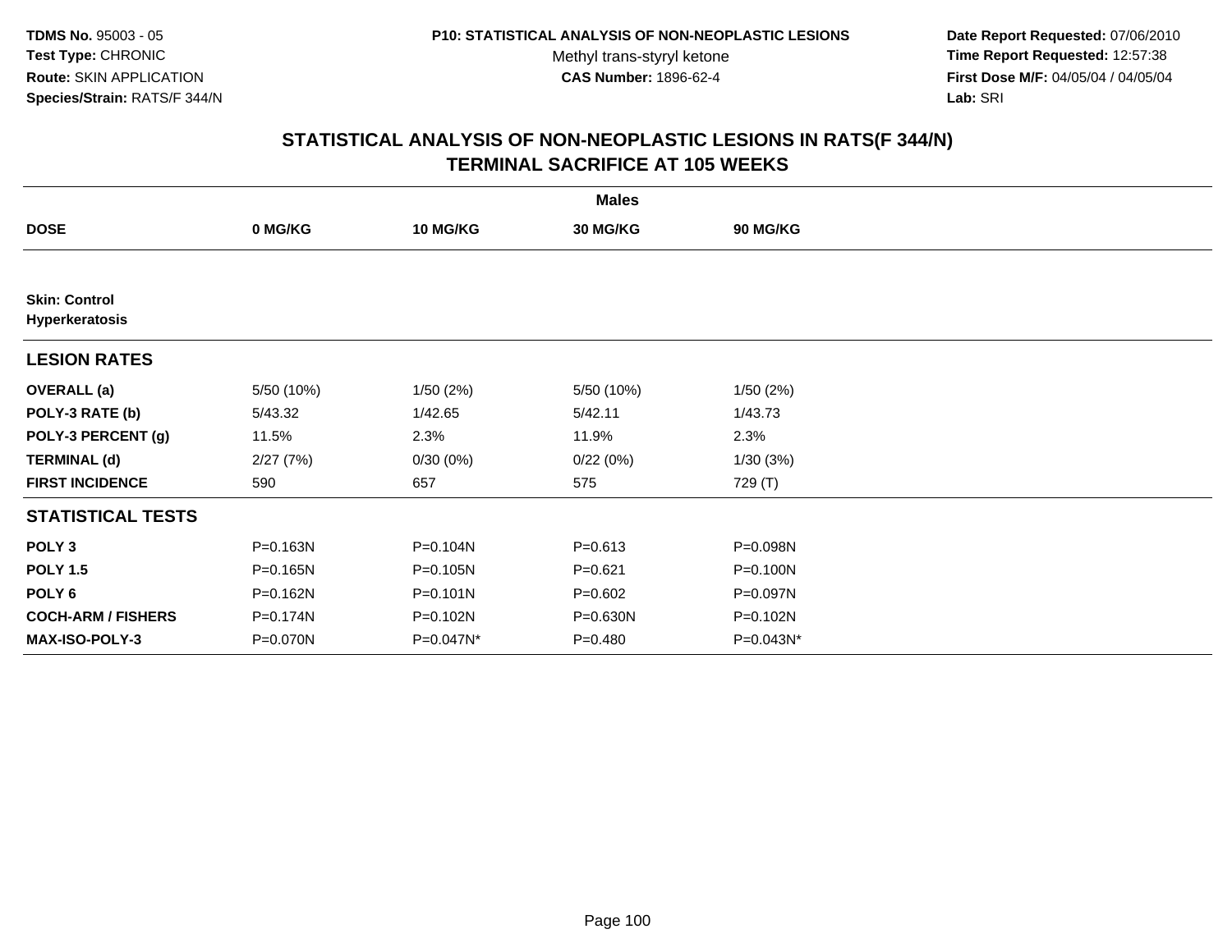TDMS No. 95003 - 05
Test Type: CHRONIC
Route: SKIN APPLICATION
Species/Strain: RATS/F 344/N

P10: STATISTICAL ANALYSIS OF NON-NEOPLASTIC LESIONS
Methyl trans-styryl ketone
CAS Number: 1896-62-4

Date Report Requested: 07/06/2010
Time Report Requested: 12:57:38
First Dose M/F: 04/05/04 / 04/05/04
Lab: SRI

## STATISTICAL ANALYSIS OF NON-NEOPLASTIC LESIONS IN RATS(F 344/N) TERMINAL SACRIFICE AT 105 WEEKS

| | Males | | | |
|---|---|---|---|---|
| **DOSE** | **0 MG/KG** | **10 MG/KG** | **30 MG/KG** | **90 MG/KG** |
| **Skin: Control Hyperkeratosis** | | | | |
| **LESION RATES** | | | | |
| **OVERALL (a)** | 5/50 (10%) | 1/50 (2%) | 5/50 (10%) | 1/50 (2%) |
| **POLY-3 RATE (b)** | 5/43.32 | 1/42.65 | 5/42.11 | 1/43.73 |
| **POLY-3 PERCENT (g)** | 11.5% | 2.3% | 11.9% | 2.3% |
| **TERMINAL (d)** | 2/27 (7%) | 0/30 (0%) | 0/22 (0%) | 1/30 (3%) |
| **FIRST INCIDENCE** | 590 | 657 | 575 | 729 (T) |
| **STATISTICAL TESTS** | | | | |
| **POLY 3** | P=0.163N | P=0.104N | P=0.613 | P=0.098N |
| **POLY 1.5** | P=0.165N | P=0.105N | P=0.621 | P=0.100N |
| **POLY 6** | P=0.162N | P=0.101N | P=0.602 | P=0.097N |
| **COCH-ARM / FISHERS** | P=0.174N | P=0.102N | P=0.630N | P=0.102N |
| **MAX-ISO-POLY-3** | P=0.070N | P=0.047N* | P=0.480 | P=0.043N* |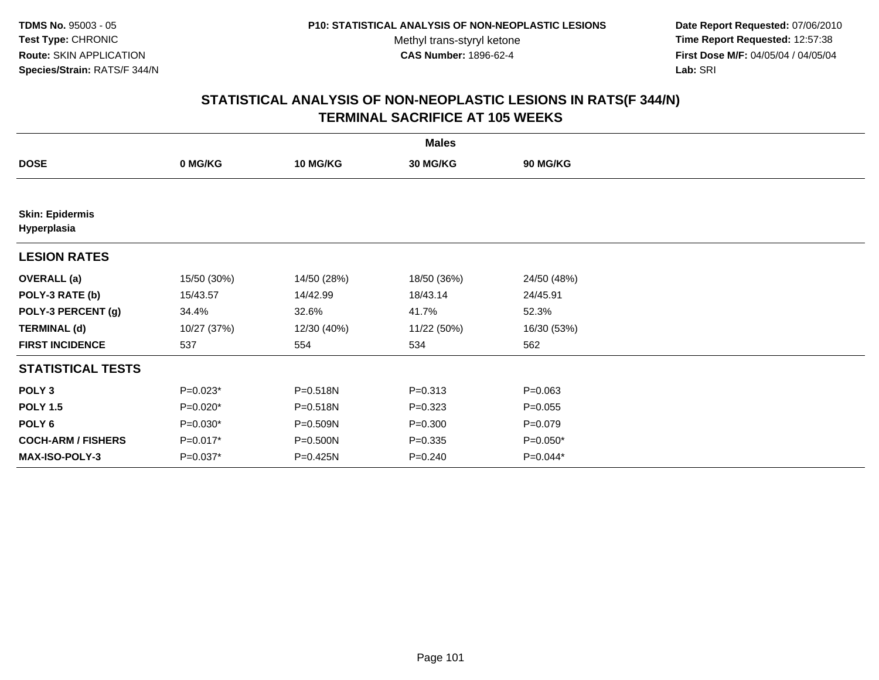TDMS No. 95003 - 05
Test Type: CHRONIC
Route: SKIN APPLICATION
Species/Strain: RATS/F 344/N

P10: STATISTICAL ANALYSIS OF NON-NEOPLASTIC LESIONS
Methyl trans-styryl ketone
CAS Number: 1896-62-4

Date Report Requested: 07/06/2010
Time Report Requested: 12:57:38
First Dose M/F: 04/05/04 / 04/05/04
Lab: SRI

## STATISTICAL ANALYSIS OF NON-NEOPLASTIC LESIONS IN RATS(F 344/N)
## TERMINAL SACRIFICE AT 105 WEEKS

| | Males | | | |
|---|---|---|---|---|
| **DOSE** | **0 MG/KG** | **10 MG/KG** | **30 MG/KG** | **90 MG/KG** |
| **Skin: Epidermis** | | | | |
| **Hyperplasia** | | | | |
| **LESION RATES** | | | | |
| **OVERALL (a)** | 15/50 (30%) | 14/50 (28%) | 18/50 (36%) | 24/50 (48%) |
| **POLY-3 RATE (b)** | 15/43.57 | 14/42.99 | 18/43.14 | 24/45.91 |
| **POLY-3 PERCENT (g)** | 34.4% | 32.6% | 41.7% | 52.3% |
| **TERMINAL (d)** | 10/27 (37%) | 12/30 (40%) | 11/22 (50%) | 16/30 (53%) |
| **FIRST INCIDENCE** | 537 | 554 | 534 | 562 |
| **STATISTICAL TESTS** | | | | |
| **POLY 3** | P=0.023* | P=0.518N | P=0.313 | P=0.063 |
| **POLY 1.5** | P=0.020* | P=0.518N | P=0.323 | P=0.055 |
| **POLY 6** | P=0.030* | P=0.509N | P=0.300 | P=0.079 |
| **COCH-ARM / FISHERS** | P=0.017* | P=0.500N | P=0.335 | P=0.050* |
| **MAX-ISO-POLY-3** | P=0.037* | P=0.425N | P=0.240 | P=0.044* |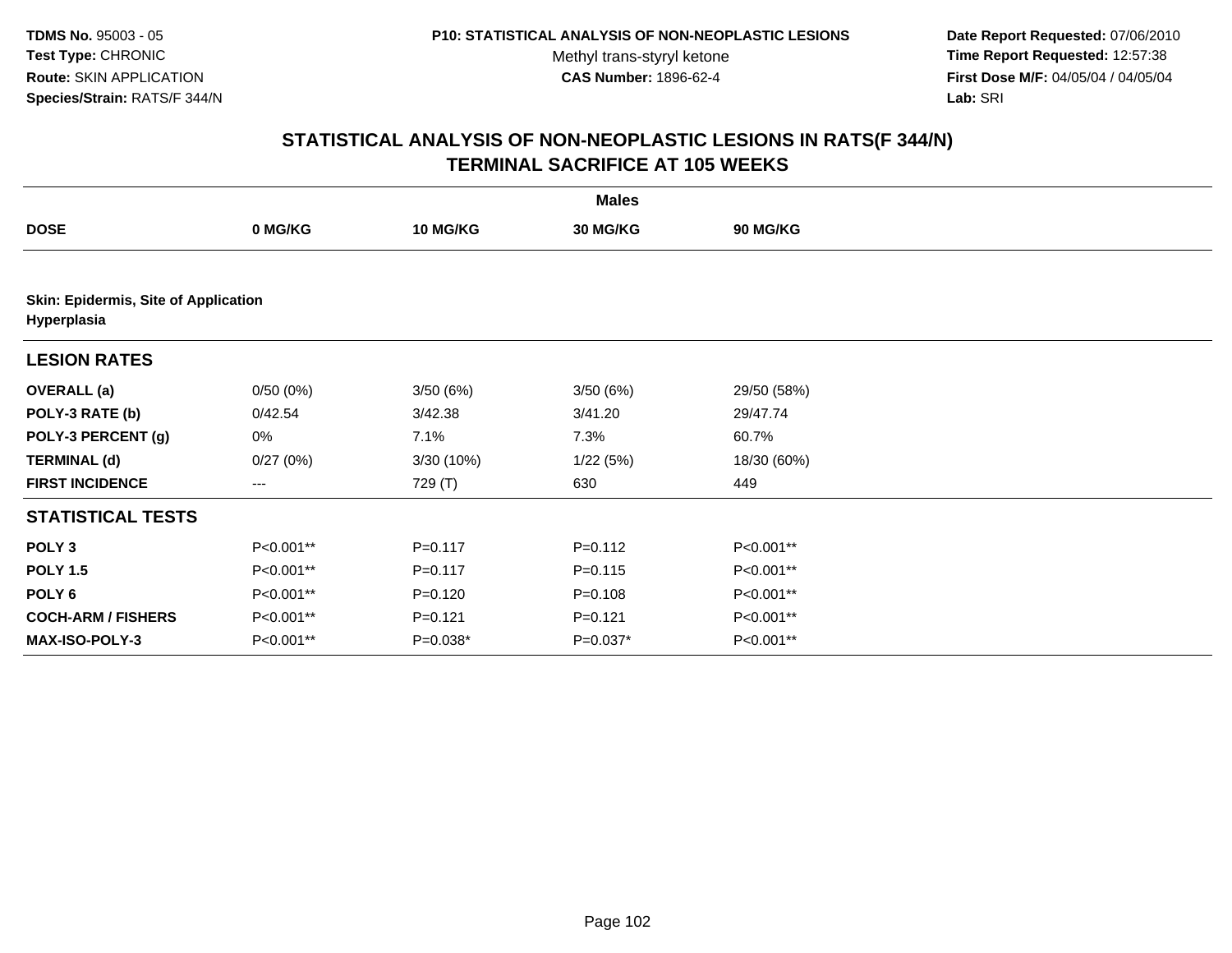TDMS No. 95003 - 05
Test Type: CHRONIC
Route: SKIN APPLICATION
Species/Strain: RATS/F 344/N

P10: STATISTICAL ANALYSIS OF NON-NEOPLASTIC LESIONS
Methyl trans-styryl ketone
CAS Number: 1896-62-4

Date Report Requested: 07/06/2010
Time Report Requested: 12:57:38
First Dose M/F: 04/05/04 / 04/05/04
Lab: SRI

## STATISTICAL ANALYSIS OF NON-NEOPLASTIC LESIONS IN RATS(F 344/N)
## TERMINAL SACRIFICE AT 105 WEEKS

| | Males | | | |
|---|---|---|---|---|
| **DOSE** | **0 MG/KG** | **10 MG/KG** | **30 MG/KG** | **90 MG/KG** |
| **Skin: Epidermis, Site of Application** | | | | |
| **Hyperplasia** | | | | |
| **LESION RATES** | | | | |
| **OVERALL (a)** | 0/50 (0%) | 3/50 (6%) | 3/50 (6%) | 29/50 (58%) |
| **POLY-3 RATE (b)** | 0/42.54 | 3/42.38 | 3/41.20 | 29/47.74 |
| **POLY-3 PERCENT (g)** | 0% | 7.1% | 7.3% | 60.7% |
| **TERMINAL (d)** | 0/27 (0%) | 3/30 (10%) | 1/22 (5%) | 18/30 (60%) |
| **FIRST INCIDENCE** | --- | 729 (T) | 630 | 449 |
| **STATISTICAL TESTS** | | | | |
| **POLY 3** | P<0.001** | P=0.117 | P=0.112 | P<0.001** |
| **POLY 1.5** | P<0.001** | P=0.117 | P=0.115 | P<0.001** |
| **POLY 6** | P<0.001** | P=0.120 | P=0.108 | P<0.001** |
| **COCH-ARM / FISHERS** | P<0.001** | P=0.121 | P=0.121 | P<0.001** |
| **MAX-ISO-POLY-3** | P<0.001** | P=0.038* | P=0.037* | P<0.001** |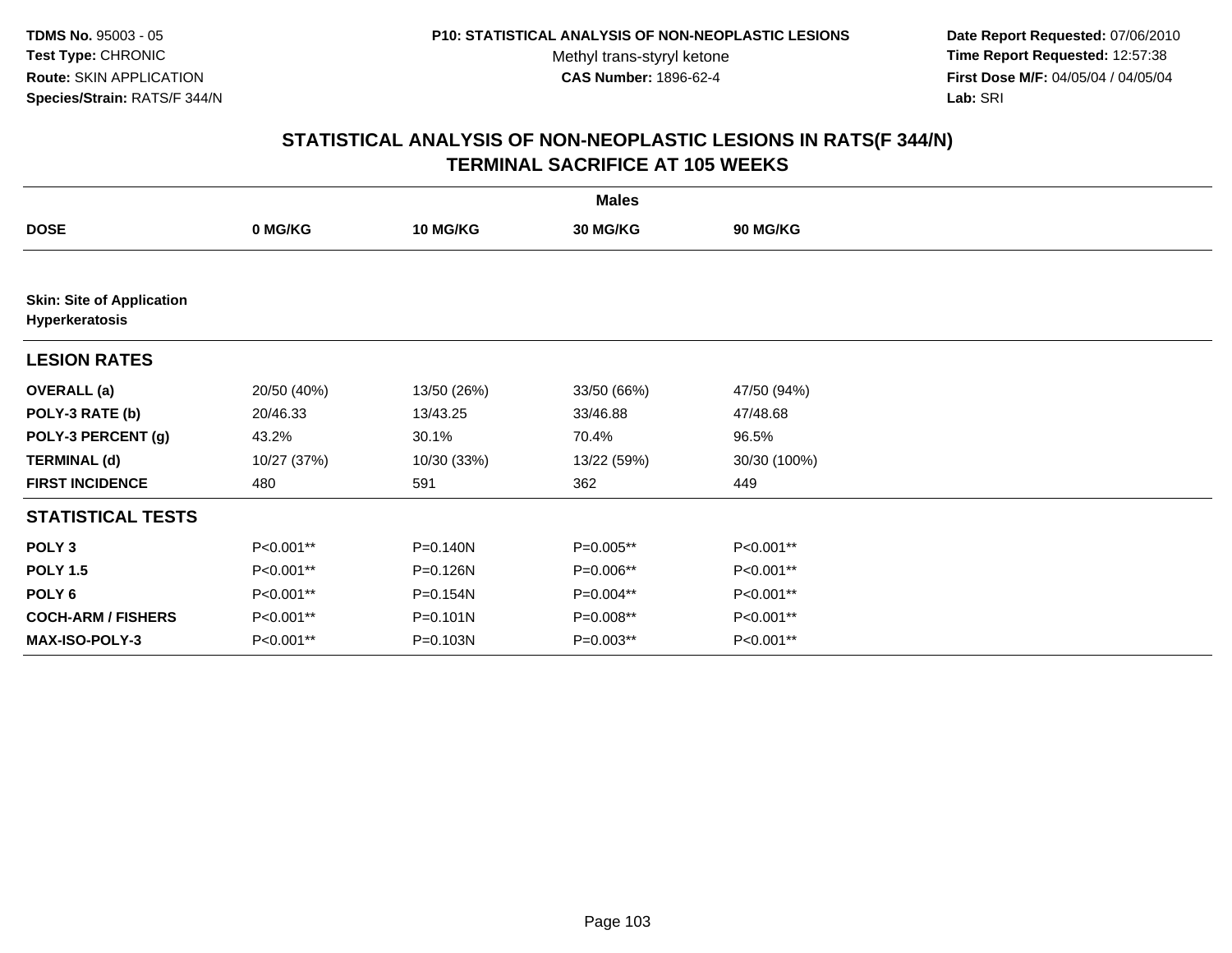**TDMS No.** 95003 - 05
**Test Type:** CHRONIC
**Route:** SKIN APPLICATION
**Species/Strain:** RATS/F 344/N

**P10: STATISTICAL ANALYSIS OF NON-NEOPLASTIC LESIONS**
Methyl trans-styryl ketone
**CAS Number:** 1896-62-4

**Date Report Requested:** 07/06/2010
**Time Report Requested:** 12:57:38
**First Dose M/F:** 04/05/04 / 04/05/04
**Lab:** SRI

## STATISTICAL ANALYSIS OF NON-NEOPLASTIC LESIONS IN RATS(F 344/N) TERMINAL SACRIFICE AT 105 WEEKS

| Males | | | | |
|---|---|---|---|---|
| **DOSE** | **0 MG/KG** | **10 MG/KG** | **30 MG/KG** | **90 MG/KG** |
| **Skin: Site of Application** **Hyperkeratosis** | | | | |
| **LESION RATES** | | | | |
| **OVERALL (a)** | 20/50 (40%) | 13/50 (26%) | 33/50 (66%) | 47/50 (94%) |
| **POLY-3 RATE (b)** | 20/46.33 | 13/43.25 | 33/46.88 | 47/48.68 |
| **POLY-3 PERCENT (g)** | 43.2% | 30.1% | 70.4% | 96.5% |
| **TERMINAL (d)** | 10/27 (37%) | 10/30 (33%) | 13/22 (59%) | 30/30 (100%) |
| **FIRST INCIDENCE** | 480 | 591 | 362 | 449 |
| **STATISTICAL TESTS** | | | | |
| **POLY 3** | P<0.001** | P=0.140N | P=0.005** | P<0.001** |
| **POLY 1.5** | P<0.001** | P=0.126N | P=0.006** | P<0.001** |
| **POLY 6** | P<0.001** | P=0.154N | P=0.004** | P<0.001** |
| **COCH-ARM / FISHERS** | P<0.001** | P=0.101N | P=0.008** | P<0.001** |
| **MAX-ISO-POLY-3** | P<0.001** | P=0.103N | P=0.003** | P<0.001** |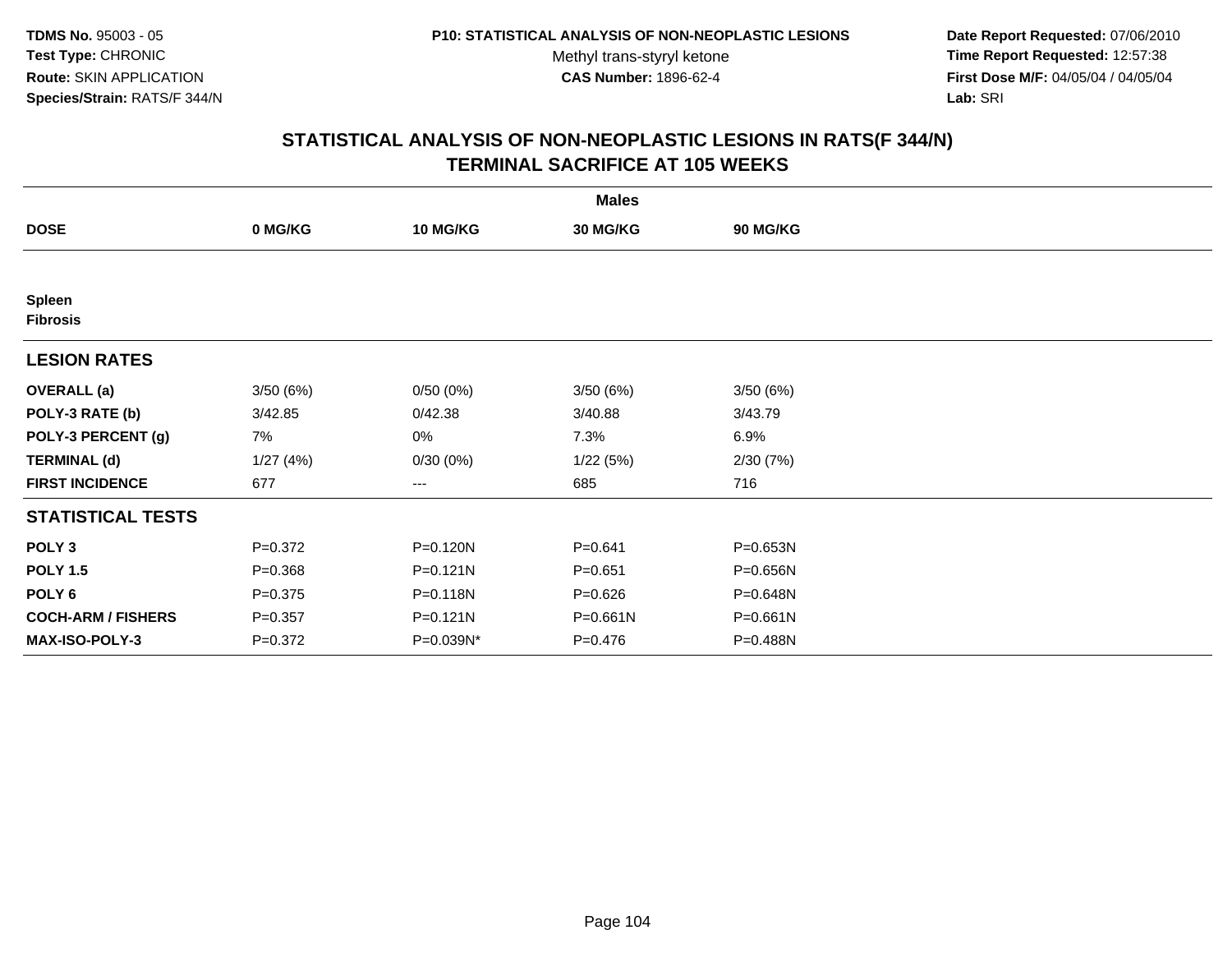**TDMS No.** 95003 - 05
**Test Type:** CHRONIC
**Route:** SKIN APPLICATION
**Species/Strain:** RATS/F 344/N

**P10: STATISTICAL ANALYSIS OF NON-NEOPLASTIC LESIONS**
Methyl trans-styryl ketone
**CAS Number:** 1896-62-4

**Date Report Requested:** 07/06/2010
**Time Report Requested:** 12:57:38
**First Dose M/F:** 04/05/04 / 04/05/04
**Lab:** SRI

## STATISTICAL ANALYSIS OF NON-NEOPLASTIC LESIONS IN RATS(F 344/N)
## TERMINAL SACRIFICE AT 105 WEEKS

| | Males | | | |
|---|---|---|---|---|
| **DOSE** | **0 MG/KG** | **10 MG/KG** | **30 MG/KG** | **90 MG/KG** |
| **Spleen** | | | | |
| **Fibrosis** | | | | |
| **LESION RATES** | | | | |
| **OVERALL (a)** | 3/50 (6%) | 0/50 (0%) | 3/50 (6%) | 3/50 (6%) |
| **POLY-3 RATE (b)** | 3/42.85 | 0/42.38 | 3/40.88 | 3/43.79 |
| **POLY-3 PERCENT (g)** | 7% | 0% | 7.3% | 6.9% |
| **TERMINAL (d)** | 1/27 (4%) | 0/30 (0%) | 1/22 (5%) | 2/30 (7%) |
| **FIRST INCIDENCE** | 677 | --- | 685 | 716 |
| **STATISTICAL TESTS** | | | | |
| **POLY 3** | P=0.372 | P=0.120N | P=0.641 | P=0.653N |
| **POLY 1.5** | P=0.368 | P=0.121N | P=0.651 | P=0.656N |
| **POLY 6** | P=0.375 | P=0.118N | P=0.626 | P=0.648N |
| **COCH-ARM / FISHERS** | P=0.357 | P=0.121N | P=0.661N | P=0.661N |
| **MAX-ISO-POLY-3** | P=0.372 | P=0.039N* | P=0.476 | P=0.488N |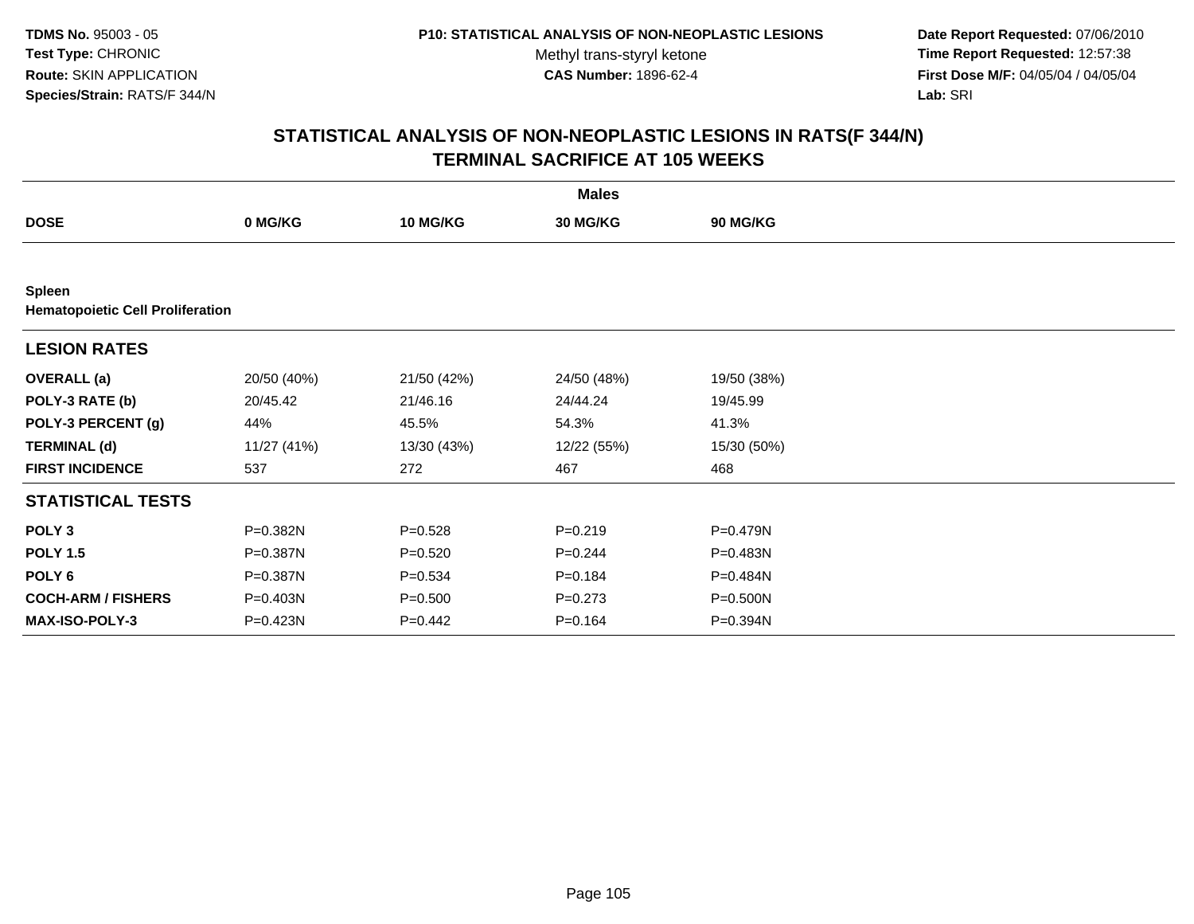TDMS No. 95003 - 05
Test Type: CHRONIC
Route: SKIN APPLICATION
Species/Strain: RATS/F 344/N

P10: STATISTICAL ANALYSIS OF NON-NEOPLASTIC LESIONS
Methyl trans-styryl ketone
CAS Number: 1896-62-4

Date Report Requested: 07/06/2010
Time Report Requested: 12:57:38
First Dose M/F: 04/05/04 / 04/05/04
Lab: SRI

# STATISTICAL ANALYSIS OF NON-NEOPLASTIC LESIONS IN RATS(F 344/N)
# TERMINAL SACRIFICE AT 105 WEEKS

| | Males | | | |
|---|---|---|---|---|
| **DOSE** | **0 MG/KG** | **10 MG/KG** | **30 MG/KG** | **90 MG/KG** |
| **Spleen** | | | | |
| **Hematopoietic Cell Proliferation** | | | | |
| **LESION RATES** | | | | |
| **OVERALL (a)** | 20/50 (40%) | 21/50 (42%) | 24/50 (48%) | 19/50 (38%) |
| **POLY-3 RATE (b)** | 20/45.42 | 21/46.16 | 24/44.24 | 19/45.99 |
| **POLY-3 PERCENT (g)** | 44% | 45.5% | 54.3% | 41.3% |
| **TERMINAL (d)** | 11/27 (41%) | 13/30 (43%) | 12/22 (55%) | 15/30 (50%) |
| **FIRST INCIDENCE** | 537 | 272 | 467 | 468 |
| **STATISTICAL TESTS** | | | | |
| **POLY 3** | P=0.382N | P=0.528 | P=0.219 | P=0.479N |
| **POLY 1.5** | P=0.387N | P=0.520 | P=0.244 | P=0.483N |
| **POLY 6** | P=0.387N | P=0.534 | P=0.184 | P=0.484N |
| **COCH-ARM / FISHERS** | P=0.403N | P=0.500 | P=0.273 | P=0.500N |
| **MAX-ISO-POLY-3** | P=0.423N | P=0.442 | P=0.164 | P=0.394N |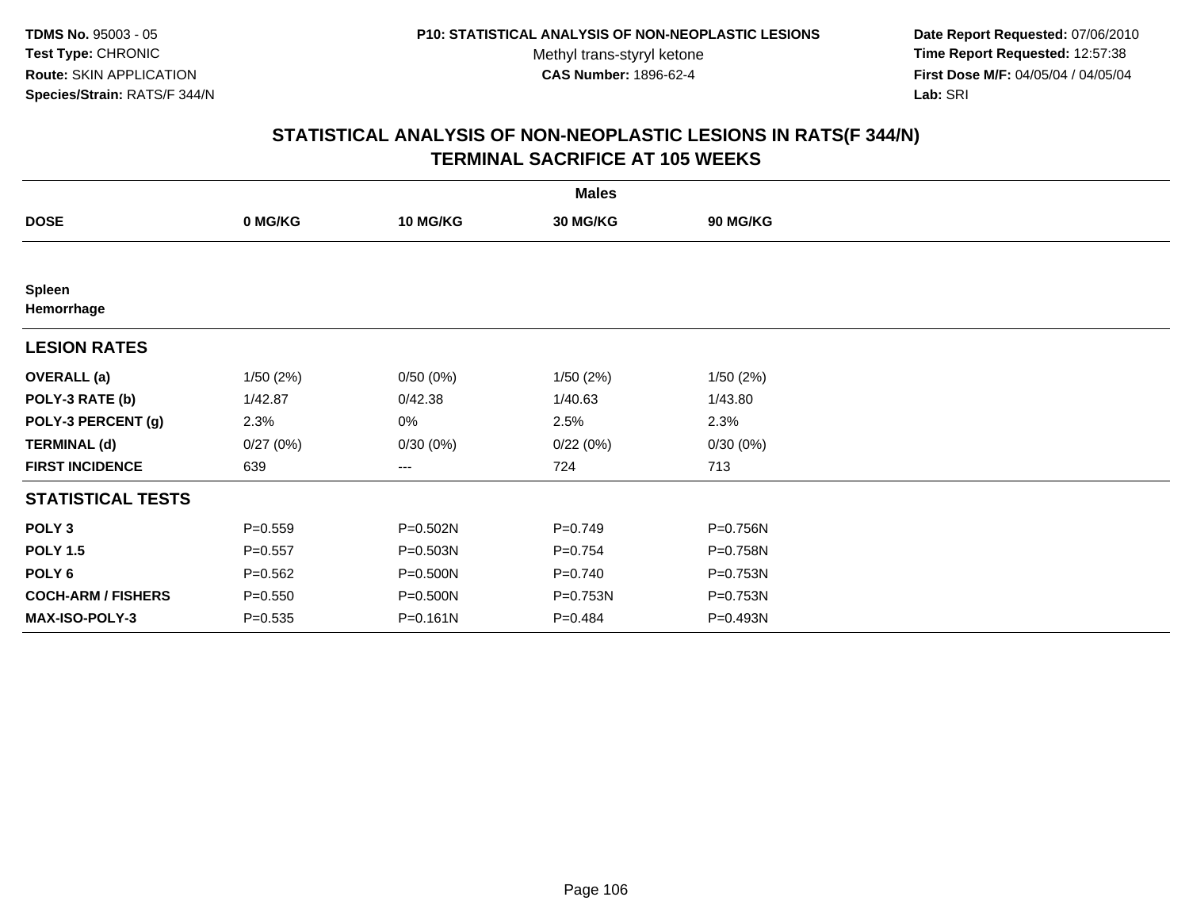**TDMS No.** 95003 - 05
**Test Type:** CHRONIC
**Route:** SKIN APPLICATION
**Species/Strain:** RATS/F 344/N

**P10: STATISTICAL ANALYSIS OF NON-NEOPLASTIC LESIONS**
Methyl trans-styryl ketone
**CAS Number:** 1896-62-4

**Date Report Requested:** 07/06/2010
**Time Report Requested:** 12:57:38
**First Dose M/F:** 04/05/04 / 04/05/04
**Lab:** SRI

## STATISTICAL ANALYSIS OF NON-NEOPLASTIC LESIONS IN RATS(F 344/N) TERMINAL SACRIFICE AT 105 WEEKS

| | Males | | | |
|---|---|---|---|---|
| **DOSE** | **0 MG/KG** | **10 MG/KG** | **30 MG/KG** | **90 MG/KG** |
| **Spleen** | | | | |
| **Hemorrhage** | | | | |
| **LESION RATES** | | | | |
| **OVERALL (a)** | 1/50 (2%) | 0/50 (0%) | 1/50 (2%) | 1/50 (2%) |
| **POLY-3 RATE (b)** | 1/42.87 | 0/42.38 | 1/40.63 | 1/43.80 |
| **POLY-3 PERCENT (g)** | 2.3% | 0% | 2.5% | 2.3% |
| **TERMINAL (d)** | 0/27 (0%) | 0/30 (0%) | 0/22 (0%) | 0/30 (0%) |
| **FIRST INCIDENCE** | 639 | --- | 724 | 713 |
| **STATISTICAL TESTS** | | | | |
| **POLY 3** | P=0.559 | P=0.502N | P=0.749 | P=0.756N |
| **POLY 1.5** | P=0.557 | P=0.503N | P=0.754 | P=0.758N |
| **POLY 6** | P=0.562 | P=0.500N | P=0.740 | P=0.753N |
| **COCH-ARM / FISHERS** | P=0.550 | P=0.500N | P=0.753N | P=0.753N |
| **MAX-ISO-POLY-3** | P=0.535 | P=0.161N | P=0.484 | P=0.493N |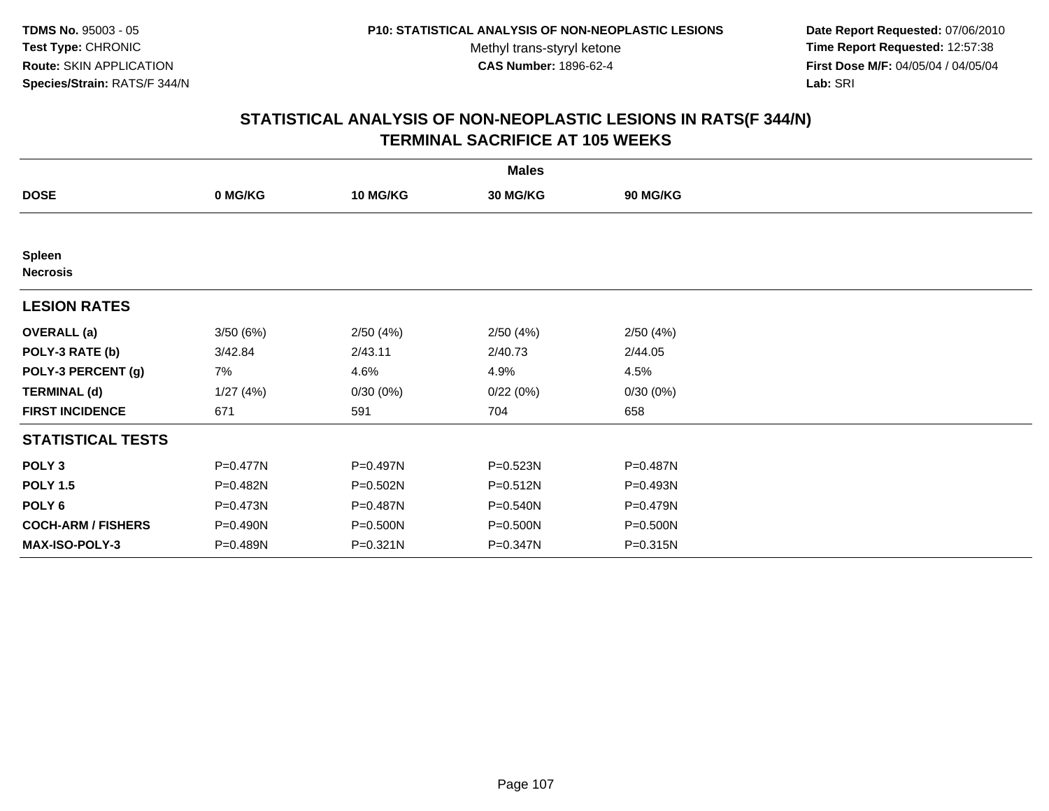TDMS No. 95003 - 05
Test Type: CHRONIC
Route: SKIN APPLICATION
Species/Strain: RATS/F 344/N

P10: STATISTICAL ANALYSIS OF NON-NEOPLASTIC LESIONS
Methyl trans-styryl ketone
CAS Number: 1896-62-4

Date Report Requested: 07/06/2010
Time Report Requested: 12:57:38
First Dose M/F: 04/05/04 / 04/05/04
Lab: SRI

## STATISTICAL ANALYSIS OF NON-NEOPLASTIC LESIONS IN RATS(F 344/N) TERMINAL SACRIFICE AT 105 WEEKS

| | Males | | | |
|---|---|---|---|---|
| **DOSE** | **0 MG/KG** | **10 MG/KG** | **30 MG/KG** | **90 MG/KG** |
| **Spleen** | | | | |
| **Necrosis** | | | | |
| **LESION RATES** | | | | |
| **OVERALL (a)** | 3/50 (6%) | 2/50 (4%) | 2/50 (4%) | 2/50 (4%) |
| **POLY-3 RATE (b)** | 3/42.84 | 2/43.11 | 2/40.73 | 2/44.05 |
| **POLY-3 PERCENT (g)** | 7% | 4.6% | 4.9% | 4.5% |
| **TERMINAL (d)** | 1/27 (4%) | 0/30 (0%) | 0/22 (0%) | 0/30 (0%) |
| **FIRST INCIDENCE** | 671 | 591 | 704 | 658 |
| **STATISTICAL TESTS** | | | | |
| **POLY 3** | P=0.477N | P=0.497N | P=0.523N | P=0.487N |
| **POLY 1.5** | P=0.482N | P=0.502N | P=0.512N | P=0.493N |
| **POLY 6** | P=0.473N | P=0.487N | P=0.540N | P=0.479N |
| **COCH-ARM / FISHERS** | P=0.490N | P=0.500N | P=0.500N | P=0.500N |
| **MAX-ISO-POLY-3** | P=0.489N | P=0.321N | P=0.347N | P=0.315N |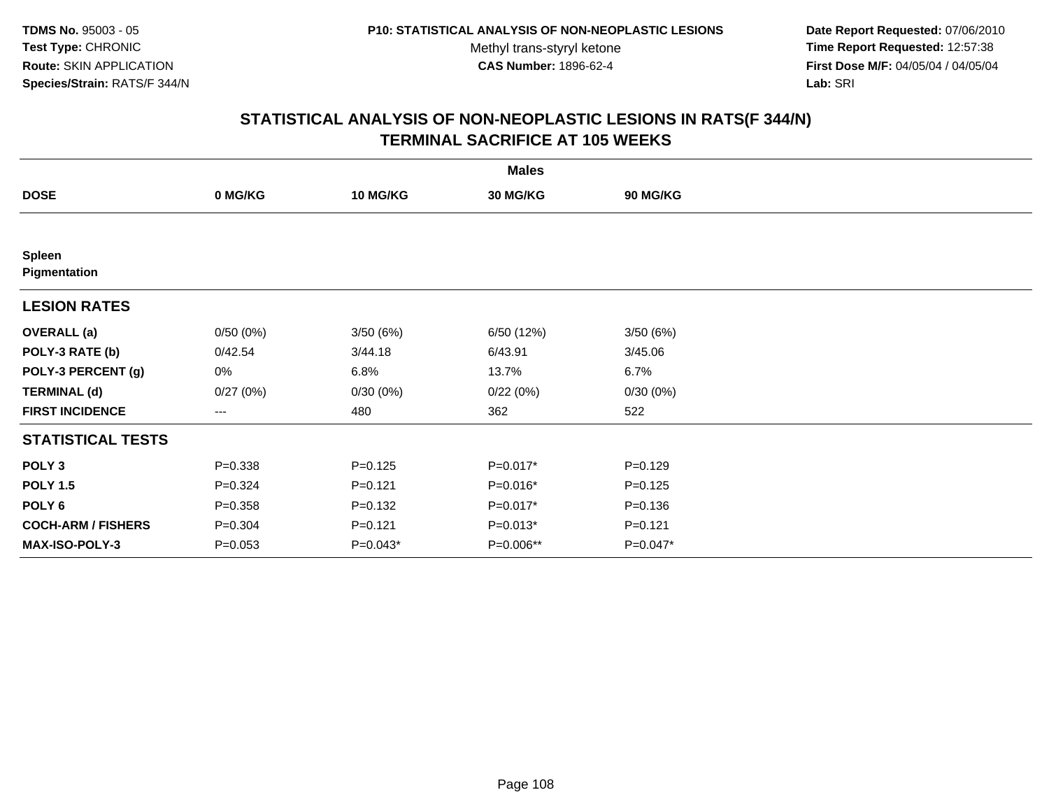**TDMS No.** 95003 - 05
**Test Type:** CHRONIC
**Route:** SKIN APPLICATION
**Species/Strain:** RATS/F 344/N

**P10: STATISTICAL ANALYSIS OF NON-NEOPLASTIC LESIONS**
Methyl trans-styryl ketone
**CAS Number:** 1896-62-4

**Date Report Requested:** 07/06/2010
**Time Report Requested:** 12:57:38
**First Dose M/F:** 04/05/04 / 04/05/04
**Lab:** SRI

## STATISTICAL ANALYSIS OF NON-NEOPLASTIC LESIONS IN RATS(F 344/N) TERMINAL SACRIFICE AT 105 WEEKS

| | Males | | | |
|---|---|---|---|---|
| **DOSE** | **0 MG/KG** | **10 MG/KG** | **30 MG/KG** | **90 MG/KG** |
| **Spleen** | | | | |
| **Pigmentation** | | | | |
| **LESION RATES** | | | | |
| **OVERALL (a)** | 0/50 (0%) | 3/50 (6%) | 6/50 (12%) | 3/50 (6%) |
| **POLY-3 RATE (b)** | 0/42.54 | 3/44.18 | 6/43.91 | 3/45.06 |
| **POLY-3 PERCENT (g)** | 0% | 6.8% | 13.7% | 6.7% |
| **TERMINAL (d)** | 0/27 (0%) | 0/30 (0%) | 0/22 (0%) | 0/30 (0%) |
| **FIRST INCIDENCE** | --- | 480 | 362 | 522 |
| **STATISTICAL TESTS** | | | | |
| **POLY 3** | P=0.338 | P=0.125 | P=0.017* | P=0.129 |
| **POLY 1.5** | P=0.324 | P=0.121 | P=0.016* | P=0.125 |
| **POLY 6** | P=0.358 | P=0.132 | P=0.017* | P=0.136 |
| **COCH-ARM / FISHERS** | P=0.304 | P=0.121 | P=0.013* | P=0.121 |
| **MAX-ISO-POLY-3** | P=0.053 | P=0.043* | P=0.006** | P=0.047* |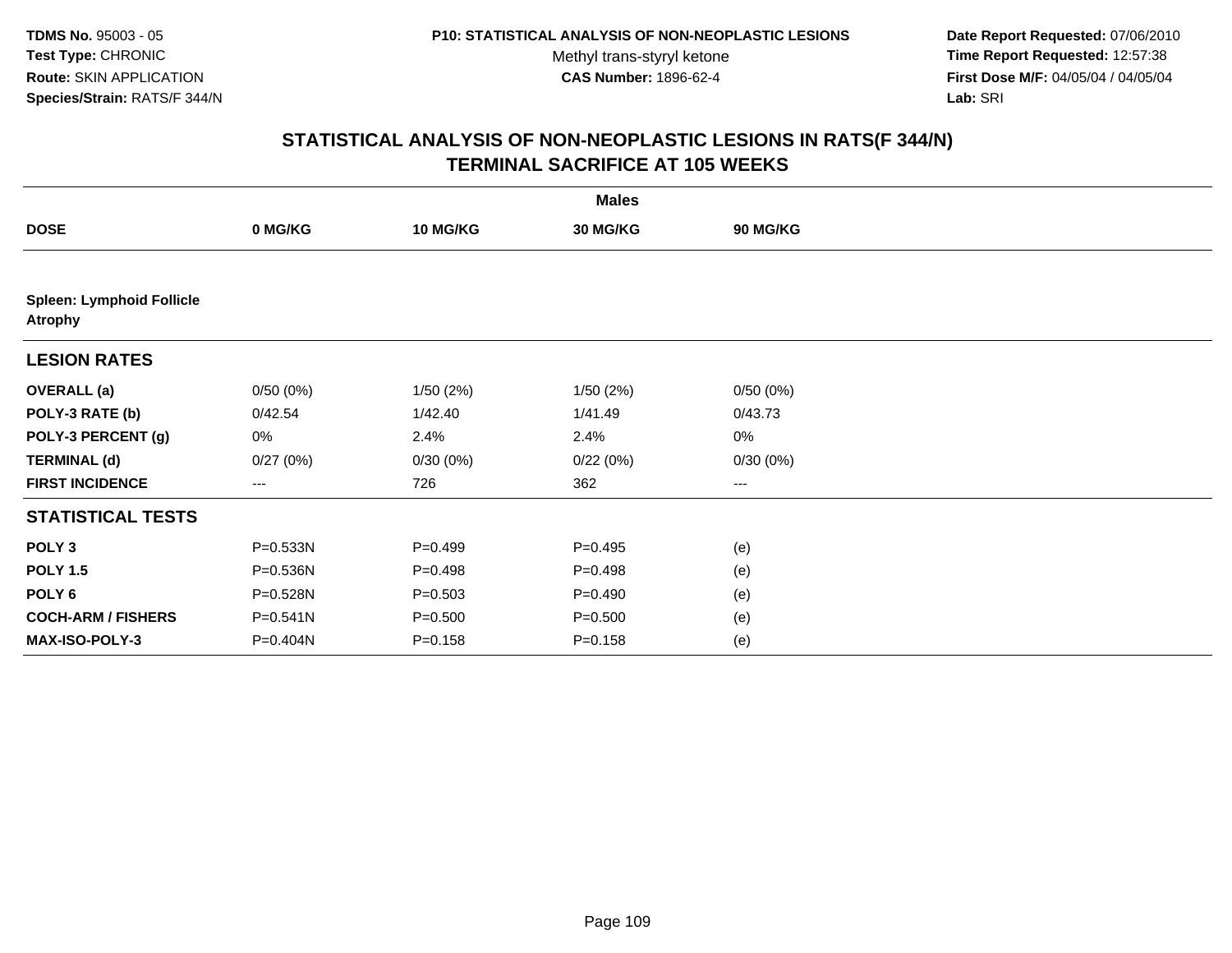**TDMS No.** 95003 - 05
**Test Type:** CHRONIC
**Route:** SKIN APPLICATION
**Species/Strain:** RATS/F 344/N

**P10: STATISTICAL ANALYSIS OF NON-NEOPLASTIC LESIONS**
Methyl trans-styryl ketone
**CAS Number:** 1896-62-4

**Date Report Requested:** 07/06/2010
**Time Report Requested:** 12:57:38
**First Dose M/F:** 04/05/04 / 04/05/04
**Lab:** SRI

## STATISTICAL ANALYSIS OF NON-NEOPLASTIC LESIONS IN RATS(F 344/N) TERMINAL SACRIFICE AT 105 WEEKS

| | Males | | | |
|---|---|---|---|---|
| **DOSE** | **0 MG/KG** | **10 MG/KG** | **30 MG/KG** | **90 MG/KG** |
| **Spleen: Lymphoid Follicle Atrophy** | | | | |
| **LESION RATES** | | | | |
| **OVERALL (a)** | 0/50 (0%) | 1/50 (2%) | 1/50 (2%) | 0/50 (0%) |
| **POLY-3 RATE (b)** | 0/42.54 | 1/42.40 | 1/41.49 | 0/43.73 |
| **POLY-3 PERCENT (g)** | 0% | 2.4% | 2.4% | 0% |
| **TERMINAL (d)** | 0/27 (0%) | 0/30 (0%) | 0/22 (0%) | 0/30 (0%) |
| **FIRST INCIDENCE** | --- | 726 | 362 | --- |
| **STATISTICAL TESTS** | | | | |
| **POLY 3** | P=0.533N | P=0.499 | P=0.495 | (e) |
| **POLY 1.5** | P=0.536N | P=0.498 | P=0.498 | (e) |
| **POLY 6** | P=0.528N | P=0.503 | P=0.490 | (e) |
| **COCH-ARM / FISHERS** | P=0.541N | P=0.500 | P=0.500 | (e) |
| **MAX-ISO-POLY-3** | P=0.404N | P=0.158 | P=0.158 | (e) |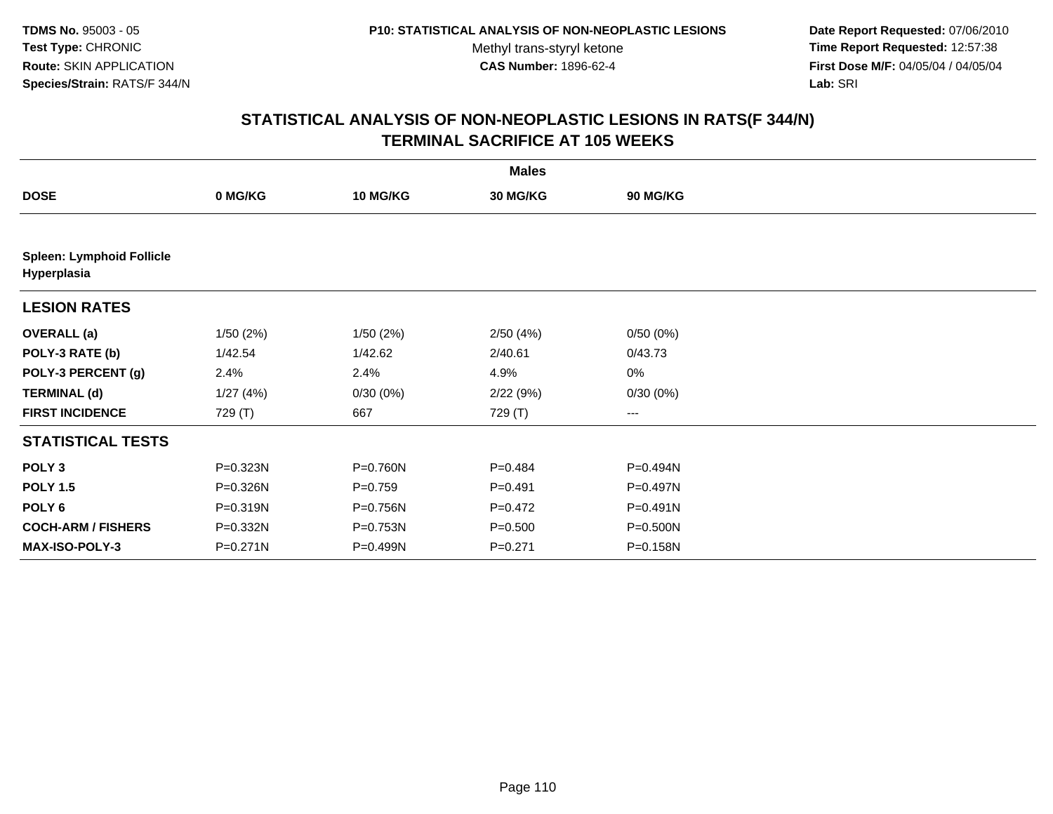**TDMS No.** 95003 - 05
**Test Type:** CHRONIC
**Route:** SKIN APPLICATION
**Species/Strain:** RATS/F 344/N

**P10: STATISTICAL ANALYSIS OF NON-NEOPLASTIC LESIONS**
Methyl trans-styryl ketone
**CAS Number:** 1896-62-4

**Date Report Requested:** 07/06/2010
**Time Report Requested:** 12:57:38
**First Dose M/F:** 04/05/04 / 04/05/04
**Lab:** SRI

## STATISTICAL ANALYSIS OF NON-NEOPLASTIC LESIONS IN RATS(F 344/N) TERMINAL SACRIFICE AT 105 WEEKS

| | Males | | | |
|---|---|---|---|---|
| **DOSE** | **0 MG/KG** | **10 MG/KG** | **30 MG/KG** | **90 MG/KG** |
| **Spleen: Lymphoid Follicle Hyperplasia** | | | | |
| **LESION RATES** | | | | |
| **OVERALL (a)** | 1/50 (2%) | 1/50 (2%) | 2/50 (4%) | 0/50 (0%) |
| **POLY-3 RATE (b)** | 1/42.54 | 1/42.62 | 2/40.61 | 0/43.73 |
| **POLY-3 PERCENT (g)** | 2.4% | 2.4% | 4.9% | 0% |
| **TERMINAL (d)** | 1/27 (4%) | 0/30 (0%) | 2/22 (9%) | 0/30 (0%) |
| **FIRST INCIDENCE** | 729 (T) | 667 | 729 (T) | --- |
| **STATISTICAL TESTS** | | | | |
| **POLY 3** | P=0.323N | P=0.760N | P=0.484 | P=0.494N |
| **POLY 1.5** | P=0.326N | P=0.759 | P=0.491 | P=0.497N |
| **POLY 6** | P=0.319N | P=0.756N | P=0.472 | P=0.491N |
| **COCH-ARM / FISHERS** | P=0.332N | P=0.753N | P=0.500 | P=0.500N |
| **MAX-ISO-POLY-3** | P=0.271N | P=0.499N | P=0.271 | P=0.158N |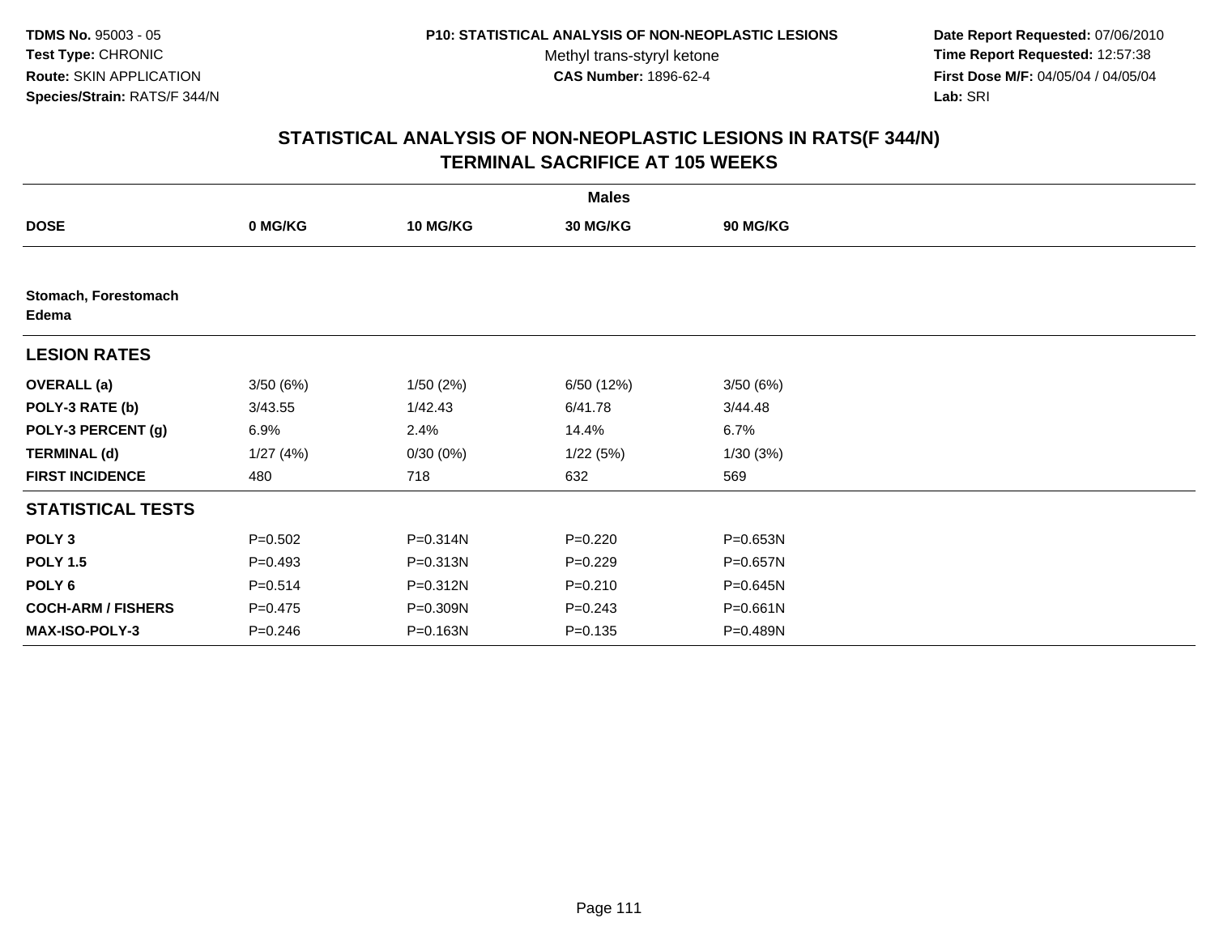TDMS No. 95003 - 05
Test Type: CHRONIC
Route: SKIN APPLICATION
Species/Strain: RATS/F 344/N

P10: STATISTICAL ANALYSIS OF NON-NEOPLASTIC LESIONS
Methyl trans-styryl ketone
CAS Number: 1896-62-4

Date Report Requested: 07/06/2010
Time Report Requested: 12:57:38
First Dose M/F: 04/05/04 / 04/05/04
Lab: SRI

## STATISTICAL ANALYSIS OF NON-NEOPLASTIC LESIONS IN RATS(F 344/N)
## TERMINAL SACRIFICE AT 105 WEEKS

| | Males | | | |
|---|---|---|---|---|
| **DOSE** | **0 MG/KG** | **10 MG/KG** | **30 MG/KG** | **90 MG/KG** |
| **Stomach, Forestomach Edema** | | | | |
| **LESION RATES** | | | | |
| **OVERALL (a)** | 3/50 (6%) | 1/50 (2%) | 6/50 (12%) | 3/50 (6%) |
| **POLY-3 RATE (b)** | 3/43.55 | 1/42.43 | 6/41.78 | 3/44.48 |
| **POLY-3 PERCENT (g)** | 6.9% | 2.4% | 14.4% | 6.7% |
| **TERMINAL (d)** | 1/27 (4%) | 0/30 (0%) | 1/22 (5%) | 1/30 (3%) |
| **FIRST INCIDENCE** | 480 | 718 | 632 | 569 |
| **STATISTICAL TESTS** | | | | |
| **POLY 3** | P=0.502 | P=0.314N | P=0.220 | P=0.653N |
| **POLY 1.5** | P=0.493 | P=0.313N | P=0.229 | P=0.657N |
| **POLY 6** | P=0.514 | P=0.312N | P=0.210 | P=0.645N |
| **COCH-ARM / FISHERS** | P=0.475 | P=0.309N | P=0.243 | P=0.661N |
| **MAX-ISO-POLY-3** | P=0.246 | P=0.163N | P=0.135 | P=0.489N |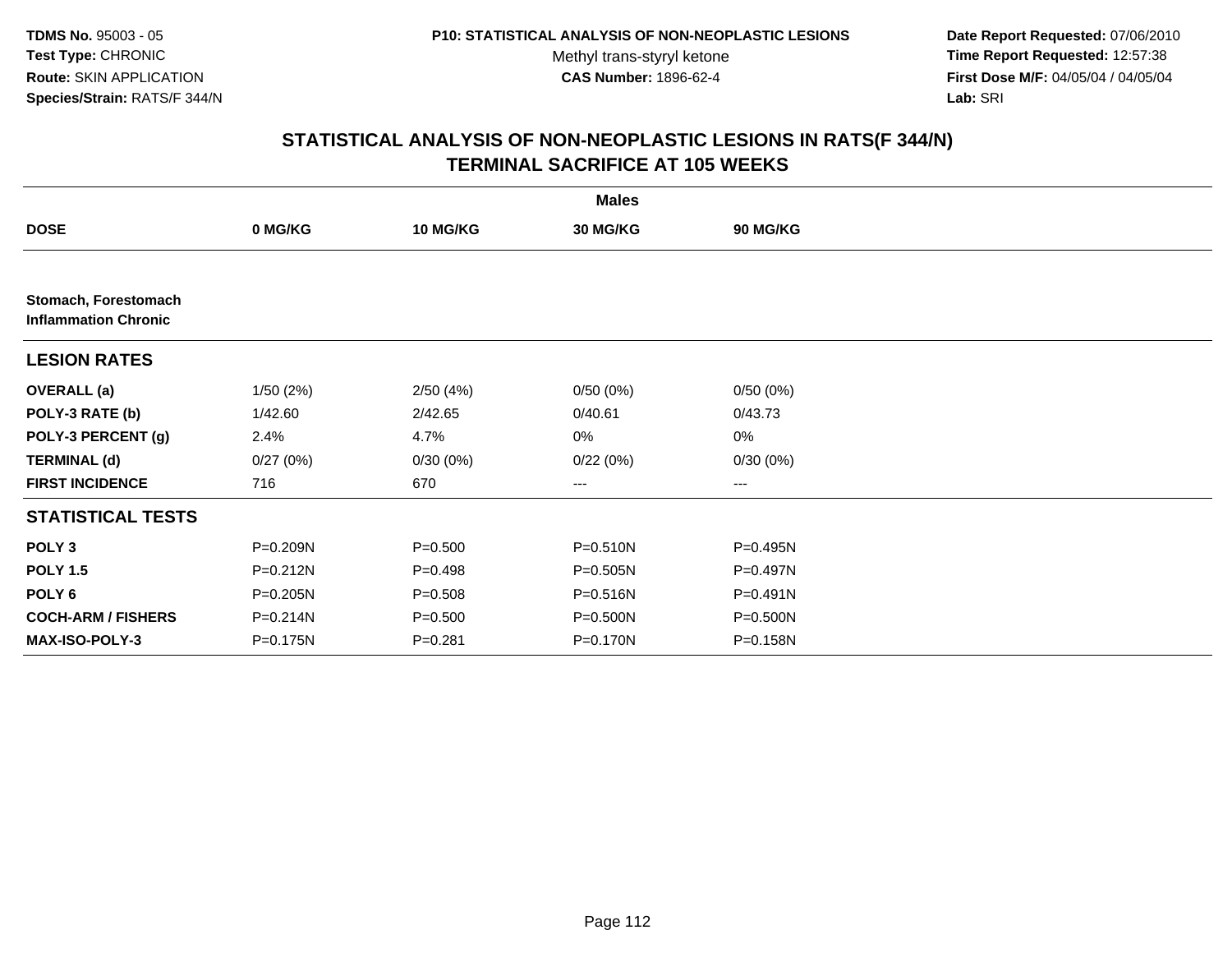TDMS No. 95003 - 05
Test Type: CHRONIC
Route: SKIN APPLICATION
Species/Strain: RATS/F 344/N

P10: STATISTICAL ANALYSIS OF NON-NEOPLASTIC LESIONS
Methyl trans-styryl ketone
CAS Number: 1896-62-4

Date Report Requested: 07/06/2010
Time Report Requested: 12:57:38
First Dose M/F: 04/05/04 / 04/05/04
Lab: SRI

## STATISTICAL ANALYSIS OF NON-NEOPLASTIC LESIONS IN RATS(F 344/N) TERMINAL SACRIFICE AT 105 WEEKS

| | Males | | | |
|---|---|---|---|---|
| **DOSE** | **0 MG/KG** | **10 MG/KG** | **30 MG/KG** | **90 MG/KG** |
| **Stomach, Forestomach Inflammation Chronic** | | | | |
| **LESION RATES** | | | | |
| **OVERALL (a)** | 1/50 (2%) | 2/50 (4%) | 0/50 (0%) | 0/50 (0%) |
| **POLY-3 RATE (b)** | 1/42.60 | 2/42.65 | 0/40.61 | 0/43.73 |
| **POLY-3 PERCENT (g)** | 2.4% | 4.7% | 0% | 0% |
| **TERMINAL (d)** | 0/27 (0%) | 0/30 (0%) | 0/22 (0%) | 0/30 (0%) |
| **FIRST INCIDENCE** | 716 | 670 | --- | --- |
| **STATISTICAL TESTS** | | | | |
| **POLY 3** | P=0.209N | P=0.500 | P=0.510N | P=0.495N |
| **POLY 1.5** | P=0.212N | P=0.498 | P=0.505N | P=0.497N |
| **POLY 6** | P=0.205N | P=0.508 | P=0.516N | P=0.491N |
| **COCH-ARM / FISHERS** | P=0.214N | P=0.500 | P=0.500N | P=0.500N |
| **MAX-ISO-POLY-3** | P=0.175N | P=0.281 | P=0.170N | P=0.158N |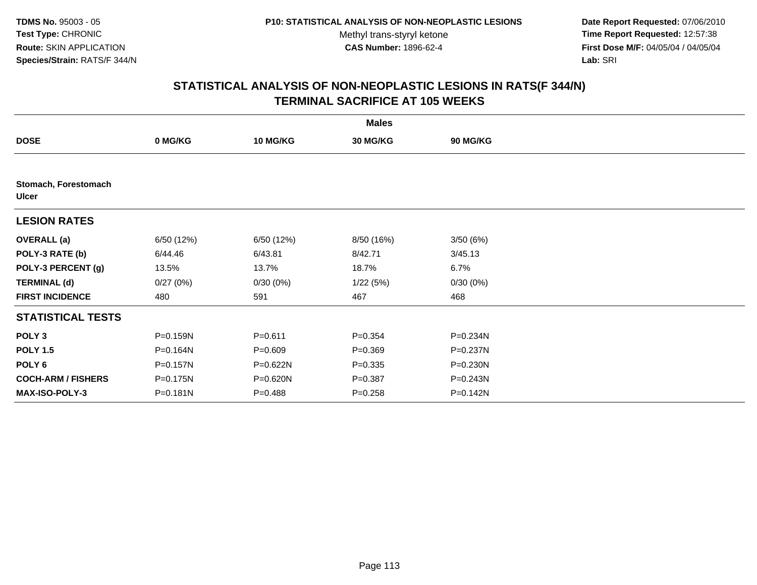**TDMS No.** 95003 - 05
**Test Type:** CHRONIC
**Route:** SKIN APPLICATION
**Species/Strain:** RATS/F 344/N

**P10: STATISTICAL ANALYSIS OF NON-NEOPLASTIC LESIONS**
Methyl trans-styryl ketone
**CAS Number:** 1896-62-4

**Date Report Requested:** 07/06/2010
**Time Report Requested:** 12:57:38
**First Dose M/F:** 04/05/04 / 04/05/04
**Lab:** SRI

## STATISTICAL ANALYSIS OF NON-NEOPLASTIC LESIONS IN RATS(F 344/N) TERMINAL SACRIFICE AT 105 WEEKS

| | Males | | | |
|---|---|---|---|---|
| **DOSE** | **0 MG/KG** | **10 MG/KG** | **30 MG/KG** | **90 MG/KG** |
| **Stomach, Forestomach** | | | | |
| **Ulcer** | | | | |
| **LESION RATES** | | | | |
| **OVERALL (a)** | 6/50 (12%) | 6/50 (12%) | 8/50 (16%) | 3/50 (6%) |
| **POLY-3 RATE (b)** | 6/44.46 | 6/43.81 | 8/42.71 | 3/45.13 |
| **POLY-3 PERCENT (g)** | 13.5% | 13.7% | 18.7% | 6.7% |
| **TERMINAL (d)** | 0/27 (0%) | 0/30 (0%) | 1/22 (5%) | 0/30 (0%) |
| **FIRST INCIDENCE** | 480 | 591 | 467 | 468 |
| **STATISTICAL TESTS** | | | | |
| **POLY 3** | P=0.159N | P=0.611 | P=0.354 | P=0.234N |
| **POLY 1.5** | P=0.164N | P=0.609 | P=0.369 | P=0.237N |
| **POLY 6** | P=0.157N | P=0.622N | P=0.335 | P=0.230N |
| **COCH-ARM / FISHERS** | P=0.175N | P=0.620N | P=0.387 | P=0.243N |
| **MAX-ISO-POLY-3** | P=0.181N | P=0.488 | P=0.258 | P=0.142N |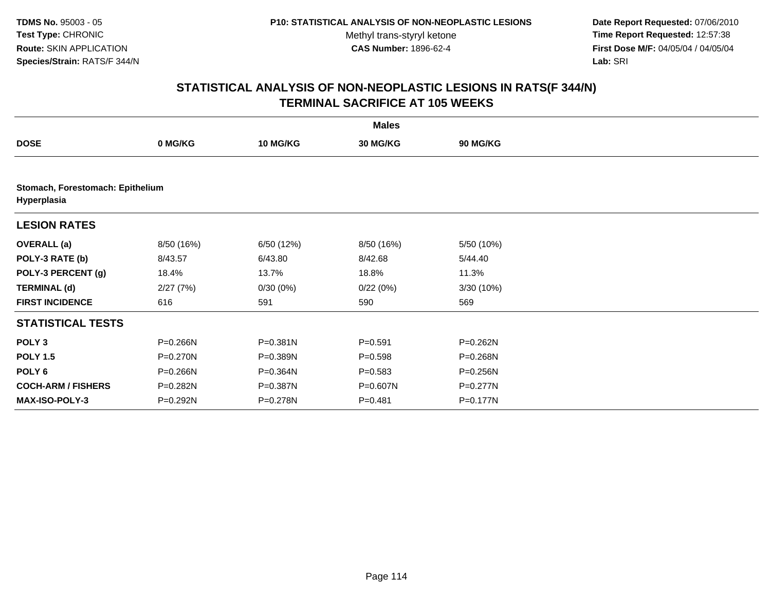TDMS No. 95003 - 05
Test Type: CHRONIC
Route: SKIN APPLICATION
Species/Strain: RATS/F 344/N

P10: STATISTICAL ANALYSIS OF NON-NEOPLASTIC LESIONS
Methyl trans-styryl ketone
CAS Number: 1896-62-4

Date Report Requested: 07/06/2010
Time Report Requested: 12:57:38
First Dose M/F: 04/05/04 / 04/05/04
Lab: SRI

## STATISTICAL ANALYSIS OF NON-NEOPLASTIC LESIONS IN RATS(F 344/N)
## TERMINAL SACRIFICE AT 105 WEEKS

| | Males | | | |
|---|---|---|---|---|
| **DOSE** | **0 MG/KG** | **10 MG/KG** | **30 MG/KG** | **90 MG/KG** |
| **Stomach, Forestomach: Epithelium Hyperplasia** | | | | |
| **LESION RATES** | | | | |
| **OVERALL (a)** | 8/50 (16%) | 6/50 (12%) | 8/50 (16%) | 5/50 (10%) |
| **POLY-3 RATE (b)** | 8/43.57 | 6/43.80 | 8/42.68 | 5/44.40 |
| **POLY-3 PERCENT (g)** | 18.4% | 13.7% | 18.8% | 11.3% |
| **TERMINAL (d)** | 2/27 (7%) | 0/30 (0%) | 0/22 (0%) | 3/30 (10%) |
| **FIRST INCIDENCE** | 616 | 591 | 590 | 569 |
| **STATISTICAL TESTS** | | | | |
| **POLY 3** | P=0.266N | P=0.381N | P=0.591 | P=0.262N |
| **POLY 1.5** | P=0.270N | P=0.389N | P=0.598 | P=0.268N |
| **POLY 6** | P=0.266N | P=0.364N | P=0.583 | P=0.256N |
| **COCH-ARM / FISHERS** | P=0.282N | P=0.387N | P=0.607N | P=0.277N |
| **MAX-ISO-POLY-3** | P=0.292N | P=0.278N | P=0.481 | P=0.177N |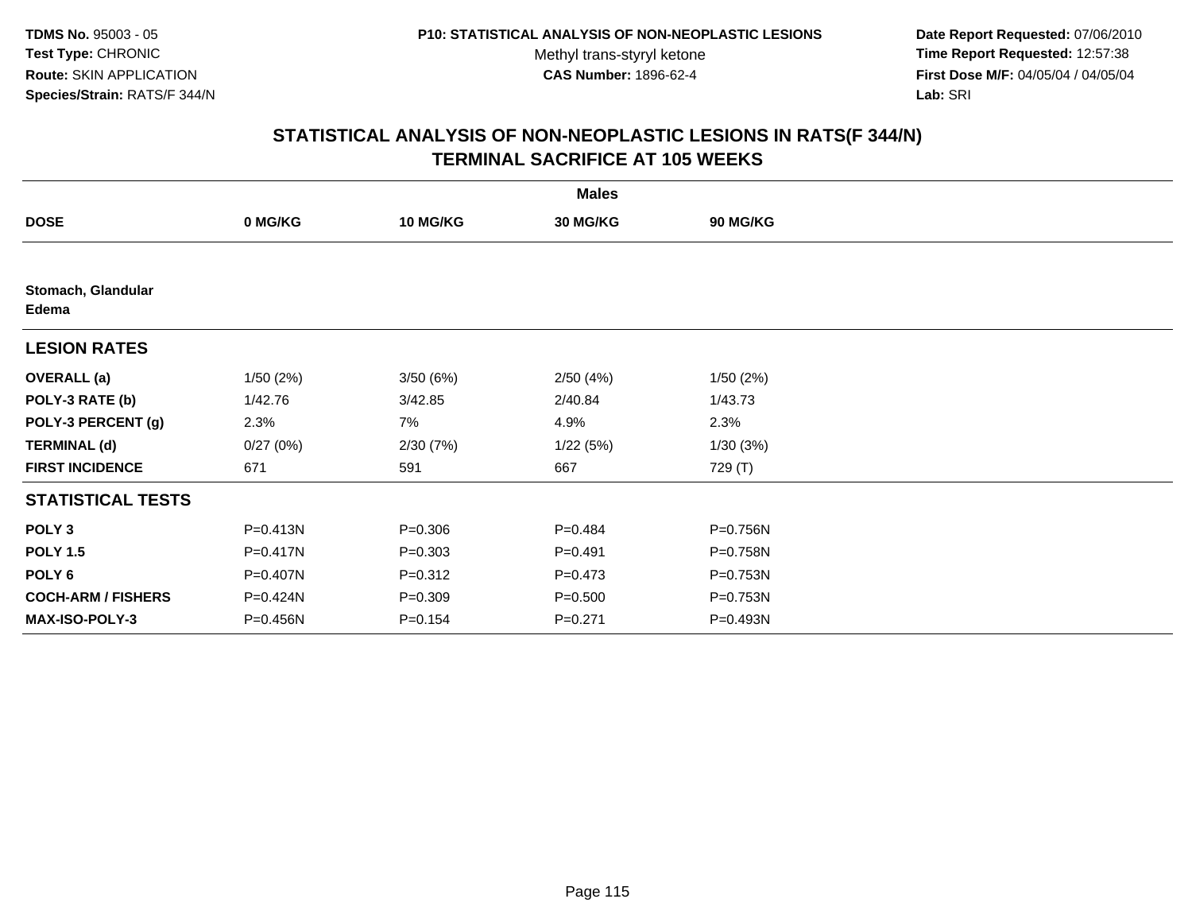**TDMS No.** 95003 - 05
**Test Type:** CHRONIC
**Route:** SKIN APPLICATION
**Species/Strain:** RATS/F 344/N

**P10: STATISTICAL ANALYSIS OF NON-NEOPLASTIC LESIONS**
Methyl trans-styryl ketone
**CAS Number:** 1896-62-4

**Date Report Requested:** 07/06/2010
**Time Report Requested:** 12:57:38
**First Dose M/F:** 04/05/04 / 04/05/04
**Lab:** SRI

## STATISTICAL ANALYSIS OF NON-NEOPLASTIC LESIONS IN RATS(F 344/N)
## TERMINAL SACRIFICE AT 105 WEEKS

| | Males | | | |
|---|---|---|---|---|
| **DOSE** | **0 MG/KG** | **10 MG/KG** | **30 MG/KG** | **90 MG/KG** |
| **Stomach, Glandular** | | | | |
| **Edema** | | | | |
| **LESION RATES** | | | | |
| **OVERALL (a)** | 1/50 (2%) | 3/50 (6%) | 2/50 (4%) | 1/50 (2%) |
| **POLY-3 RATE (b)** | 1/42.76 | 3/42.85 | 2/40.84 | 1/43.73 |
| **POLY-3 PERCENT (g)** | 2.3% | 7% | 4.9% | 2.3% |
| **TERMINAL (d)** | 0/27 (0%) | 2/30 (7%) | 1/22 (5%) | 1/30 (3%) |
| **FIRST INCIDENCE** | 671 | 591 | 667 | 729 (T) |
| **STATISTICAL TESTS** | | | | |
| **POLY 3** | P=0.413N | P=0.306 | P=0.484 | P=0.756N |
| **POLY 1.5** | P=0.417N | P=0.303 | P=0.491 | P=0.758N |
| **POLY 6** | P=0.407N | P=0.312 | P=0.473 | P=0.753N |
| **COCH-ARM / FISHERS** | P=0.424N | P=0.309 | P=0.500 | P=0.753N |
| **MAX-ISO-POLY-3** | P=0.456N | P=0.154 | P=0.271 | P=0.493N |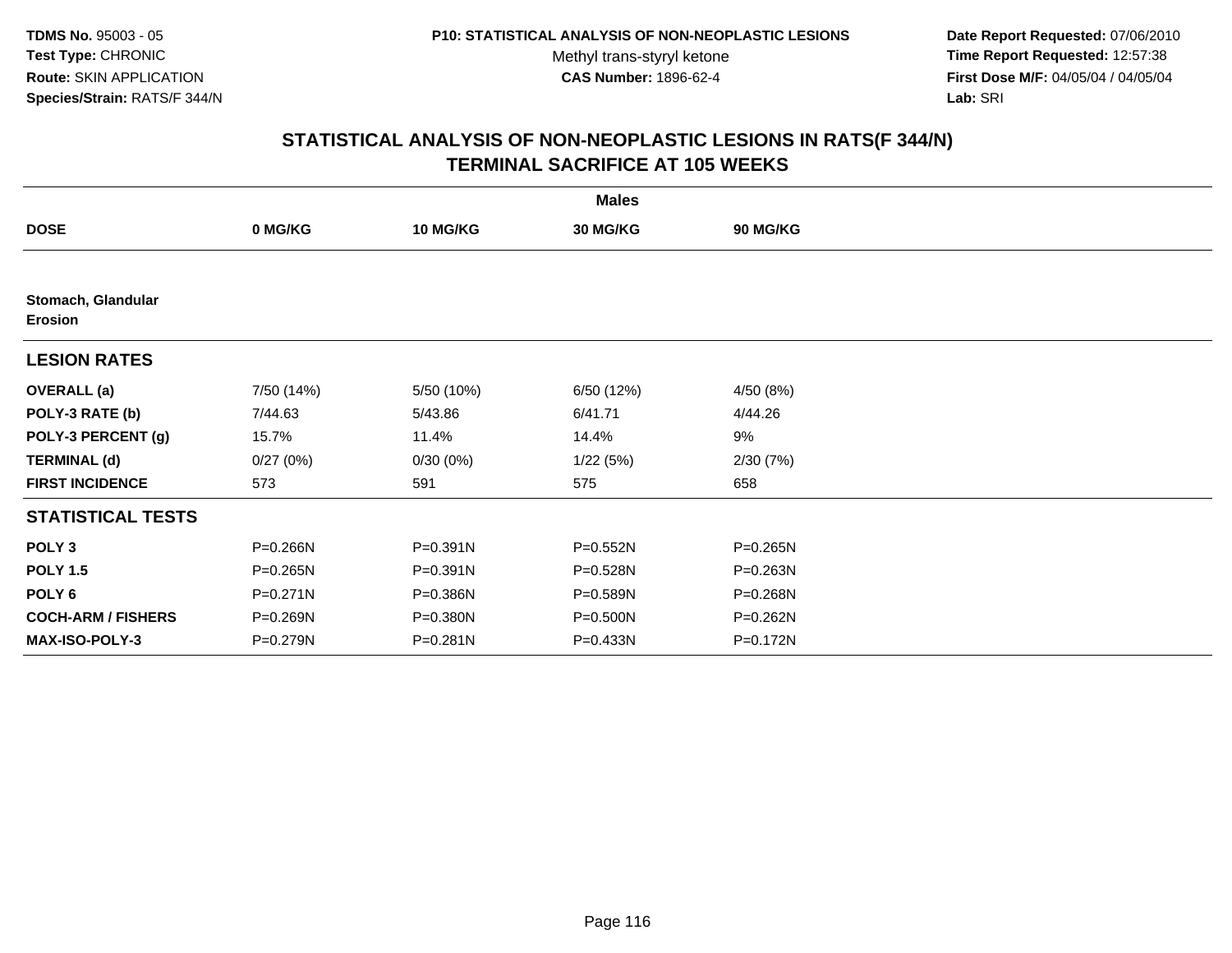**TDMS No.** 95003 - 05
**Test Type:** CHRONIC
**Route:** SKIN APPLICATION
**Species/Strain:** RATS/F 344/N

**P10: STATISTICAL ANALYSIS OF NON-NEOPLASTIC LESIONS**
Methyl trans-styryl ketone
**CAS Number:** 1896-62-4

**Date Report Requested:** 07/06/2010
**Time Report Requested:** 12:57:38
**First Dose M/F:** 04/05/04 / 04/05/04
**Lab:** SRI

## STATISTICAL ANALYSIS OF NON-NEOPLASTIC LESIONS IN RATS(F 344/N) TERMINAL SACRIFICE AT 105 WEEKS

| | Males | | | |
|---|---|---|---|---|
| **DOSE** | **0 MG/KG** | **10 MG/KG** | **30 MG/KG** | **90 MG/KG** |
| **Stomach, Glandular Erosion** | | | | |
| **LESION RATES** | | | | |
| **OVERALL (a)** | 7/50 (14%) | 5/50 (10%) | 6/50 (12%) | 4/50 (8%) |
| **POLY-3 RATE (b)** | 7/44.63 | 5/43.86 | 6/41.71 | 4/44.26 |
| **POLY-3 PERCENT (g)** | 15.7% | 11.4% | 14.4% | 9% |
| **TERMINAL (d)** | 0/27 (0%) | 0/30 (0%) | 1/22 (5%) | 2/30 (7%) |
| **FIRST INCIDENCE** | 573 | 591 | 575 | 658 |
| **STATISTICAL TESTS** | | | | |
| **POLY 3** | P=0.266N | P=0.391N | P=0.552N | P=0.265N |
| **POLY 1.5** | P=0.265N | P=0.391N | P=0.528N | P=0.263N |
| **POLY 6** | P=0.271N | P=0.386N | P=0.589N | P=0.268N |
| **COCH-ARM / FISHERS** | P=0.269N | P=0.380N | P=0.500N | P=0.262N |
| **MAX-ISO-POLY-3** | P=0.279N | P=0.281N | P=0.433N | P=0.172N |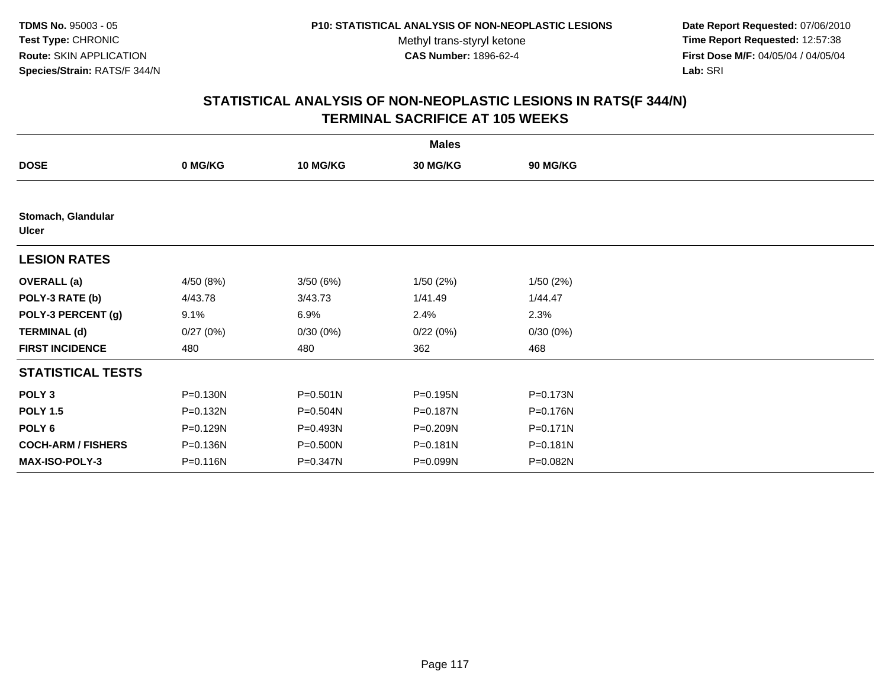**TDMS No.** 95003 - 05
**Test Type:** CHRONIC
**Route:** SKIN APPLICATION
**Species/Strain:** RATS/F 344/N

**P10: STATISTICAL ANALYSIS OF NON-NEOPLASTIC LESIONS**
Methyl trans-styryl ketone
**CAS Number:** 1896-62-4

**Date Report Requested:** 07/06/2010
**Time Report Requested:** 12:57:38
**First Dose M/F:** 04/05/04 / 04/05/04
**Lab:** SRI

## STATISTICAL ANALYSIS OF NON-NEOPLASTIC LESIONS IN RATS(F 344/N) TERMINAL SACRIFICE AT 105 WEEKS

| | Males | | | |
|---|---|---|---|---|
| **DOSE** | **0 MG/KG** | **10 MG/KG** | **30 MG/KG** | **90 MG/KG** |
| **Stomach, Glandular Ulcer** | | | | |
| **LESION RATES** | | | | |
| **OVERALL (a)** | 4/50 (8%) | 3/50 (6%) | 1/50 (2%) | 1/50 (2%) |
| **POLY-3 RATE (b)** | 4/43.78 | 3/43.73 | 1/41.49 | 1/44.47 |
| **POLY-3 PERCENT (g)** | 9.1% | 6.9% | 2.4% | 2.3% |
| **TERMINAL (d)** | 0/27 (0%) | 0/30 (0%) | 0/22 (0%) | 0/30 (0%) |
| **FIRST INCIDENCE** | 480 | 480 | 362 | 468 |
| **STATISTICAL TESTS** | | | | |
| **POLY 3** | P=0.130N | P=0.501N | P=0.195N | P=0.173N |
| **POLY 1.5** | P=0.132N | P=0.504N | P=0.187N | P=0.176N |
| **POLY 6** | P=0.129N | P=0.493N | P=0.209N | P=0.171N |
| **COCH-ARM / FISHERS** | P=0.136N | P=0.500N | P=0.181N | P=0.181N |
| **MAX-ISO-POLY-3** | P=0.116N | P=0.347N | P=0.099N | P=0.082N |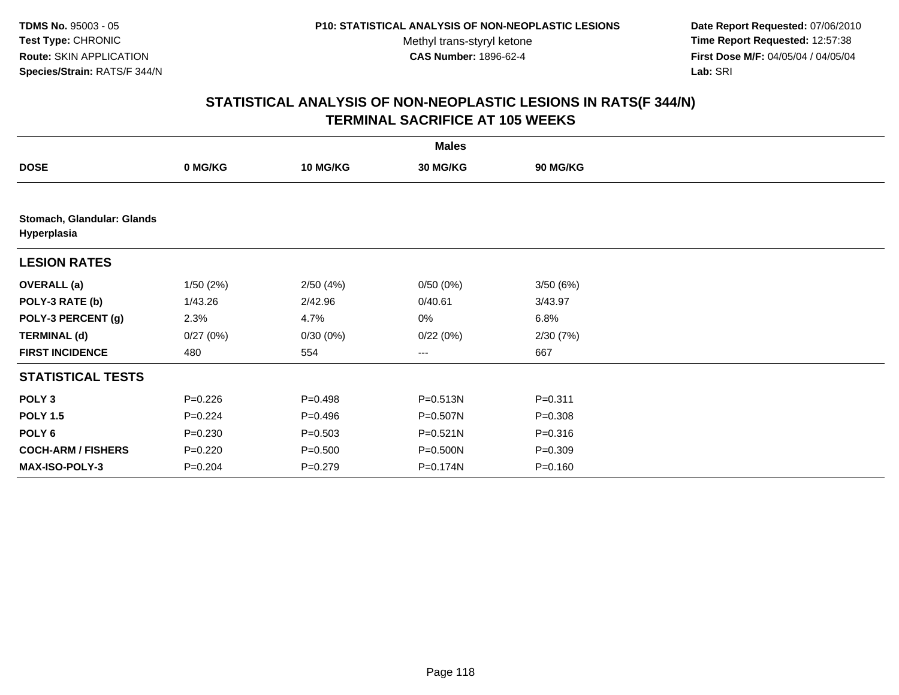**TDMS No.** 95003 - 05
**Test Type:** CHRONIC
**Route:** SKIN APPLICATION
**Species/Strain:** RATS/F 344/N

**P10: STATISTICAL ANALYSIS OF NON-NEOPLASTIC LESIONS**
Methyl trans-styryl ketone
**CAS Number:** 1896-62-4

**Date Report Requested:** 07/06/2010
**Time Report Requested:** 12:57:38
**First Dose M/F:** 04/05/04 / 04/05/04
**Lab:** SRI

## STATISTICAL ANALYSIS OF NON-NEOPLASTIC LESIONS IN RATS(F 344/N) TERMINAL SACRIFICE AT 105 WEEKS

| | Males | | | |
|---|---|---|---|---|
| **DOSE** | **0 MG/KG** | **10 MG/KG** | **30 MG/KG** | **90 MG/KG** |
| **Stomach, Glandular: Glands Hyperplasia** | | | | |
| **LESION RATES** | | | | |
| **OVERALL (a)** | 1/50 (2%) | 2/50 (4%) | 0/50 (0%) | 3/50 (6%) |
| **POLY-3 RATE (b)** | 1/43.26 | 2/42.96 | 0/40.61 | 3/43.97 |
| **POLY-3 PERCENT (g)** | 2.3% | 4.7% | 0% | 6.8% |
| **TERMINAL (d)** | 0/27 (0%) | 0/30 (0%) | 0/22 (0%) | 2/30 (7%) |
| **FIRST INCIDENCE** | 480 | 554 | --- | 667 |
| **STATISTICAL TESTS** | | | | |
| **POLY 3** | P=0.226 | P=0.498 | P=0.513N | P=0.311 |
| **POLY 1.5** | P=0.224 | P=0.496 | P=0.507N | P=0.308 |
| **POLY 6** | P=0.230 | P=0.503 | P=0.521N | P=0.316 |
| **COCH-ARM / FISHERS** | P=0.220 | P=0.500 | P=0.500N | P=0.309 |
| **MAX-ISO-POLY-3** | P=0.204 | P=0.279 | P=0.174N | P=0.160 |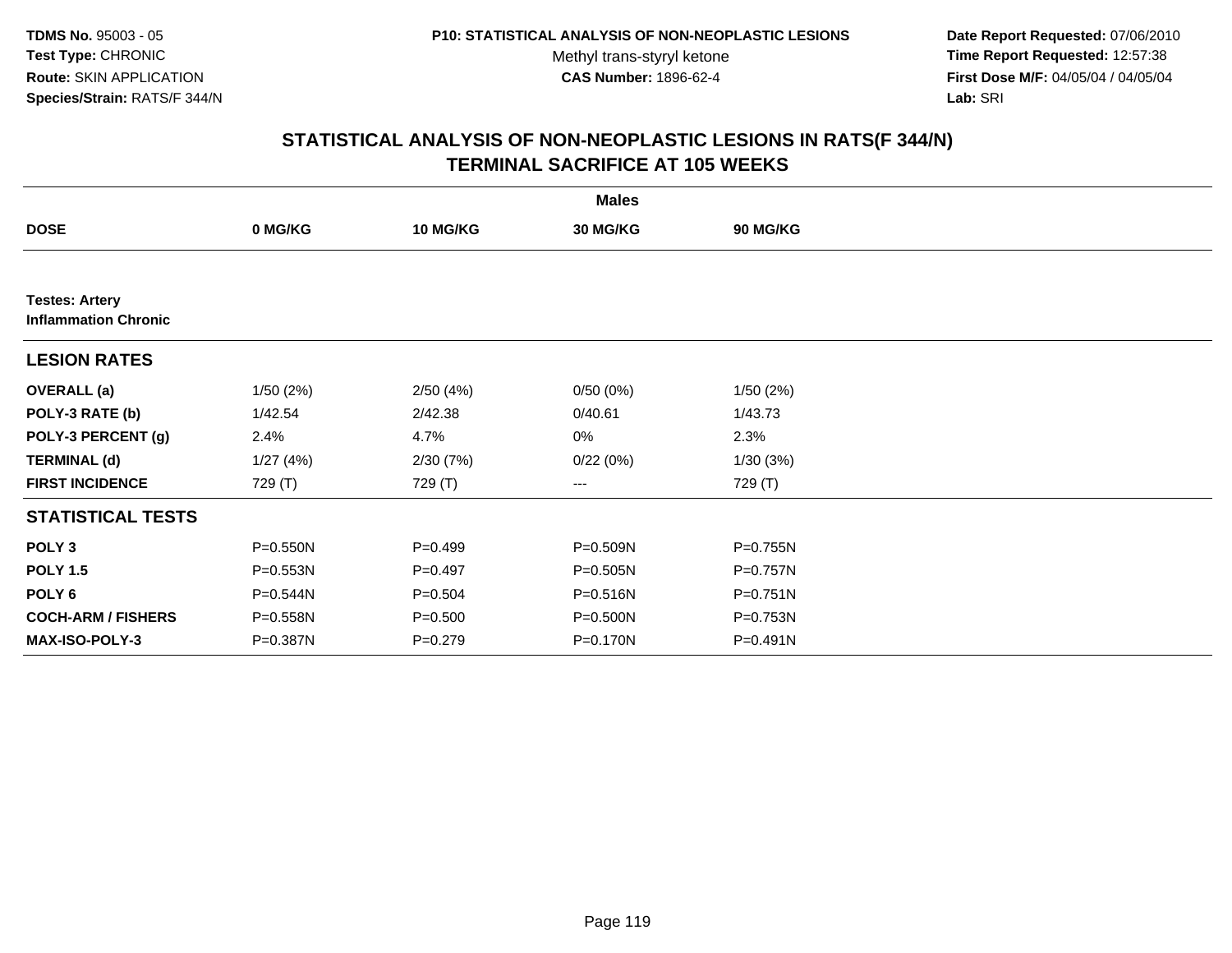**TDMS No.** 95003 - 05
**Test Type:** CHRONIC
**Route:** SKIN APPLICATION
**Species/Strain:** RATS/F 344/N

**P10: STATISTICAL ANALYSIS OF NON-NEOPLASTIC LESIONS**
Methyl trans-styryl ketone
**CAS Number:** 1896-62-4

**Date Report Requested:** 07/06/2010
**Time Report Requested:** 12:57:38
**First Dose M/F:** 04/05/04 / 04/05/04
**Lab:** SRI

## STATISTICAL ANALYSIS OF NON-NEOPLASTIC LESIONS IN RATS(F 344/N)
## TERMINAL SACRIFICE AT 105 WEEKS

| | Males | | | |
|---|---|---|---|---|
| **DOSE** | **0 MG/KG** | **10 MG/KG** | **30 MG/KG** | **90 MG/KG** |
| **Testes: Artery** | | | | |
| **Inflammation Chronic** | | | | |
| **LESION RATES** | | | | |
| **OVERALL (a)** | 1/50 (2%) | 2/50 (4%) | 0/50 (0%) | 1/50 (2%) |
| **POLY-3 RATE (b)** | 1/42.54 | 2/42.38 | 0/40.61 | 1/43.73 |
| **POLY-3 PERCENT (g)** | 2.4% | 4.7% | 0% | 2.3% |
| **TERMINAL (d)** | 1/27 (4%) | 2/30 (7%) | 0/22 (0%) | 1/30 (3%) |
| **FIRST INCIDENCE** | 729 (T) | 729 (T) | --- | 729 (T) |
| **STATISTICAL TESTS** | | | | |
| **POLY 3** | P=0.550N | P=0.499 | P=0.509N | P=0.755N |
| **POLY 1.5** | P=0.553N | P=0.497 | P=0.505N | P=0.757N |
| **POLY 6** | P=0.544N | P=0.504 | P=0.516N | P=0.751N |
| **COCH-ARM / FISHERS** | P=0.558N | P=0.500 | P=0.500N | P=0.753N |
| **MAX-ISO-POLY-3** | P=0.387N | P=0.279 | P=0.170N | P=0.491N |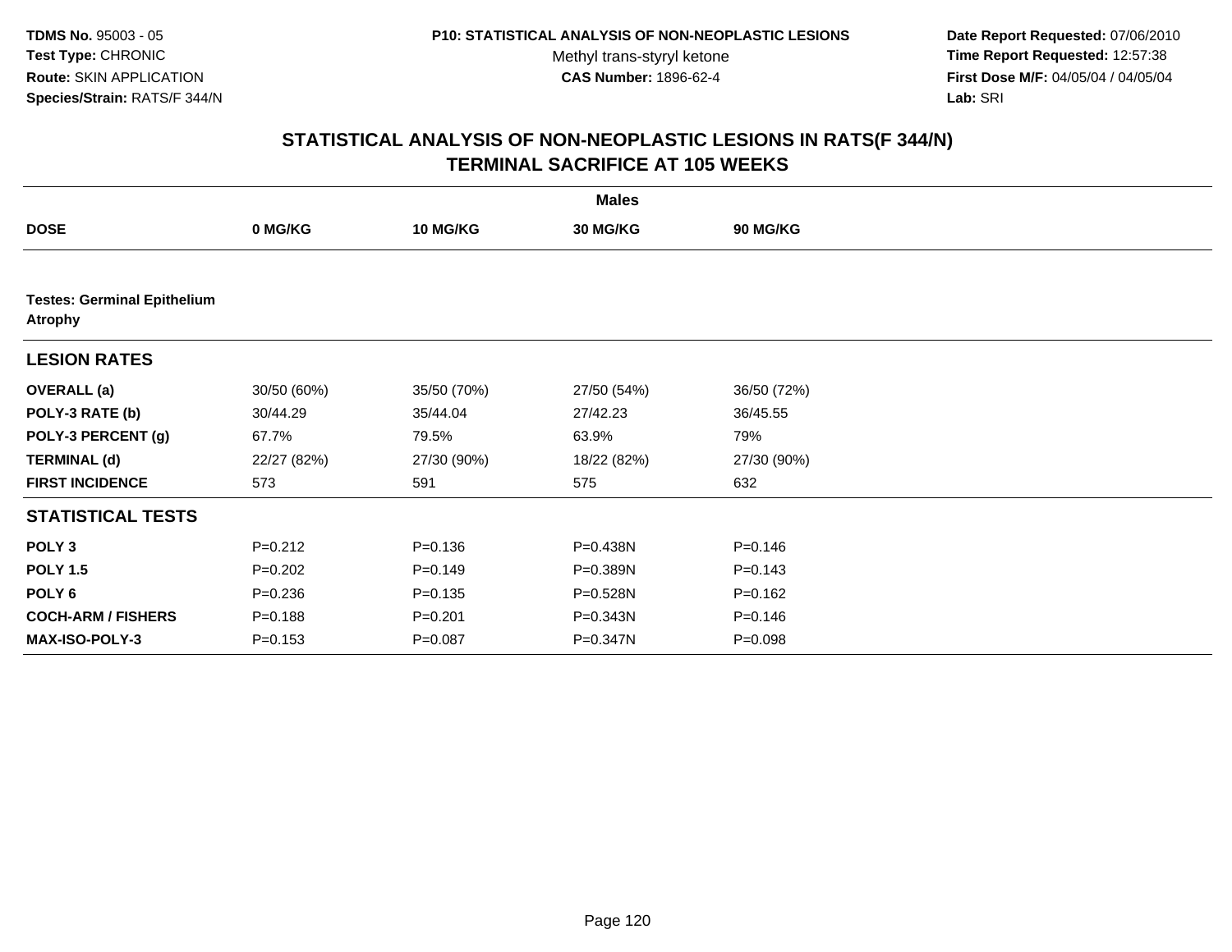**TDMS No.** 95003 - 05
**Test Type:** CHRONIC
**Route:** SKIN APPLICATION
**Species/Strain:** RATS/F 344/N

**P10: STATISTICAL ANALYSIS OF NON-NEOPLASTIC LESIONS**
Methyl trans-styryl ketone
**CAS Number:** 1896-62-4

**Date Report Requested:** 07/06/2010
**Time Report Requested:** 12:57:38
**First Dose M/F:** 04/05/04 / 04/05/04
**Lab:** SRI

## STATISTICAL ANALYSIS OF NON-NEOPLASTIC LESIONS IN RATS(F 344/N) TERMINAL SACRIFICE AT 105 WEEKS

| | Males | | | |
|---|---|---|---|---|
| **DOSE** | **0 MG/KG** | **10 MG/KG** | **30 MG/KG** | **90 MG/KG** |
| **Testes: Germinal Epithelium Atrophy** | | | | |
| **LESION RATES** | | | | |
| **OVERALL (a)** | 30/50 (60%) | 35/50 (70%) | 27/50 (54%) | 36/50 (72%) |
| **POLY-3 RATE (b)** | 30/44.29 | 35/44.04 | 27/42.23 | 36/45.55 |
| **POLY-3 PERCENT (g)** | 67.7% | 79.5% | 63.9% | 79% |
| **TERMINAL (d)** | 22/27 (82%) | 27/30 (90%) | 18/22 (82%) | 27/30 (90%) |
| **FIRST INCIDENCE** | 573 | 591 | 575 | 632 |
| **STATISTICAL TESTS** | | | | |
| **POLY 3** | P=0.212 | P=0.136 | P=0.438N | P=0.146 |
| **POLY 1.5** | P=0.202 | P=0.149 | P=0.389N | P=0.143 |
| **POLY 6** | P=0.236 | P=0.135 | P=0.528N | P=0.162 |
| **COCH-ARM / FISHERS** | P=0.188 | P=0.201 | P=0.343N | P=0.146 |
| **MAX-ISO-POLY-3** | P=0.153 | P=0.087 | P=0.347N | P=0.098 |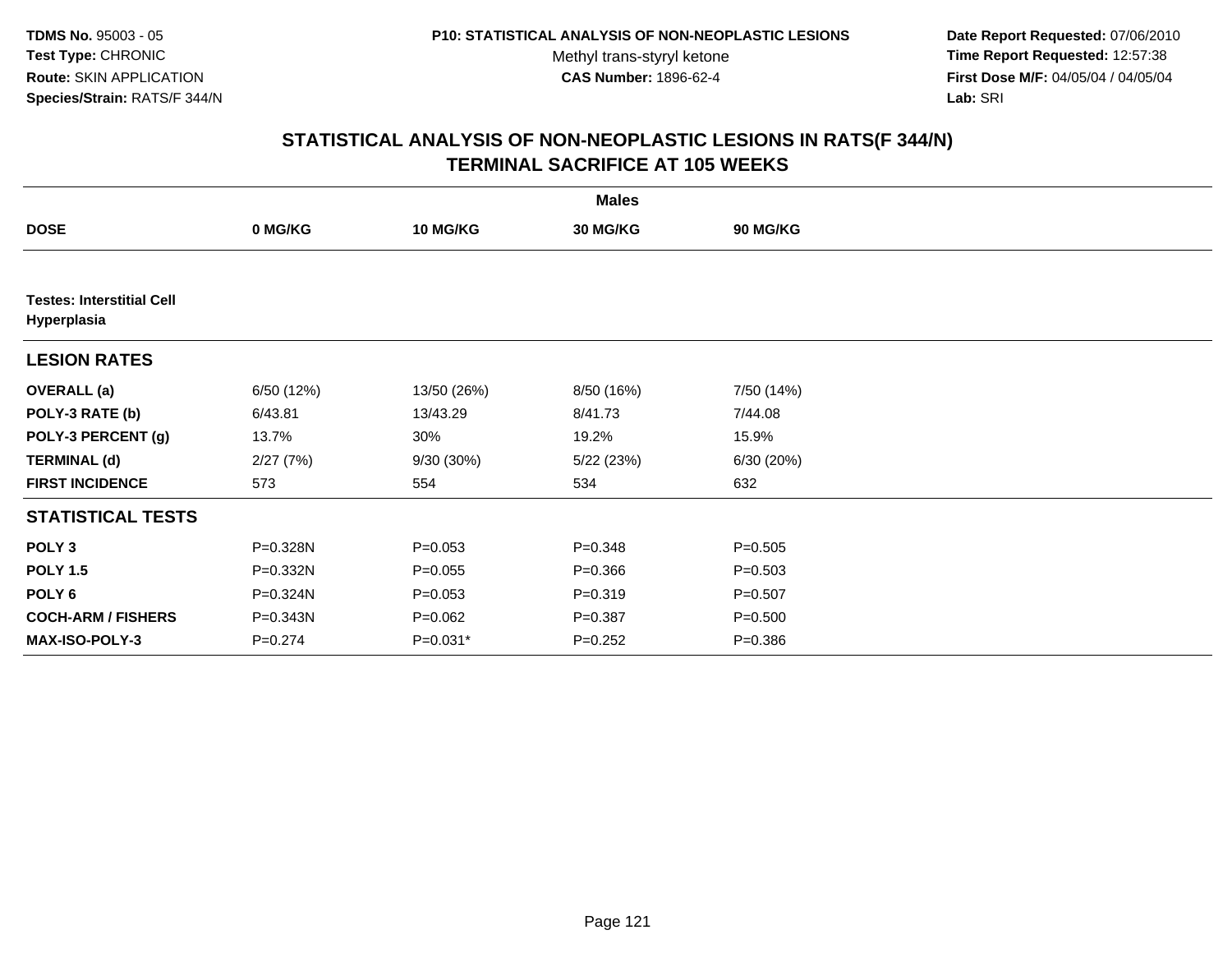TDMS No. 95003 - 05
Test Type: CHRONIC
Route: SKIN APPLICATION
Species/Strain: RATS/F 344/N

P10: STATISTICAL ANALYSIS OF NON-NEOPLASTIC LESIONS
Methyl trans-styryl ketone
CAS Number: 1896-62-4

Date Report Requested: 07/06/2010
Time Report Requested: 12:57:38
First Dose M/F: 04/05/04 / 04/05/04
Lab: SRI

## STATISTICAL ANALYSIS OF NON-NEOPLASTIC LESIONS IN RATS(F 344/N)
## TERMINAL SACRIFICE AT 105 WEEKS

| | Males | | | |
|---|---|---|---|---|
| **DOSE** | **0 MG/KG** | **10 MG/KG** | **30 MG/KG** | **90 MG/KG** |
| **Testes: Interstitial Cell Hyperplasia** | | | | |
| **LESION RATES** | | | | |
| **OVERALL (a)** | 6/50 (12%) | 13/50 (26%) | 8/50 (16%) | 7/50 (14%) |
| **POLY-3 RATE (b)** | 6/43.81 | 13/43.29 | 8/41.73 | 7/44.08 |
| **POLY-3 PERCENT (g)** | 13.7% | 30% | 19.2% | 15.9% |
| **TERMINAL (d)** | 2/27 (7%) | 9/30 (30%) | 5/22 (23%) | 6/30 (20%) |
| **FIRST INCIDENCE** | 573 | 554 | 534 | 632 |
| **STATISTICAL TESTS** | | | | |
| **POLY 3** | P=0.328N | P=0.053 | P=0.348 | P=0.505 |
| **POLY 1.5** | P=0.332N | P=0.055 | P=0.366 | P=0.503 |
| **POLY 6** | P=0.324N | P=0.053 | P=0.319 | P=0.507 |
| **COCH-ARM / FISHERS** | P=0.343N | P=0.062 | P=0.387 | P=0.500 |
| **MAX-ISO-POLY-3** | P=0.274 | P=0.031* | P=0.252 | P=0.386 |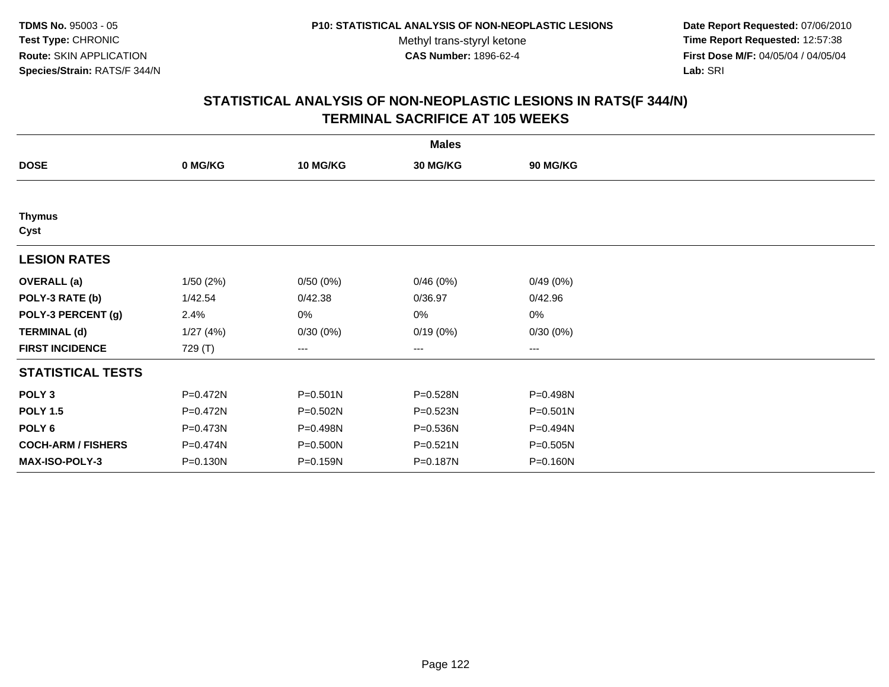**TDMS No.** 95003 - 05
**Test Type:** CHRONIC
**Route:** SKIN APPLICATION
**Species/Strain:** RATS/F 344/N

**P10: STATISTICAL ANALYSIS OF NON-NEOPLASTIC LESIONS**
Methyl trans-styryl ketone
**CAS Number:** 1896-62-4

**Date Report Requested:** 07/06/2010
**Time Report Requested:** 12:57:38
**First Dose M/F:** 04/05/04 / 04/05/04
**Lab:** SRI

## STATISTICAL ANALYSIS OF NON-NEOPLASTIC LESIONS IN RATS(F 344/N)
## TERMINAL SACRIFICE AT 105 WEEKS

| | Males | | | |
|---|---|---|---|---|
| **DOSE** | **0 MG/KG** | **10 MG/KG** | **30 MG/KG** | **90 MG/KG** |
| **Thymus** | | | | |
| **Cyst** | | | | |
| **LESION RATES** | | | | |
| **OVERALL (a)** | 1/50 (2%) | 0/50 (0%) | 0/46 (0%) | 0/49 (0%) |
| **POLY-3 RATE (b)** | 1/42.54 | 0/42.38 | 0/36.97 | 0/42.96 |
| **POLY-3 PERCENT (g)** | 2.4% | 0% | 0% | 0% |
| **TERMINAL (d)** | 1/27 (4%) | 0/30 (0%) | 0/19 (0%) | 0/30 (0%) |
| **FIRST INCIDENCE** | 729 (T) | --- | --- | --- |
| **STATISTICAL TESTS** | | | | |
| **POLY 3** | P=0.472N | P=0.501N | P=0.528N | P=0.498N |
| **POLY 1.5** | P=0.472N | P=0.502N | P=0.523N | P=0.501N |
| **POLY 6** | P=0.473N | P=0.498N | P=0.536N | P=0.494N |
| **COCH-ARM / FISHERS** | P=0.474N | P=0.500N | P=0.521N | P=0.505N |
| **MAX-ISO-POLY-3** | P=0.130N | P=0.159N | P=0.187N | P=0.160N |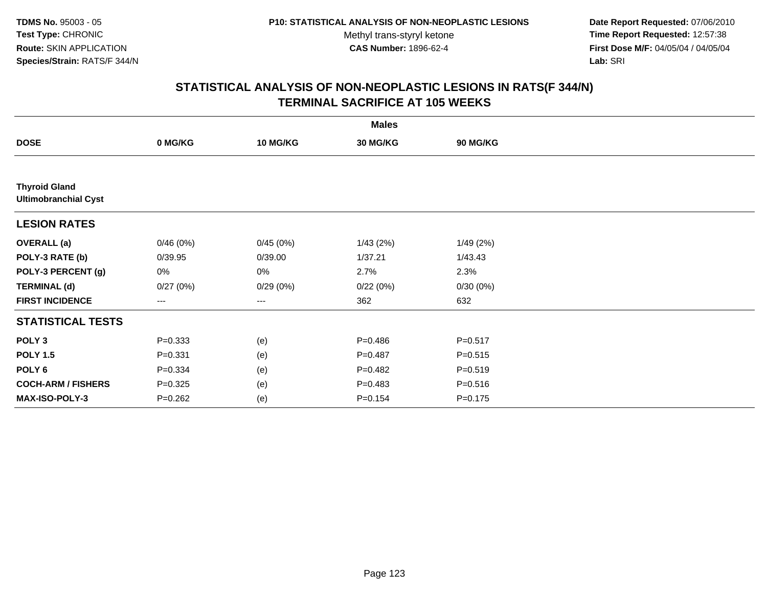**TDMS No.** 95003 - 05
**Test Type:** CHRONIC
**Route:** SKIN APPLICATION
**Species/Strain:** RATS/F 344/N

**P10: STATISTICAL ANALYSIS OF NON-NEOPLASTIC LESIONS**
Methyl trans-styryl ketone
**CAS Number:** 1896-62-4

**Date Report Requested:** 07/06/2010
**Time Report Requested:** 12:57:38
**First Dose M/F:** 04/05/04 / 04/05/04
**Lab:** SRI

## STATISTICAL ANALYSIS OF NON-NEOPLASTIC LESIONS IN RATS(F 344/N) TERMINAL SACRIFICE AT 105 WEEKS

| | Males | | | |
|---|---|---|---|---|
| **DOSE** | **0 MG/KG** | **10 MG/KG** | **30 MG/KG** | **90 MG/KG** |
| **Thyroid Gland** **Ultimobranchial Cyst** | | | | |
| **LESION RATES** | | | | |
| **OVERALL (a)** | 0/46 (0%) | 0/45 (0%) | 1/43 (2%) | 1/49 (2%) |
| **POLY-3 RATE (b)** | 0/39.95 | 0/39.00 | 1/37.21 | 1/43.43 |
| **POLY-3 PERCENT (g)** | 0% | 0% | 2.7% | 2.3% |
| **TERMINAL (d)** | 0/27 (0%) | 0/29 (0%) | 0/22 (0%) | 0/30 (0%) |
| **FIRST INCIDENCE** | --- | --- | 362 | 632 |
| **STATISTICAL TESTS** | | | | |
| **POLY 3** | P=0.333 | (e) | P=0.486 | P=0.517 |
| **POLY 1.5** | P=0.331 | (e) | P=0.487 | P=0.515 |
| **POLY 6** | P=0.334 | (e) | P=0.482 | P=0.519 |
| **COCH-ARM / FISHERS** | P=0.325 | (e) | P=0.483 | P=0.516 |
| **MAX-ISO-POLY-3** | P=0.262 | (e) | P=0.154 | P=0.175 |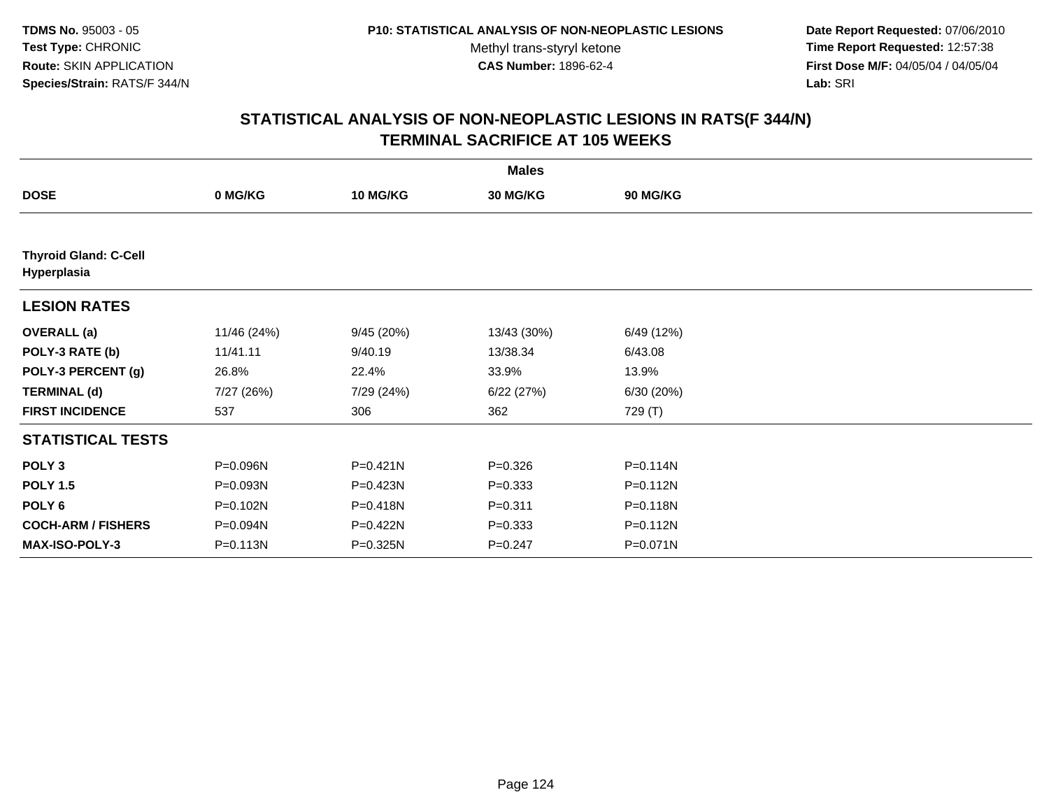TDMS No. 95003 - 05
Test Type: CHRONIC
Route: SKIN APPLICATION
Species/Strain: RATS/F 344/N

P10: STATISTICAL ANALYSIS OF NON-NEOPLASTIC LESIONS
Methyl trans-styryl ketone
CAS Number: 1896-62-4

Date Report Requested: 07/06/2010
Time Report Requested: 12:57:38
First Dose M/F: 04/05/04 / 04/05/04
Lab: SRI

## STATISTICAL ANALYSIS OF NON-NEOPLASTIC LESIONS IN RATS(F 344/N)
## TERMINAL SACRIFICE AT 105 WEEKS

| | Males | | | |
|---|---|---|---|---|
| **DOSE** | **0 MG/KG** | **10 MG/KG** | **30 MG/KG** | **90 MG/KG** |
| **Thyroid Gland: C-Cell Hyperplasia** | | | | |
| **LESION RATES** | | | | |
| **OVERALL (a)** | 11/46 (24%) | 9/45 (20%) | 13/43 (30%) | 6/49 (12%) |
| **POLY-3 RATE (b)** | 11/41.11 | 9/40.19 | 13/38.34 | 6/43.08 |
| **POLY-3 PERCENT (g)** | 26.8% | 22.4% | 33.9% | 13.9% |
| **TERMINAL (d)** | 7/27 (26%) | 7/29 (24%) | 6/22 (27%) | 6/30 (20%) |
| **FIRST INCIDENCE** | 537 | 306 | 362 | 729 (T) |
| **STATISTICAL TESTS** | | | | |
| **POLY 3** | P=0.096N | P=0.421N | P=0.326 | P=0.114N |
| **POLY 1.5** | P=0.093N | P=0.423N | P=0.333 | P=0.112N |
| **POLY 6** | P=0.102N | P=0.418N | P=0.311 | P=0.118N |
| **COCH-ARM / FISHERS** | P=0.094N | P=0.422N | P=0.333 | P=0.112N |
| **MAX-ISO-POLY-3** | P=0.113N | P=0.325N | P=0.247 | P=0.071N |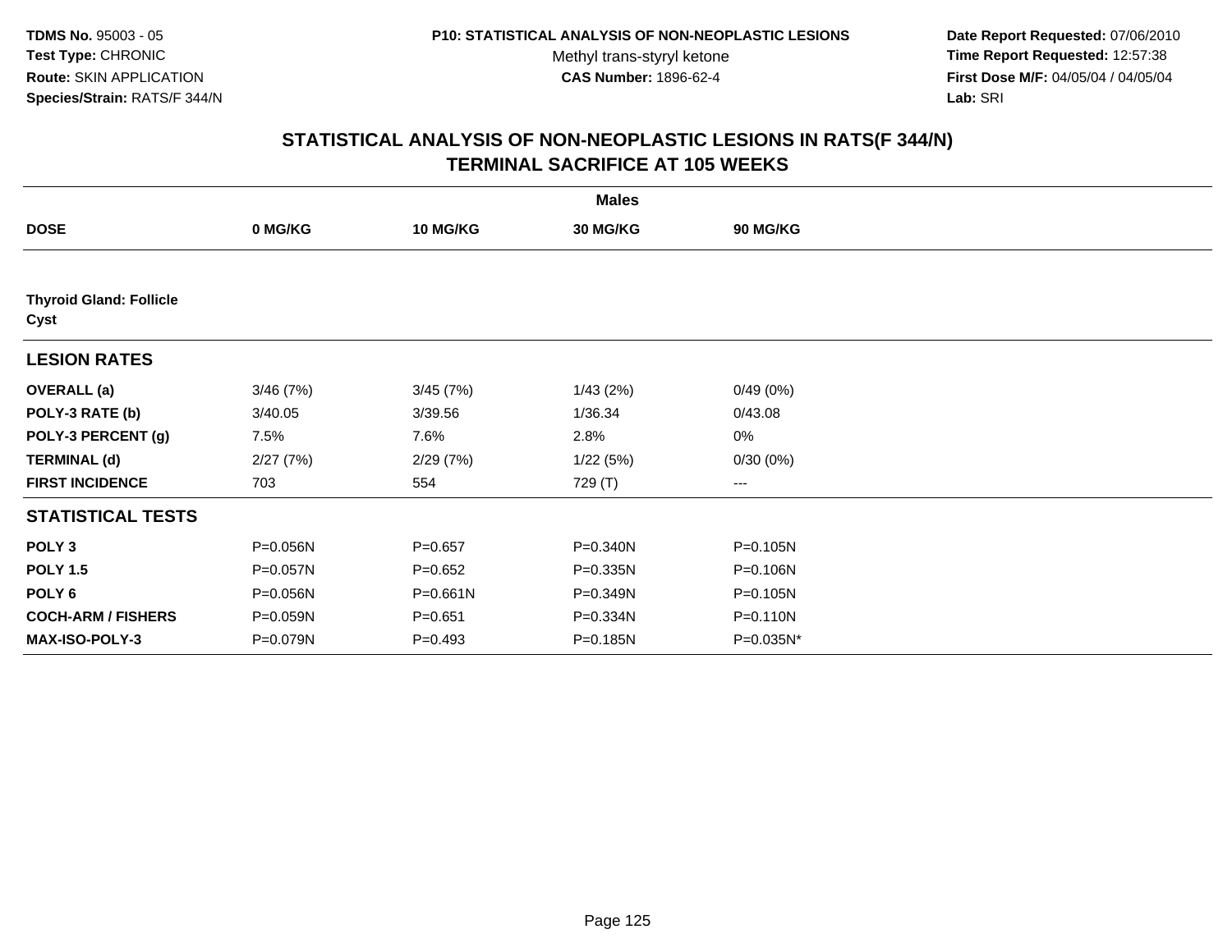**TDMS No.** 95003 - 05
**Test Type:** CHRONIC
**Route:** SKIN APPLICATION
**Species/Strain:** RATS/F 344/N

**P10: STATISTICAL ANALYSIS OF NON-NEOPLASTIC LESIONS**
Methyl trans-styryl ketone
**CAS Number:** 1896-62-4

**Date Report Requested:** 07/06/2010
**Time Report Requested:** 12:57:38
**First Dose M/F:** 04/05/04 / 04/05/04
**Lab:** SRI

## STATISTICAL ANALYSIS OF NON-NEOPLASTIC LESIONS IN RATS(F 344/N) TERMINAL SACRIFICE AT 105 WEEKS

| | Males | | | |
|---|---|---|---|---|
| **DOSE** | **0 MG/KG** | **10 MG/KG** | **30 MG/KG** | **90 MG/KG** |
| **Thyroid Gland: Follicle Cyst** | | | | |
| **LESION RATES** | | | | |
| **OVERALL (a)** | 3/46 (7%) | 3/45 (7%) | 1/43 (2%) | 0/49 (0%) |
| **POLY-3 RATE (b)** | 3/40.05 | 3/39.56 | 1/36.34 | 0/43.08 |
| **POLY-3 PERCENT (g)** | 7.5% | 7.6% | 2.8% | 0% |
| **TERMINAL (d)** | 2/27 (7%) | 2/29 (7%) | 1/22 (5%) | 0/30 (0%) |
| **FIRST INCIDENCE** | 703 | 554 | 729 (T) | --- |
| **STATISTICAL TESTS** | | | | |
| **POLY 3** | P=0.056N | P=0.657 | P=0.340N | P=0.105N |
| **POLY 1.5** | P=0.057N | P=0.652 | P=0.335N | P=0.106N |
| **POLY 6** | P=0.056N | P=0.661N | P=0.349N | P=0.105N |
| **COCH-ARM / FISHERS** | P=0.059N | P=0.651 | P=0.334N | P=0.110N |
| **MAX-ISO-POLY-3** | P=0.079N | P=0.493 | P=0.185N | P=0.035N* |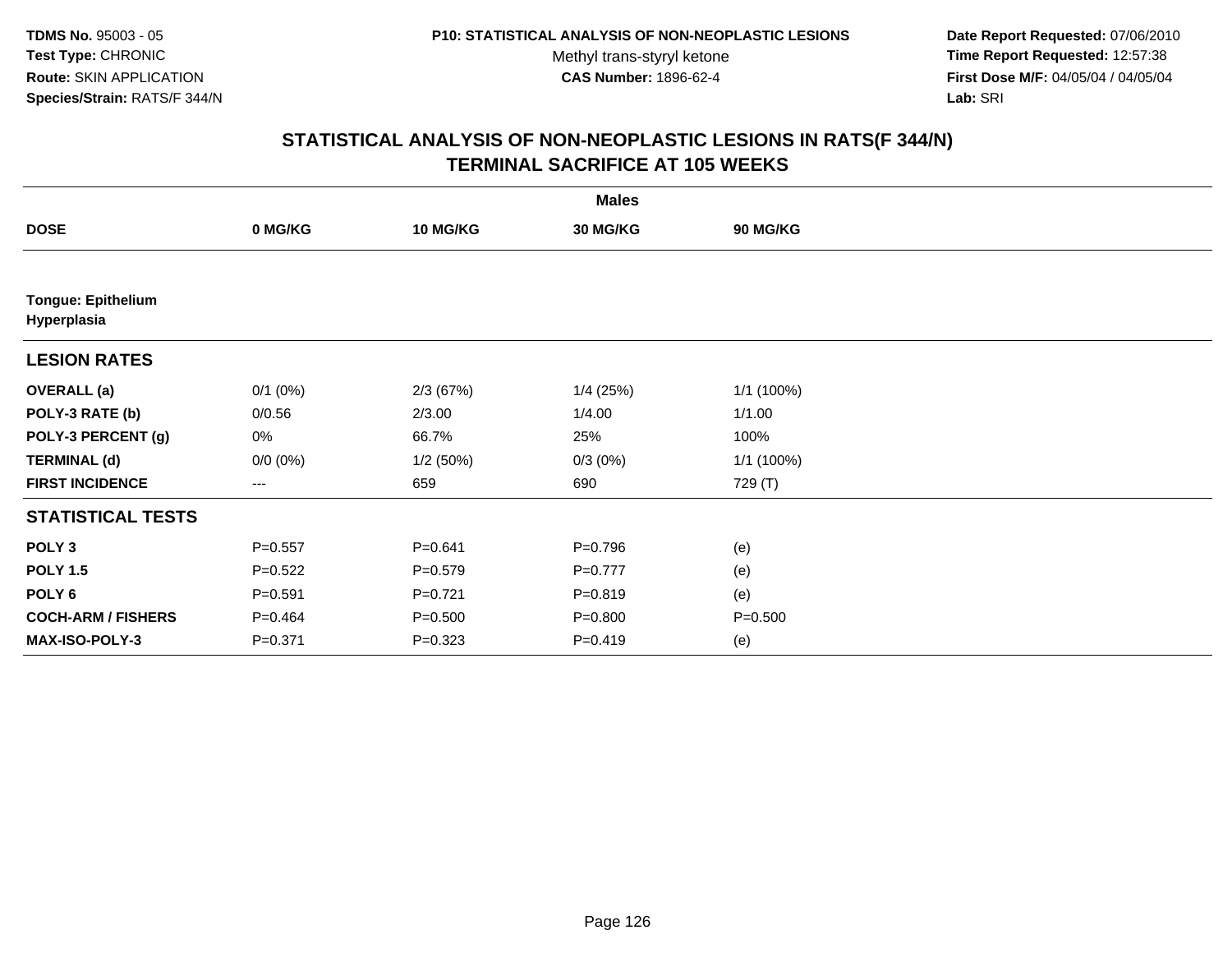**TDMS No.** 95003 - 05
**Test Type:** CHRONIC
**Route:** SKIN APPLICATION
**Species/Strain:** RATS/F 344/N

**P10: STATISTICAL ANALYSIS OF NON-NEOPLASTIC LESIONS**
Methyl trans-styryl ketone
**CAS Number:** 1896-62-4

**Date Report Requested:** 07/06/2010
**Time Report Requested:** 12:57:38
**First Dose M/F:** 04/05/04 / 04/05/04
**Lab:** SRI

## STATISTICAL ANALYSIS OF NON-NEOPLASTIC LESIONS IN RATS(F 344/N) TERMINAL SACRIFICE AT 105 WEEKS

| | Males | | | |
|---|---|---|---|---|
| **DOSE** | **0 MG/KG** | **10 MG/KG** | **30 MG/KG** | **90 MG/KG** |
| **Tongue: Epithelium Hyperplasia** | | | | |
| **LESION RATES** | | | | |
| **OVERALL (a)** | 0/1 (0%) | 2/3 (67%) | 1/4 (25%) | 1/1 (100%) |
| **POLY-3 RATE (b)** | 0/0.56 | 2/3.00 | 1/4.00 | 1/1.00 |
| **POLY-3 PERCENT (g)** | 0% | 66.7% | 25% | 100% |
| **TERMINAL (d)** | 0/0 (0%) | 1/2 (50%) | 0/3 (0%) | 1/1 (100%) |
| **FIRST INCIDENCE** | --- | 659 | 690 | 729 (T) |
| **STATISTICAL TESTS** | | | | |
| **POLY 3** | P=0.557 | P=0.641 | P=0.796 | (e) |
| **POLY 1.5** | P=0.522 | P=0.579 | P=0.777 | (e) |
| **POLY 6** | P=0.591 | P=0.721 | P=0.819 | (e) |
| **COCH-ARM / FISHERS** | P=0.464 | P=0.500 | P=0.800 | P=0.500 |
| **MAX-ISO-POLY-3** | P=0.371 | P=0.323 | P=0.419 | (e) |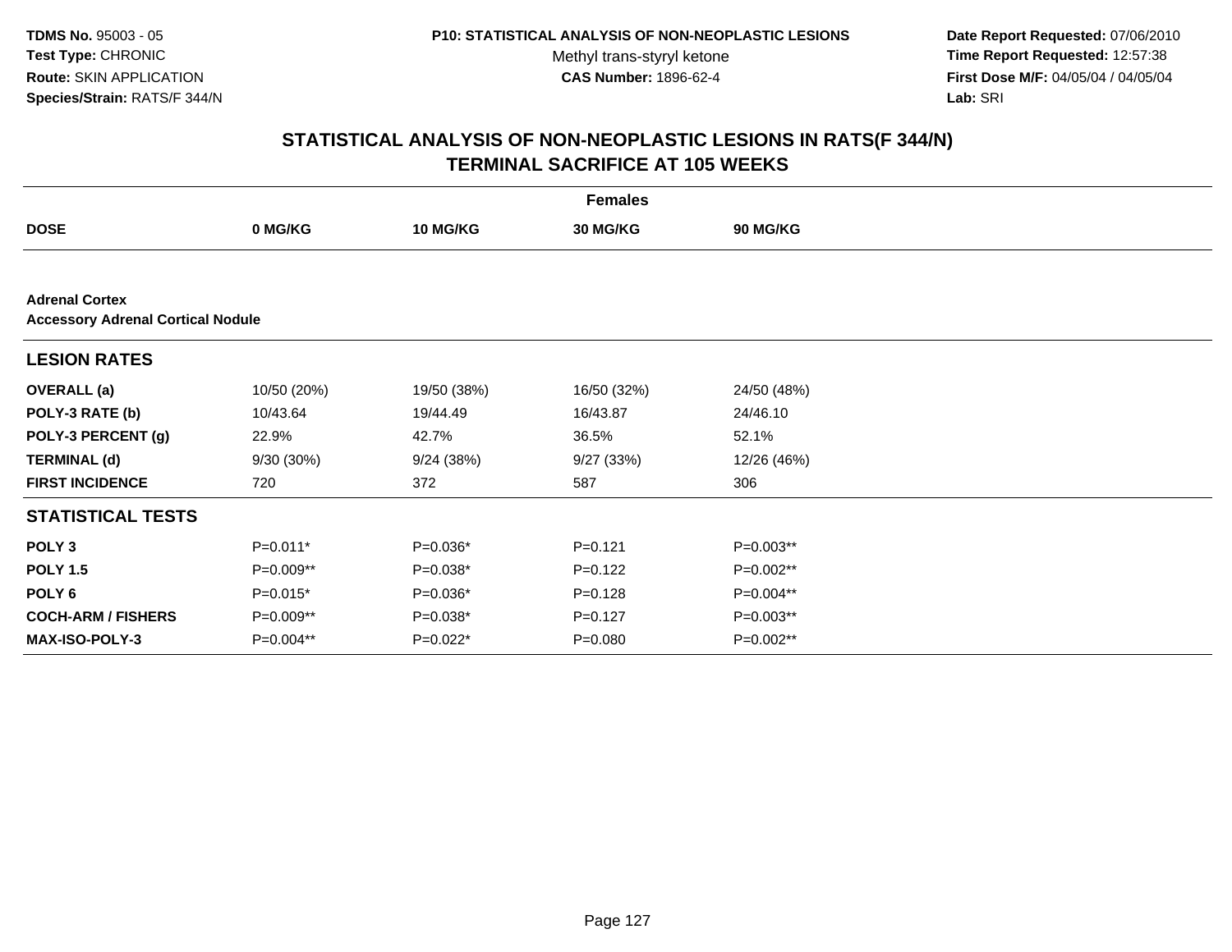TDMS No. 95003 - 05
Test Type: CHRONIC
Route: SKIN APPLICATION
Species/Strain: RATS/F 344/N

P10: STATISTICAL ANALYSIS OF NON-NEOPLASTIC LESIONS
Methyl trans-styryl ketone
CAS Number: 1896-62-4

Date Report Requested: 07/06/2010
Time Report Requested: 12:57:38
First Dose M/F: 04/05/04 / 04/05/04
Lab: SRI

## STATISTICAL ANALYSIS OF NON-NEOPLASTIC LESIONS IN RATS(F 344/N) TERMINAL SACRIFICE AT 105 WEEKS

| Females | | | | |
|---|---|---|---|---|
| **DOSE** | **0 MG/KG** | **10 MG/KG** | **30 MG/KG** | **90 MG/KG** |
| **Adrenal Cortex** | | | | |
| **Accessory Adrenal Cortical Nodule** | | | | |
| **LESION RATES** | | | | |
| **OVERALL (a)** | 10/50 (20%) | 19/50 (38%) | 16/50 (32%) | 24/50 (48%) |
| **POLY-3 RATE (b)** | 10/43.64 | 19/44.49 | 16/43.87 | 24/46.10 |
| **POLY-3 PERCENT (g)** | 22.9% | 42.7% | 36.5% | 52.1% |
| **TERMINAL (d)** | 9/30 (30%) | 9/24 (38%) | 9/27 (33%) | 12/26 (46%) |
| **FIRST INCIDENCE** | 720 | 372 | 587 | 306 |
| **STATISTICAL TESTS** | | | | |
| **POLY 3** | P=0.011* | P=0.036* | P=0.121 | P=0.003** |
| **POLY 1.5** | P=0.009** | P=0.038* | P=0.122 | P=0.002** |
| **POLY 6** | P=0.015* | P=0.036* | P=0.128 | P=0.004** |
| **COCH-ARM / FISHERS** | P=0.009** | P=0.038* | P=0.127 | P=0.003** |
| **MAX-ISO-POLY-3** | P=0.004** | P=0.022* | P=0.080 | P=0.002** |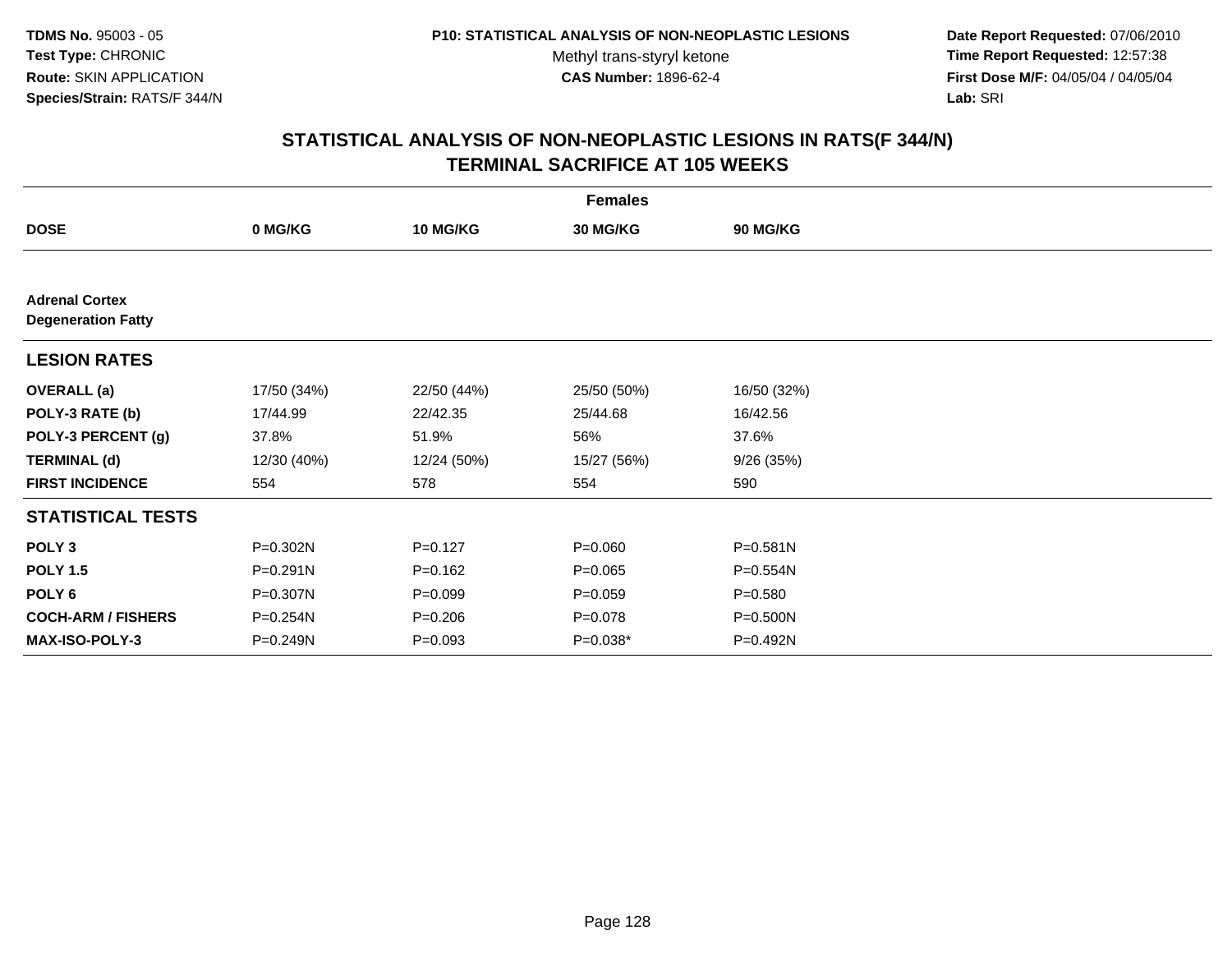TDMS No. 95003 - 05
Test Type: CHRONIC
Route: SKIN APPLICATION
Species/Strain: RATS/F 344/N

P10: STATISTICAL ANALYSIS OF NON-NEOPLASTIC LESIONS
Methyl trans-styryl ketone
CAS Number: 1896-62-4

Date Report Requested: 07/06/2010
Time Report Requested: 12:57:38
First Dose M/F: 04/05/04 / 04/05/04
Lab: SRI

## STATISTICAL ANALYSIS OF NON-NEOPLASTIC LESIONS IN RATS(F 344/N)
## TERMINAL SACRIFICE AT 105 WEEKS

| | Females | | | |
|---|---|---|---|---|
| **DOSE** | **0 MG/KG** | **10 MG/KG** | **30 MG/KG** | **90 MG/KG** |
| **Adrenal Cortex** | | | | |
| **Degeneration Fatty** | | | | |
| **LESION RATES** | | | | |
| **OVERALL (a)** | 17/50 (34%) | 22/50 (44%) | 25/50 (50%) | 16/50 (32%) |
| **POLY-3 RATE (b)** | 17/44.99 | 22/42.35 | 25/44.68 | 16/42.56 |
| **POLY-3 PERCENT (g)** | 37.8% | 51.9% | 56% | 37.6% |
| **TERMINAL (d)** | 12/30 (40%) | 12/24 (50%) | 15/27 (56%) | 9/26 (35%) |
| **FIRST INCIDENCE** | 554 | 578 | 554 | 590 |
| **STATISTICAL TESTS** | | | | |
| **POLY 3** | P=0.302N | P=0.127 | P=0.060 | P=0.581N |
| **POLY 1.5** | P=0.291N | P=0.162 | P=0.065 | P=0.554N |
| **POLY 6** | P=0.307N | P=0.099 | P=0.059 | P=0.580 |
| **COCH-ARM / FISHERS** | P=0.254N | P=0.206 | P=0.078 | P=0.500N |
| **MAX-ISO-POLY-3** | P=0.249N | P=0.093 | P=0.038* | P=0.492N |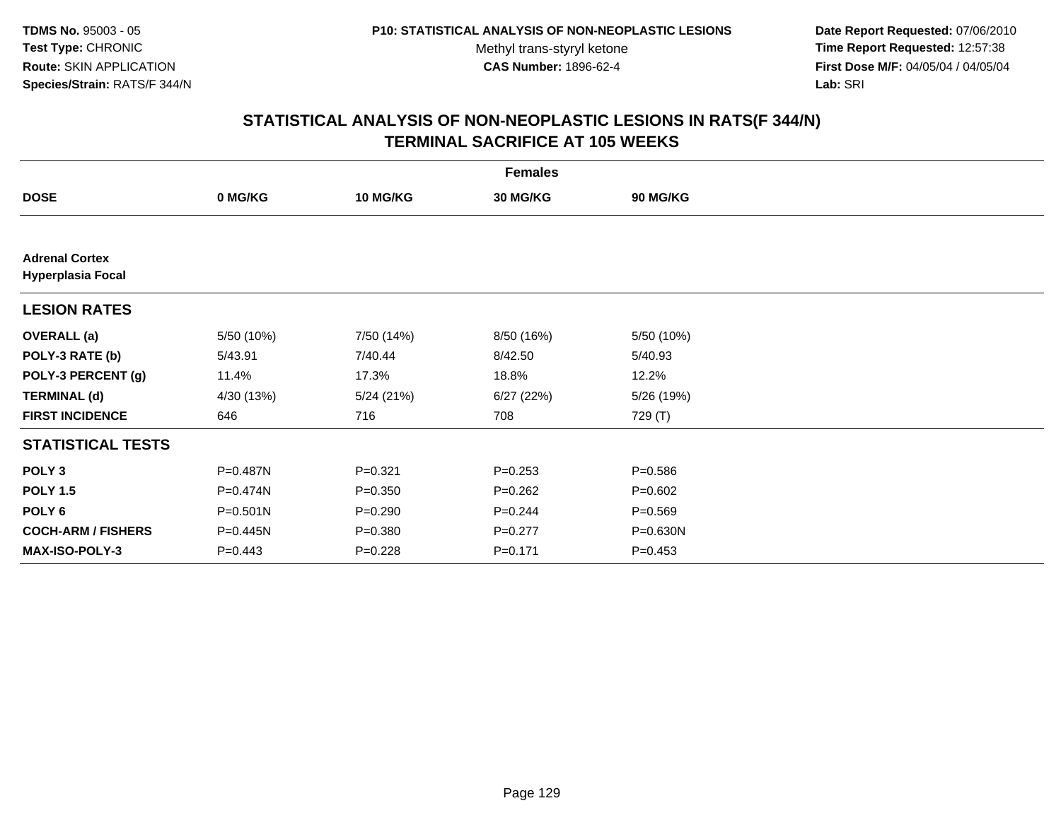**TDMS No.** 95003 - 05
**Test Type:** CHRONIC
**Route:** SKIN APPLICATION
**Species/Strain:** RATS/F 344/N

**P10: STATISTICAL ANALYSIS OF NON-NEOPLASTIC LESIONS**
Methyl trans-styryl ketone
**CAS Number:** 1896-62-4

**Date Report Requested:** 07/06/2010
**Time Report Requested:** 12:57:38
**First Dose M/F:** 04/05/04 / 04/05/04
**Lab:** SRI

## STATISTICAL ANALYSIS OF NON-NEOPLASTIC LESIONS IN RATS(F 344/N) TERMINAL SACRIFICE AT 105 WEEKS

| | Females | | | |
|---|---|---|---|---|
| **DOSE** | **0 MG/KG** | **10 MG/KG** | **30 MG/KG** | **90 MG/KG** |
| **Adrenal Cortex Hyperplasia Focal** | | | | |
| **LESION RATES** | | | | |
| **OVERALL (a)** | 5/50 (10%) | 7/50 (14%) | 8/50 (16%) | 5/50 (10%) |
| **POLY-3 RATE (b)** | 5/43.91 | 7/40.44 | 8/42.50 | 5/40.93 |
| **POLY-3 PERCENT (g)** | 11.4% | 17.3% | 18.8% | 12.2% |
| **TERMINAL (d)** | 4/30 (13%) | 5/24 (21%) | 6/27 (22%) | 5/26 (19%) |
| **FIRST INCIDENCE** | 646 | 716 | 708 | 729 (T) |
| **STATISTICAL TESTS** | | | | |
| **POLY 3** | P=0.487N | P=0.321 | P=0.253 | P=0.586 |
| **POLY 1.5** | P=0.474N | P=0.350 | P=0.262 | P=0.602 |
| **POLY 6** | P=0.501N | P=0.290 | P=0.244 | P=0.569 |
| **COCH-ARM / FISHERS** | P=0.445N | P=0.380 | P=0.277 | P=0.630N |
| **MAX-ISO-POLY-3** | P=0.443 | P=0.228 | P=0.171 | P=0.453 |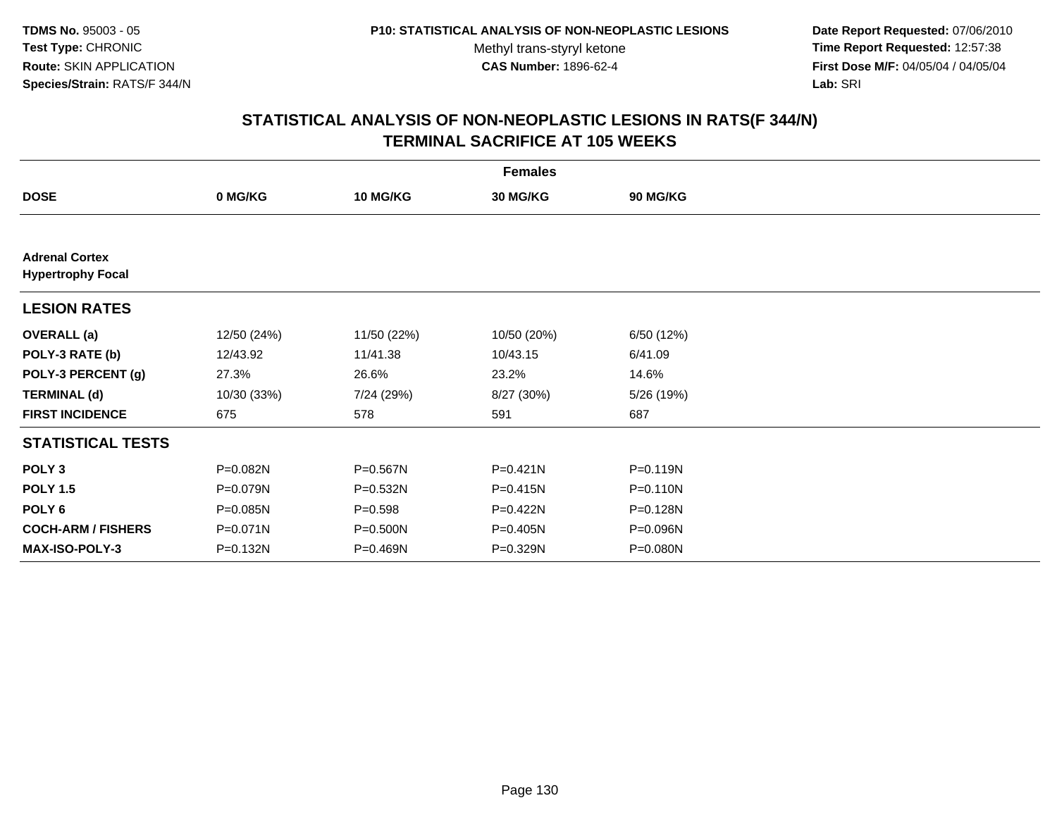**TDMS No.** 95003 - 05
**Test Type:** CHRONIC
**Route:** SKIN APPLICATION
**Species/Strain:** RATS/F 344/N

**P10: STATISTICAL ANALYSIS OF NON-NEOPLASTIC LESIONS**
Methyl trans-styryl ketone
**CAS Number:** 1896-62-4

**Date Report Requested:** 07/06/2010
**Time Report Requested:** 12:57:38
**First Dose M/F:** 04/05/04 / 04/05/04
**Lab:** SRI

# STATISTICAL ANALYSIS OF NON-NEOPLASTIC LESIONS IN RATS(F 344/N) TERMINAL SACRIFICE AT 105 WEEKS

| | Females | | | |
|---|---|---|---|---|
| **DOSE** | **0 MG/KG** | **10 MG/KG** | **30 MG/KG** | **90 MG/KG** |
| **Adrenal Cortex** | | | | |
| **Hypertrophy Focal** | | | | |
| **LESION RATES** | | | | |
| **OVERALL (a)** | 12/50 (24%) | 11/50 (22%) | 10/50 (20%) | 6/50 (12%) |
| **POLY-3 RATE (b)** | 12/43.92 | 11/41.38 | 10/43.15 | 6/41.09 |
| **POLY-3 PERCENT (g)** | 27.3% | 26.6% | 23.2% | 14.6% |
| **TERMINAL (d)** | 10/30 (33%) | 7/24 (29%) | 8/27 (30%) | 5/26 (19%) |
| **FIRST INCIDENCE** | 675 | 578 | 591 | 687 |
| **STATISTICAL TESTS** | | | | |
| **POLY 3** | P=0.082N | P=0.567N | P=0.421N | P=0.119N |
| **POLY 1.5** | P=0.079N | P=0.532N | P=0.415N | P=0.110N |
| **POLY 6** | P=0.085N | P=0.598 | P=0.422N | P=0.128N |
| **COCH-ARM / FISHERS** | P=0.071N | P=0.500N | P=0.405N | P=0.096N |
| **MAX-ISO-POLY-3** | P=0.132N | P=0.469N | P=0.329N | P=0.080N |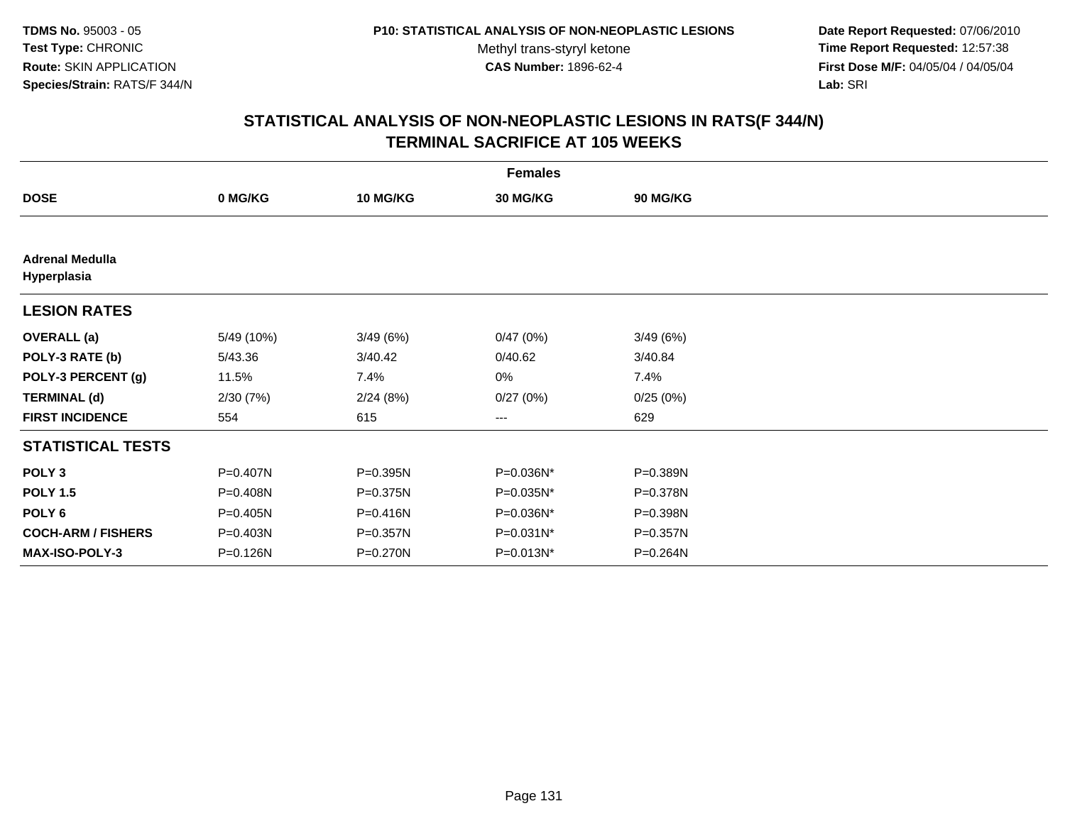**TDMS No.** 95003 - 05
**Test Type:** CHRONIC
**Route:** SKIN APPLICATION
**Species/Strain:** RATS/F 344/N

**P10: STATISTICAL ANALYSIS OF NON-NEOPLASTIC LESIONS**
Methyl trans-styryl ketone
**CAS Number:** 1896-62-4

**Date Report Requested:** 07/06/2010
**Time Report Requested:** 12:57:38
**First Dose M/F:** 04/05/04 / 04/05/04
**Lab:** SRI

## STATISTICAL ANALYSIS OF NON-NEOPLASTIC LESIONS IN RATS(F 344/N) TERMINAL SACRIFICE AT 105 WEEKS

| | Females | | | |
|---|---|---|---|---|
| **DOSE** | **0 MG/KG** | **10 MG/KG** | **30 MG/KG** | **90 MG/KG** |
| **Adrenal Medulla Hyperplasia** | | | | |
| **LESION RATES** | | | | |
| **OVERALL (a)** | 5/49 (10%) | 3/49 (6%) | 0/47 (0%) | 3/49 (6%) |
| **POLY-3 RATE (b)** | 5/43.36 | 3/40.42 | 0/40.62 | 3/40.84 |
| **POLY-3 PERCENT (g)** | 11.5% | 7.4% | 0% | 7.4% |
| **TERMINAL (d)** | 2/30 (7%) | 2/24 (8%) | 0/27 (0%) | 0/25 (0%) |
| **FIRST INCIDENCE** | 554 | 615 | --- | 629 |
| **STATISTICAL TESTS** | | | | |
| **POLY 3** | P=0.407N | P=0.395N | P=0.036N* | P=0.389N |
| **POLY 1.5** | P=0.408N | P=0.375N | P=0.035N* | P=0.378N |
| **POLY 6** | P=0.405N | P=0.416N | P=0.036N* | P=0.398N |
| **COCH-ARM / FISHERS** | P=0.403N | P=0.357N | P=0.031N* | P=0.357N |
| **MAX-ISO-POLY-3** | P=0.126N | P=0.270N | P=0.013N* | P=0.264N |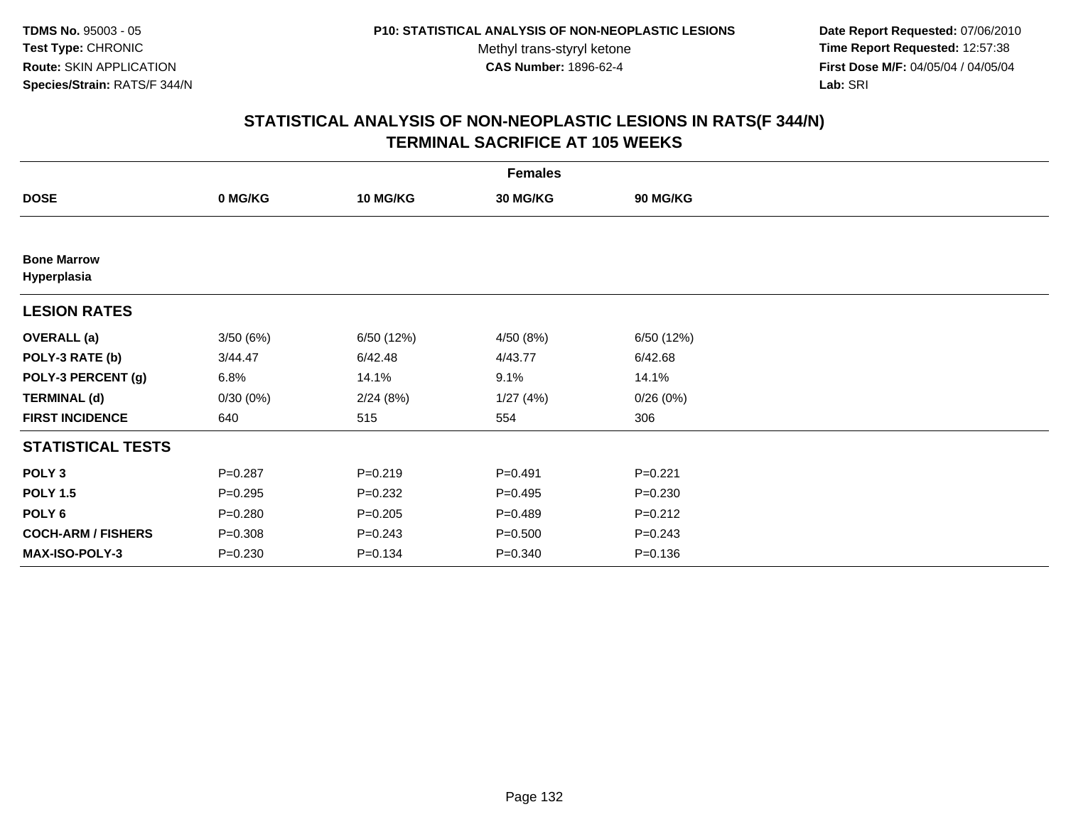**TDMS No.** 95003 - 05
**Test Type:** CHRONIC
**Route:** SKIN APPLICATION
**Species/Strain:** RATS/F 344/N

**P10: STATISTICAL ANALYSIS OF NON-NEOPLASTIC LESIONS**
Methyl trans-styryl ketone
**CAS Number:** 1896-62-4

**Date Report Requested:** 07/06/2010
**Time Report Requested:** 12:57:38
**First Dose M/F:** 04/05/04 / 04/05/04
**Lab:** SRI

## STATISTICAL ANALYSIS OF NON-NEOPLASTIC LESIONS IN RATS(F 344/N)
## TERMINAL SACRIFICE AT 105 WEEKS

| | Females | | | |
|---|---|---|---|---|
| **DOSE** | **0 MG/KG** | **10 MG/KG** | **30 MG/KG** | **90 MG/KG** |
| **Bone Marrow** | | | | |
| **Hyperplasia** | | | | |
| **LESION RATES** | | | | |
| **OVERALL (a)** | 3/50 (6%) | 6/50 (12%) | 4/50 (8%) | 6/50 (12%) |
| **POLY-3 RATE (b)** | 3/44.47 | 6/42.48 | 4/43.77 | 6/42.68 |
| **POLY-3 PERCENT (g)** | 6.8% | 14.1% | 9.1% | 14.1% |
| **TERMINAL (d)** | 0/30 (0%) | 2/24 (8%) | 1/27 (4%) | 0/26 (0%) |
| **FIRST INCIDENCE** | 640 | 515 | 554 | 306 |
| **STATISTICAL TESTS** | | | | |
| **POLY 3** | P=0.287 | P=0.219 | P=0.491 | P=0.221 |
| **POLY 1.5** | P=0.295 | P=0.232 | P=0.495 | P=0.230 |
| **POLY 6** | P=0.280 | P=0.205 | P=0.489 | P=0.212 |
| **COCH-ARM / FISHERS** | P=0.308 | P=0.243 | P=0.500 | P=0.243 |
| **MAX-ISO-POLY-3** | P=0.230 | P=0.134 | P=0.340 | P=0.136 |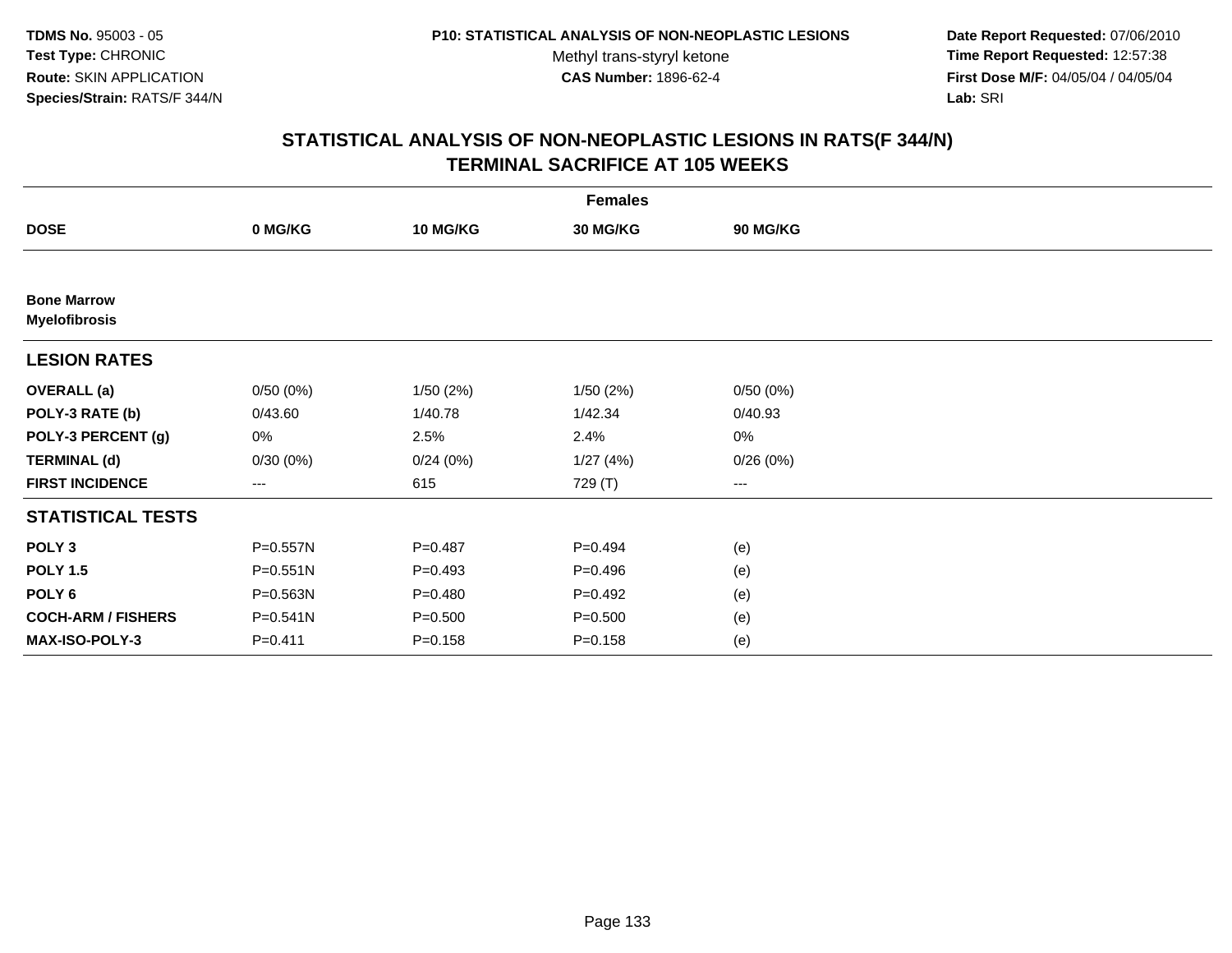**TDMS No.** 95003 - 05
**Test Type:** CHRONIC
**Route:** SKIN APPLICATION
**Species/Strain:** RATS/F 344/N

**P10: STATISTICAL ANALYSIS OF NON-NEOPLASTIC LESIONS**
Methyl trans-styryl ketone
**CAS Number:** 1896-62-4

**Date Report Requested:** 07/06/2010
**Time Report Requested:** 12:57:38
**First Dose M/F:** 04/05/04 / 04/05/04
**Lab:** SRI

## STATISTICAL ANALYSIS OF NON-NEOPLASTIC LESIONS IN RATS(F 344/N)
## TERMINAL SACRIFICE AT 105 WEEKS

| | Females | | | |
|---|---|---|---|---|
| **DOSE** | **0 MG/KG** | **10 MG/KG** | **30 MG/KG** | **90 MG/KG** |
| **Bone Marrow** | | | | |
| **Myelofibrosis** | | | | |
| **LESION RATES** | | | | |
| **OVERALL (a)** | 0/50 (0%) | 1/50 (2%) | 1/50 (2%) | 0/50 (0%) |
| **POLY-3 RATE (b)** | 0/43.60 | 1/40.78 | 1/42.34 | 0/40.93 |
| **POLY-3 PERCENT (g)** | 0% | 2.5% | 2.4% | 0% |
| **TERMINAL (d)** | 0/30 (0%) | 0/24 (0%) | 1/27 (4%) | 0/26 (0%) |
| **FIRST INCIDENCE** | --- | 615 | 729 (T) | --- |
| **STATISTICAL TESTS** | | | | |
| **POLY 3** | P=0.557N | P=0.487 | P=0.494 | (e) |
| **POLY 1.5** | P=0.551N | P=0.493 | P=0.496 | (e) |
| **POLY 6** | P=0.563N | P=0.480 | P=0.492 | (e) |
| **COCH-ARM / FISHERS** | P=0.541N | P=0.500 | P=0.500 | (e) |
| **MAX-ISO-POLY-3** | P=0.411 | P=0.158 | P=0.158 | (e) |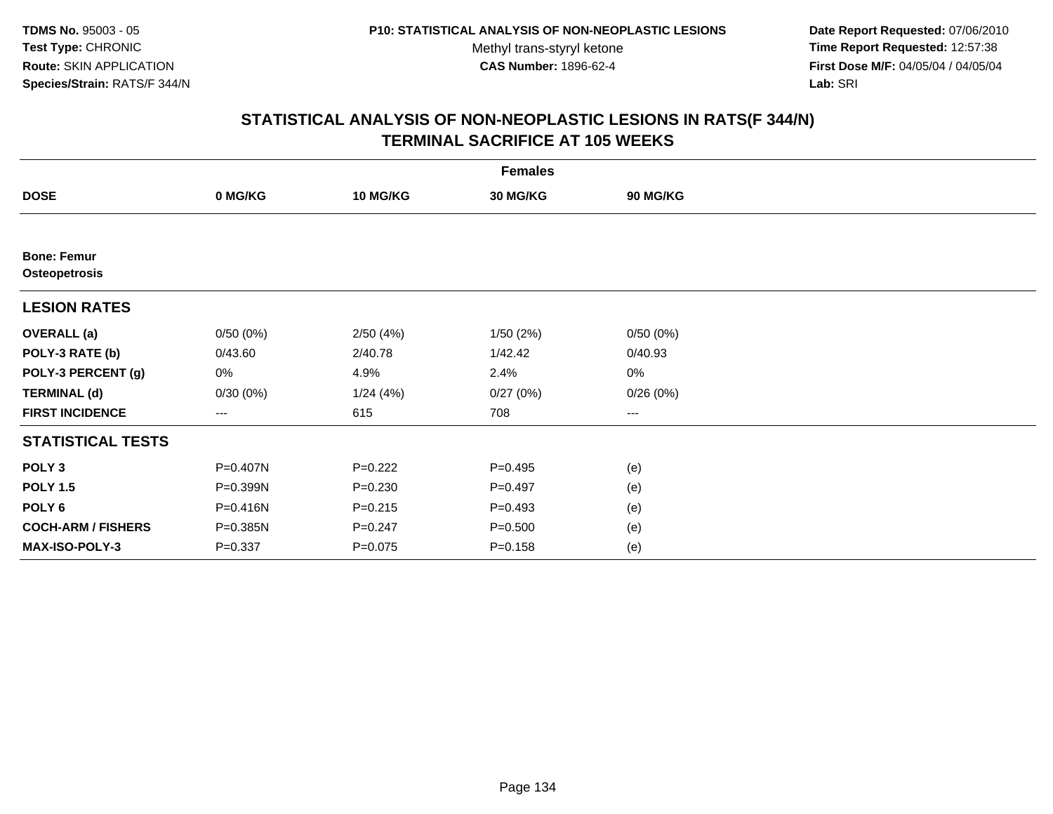**TDMS No.** 95003 - 05
**Test Type:** CHRONIC
**Route:** SKIN APPLICATION
**Species/Strain:** RATS/F 344/N

**P10: STATISTICAL ANALYSIS OF NON-NEOPLASTIC LESIONS**
Methyl trans-styryl ketone
**CAS Number:** 1896-62-4

**Date Report Requested:** 07/06/2010
**Time Report Requested:** 12:57:38
**First Dose M/F:** 04/05/04 / 04/05/04
**Lab:** SRI

## STATISTICAL ANALYSIS OF NON-NEOPLASTIC LESIONS IN RATS(F 344/N)
## TERMINAL SACRIFICE AT 105 WEEKS

| | Females | | | |
|---|---|---|---|---|
| **DOSE** | **0 MG/KG** | **10 MG/KG** | **30 MG/KG** | **90 MG/KG** |
| **Bone: Femur** | | | | |
| **Osteopetrosis** | | | | |
| **LESION RATES** | | | | |
| **OVERALL (a)** | 0/50 (0%) | 2/50 (4%) | 1/50 (2%) | 0/50 (0%) |
| **POLY-3 RATE (b)** | 0/43.60 | 2/40.78 | 1/42.42 | 0/40.93 |
| **POLY-3 PERCENT (g)** | 0% | 4.9% | 2.4% | 0% |
| **TERMINAL (d)** | 0/30 (0%) | 1/24 (4%) | 0/27 (0%) | 0/26 (0%) |
| **FIRST INCIDENCE** | --- | 615 | 708 | --- |
| **STATISTICAL TESTS** | | | | |
| **POLY 3** | P=0.407N | P=0.222 | P=0.495 | (e) |
| **POLY 1.5** | P=0.399N | P=0.230 | P=0.497 | (e) |
| **POLY 6** | P=0.416N | P=0.215 | P=0.493 | (e) |
| **COCH-ARM / FISHERS** | P=0.385N | P=0.247 | P=0.500 | (e) |
| **MAX-ISO-POLY-3** | P=0.337 | P=0.075 | P=0.158 | (e) |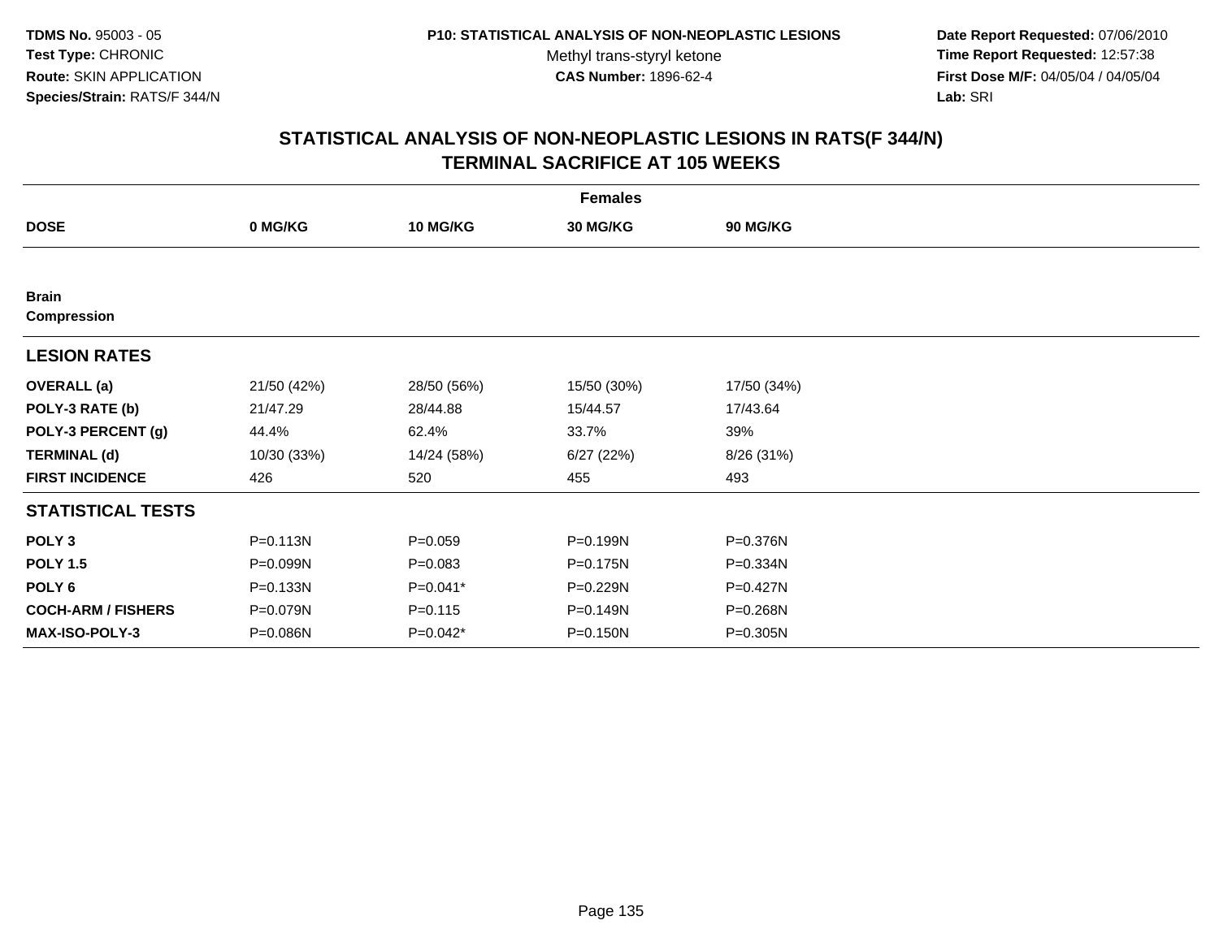**TDMS No.** 95003 - 05
**Test Type:** CHRONIC
**Route:** SKIN APPLICATION
**Species/Strain:** RATS/F 344/N

**P10: STATISTICAL ANALYSIS OF NON-NEOPLASTIC LESIONS**
Methyl trans-styryl ketone
**CAS Number:** 1896-62-4

**Date Report Requested:** 07/06/2010
**Time Report Requested:** 12:57:38
**First Dose M/F:** 04/05/04 / 04/05/04
**Lab:** SRI

# STATISTICAL ANALYSIS OF NON-NEOPLASTIC LESIONS IN RATS(F 344/N)
## TERMINAL SACRIFICE AT 105 WEEKS

| | Females | | | |
|---|---|---|---|---|
| **DOSE** | **0 MG/KG** | **10 MG/KG** | **30 MG/KG** | **90 MG/KG** |
| **Brain** | | | | |
| **Compression** | | | | |
| **LESION RATES** | | | | |
| **OVERALL (a)** | 21/50 (42%) | 28/50 (56%) | 15/50 (30%) | 17/50 (34%) |
| **POLY-3 RATE (b)** | 21/47.29 | 28/44.88 | 15/44.57 | 17/43.64 |
| **POLY-3 PERCENT (g)** | 44.4% | 62.4% | 33.7% | 39% |
| **TERMINAL (d)** | 10/30 (33%) | 14/24 (58%) | 6/27 (22%) | 8/26 (31%) |
| **FIRST INCIDENCE** | 426 | 520 | 455 | 493 |
| **STATISTICAL TESTS** | | | | |
| **POLY 3** | P=0.113N | P=0.059 | P=0.199N | P=0.376N |
| **POLY 1.5** | P=0.099N | P=0.083 | P=0.175N | P=0.334N |
| **POLY 6** | P=0.133N | P=0.041* | P=0.229N | P=0.427N |
| **COCH-ARM / FISHERS** | P=0.079N | P=0.115 | P=0.149N | P=0.268N |
| **MAX-ISO-POLY-3** | P=0.086N | P=0.042* | P=0.150N | P=0.305N |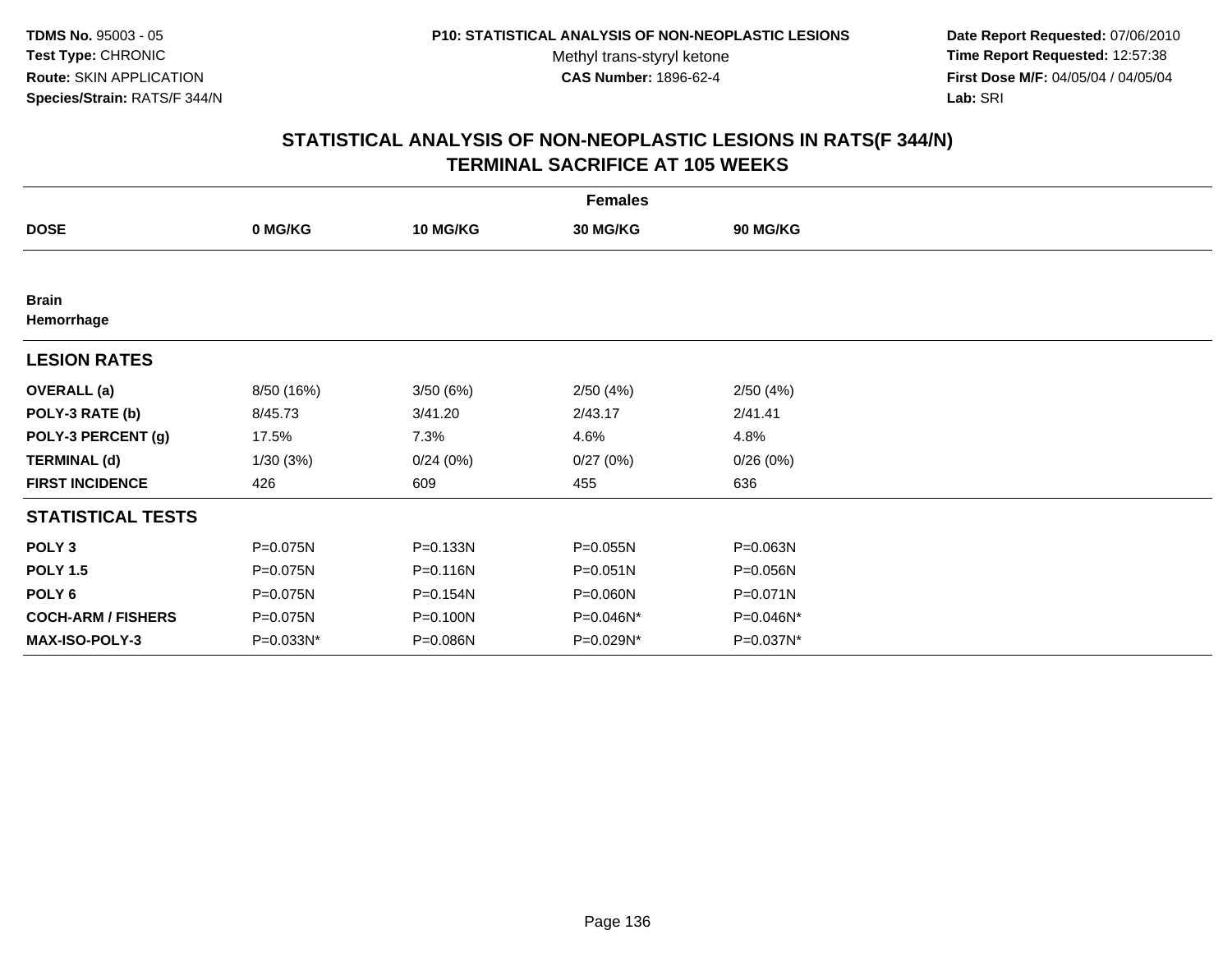**TDMS No.** 95003 - 05
**Test Type:** CHRONIC
**Route:** SKIN APPLICATION
**Species/Strain:** RATS/F 344/N

**P10: STATISTICAL ANALYSIS OF NON-NEOPLASTIC LESIONS**
Methyl trans-styryl ketone
**CAS Number:** 1896-62-4

**Date Report Requested:** 07/06/2010
**Time Report Requested:** 12:57:38
**First Dose M/F:** 04/05/04 / 04/05/04
**Lab:** SRI

## STATISTICAL ANALYSIS OF NON-NEOPLASTIC LESIONS IN RATS(F 344/N) TERMINAL SACRIFICE AT 105 WEEKS

| | **Females** | | | |
|---|---|---|---|---|
| **DOSE** | **0 MG/KG** | **10 MG/KG** | **30 MG/KG** | **90 MG/KG** |
| **Brain** | | | | |
| **Hemorrhage** | | | | |
| **LESION RATES** | | | | |
| **OVERALL (a)** | 8/50 (16%) | 3/50 (6%) | 2/50 (4%) | 2/50 (4%) |
| **POLY-3 RATE (b)** | 8/45.73 | 3/41.20 | 2/43.17 | 2/41.41 |
| **POLY-3 PERCENT (g)** | 17.5% | 7.3% | 4.6% | 4.8% |
| **TERMINAL (d)** | 1/30 (3%) | 0/24 (0%) | 0/27 (0%) | 0/26 (0%) |
| **FIRST INCIDENCE** | 426 | 609 | 455 | 636 |
| **STATISTICAL TESTS** | | | | |
| **POLY 3** | P=0.075N | P=0.133N | P=0.055N | P=0.063N |
| **POLY 1.5** | P=0.075N | P=0.116N | P=0.051N | P=0.056N |
| **POLY 6** | P=0.075N | P=0.154N | P=0.060N | P=0.071N |
| **COCH-ARM / FISHERS** | P=0.075N | P=0.100N | P=0.046N* | P=0.046N* |
| **MAX-ISO-POLY-3** | P=0.033N* | P=0.086N | P=0.029N* | P=0.037N* |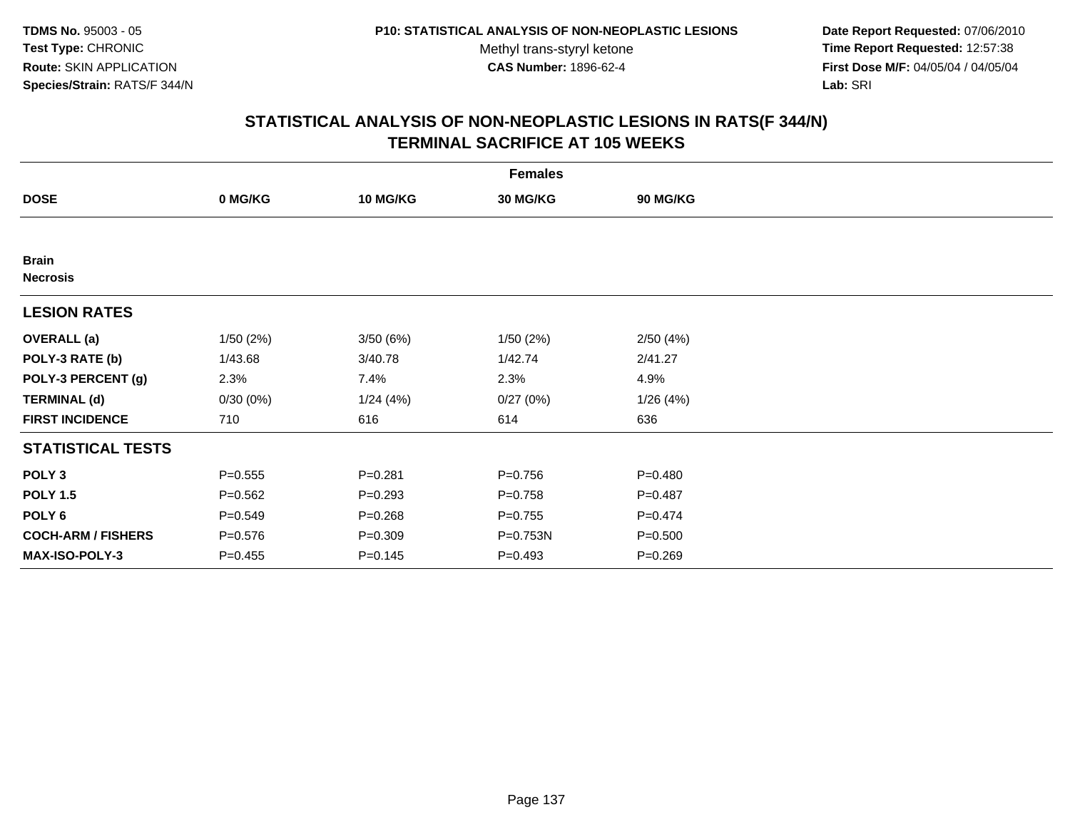TDMS No. 95003 - 05
Test Type: CHRONIC
Route: SKIN APPLICATION
Species/Strain: RATS/F 344/N

P10: STATISTICAL ANALYSIS OF NON-NEOPLASTIC LESIONS
Methyl trans-styryl ketone
CAS Number: 1896-62-4

Date Report Requested: 07/06/2010
Time Report Requested: 12:57:38
First Dose M/F: 04/05/04 / 04/05/04
Lab: SRI

## STATISTICAL ANALYSIS OF NON-NEOPLASTIC LESIONS IN RATS(F 344/N)
## TERMINAL SACRIFICE AT 105 WEEKS

| | Females | | | |
|---|---|---|---|---|
| **DOSE** | **0 MG/KG** | **10 MG/KG** | **30 MG/KG** | **90 MG/KG** |
| **Brain** | | | | |
| **Necrosis** | | | | |
| **LESION RATES** | | | | |
| **OVERALL (a)** | 1/50 (2%) | 3/50 (6%) | 1/50 (2%) | 2/50 (4%) |
| **POLY-3 RATE (b)** | 1/43.68 | 3/40.78 | 1/42.74 | 2/41.27 |
| **POLY-3 PERCENT (g)** | 2.3% | 7.4% | 2.3% | 4.9% |
| **TERMINAL (d)** | 0/30 (0%) | 1/24 (4%) | 0/27 (0%) | 1/26 (4%) |
| **FIRST INCIDENCE** | 710 | 616 | 614 | 636 |
| **STATISTICAL TESTS** | | | | |
| **POLY 3** | P=0.555 | P=0.281 | P=0.756 | P=0.480 |
| **POLY 1.5** | P=0.562 | P=0.293 | P=0.758 | P=0.487 |
| **POLY 6** | P=0.549 | P=0.268 | P=0.755 | P=0.474 |
| **COCH-ARM / FISHERS** | P=0.576 | P=0.309 | P=0.753N | P=0.500 |
| **MAX-ISO-POLY-3** | P=0.455 | P=0.145 | P=0.493 | P=0.269 |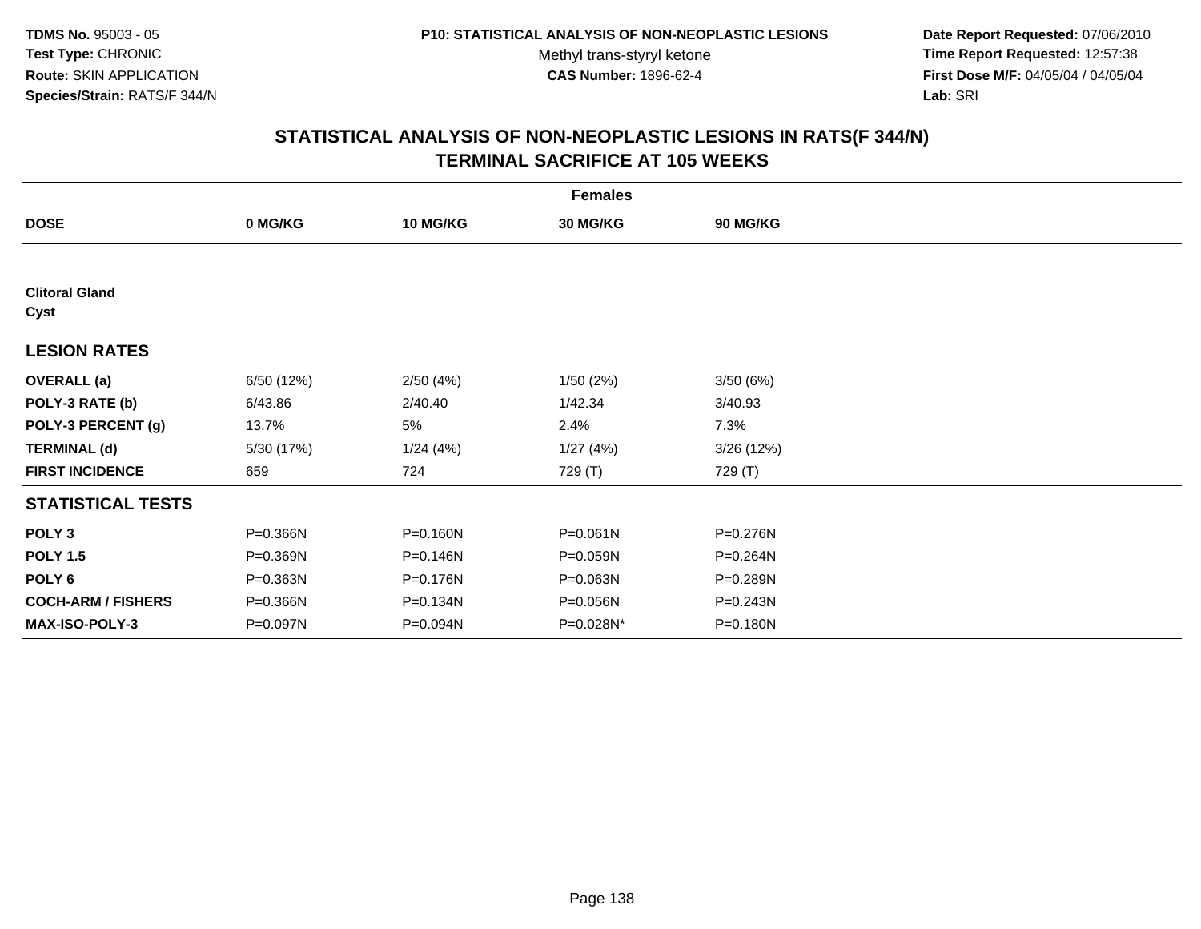**TDMS No.** 95003 - 05
**Test Type:** CHRONIC
**Route:** SKIN APPLICATION
**Species/Strain:** RATS/F 344/N

**P10: STATISTICAL ANALYSIS OF NON-NEOPLASTIC LESIONS**
Methyl trans-styryl ketone
**CAS Number:** 1896-62-4

**Date Report Requested:** 07/06/2010
**Time Report Requested:** 12:57:38
**First Dose M/F:** 04/05/04 / 04/05/04
**Lab:** SRI

# STATISTICAL ANALYSIS OF NON-NEOPLASTIC LESIONS IN RATS(F 344/N) TERMINAL SACRIFICE AT 105 WEEKS

| | Females | | | |
|---|---|---|---|---|
| **DOSE** | **0 MG/KG** | **10 MG/KG** | **30 MG/KG** | **90 MG/KG** |
| **Clitoral Gland** | | | | |
| **Cyst** | | | | |
| **LESION RATES** | | | | |
| **OVERALL (a)** | 6/50 (12%) | 2/50 (4%) | 1/50 (2%) | 3/50 (6%) |
| **POLY-3 RATE (b)** | 6/43.86 | 2/40.40 | 1/42.34 | 3/40.93 |
| **POLY-3 PERCENT (g)** | 13.7% | 5% | 2.4% | 7.3% |
| **TERMINAL (d)** | 5/30 (17%) | 1/24 (4%) | 1/27 (4%) | 3/26 (12%) |
| **FIRST INCIDENCE** | 659 | 724 | 729 (T) | 729 (T) |
| **STATISTICAL TESTS** | | | | |
| **POLY 3** | P=0.366N | P=0.160N | P=0.061N | P=0.276N |
| **POLY 1.5** | P=0.369N | P=0.146N | P=0.059N | P=0.264N |
| **POLY 6** | P=0.363N | P=0.176N | P=0.063N | P=0.289N |
| **COCH-ARM / FISHERS** | P=0.366N | P=0.134N | P=0.056N | P=0.243N |
| **MAX-ISO-POLY-3** | P=0.097N | P=0.094N | P=0.028N* | P=0.180N |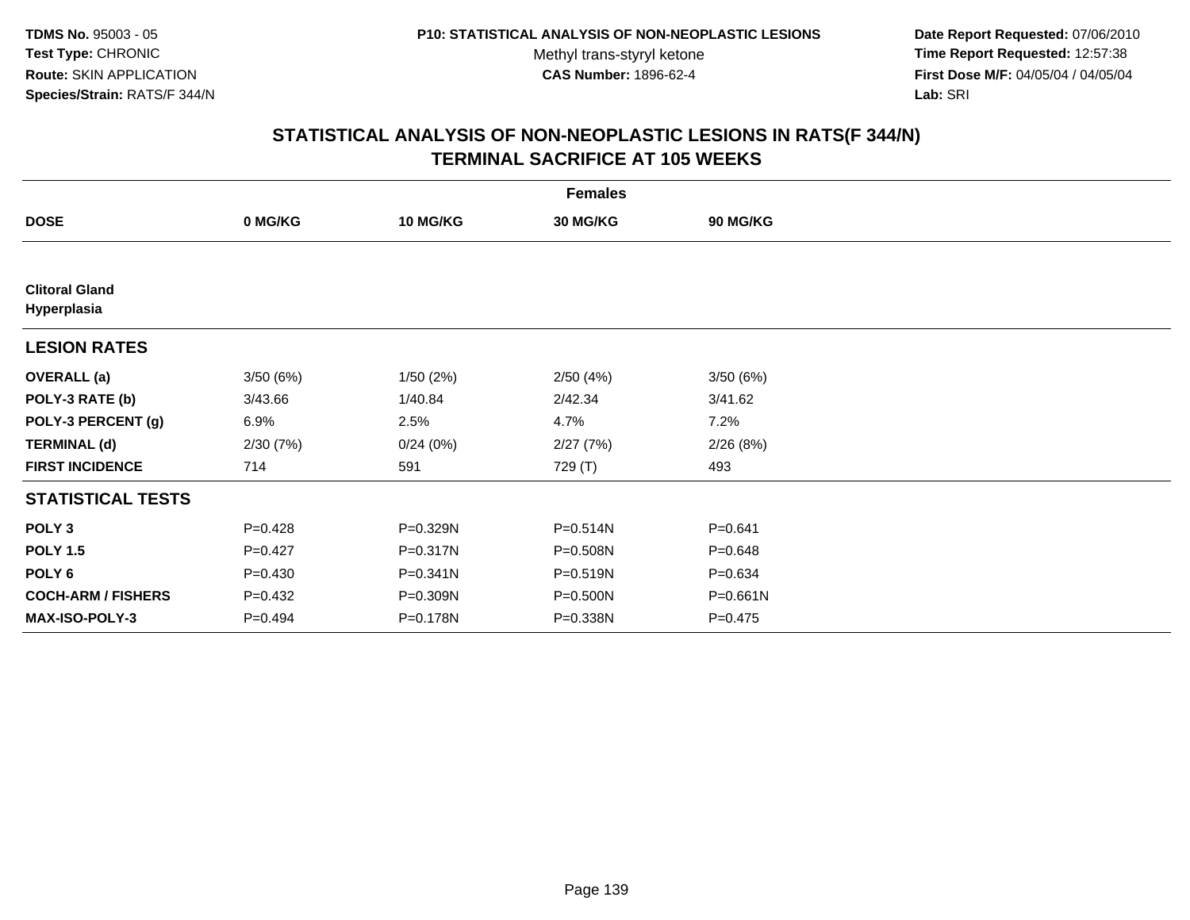**TDMS No.** 95003 - 05
**Test Type:** CHRONIC
**Route:** SKIN APPLICATION
**Species/Strain:** RATS/F 344/N

**P10: STATISTICAL ANALYSIS OF NON-NEOPLASTIC LESIONS**
Methyl trans-styryl ketone
**CAS Number:** 1896-62-4

**Date Report Requested:** 07/06/2010
**Time Report Requested:** 12:57:38
**First Dose M/F:** 04/05/04 / 04/05/04
**Lab:** SRI

## STATISTICAL ANALYSIS OF NON-NEOPLASTIC LESIONS IN RATS(F 344/N)
## TERMINAL SACRIFICE AT 105 WEEKS

| Females | | | | |
|---|---|---|---|---|
| **DOSE** | **0 MG/KG** | **10 MG/KG** | **30 MG/KG** | **90 MG/KG** |
| **Clitoral Gland** | | | | |
| **Hyperplasia** | | | | |
| **LESION RATES** | | | | |
| **OVERALL (a)** | 3/50 (6%) | 1/50 (2%) | 2/50 (4%) | 3/50 (6%) |
| **POLY-3 RATE (b)** | 3/43.66 | 1/40.84 | 2/42.34 | 3/41.62 |
| **POLY-3 PERCENT (g)** | 6.9% | 2.5% | 4.7% | 7.2% |
| **TERMINAL (d)** | 2/30 (7%) | 0/24 (0%) | 2/27 (7%) | 2/26 (8%) |
| **FIRST INCIDENCE** | 714 | 591 | 729 (T) | 493 |
| **STATISTICAL TESTS** | | | | |
| **POLY 3** | P=0.428 | P=0.329N | P=0.514N | P=0.641 |
| **POLY 1.5** | P=0.427 | P=0.317N | P=0.508N | P=0.648 |
| **POLY 6** | P=0.430 | P=0.341N | P=0.519N | P=0.634 |
| **COCH-ARM / FISHERS** | P=0.432 | P=0.309N | P=0.500N | P=0.661N |
| **MAX-ISO-POLY-3** | P=0.494 | P=0.178N | P=0.338N | P=0.475 |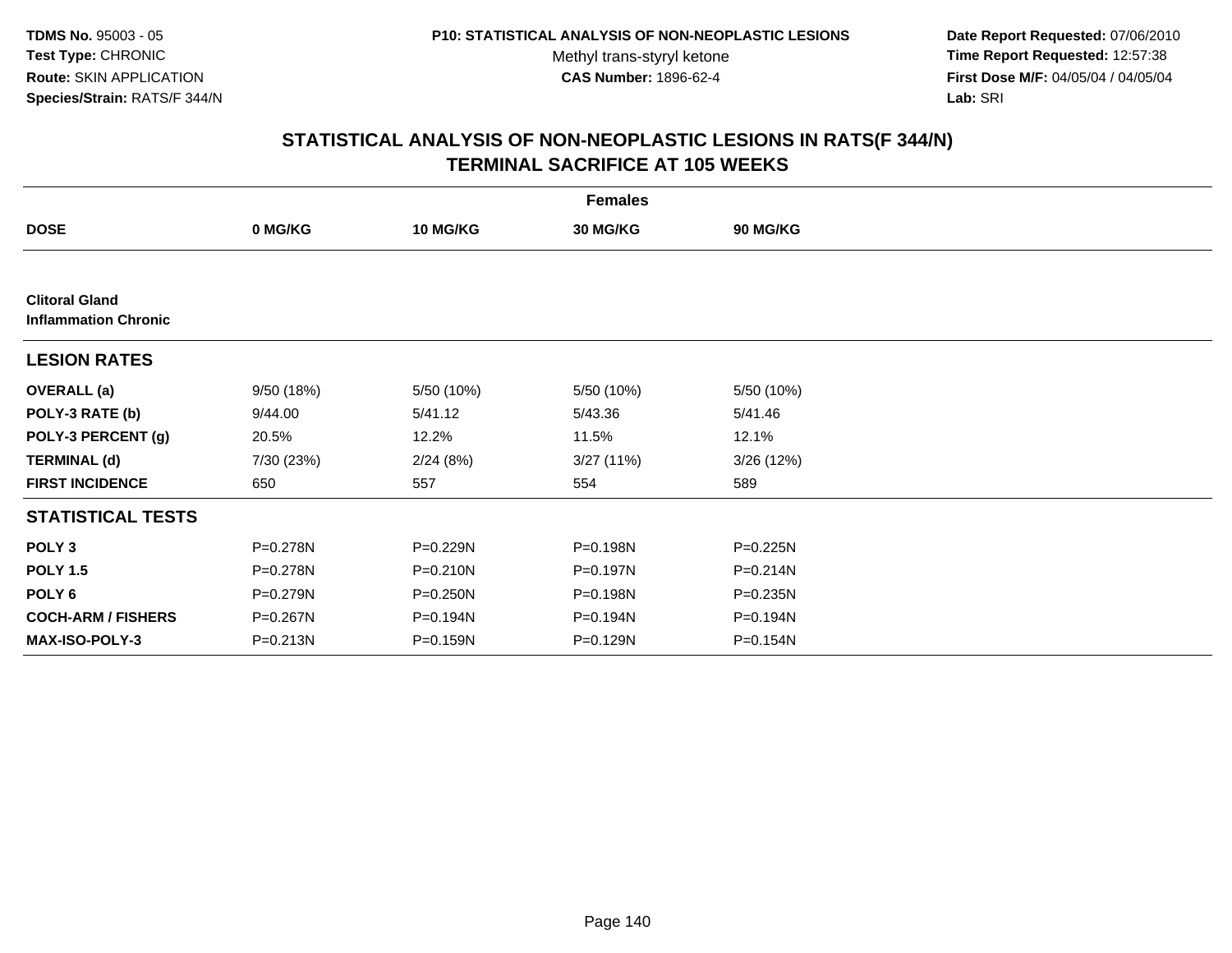TDMS No. 95003 - 05
Test Type: CHRONIC
Route: SKIN APPLICATION
Species/Strain: RATS/F 344/N

P10: STATISTICAL ANALYSIS OF NON-NEOPLASTIC LESIONS
Methyl trans-styryl ketone
CAS Number: 1896-62-4

Date Report Requested: 07/06/2010
Time Report Requested: 12:57:38
First Dose M/F: 04/05/04 / 04/05/04
Lab: SRI

## STATISTICAL ANALYSIS OF NON-NEOPLASTIC LESIONS IN RATS(F 344/N)
## TERMINAL SACRIFICE AT 105 WEEKS

| | Females | | | |
|---|---|---|---|---|
| **DOSE** | **0 MG/KG** | **10 MG/KG** | **30 MG/KG** | **90 MG/KG** |
| **Clitoral Gland** | | | | |
| **Inflammation Chronic** | | | | |
| **LESION RATES** | | | | |
| **OVERALL (a)** | 9/50 (18%) | 5/50 (10%) | 5/50 (10%) | 5/50 (10%) |
| **POLY-3 RATE (b)** | 9/44.00 | 5/41.12 | 5/43.36 | 5/41.46 |
| **POLY-3 PERCENT (g)** | 20.5% | 12.2% | 11.5% | 12.1% |
| **TERMINAL (d)** | 7/30 (23%) | 2/24 (8%) | 3/27 (11%) | 3/26 (12%) |
| **FIRST INCIDENCE** | 650 | 557 | 554 | 589 |
| **STATISTICAL TESTS** | | | | |
| **POLY 3** | P=0.278N | P=0.229N | P=0.198N | P=0.225N |
| **POLY 1.5** | P=0.278N | P=0.210N | P=0.197N | P=0.214N |
| **POLY 6** | P=0.279N | P=0.250N | P=0.198N | P=0.235N |
| **COCH-ARM / FISHERS** | P=0.267N | P=0.194N | P=0.194N | P=0.194N |
| **MAX-ISO-POLY-3** | P=0.213N | P=0.159N | P=0.129N | P=0.154N |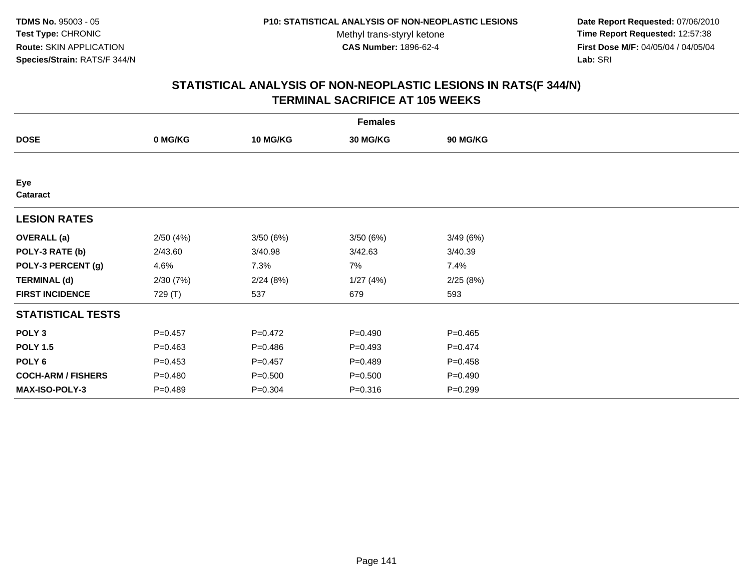**TDMS No.** 95003 - 05
**Test Type:** CHRONIC
**Route:** SKIN APPLICATION
**Species/Strain:** RATS/F 344/N

**P10: STATISTICAL ANALYSIS OF NON-NEOPLASTIC LESIONS**
Methyl trans-styryl ketone
**CAS Number:** 1896-62-4

**Date Report Requested:** 07/06/2010
**Time Report Requested:** 12:57:38
**First Dose M/F:** 04/05/04 / 04/05/04
**Lab:** SRI

## STATISTICAL ANALYSIS OF NON-NEOPLASTIC LESIONS IN RATS(F 344/N)
## TERMINAL SACRIFICE AT 105 WEEKS

| | Females | | | |
|---|---|---|---|---|
| **DOSE** | **0 MG/KG** | **10 MG/KG** | **30 MG/KG** | **90 MG/KG** |
| **Eye** | | | | |
| **Cataract** | | | | |
| **LESION RATES** | | | | |
| **OVERALL (a)** | 2/50 (4%) | 3/50 (6%) | 3/50 (6%) | 3/49 (6%) |
| **POLY-3 RATE (b)** | 2/43.60 | 3/40.98 | 3/42.63 | 3/40.39 |
| **POLY-3 PERCENT (g)** | 4.6% | 7.3% | 7% | 7.4% |
| **TERMINAL (d)** | 2/30 (7%) | 2/24 (8%) | 1/27 (4%) | 2/25 (8%) |
| **FIRST INCIDENCE** | 729 (T) | 537 | 679 | 593 |
| **STATISTICAL TESTS** | | | | |
| **POLY 3** | P=0.457 | P=0.472 | P=0.490 | P=0.465 |
| **POLY 1.5** | P=0.463 | P=0.486 | P=0.493 | P=0.474 |
| **POLY 6** | P=0.453 | P=0.457 | P=0.489 | P=0.458 |
| **COCH-ARM / FISHERS** | P=0.480 | P=0.500 | P=0.500 | P=0.490 |
| **MAX-ISO-POLY-3** | P=0.489 | P=0.304 | P=0.316 | P=0.299 |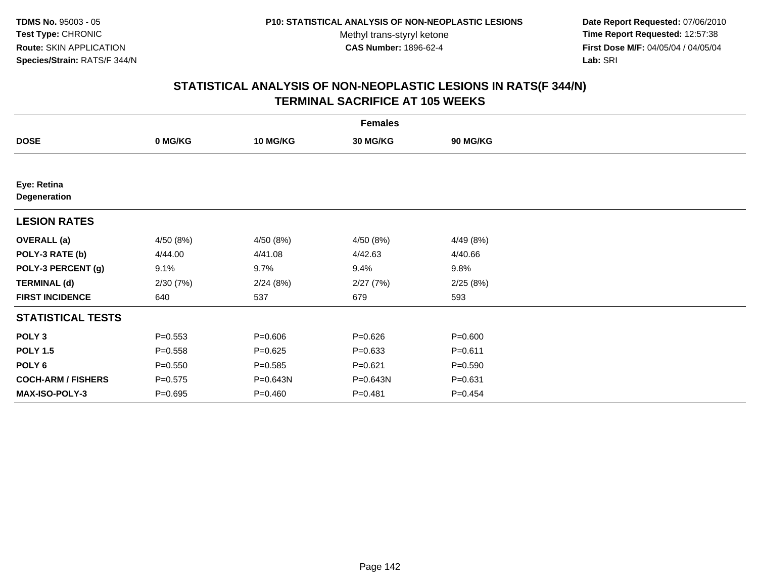**TDMS No.** 95003 - 05
**Test Type:** CHRONIC
**Route:** SKIN APPLICATION
**Species/Strain:** RATS/F 344/N

**P10: STATISTICAL ANALYSIS OF NON-NEOPLASTIC LESIONS**
Methyl trans-styryl ketone
**CAS Number:** 1896-62-4

**Date Report Requested:** 07/06/2010
**Time Report Requested:** 12:57:38
**First Dose M/F:** 04/05/04 / 04/05/04
**Lab:** SRI

## STATISTICAL ANALYSIS OF NON-NEOPLASTIC LESIONS IN RATS(F 344/N) TERMINAL SACRIFICE AT 105 WEEKS

| | Females | | | |
|---|---|---|---|---|
| **DOSE** | **0 MG/KG** | **10 MG/KG** | **30 MG/KG** | **90 MG/KG** |
| **Eye: Retina** **Degeneration** | | | | |
| **LESION RATES** | | | | |
| **OVERALL (a)** | 4/50 (8%) | 4/50 (8%) | 4/50 (8%) | 4/49 (8%) |
| **POLY-3 RATE (b)** | 4/44.00 | 4/41.08 | 4/42.63 | 4/40.66 |
| **POLY-3 PERCENT (g)** | 9.1% | 9.7% | 9.4% | 9.8% |
| **TERMINAL (d)** | 2/30 (7%) | 2/24 (8%) | 2/27 (7%) | 2/25 (8%) |
| **FIRST INCIDENCE** | 640 | 537 | 679 | 593 |
| **STATISTICAL TESTS** | | | | |
| **POLY 3** | P=0.553 | P=0.606 | P=0.626 | P=0.600 |
| **POLY 1.5** | P=0.558 | P=0.625 | P=0.633 | P=0.611 |
| **POLY 6** | P=0.550 | P=0.585 | P=0.621 | P=0.590 |
| **COCH-ARM / FISHERS** | P=0.575 | P=0.643N | P=0.643N | P=0.631 |
| **MAX-ISO-POLY-3** | P=0.695 | P=0.460 | P=0.481 | P=0.454 |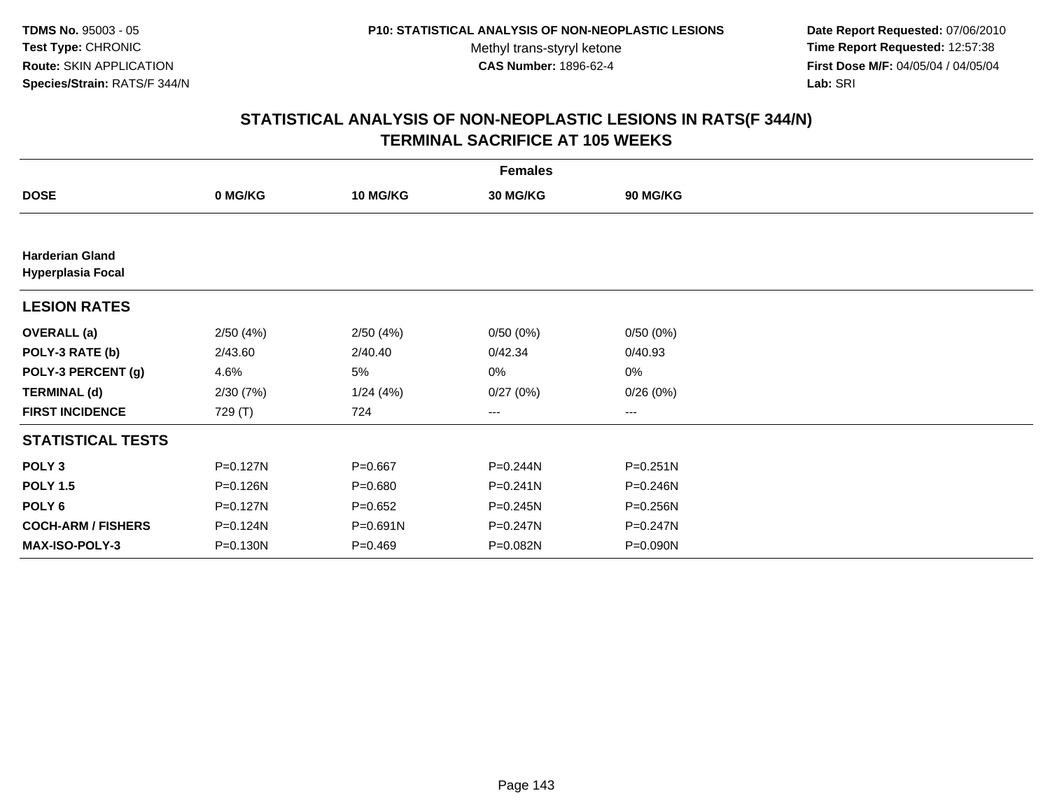**TDMS No.** 95003 - 05
**Test Type:** CHRONIC
**Route:** SKIN APPLICATION
**Species/Strain:** RATS/F 344/N

**P10: STATISTICAL ANALYSIS OF NON-NEOPLASTIC LESIONS**
Methyl trans-styryl ketone
**CAS Number:** 1896-62-4

**Date Report Requested:** 07/06/2010
**Time Report Requested:** 12:57:38
**First Dose M/F:** 04/05/04 / 04/05/04
**Lab:** SRI

## STATISTICAL ANALYSIS OF NON-NEOPLASTIC LESIONS IN RATS(F 344/N) TERMINAL SACRIFICE AT 105 WEEKS

| | Females | | | |
|---|---|---|---|---|
| **DOSE** | **0 MG/KG** | **10 MG/KG** | **30 MG/KG** | **90 MG/KG** |
| **Harderian Gland** **Hyperplasia Focal** | | | | |
| **LESION RATES** | | | | |
| **OVERALL (a)** | 2/50 (4%) | 2/50 (4%) | 0/50 (0%) | 0/50 (0%) |
| **POLY-3 RATE (b)** | 2/43.60 | 2/40.40 | 0/42.34 | 0/40.93 |
| **POLY-3 PERCENT (g)** | 4.6% | 5% | 0% | 0% |
| **TERMINAL (d)** | 2/30 (7%) | 1/24 (4%) | 0/27 (0%) | 0/26 (0%) |
| **FIRST INCIDENCE** | 729 (T) | 724 | --- | --- |
| **STATISTICAL TESTS** | | | | |
| **POLY 3** | P=0.127N | P=0.667 | P=0.244N | P=0.251N |
| **POLY 1.5** | P=0.126N | P=0.680 | P=0.241N | P=0.246N |
| **POLY 6** | P=0.127N | P=0.652 | P=0.245N | P=0.256N |
| **COCH-ARM / FISHERS** | P=0.124N | P=0.691N | P=0.247N | P=0.247N |
| **MAX-ISO-POLY-3** | P=0.130N | P=0.469 | P=0.082N | P=0.090N |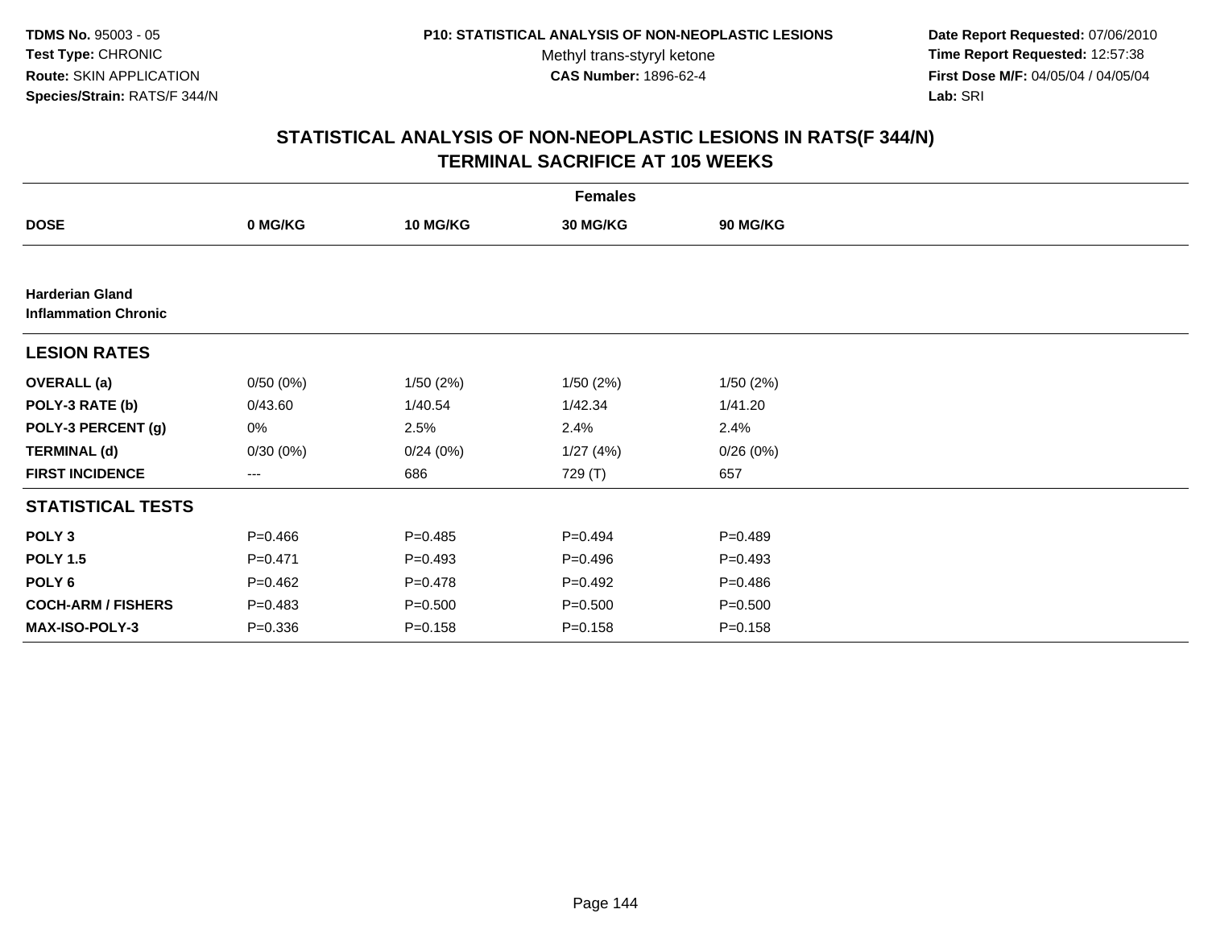TDMS No. 95003 - 05
Test Type: CHRONIC
Route: SKIN APPLICATION
Species/Strain: RATS/F 344/N

P10: STATISTICAL ANALYSIS OF NON-NEOPLASTIC LESIONS
Methyl trans-styryl ketone
CAS Number: 1896-62-4

Date Report Requested: 07/06/2010
Time Report Requested: 12:57:38
First Dose M/F: 04/05/04 / 04/05/04
Lab: SRI

## STATISTICAL ANALYSIS OF NON-NEOPLASTIC LESIONS IN RATS(F 344/N) TERMINAL SACRIFICE AT 105 WEEKS

| | Females | | | |
|---|---|---|---|---|
| **DOSE** | **0 MG/KG** | **10 MG/KG** | **30 MG/KG** | **90 MG/KG** |
| **Harderian Gland Inflammation Chronic** | | | | |
| **LESION RATES** | | | | |
| **OVERALL (a)** | 0/50 (0%) | 1/50 (2%) | 1/50 (2%) | 1/50 (2%) |
| **POLY-3 RATE (b)** | 0/43.60 | 1/40.54 | 1/42.34 | 1/41.20 |
| **POLY-3 PERCENT (g)** | 0% | 2.5% | 2.4% | 2.4% |
| **TERMINAL (d)** | 0/30 (0%) | 0/24 (0%) | 1/27 (4%) | 0/26 (0%) |
| **FIRST INCIDENCE** | --- | 686 | 729 (T) | 657 |
| **STATISTICAL TESTS** | | | | |
| **POLY 3** | P=0.466 | P=0.485 | P=0.494 | P=0.489 |
| **POLY 1.5** | P=0.471 | P=0.493 | P=0.496 | P=0.493 |
| **POLY 6** | P=0.462 | P=0.478 | P=0.492 | P=0.486 |
| **COCH-ARM / FISHERS** | P=0.483 | P=0.500 | P=0.500 | P=0.500 |
| **MAX-ISO-POLY-3** | P=0.336 | P=0.158 | P=0.158 | P=0.158 |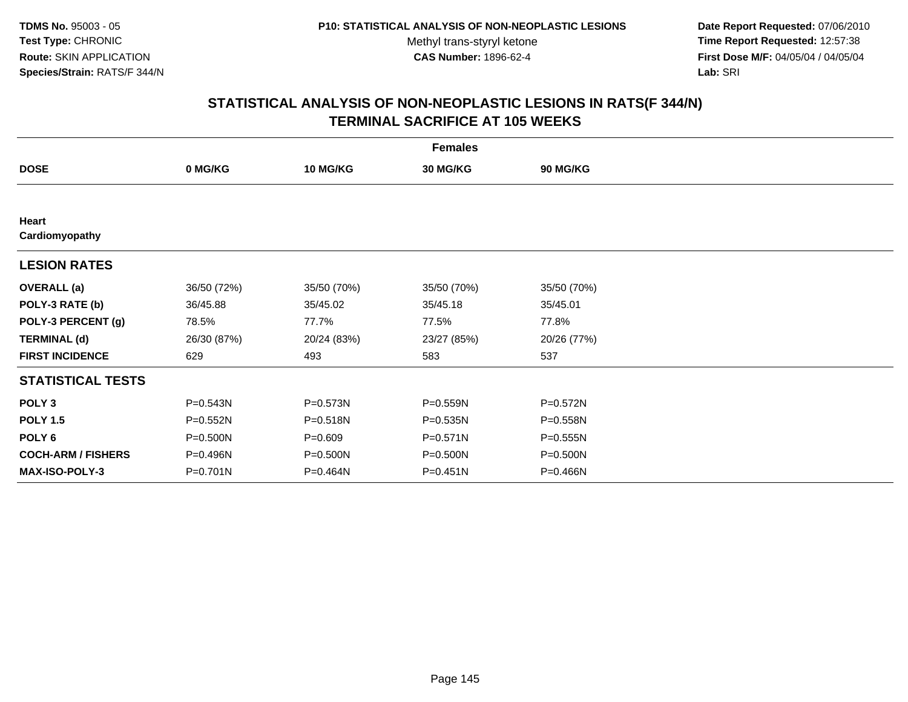**TDMS No.** 95003 - 05
**Test Type:** CHRONIC
**Route:** SKIN APPLICATION
**Species/Strain:** RATS/F 344/N

**P10: STATISTICAL ANALYSIS OF NON-NEOPLASTIC LESIONS**
Methyl trans-styryl ketone
**CAS Number:** 1896-62-4

**Date Report Requested:** 07/06/2010
**Time Report Requested:** 12:57:38
**First Dose M/F:** 04/05/04 / 04/05/04
**Lab:** SRI

## STATISTICAL ANALYSIS OF NON-NEOPLASTIC LESIONS IN RATS(F 344/N) TERMINAL SACRIFICE AT 105 WEEKS

| | Females | | | |
|---|---|---|---|---|
| **DOSE** | **0 MG/KG** | **10 MG/KG** | **30 MG/KG** | **90 MG/KG** |
| **Heart** | | | | |
| **Cardiomyopathy** | | | | |
| **LESION RATES** | | | | |
| **OVERALL (a)** | 36/50 (72%) | 35/50 (70%) | 35/50 (70%) | 35/50 (70%) |
| **POLY-3 RATE (b)** | 36/45.88 | 35/45.02 | 35/45.18 | 35/45.01 |
| **POLY-3 PERCENT (g)** | 78.5% | 77.7% | 77.5% | 77.8% |
| **TERMINAL (d)** | 26/30 (87%) | 20/24 (83%) | 23/27 (85%) | 20/26 (77%) |
| **FIRST INCIDENCE** | 629 | 493 | 583 | 537 |
| **STATISTICAL TESTS** | | | | |
| **POLY 3** | P=0.543N | P=0.573N | P=0.559N | P=0.572N |
| **POLY 1.5** | P=0.552N | P=0.518N | P=0.535N | P=0.558N |
| **POLY 6** | P=0.500N | P=0.609 | P=0.571N | P=0.555N |
| **COCH-ARM / FISHERS** | P=0.496N | P=0.500N | P=0.500N | P=0.500N |
| **MAX-ISO-POLY-3** | P=0.701N | P=0.464N | P=0.451N | P=0.466N |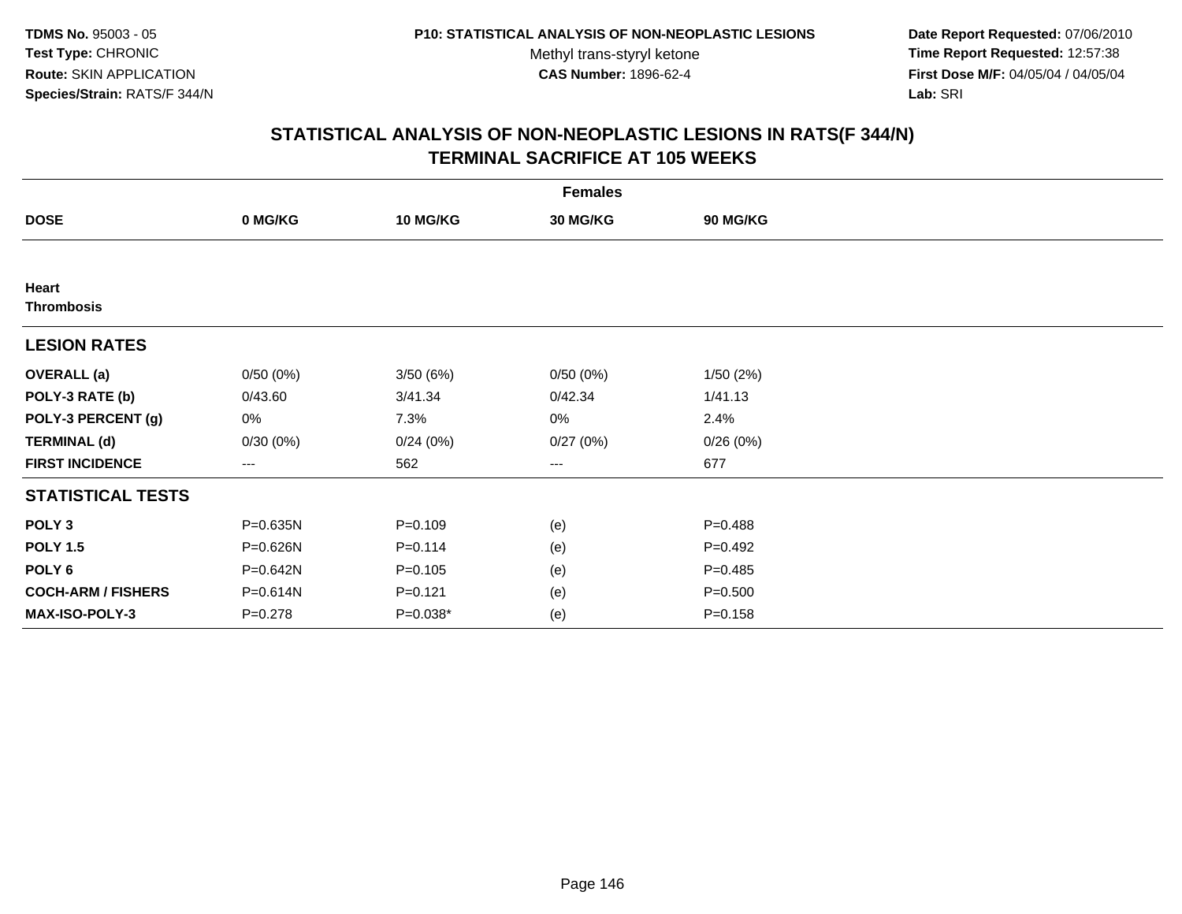**TDMS No.** 95003 - 05
**Test Type:** CHRONIC
**Route:** SKIN APPLICATION
**Species/Strain:** RATS/F 344/N

**P10: STATISTICAL ANALYSIS OF NON-NEOPLASTIC LESIONS**
Methyl trans-styryl ketone
**CAS Number:** 1896-62-4

**Date Report Requested:** 07/06/2010
**Time Report Requested:** 12:57:38
**First Dose M/F:** 04/05/04 / 04/05/04
**Lab:** SRI

## STATISTICAL ANALYSIS OF NON-NEOPLASTIC LESIONS IN RATS(F 344/N) TERMINAL SACRIFICE AT 105 WEEKS

| Females | | | | |
|---|---|---|---|---|
| **DOSE** | **0 MG/KG** | **10 MG/KG** | **30 MG/KG** | **90 MG/KG** |
| **Heart** **Thrombosis** | | | | |
| **LESION RATES** | | | | |
| **OVERALL (a)** | 0/50 (0%) | 3/50 (6%) | 0/50 (0%) | 1/50 (2%) |
| **POLY-3 RATE (b)** | 0/43.60 | 3/41.34 | 0/42.34 | 1/41.13 |
| **POLY-3 PERCENT (g)** | 0% | 7.3% | 0% | 2.4% |
| **TERMINAL (d)** | 0/30 (0%) | 0/24 (0%) | 0/27 (0%) | 0/26 (0%) |
| **FIRST INCIDENCE** | --- | 562 | --- | 677 |
| **STATISTICAL TESTS** | | | | |
| **POLY 3** | P=0.635N | P=0.109 | (e) | P=0.488 |
| **POLY 1.5** | P=0.626N | P=0.114 | (e) | P=0.492 |
| **POLY 6** | P=0.642N | P=0.105 | (e) | P=0.485 |
| **COCH-ARM / FISHERS** | P=0.614N | P=0.121 | (e) | P=0.500 |
| **MAX-ISO-POLY-3** | P=0.278 | P=0.038* | (e) | P=0.158 |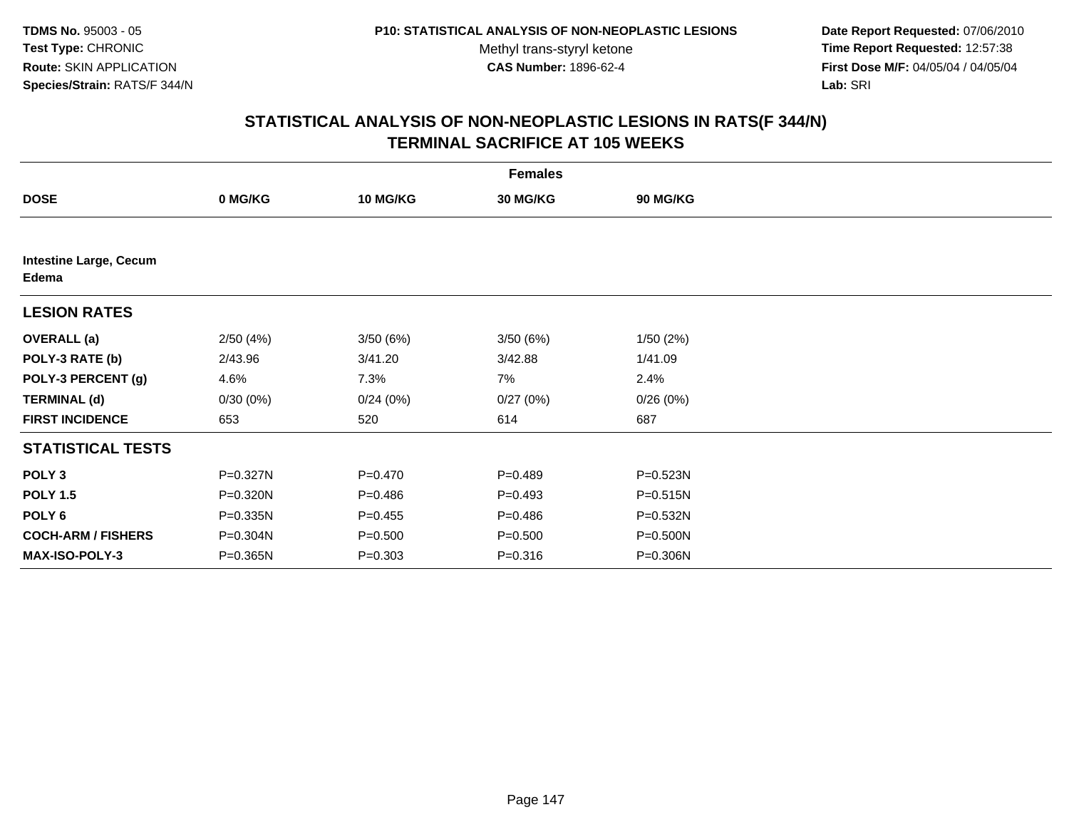**TDMS No.** 95003 - 05
**Test Type:** CHRONIC
**Route:** SKIN APPLICATION
**Species/Strain:** RATS/F 344/N

**P10: STATISTICAL ANALYSIS OF NON-NEOPLASTIC LESIONS**
Methyl trans-styryl ketone
**CAS Number:** 1896-62-4

**Date Report Requested:** 07/06/2010
**Time Report Requested:** 12:57:38
**First Dose M/F:** 04/05/04 / 04/05/04
**Lab:** SRI

## STATISTICAL ANALYSIS OF NON-NEOPLASTIC LESIONS IN RATS(F 344/N)
## TERMINAL SACRIFICE AT 105 WEEKS

| | Females | | | |
|---|---|---|---|---|
| **DOSE** | **0 MG/KG** | **10 MG/KG** | **30 MG/KG** | **90 MG/KG** |
| **Intestine Large, Cecum** | | | | |
| **Edema** | | | | |
| **LESION RATES** | | | | |
| **OVERALL (a)** | 2/50 (4%) | 3/50 (6%) | 3/50 (6%) | 1/50 (2%) |
| **POLY-3 RATE (b)** | 2/43.96 | 3/41.20 | 3/42.88 | 1/41.09 |
| **POLY-3 PERCENT (g)** | 4.6% | 7.3% | 7% | 2.4% |
| **TERMINAL (d)** | 0/30 (0%) | 0/24 (0%) | 0/27 (0%) | 0/26 (0%) |
| **FIRST INCIDENCE** | 653 | 520 | 614 | 687 |
| **STATISTICAL TESTS** | | | | |
| **POLY 3** | P=0.327N | P=0.470 | P=0.489 | P=0.523N |
| **POLY 1.5** | P=0.320N | P=0.486 | P=0.493 | P=0.515N |
| **POLY 6** | P=0.335N | P=0.455 | P=0.486 | P=0.532N |
| **COCH-ARM / FISHERS** | P=0.304N | P=0.500 | P=0.500 | P=0.500N |
| **MAX-ISO-POLY-3** | P=0.365N | P=0.303 | P=0.316 | P=0.306N |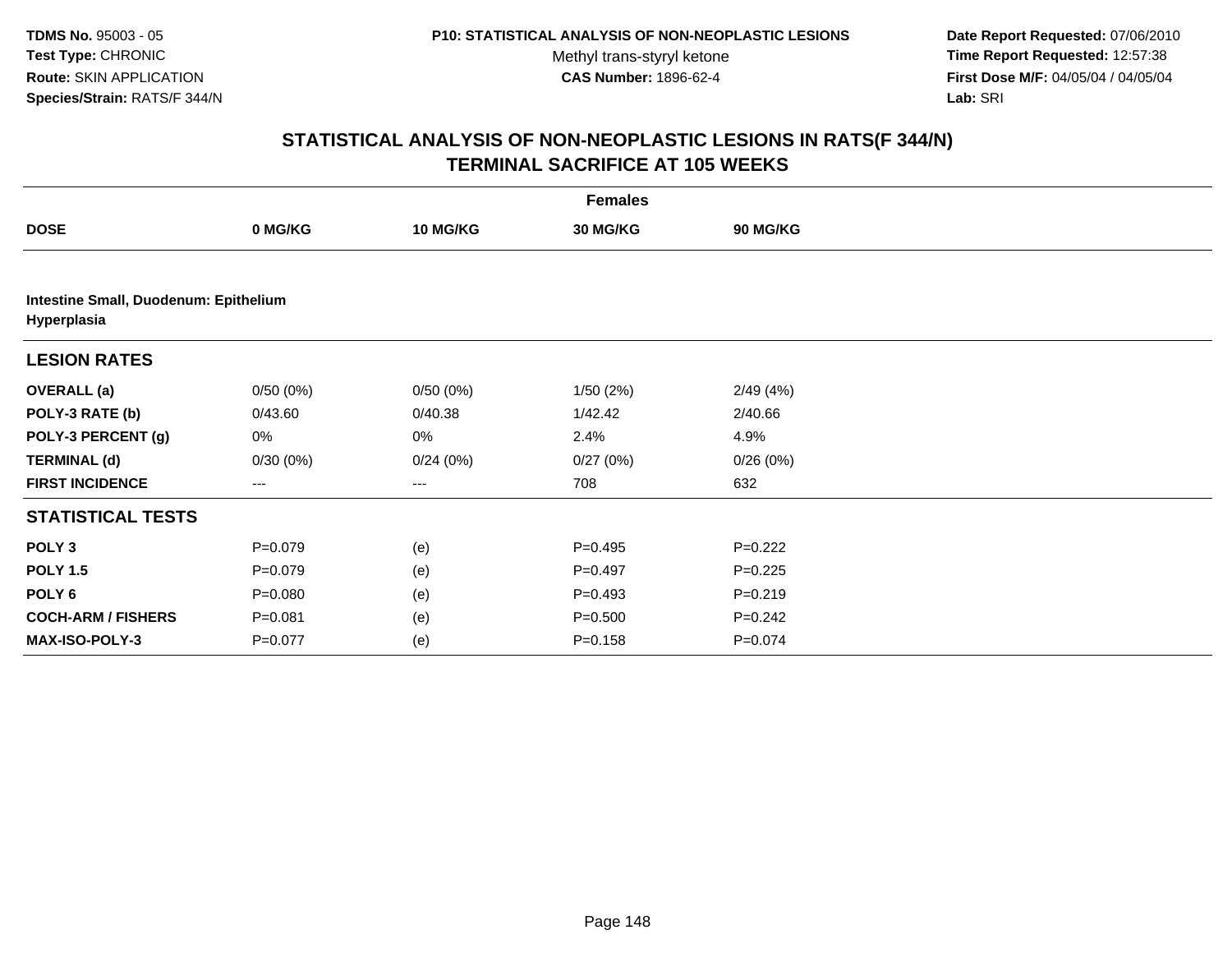**TDMS No.** 95003 - 05
**Test Type:** CHRONIC
**Route:** SKIN APPLICATION
**Species/Strain:** RATS/F 344/N

**P10: STATISTICAL ANALYSIS OF NON-NEOPLASTIC LESIONS**
Methyl trans-styryl ketone
**CAS Number:** 1896-62-4

**Date Report Requested:** 07/06/2010
**Time Report Requested:** 12:57:38
**First Dose M/F:** 04/05/04 / 04/05/04
**Lab:** SRI

## STATISTICAL ANALYSIS OF NON-NEOPLASTIC LESIONS IN RATS(F 344/N)
## TERMINAL SACRIFICE AT 105 WEEKS

| | Females | | | |
|---|---|---|---|---|
| **DOSE** | **0 MG/KG** | **10 MG/KG** | **30 MG/KG** | **90 MG/KG** |
| **Intestine Small, Duodenum: Epithelium Hyperplasia** | | | | |
| **LESION RATES** | | | | |
| **OVERALL (a)** | 0/50 (0%) | 0/50 (0%) | 1/50 (2%) | 2/49 (4%) |
| **POLY-3 RATE (b)** | 0/43.60 | 0/40.38 | 1/42.42 | 2/40.66 |
| **POLY-3 PERCENT (g)** | 0% | 0% | 2.4% | 4.9% |
| **TERMINAL (d)** | 0/30 (0%) | 0/24 (0%) | 0/27 (0%) | 0/26 (0%) |
| **FIRST INCIDENCE** | --- | --- | 708 | 632 |
| **STATISTICAL TESTS** | | | | |
| **POLY 3** | P=0.079 | (e) | P=0.495 | P=0.222 |
| **POLY 1.5** | P=0.079 | (e) | P=0.497 | P=0.225 |
| **POLY 6** | P=0.080 | (e) | P=0.493 | P=0.219 |
| **COCH-ARM / FISHERS** | P=0.081 | (e) | P=0.500 | P=0.242 |
| **MAX-ISO-POLY-3** | P=0.077 | (e) | P=0.158 | P=0.074 |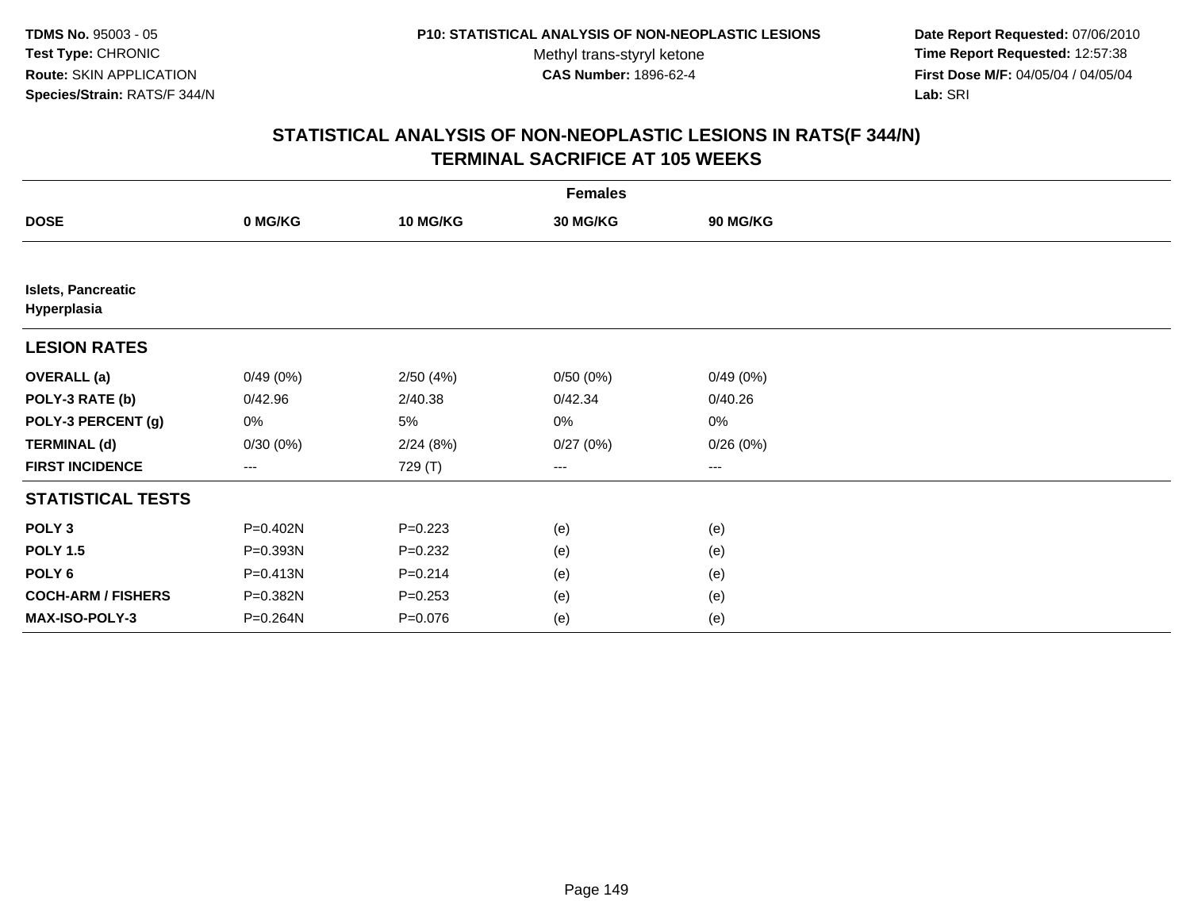TDMS No. 95003 - 05
Test Type: CHRONIC
Route: SKIN APPLICATION
Species/Strain: RATS/F 344/N

P10: STATISTICAL ANALYSIS OF NON-NEOPLASTIC LESIONS
Methyl trans-styryl ketone
CAS Number: 1896-62-4

Date Report Requested: 07/06/2010
Time Report Requested: 12:57:38
First Dose M/F: 04/05/04 / 04/05/04
Lab: SRI

## STATISTICAL ANALYSIS OF NON-NEOPLASTIC LESIONS IN RATS(F 344/N)
## TERMINAL SACRIFICE AT 105 WEEKS

| | Females | | | |
|---|---|---|---|---|
| **DOSE** | **0 MG/KG** | **10 MG/KG** | **30 MG/KG** | **90 MG/KG** |
| **Islets, Pancreatic Hyperplasia** | | | | |
| **LESION RATES** | | | | |
| **OVERALL (a)** | 0/49 (0%) | 2/50 (4%) | 0/50 (0%) | 0/49 (0%) |
| **POLY-3 RATE (b)** | 0/42.96 | 2/40.38 | 0/42.34 | 0/40.26 |
| **POLY-3 PERCENT (g)** | 0% | 5% | 0% | 0% |
| **TERMINAL (d)** | 0/30 (0%) | 2/24 (8%) | 0/27 (0%) | 0/26 (0%) |
| **FIRST INCIDENCE** | --- | 729 (T) | --- | --- |
| **STATISTICAL TESTS** | | | | |
| **POLY 3** | P=0.402N | P=0.223 | (e) | (e) |
| **POLY 1.5** | P=0.393N | P=0.232 | (e) | (e) |
| **POLY 6** | P=0.413N | P=0.214 | (e) | (e) |
| **COCH-ARM / FISHERS** | P=0.382N | P=0.253 | (e) | (e) |
| **MAX-ISO-POLY-3** | P=0.264N | P=0.076 | (e) | (e) |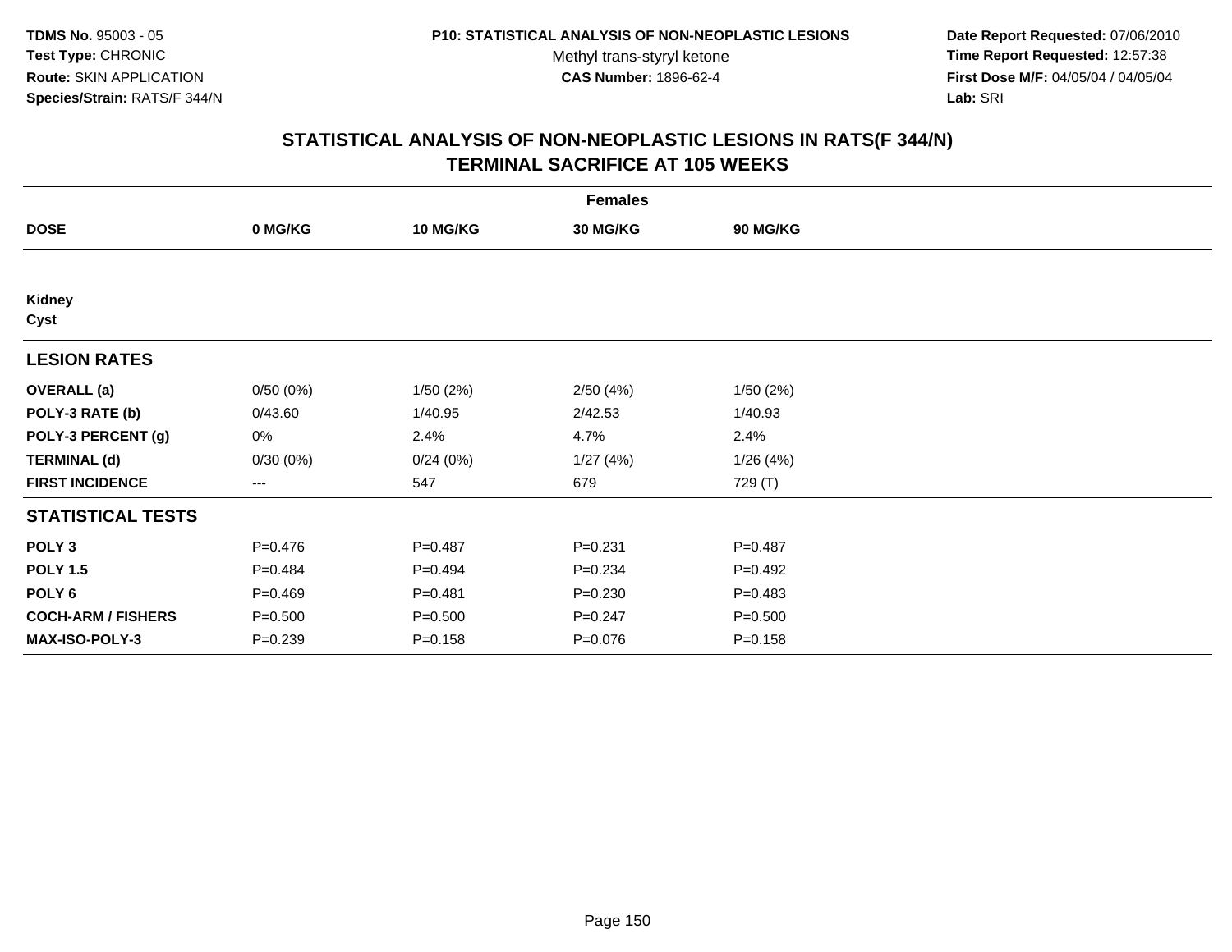**TDMS No.** 95003 - 05
**Test Type:** CHRONIC
**Route:** SKIN APPLICATION
**Species/Strain:** RATS/F 344/N

**P10: STATISTICAL ANALYSIS OF NON-NEOPLASTIC LESIONS**
Methyl trans-styryl ketone
**CAS Number:** 1896-62-4

**Date Report Requested:** 07/06/2010
**Time Report Requested:** 12:57:38
**First Dose M/F:** 04/05/04 / 04/05/04
**Lab:** SRI

## STATISTICAL ANALYSIS OF NON-NEOPLASTIC LESIONS IN RATS(F 344/N) TERMINAL SACRIFICE AT 105 WEEKS

| | Females | | | |
|---|---|---|---|---|
| **DOSE** | **0 MG/KG** | **10 MG/KG** | **30 MG/KG** | **90 MG/KG** |
| **Kidney** | | | | |
| **Cyst** | | | | |
| **LESION RATES** | | | | |
| **OVERALL (a)** | 0/50 (0%) | 1/50 (2%) | 2/50 (4%) | 1/50 (2%) |
| **POLY-3 RATE (b)** | 0/43.60 | 1/40.95 | 2/42.53 | 1/40.93 |
| **POLY-3 PERCENT (g)** | 0% | 2.4% | 4.7% | 2.4% |
| **TERMINAL (d)** | 0/30 (0%) | 0/24 (0%) | 1/27 (4%) | 1/26 (4%) |
| **FIRST INCIDENCE** | --- | 547 | 679 | 729 (T) |
| **STATISTICAL TESTS** | | | | |
| **POLY 3** | P=0.476 | P=0.487 | P=0.231 | P=0.487 |
| **POLY 1.5** | P=0.484 | P=0.494 | P=0.234 | P=0.492 |
| **POLY 6** | P=0.469 | P=0.481 | P=0.230 | P=0.483 |
| **COCH-ARM / FISHERS** | P=0.500 | P=0.500 | P=0.247 | P=0.500 |
| **MAX-ISO-POLY-3** | P=0.239 | P=0.158 | P=0.076 | P=0.158 |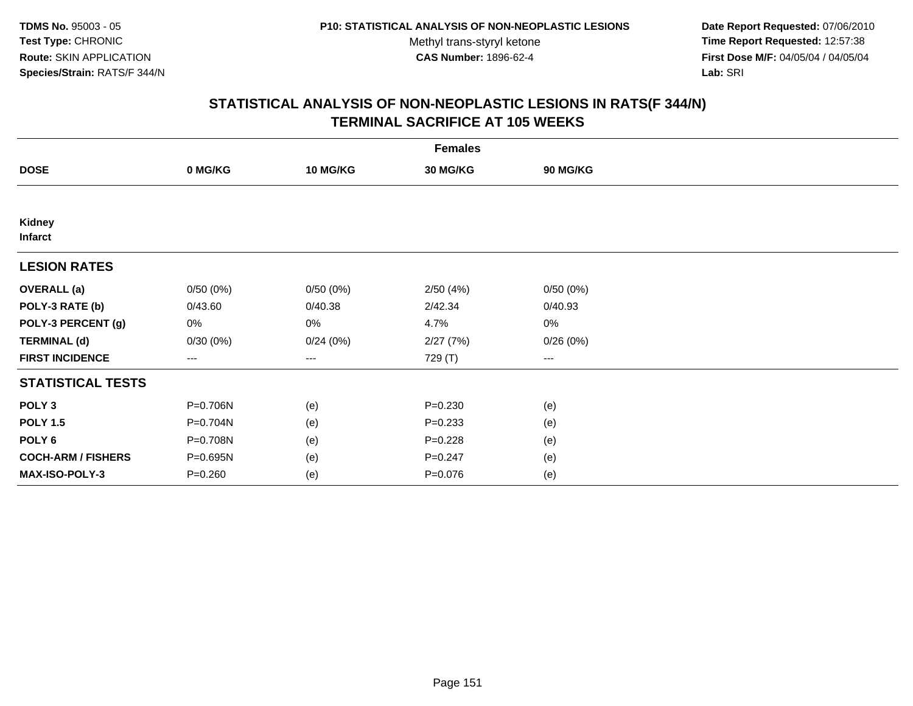TDMS No. 95003 - 05
Test Type: CHRONIC
Route: SKIN APPLICATION
Species/Strain: RATS/F 344/N

P10: STATISTICAL ANALYSIS OF NON-NEOPLASTIC LESIONS
Methyl trans-styryl ketone
CAS Number: 1896-62-4

Date Report Requested: 07/06/2010
Time Report Requested: 12:57:38
First Dose M/F: 04/05/04 / 04/05/04
Lab: SRI

# STATISTICAL ANALYSIS OF NON-NEOPLASTIC LESIONS IN RATS(F 344/N)
## TERMINAL SACRIFICE AT 105 WEEKS

| | Females | | | |
|---|---|---|---|---|
| **DOSE** | **0 MG/KG** | **10 MG/KG** | **30 MG/KG** | **90 MG/KG** |
| **Kidney** | | | | |
| **Infarct** | | | | |
| **LESION RATES** | | | | |
| **OVERALL (a)** | 0/50 (0%) | 0/50 (0%) | 2/50 (4%) | 0/50 (0%) |
| **POLY-3 RATE (b)** | 0/43.60 | 0/40.38 | 2/42.34 | 0/40.93 |
| **POLY-3 PERCENT (g)** | 0% | 0% | 4.7% | 0% |
| **TERMINAL (d)** | 0/30 (0%) | 0/24 (0%) | 2/27 (7%) | 0/26 (0%) |
| **FIRST INCIDENCE** | --- | --- | 729 (T) | --- |
| **STATISTICAL TESTS** | | | | |
| **POLY 3** | P=0.706N | (e) | P=0.230 | (e) |
| **POLY 1.5** | P=0.704N | (e) | P=0.233 | (e) |
| **POLY 6** | P=0.708N | (e) | P=0.228 | (e) |
| **COCH-ARM / FISHERS** | P=0.695N | (e) | P=0.247 | (e) |
| **MAX-ISO-POLY-3** | P=0.260 | (e) | P=0.076 | (e) |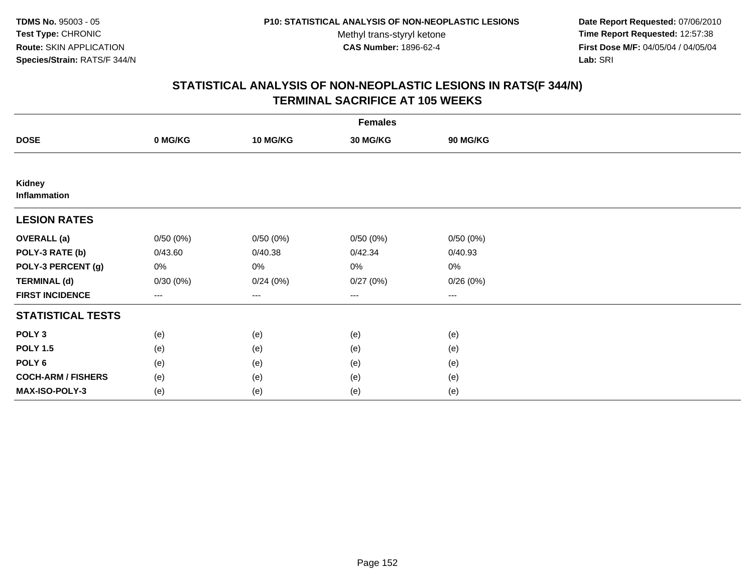TDMS No. 95003 - 05
Test Type: CHRONIC
Route: SKIN APPLICATION
Species/Strain: RATS/F 344/N

P10: STATISTICAL ANALYSIS OF NON-NEOPLASTIC LESIONS
Methyl trans-styryl ketone
CAS Number: 1896-62-4

Date Report Requested: 07/06/2010
Time Report Requested: 12:57:38
First Dose M/F: 04/05/04 / 04/05/04
Lab: SRI

## STATISTICAL ANALYSIS OF NON-NEOPLASTIC LESIONS IN RATS(F 344/N)
## TERMINAL SACRIFICE AT 105 WEEKS

| | Females | | | |
|---|---|---|---|---|
| **DOSE** | **0 MG/KG** | **10 MG/KG** | **30 MG/KG** | **90 MG/KG** |
| **Kidney** | | | | |
| **Inflammation** | | | | |
| **LESION RATES** | | | | |
| **OVERALL (a)** | 0/50 (0%) | 0/50 (0%) | 0/50 (0%) | 0/50 (0%) |
| **POLY-3 RATE (b)** | 0/43.60 | 0/40.38 | 0/42.34 | 0/40.93 |
| **POLY-3 PERCENT (g)** | 0% | 0% | 0% | 0% |
| **TERMINAL (d)** | 0/30 (0%) | 0/24 (0%) | 0/27 (0%) | 0/26 (0%) |
| **FIRST INCIDENCE** | --- | --- | --- | --- |
| **STATISTICAL TESTS** | | | | |
| **POLY 3** | (e) | (e) | (e) | (e) |
| **POLY 1.5** | (e) | (e) | (e) | (e) |
| **POLY 6** | (e) | (e) | (e) | (e) |
| **COCH-ARM / FISHERS** | (e) | (e) | (e) | (e) |
| **MAX-ISO-POLY-3** | (e) | (e) | (e) | (e) |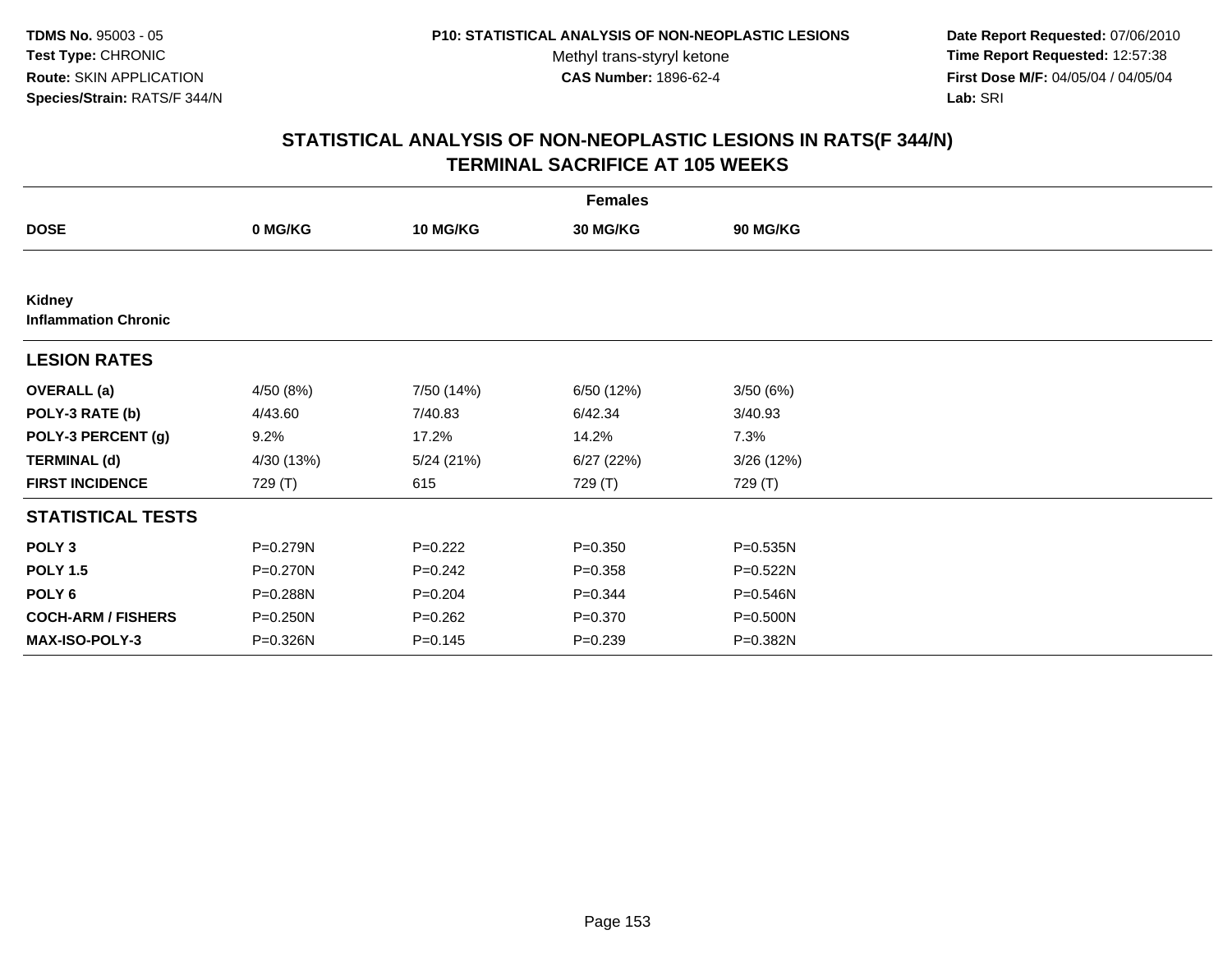**TDMS No.** 95003 - 05
**Test Type:** CHRONIC
**Route:** SKIN APPLICATION
**Species/Strain:** RATS/F 344/N

**P10: STATISTICAL ANALYSIS OF NON-NEOPLASTIC LESIONS**
Methyl trans-styryl ketone
**CAS Number:** 1896-62-4

**Date Report Requested:** 07/06/2010
**Time Report Requested:** 12:57:38
**First Dose M/F:** 04/05/04 / 04/05/04
**Lab:** SRI

## STATISTICAL ANALYSIS OF NON-NEOPLASTIC LESIONS IN RATS(F 344/N)
## TERMINAL SACRIFICE AT 105 WEEKS

| Females | | | | |
|---|---|---|---|---|
| **DOSE** | **0 MG/KG** | **10 MG/KG** | **30 MG/KG** | **90 MG/KG** |
| **Kidney** | | | | |
| **Inflammation Chronic** | | | | |
| **LESION RATES** | | | | |
| **OVERALL (a)** | 4/50 (8%) | 7/50 (14%) | 6/50 (12%) | 3/50 (6%) |
| **POLY-3 RATE (b)** | 4/43.60 | 7/40.83 | 6/42.34 | 3/40.93 |
| **POLY-3 PERCENT (g)** | 9.2% | 17.2% | 14.2% | 7.3% |
| **TERMINAL (d)** | 4/30 (13%) | 5/24 (21%) | 6/27 (22%) | 3/26 (12%) |
| **FIRST INCIDENCE** | 729 (T) | 615 | 729 (T) | 729 (T) |
| **STATISTICAL TESTS** | | | | |
| **POLY 3** | P=0.279N | P=0.222 | P=0.350 | P=0.535N |
| **POLY 1.5** | P=0.270N | P=0.242 | P=0.358 | P=0.522N |
| **POLY 6** | P=0.288N | P=0.204 | P=0.344 | P=0.546N |
| **COCH-ARM / FISHERS** | P=0.250N | P=0.262 | P=0.370 | P=0.500N |
| **MAX-ISO-POLY-3** | P=0.326N | P=0.145 | P=0.239 | P=0.382N |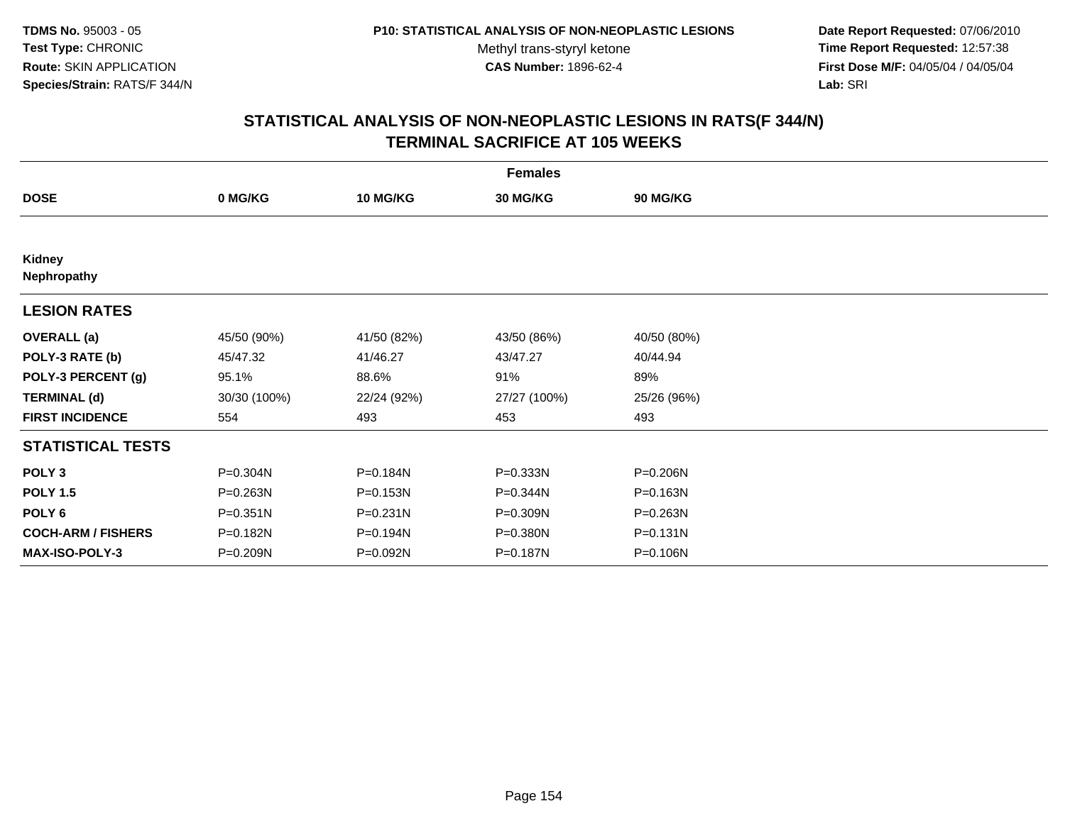TDMS No. 95003 - 05
Test Type: CHRONIC
Route: SKIN APPLICATION
Species/Strain: RATS/F 344/N

P10: STATISTICAL ANALYSIS OF NON-NEOPLASTIC LESIONS
Methyl trans-styryl ketone
CAS Number: 1896-62-4

Date Report Requested: 07/06/2010
Time Report Requested: 12:57:38
First Dose M/F: 04/05/04 / 04/05/04
Lab: SRI

## STATISTICAL ANALYSIS OF NON-NEOPLASTIC LESIONS IN RATS(F 344/N) TERMINAL SACRIFICE AT 105 WEEKS

| | Females | | | |
|---|---|---|---|---|
| **DOSE** | **0 MG/KG** | **10 MG/KG** | **30 MG/KG** | **90 MG/KG** |
| **Kidney** | | | | |
| **Nephropathy** | | | | |
| **LESION RATES** | | | | |
| **OVERALL (a)** | 45/50 (90%) | 41/50 (82%) | 43/50 (86%) | 40/50 (80%) |
| **POLY-3 RATE (b)** | 45/47.32 | 41/46.27 | 43/47.27 | 40/44.94 |
| **POLY-3 PERCENT (g)** | 95.1% | 88.6% | 91% | 89% |
| **TERMINAL (d)** | 30/30 (100%) | 22/24 (92%) | 27/27 (100%) | 25/26 (96%) |
| **FIRST INCIDENCE** | 554 | 493 | 453 | 493 |
| **STATISTICAL TESTS** | | | | |
| **POLY 3** | P=0.304N | P=0.184N | P=0.333N | P=0.206N |
| **POLY 1.5** | P=0.263N | P=0.153N | P=0.344N | P=0.163N |
| **POLY 6** | P=0.351N | P=0.231N | P=0.309N | P=0.263N |
| **COCH-ARM / FISHERS** | P=0.182N | P=0.194N | P=0.380N | P=0.131N |
| **MAX-ISO-POLY-3** | P=0.209N | P=0.092N | P=0.187N | P=0.106N |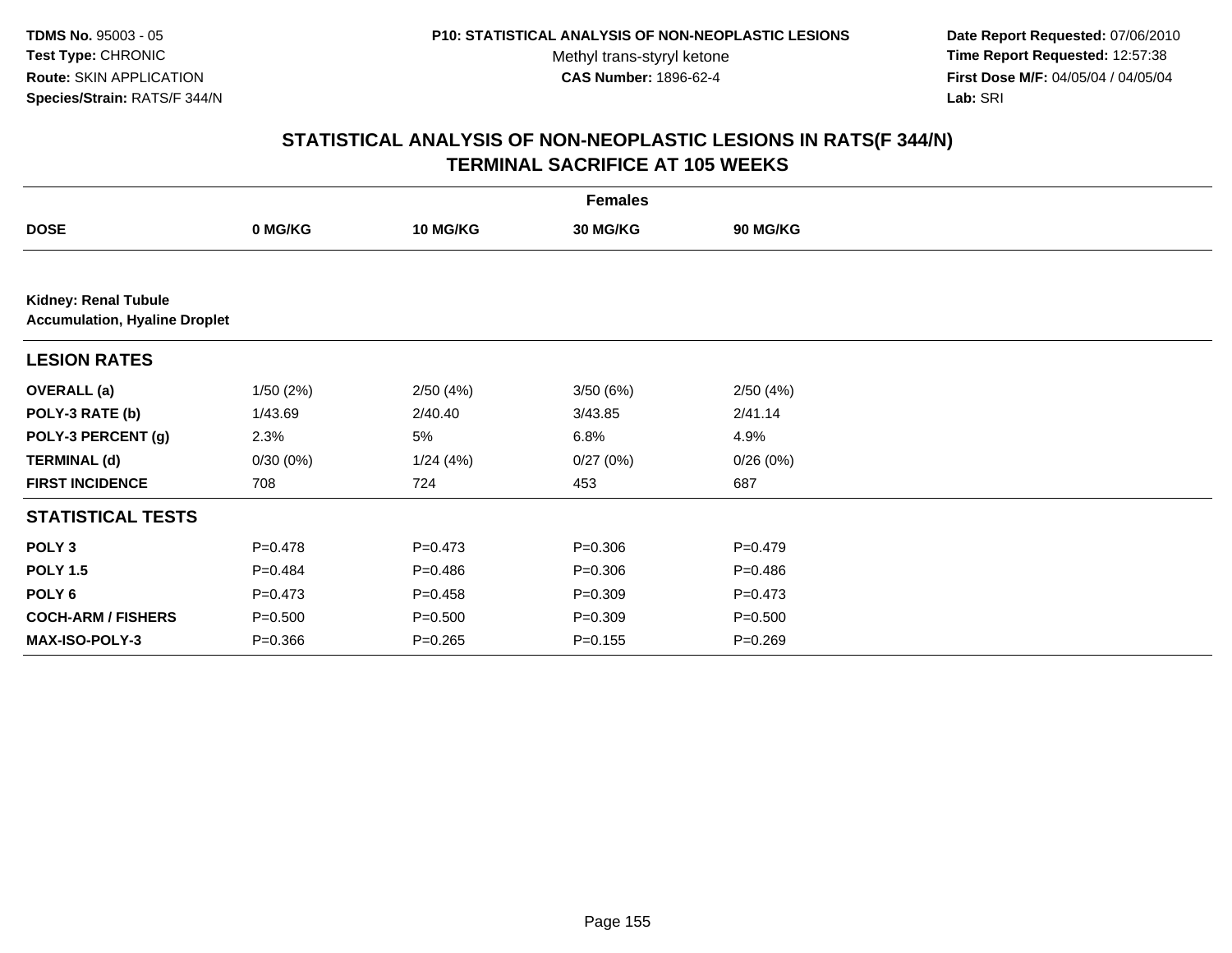TDMS No. 95003 - 05
Test Type: CHRONIC
Route: SKIN APPLICATION
Species/Strain: RATS/F 344/N

P10: STATISTICAL ANALYSIS OF NON-NEOPLASTIC LESIONS
Methyl trans-styryl ketone
CAS Number: 1896-62-4

Date Report Requested: 07/06/2010
Time Report Requested: 12:57:38
First Dose M/F: 04/05/04 / 04/05/04
Lab: SRI

## STATISTICAL ANALYSIS OF NON-NEOPLASTIC LESIONS IN RATS(F 344/N)
## TERMINAL SACRIFICE AT 105 WEEKS

| | Females | | | |
|---|---|---|---|---|
| **DOSE** | **0 MG/KG** | **10 MG/KG** | **30 MG/KG** | **90 MG/KG** |
| **Kidney: Renal Tubule Accumulation, Hyaline Droplet** | | | | |
| **LESION RATES** | | | | |
| **OVERALL (a)** | 1/50 (2%) | 2/50 (4%) | 3/50 (6%) | 2/50 (4%) |
| **POLY-3 RATE (b)** | 1/43.69 | 2/40.40 | 3/43.85 | 2/41.14 |
| **POLY-3 PERCENT (g)** | 2.3% | 5% | 6.8% | 4.9% |
| **TERMINAL (d)** | 0/30 (0%) | 1/24 (4%) | 0/27 (0%) | 0/26 (0%) |
| **FIRST INCIDENCE** | 708 | 724 | 453 | 687 |
| **STATISTICAL TESTS** | | | | |
| **POLY 3** | P=0.478 | P=0.473 | P=0.306 | P=0.479 |
| **POLY 1.5** | P=0.484 | P=0.486 | P=0.306 | P=0.486 |
| **POLY 6** | P=0.473 | P=0.458 | P=0.309 | P=0.473 |
| **COCH-ARM / FISHERS** | P=0.500 | P=0.500 | P=0.309 | P=0.500 |
| **MAX-ISO-POLY-3** | P=0.366 | P=0.265 | P=0.155 | P=0.269 |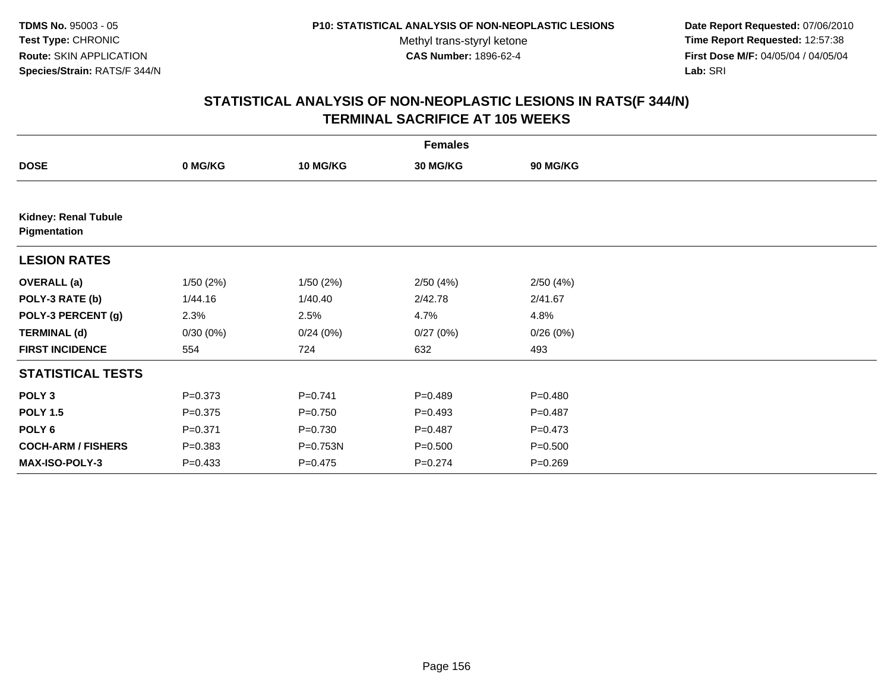**TDMS No.** 95003 - 05
**Test Type:** CHRONIC
**Route:** SKIN APPLICATION
**Species/Strain:** RATS/F 344/N

**P10: STATISTICAL ANALYSIS OF NON-NEOPLASTIC LESIONS**
Methyl trans-styryl ketone
**CAS Number:** 1896-62-4

**Date Report Requested:** 07/06/2010
**Time Report Requested:** 12:57:38
**First Dose M/F:** 04/05/04 / 04/05/04
**Lab:** SRI

## STATISTICAL ANALYSIS OF NON-NEOPLASTIC LESIONS IN RATS(F 344/N) TERMINAL SACRIFICE AT 105 WEEKS

| | Females | | | |
|---|---|---|---|---|
| **DOSE** | **0 MG/KG** | **10 MG/KG** | **30 MG/KG** | **90 MG/KG** |
| **Kidney: Renal Tubule Pigmentation** | | | | |
| **LESION RATES** | | | | |
| **OVERALL (a)** | 1/50 (2%) | 1/50 (2%) | 2/50 (4%) | 2/50 (4%) |
| **POLY-3 RATE (b)** | 1/44.16 | 1/40.40 | 2/42.78 | 2/41.67 |
| **POLY-3 PERCENT (g)** | 2.3% | 2.5% | 4.7% | 4.8% |
| **TERMINAL (d)** | 0/30 (0%) | 0/24 (0%) | 0/27 (0%) | 0/26 (0%) |
| **FIRST INCIDENCE** | 554 | 724 | 632 | 493 |
| **STATISTICAL TESTS** | | | | |
| **POLY 3** | P=0.373 | P=0.741 | P=0.489 | P=0.480 |
| **POLY 1.5** | P=0.375 | P=0.750 | P=0.493 | P=0.487 |
| **POLY 6** | P=0.371 | P=0.730 | P=0.487 | P=0.473 |
| **COCH-ARM / FISHERS** | P=0.383 | P=0.753N | P=0.500 | P=0.500 |
| **MAX-ISO-POLY-3** | P=0.433 | P=0.475 | P=0.274 | P=0.269 |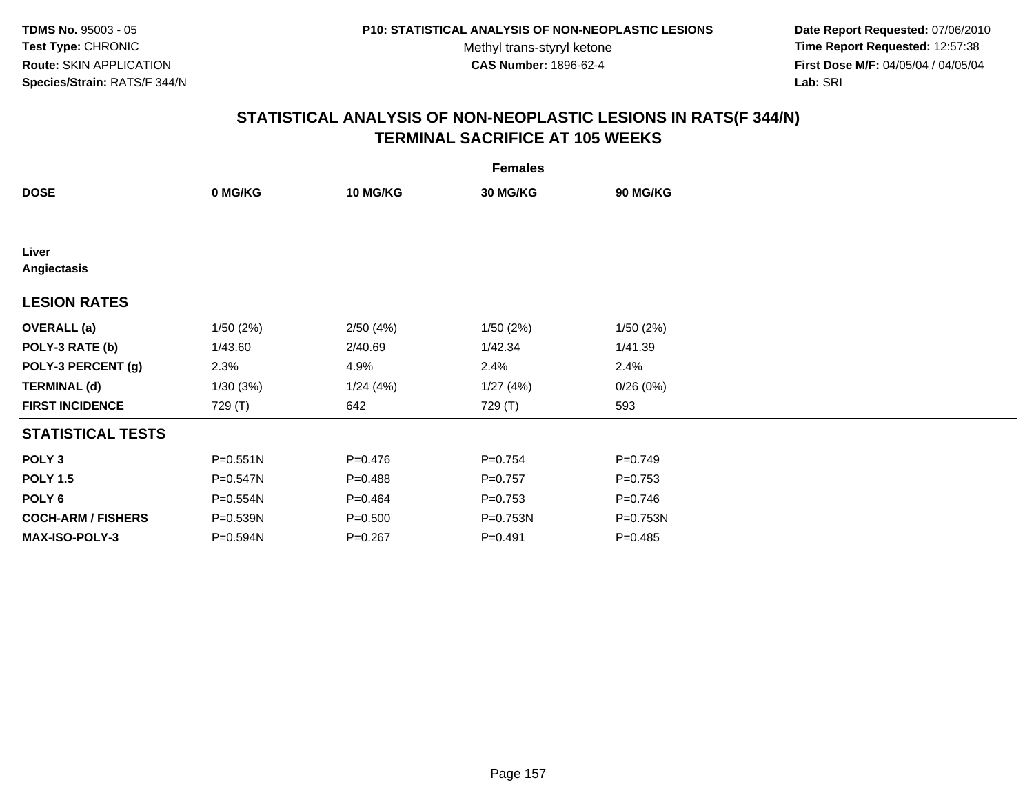**TDMS No.** 95003 - 05
**Test Type:** CHRONIC
**Route:** SKIN APPLICATION
**Species/Strain:** RATS/F 344/N

**P10: STATISTICAL ANALYSIS OF NON-NEOPLASTIC LESIONS**
Methyl trans-styryl ketone
**CAS Number:** 1896-62-4

**Date Report Requested:** 07/06/2010
**Time Report Requested:** 12:57:38
**First Dose M/F:** 04/05/04 / 04/05/04
**Lab:** SRI

# STATISTICAL ANALYSIS OF NON-NEOPLASTIC LESIONS IN RATS(F 344/N) TERMINAL SACRIFICE AT 105 WEEKS

| | Females | | | |
|---|---|---|---|---|
| **DOSE** | **0 MG/KG** | **10 MG/KG** | **30 MG/KG** | **90 MG/KG** |
| **Liver** | | | | |
| **Angiectasis** | | | | |
| **LESION RATES** | | | | |
| **OVERALL (a)** | 1/50 (2%) | 2/50 (4%) | 1/50 (2%) | 1/50 (2%) |
| **POLY-3 RATE (b)** | 1/43.60 | 2/40.69 | 1/42.34 | 1/41.39 |
| **POLY-3 PERCENT (g)** | 2.3% | 4.9% | 2.4% | 2.4% |
| **TERMINAL (d)** | 1/30 (3%) | 1/24 (4%) | 1/27 (4%) | 0/26 (0%) |
| **FIRST INCIDENCE** | 729 (T) | 642 | 729 (T) | 593 |
| **STATISTICAL TESTS** | | | | |
| **POLY 3** | P=0.551N | P=0.476 | P=0.754 | P=0.749 |
| **POLY 1.5** | P=0.547N | P=0.488 | P=0.757 | P=0.753 |
| **POLY 6** | P=0.554N | P=0.464 | P=0.753 | P=0.746 |
| **COCH-ARM / FISHERS** | P=0.539N | P=0.500 | P=0.753N | P=0.753N |
| **MAX-ISO-POLY-3** | P=0.594N | P=0.267 | P=0.491 | P=0.485 |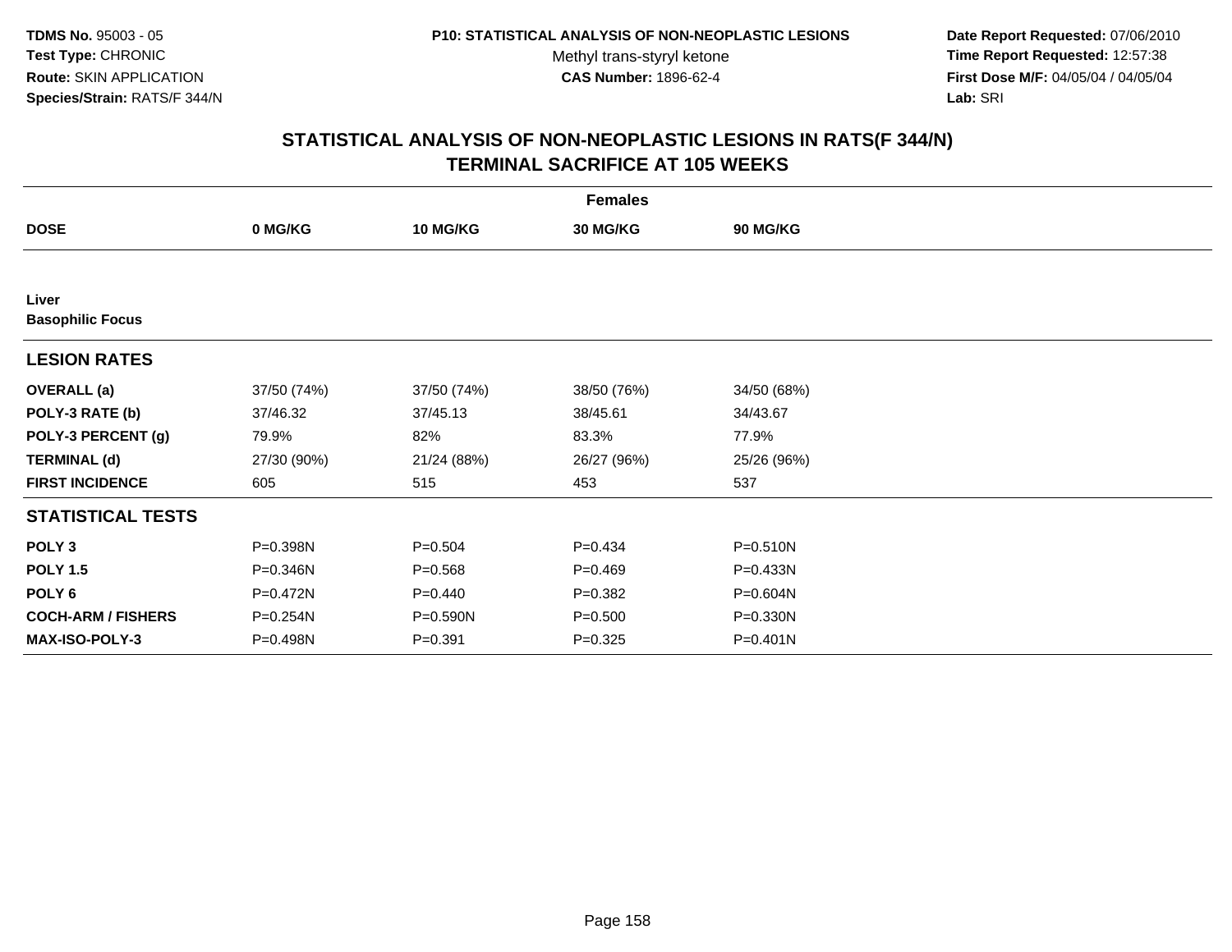**TDMS No.** 95003 - 05
**Test Type:** CHRONIC
**Route:** SKIN APPLICATION
**Species/Strain:** RATS/F 344/N

**P10: STATISTICAL ANALYSIS OF NON-NEOPLASTIC LESIONS**
Methyl trans-styryl ketone
**CAS Number:** 1896-62-4

**Date Report Requested:** 07/06/2010
**Time Report Requested:** 12:57:38
**First Dose M/F:** 04/05/04 / 04/05/04
**Lab:** SRI

## STATISTICAL ANALYSIS OF NON-NEOPLASTIC LESIONS IN RATS(F 344/N)
## TERMINAL SACRIFICE AT 105 WEEKS

| | Females | | | |
|---|---|---|---|---|
| **DOSE** | **0 MG/KG** | **10 MG/KG** | **30 MG/KG** | **90 MG/KG** |
| **Liver** | | | | |
| **Basophilic Focus** | | | | |
| **LESION RATES** | | | | |
| **OVERALL (a)** | 37/50 (74%) | 37/50 (74%) | 38/50 (76%) | 34/50 (68%) |
| **POLY-3 RATE (b)** | 37/46.32 | 37/45.13 | 38/45.61 | 34/43.67 |
| **POLY-3 PERCENT (g)** | 79.9% | 82% | 83.3% | 77.9% |
| **TERMINAL (d)** | 27/30 (90%) | 21/24 (88%) | 26/27 (96%) | 25/26 (96%) |
| **FIRST INCIDENCE** | 605 | 515 | 453 | 537 |
| **STATISTICAL TESTS** | | | | |
| **POLY 3** | P=0.398N | P=0.504 | P=0.434 | P=0.510N |
| **POLY 1.5** | P=0.346N | P=0.568 | P=0.469 | P=0.433N |
| **POLY 6** | P=0.472N | P=0.440 | P=0.382 | P=0.604N |
| **COCH-ARM / FISHERS** | P=0.254N | P=0.590N | P=0.500 | P=0.330N |
| **MAX-ISO-POLY-3** | P=0.498N | P=0.391 | P=0.325 | P=0.401N |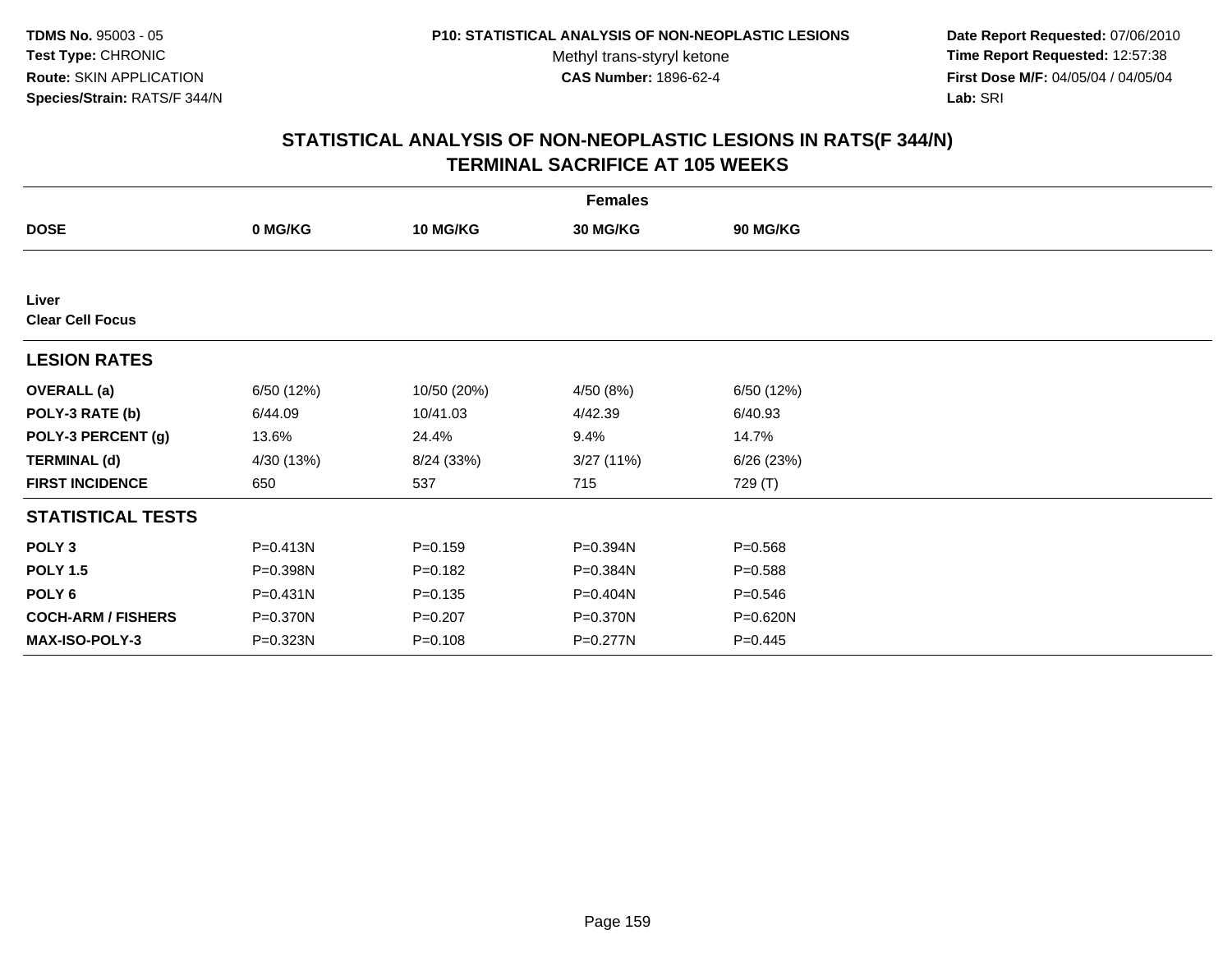TDMS No. 95003 - 05
Test Type: CHRONIC
Route: SKIN APPLICATION
Species/Strain: RATS/F 344/N

P10: STATISTICAL ANALYSIS OF NON-NEOPLASTIC LESIONS
Methyl trans-styryl ketone
CAS Number: 1896-62-4

Date Report Requested: 07/06/2010
Time Report Requested: 12:57:38
First Dose M/F: 04/05/04 / 04/05/04
Lab: SRI

# STATISTICAL ANALYSIS OF NON-NEOPLASTIC LESIONS IN RATS(F 344/N)
## TERMINAL SACRIFICE AT 105 WEEKS

| | Females | | | |
|---|---|---|---|---|
| **DOSE** | **0 MG/KG** | **10 MG/KG** | **30 MG/KG** | **90 MG/KG** |
| **Liver** | | | | |
| **Clear Cell Focus** | | | | |
| **LESION RATES** | | | | |
| **OVERALL (a)** | 6/50 (12%) | 10/50 (20%) | 4/50 (8%) | 6/50 (12%) |
| **POLY-3 RATE (b)** | 6/44.09 | 10/41.03 | 4/42.39 | 6/40.93 |
| **POLY-3 PERCENT (g)** | 13.6% | 24.4% | 9.4% | 14.7% |
| **TERMINAL (d)** | 4/30 (13%) | 8/24 (33%) | 3/27 (11%) | 6/26 (23%) |
| **FIRST INCIDENCE** | 650 | 537 | 715 | 729 (T) |
| **STATISTICAL TESTS** | | | | |
| **POLY 3** | P=0.413N | P=0.159 | P=0.394N | P=0.568 |
| **POLY 1.5** | P=0.398N | P=0.182 | P=0.384N | P=0.588 |
| **POLY 6** | P=0.431N | P=0.135 | P=0.404N | P=0.546 |
| **COCH-ARM / FISHERS** | P=0.370N | P=0.207 | P=0.370N | P=0.620N |
| **MAX-ISO-POLY-3** | P=0.323N | P=0.108 | P=0.277N | P=0.445 |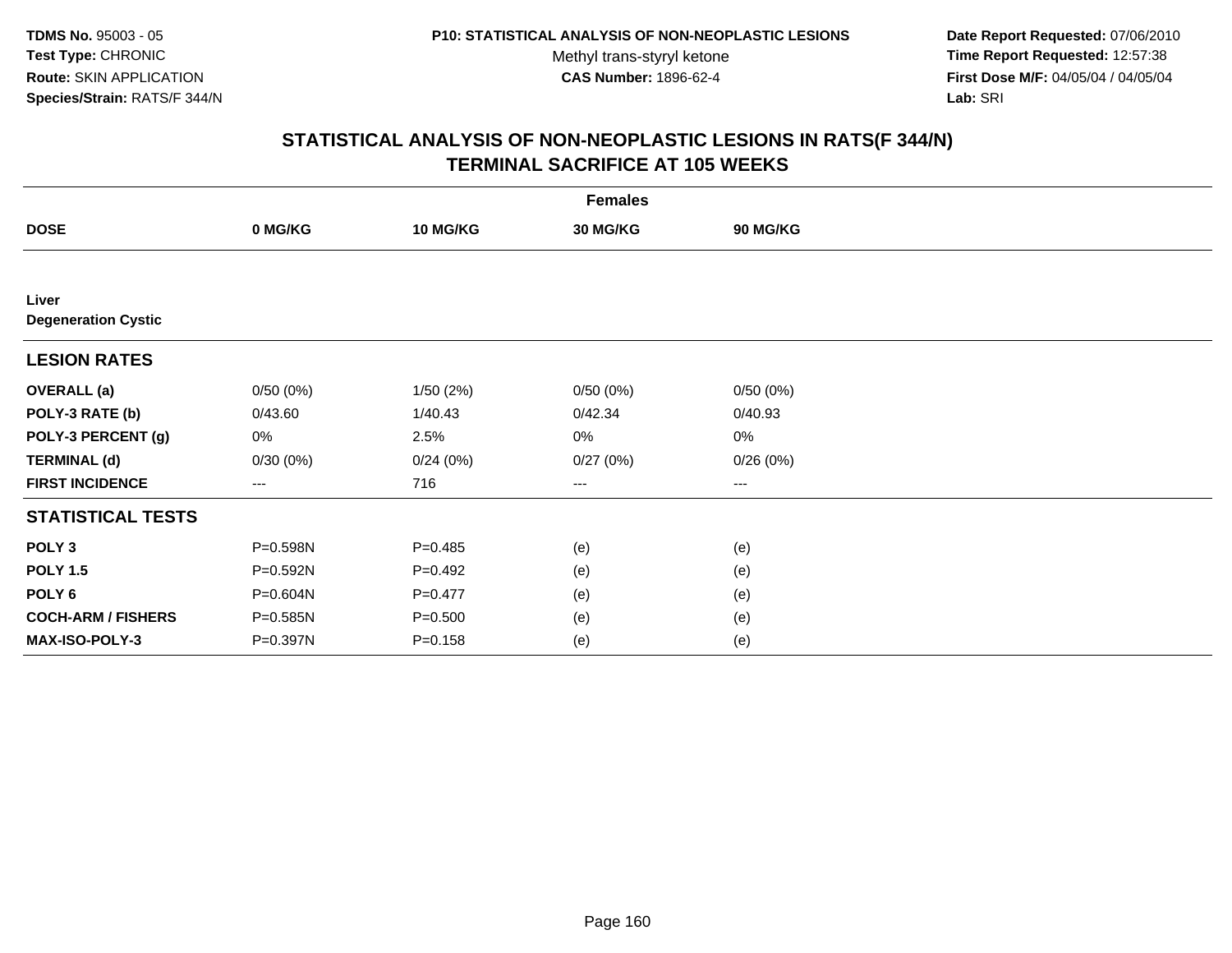**TDMS No.** 95003 - 05
**Test Type:** CHRONIC
**Route:** SKIN APPLICATION
**Species/Strain:** RATS/F 344/N

**P10: STATISTICAL ANALYSIS OF NON-NEOPLASTIC LESIONS**
Methyl trans-styryl ketone
**CAS Number:** 1896-62-4

**Date Report Requested:** 07/06/2010
**Time Report Requested:** 12:57:38
**First Dose M/F:** 04/05/04 / 04/05/04
**Lab:** SRI

## STATISTICAL ANALYSIS OF NON-NEOPLASTIC LESIONS IN RATS(F 344/N)
## TERMINAL SACRIFICE AT 105 WEEKS

| | Females | | | |
|---|---|---|---|---|
| **DOSE** | **0 MG/KG** | **10 MG/KG** | **30 MG/KG** | **90 MG/KG** |
| **Liver** | | | | |
| **Degeneration Cystic** | | | | |
| **LESION RATES** | | | | |
| **OVERALL (a)** | 0/50 (0%) | 1/50 (2%) | 0/50 (0%) | 0/50 (0%) |
| **POLY-3 RATE (b)** | 0/43.60 | 1/40.43 | 0/42.34 | 0/40.93 |
| **POLY-3 PERCENT (g)** | 0% | 2.5% | 0% | 0% |
| **TERMINAL (d)** | 0/30 (0%) | 0/24 (0%) | 0/27 (0%) | 0/26 (0%) |
| **FIRST INCIDENCE** | --- | 716 | --- | --- |
| **STATISTICAL TESTS** | | | | |
| **POLY 3** | P=0.598N | P=0.485 | (e) | (e) |
| **POLY 1.5** | P=0.592N | P=0.492 | (e) | (e) |
| **POLY 6** | P=0.604N | P=0.477 | (e) | (e) |
| **COCH-ARM / FISHERS** | P=0.585N | P=0.500 | (e) | (e) |
| **MAX-ISO-POLY-3** | P=0.397N | P=0.158 | (e) | (e) |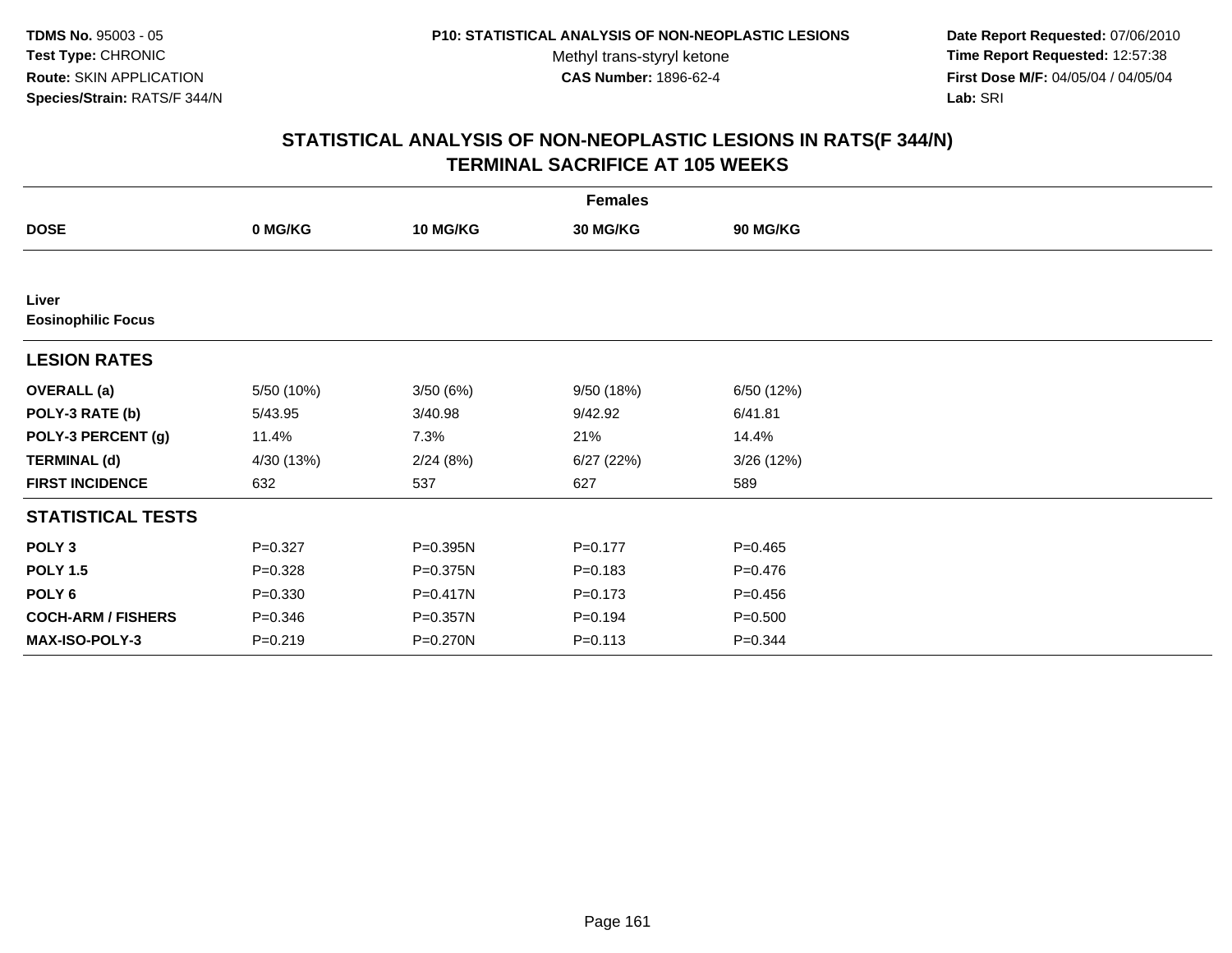**TDMS No.** 95003 - 05
**Test Type:** CHRONIC
**Route:** SKIN APPLICATION
**Species/Strain:** RATS/F 344/N

**P10: STATISTICAL ANALYSIS OF NON-NEOPLASTIC LESIONS**
Methyl trans-styryl ketone
**CAS Number:** 1896-62-4

**Date Report Requested:** 07/06/2010
**Time Report Requested:** 12:57:38
**First Dose M/F:** 04/05/04 / 04/05/04
**Lab:** SRI

# STATISTICAL ANALYSIS OF NON-NEOPLASTIC LESIONS IN RATS(F 344/N) TERMINAL SACRIFICE AT 105 WEEKS

| | Females | | | |
|---|---|---|---|---|
| **DOSE** | **0 MG/KG** | **10 MG/KG** | **30 MG/KG** | **90 MG/KG** |
| **Liver** | | | | |
| **Eosinophilic Focus** | | | | |
| **LESION RATES** | | | | |
| **OVERALL (a)** | 5/50 (10%) | 3/50 (6%) | 9/50 (18%) | 6/50 (12%) |
| **POLY-3 RATE (b)** | 5/43.95 | 3/40.98 | 9/42.92 | 6/41.81 |
| **POLY-3 PERCENT (g)** | 11.4% | 7.3% | 21% | 14.4% |
| **TERMINAL (d)** | 4/30 (13%) | 2/24 (8%) | 6/27 (22%) | 3/26 (12%) |
| **FIRST INCIDENCE** | 632 | 537 | 627 | 589 |
| **STATISTICAL TESTS** | | | | |
| **POLY 3** | P=0.327 | P=0.395N | P=0.177 | P=0.465 |
| **POLY 1.5** | P=0.328 | P=0.375N | P=0.183 | P=0.476 |
| **POLY 6** | P=0.330 | P=0.417N | P=0.173 | P=0.456 |
| **COCH-ARM / FISHERS** | P=0.346 | P=0.357N | P=0.194 | P=0.500 |
| **MAX-ISO-POLY-3** | P=0.219 | P=0.270N | P=0.113 | P=0.344 |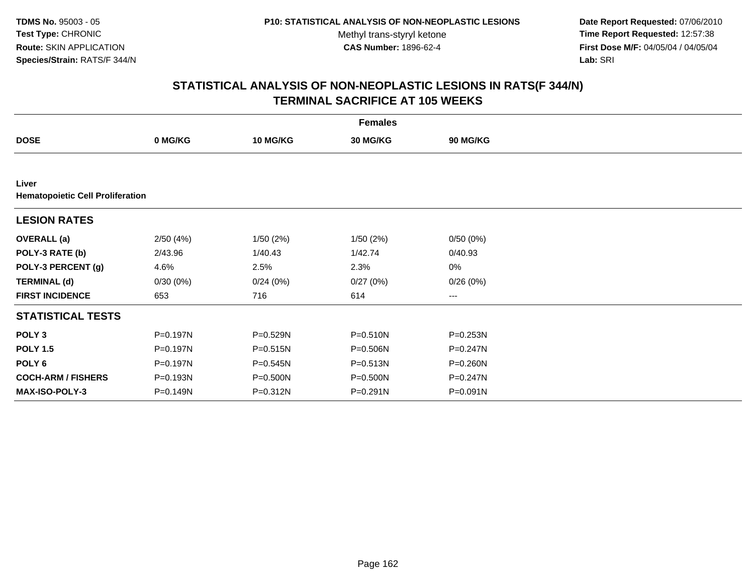**TDMS No.** 95003 - 05
**Test Type:** CHRONIC
**Route:** SKIN APPLICATION
**Species/Strain:** RATS/F 344/N

**P10: STATISTICAL ANALYSIS OF NON-NEOPLASTIC LESIONS**
Methyl trans-styryl ketone
**CAS Number:** 1896-62-4

**Date Report Requested:** 07/06/2010
**Time Report Requested:** 12:57:38
**First Dose M/F:** 04/05/04 / 04/05/04
**Lab:** SRI

## STATISTICAL ANALYSIS OF NON-NEOPLASTIC LESIONS IN RATS(F 344/N)
## TERMINAL SACRIFICE AT 105 WEEKS

| | Females | | | |
|---|---|---|---|---|
| **DOSE** | **0 MG/KG** | **10 MG/KG** | **30 MG/KG** | **90 MG/KG** |
| **Liver** | | | | |
| **Hematopoietic Cell Proliferation** | | | | |
| **LESION RATES** | | | | |
| **OVERALL (a)** | 2/50 (4%) | 1/50 (2%) | 1/50 (2%) | 0/50 (0%) |
| **POLY-3 RATE (b)** | 2/43.96 | 1/40.43 | 1/42.74 | 0/40.93 |
| **POLY-3 PERCENT (g)** | 4.6% | 2.5% | 2.3% | 0% |
| **TERMINAL (d)** | 0/30 (0%) | 0/24 (0%) | 0/27 (0%) | 0/26 (0%) |
| **FIRST INCIDENCE** | 653 | 716 | 614 | --- |
| **STATISTICAL TESTS** | | | | |
| **POLY 3** | P=0.197N | P=0.529N | P=0.510N | P=0.253N |
| **POLY 1.5** | P=0.197N | P=0.515N | P=0.506N | P=0.247N |
| **POLY 6** | P=0.197N | P=0.545N | P=0.513N | P=0.260N |
| **COCH-ARM / FISHERS** | P=0.193N | P=0.500N | P=0.500N | P=0.247N |
| **MAX-ISO-POLY-3** | P=0.149N | P=0.312N | P=0.291N | P=0.091N |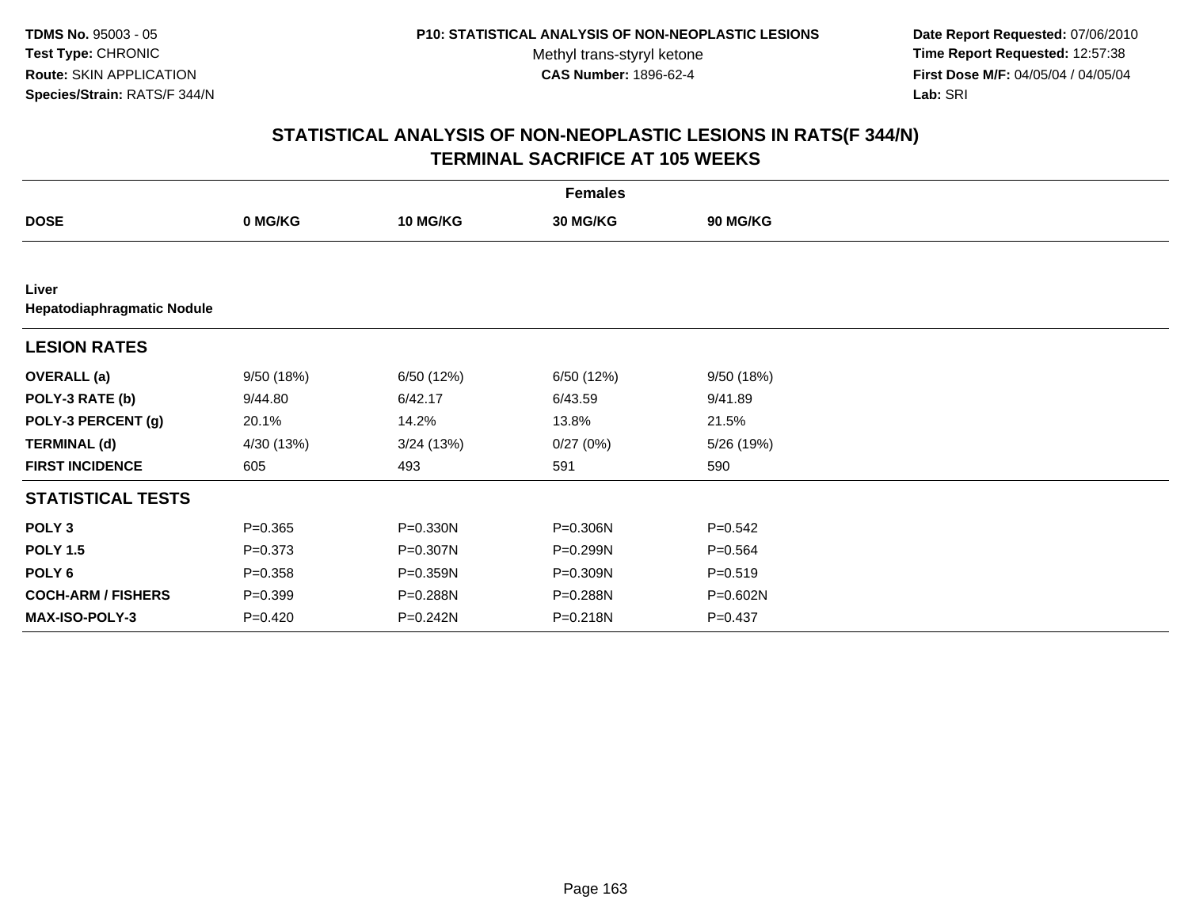**TDMS No.** 95003 - 05
**Test Type:** CHRONIC
**Route:** SKIN APPLICATION
**Species/Strain:** RATS/F 344/N

**P10: STATISTICAL ANALYSIS OF NON-NEOPLASTIC LESIONS**
Methyl trans-styryl ketone
**CAS Number:** 1896-62-4

**Date Report Requested:** 07/06/2010
**Time Report Requested:** 12:57:38
**First Dose M/F:** 04/05/04 / 04/05/04
**Lab:** SRI

## STATISTICAL ANALYSIS OF NON-NEOPLASTIC LESIONS IN RATS(F 344/N) TERMINAL SACRIFICE AT 105 WEEKS

| | Females | | | |
|---|---|---|---|---|
| **DOSE** | **0 MG/KG** | **10 MG/KG** | **30 MG/KG** | **90 MG/KG** |
| **Liver** | | | | |
| **Hepatodiaphragmatic Nodule** | | | | |
| **LESION RATES** | | | | |
| **OVERALL (a)** | 9/50 (18%) | 6/50 (12%) | 6/50 (12%) | 9/50 (18%) |
| **POLY-3 RATE (b)** | 9/44.80 | 6/42.17 | 6/43.59 | 9/41.89 |
| **POLY-3 PERCENT (g)** | 20.1% | 14.2% | 13.8% | 21.5% |
| **TERMINAL (d)** | 4/30 (13%) | 3/24 (13%) | 0/27 (0%) | 5/26 (19%) |
| **FIRST INCIDENCE** | 605 | 493 | 591 | 590 |
| **STATISTICAL TESTS** | | | | |
| **POLY 3** | P=0.365 | P=0.330N | P=0.306N | P=0.542 |
| **POLY 1.5** | P=0.373 | P=0.307N | P=0.299N | P=0.564 |
| **POLY 6** | P=0.358 | P=0.359N | P=0.309N | P=0.519 |
| **COCH-ARM / FISHERS** | P=0.399 | P=0.288N | P=0.288N | P=0.602N |
| **MAX-ISO-POLY-3** | P=0.420 | P=0.242N | P=0.218N | P=0.437 |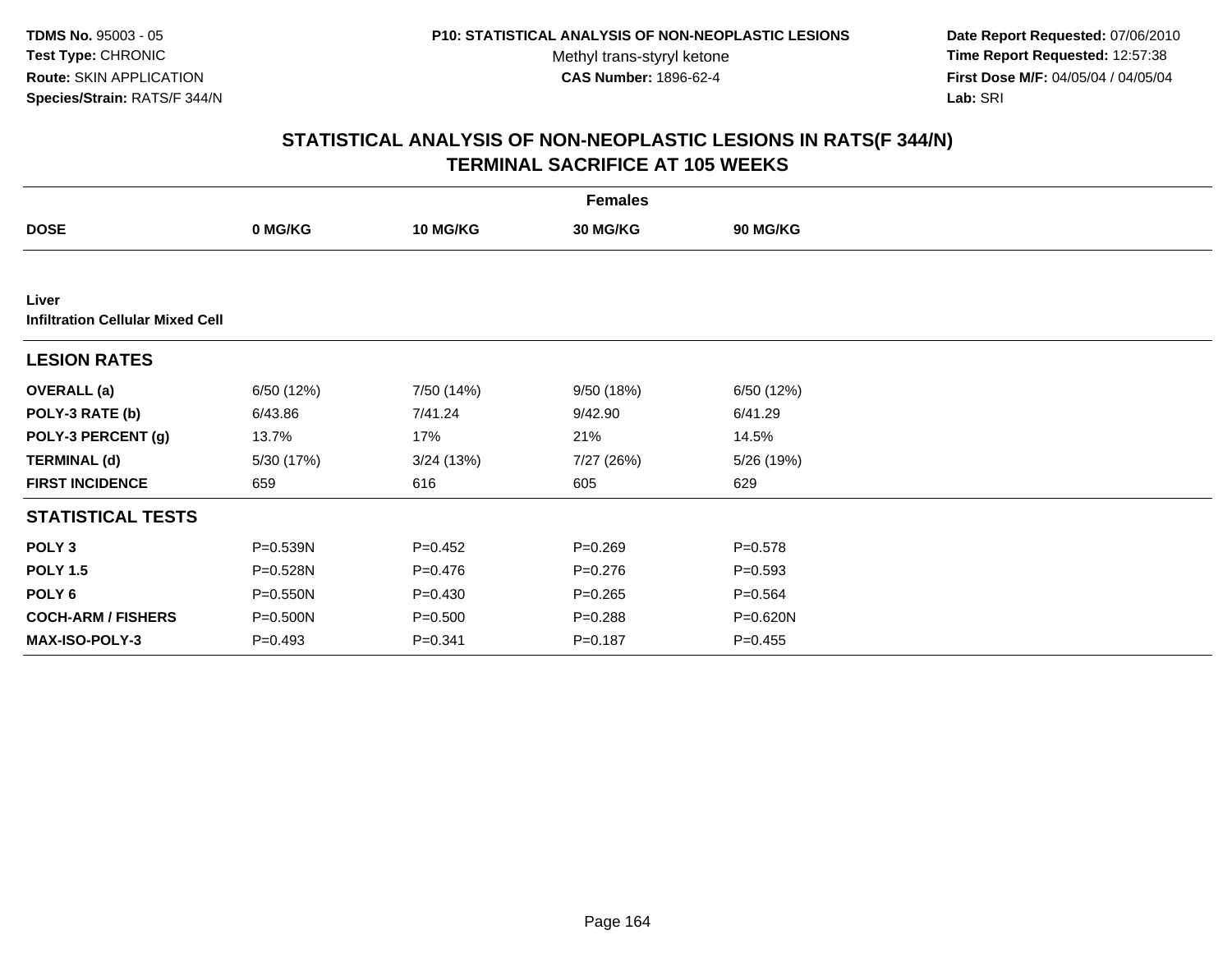**TDMS No.** 95003 - 05
**Test Type:** CHRONIC
**Route:** SKIN APPLICATION
**Species/Strain:** RATS/F 344/N

**P10: STATISTICAL ANALYSIS OF NON-NEOPLASTIC LESIONS**
Methyl trans-styryl ketone
**CAS Number:** 1896-62-4

**Date Report Requested:** 07/06/2010
**Time Report Requested:** 12:57:38
**First Dose M/F:** 04/05/04 / 04/05/04
**Lab:** SRI

## STATISTICAL ANALYSIS OF NON-NEOPLASTIC LESIONS IN RATS(F 344/N)
## TERMINAL SACRIFICE AT 105 WEEKS

| | Females | | | |
|---|---|---|---|---|
| **DOSE** | **0 MG/KG** | **10 MG/KG** | **30 MG/KG** | **90 MG/KG** |
| **Liver** | | | | |
| **Infiltration Cellular Mixed Cell** | | | | |
| **LESION RATES** | | | | |
| **OVERALL (a)** | 6/50 (12%) | 7/50 (14%) | 9/50 (18%) | 6/50 (12%) |
| **POLY-3 RATE (b)** | 6/43.86 | 7/41.24 | 9/42.90 | 6/41.29 |
| **POLY-3 PERCENT (g)** | 13.7% | 17% | 21% | 14.5% |
| **TERMINAL (d)** | 5/30 (17%) | 3/24 (13%) | 7/27 (26%) | 5/26 (19%) |
| **FIRST INCIDENCE** | 659 | 616 | 605 | 629 |
| **STATISTICAL TESTS** | | | | |
| **POLY 3** | P=0.539N | P=0.452 | P=0.269 | P=0.578 |
| **POLY 1.5** | P=0.528N | P=0.476 | P=0.276 | P=0.593 |
| **POLY 6** | P=0.550N | P=0.430 | P=0.265 | P=0.564 |
| **COCH-ARM / FISHERS** | P=0.500N | P=0.500 | P=0.288 | P=0.620N |
| **MAX-ISO-POLY-3** | P=0.493 | P=0.341 | P=0.187 | P=0.455 |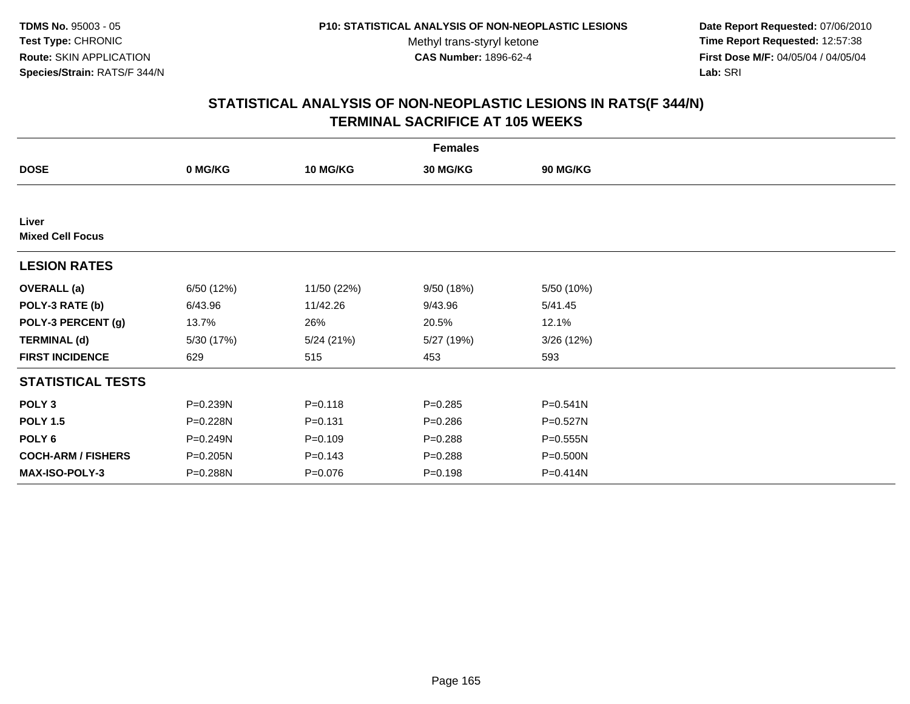**TDMS No.** 95003 - 05
**Test Type:** CHRONIC
**Route:** SKIN APPLICATION
**Species/Strain:** RATS/F 344/N

**P10: STATISTICAL ANALYSIS OF NON-NEOPLASTIC LESIONS**
Methyl trans-styryl ketone
**CAS Number:** 1896-62-4

**Date Report Requested:** 07/06/2010
**Time Report Requested:** 12:57:38
**First Dose M/F:** 04/05/04 / 04/05/04
**Lab:** SRI

## STATISTICAL ANALYSIS OF NON-NEOPLASTIC LESIONS IN RATS(F 344/N)
## TERMINAL SACRIFICE AT 105 WEEKS

| | Females | | | |
|---|---|---|---|---|
| **DOSE** | **0 MG/KG** | **10 MG/KG** | **30 MG/KG** | **90 MG/KG** |
| **Liver** | | | | |
| **Mixed Cell Focus** | | | | |
| **LESION RATES** | | | | |
| **OVERALL (a)** | 6/50 (12%) | 11/50 (22%) | 9/50 (18%) | 5/50 (10%) |
| **POLY-3 RATE (b)** | 6/43.96 | 11/42.26 | 9/43.96 | 5/41.45 |
| **POLY-3 PERCENT (g)** | 13.7% | 26% | 20.5% | 12.1% |
| **TERMINAL (d)** | 5/30 (17%) | 5/24 (21%) | 5/27 (19%) | 3/26 (12%) |
| **FIRST INCIDENCE** | 629 | 515 | 453 | 593 |
| **STATISTICAL TESTS** | | | | |
| **POLY 3** | P=0.239N | P=0.118 | P=0.285 | P=0.541N |
| **POLY 1.5** | P=0.228N | P=0.131 | P=0.286 | P=0.527N |
| **POLY 6** | P=0.249N | P=0.109 | P=0.288 | P=0.555N |
| **COCH-ARM / FISHERS** | P=0.205N | P=0.143 | P=0.288 | P=0.500N |
| **MAX-ISO-POLY-3** | P=0.288N | P=0.076 | P=0.198 | P=0.414N |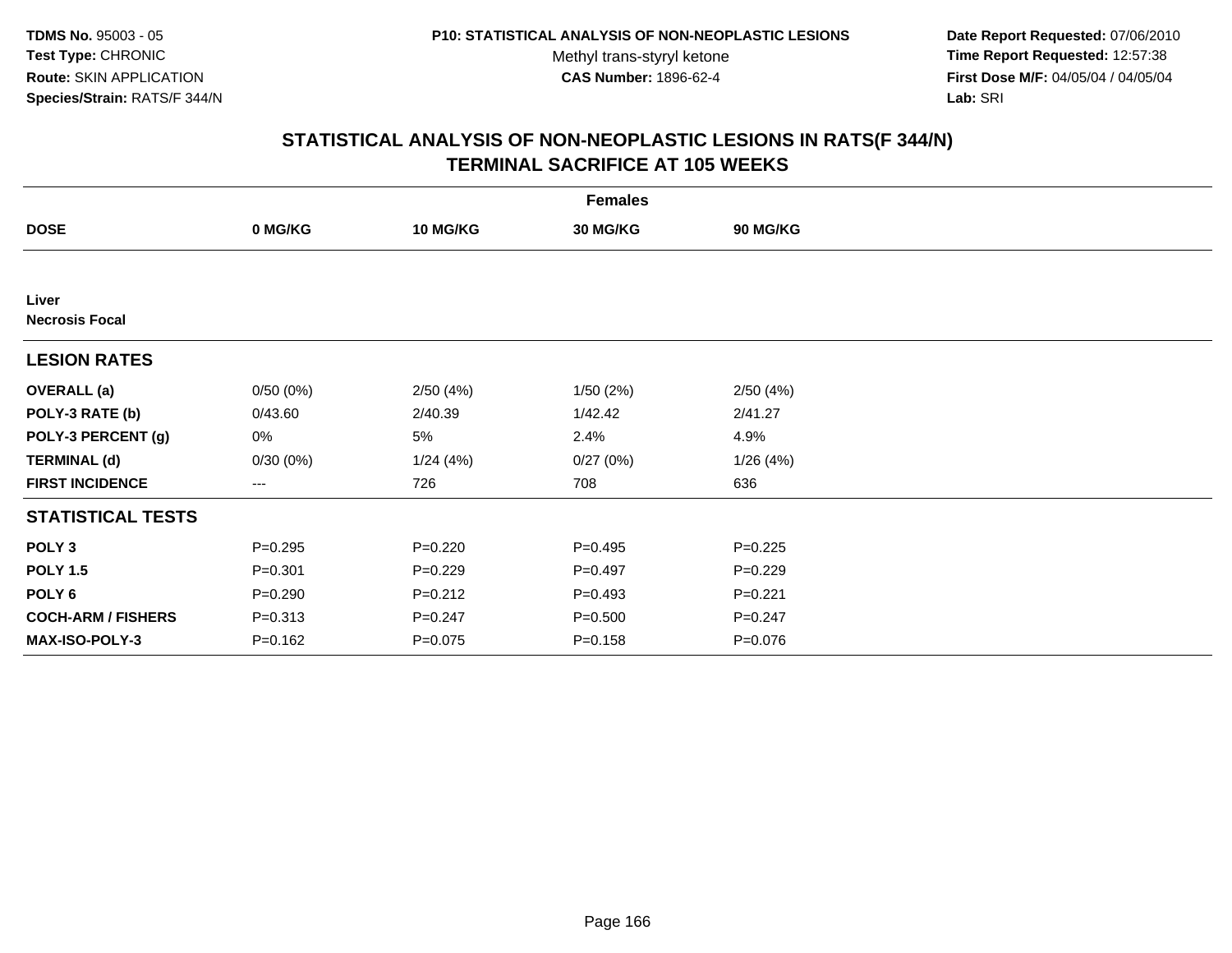**TDMS No.** 95003 - 05
**Test Type:** CHRONIC
**Route:** SKIN APPLICATION
**Species/Strain:** RATS/F 344/N

**P10: STATISTICAL ANALYSIS OF NON-NEOPLASTIC LESIONS**
Methyl trans-styryl ketone
**CAS Number:** 1896-62-4

**Date Report Requested:** 07/06/2010
**Time Report Requested:** 12:57:38
**First Dose M/F:** 04/05/04 / 04/05/04
**Lab:** SRI

## STATISTICAL ANALYSIS OF NON-NEOPLASTIC LESIONS IN RATS(F 344/N) TERMINAL SACRIFICE AT 105 WEEKS

| | Females | | | |
|---|---|---|---|---|
| **DOSE** | **0 MG/KG** | **10 MG/KG** | **30 MG/KG** | **90 MG/KG** |
| **Liver** | | | | |
| **Necrosis Focal** | | | | |
| **LESION RATES** | | | | |
| **OVERALL (a)** | 0/50 (0%) | 2/50 (4%) | 1/50 (2%) | 2/50 (4%) |
| **POLY-3 RATE (b)** | 0/43.60 | 2/40.39 | 1/42.42 | 2/41.27 |
| **POLY-3 PERCENT (g)** | 0% | 5% | 2.4% | 4.9% |
| **TERMINAL (d)** | 0/30 (0%) | 1/24 (4%) | 0/27 (0%) | 1/26 (4%) |
| **FIRST INCIDENCE** | --- | 726 | 708 | 636 |
| **STATISTICAL TESTS** | | | | |
| **POLY 3** | P=0.295 | P=0.220 | P=0.495 | P=0.225 |
| **POLY 1.5** | P=0.301 | P=0.229 | P=0.497 | P=0.229 |
| **POLY 6** | P=0.290 | P=0.212 | P=0.493 | P=0.221 |
| **COCH-ARM / FISHERS** | P=0.313 | P=0.247 | P=0.500 | P=0.247 |
| **MAX-ISO-POLY-3** | P=0.162 | P=0.075 | P=0.158 | P=0.076 |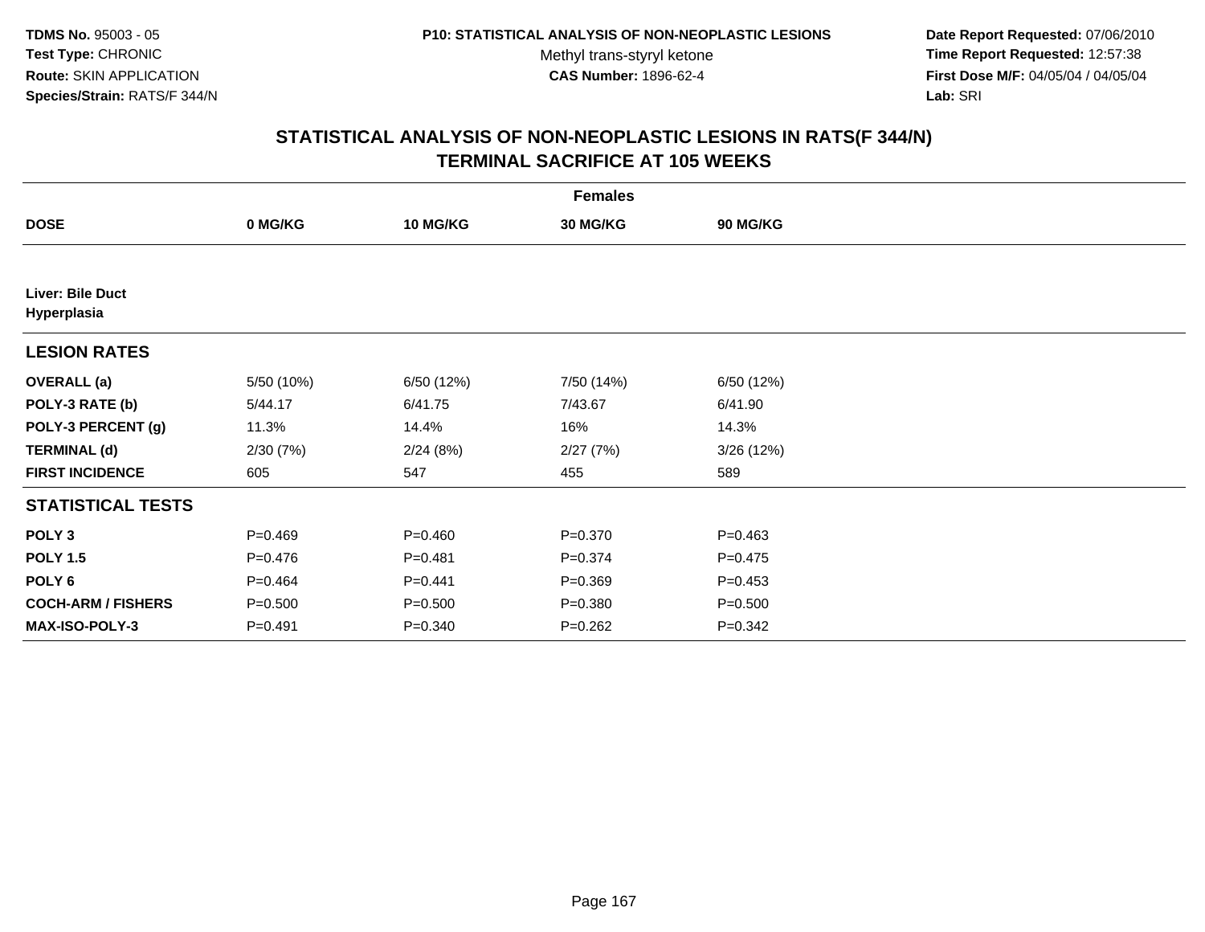TDMS No. 95003 - 05
Test Type: CHRONIC
Route: SKIN APPLICATION
Species/Strain: RATS/F 344/N

P10: STATISTICAL ANALYSIS OF NON-NEOPLASTIC LESIONS
Methyl trans-styryl ketone
CAS Number: 1896-62-4

Date Report Requested: 07/06/2010
Time Report Requested: 12:57:38
First Dose M/F: 04/05/04 / 04/05/04
Lab: SRI

## STATISTICAL ANALYSIS OF NON-NEOPLASTIC LESIONS IN RATS(F 344/N) TERMINAL SACRIFICE AT 105 WEEKS

| | Females | | | |
|---|---|---|---|---|
| **DOSE** | **0 MG/KG** | **10 MG/KG** | **30 MG/KG** | **90 MG/KG** |
| **Liver: Bile Duct Hyperplasia** | | | | |
| **LESION RATES** | | | | |
| **OVERALL (a)** | 5/50 (10%) | 6/50 (12%) | 7/50 (14%) | 6/50 (12%) |
| **POLY-3 RATE (b)** | 5/44.17 | 6/41.75 | 7/43.67 | 6/41.90 |
| **POLY-3 PERCENT (g)** | 11.3% | 14.4% | 16% | 14.3% |
| **TERMINAL (d)** | 2/30 (7%) | 2/24 (8%) | 2/27 (7%) | 3/26 (12%) |
| **FIRST INCIDENCE** | 605 | 547 | 455 | 589 |
| **STATISTICAL TESTS** | | | | |
| **POLY 3** | P=0.469 | P=0.460 | P=0.370 | P=0.463 |
| **POLY 1.5** | P=0.476 | P=0.481 | P=0.374 | P=0.475 |
| **POLY 6** | P=0.464 | P=0.441 | P=0.369 | P=0.453 |
| **COCH-ARM / FISHERS** | P=0.500 | P=0.500 | P=0.380 | P=0.500 |
| **MAX-ISO-POLY-3** | P=0.491 | P=0.340 | P=0.262 | P=0.342 |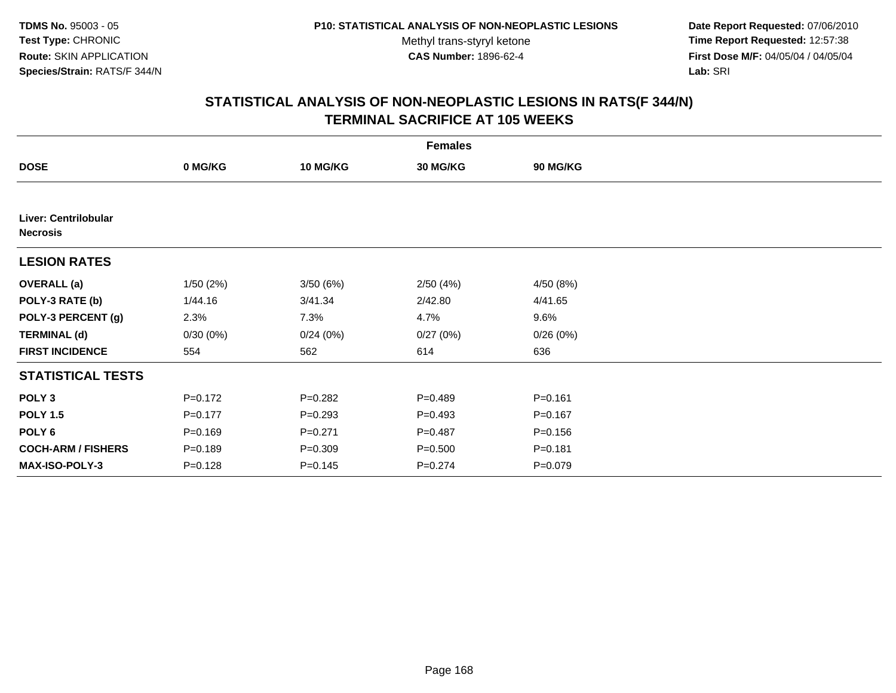**TDMS No.** 95003 - 05
**Test Type:** CHRONIC
**Route:** SKIN APPLICATION
**Species/Strain:** RATS/F 344/N

**P10: STATISTICAL ANALYSIS OF NON-NEOPLASTIC LESIONS**
Methyl trans-styryl ketone
**CAS Number:** 1896-62-4

**Date Report Requested:** 07/06/2010
**Time Report Requested:** 12:57:38
**First Dose M/F:** 04/05/04 / 04/05/04
**Lab:** SRI

## STATISTICAL ANALYSIS OF NON-NEOPLASTIC LESIONS IN RATS(F 344/N) TERMINAL SACRIFICE AT 105 WEEKS

| | Females | | | |
|---|---|---|---|---|
| **DOSE** | **0 MG/KG** | **10 MG/KG** | **30 MG/KG** | **90 MG/KG** |
| **Liver: Centrilobular Necrosis** | | | | |
| **LESION RATES** | | | | |
| **OVERALL (a)** | 1/50 (2%) | 3/50 (6%) | 2/50 (4%) | 4/50 (8%) |
| **POLY-3 RATE (b)** | 1/44.16 | 3/41.34 | 2/42.80 | 4/41.65 |
| **POLY-3 PERCENT (g)** | 2.3% | 7.3% | 4.7% | 9.6% |
| **TERMINAL (d)** | 0/30 (0%) | 0/24 (0%) | 0/27 (0%) | 0/26 (0%) |
| **FIRST INCIDENCE** | 554 | 562 | 614 | 636 |
| **STATISTICAL TESTS** | | | | |
| **POLY 3** | P=0.172 | P=0.282 | P=0.489 | P=0.161 |
| **POLY 1.5** | P=0.177 | P=0.293 | P=0.493 | P=0.167 |
| **POLY 6** | P=0.169 | P=0.271 | P=0.487 | P=0.156 |
| **COCH-ARM / FISHERS** | P=0.189 | P=0.309 | P=0.500 | P=0.181 |
| **MAX-ISO-POLY-3** | P=0.128 | P=0.145 | P=0.274 | P=0.079 |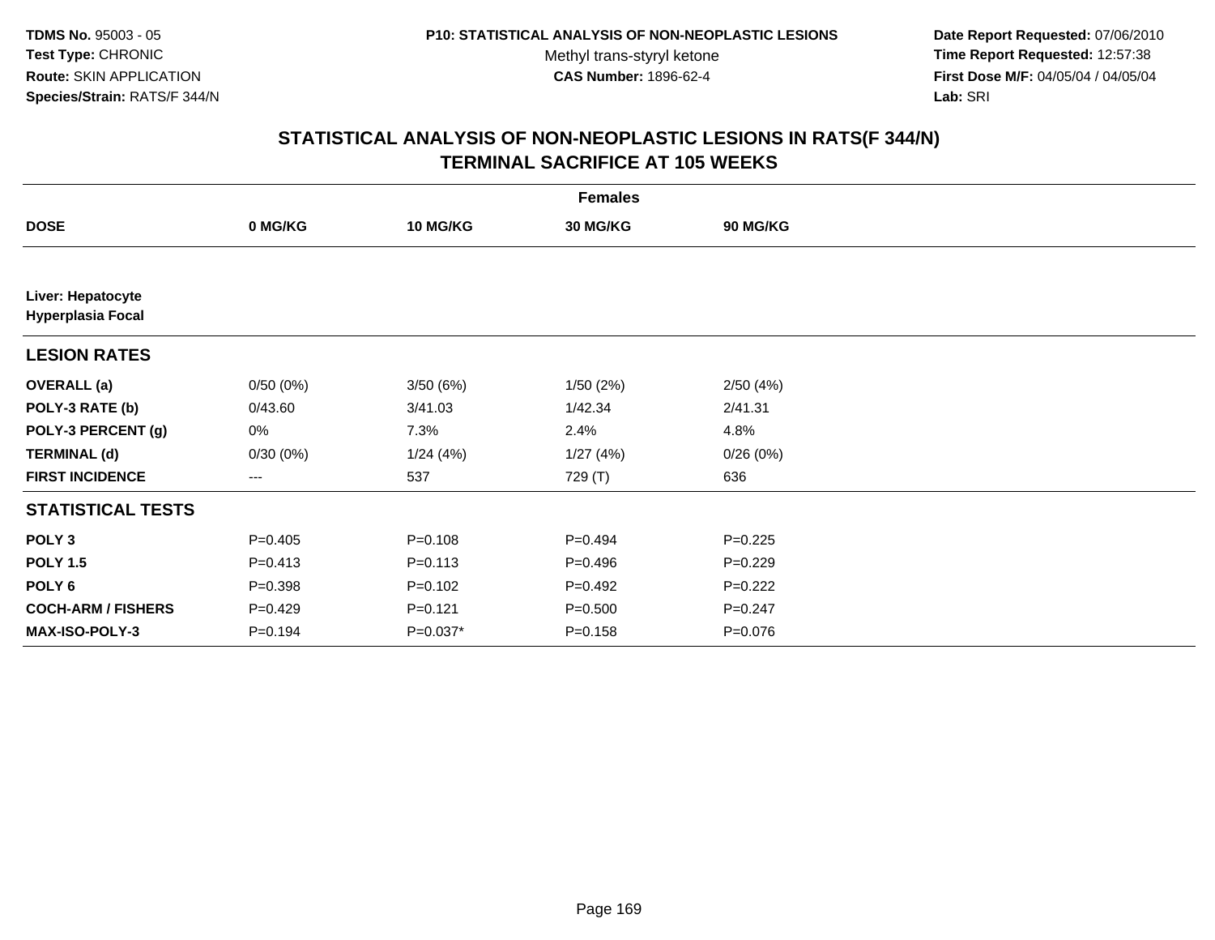TDMS No. 95003 - 05
Test Type: CHRONIC
Route: SKIN APPLICATION
Species/Strain: RATS/F 344/N

P10: STATISTICAL ANALYSIS OF NON-NEOPLASTIC LESIONS
Methyl trans-styryl ketone
CAS Number: 1896-62-4

Date Report Requested: 07/06/2010
Time Report Requested: 12:57:38
First Dose M/F: 04/05/04 / 04/05/04
Lab: SRI

## STATISTICAL ANALYSIS OF NON-NEOPLASTIC LESIONS IN RATS(F 344/N)
## TERMINAL SACRIFICE AT 105 WEEKS

| Females | | | | |
|---|---|---|---|---|
| **DOSE** | **0 MG/KG** | **10 MG/KG** | **30 MG/KG** | **90 MG/KG** |
| **Liver: Hepatocyte Hyperplasia Focal** | | | | |
| **LESION RATES** | | | | |
| **OVERALL (a)** | 0/50 (0%) | 3/50 (6%) | 1/50 (2%) | 2/50 (4%) |
| **POLY-3 RATE (b)** | 0/43.60 | 3/41.03 | 1/42.34 | 2/41.31 |
| **POLY-3 PERCENT (g)** | 0% | 7.3% | 2.4% | 4.8% |
| **TERMINAL (d)** | 0/30 (0%) | 1/24 (4%) | 1/27 (4%) | 0/26 (0%) |
| **FIRST INCIDENCE** | --- | 537 | 729 (T) | 636 |
| **STATISTICAL TESTS** | | | | |
| **POLY 3** | P=0.405 | P=0.108 | P=0.494 | P=0.225 |
| **POLY 1.5** | P=0.413 | P=0.113 | P=0.496 | P=0.229 |
| **POLY 6** | P=0.398 | P=0.102 | P=0.492 | P=0.222 |
| **COCH-ARM / FISHERS** | P=0.429 | P=0.121 | P=0.500 | P=0.247 |
| **MAX-ISO-POLY-3** | P=0.194 | P=0.037* | P=0.158 | P=0.076 |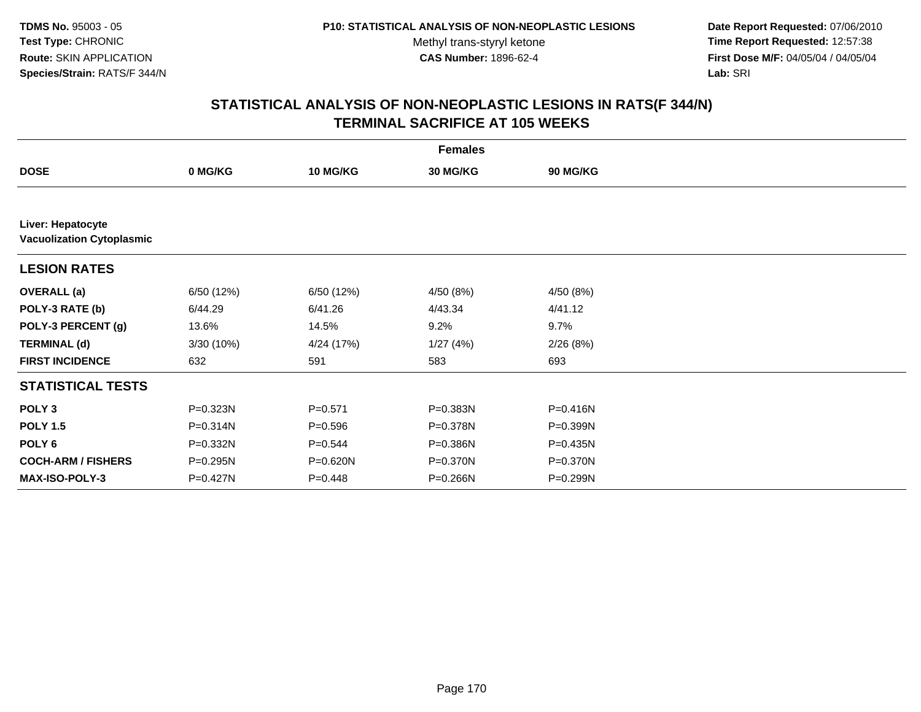**TDMS No.** 95003 - 05
**Test Type:** CHRONIC
**Route:** SKIN APPLICATION
**Species/Strain:** RATS/F 344/N

**P10: STATISTICAL ANALYSIS OF NON-NEOPLASTIC LESIONS**
Methyl trans-styryl ketone
**CAS Number:** 1896-62-4

**Date Report Requested:** 07/06/2010
**Time Report Requested:** 12:57:38
**First Dose M/F:** 04/05/04 / 04/05/04
**Lab:** SRI

## STATISTICAL ANALYSIS OF NON-NEOPLASTIC LESIONS IN RATS(F 344/N) TERMINAL SACRIFICE AT 105 WEEKS

| | Females | | | |
|---|---|---|---|---|
| **DOSE** | **0 MG/KG** | **10 MG/KG** | **30 MG/KG** | **90 MG/KG** |
| **Liver: Hepatocyte Vacuolization Cytoplasmic** | | | | |
| **LESION RATES** | | | | |
| **OVERALL (a)** | 6/50 (12%) | 6/50 (12%) | 4/50 (8%) | 4/50 (8%) |
| **POLY-3 RATE (b)** | 6/44.29 | 6/41.26 | 4/43.34 | 4/41.12 |
| **POLY-3 PERCENT (g)** | 13.6% | 14.5% | 9.2% | 9.7% |
| **TERMINAL (d)** | 3/30 (10%) | 4/24 (17%) | 1/27 (4%) | 2/26 (8%) |
| **FIRST INCIDENCE** | 632 | 591 | 583 | 693 |
| **STATISTICAL TESTS** | | | | |
| **POLY 3** | P=0.323N | P=0.571 | P=0.383N | P=0.416N |
| **POLY 1.5** | P=0.314N | P=0.596 | P=0.378N | P=0.399N |
| **POLY 6** | P=0.332N | P=0.544 | P=0.386N | P=0.435N |
| **COCH-ARM / FISHERS** | P=0.295N | P=0.620N | P=0.370N | P=0.370N |
| **MAX-ISO-POLY-3** | P=0.427N | P=0.448 | P=0.266N | P=0.299N |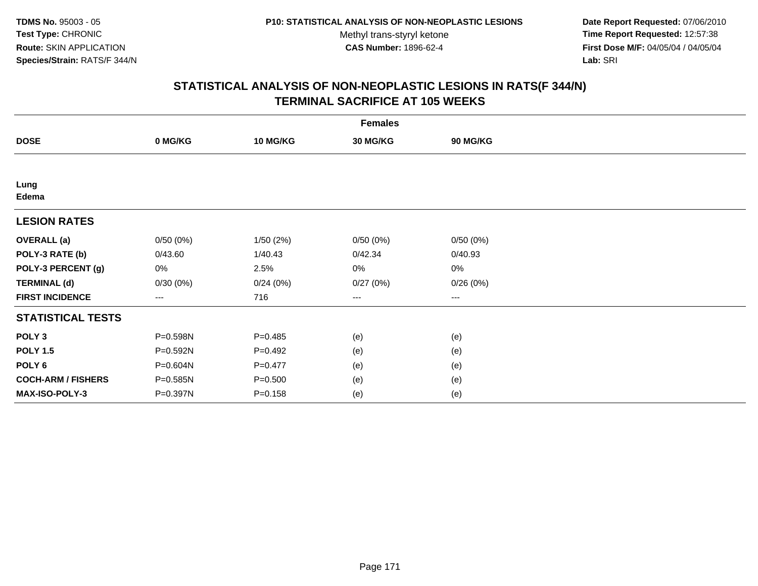**TDMS No.** 95003 - 05
**Test Type:** CHRONIC
**Route:** SKIN APPLICATION
**Species/Strain:** RATS/F 344/N

**P10: STATISTICAL ANALYSIS OF NON-NEOPLASTIC LESIONS**
Methyl trans-styryl ketone
**CAS Number:** 1896-62-4

**Date Report Requested:** 07/06/2010
**Time Report Requested:** 12:57:38
**First Dose M/F:** 04/05/04 / 04/05/04
**Lab:** SRI

# STATISTICAL ANALYSIS OF NON-NEOPLASTIC LESIONS IN RATS(F 344/N)
## TERMINAL SACRIFICE AT 105 WEEKS

| | Females | | | |
|---|---|---|---|---|
| **DOSE** | **0 MG/KG** | **10 MG/KG** | **30 MG/KG** | **90 MG/KG** |
| **Lung** | | | | |
| **Edema** | | | | |
| **LESION RATES** | | | | |
| **OVERALL (a)** | 0/50 (0%) | 1/50 (2%) | 0/50 (0%) | 0/50 (0%) |
| **POLY-3 RATE (b)** | 0/43.60 | 1/40.43 | 0/42.34 | 0/40.93 |
| **POLY-3 PERCENT (g)** | 0% | 2.5% | 0% | 0% |
| **TERMINAL (d)** | 0/30 (0%) | 0/24 (0%) | 0/27 (0%) | 0/26 (0%) |
| **FIRST INCIDENCE** | --- | 716 | --- | --- |
| **STATISTICAL TESTS** | | | | |
| **POLY 3** | P=0.598N | P=0.485 | (e) | (e) |
| **POLY 1.5** | P=0.592N | P=0.492 | (e) | (e) |
| **POLY 6** | P=0.604N | P=0.477 | (e) | (e) |
| **COCH-ARM / FISHERS** | P=0.585N | P=0.500 | (e) | (e) |
| **MAX-ISO-POLY-3** | P=0.397N | P=0.158 | (e) | (e) |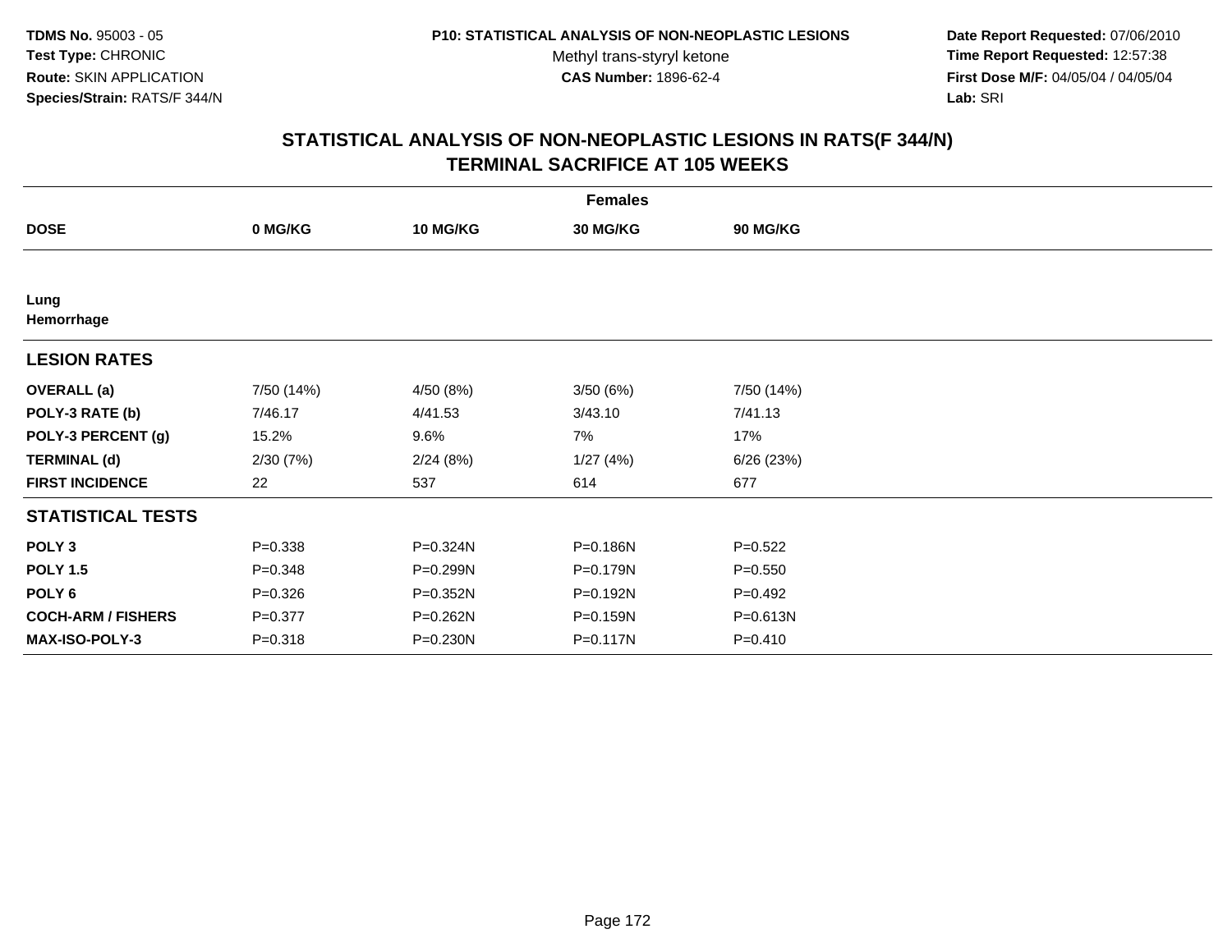**TDMS No.** 95003 - 05
**Test Type:** CHRONIC
**Route:** SKIN APPLICATION
**Species/Strain:** RATS/F 344/N

**P10: STATISTICAL ANALYSIS OF NON-NEOPLASTIC LESIONS**
Methyl trans-styryl ketone
**CAS Number:** 1896-62-4

**Date Report Requested:** 07/06/2010
**Time Report Requested:** 12:57:38
**First Dose M/F:** 04/05/04 / 04/05/04
**Lab:** SRI

## STATISTICAL ANALYSIS OF NON-NEOPLASTIC LESIONS IN RATS(F 344/N) TERMINAL SACRIFICE AT 105 WEEKS

| | Females | | | |
|---|---|---|---|---|
| **DOSE** | **0 MG/KG** | **10 MG/KG** | **30 MG/KG** | **90 MG/KG** |
| **Lung** | | | | |
| **Hemorrhage** | | | | |
| **LESION RATES** | | | | |
| **OVERALL (a)** | 7/50 (14%) | 4/50 (8%) | 3/50 (6%) | 7/50 (14%) |
| **POLY-3 RATE (b)** | 7/46.17 | 4/41.53 | 3/43.10 | 7/41.13 |
| **POLY-3 PERCENT (g)** | 15.2% | 9.6% | 7% | 17% |
| **TERMINAL (d)** | 2/30 (7%) | 2/24 (8%) | 1/27 (4%) | 6/26 (23%) |
| **FIRST INCIDENCE** | 22 | 537 | 614 | 677 |
| **STATISTICAL TESTS** | | | | |
| **POLY 3** | P=0.338 | P=0.324N | P=0.186N | P=0.522 |
| **POLY 1.5** | P=0.348 | P=0.299N | P=0.179N | P=0.550 |
| **POLY 6** | P=0.326 | P=0.352N | P=0.192N | P=0.492 |
| **COCH-ARM / FISHERS** | P=0.377 | P=0.262N | P=0.159N | P=0.613N |
| **MAX-ISO-POLY-3** | P=0.318 | P=0.230N | P=0.117N | P=0.410 |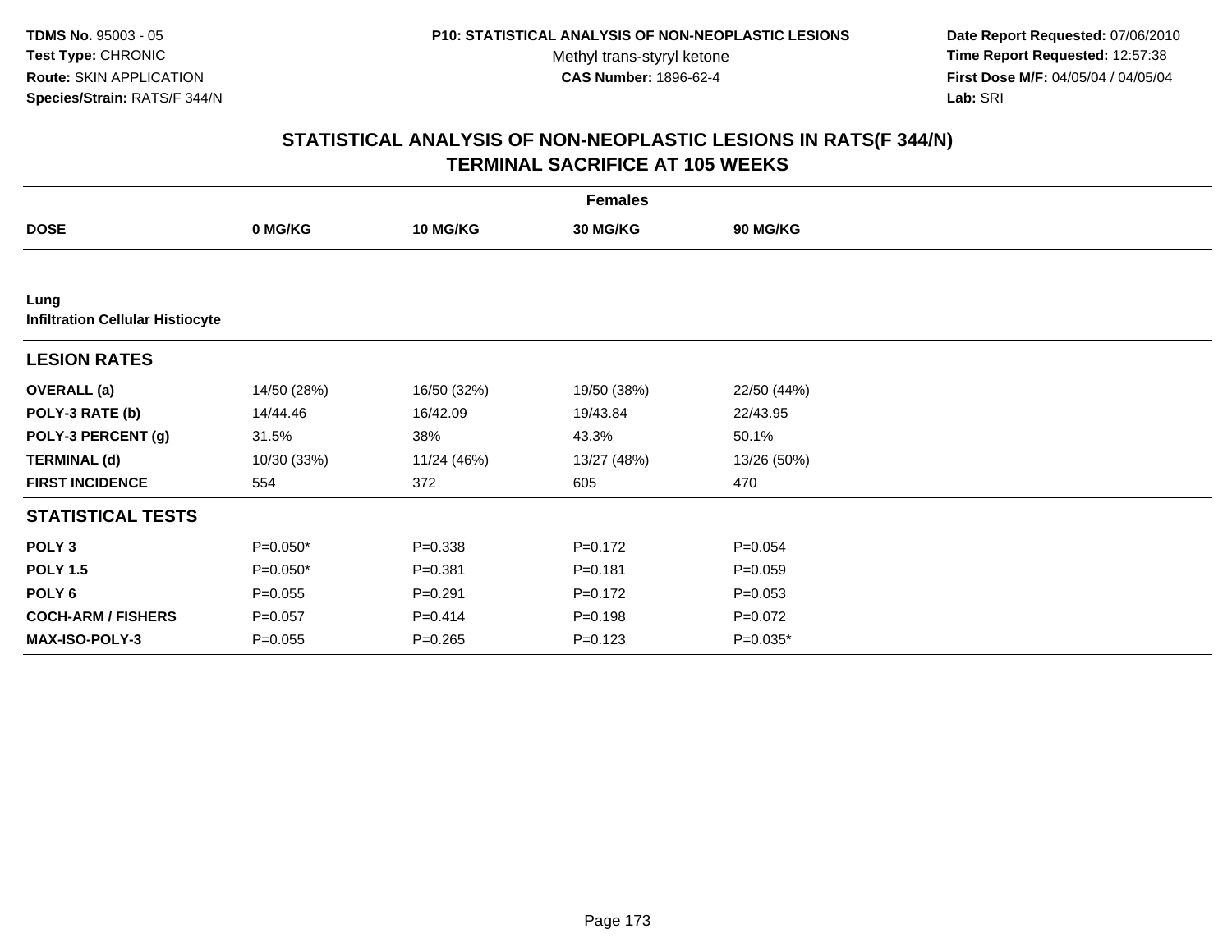TDMS No. 95003 - 05
Test Type: CHRONIC
Route: SKIN APPLICATION
Species/Strain: RATS/F 344/N

P10: STATISTICAL ANALYSIS OF NON-NEOPLASTIC LESIONS
Methyl trans-styryl ketone
CAS Number: 1896-62-4

Date Report Requested: 07/06/2010
Time Report Requested: 12:57:38
First Dose M/F: 04/05/04 / 04/05/04
Lab: SRI

## STATISTICAL ANALYSIS OF NON-NEOPLASTIC LESIONS IN RATS(F 344/N) TERMINAL SACRIFICE AT 105 WEEKS

| | Females | | | |
|---|---|---|---|---|
| **DOSE** | **0 MG/KG** | **10 MG/KG** | **30 MG/KG** | **90 MG/KG** |
| **Lung** | | | | |
| **Infiltration Cellular Histiocyte** | | | | |
| **LESION RATES** | | | | |
| **OVERALL (a)** | 14/50 (28%) | 16/50 (32%) | 19/50 (38%) | 22/50 (44%) |
| **POLY-3 RATE (b)** | 14/44.46 | 16/42.09 | 19/43.84 | 22/43.95 |
| **POLY-3 PERCENT (g)** | 31.5% | 38% | 43.3% | 50.1% |
| **TERMINAL (d)** | 10/30 (33%) | 11/24 (46%) | 13/27 (48%) | 13/26 (50%) |
| **FIRST INCIDENCE** | 554 | 372 | 605 | 470 |
| **STATISTICAL TESTS** | | | | |
| **POLY 3** | P=0.050* | P=0.338 | P=0.172 | P=0.054 |
| **POLY 1.5** | P=0.050* | P=0.381 | P=0.181 | P=0.059 |
| **POLY 6** | P=0.055 | P=0.291 | P=0.172 | P=0.053 |
| **COCH-ARM / FISHERS** | P=0.057 | P=0.414 | P=0.198 | P=0.072 |
| **MAX-ISO-POLY-3** | P=0.055 | P=0.265 | P=0.123 | P=0.035* |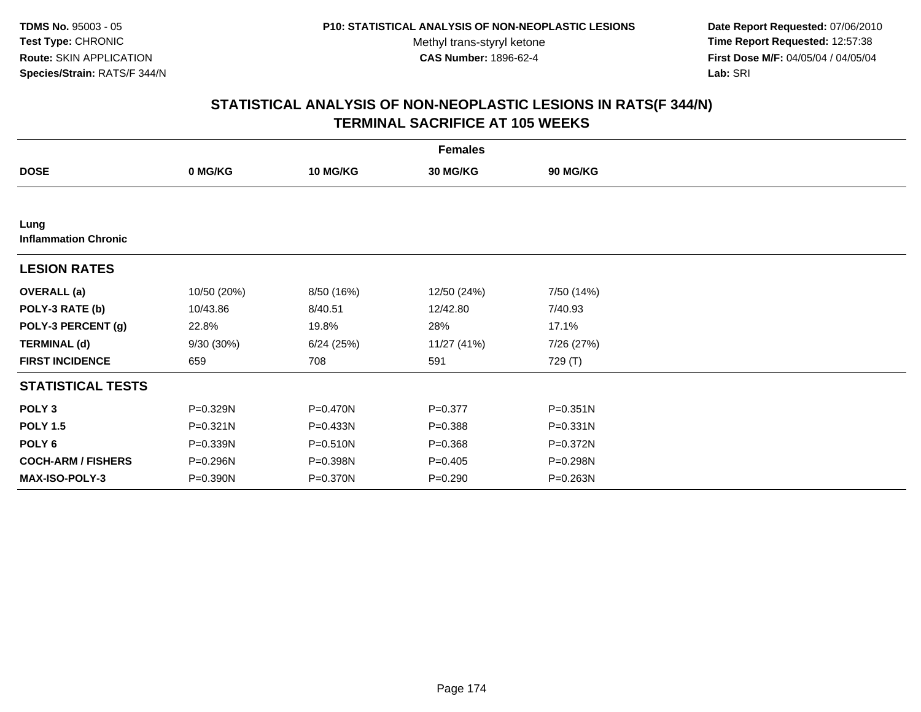**TDMS No.** 95003 - 05
**Test Type:** CHRONIC
**Route:** SKIN APPLICATION
**Species/Strain:** RATS/F 344/N

**P10: STATISTICAL ANALYSIS OF NON-NEOPLASTIC LESIONS**
Methyl trans-styryl ketone
**CAS Number:** 1896-62-4

**Date Report Requested:** 07/06/2010
**Time Report Requested:** 12:57:38
**First Dose M/F:** 04/05/04 / 04/05/04
**Lab:** SRI

## STATISTICAL ANALYSIS OF NON-NEOPLASTIC LESIONS IN RATS(F 344/N)
## TERMINAL SACRIFICE AT 105 WEEKS

| | Females | | | |
|---|---|---|---|---|
| **DOSE** | **0 MG/KG** | **10 MG/KG** | **30 MG/KG** | **90 MG/KG** |
| **Lung** | | | | |
| **Inflammation Chronic** | | | | |
| **LESION RATES** | | | | |
| **OVERALL (a)** | 10/50 (20%) | 8/50 (16%) | 12/50 (24%) | 7/50 (14%) |
| **POLY-3 RATE (b)** | 10/43.86 | 8/40.51 | 12/42.80 | 7/40.93 |
| **POLY-3 PERCENT (g)** | 22.8% | 19.8% | 28% | 17.1% |
| **TERMINAL (d)** | 9/30 (30%) | 6/24 (25%) | 11/27 (41%) | 7/26 (27%) |
| **FIRST INCIDENCE** | 659 | 708 | 591 | 729 (T) |
| **STATISTICAL TESTS** | | | | |
| **POLY 3** | P=0.329N | P=0.470N | P=0.377 | P=0.351N |
| **POLY 1.5** | P=0.321N | P=0.433N | P=0.388 | P=0.331N |
| **POLY 6** | P=0.339N | P=0.510N | P=0.368 | P=0.372N |
| **COCH-ARM / FISHERS** | P=0.296N | P=0.398N | P=0.405 | P=0.298N |
| **MAX-ISO-POLY-3** | P=0.390N | P=0.370N | P=0.290 | P=0.263N |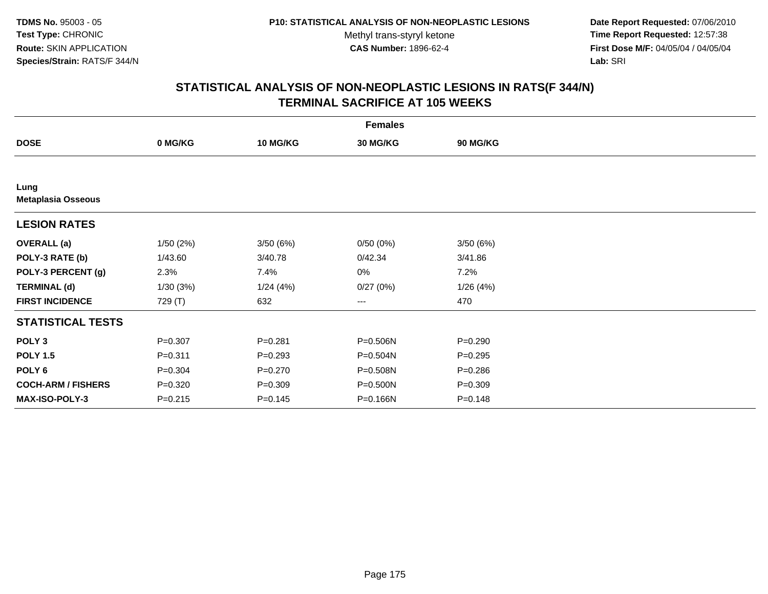**TDMS No.** 95003 - 05
**Test Type:** CHRONIC
**Route:** SKIN APPLICATION
**Species/Strain:** RATS/F 344/N

**P10: STATISTICAL ANALYSIS OF NON-NEOPLASTIC LESIONS**
Methyl trans-styryl ketone
**CAS Number:** 1896-62-4

**Date Report Requested:** 07/06/2010
**Time Report Requested:** 12:57:38
**First Dose M/F:** 04/05/04 / 04/05/04
**Lab:** SRI

# STATISTICAL ANALYSIS OF NON-NEOPLASTIC LESIONS IN RATS(F 344/N) TERMINAL SACRIFICE AT 105 WEEKS

| | Females | | | |
|---|---|---|---|---|
| **DOSE** | **0 MG/KG** | **10 MG/KG** | **30 MG/KG** | **90 MG/KG** |
| **Lung** | | | | |
| **Metaplasia Osseous** | | | | |
| **LESION RATES** | | | | |
| **OVERALL (a)** | 1/50 (2%) | 3/50 (6%) | 0/50 (0%) | 3/50 (6%) |
| **POLY-3 RATE (b)** | 1/43.60 | 3/40.78 | 0/42.34 | 3/41.86 |
| **POLY-3 PERCENT (g)** | 2.3% | 7.4% | 0% | 7.2% |
| **TERMINAL (d)** | 1/30 (3%) | 1/24 (4%) | 0/27 (0%) | 1/26 (4%) |
| **FIRST INCIDENCE** | 729 (T) | 632 | --- | 470 |
| **STATISTICAL TESTS** | | | | |
| **POLY 3** | P=0.307 | P=0.281 | P=0.506N | P=0.290 |
| **POLY 1.5** | P=0.311 | P=0.293 | P=0.504N | P=0.295 |
| **POLY 6** | P=0.304 | P=0.270 | P=0.508N | P=0.286 |
| **COCH-ARM / FISHERS** | P=0.320 | P=0.309 | P=0.500N | P=0.309 |
| **MAX-ISO-POLY-3** | P=0.215 | P=0.145 | P=0.166N | P=0.148 |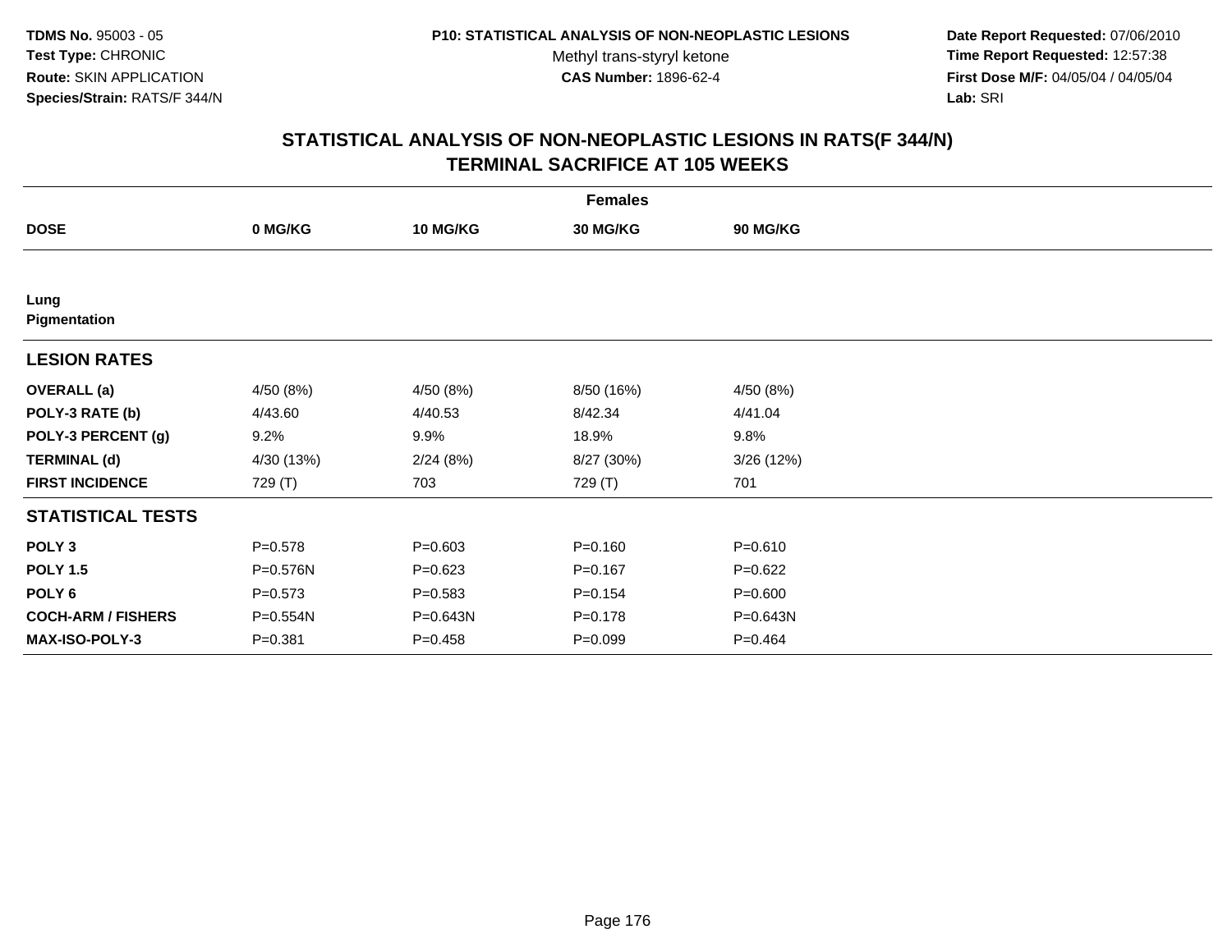**TDMS No.** 95003 - 05
**Test Type:** CHRONIC
**Route:** SKIN APPLICATION
**Species/Strain:** RATS/F 344/N

**P10: STATISTICAL ANALYSIS OF NON-NEOPLASTIC LESIONS**
Methyl trans-styryl ketone
**CAS Number:** 1896-62-4

**Date Report Requested:** 07/06/2010
**Time Report Requested:** 12:57:38
**First Dose M/F:** 04/05/04 / 04/05/04
**Lab:** SRI

## STATISTICAL ANALYSIS OF NON-NEOPLASTIC LESIONS IN RATS(F 344/N) TERMINAL SACRIFICE AT 105 WEEKS

| | Females | | | |
|---|---|---|---|---|
| **DOSE** | **0 MG/KG** | **10 MG/KG** | **30 MG/KG** | **90 MG/KG** |
| **Lung** | | | | |
| **Pigmentation** | | | | |
| **LESION RATES** | | | | |
| **OVERALL (a)** | 4/50 (8%) | 4/50 (8%) | 8/50 (16%) | 4/50 (8%) |
| **POLY-3 RATE (b)** | 4/43.60 | 4/40.53 | 8/42.34 | 4/41.04 |
| **POLY-3 PERCENT (g)** | 9.2% | 9.9% | 18.9% | 9.8% |
| **TERMINAL (d)** | 4/30 (13%) | 2/24 (8%) | 8/27 (30%) | 3/26 (12%) |
| **FIRST INCIDENCE** | 729 (T) | 703 | 729 (T) | 701 |
| **STATISTICAL TESTS** | | | | |
| **POLY 3** | P=0.578 | P=0.603 | P=0.160 | P=0.610 |
| **POLY 1.5** | P=0.576N | P=0.623 | P=0.167 | P=0.622 |
| **POLY 6** | P=0.573 | P=0.583 | P=0.154 | P=0.600 |
| **COCH-ARM / FISHERS** | P=0.554N | P=0.643N | P=0.178 | P=0.643N |
| **MAX-ISO-POLY-3** | P=0.381 | P=0.458 | P=0.099 | P=0.464 |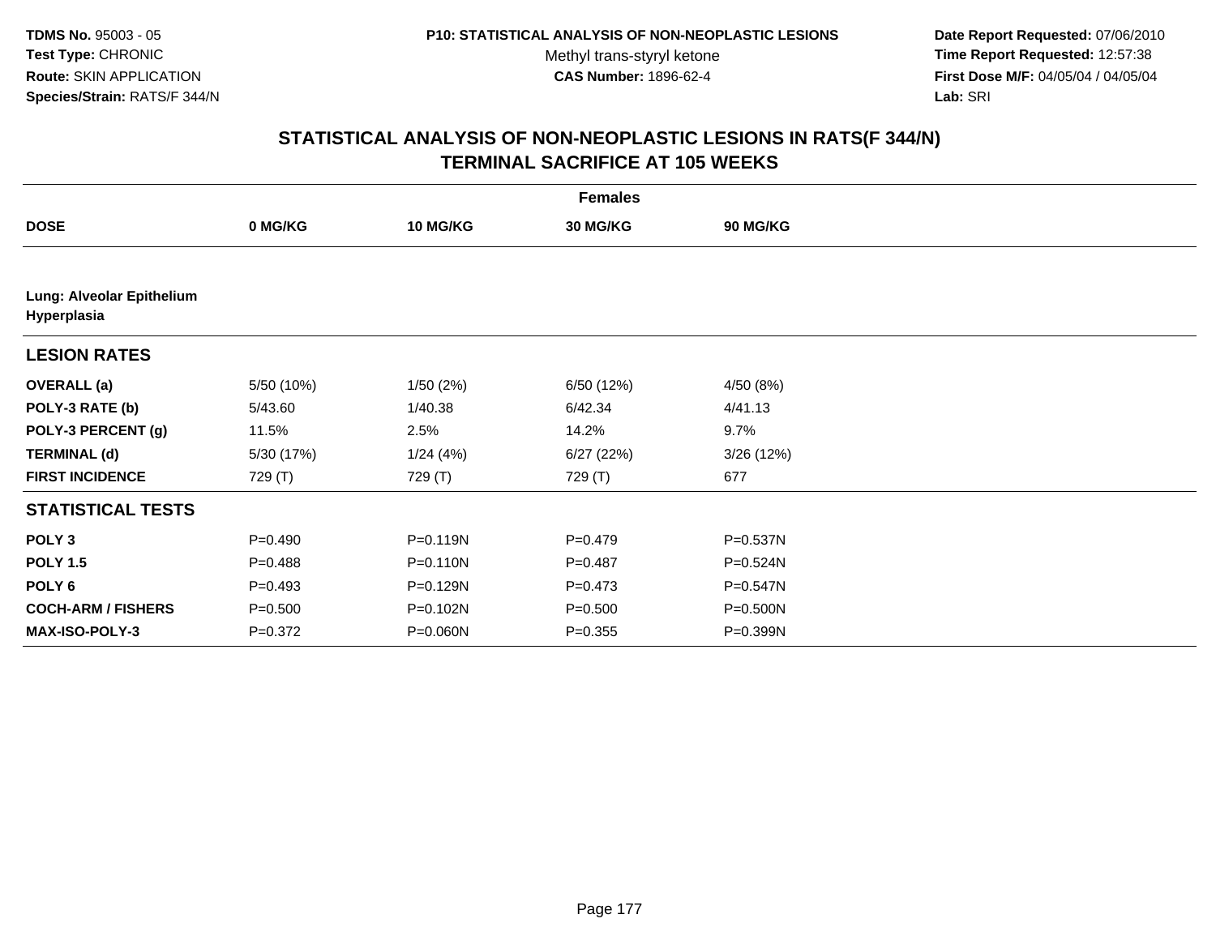**TDMS No.** 95003 - 05
**Test Type:** CHRONIC
**Route:** SKIN APPLICATION
**Species/Strain:** RATS/F 344/N

**P10: STATISTICAL ANALYSIS OF NON-NEOPLASTIC LESIONS**
Methyl trans-styryl ketone
**CAS Number:** 1896-62-4

**Date Report Requested:** 07/06/2010
**Time Report Requested:** 12:57:38
**First Dose M/F:** 04/05/04 / 04/05/04
**Lab:** SRI

## STATISTICAL ANALYSIS OF NON-NEOPLASTIC LESIONS IN RATS(F 344/N) TERMINAL SACRIFICE AT 105 WEEKS

| | Females | | | |
|---|---|---|---|---|
| **DOSE** | **0 MG/KG** | **10 MG/KG** | **30 MG/KG** | **90 MG/KG** |
| **Lung: Alveolar Epithelium Hyperplasia** | | | | |
| **LESION RATES** | | | | |
| **OVERALL (a)** | 5/50 (10%) | 1/50 (2%) | 6/50 (12%) | 4/50 (8%) |
| **POLY-3 RATE (b)** | 5/43.60 | 1/40.38 | 6/42.34 | 4/41.13 |
| **POLY-3 PERCENT (g)** | 11.5% | 2.5% | 14.2% | 9.7% |
| **TERMINAL (d)** | 5/30 (17%) | 1/24 (4%) | 6/27 (22%) | 3/26 (12%) |
| **FIRST INCIDENCE** | 729 (T) | 729 (T) | 729 (T) | 677 |
| **STATISTICAL TESTS** | | | | |
| **POLY 3** | P=0.490 | P=0.119N | P=0.479 | P=0.537N |
| **POLY 1.5** | P=0.488 | P=0.110N | P=0.487 | P=0.524N |
| **POLY 6** | P=0.493 | P=0.129N | P=0.473 | P=0.547N |
| **COCH-ARM / FISHERS** | P=0.500 | P=0.102N | P=0.500 | P=0.500N |
| **MAX-ISO-POLY-3** | P=0.372 | P=0.060N | P=0.355 | P=0.399N |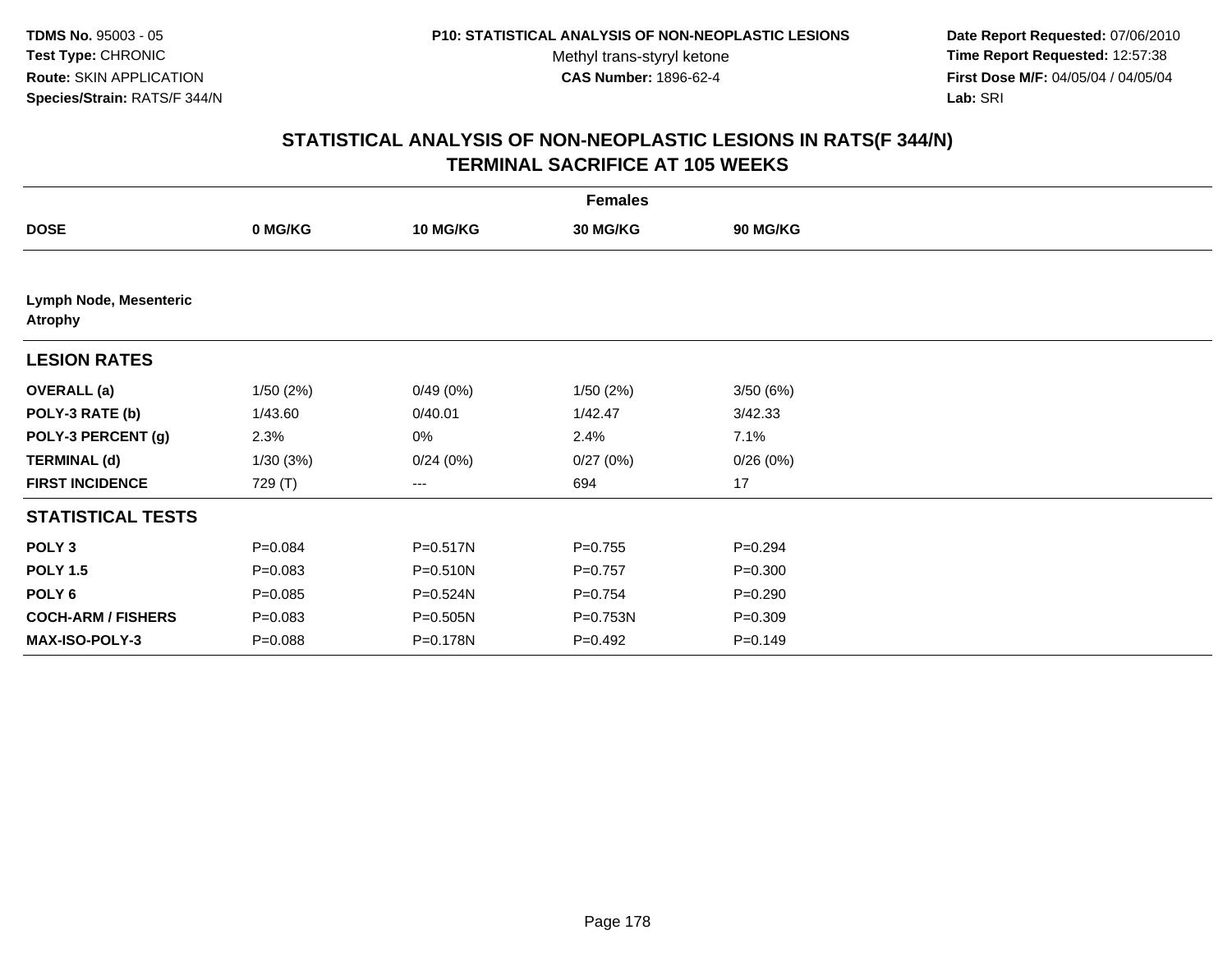TDMS No. 95003 - 05
Test Type: CHRONIC
Route: SKIN APPLICATION
Species/Strain: RATS/F 344/N

P10: STATISTICAL ANALYSIS OF NON-NEOPLASTIC LESIONS
Methyl trans-styryl ketone
CAS Number: 1896-62-4

Date Report Requested: 07/06/2010
Time Report Requested: 12:57:38
First Dose M/F: 04/05/04 / 04/05/04
Lab: SRI

## STATISTICAL ANALYSIS OF NON-NEOPLASTIC LESIONS IN RATS(F 344/N) TERMINAL SACRIFICE AT 105 WEEKS

| | Females | | | |
|---|---|---|---|---|
| **DOSE** | **0 MG/KG** | **10 MG/KG** | **30 MG/KG** | **90 MG/KG** |
| **Lymph Node, Mesenteric Atrophy** | | | | |
| **LESION RATES** | | | | |
| **OVERALL (a)** | 1/50 (2%) | 0/49 (0%) | 1/50 (2%) | 3/50 (6%) |
| **POLY-3 RATE (b)** | 1/43.60 | 0/40.01 | 1/42.47 | 3/42.33 |
| **POLY-3 PERCENT (g)** | 2.3% | 0% | 2.4% | 7.1% |
| **TERMINAL (d)** | 1/30 (3%) | 0/24 (0%) | 0/27 (0%) | 0/26 (0%) |
| **FIRST INCIDENCE** | 729 (T) | --- | 694 | 17 |
| **STATISTICAL TESTS** | | | | |
| **POLY 3** | P=0.084 | P=0.517N | P=0.755 | P=0.294 |
| **POLY 1.5** | P=0.083 | P=0.510N | P=0.757 | P=0.300 |
| **POLY 6** | P=0.085 | P=0.524N | P=0.754 | P=0.290 |
| **COCH-ARM / FISHERS** | P=0.083 | P=0.505N | P=0.753N | P=0.309 |
| **MAX-ISO-POLY-3** | P=0.088 | P=0.178N | P=0.492 | P=0.149 |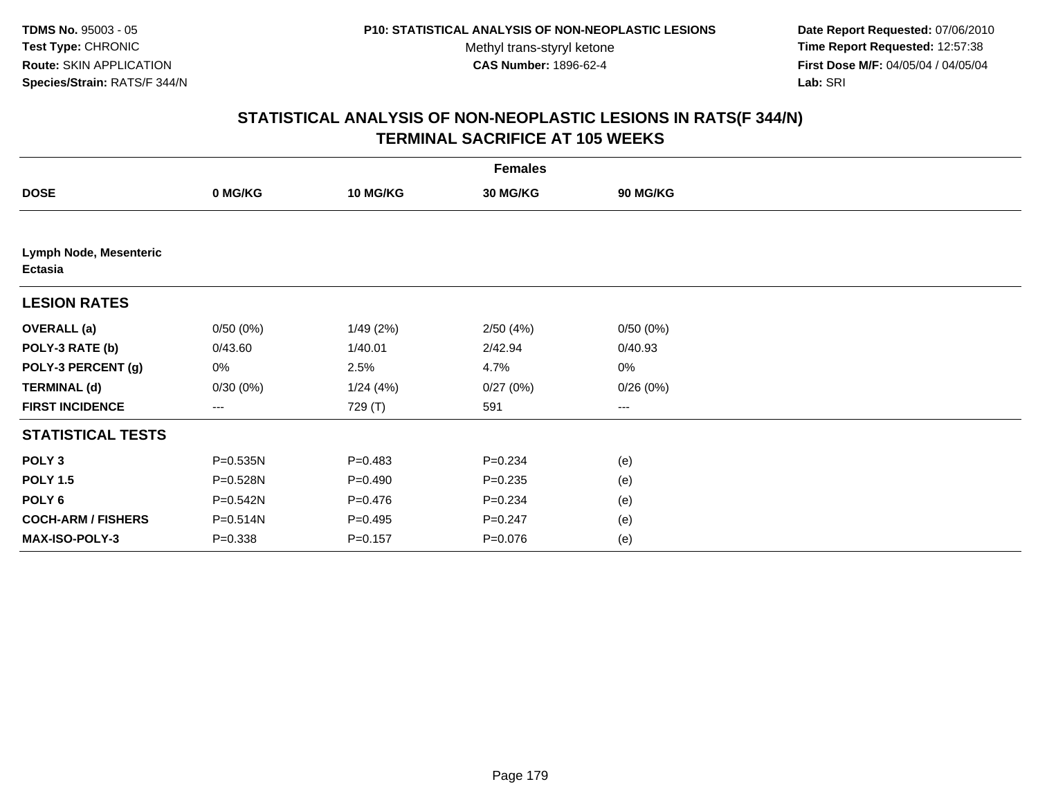**TDMS No.** 95003 - 05
**Test Type:** CHRONIC
**Route:** SKIN APPLICATION
**Species/Strain:** RATS/F 344/N

**P10: STATISTICAL ANALYSIS OF NON-NEOPLASTIC LESIONS**
Methyl trans-styryl ketone
**CAS Number:** 1896-62-4

**Date Report Requested:** 07/06/2010
**Time Report Requested:** 12:57:38
**First Dose M/F:** 04/05/04 / 04/05/04
**Lab:** SRI

## STATISTICAL ANALYSIS OF NON-NEOPLASTIC LESIONS IN RATS(F 344/N) TERMINAL SACRIFICE AT 105 WEEKS

| | Females | | | |
|---|---|---|---|---|
| **DOSE** | **0 MG/KG** | **10 MG/KG** | **30 MG/KG** | **90 MG/KG** |
| **Lymph Node, Mesenteric Ectasia** | | | | |
| **LESION RATES** | | | | |
| **OVERALL (a)** | 0/50 (0%) | 1/49 (2%) | 2/50 (4%) | 0/50 (0%) |
| **POLY-3 RATE (b)** | 0/43.60 | 1/40.01 | 2/42.94 | 0/40.93 |
| **POLY-3 PERCENT (g)** | 0% | 2.5% | 4.7% | 0% |
| **TERMINAL (d)** | 0/30 (0%) | 1/24 (4%) | 0/27 (0%) | 0/26 (0%) |
| **FIRST INCIDENCE** | --- | 729 (T) | 591 | --- |
| **STATISTICAL TESTS** | | | | |
| **POLY 3** | P=0.535N | P=0.483 | P=0.234 | (e) |
| **POLY 1.5** | P=0.528N | P=0.490 | P=0.235 | (e) |
| **POLY 6** | P=0.542N | P=0.476 | P=0.234 | (e) |
| **COCH-ARM / FISHERS** | P=0.514N | P=0.495 | P=0.247 | (e) |
| **MAX-ISO-POLY-3** | P=0.338 | P=0.157 | P=0.076 | (e) |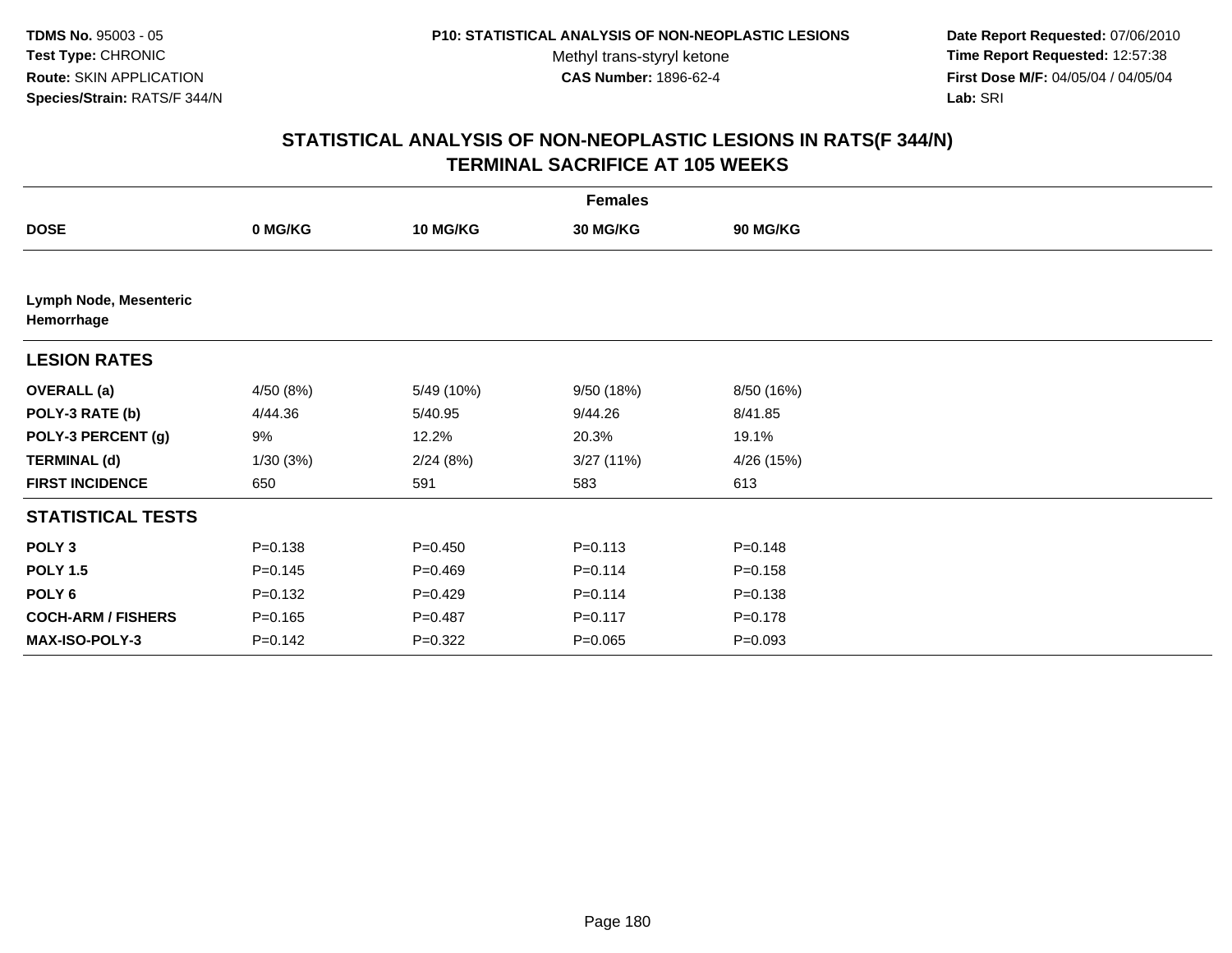TDMS No. 95003 - 05
Test Type: CHRONIC
Route: SKIN APPLICATION
Species/Strain: RATS/F 344/N

P10: STATISTICAL ANALYSIS OF NON-NEOPLASTIC LESIONS
Methyl trans-styryl ketone
CAS Number: 1896-62-4

Date Report Requested: 07/06/2010
Time Report Requested: 12:57:38
First Dose M/F: 04/05/04 / 04/05/04
Lab: SRI

## STATISTICAL ANALYSIS OF NON-NEOPLASTIC LESIONS IN RATS(F 344/N)
## TERMINAL SACRIFICE AT 105 WEEKS

| | Females | | | |
|---|---|---|---|---|
| **DOSE** | **0 MG/KG** | **10 MG/KG** | **30 MG/KG** | **90 MG/KG** |
| **Lymph Node, Mesenteric Hemorrhage** | | | | |
| **LESION RATES** | | | | |
| **OVERALL (a)** | 4/50 (8%) | 5/49 (10%) | 9/50 (18%) | 8/50 (16%) |
| **POLY-3 RATE (b)** | 4/44.36 | 5/40.95 | 9/44.26 | 8/41.85 |
| **POLY-3 PERCENT (g)** | 9% | 12.2% | 20.3% | 19.1% |
| **TERMINAL (d)** | 1/30 (3%) | 2/24 (8%) | 3/27 (11%) | 4/26 (15%) |
| **FIRST INCIDENCE** | 650 | 591 | 583 | 613 |
| **STATISTICAL TESTS** | | | | |
| **POLY 3** | P=0.138 | P=0.450 | P=0.113 | P=0.148 |
| **POLY 1.5** | P=0.145 | P=0.469 | P=0.114 | P=0.158 |
| **POLY 6** | P=0.132 | P=0.429 | P=0.114 | P=0.138 |
| **COCH-ARM / FISHERS** | P=0.165 | P=0.487 | P=0.117 | P=0.178 |
| **MAX-ISO-POLY-3** | P=0.142 | P=0.322 | P=0.065 | P=0.093 |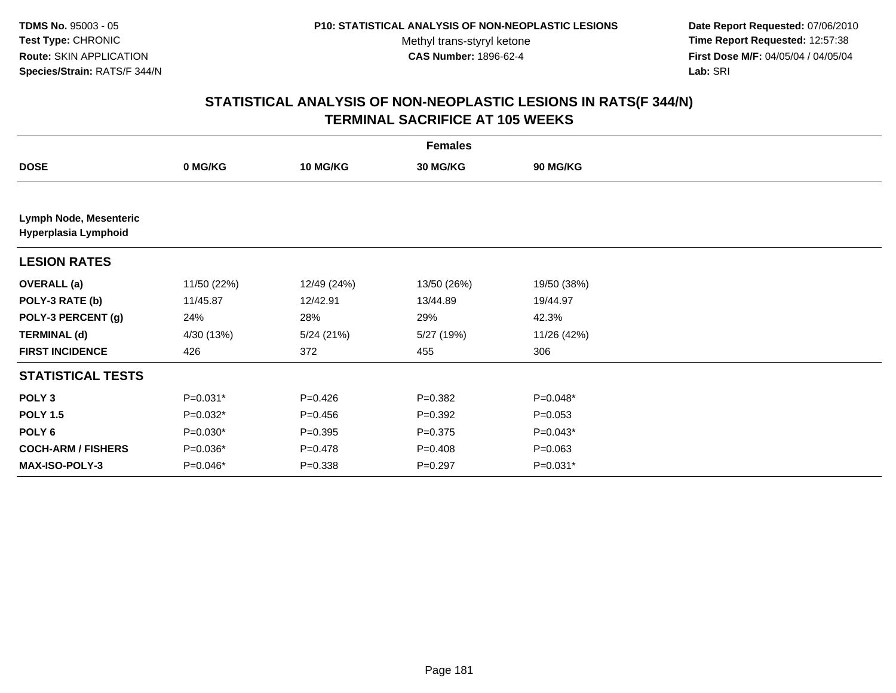TDMS No. 95003 - 05
Test Type: CHRONIC
Route: SKIN APPLICATION
Species/Strain: RATS/F 344/N

P10: STATISTICAL ANALYSIS OF NON-NEOPLASTIC LESIONS
Methyl trans-styryl ketone
CAS Number: 1896-62-4

Date Report Requested: 07/06/2010
Time Report Requested: 12:57:38
First Dose M/F: 04/05/04 / 04/05/04
Lab: SRI

## STATISTICAL ANALYSIS OF NON-NEOPLASTIC LESIONS IN RATS(F 344/N) TERMINAL SACRIFICE AT 105 WEEKS

| | Females | | | |
|---|---|---|---|---|
| **DOSE** | **0 MG/KG** | **10 MG/KG** | **30 MG/KG** | **90 MG/KG** |
| **Lymph Node, Mesenteric** **Hyperplasia Lymphoid** | | | | |
| **LESION RATES** | | | | |
| **OVERALL (a)** | 11/50 (22%) | 12/49 (24%) | 13/50 (26%) | 19/50 (38%) |
| **POLY-3 RATE (b)** | 11/45.87 | 12/42.91 | 13/44.89 | 19/44.97 |
| **POLY-3 PERCENT (g)** | 24% | 28% | 29% | 42.3% |
| **TERMINAL (d)** | 4/30 (13%) | 5/24 (21%) | 5/27 (19%) | 11/26 (42%) |
| **FIRST INCIDENCE** | 426 | 372 | 455 | 306 |
| **STATISTICAL TESTS** | | | | |
| **POLY 3** | P=0.031* | P=0.426 | P=0.382 | P=0.048* |
| **POLY 1.5** | P=0.032* | P=0.456 | P=0.392 | P=0.053 |
| **POLY 6** | P=0.030* | P=0.395 | P=0.375 | P=0.043* |
| **COCH-ARM / FISHERS** | P=0.036* | P=0.478 | P=0.408 | P=0.063 |
| **MAX-ISO-POLY-3** | P=0.046* | P=0.338 | P=0.297 | P=0.031* |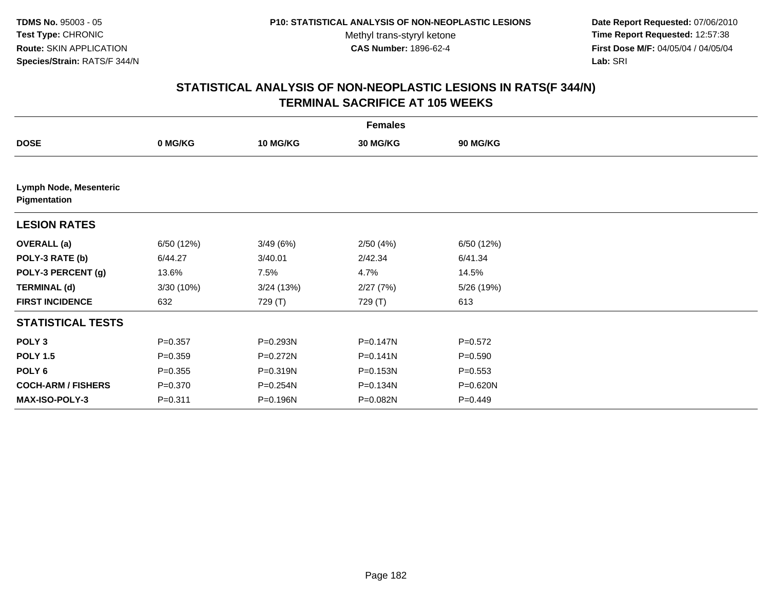**TDMS No.** 95003 - 05
**Test Type:** CHRONIC
**Route:** SKIN APPLICATION
**Species/Strain:** RATS/F 344/N

**P10: STATISTICAL ANALYSIS OF NON-NEOPLASTIC LESIONS**
Methyl trans-styryl ketone
**CAS Number:** 1896-62-4

**Date Report Requested:** 07/06/2010
**Time Report Requested:** 12:57:38
**First Dose M/F:** 04/05/04 / 04/05/04
**Lab:** SRI

## STATISTICAL ANALYSIS OF NON-NEOPLASTIC LESIONS IN RATS(F 344/N) TERMINAL SACRIFICE AT 105 WEEKS

| | Females | | | |
|---|---|---|---|---|
| **DOSE** | **0 MG/KG** | **10 MG/KG** | **30 MG/KG** | **90 MG/KG** |
| **Lymph Node, Mesenteric Pigmentation** | | | | |
| **LESION RATES** | | | | |
| **OVERALL (a)** | 6/50 (12%) | 3/49 (6%) | 2/50 (4%) | 6/50 (12%) |
| **POLY-3 RATE (b)** | 6/44.27 | 3/40.01 | 2/42.34 | 6/41.34 |
| **POLY-3 PERCENT (g)** | 13.6% | 7.5% | 4.7% | 14.5% |
| **TERMINAL (d)** | 3/30 (10%) | 3/24 (13%) | 2/27 (7%) | 5/26 (19%) |
| **FIRST INCIDENCE** | 632 | 729 (T) | 729 (T) | 613 |
| **STATISTICAL TESTS** | | | | |
| **POLY 3** | P=0.357 | P=0.293N | P=0.147N | P=0.572 |
| **POLY 1.5** | P=0.359 | P=0.272N | P=0.141N | P=0.590 |
| **POLY 6** | P=0.355 | P=0.319N | P=0.153N | P=0.553 |
| **COCH-ARM / FISHERS** | P=0.370 | P=0.254N | P=0.134N | P=0.620N |
| **MAX-ISO-POLY-3** | P=0.311 | P=0.196N | P=0.082N | P=0.449 |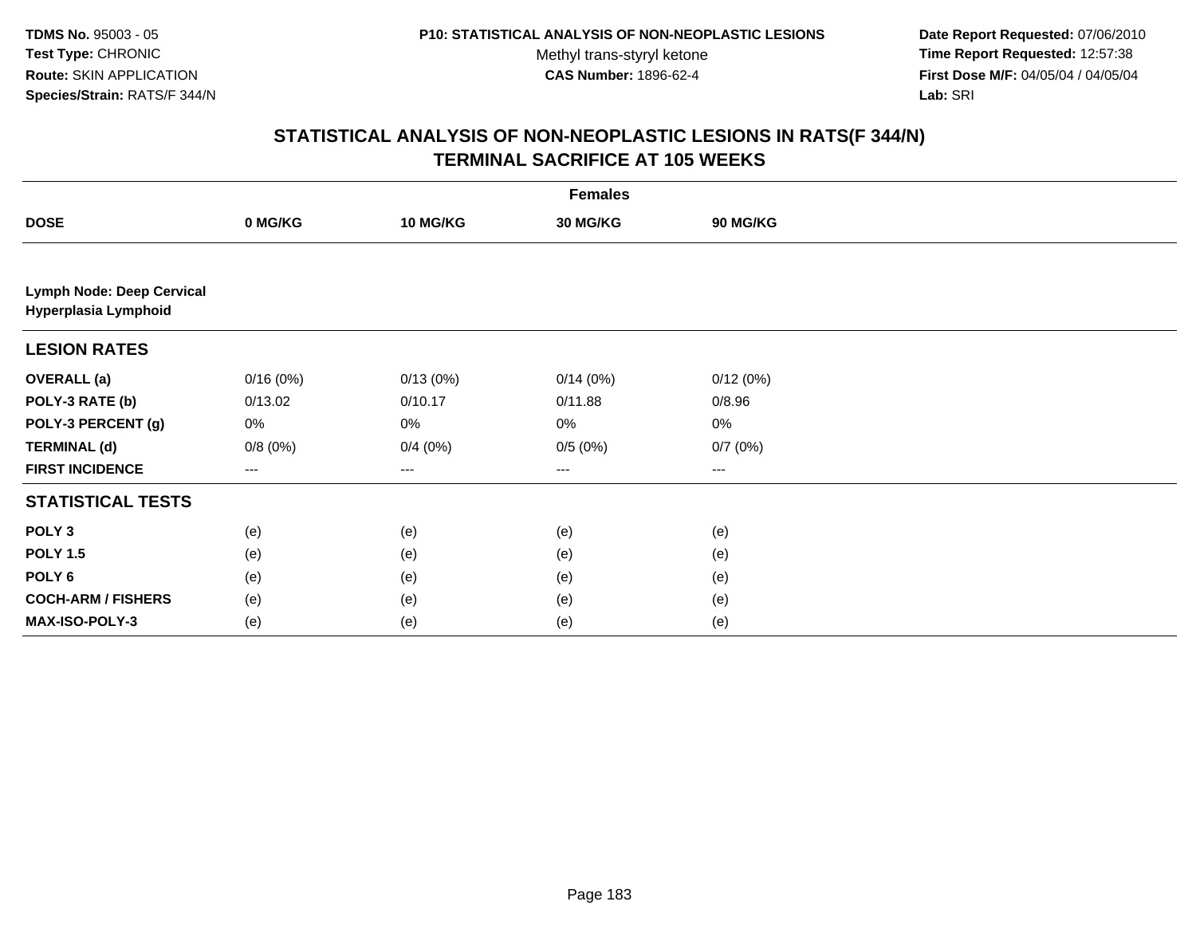**TDMS No.** 95003 - 05
**Test Type:** CHRONIC
**Route:** SKIN APPLICATION
**Species/Strain:** RATS/F 344/N

**P10: STATISTICAL ANALYSIS OF NON-NEOPLASTIC LESIONS**
Methyl trans-styryl ketone
**CAS Number:** 1896-62-4

**Date Report Requested:** 07/06/2010
**Time Report Requested:** 12:57:38
**First Dose M/F:** 04/05/04 / 04/05/04
**Lab:** SRI

## STATISTICAL ANALYSIS OF NON-NEOPLASTIC LESIONS IN RATS(F 344/N) TERMINAL SACRIFICE AT 105 WEEKS

| | Females | | | |
|---|---|---|---|---|
| **DOSE** | **0 MG/KG** | **10 MG/KG** | **30 MG/KG** | **90 MG/KG** |
| **Lymph Node: Deep Cervical Hyperplasia Lymphoid** | | | | |
| **LESION RATES** | | | | |
| **OVERALL (a)** | 0/16 (0%) | 0/13 (0%) | 0/14 (0%) | 0/12 (0%) |
| **POLY-3 RATE (b)** | 0/13.02 | 0/10.17 | 0/11.88 | 0/8.96 |
| **POLY-3 PERCENT (g)** | 0% | 0% | 0% | 0% |
| **TERMINAL (d)** | 0/8 (0%) | 0/4 (0%) | 0/5 (0%) | 0/7 (0%) |
| **FIRST INCIDENCE** | --- | --- | --- | --- |
| **STATISTICAL TESTS** | | | | |
| **POLY 3** | (e) | (e) | (e) | (e) |
| **POLY 1.5** | (e) | (e) | (e) | (e) |
| **POLY 6** | (e) | (e) | (e) | (e) |
| **COCH-ARM / FISHERS** | (e) | (e) | (e) | (e) |
| **MAX-ISO-POLY-3** | (e) | (e) | (e) | (e) |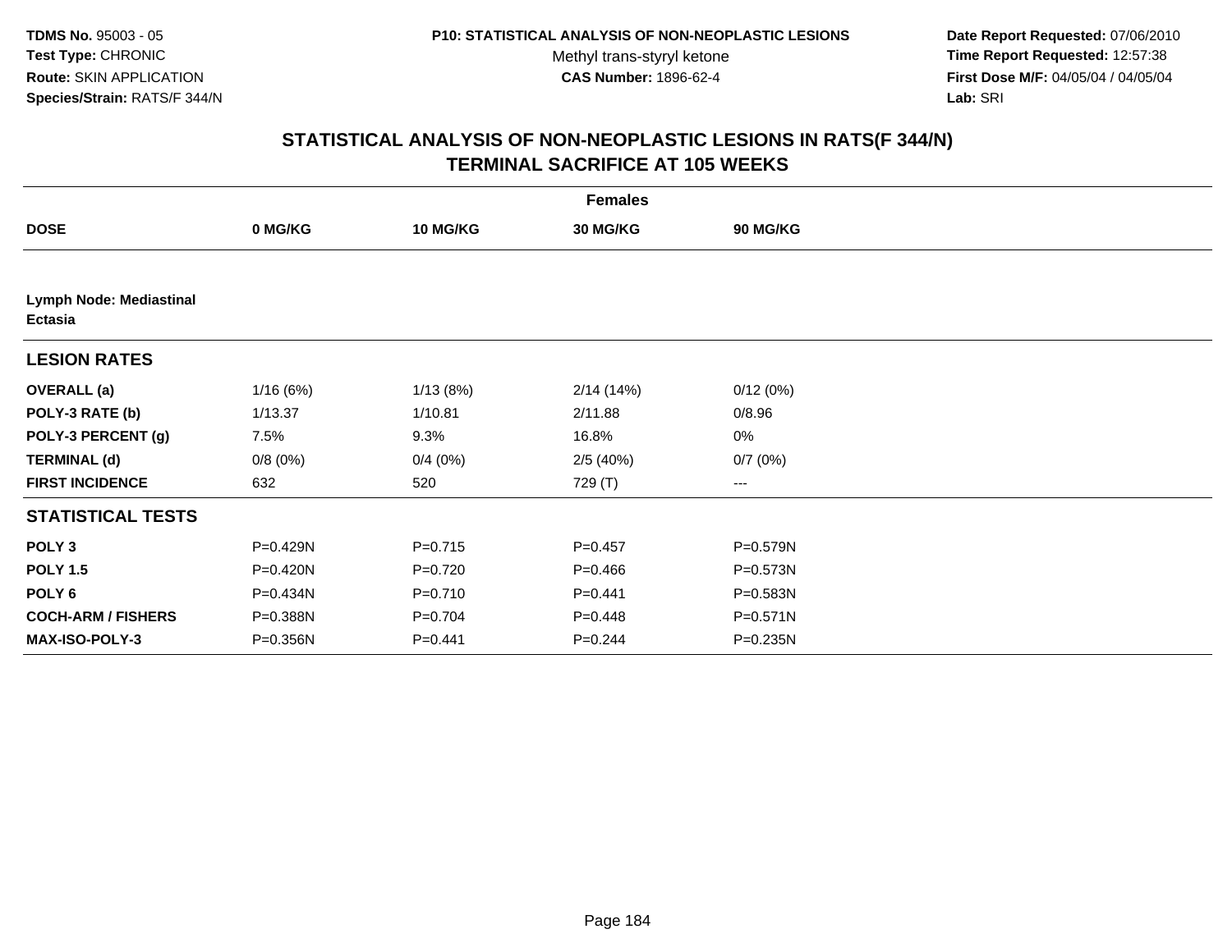TDMS No. 95003 - 05
Test Type: CHRONIC
Route: SKIN APPLICATION
Species/Strain: RATS/F 344/N

P10: STATISTICAL ANALYSIS OF NON-NEOPLASTIC LESIONS
Methyl trans-styryl ketone
CAS Number: 1896-62-4

Date Report Requested: 07/06/2010
Time Report Requested: 12:57:38
First Dose M/F: 04/05/04 / 04/05/04
Lab: SRI

## STATISTICAL ANALYSIS OF NON-NEOPLASTIC LESIONS IN RATS(F 344/N)
## TERMINAL SACRIFICE AT 105 WEEKS

| | Females | | | |
|---|---|---|---|---|
| **DOSE** | **0 MG/KG** | **10 MG/KG** | **30 MG/KG** | **90 MG/KG** |
| **Lymph Node: Mediastinal Ectasia** | | | | |
| **LESION RATES** | | | | |
| **OVERALL (a)** | 1/16 (6%) | 1/13 (8%) | 2/14 (14%) | 0/12 (0%) |
| **POLY-3 RATE (b)** | 1/13.37 | 1/10.81 | 2/11.88 | 0/8.96 |
| **POLY-3 PERCENT (g)** | 7.5% | 9.3% | 16.8% | 0% |
| **TERMINAL (d)** | 0/8 (0%) | 0/4 (0%) | 2/5 (40%) | 0/7 (0%) |
| **FIRST INCIDENCE** | 632 | 520 | 729 (T) | --- |
| **STATISTICAL TESTS** | | | | |
| **POLY 3** | P=0.429N | P=0.715 | P=0.457 | P=0.579N |
| **POLY 1.5** | P=0.420N | P=0.720 | P=0.466 | P=0.573N |
| **POLY 6** | P=0.434N | P=0.710 | P=0.441 | P=0.583N |
| **COCH-ARM / FISHERS** | P=0.388N | P=0.704 | P=0.448 | P=0.571N |
| **MAX-ISO-POLY-3** | P=0.356N | P=0.441 | P=0.244 | P=0.235N |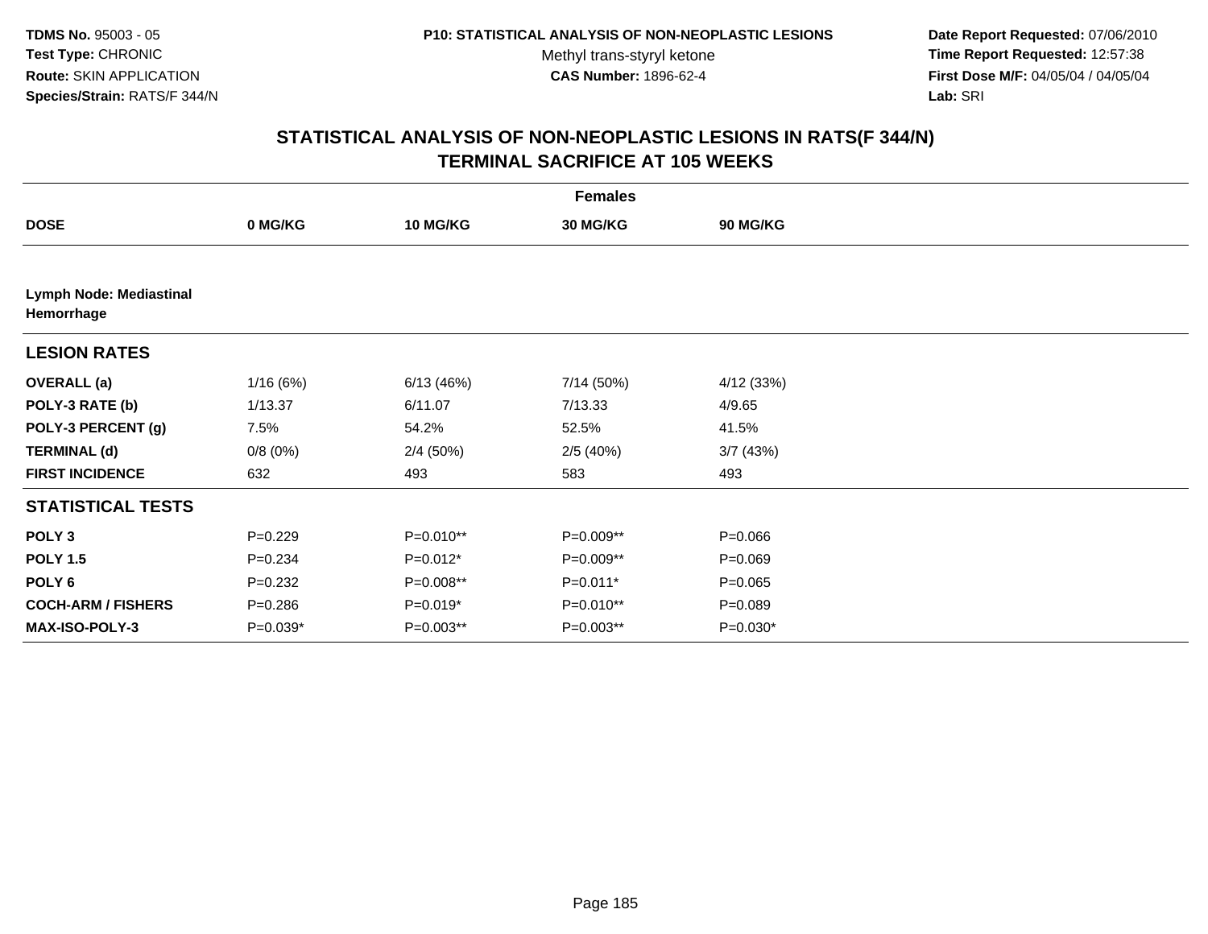**TDMS No.** 95003 - 05
**Test Type:** CHRONIC
**Route:** SKIN APPLICATION
**Species/Strain:** RATS/F 344/N

**P10: STATISTICAL ANALYSIS OF NON-NEOPLASTIC LESIONS**
Methyl trans-styryl ketone
**CAS Number:** 1896-62-4

**Date Report Requested:** 07/06/2010
**Time Report Requested:** 12:57:38
**First Dose M/F:** 04/05/04 / 04/05/04
**Lab:** SRI

## STATISTICAL ANALYSIS OF NON-NEOPLASTIC LESIONS IN RATS(F 344/N) TERMINAL SACRIFICE AT 105 WEEKS

| | Females | | | |
|---|---|---|---|---|
| **DOSE** | **0 MG/KG** | **10 MG/KG** | **30 MG/KG** | **90 MG/KG** |
| **Lymph Node: Mediastinal Hemorrhage** | | | | |
| **LESION RATES** | | | | |
| **OVERALL (a)** | 1/16 (6%) | 6/13 (46%) | 7/14 (50%) | 4/12 (33%) |
| **POLY-3 RATE (b)** | 1/13.37 | 6/11.07 | 7/13.33 | 4/9.65 |
| **POLY-3 PERCENT (g)** | 7.5% | 54.2% | 52.5% | 41.5% |
| **TERMINAL (d)** | 0/8 (0%) | 2/4 (50%) | 2/5 (40%) | 3/7 (43%) |
| **FIRST INCIDENCE** | 632 | 493 | 583 | 493 |
| **STATISTICAL TESTS** | | | | |
| **POLY 3** | P=0.229 | P=0.010** | P=0.009** | P=0.066 |
| **POLY 1.5** | P=0.234 | P=0.012* | P=0.009** | P=0.069 |
| **POLY 6** | P=0.232 | P=0.008** | P=0.011* | P=0.065 |
| **COCH-ARM / FISHERS** | P=0.286 | P=0.019* | P=0.010** | P=0.089 |
| **MAX-ISO-POLY-3** | P=0.039* | P=0.003** | P=0.003** | P=0.030* |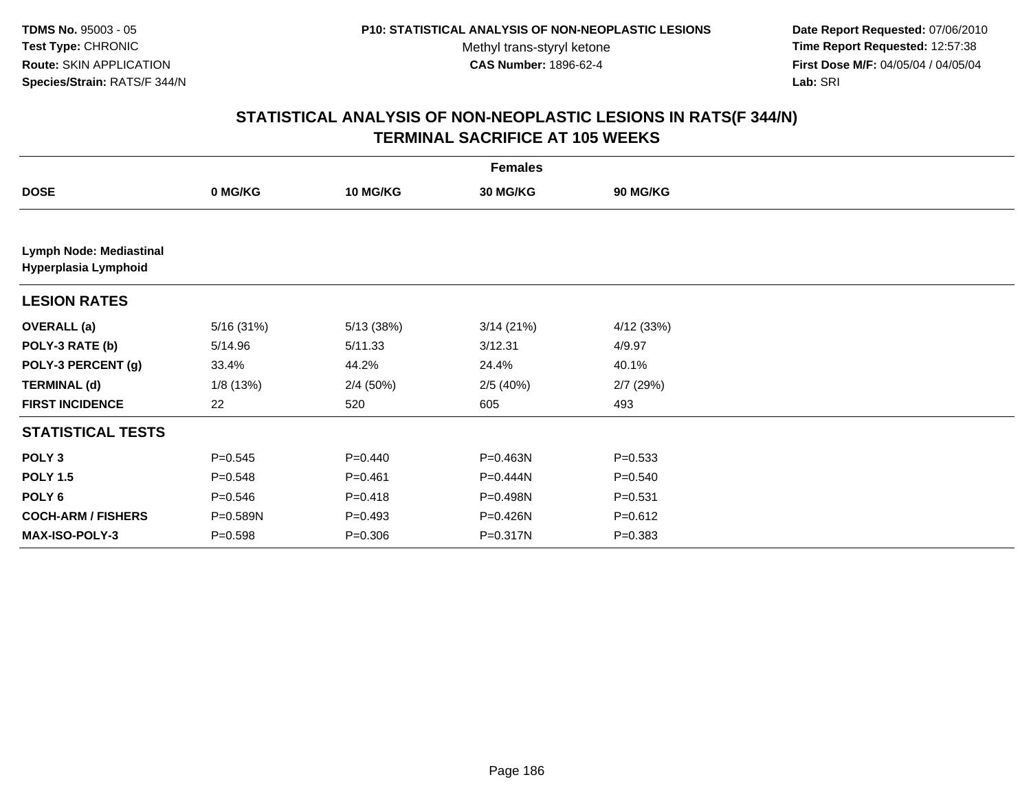**TDMS No.** 95003 - 05
**Test Type:** CHRONIC
**Route:** SKIN APPLICATION
**Species/Strain:** RATS/F 344/N

**P10: STATISTICAL ANALYSIS OF NON-NEOPLASTIC LESIONS**
Methyl trans-styryl ketone
**CAS Number:** 1896-62-4

**Date Report Requested:** 07/06/2010
**Time Report Requested:** 12:57:38
**First Dose M/F:** 04/05/04 / 04/05/04
**Lab:** SRI

## STATISTICAL ANALYSIS OF NON-NEOPLASTIC LESIONS IN RATS(F 344/N)
## TERMINAL SACRIFICE AT 105 WEEKS

| | Females | | | |
|---|---|---|---|---|
| **DOSE** | **0 MG/KG** | **10 MG/KG** | **30 MG/KG** | **90 MG/KG** |
| **Lymph Node: Mediastinal** | | | | |
| **Hyperplasia Lymphoid** | | | | |
| **LESION RATES** | | | | |
| **OVERALL (a)** | 5/16 (31%) | 5/13 (38%) | 3/14 (21%) | 4/12 (33%) |
| **POLY-3 RATE (b)** | 5/14.96 | 5/11.33 | 3/12.31 | 4/9.97 |
| **POLY-3 PERCENT (g)** | 33.4% | 44.2% | 24.4% | 40.1% |
| **TERMINAL (d)** | 1/8 (13%) | 2/4 (50%) | 2/5 (40%) | 2/7 (29%) |
| **FIRST INCIDENCE** | 22 | 520 | 605 | 493 |
| **STATISTICAL TESTS** | | | | |
| **POLY 3** | P=0.545 | P=0.440 | P=0.463N | P=0.533 |
| **POLY 1.5** | P=0.548 | P=0.461 | P=0.444N | P=0.540 |
| **POLY 6** | P=0.546 | P=0.418 | P=0.498N | P=0.531 |
| **COCH-ARM / FISHERS** | P=0.589N | P=0.493 | P=0.426N | P=0.612 |
| **MAX-ISO-POLY-3** | P=0.598 | P=0.306 | P=0.317N | P=0.383 |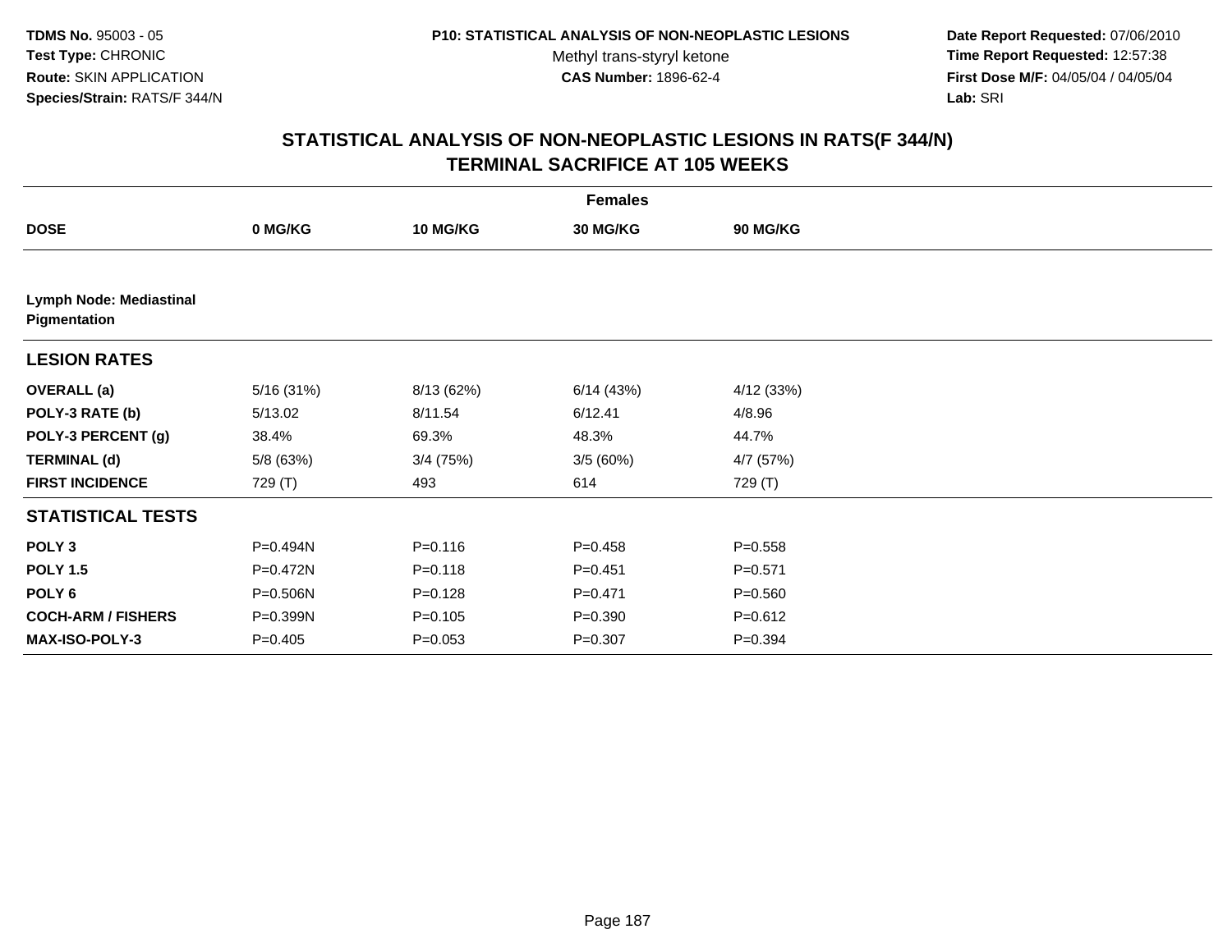**TDMS No.** 95003 - 05
**Test Type:** CHRONIC
**Route:** SKIN APPLICATION
**Species/Strain:** RATS/F 344/N

**P10: STATISTICAL ANALYSIS OF NON-NEOPLASTIC LESIONS**
Methyl trans-styryl ketone
**CAS Number:** 1896-62-4

**Date Report Requested:** 07/06/2010
**Time Report Requested:** 12:57:38
**First Dose M/F:** 04/05/04 / 04/05/04
**Lab:** SRI

## STATISTICAL ANALYSIS OF NON-NEOPLASTIC LESIONS IN RATS(F 344/N)
## TERMINAL SACRIFICE AT 105 WEEKS

| | Females | | | |
|---|---|---|---|---|
| **DOSE** | **0 MG/KG** | **10 MG/KG** | **30 MG/KG** | **90 MG/KG** |
| **Lymph Node: Mediastinal Pigmentation** | | | | |
| **LESION RATES** | | | | |
| **OVERALL (a)** | 5/16 (31%) | 8/13 (62%) | 6/14 (43%) | 4/12 (33%) |
| **POLY-3 RATE (b)** | 5/13.02 | 8/11.54 | 6/12.41 | 4/8.96 |
| **POLY-3 PERCENT (g)** | 38.4% | 69.3% | 48.3% | 44.7% |
| **TERMINAL (d)** | 5/8 (63%) | 3/4 (75%) | 3/5 (60%) | 4/7 (57%) |
| **FIRST INCIDENCE** | 729 (T) | 493 | 614 | 729 (T) |
| **STATISTICAL TESTS** | | | | |
| **POLY 3** | P=0.494N | P=0.116 | P=0.458 | P=0.558 |
| **POLY 1.5** | P=0.472N | P=0.118 | P=0.451 | P=0.571 |
| **POLY 6** | P=0.506N | P=0.128 | P=0.471 | P=0.560 |
| **COCH-ARM / FISHERS** | P=0.399N | P=0.105 | P=0.390 | P=0.612 |
| **MAX-ISO-POLY-3** | P=0.405 | P=0.053 | P=0.307 | P=0.394 |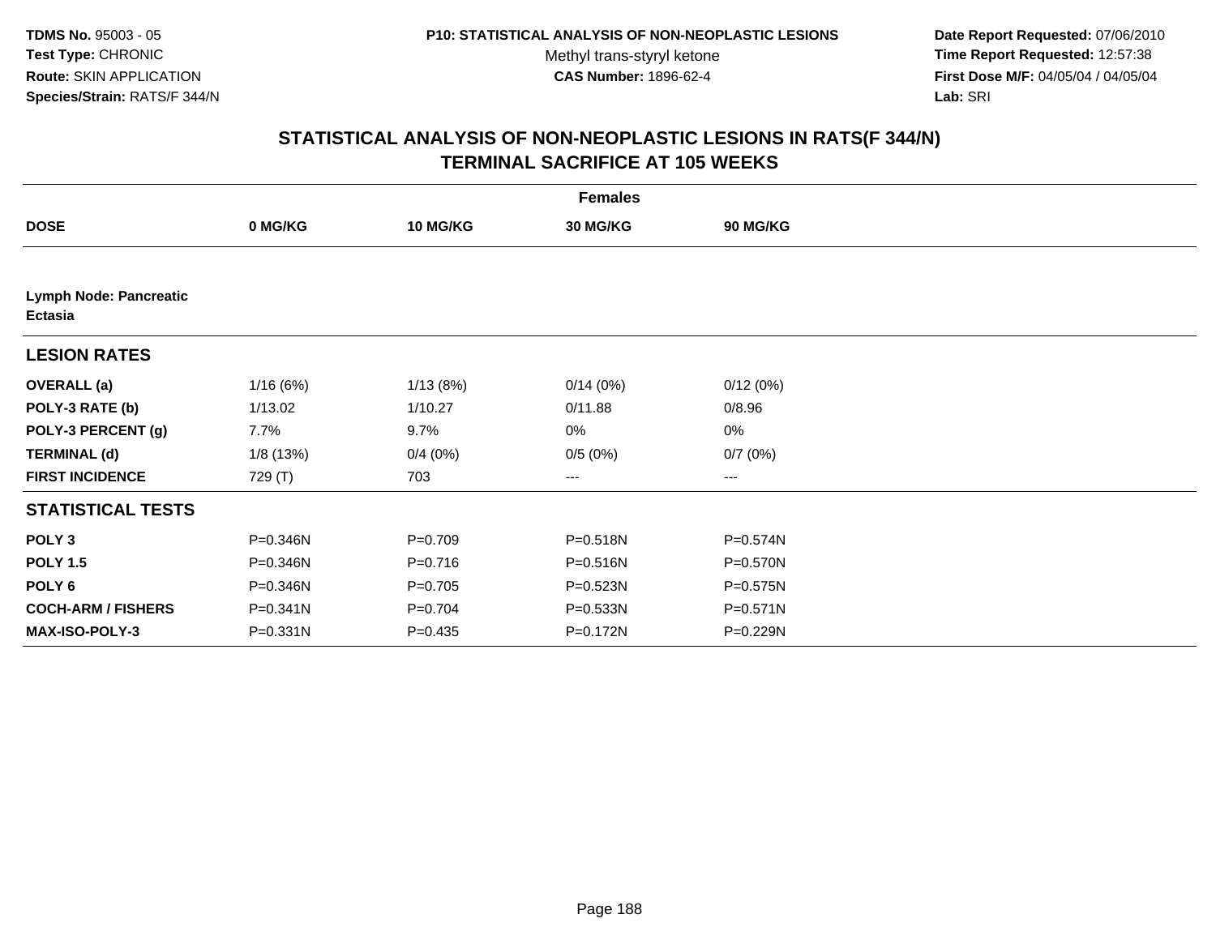**TDMS No.** 95003 - 05
**Test Type:** CHRONIC
**Route:** SKIN APPLICATION
**Species/Strain:** RATS/F 344/N

**P10: STATISTICAL ANALYSIS OF NON-NEOPLASTIC LESIONS**
Methyl trans-styryl ketone
**CAS Number:** 1896-62-4

**Date Report Requested:** 07/06/2010
**Time Report Requested:** 12:57:38
**First Dose M/F:** 04/05/04 / 04/05/04
**Lab:** SRI

## STATISTICAL ANALYSIS OF NON-NEOPLASTIC LESIONS IN RATS(F 344/N)
## TERMINAL SACRIFICE AT 105 WEEKS

| Females | | | | |
|---|---|---|---|---|
| **DOSE** | **0 MG/KG** | **10 MG/KG** | **30 MG/KG** | **90 MG/KG** |
| **Lymph Node: Pancreatic Ectasia** | | | | |
| **LESION RATES** | | | | |
| **OVERALL (a)** | 1/16 (6%) | 1/13 (8%) | 0/14 (0%) | 0/12 (0%) |
| **POLY-3 RATE (b)** | 1/13.02 | 1/10.27 | 0/11.88 | 0/8.96 |
| **POLY-3 PERCENT (g)** | 7.7% | 9.7% | 0% | 0% |
| **TERMINAL (d)** | 1/8 (13%) | 0/4 (0%) | 0/5 (0%) | 0/7 (0%) |
| **FIRST INCIDENCE** | 729 (T) | 703 | --- | --- |
| **STATISTICAL TESTS** | | | | |
| **POLY 3** | P=0.346N | P=0.709 | P=0.518N | P=0.574N |
| **POLY 1.5** | P=0.346N | P=0.716 | P=0.516N | P=0.570N |
| **POLY 6** | P=0.346N | P=0.705 | P=0.523N | P=0.575N |
| **COCH-ARM / FISHERS** | P=0.341N | P=0.704 | P=0.533N | P=0.571N |
| **MAX-ISO-POLY-3** | P=0.331N | P=0.435 | P=0.172N | P=0.229N |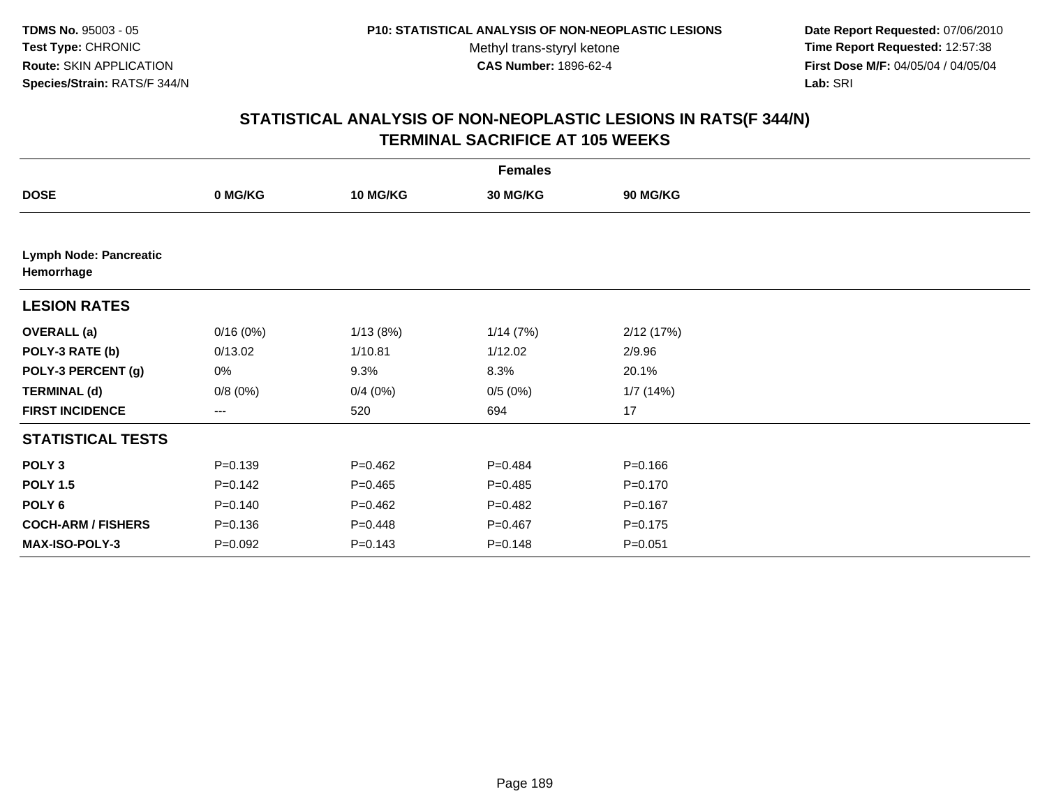TDMS No. 95003 - 05
Test Type: CHRONIC
Route: SKIN APPLICATION
Species/Strain: RATS/F 344/N

P10: STATISTICAL ANALYSIS OF NON-NEOPLASTIC LESIONS
Methyl trans-styryl ketone
CAS Number: 1896-62-4

Date Report Requested: 07/06/2010
Time Report Requested: 12:57:38
First Dose M/F: 04/05/04 / 04/05/04
Lab: SRI

## STATISTICAL ANALYSIS OF NON-NEOPLASTIC LESIONS IN RATS(F 344/N)
## TERMINAL SACRIFICE AT 105 WEEKS

| | Females | | | |
|---|---|---|---|---|
| **DOSE** | **0 MG/KG** | **10 MG/KG** | **30 MG/KG** | **90 MG/KG** |
| **Lymph Node: Pancreatic Hemorrhage** | | | | |
| **LESION RATES** | | | | |
| **OVERALL (a)** | 0/16 (0%) | 1/13 (8%) | 1/14 (7%) | 2/12 (17%) |
| **POLY-3 RATE (b)** | 0/13.02 | 1/10.81 | 1/12.02 | 2/9.96 |
| **POLY-3 PERCENT (g)** | 0% | 9.3% | 8.3% | 20.1% |
| **TERMINAL (d)** | 0/8 (0%) | 0/4 (0%) | 0/5 (0%) | 1/7 (14%) |
| **FIRST INCIDENCE** | --- | 520 | 694 | 17 |
| **STATISTICAL TESTS** | | | | |
| **POLY 3** | P=0.139 | P=0.462 | P=0.484 | P=0.166 |
| **POLY 1.5** | P=0.142 | P=0.465 | P=0.485 | P=0.170 |
| **POLY 6** | P=0.140 | P=0.462 | P=0.482 | P=0.167 |
| **COCH-ARM / FISHERS** | P=0.136 | P=0.448 | P=0.467 | P=0.175 |
| **MAX-ISO-POLY-3** | P=0.092 | P=0.143 | P=0.148 | P=0.051 |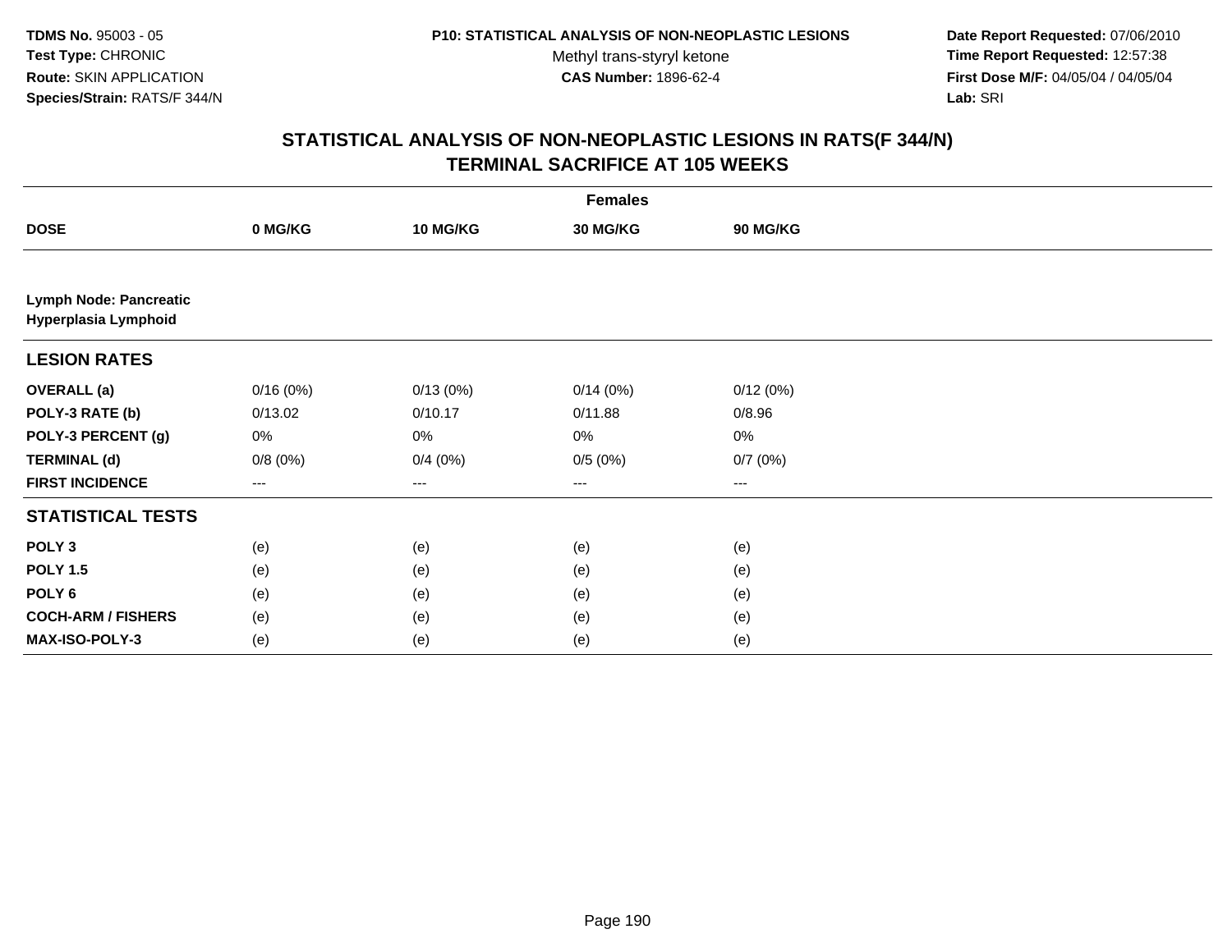TDMS No. 95003 - 05
Test Type: CHRONIC
Route: SKIN APPLICATION
Species/Strain: RATS/F 344/N

P10: STATISTICAL ANALYSIS OF NON-NEOPLASTIC LESIONS
Methyl trans-styryl ketone
CAS Number: 1896-62-4

Date Report Requested: 07/06/2010
Time Report Requested: 12:57:38
First Dose M/F: 04/05/04 / 04/05/04
Lab: SRI

## STATISTICAL ANALYSIS OF NON-NEOPLASTIC LESIONS IN RATS(F 344/N)
## TERMINAL SACRIFICE AT 105 WEEKS

| | Females | | | |
|---|---|---|---|---|
| **DOSE** | **0 MG/KG** | **10 MG/KG** | **30 MG/KG** | **90 MG/KG** |
| **Lymph Node: Pancreatic Hyperplasia Lymphoid** | | | | |
| **LESION RATES** | | | | |
| **OVERALL (a)** | 0/16 (0%) | 0/13 (0%) | 0/14 (0%) | 0/12 (0%) |
| **POLY-3 RATE (b)** | 0/13.02 | 0/10.17 | 0/11.88 | 0/8.96 |
| **POLY-3 PERCENT (g)** | 0% | 0% | 0% | 0% |
| **TERMINAL (d)** | 0/8 (0%) | 0/4 (0%) | 0/5 (0%) | 0/7 (0%) |
| **FIRST INCIDENCE** | --- | --- | --- | --- |
| **STATISTICAL TESTS** | | | | |
| **POLY 3** | (e) | (e) | (e) | (e) |
| **POLY 1.5** | (e) | (e) | (e) | (e) |
| **POLY 6** | (e) | (e) | (e) | (e) |
| **COCH-ARM / FISHERS** | (e) | (e) | (e) | (e) |
| **MAX-ISO-POLY-3** | (e) | (e) | (e) | (e) |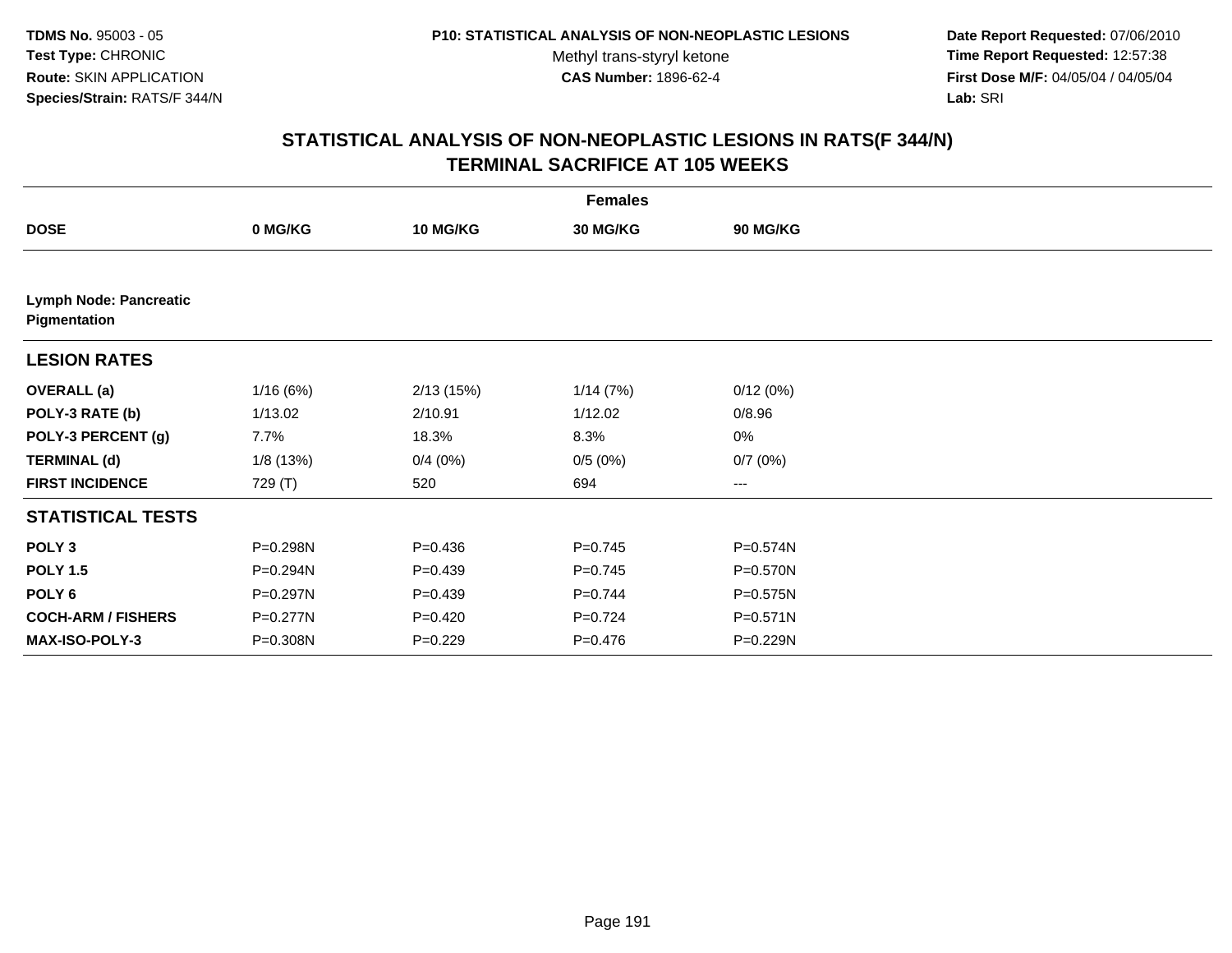TDMS No. 95003 - 05
Test Type: CHRONIC
Route: SKIN APPLICATION
Species/Strain: RATS/F 344/N

P10: STATISTICAL ANALYSIS OF NON-NEOPLASTIC LESIONS
Methyl trans-styryl ketone
CAS Number: 1896-62-4

Date Report Requested: 07/06/2010
Time Report Requested: 12:57:38
First Dose M/F: 04/05/04 / 04/05/04
Lab: SRI

## STATISTICAL ANALYSIS OF NON-NEOPLASTIC LESIONS IN RATS(F 344/N)
## TERMINAL SACRIFICE AT 105 WEEKS

| Females | | | | |
|---|---|---|---|---|
| **DOSE** | **0 MG/KG** | **10 MG/KG** | **30 MG/KG** | **90 MG/KG** |
| **Lymph Node: Pancreatic Pigmentation** | | | | |
| **LESION RATES** | | | | |
| **OVERALL (a)** | 1/16 (6%) | 2/13 (15%) | 1/14 (7%) | 0/12 (0%) |
| **POLY-3 RATE (b)** | 1/13.02 | 2/10.91 | 1/12.02 | 0/8.96 |
| **POLY-3 PERCENT (g)** | 7.7% | 18.3% | 8.3% | 0% |
| **TERMINAL (d)** | 1/8 (13%) | 0/4 (0%) | 0/5 (0%) | 0/7 (0%) |
| **FIRST INCIDENCE** | 729 (T) | 520 | 694 | --- |
| **STATISTICAL TESTS** | | | | |
| **POLY 3** | P=0.298N | P=0.436 | P=0.745 | P=0.574N |
| **POLY 1.5** | P=0.294N | P=0.439 | P=0.745 | P=0.570N |
| **POLY 6** | P=0.297N | P=0.439 | P=0.744 | P=0.575N |
| **COCH-ARM / FISHERS** | P=0.277N | P=0.420 | P=0.724 | P=0.571N |
| **MAX-ISO-POLY-3** | P=0.308N | P=0.229 | P=0.476 | P=0.229N |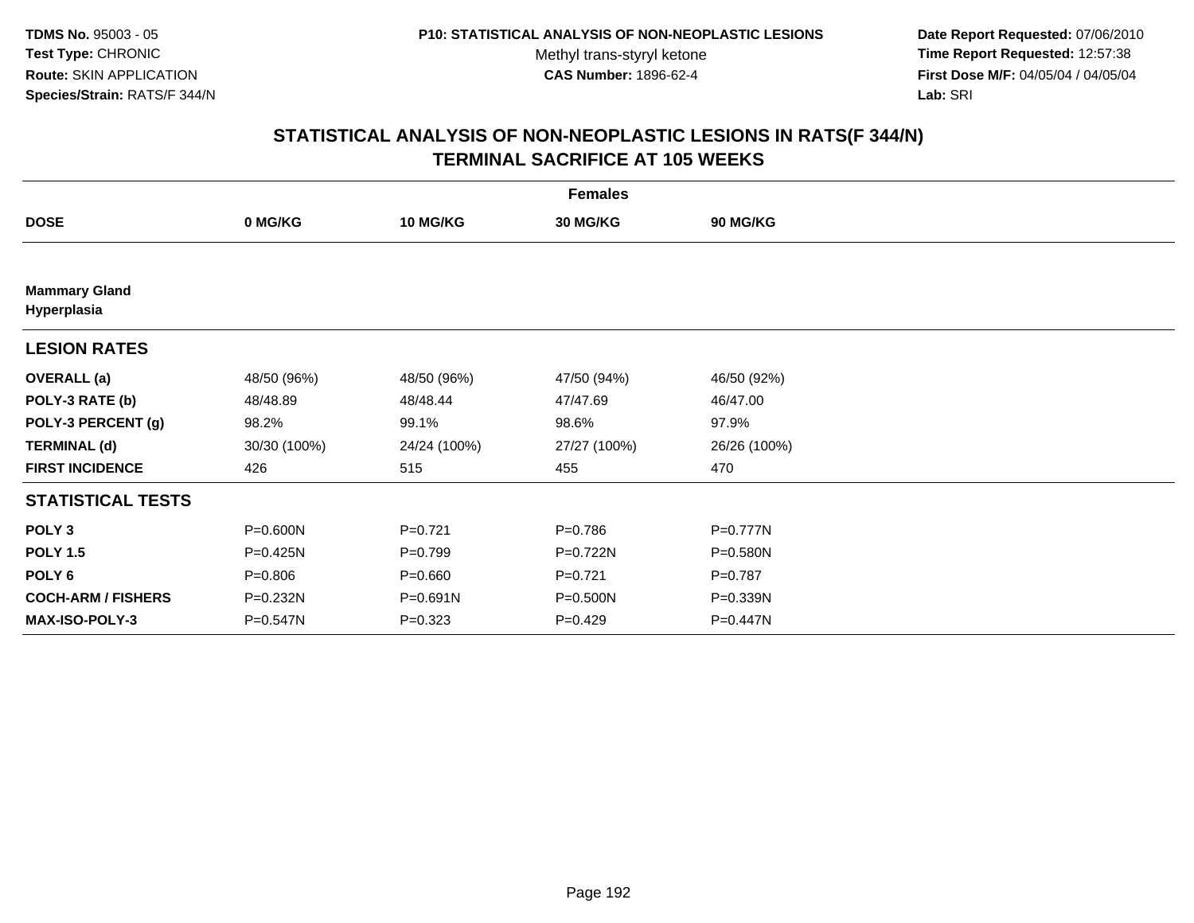TDMS No. 95003 - 05
Test Type: CHRONIC
Route: SKIN APPLICATION
Species/Strain: RATS/F 344/N

P10: STATISTICAL ANALYSIS OF NON-NEOPLASTIC LESIONS
Methyl trans-styryl ketone
CAS Number: 1896-62-4

Date Report Requested: 07/06/2010
Time Report Requested: 12:57:38
First Dose M/F: 04/05/04 / 04/05/04
Lab: SRI

# STATISTICAL ANALYSIS OF NON-NEOPLASTIC LESIONS IN RATS(F 344/N)
## TERMINAL SACRIFICE AT 105 WEEKS

| | Females | | | |
|---|---|---|---|---|
| **DOSE** | **0 MG/KG** | **10 MG/KG** | **30 MG/KG** | **90 MG/KG** |
| **Mammary Gland** | | | | |
| **Hyperplasia** | | | | |
| **LESION RATES** | | | | |
| **OVERALL (a)** | 48/50 (96%) | 48/50 (96%) | 47/50 (94%) | 46/50 (92%) |
| **POLY-3 RATE (b)** | 48/48.89 | 48/48.44 | 47/47.69 | 46/47.00 |
| **POLY-3 PERCENT (g)** | 98.2% | 99.1% | 98.6% | 97.9% |
| **TERMINAL (d)** | 30/30 (100%) | 24/24 (100%) | 27/27 (100%) | 26/26 (100%) |
| **FIRST INCIDENCE** | 426 | 515 | 455 | 470 |
| **STATISTICAL TESTS** | | | | |
| **POLY 3** | P=0.600N | P=0.721 | P=0.786 | P=0.777N |
| **POLY 1.5** | P=0.425N | P=0.799 | P=0.722N | P=0.580N |
| **POLY 6** | P=0.806 | P=0.660 | P=0.721 | P=0.787 |
| **COCH-ARM / FISHERS** | P=0.232N | P=0.691N | P=0.500N | P=0.339N |
| **MAX-ISO-POLY-3** | P=0.547N | P=0.323 | P=0.429 | P=0.447N |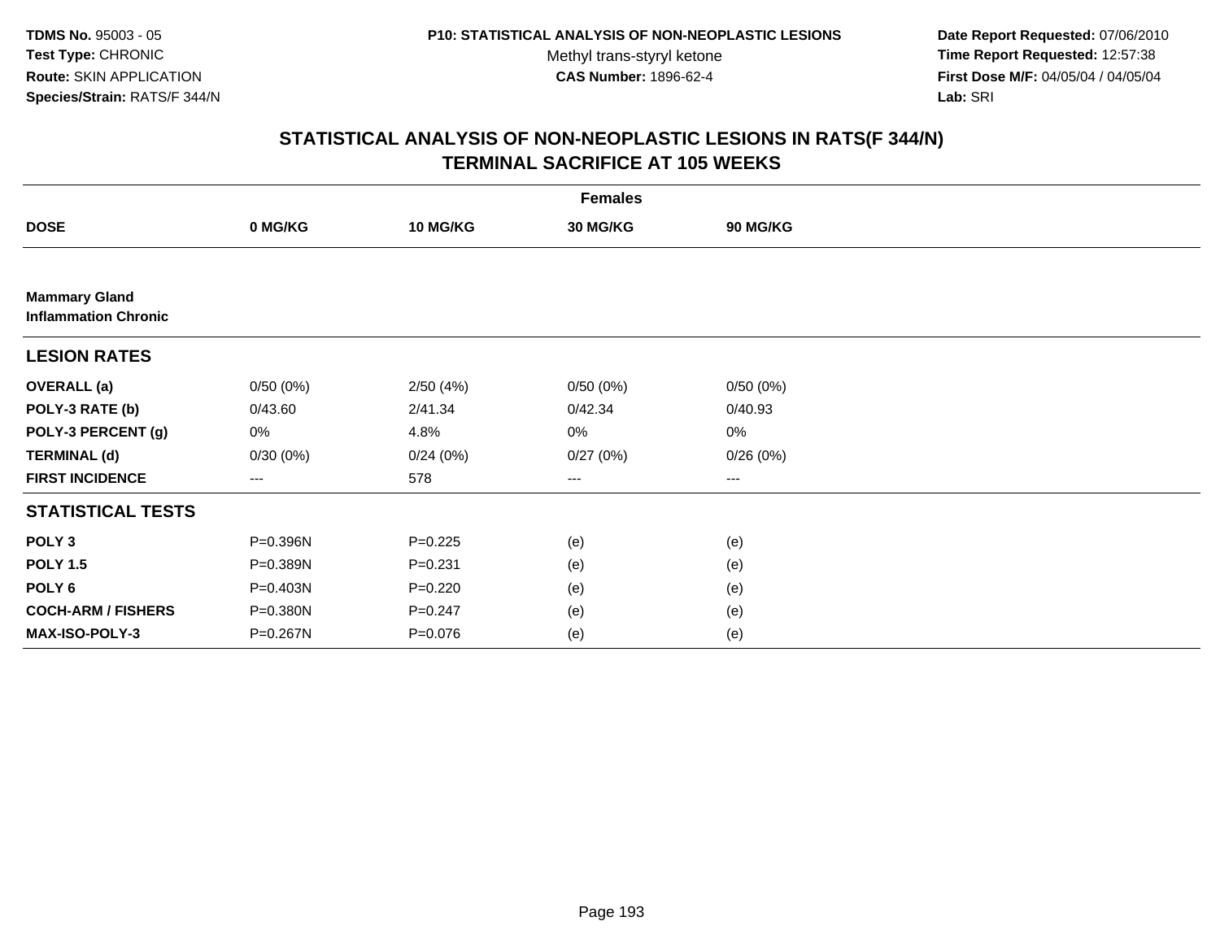TDMS No. 95003 - 05
Test Type: CHRONIC
Route: SKIN APPLICATION
Species/Strain: RATS/F 344/N

P10: STATISTICAL ANALYSIS OF NON-NEOPLASTIC LESIONS
Methyl trans-styryl ketone
CAS Number: 1896-62-4

Date Report Requested: 07/06/2010
Time Report Requested: 12:57:38
First Dose M/F: 04/05/04 / 04/05/04
Lab: SRI

## STATISTICAL ANALYSIS OF NON-NEOPLASTIC LESIONS IN RATS(F 344/N)
## TERMINAL SACRIFICE AT 105 WEEKS

| Females | | | | |
|---|---|---|---|---|
| **DOSE** | **0 MG/KG** | **10 MG/KG** | **30 MG/KG** | **90 MG/KG** |
| **Mammary Gland** | | | | |
| **Inflammation Chronic** | | | | |
| **LESION RATES** | | | | |
| **OVERALL (a)** | 0/50 (0%) | 2/50 (4%) | 0/50 (0%) | 0/50 (0%) |
| **POLY-3 RATE (b)** | 0/43.60 | 2/41.34 | 0/42.34 | 0/40.93 |
| **POLY-3 PERCENT (g)** | 0% | 4.8% | 0% | 0% |
| **TERMINAL (d)** | 0/30 (0%) | 0/24 (0%) | 0/27 (0%) | 0/26 (0%) |
| **FIRST INCIDENCE** | --- | 578 | --- | --- |
| **STATISTICAL TESTS** | | | | |
| **POLY 3** | P=0.396N | P=0.225 | (e) | (e) |
| **POLY 1.5** | P=0.389N | P=0.231 | (e) | (e) |
| **POLY 6** | P=0.403N | P=0.220 | (e) | (e) |
| **COCH-ARM / FISHERS** | P=0.380N | P=0.247 | (e) | (e) |
| **MAX-ISO-POLY-3** | P=0.267N | P=0.076 | (e) | (e) |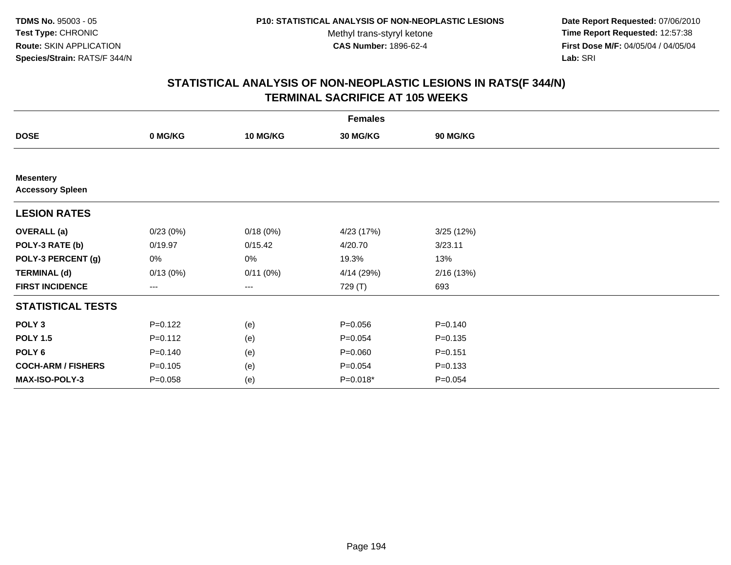**TDMS No.** 95003 - 05
**Test Type:** CHRONIC
**Route:** SKIN APPLICATION
**Species/Strain:** RATS/F 344/N

**P10: STATISTICAL ANALYSIS OF NON-NEOPLASTIC LESIONS**
Methyl trans-styryl ketone
**CAS Number:** 1896-62-4

**Date Report Requested:** 07/06/2010
**Time Report Requested:** 12:57:38
**First Dose M/F:** 04/05/04 / 04/05/04
**Lab:** SRI

## STATISTICAL ANALYSIS OF NON-NEOPLASTIC LESIONS IN RATS(F 344/N)
## TERMINAL SACRIFICE AT 105 WEEKS

| | Females | | | |
|---|---|---|---|---|
| **DOSE** | **0 MG/KG** | **10 MG/KG** | **30 MG/KG** | **90 MG/KG** |
| **Mesentery** | | | | |
| **Accessory Spleen** | | | | |
| **LESION RATES** | | | | |
| **OVERALL (a)** | 0/23 (0%) | 0/18 (0%) | 4/23 (17%) | 3/25 (12%) |
| **POLY-3 RATE (b)** | 0/19.97 | 0/15.42 | 4/20.70 | 3/23.11 |
| **POLY-3 PERCENT (g)** | 0% | 0% | 19.3% | 13% |
| **TERMINAL (d)** | 0/13 (0%) | 0/11 (0%) | 4/14 (29%) | 2/16 (13%) |
| **FIRST INCIDENCE** | --- | --- | 729 (T) | 693 |
| **STATISTICAL TESTS** | | | | |
| **POLY 3** | P=0.122 | (e) | P=0.056 | P=0.140 |
| **POLY 1.5** | P=0.112 | (e) | P=0.054 | P=0.135 |
| **POLY 6** | P=0.140 | (e) | P=0.060 | P=0.151 |
| **COCH-ARM / FISHERS** | P=0.105 | (e) | P=0.054 | P=0.133 |
| **MAX-ISO-POLY-3** | P=0.058 | (e) | P=0.018* | P=0.054 |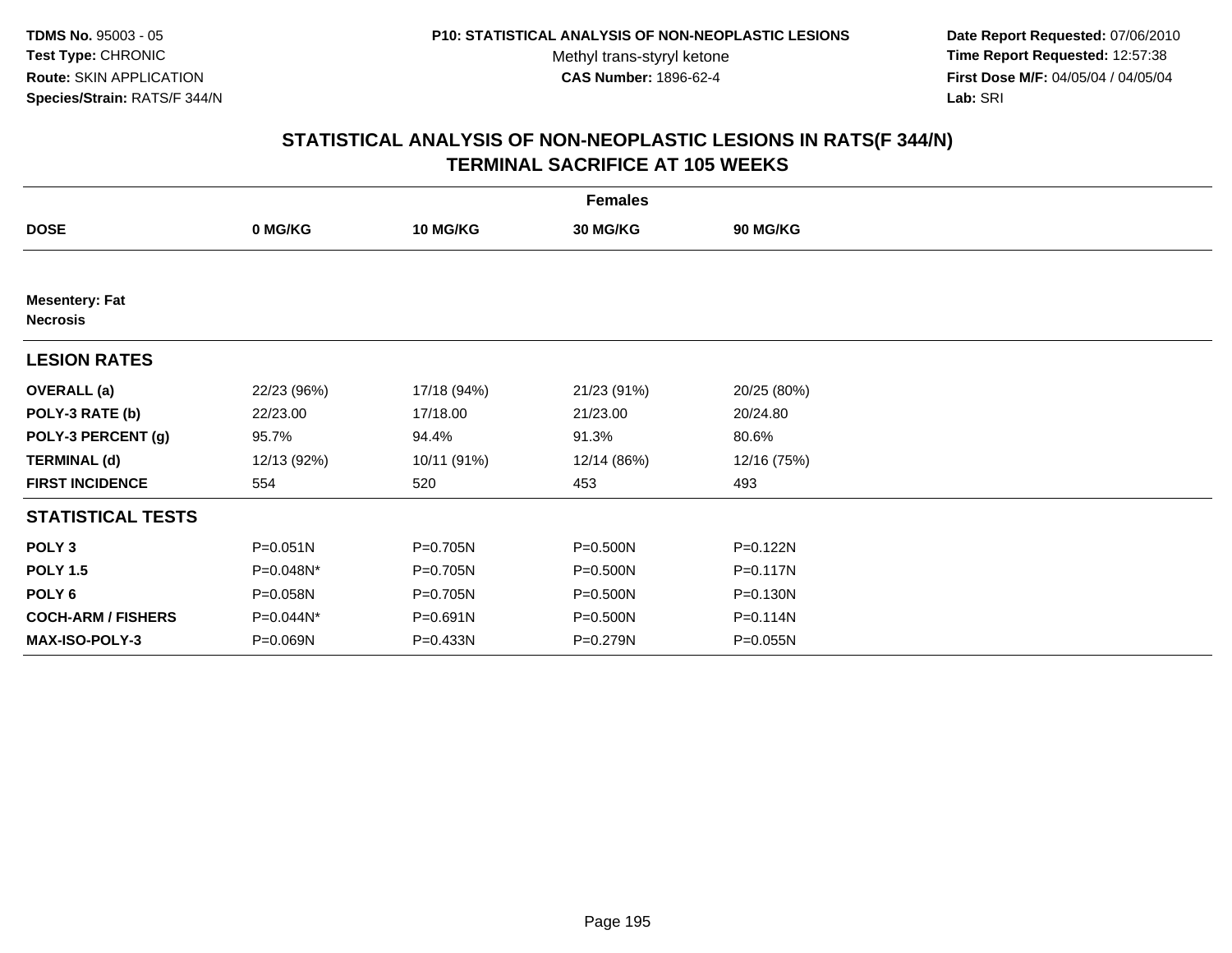**TDMS No.** 95003 - 05
**Test Type:** CHRONIC
**Route:** SKIN APPLICATION
**Species/Strain:** RATS/F 344/N

**P10: STATISTICAL ANALYSIS OF NON-NEOPLASTIC LESIONS**
Methyl trans-styryl ketone
**CAS Number:** 1896-62-4

**Date Report Requested:** 07/06/2010
**Time Report Requested:** 12:57:38
**First Dose M/F:** 04/05/04 / 04/05/04
**Lab:** SRI

## STATISTICAL ANALYSIS OF NON-NEOPLASTIC LESIONS IN RATS(F 344/N) TERMINAL SACRIFICE AT 105 WEEKS

| | Females | | | |
|---|---|---|---|---|
| **DOSE** | **0 MG/KG** | **10 MG/KG** | **30 MG/KG** | **90 MG/KG** |
| **Mesentery: Fat Necrosis** | | | | |
| **LESION RATES** | | | | |
| **OVERALL (a)** | 22/23 (96%) | 17/18 (94%) | 21/23 (91%) | 20/25 (80%) |
| **POLY-3 RATE (b)** | 22/23.00 | 17/18.00 | 21/23.00 | 20/24.80 |
| **POLY-3 PERCENT (g)** | 95.7% | 94.4% | 91.3% | 80.6% |
| **TERMINAL (d)** | 12/13 (92%) | 10/11 (91%) | 12/14 (86%) | 12/16 (75%) |
| **FIRST INCIDENCE** | 554 | 520 | 453 | 493 |
| **STATISTICAL TESTS** | | | | |
| **POLY 3** | P=0.051N | P=0.705N | P=0.500N | P=0.122N |
| **POLY 1.5** | P=0.048N* | P=0.705N | P=0.500N | P=0.117N |
| **POLY 6** | P=0.058N | P=0.705N | P=0.500N | P=0.130N |
| **COCH-ARM / FISHERS** | P=0.044N* | P=0.691N | P=0.500N | P=0.114N |
| **MAX-ISO-POLY-3** | P=0.069N | P=0.433N | P=0.279N | P=0.055N |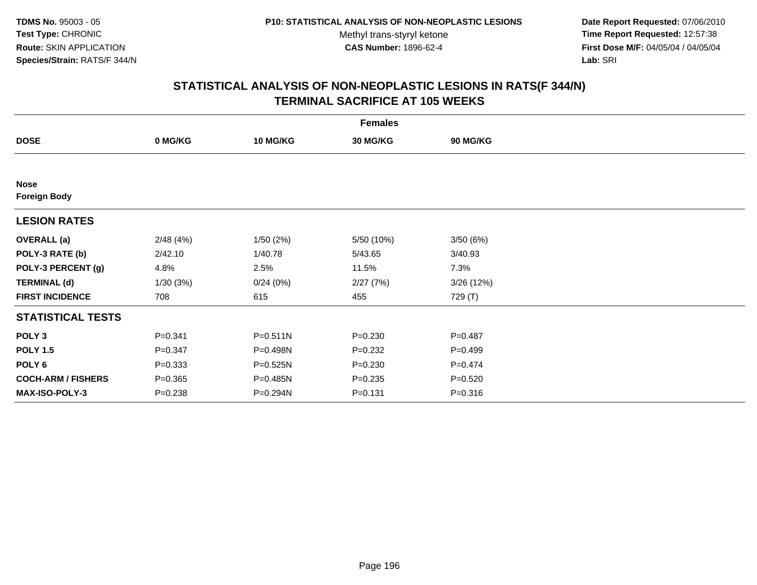**TDMS No.** 95003 - 05
**Test Type:** CHRONIC
**Route:** SKIN APPLICATION
**Species/Strain:** RATS/F 344/N

**P10: STATISTICAL ANALYSIS OF NON-NEOPLASTIC LESIONS**
Methyl trans-styryl ketone
**CAS Number:** 1896-62-4

**Date Report Requested:** 07/06/2010
**Time Report Requested:** 12:57:38
**First Dose M/F:** 04/05/04 / 04/05/04
**Lab:** SRI

# STATISTICAL ANALYSIS OF NON-NEOPLASTIC LESIONS IN RATS(F 344/N)
## TERMINAL SACRIFICE AT 105 WEEKS

| | Females | | | |
|---|---|---|---|---|
| **DOSE** | **0 MG/KG** | **10 MG/KG** | **30 MG/KG** | **90 MG/KG** |
| **Nose** | | | | |
| **Foreign Body** | | | | |
| **LESION RATES** | | | | |
| **OVERALL (a)** | 2/48 (4%) | 1/50 (2%) | 5/50 (10%) | 3/50 (6%) |
| **POLY-3 RATE (b)** | 2/42.10 | 1/40.78 | 5/43.65 | 3/40.93 |
| **POLY-3 PERCENT (g)** | 4.8% | 2.5% | 11.5% | 7.3% |
| **TERMINAL (d)** | 1/30 (3%) | 0/24 (0%) | 2/27 (7%) | 3/26 (12%) |
| **FIRST INCIDENCE** | 708 | 615 | 455 | 729 (T) |
| **STATISTICAL TESTS** | | | | |
| **POLY 3** | P=0.341 | P=0.511N | P=0.230 | P=0.487 |
| **POLY 1.5** | P=0.347 | P=0.498N | P=0.232 | P=0.499 |
| **POLY 6** | P=0.333 | P=0.525N | P=0.230 | P=0.474 |
| **COCH-ARM / FISHERS** | P=0.365 | P=0.485N | P=0.235 | P=0.520 |
| **MAX-ISO-POLY-3** | P=0.238 | P=0.294N | P=0.131 | P=0.316 |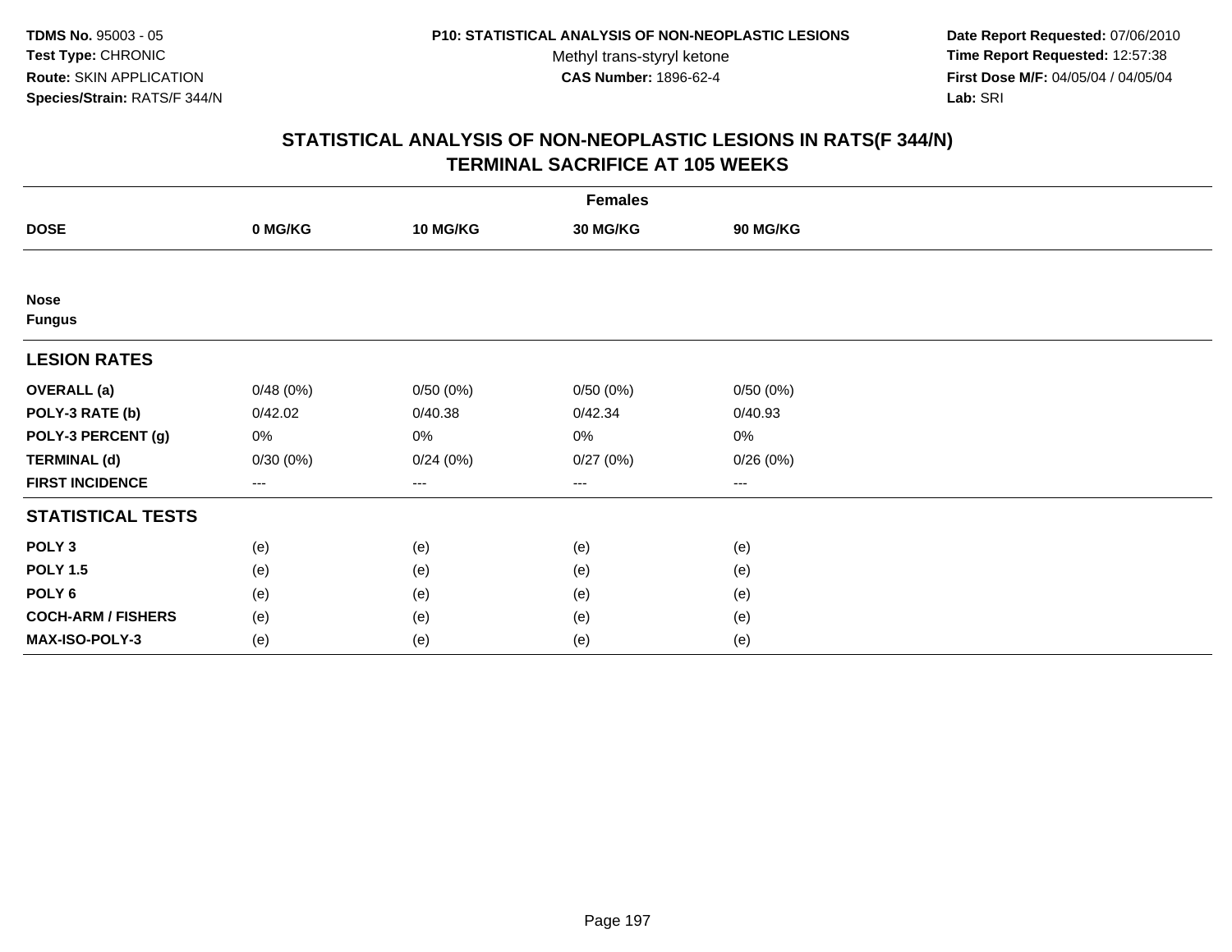**TDMS No.** 95003 - 05
**Test Type:** CHRONIC
**Route:** SKIN APPLICATION
**Species/Strain:** RATS/F 344/N

**P10: STATISTICAL ANALYSIS OF NON-NEOPLASTIC LESIONS**
Methyl trans-styryl ketone
**CAS Number:** 1896-62-4

**Date Report Requested:** 07/06/2010
**Time Report Requested:** 12:57:38
**First Dose M/F:** 04/05/04 / 04/05/04
**Lab:** SRI

## STATISTICAL ANALYSIS OF NON-NEOPLASTIC LESIONS IN RATS(F 344/N) TERMINAL SACRIFICE AT 105 WEEKS

| | Females | | | |
|---|---|---|---|---|
| **DOSE** | **0 MG/KG** | **10 MG/KG** | **30 MG/KG** | **90 MG/KG** |
| **Nose** | | | | |
| **Fungus** | | | | |
| **LESION RATES** | | | | |
| **OVERALL (a)** | 0/48 (0%) | 0/50 (0%) | 0/50 (0%) | 0/50 (0%) |
| **POLY-3 RATE (b)** | 0/42.02 | 0/40.38 | 0/42.34 | 0/40.93 |
| **POLY-3 PERCENT (g)** | 0% | 0% | 0% | 0% |
| **TERMINAL (d)** | 0/30 (0%) | 0/24 (0%) | 0/27 (0%) | 0/26 (0%) |
| **FIRST INCIDENCE** | --- | --- | --- | --- |
| **STATISTICAL TESTS** | | | | |
| **POLY 3** | (e) | (e) | (e) | (e) |
| **POLY 1.5** | (e) | (e) | (e) | (e) |
| **POLY 6** | (e) | (e) | (e) | (e) |
| **COCH-ARM / FISHERS** | (e) | (e) | (e) | (e) |
| **MAX-ISO-POLY-3** | (e) | (e) | (e) | (e) |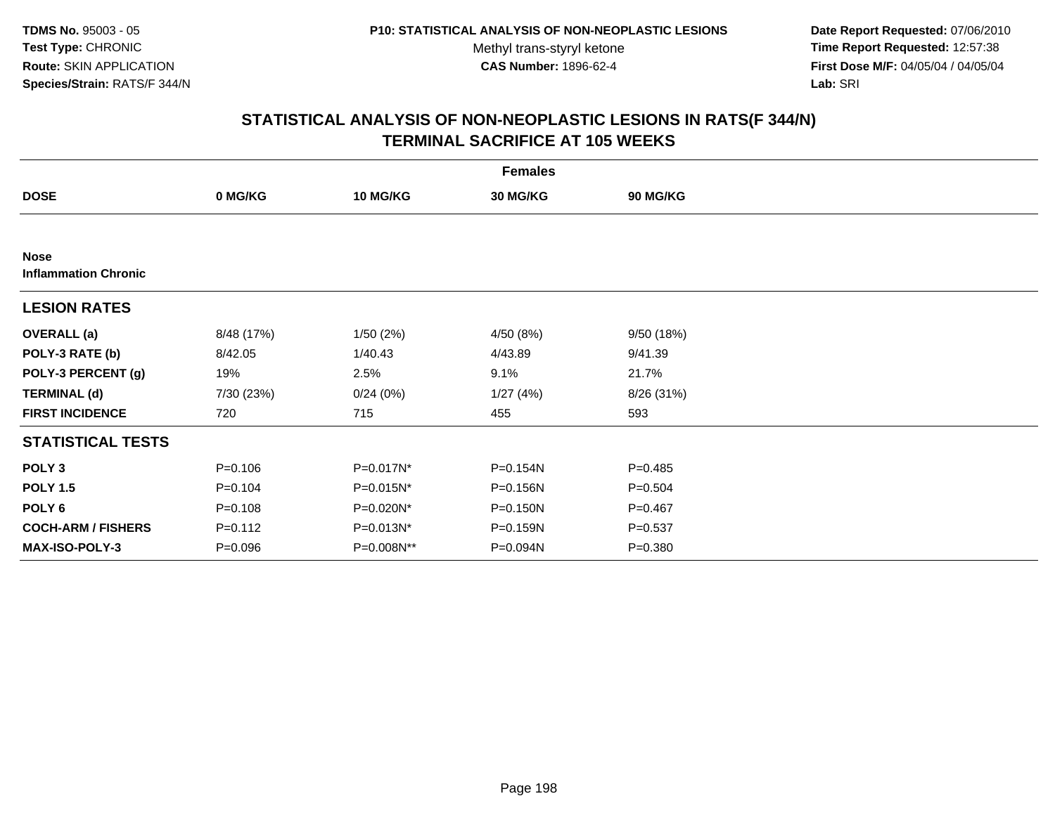**TDMS No.** 95003 - 05
**Test Type:** CHRONIC
**Route:** SKIN APPLICATION
**Species/Strain:** RATS/F 344/N

**P10: STATISTICAL ANALYSIS OF NON-NEOPLASTIC LESIONS**
Methyl trans-styryl ketone
**CAS Number:** 1896-62-4

**Date Report Requested:** 07/06/2010
**Time Report Requested:** 12:57:38
**First Dose M/F:** 04/05/04 / 04/05/04
**Lab:** SRI

## STATISTICAL ANALYSIS OF NON-NEOPLASTIC LESIONS IN RATS(F 344/N) TERMINAL SACRIFICE AT 105 WEEKS

| | Females | | | |
|---|---|---|---|---|
| **DOSE** | **0 MG/KG** | **10 MG/KG** | **30 MG/KG** | **90 MG/KG** |
| **Nose** | | | | |
| **Inflammation Chronic** | | | | |
| **LESION RATES** | | | | |
| **OVERALL (a)** | 8/48 (17%) | 1/50 (2%) | 4/50 (8%) | 9/50 (18%) |
| **POLY-3 RATE (b)** | 8/42.05 | 1/40.43 | 4/43.89 | 9/41.39 |
| **POLY-3 PERCENT (g)** | 19% | 2.5% | 9.1% | 21.7% |
| **TERMINAL (d)** | 7/30 (23%) | 0/24 (0%) | 1/27 (4%) | 8/26 (31%) |
| **FIRST INCIDENCE** | 720 | 715 | 455 | 593 |
| **STATISTICAL TESTS** | | | | |
| **POLY 3** | P=0.106 | P=0.017N* | P=0.154N | P=0.485 |
| **POLY 1.5** | P=0.104 | P=0.015N* | P=0.156N | P=0.504 |
| **POLY 6** | P=0.108 | P=0.020N* | P=0.150N | P=0.467 |
| **COCH-ARM / FISHERS** | P=0.112 | P=0.013N* | P=0.159N | P=0.537 |
| **MAX-ISO-POLY-3** | P=0.096 | P=0.008N** | P=0.094N | P=0.380 |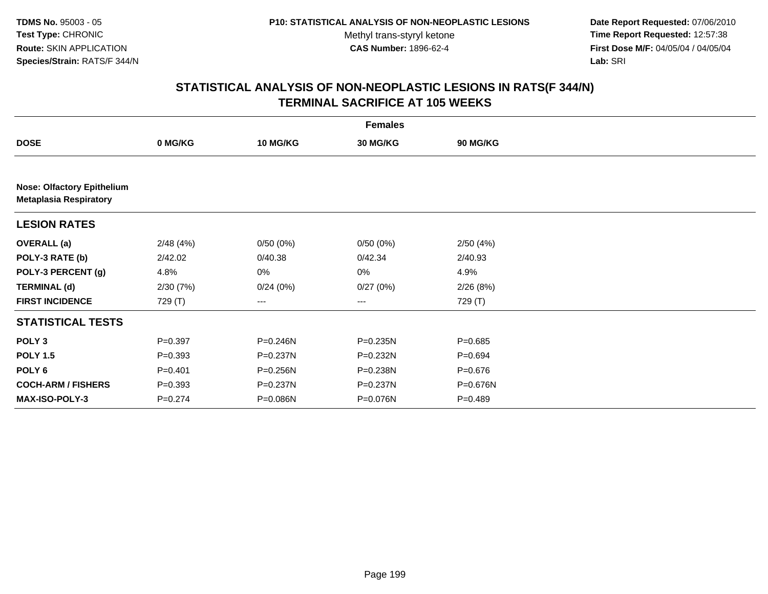TDMS No. 95003 - 05
Test Type: CHRONIC
Route: SKIN APPLICATION
Species/Strain: RATS/F 344/N

P10: STATISTICAL ANALYSIS OF NON-NEOPLASTIC LESIONS
Methyl trans-styryl ketone
CAS Number: 1896-62-4

Date Report Requested: 07/06/2010
Time Report Requested: 12:57:38
First Dose M/F: 04/05/04 / 04/05/04
Lab: SRI

## STATISTICAL ANALYSIS OF NON-NEOPLASTIC LESIONS IN RATS(F 344/N)
## TERMINAL SACRIFICE AT 105 WEEKS

| | Females | | | |
|---|---|---|---|---|
| **DOSE** | **0 MG/KG** | **10 MG/KG** | **30 MG/KG** | **90 MG/KG** |
| **Nose: Olfactory Epithelium** | | | | |
| **Metaplasia Respiratory** | | | | |
| **LESION RATES** | | | | |
| **OVERALL (a)** | 2/48 (4%) | 0/50 (0%) | 0/50 (0%) | 2/50 (4%) |
| **POLY-3 RATE (b)** | 2/42.02 | 0/40.38 | 0/42.34 | 2/40.93 |
| **POLY-3 PERCENT (g)** | 4.8% | 0% | 0% | 4.9% |
| **TERMINAL (d)** | 2/30 (7%) | 0/24 (0%) | 0/27 (0%) | 2/26 (8%) |
| **FIRST INCIDENCE** | 729 (T) | --- | --- | 729 (T) |
| **STATISTICAL TESTS** | | | | |
| **POLY 3** | P=0.397 | P=0.246N | P=0.235N | P=0.685 |
| **POLY 1.5** | P=0.393 | P=0.237N | P=0.232N | P=0.694 |
| **POLY 6** | P=0.401 | P=0.256N | P=0.238N | P=0.676 |
| **COCH-ARM / FISHERS** | P=0.393 | P=0.237N | P=0.237N | P=0.676N |
| **MAX-ISO-POLY-3** | P=0.274 | P=0.086N | P=0.076N | P=0.489 |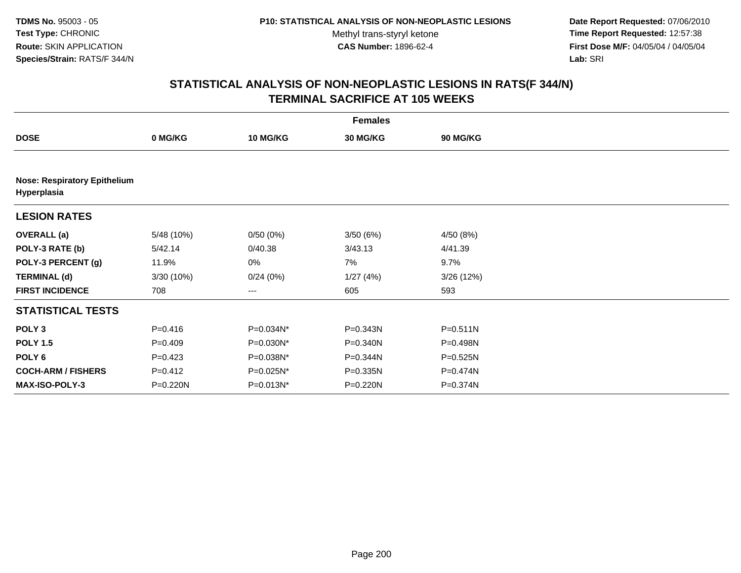**TDMS No.** 95003 - 05
**Test Type:** CHRONIC
**Route:** SKIN APPLICATION
**Species/Strain:** RATS/F 344/N

**P10: STATISTICAL ANALYSIS OF NON-NEOPLASTIC LESIONS**
Methyl trans-styryl ketone
**CAS Number:** 1896-62-4

**Date Report Requested:** 07/06/2010
**Time Report Requested:** 12:57:38
**First Dose M/F:** 04/05/04 / 04/05/04
**Lab:** SRI

## STATISTICAL ANALYSIS OF NON-NEOPLASTIC LESIONS IN RATS(F 344/N)
## TERMINAL SACRIFICE AT 105 WEEKS

| | Females | | | |
|---|---|---|---|---|
| **DOSE** | **0 MG/KG** | **10 MG/KG** | **30 MG/KG** | **90 MG/KG** |
| **Nose: Respiratory Epithelium Hyperplasia** | | | | |
| **LESION RATES** | | | | |
| **OVERALL (a)** | 5/48 (10%) | 0/50 (0%) | 3/50 (6%) | 4/50 (8%) |
| **POLY-3 RATE (b)** | 5/42.14 | 0/40.38 | 3/43.13 | 4/41.39 |
| **POLY-3 PERCENT (g)** | 11.9% | 0% | 7% | 9.7% |
| **TERMINAL (d)** | 3/30 (10%) | 0/24 (0%) | 1/27 (4%) | 3/26 (12%) |
| **FIRST INCIDENCE** | 708 | --- | 605 | 593 |
| **STATISTICAL TESTS** | | | | |
| **POLY 3** | P=0.416 | P=0.034N* | P=0.343N | P=0.511N |
| **POLY 1.5** | P=0.409 | P=0.030N* | P=0.340N | P=0.498N |
| **POLY 6** | P=0.423 | P=0.038N* | P=0.344N | P=0.525N |
| **COCH-ARM / FISHERS** | P=0.412 | P=0.025N* | P=0.335N | P=0.474N |
| **MAX-ISO-POLY-3** | P=0.220N | P=0.013N* | P=0.220N | P=0.374N |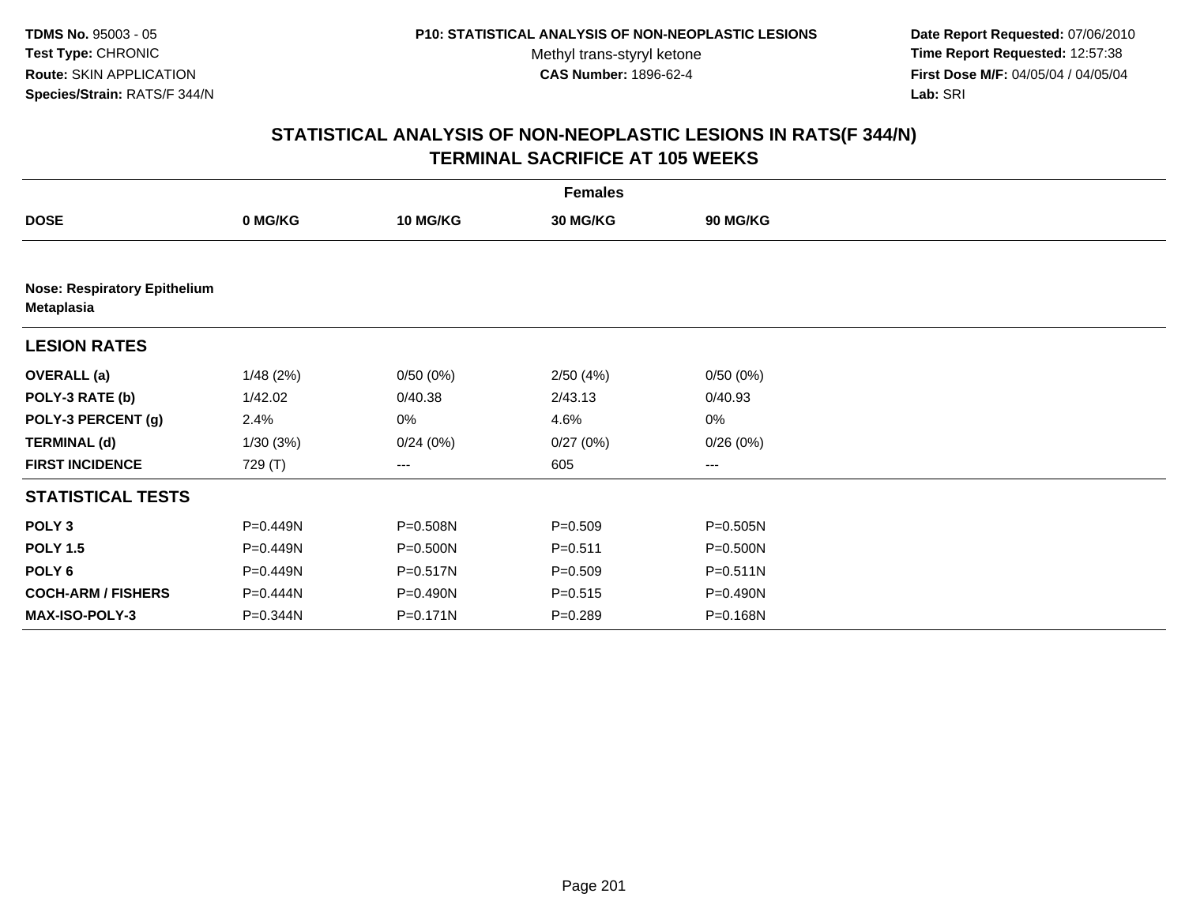**TDMS No.** 95003 - 05
**Test Type:** CHRONIC
**Route:** SKIN APPLICATION
**Species/Strain:** RATS/F 344/N

**P10: STATISTICAL ANALYSIS OF NON-NEOPLASTIC LESIONS**
Methyl trans-styryl ketone
**CAS Number:** 1896-62-4

**Date Report Requested:** 07/06/2010
**Time Report Requested:** 12:57:38
**First Dose M/F:** 04/05/04 / 04/05/04
**Lab:** SRI

## STATISTICAL ANALYSIS OF NON-NEOPLASTIC LESIONS IN RATS(F 344/N) TERMINAL SACRIFICE AT 105 WEEKS

| | Females | | | |
|---|---|---|---|---|
| **DOSE** | **0 MG/KG** | **10 MG/KG** | **30 MG/KG** | **90 MG/KG** |
| **Nose: Respiratory Epithelium Metaplasia** | | | | |
| **LESION RATES** | | | | |
| **OVERALL (a)** | 1/48 (2%) | 0/50 (0%) | 2/50 (4%) | 0/50 (0%) |
| **POLY-3 RATE (b)** | 1/42.02 | 0/40.38 | 2/43.13 | 0/40.93 |
| **POLY-3 PERCENT (g)** | 2.4% | 0% | 4.6% | 0% |
| **TERMINAL (d)** | 1/30 (3%) | 0/24 (0%) | 0/27 (0%) | 0/26 (0%) |
| **FIRST INCIDENCE** | 729 (T) | --- | 605 | --- |
| **STATISTICAL TESTS** | | | | |
| **POLY 3** | P=0.449N | P=0.508N | P=0.509 | P=0.505N |
| **POLY 1.5** | P=0.449N | P=0.500N | P=0.511 | P=0.500N |
| **POLY 6** | P=0.449N | P=0.517N | P=0.509 | P=0.511N |
| **COCH-ARM / FISHERS** | P=0.444N | P=0.490N | P=0.515 | P=0.490N |
| **MAX-ISO-POLY-3** | P=0.344N | P=0.171N | P=0.289 | P=0.168N |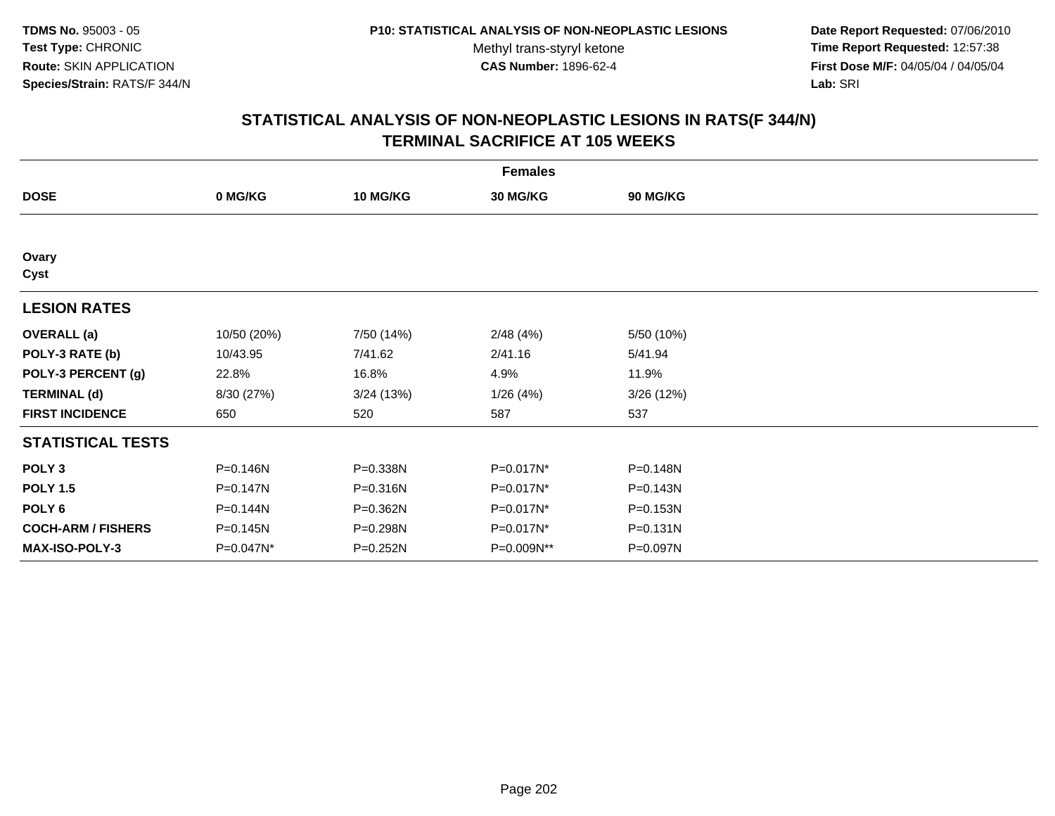TDMS No. 95003 - 05
Test Type: CHRONIC
Route: SKIN APPLICATION
Species/Strain: RATS/F 344/N

P10: STATISTICAL ANALYSIS OF NON-NEOPLASTIC LESIONS
Methyl trans-styryl ketone
CAS Number: 1896-62-4

Date Report Requested: 07/06/2010
Time Report Requested: 12:57:38
First Dose M/F: 04/05/04 / 04/05/04
Lab: SRI

## STATISTICAL ANALYSIS OF NON-NEOPLASTIC LESIONS IN RATS(F 344/N)
## TERMINAL SACRIFICE AT 105 WEEKS

| Females | | | | |
|---|---|---|---|---|
| **DOSE** | **0 MG/KG** | **10 MG/KG** | **30 MG/KG** | **90 MG/KG** |
| **Ovary** | | | | |
| **Cyst** | | | | |
| **LESION RATES** | | | | |
| **OVERALL (a)** | 10/50 (20%) | 7/50 (14%) | 2/48 (4%) | 5/50 (10%) |
| **POLY-3 RATE (b)** | 10/43.95 | 7/41.62 | 2/41.16 | 5/41.94 |
| **POLY-3 PERCENT (g)** | 22.8% | 16.8% | 4.9% | 11.9% |
| **TERMINAL (d)** | 8/30 (27%) | 3/24 (13%) | 1/26 (4%) | 3/26 (12%) |
| **FIRST INCIDENCE** | 650 | 520 | 587 | 537 |
| **STATISTICAL TESTS** | | | | |
| **POLY 3** | P=0.146N | P=0.338N | P=0.017N* | P=0.148N |
| **POLY 1.5** | P=0.147N | P=0.316N | P=0.017N* | P=0.143N |
| **POLY 6** | P=0.144N | P=0.362N | P=0.017N* | P=0.153N |
| **COCH-ARM / FISHERS** | P=0.145N | P=0.298N | P=0.017N* | P=0.131N |
| **MAX-ISO-POLY-3** | P=0.047N* | P=0.252N | P=0.009N** | P=0.097N |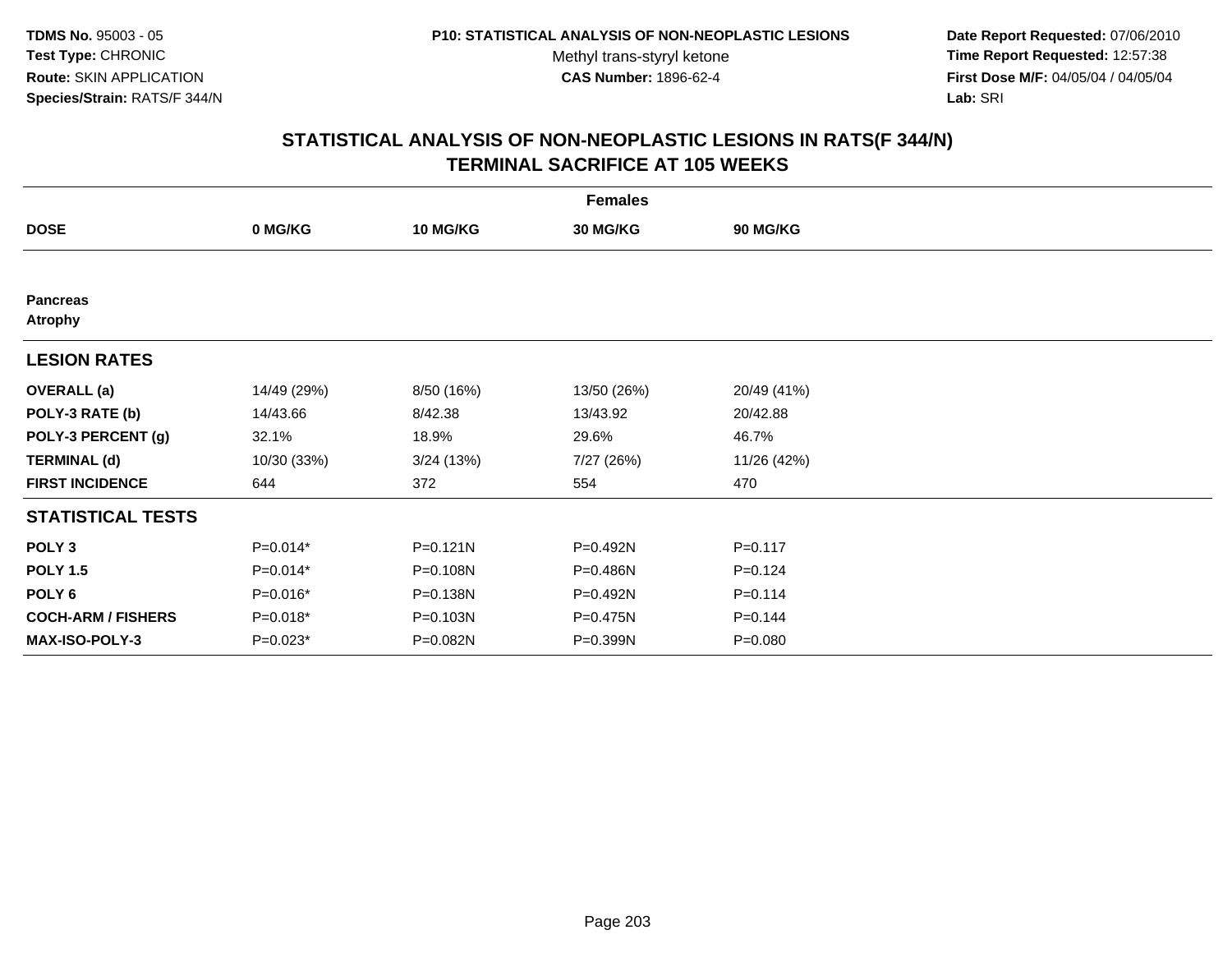**TDMS No.** 95003 - 05
**Test Type:** CHRONIC
**Route:** SKIN APPLICATION
**Species/Strain:** RATS/F 344/N

**P10: STATISTICAL ANALYSIS OF NON-NEOPLASTIC LESIONS**
Methyl trans-styryl ketone
**CAS Number:** 1896-62-4

**Date Report Requested:** 07/06/2010
**Time Report Requested:** 12:57:38
**First Dose M/F:** 04/05/04 / 04/05/04
**Lab:** SRI

## STATISTICAL ANALYSIS OF NON-NEOPLASTIC LESIONS IN RATS(F 344/N) TERMINAL SACRIFICE AT 105 WEEKS

| | Females | | | |
|---|---|---|---|---|
| **DOSE** | **0 MG/KG** | **10 MG/KG** | **30 MG/KG** | **90 MG/KG** |
| **Pancreas** | | | | |
| **Atrophy** | | | | |
| **LESION RATES** | | | | |
| **OVERALL (a)** | 14/49 (29%) | 8/50 (16%) | 13/50 (26%) | 20/49 (41%) |
| **POLY-3 RATE (b)** | 14/43.66 | 8/42.38 | 13/43.92 | 20/42.88 |
| **POLY-3 PERCENT (g)** | 32.1% | 18.9% | 29.6% | 46.7% |
| **TERMINAL (d)** | 10/30 (33%) | 3/24 (13%) | 7/27 (26%) | 11/26 (42%) |
| **FIRST INCIDENCE** | 644 | 372 | 554 | 470 |
| **STATISTICAL TESTS** | | | | |
| **POLY 3** | P=0.014* | P=0.121N | P=0.492N | P=0.117 |
| **POLY 1.5** | P=0.014* | P=0.108N | P=0.486N | P=0.124 |
| **POLY 6** | P=0.016* | P=0.138N | P=0.492N | P=0.114 |
| **COCH-ARM / FISHERS** | P=0.018* | P=0.103N | P=0.475N | P=0.144 |
| **MAX-ISO-POLY-3** | P=0.023* | P=0.082N | P=0.399N | P=0.080 |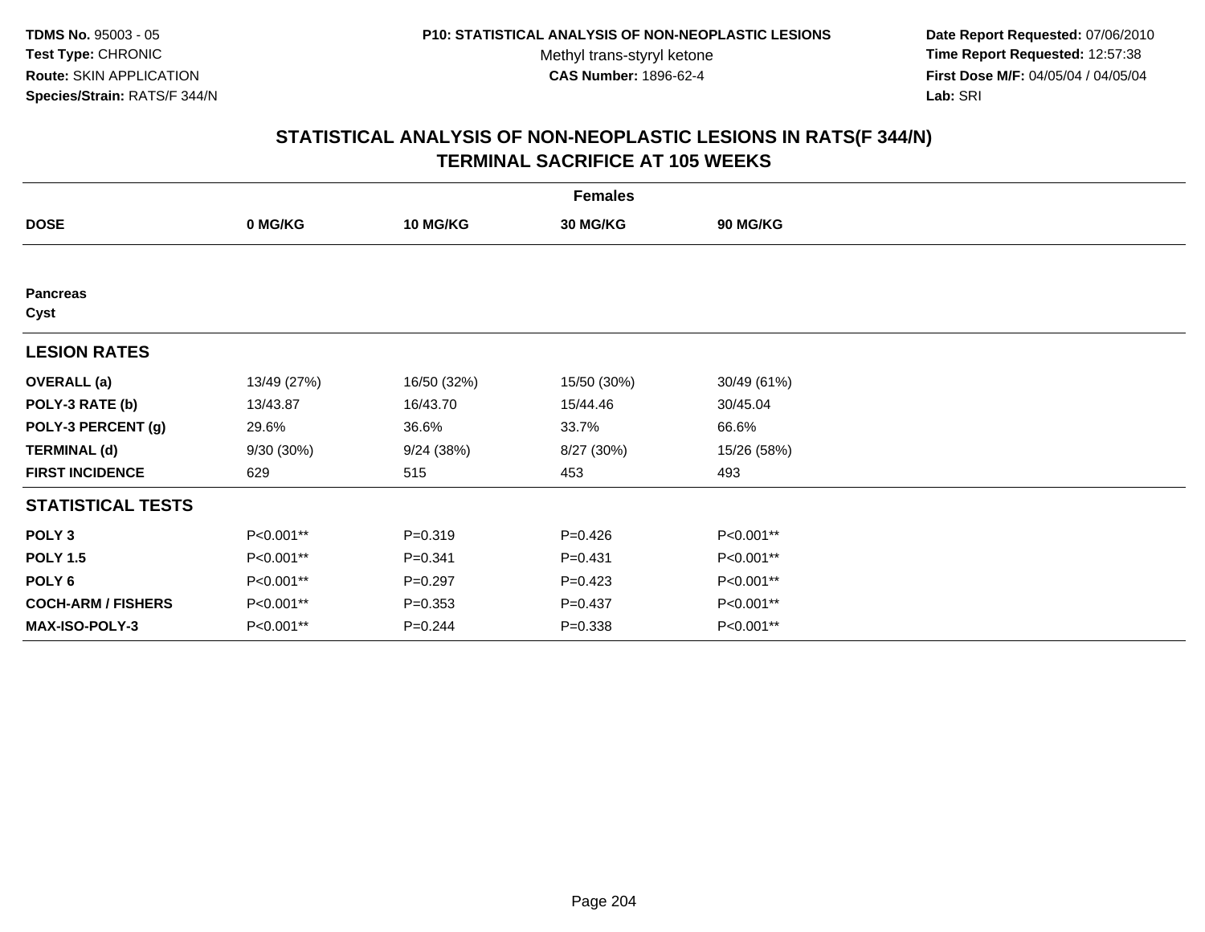**TDMS No.** 95003 - 05
**Test Type:** CHRONIC
**Route:** SKIN APPLICATION
**Species/Strain:** RATS/F 344/N

**P10: STATISTICAL ANALYSIS OF NON-NEOPLASTIC LESIONS**
Methyl trans-styryl ketone
**CAS Number:** 1896-62-4

**Date Report Requested:** 07/06/2010
**Time Report Requested:** 12:57:38
**First Dose M/F:** 04/05/04 / 04/05/04
**Lab:** SRI

## STATISTICAL ANALYSIS OF NON-NEOPLASTIC LESIONS IN RATS(F 344/N) TERMINAL SACRIFICE AT 105 WEEKS

| | Females | | | |
|---|---|---|---|---|
| **DOSE** | **0 MG/KG** | **10 MG/KG** | **30 MG/KG** | **90 MG/KG** |
| **Pancreas** | | | | |
| **Cyst** | | | | |
| **LESION RATES** | | | | |
| **OVERALL (a)** | 13/49 (27%) | 16/50 (32%) | 15/50 (30%) | 30/49 (61%) |
| **POLY-3 RATE (b)** | 13/43.87 | 16/43.70 | 15/44.46 | 30/45.04 |
| **POLY-3 PERCENT (g)** | 29.6% | 36.6% | 33.7% | 66.6% |
| **TERMINAL (d)** | 9/30 (30%) | 9/24 (38%) | 8/27 (30%) | 15/26 (58%) |
| **FIRST INCIDENCE** | 629 | 515 | 453 | 493 |
| **STATISTICAL TESTS** | | | | |
| **POLY 3** | P<0.001** | P=0.319 | P=0.426 | P<0.001** |
| **POLY 1.5** | P<0.001** | P=0.341 | P=0.431 | P<0.001** |
| **POLY 6** | P<0.001** | P=0.297 | P=0.423 | P<0.001** |
| **COCH-ARM / FISHERS** | P<0.001** | P=0.353 | P=0.437 | P<0.001** |
| **MAX-ISO-POLY-3** | P<0.001** | P=0.244 | P=0.338 | P<0.001** |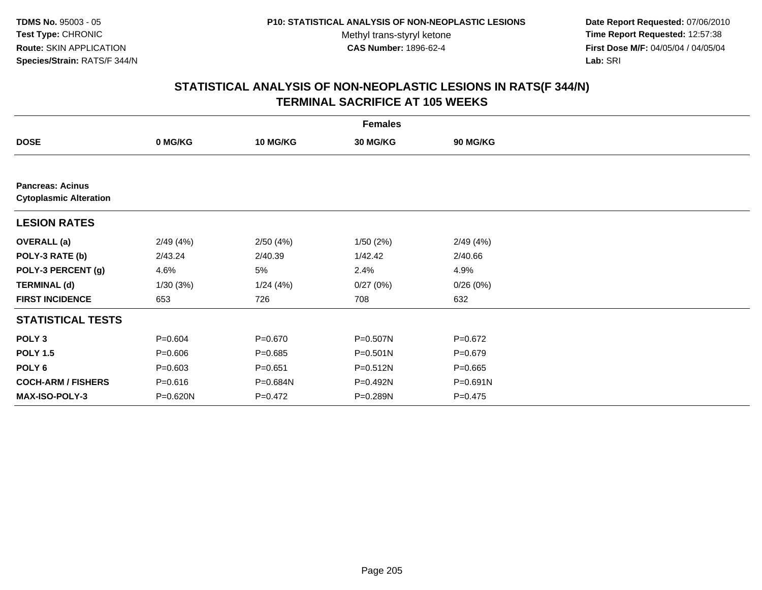TDMS No. 95003 - 05
Test Type: CHRONIC
Route: SKIN APPLICATION
Species/Strain: RATS/F 344/N

P10: STATISTICAL ANALYSIS OF NON-NEOPLASTIC LESIONS
Methyl trans-styryl ketone
CAS Number: 1896-62-4

Date Report Requested: 07/06/2010
Time Report Requested: 12:57:38
First Dose M/F: 04/05/04 / 04/05/04
Lab: SRI

## STATISTICAL ANALYSIS OF NON-NEOPLASTIC LESIONS IN RATS(F 344/N)
## TERMINAL SACRIFICE AT 105 WEEKS

| | Females | | | |
|---|---|---|---|---|
| **DOSE** | **0 MG/KG** | **10 MG/KG** | **30 MG/KG** | **90 MG/KG** |
| **Pancreas: Acinus** | | | | |
| **Cytoplasmic Alteration** | | | | |
| **LESION RATES** | | | | |
| **OVERALL (a)** | 2/49 (4%) | 2/50 (4%) | 1/50 (2%) | 2/49 (4%) |
| **POLY-3 RATE (b)** | 2/43.24 | 2/40.39 | 1/42.42 | 2/40.66 |
| **POLY-3 PERCENT (g)** | 4.6% | 5% | 2.4% | 4.9% |
| **TERMINAL (d)** | 1/30 (3%) | 1/24 (4%) | 0/27 (0%) | 0/26 (0%) |
| **FIRST INCIDENCE** | 653 | 726 | 708 | 632 |
| **STATISTICAL TESTS** | | | | |
| **POLY 3** | P=0.604 | P=0.670 | P=0.507N | P=0.672 |
| **POLY 1.5** | P=0.606 | P=0.685 | P=0.501N | P=0.679 |
| **POLY 6** | P=0.603 | P=0.651 | P=0.512N | P=0.665 |
| **COCH-ARM / FISHERS** | P=0.616 | P=0.684N | P=0.492N | P=0.691N |
| **MAX-ISO-POLY-3** | P=0.620N | P=0.472 | P=0.289N | P=0.475 |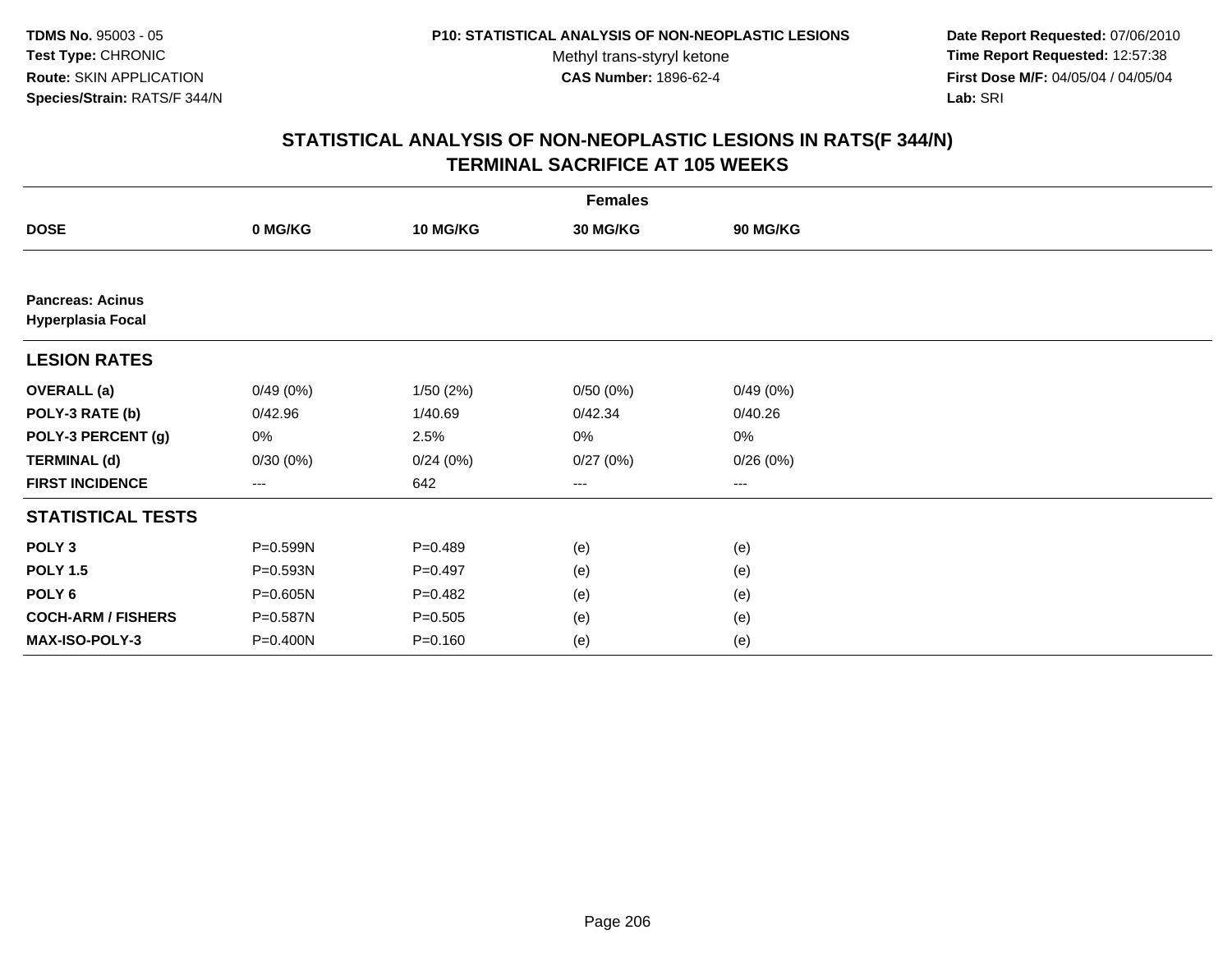**TDMS No.** 95003 - 05
**Test Type:** CHRONIC
**Route:** SKIN APPLICATION
**Species/Strain:** RATS/F 344/N

**P10: STATISTICAL ANALYSIS OF NON-NEOPLASTIC LESIONS**
Methyl trans-styryl ketone
**CAS Number:** 1896-62-4

**Date Report Requested:** 07/06/2010
**Time Report Requested:** 12:57:38
**First Dose M/F:** 04/05/04 / 04/05/04
**Lab:** SRI

## STATISTICAL ANALYSIS OF NON-NEOPLASTIC LESIONS IN RATS(F 344/N) TERMINAL SACRIFICE AT 105 WEEKS

| Females | | | | |
|---|---|---|---|---|
| **DOSE** | **0 MG/KG** | **10 MG/KG** | **30 MG/KG** | **90 MG/KG** |
| **Pancreas: Acinus Hyperplasia Focal** | | | | |
| **LESION RATES** | | | | |
| **OVERALL (a)** | 0/49 (0%) | 1/50 (2%) | 0/50 (0%) | 0/49 (0%) |
| **POLY-3 RATE (b)** | 0/42.96 | 1/40.69 | 0/42.34 | 0/40.26 |
| **POLY-3 PERCENT (g)** | 0% | 2.5% | 0% | 0% |
| **TERMINAL (d)** | 0/30 (0%) | 0/24 (0%) | 0/27 (0%) | 0/26 (0%) |
| **FIRST INCIDENCE** | --- | 642 | --- | --- |
| **STATISTICAL TESTS** | | | | |
| **POLY 3** | P=0.599N | P=0.489 | (e) | (e) |
| **POLY 1.5** | P=0.593N | P=0.497 | (e) | (e) |
| **POLY 6** | P=0.605N | P=0.482 | (e) | (e) |
| **COCH-ARM / FISHERS** | P=0.587N | P=0.505 | (e) | (e) |
| **MAX-ISO-POLY-3** | P=0.400N | P=0.160 | (e) | (e) |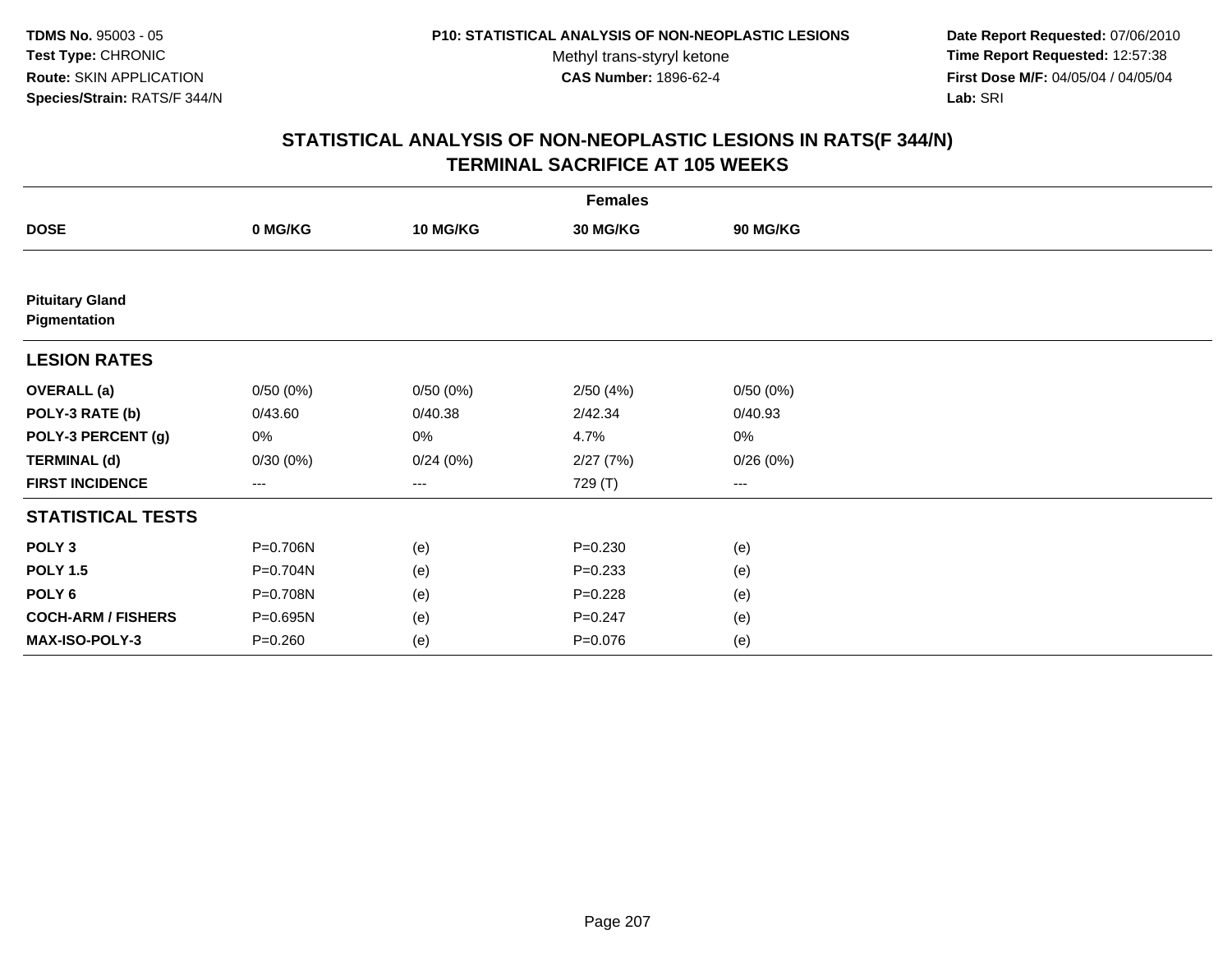**TDMS No.** 95003 - 05
**Test Type:** CHRONIC
**Route:** SKIN APPLICATION
**Species/Strain:** RATS/F 344/N

**P10: STATISTICAL ANALYSIS OF NON-NEOPLASTIC LESIONS**
Methyl trans-styryl ketone
**CAS Number:** 1896-62-4

**Date Report Requested:** 07/06/2010
**Time Report Requested:** 12:57:38
**First Dose M/F:** 04/05/04 / 04/05/04
**Lab:** SRI

## STATISTICAL ANALYSIS OF NON-NEOPLASTIC LESIONS IN RATS(F 344/N) TERMINAL SACRIFICE AT 105 WEEKS

| | Females | | | |
|---|---|---|---|---|
| **DOSE** | **0 MG/KG** | **10 MG/KG** | **30 MG/KG** | **90 MG/KG** |
| **Pituitary Gland Pigmentation** | | | | |
| **LESION RATES** | | | | |
| **OVERALL (a)** | 0/50 (0%) | 0/50 (0%) | 2/50 (4%) | 0/50 (0%) |
| **POLY-3 RATE (b)** | 0/43.60 | 0/40.38 | 2/42.34 | 0/40.93 |
| **POLY-3 PERCENT (g)** | 0% | 0% | 4.7% | 0% |
| **TERMINAL (d)** | 0/30 (0%) | 0/24 (0%) | 2/27 (7%) | 0/26 (0%) |
| **FIRST INCIDENCE** | --- | --- | 729 (T) | --- |
| **STATISTICAL TESTS** | | | | |
| **POLY 3** | P=0.706N | (e) | P=0.230 | (e) |
| **POLY 1.5** | P=0.704N | (e) | P=0.233 | (e) |
| **POLY 6** | P=0.708N | (e) | P=0.228 | (e) |
| **COCH-ARM / FISHERS** | P=0.695N | (e) | P=0.247 | (e) |
| **MAX-ISO-POLY-3** | P=0.260 | (e) | P=0.076 | (e) |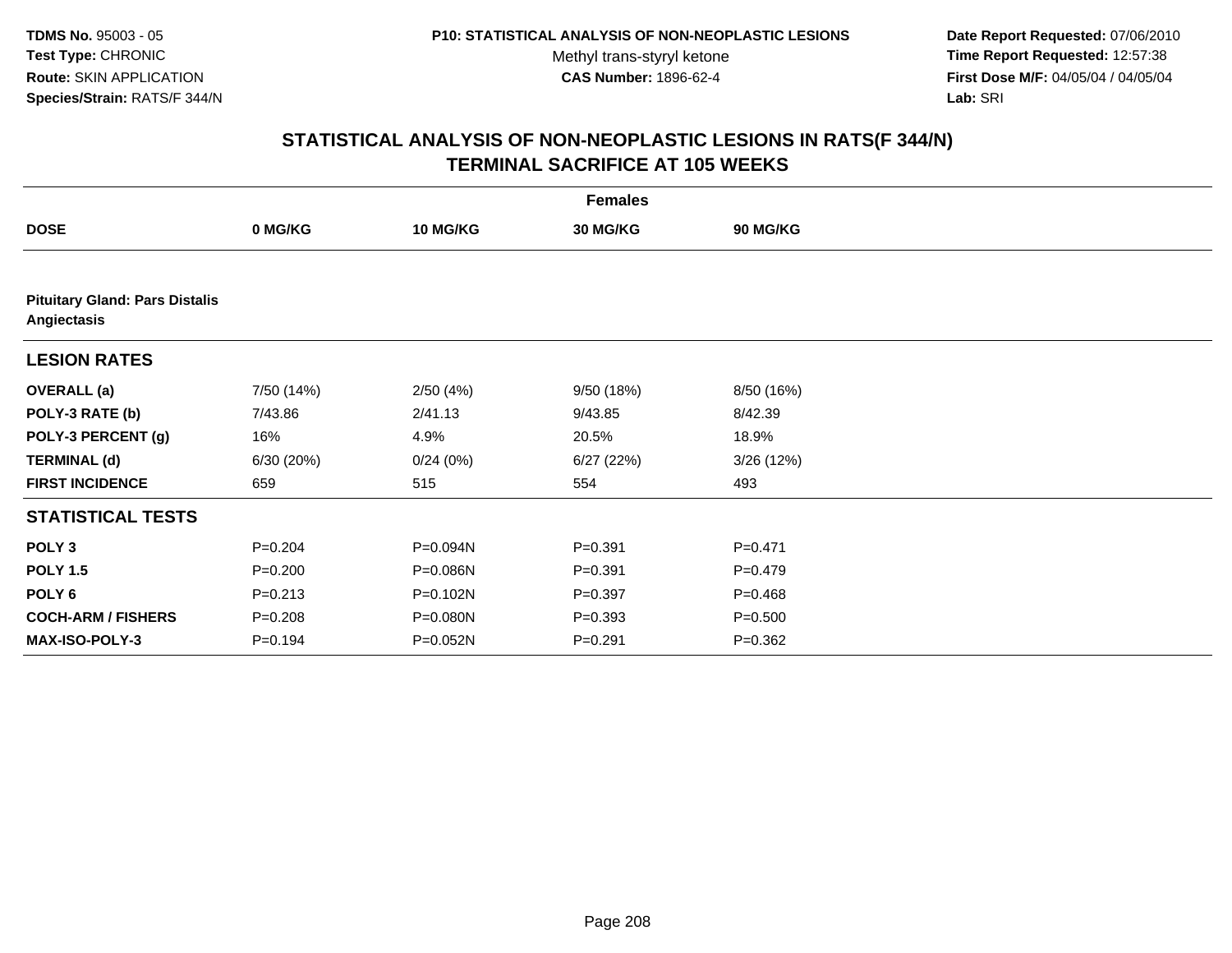**TDMS No.** 95003 - 05
**Test Type:** CHRONIC
**Route:** SKIN APPLICATION
**Species/Strain:** RATS/F 344/N

**P10: STATISTICAL ANALYSIS OF NON-NEOPLASTIC LESIONS**
Methyl trans-styryl ketone
**CAS Number:** 1896-62-4

**Date Report Requested:** 07/06/2010
**Time Report Requested:** 12:57:38
**First Dose M/F:** 04/05/04 / 04/05/04
**Lab:** SRI

## STATISTICAL ANALYSIS OF NON-NEOPLASTIC LESIONS IN RATS(F 344/N) TERMINAL SACRIFICE AT 105 WEEKS

| | Females | | | |
|---|---|---|---|---|
| **DOSE** | **0 MG/KG** | **10 MG/KG** | **30 MG/KG** | **90 MG/KG** |
| **Pituitary Gland: Pars Distalis Angiectasis** | | | | |
| **LESION RATES** | | | | |
| **OVERALL (a)** | 7/50 (14%) | 2/50 (4%) | 9/50 (18%) | 8/50 (16%) |
| **POLY-3 RATE (b)** | 7/43.86 | 2/41.13 | 9/43.85 | 8/42.39 |
| **POLY-3 PERCENT (g)** | 16% | 4.9% | 20.5% | 18.9% |
| **TERMINAL (d)** | 6/30 (20%) | 0/24 (0%) | 6/27 (22%) | 3/26 (12%) |
| **FIRST INCIDENCE** | 659 | 515 | 554 | 493 |
| **STATISTICAL TESTS** | | | | |
| **POLY 3** | P=0.204 | P=0.094N | P=0.391 | P=0.471 |
| **POLY 1.5** | P=0.200 | P=0.086N | P=0.391 | P=0.479 |
| **POLY 6** | P=0.213 | P=0.102N | P=0.397 | P=0.468 |
| **COCH-ARM / FISHERS** | P=0.208 | P=0.080N | P=0.393 | P=0.500 |
| **MAX-ISO-POLY-3** | P=0.194 | P=0.052N | P=0.291 | P=0.362 |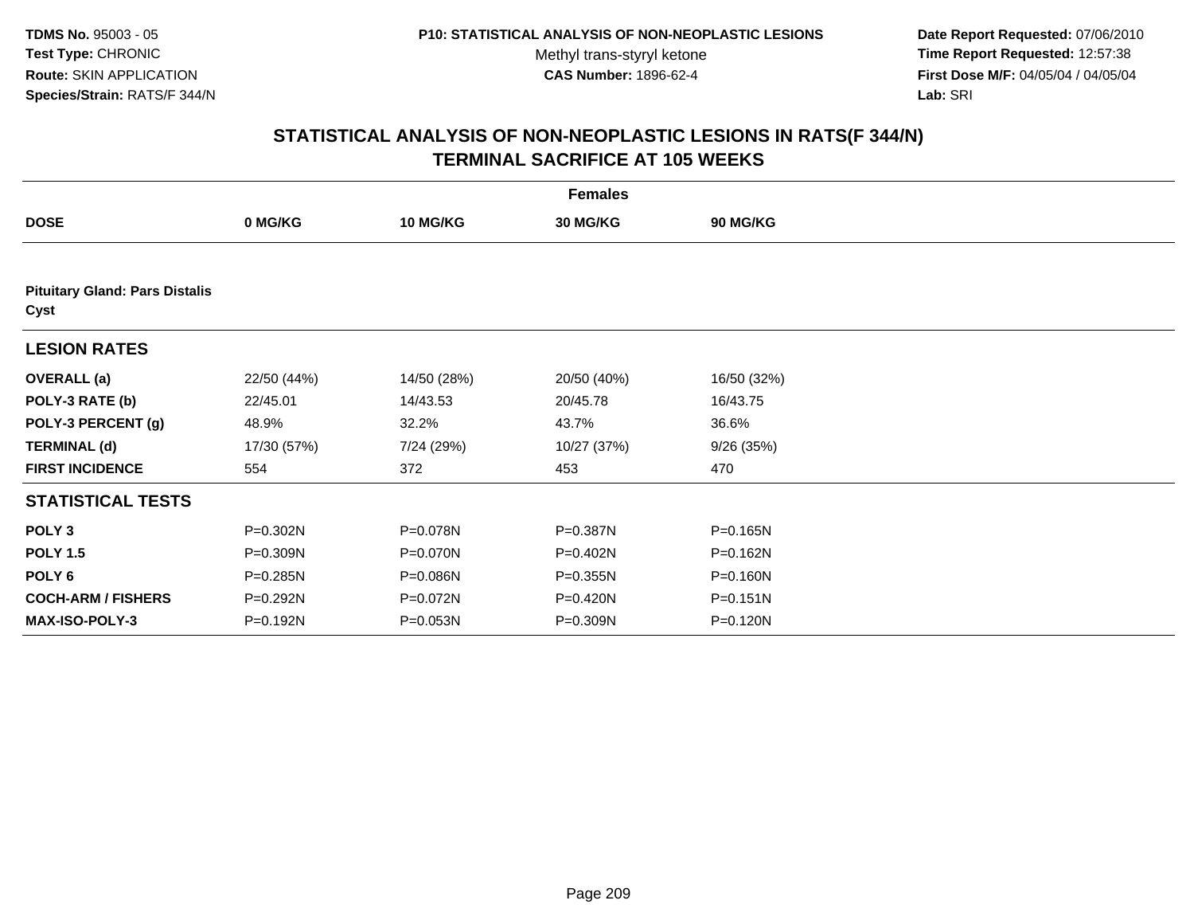TDMS No. 95003 - 05
Test Type: CHRONIC
Route: SKIN APPLICATION
Species/Strain: RATS/F 344/N

P10: STATISTICAL ANALYSIS OF NON-NEOPLASTIC LESIONS
Methyl trans-styryl ketone
CAS Number: 1896-62-4

Date Report Requested: 07/06/2010
Time Report Requested: 12:57:38
First Dose M/F: 04/05/04 / 04/05/04
Lab: SRI

## STATISTICAL ANALYSIS OF NON-NEOPLASTIC LESIONS IN RATS(F 344/N)
## TERMINAL SACRIFICE AT 105 WEEKS

| Females | | | | |
|---|---|---|---|---|
| **DOSE** | **0 MG/KG** | **10 MG/KG** | **30 MG/KG** | **90 MG/KG** |
| **Pituitary Gland: Pars Distalis Cyst** | | | | |
| **LESION RATES** | | | | |
| **OVERALL (a)** | 22/50 (44%) | 14/50 (28%) | 20/50 (40%) | 16/50 (32%) |
| **POLY-3 RATE (b)** | 22/45.01 | 14/43.53 | 20/45.78 | 16/43.75 |
| **POLY-3 PERCENT (g)** | 48.9% | 32.2% | 43.7% | 36.6% |
| **TERMINAL (d)** | 17/30 (57%) | 7/24 (29%) | 10/27 (37%) | 9/26 (35%) |
| **FIRST INCIDENCE** | 554 | 372 | 453 | 470 |
| **STATISTICAL TESTS** | | | | |
| **POLY 3** | P=0.302N | P=0.078N | P=0.387N | P=0.165N |
| **POLY 1.5** | P=0.309N | P=0.070N | P=0.402N | P=0.162N |
| **POLY 6** | P=0.285N | P=0.086N | P=0.355N | P=0.160N |
| **COCH-ARM / FISHERS** | P=0.292N | P=0.072N | P=0.420N | P=0.151N |
| **MAX-ISO-POLY-3** | P=0.192N | P=0.053N | P=0.309N | P=0.120N |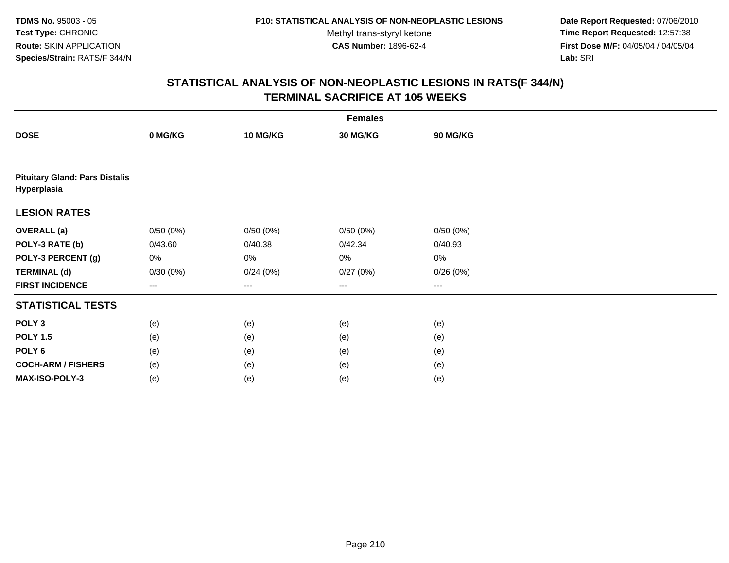**TDMS No.** 95003 - 05
**Test Type:** CHRONIC
**Route:** SKIN APPLICATION
**Species/Strain:** RATS/F 344/N

**P10: STATISTICAL ANALYSIS OF NON-NEOPLASTIC LESIONS**
Methyl trans-styryl ketone
**CAS Number:** 1896-62-4

**Date Report Requested:** 07/06/2010
**Time Report Requested:** 12:57:38
**First Dose M/F:** 04/05/04 / 04/05/04
**Lab:** SRI

## STATISTICAL ANALYSIS OF NON-NEOPLASTIC LESIONS IN RATS(F 344/N) TERMINAL SACRIFICE AT 105 WEEKS

| | Females | | | |
|---|---|---|---|---|
| **DOSE** | **0 MG/KG** | **10 MG/KG** | **30 MG/KG** | **90 MG/KG** |
| **Pituitary Gland: Pars Distalis Hyperplasia** | | | | |
| **LESION RATES** | | | | |
| **OVERALL (a)** | 0/50 (0%) | 0/50 (0%) | 0/50 (0%) | 0/50 (0%) |
| **POLY-3 RATE (b)** | 0/43.60 | 0/40.38 | 0/42.34 | 0/40.93 |
| **POLY-3 PERCENT (g)** | 0% | 0% | 0% | 0% |
| **TERMINAL (d)** | 0/30 (0%) | 0/24 (0%) | 0/27 (0%) | 0/26 (0%) |
| **FIRST INCIDENCE** | --- | --- | --- | --- |
| **STATISTICAL TESTS** | | | | |
| **POLY 3** | (e) | (e) | (e) | (e) |
| **POLY 1.5** | (e) | (e) | (e) | (e) |
| **POLY 6** | (e) | (e) | (e) | (e) |
| **COCH-ARM / FISHERS** | (e) | (e) | (e) | (e) |
| **MAX-ISO-POLY-3** | (e) | (e) | (e) | (e) |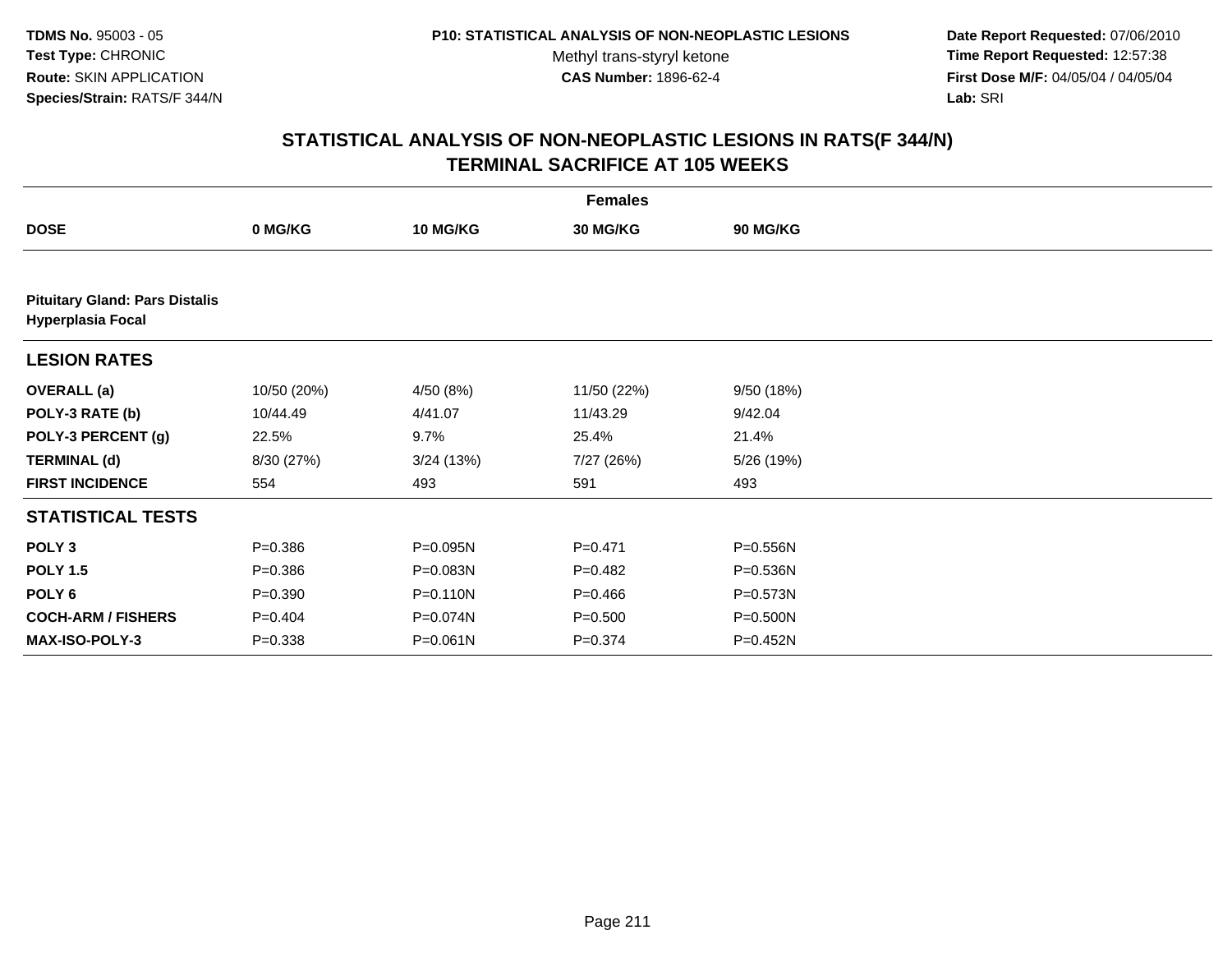**TDMS No.** 95003 - 05
**Test Type:** CHRONIC
**Route:** SKIN APPLICATION
**Species/Strain:** RATS/F 344/N

**P10: STATISTICAL ANALYSIS OF NON-NEOPLASTIC LESIONS**
Methyl trans-styryl ketone
**CAS Number:** 1896-62-4

**Date Report Requested:** 07/06/2010
**Time Report Requested:** 12:57:38
**First Dose M/F:** 04/05/04 / 04/05/04
**Lab:** SRI

## STATISTICAL ANALYSIS OF NON-NEOPLASTIC LESIONS IN RATS(F 344/N) TERMINAL SACRIFICE AT 105 WEEKS

| | Females | | | |
|---|---|---|---|---|
| **DOSE** | **0 MG/KG** | **10 MG/KG** | **30 MG/KG** | **90 MG/KG** |
| **Pituitary Gland: Pars Distalis Hyperplasia Focal** | | | | |
| **LESION RATES** | | | | |
| **OVERALL (a)** | 10/50 (20%) | 4/50 (8%) | 11/50 (22%) | 9/50 (18%) |
| **POLY-3 RATE (b)** | 10/44.49 | 4/41.07 | 11/43.29 | 9/42.04 |
| **POLY-3 PERCENT (g)** | 22.5% | 9.7% | 25.4% | 21.4% |
| **TERMINAL (d)** | 8/30 (27%) | 3/24 (13%) | 7/27 (26%) | 5/26 (19%) |
| **FIRST INCIDENCE** | 554 | 493 | 591 | 493 |
| **STATISTICAL TESTS** | | | | |
| **POLY 3** | P=0.386 | P=0.095N | P=0.471 | P=0.556N |
| **POLY 1.5** | P=0.386 | P=0.083N | P=0.482 | P=0.536N |
| **POLY 6** | P=0.390 | P=0.110N | P=0.466 | P=0.573N |
| **COCH-ARM / FISHERS** | P=0.404 | P=0.074N | P=0.500 | P=0.500N |
| **MAX-ISO-POLY-3** | P=0.338 | P=0.061N | P=0.374 | P=0.452N |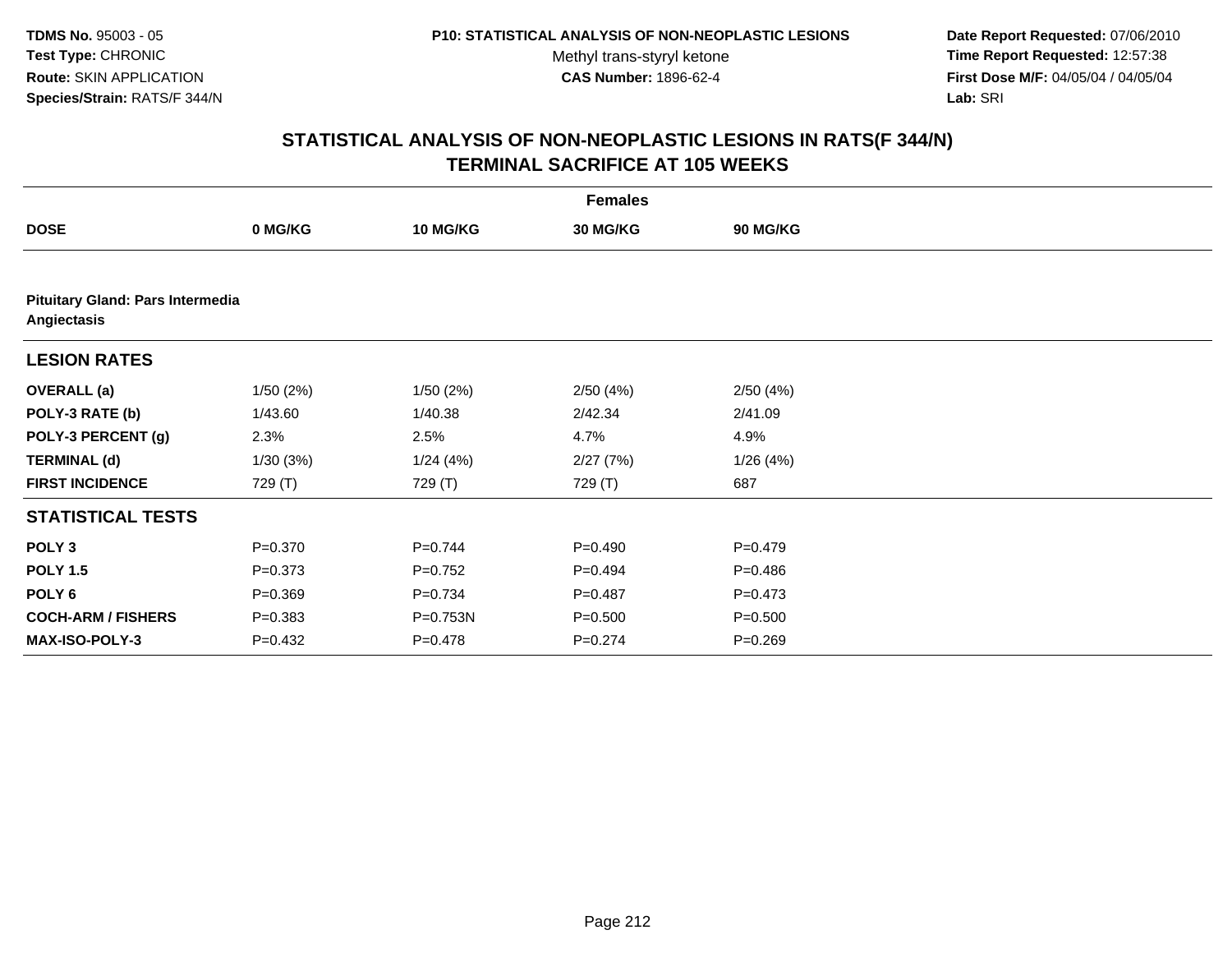TDMS No. 95003 - 05
Test Type: CHRONIC
Route: SKIN APPLICATION
Species/Strain: RATS/F 344/N

P10: STATISTICAL ANALYSIS OF NON-NEOPLASTIC LESIONS
Methyl trans-styryl ketone
CAS Number: 1896-62-4

Date Report Requested: 07/06/2010
Time Report Requested: 12:57:38
First Dose M/F: 04/05/04 / 04/05/04
Lab: SRI

## STATISTICAL ANALYSIS OF NON-NEOPLASTIC LESIONS IN RATS(F 344/N)
## TERMINAL SACRIFICE AT 105 WEEKS

| | Females | | | |
|---|---|---|---|---|
| **DOSE** | **0 MG/KG** | **10 MG/KG** | **30 MG/KG** | **90 MG/KG** |
| **Pituitary Gland: Pars Intermedia Angiectasis** | | | | |
| **LESION RATES** | | | | |
| **OVERALL (a)** | 1/50 (2%) | 1/50 (2%) | 2/50 (4%) | 2/50 (4%) |
| **POLY-3 RATE (b)** | 1/43.60 | 1/40.38 | 2/42.34 | 2/41.09 |
| **POLY-3 PERCENT (g)** | 2.3% | 2.5% | 4.7% | 4.9% |
| **TERMINAL (d)** | 1/30 (3%) | 1/24 (4%) | 2/27 (7%) | 1/26 (4%) |
| **FIRST INCIDENCE** | 729 (T) | 729 (T) | 729 (T) | 687 |
| **STATISTICAL TESTS** | | | | |
| **POLY 3** | P=0.370 | P=0.744 | P=0.490 | P=0.479 |
| **POLY 1.5** | P=0.373 | P=0.752 | P=0.494 | P=0.486 |
| **POLY 6** | P=0.369 | P=0.734 | P=0.487 | P=0.473 |
| **COCH-ARM / FISHERS** | P=0.383 | P=0.753N | P=0.500 | P=0.500 |
| **MAX-ISO-POLY-3** | P=0.432 | P=0.478 | P=0.274 | P=0.269 |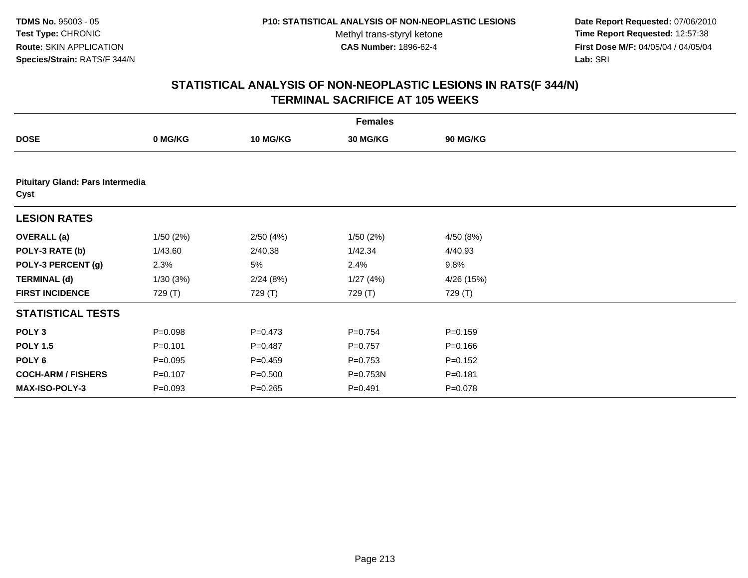**TDMS No.** 95003 - 05
**Test Type:** CHRONIC
**Route:** SKIN APPLICATION
**Species/Strain:** RATS/F 344/N

**P10: STATISTICAL ANALYSIS OF NON-NEOPLASTIC LESIONS**
Methyl trans-styryl ketone
**CAS Number:** 1896-62-4

**Date Report Requested:** 07/06/2010
**Time Report Requested:** 12:57:38
**First Dose M/F:** 04/05/04 / 04/05/04
**Lab:** SRI

## STATISTICAL ANALYSIS OF NON-NEOPLASTIC LESIONS IN RATS(F 344/N)
## TERMINAL SACRIFICE AT 105 WEEKS

| | Females | | | |
|---|---|---|---|---|
| **DOSE** | **0 MG/KG** | **10 MG/KG** | **30 MG/KG** | **90 MG/KG** |
| **Pituitary Gland: Pars Intermedia Cyst** | | | | |
| **LESION RATES** | | | | |
| **OVERALL (a)** | 1/50 (2%) | 2/50 (4%) | 1/50 (2%) | 4/50 (8%) |
| **POLY-3 RATE (b)** | 1/43.60 | 2/40.38 | 1/42.34 | 4/40.93 |
| **POLY-3 PERCENT (g)** | 2.3% | 5% | 2.4% | 9.8% |
| **TERMINAL (d)** | 1/30 (3%) | 2/24 (8%) | 1/27 (4%) | 4/26 (15%) |
| **FIRST INCIDENCE** | 729 (T) | 729 (T) | 729 (T) | 729 (T) |
| **STATISTICAL TESTS** | | | | |
| **POLY 3** | P=0.098 | P=0.473 | P=0.754 | P=0.159 |
| **POLY 1.5** | P=0.101 | P=0.487 | P=0.757 | P=0.166 |
| **POLY 6** | P=0.095 | P=0.459 | P=0.753 | P=0.152 |
| **COCH-ARM / FISHERS** | P=0.107 | P=0.500 | P=0.753N | P=0.181 |
| **MAX-ISO-POLY-3** | P=0.093 | P=0.265 | P=0.491 | P=0.078 |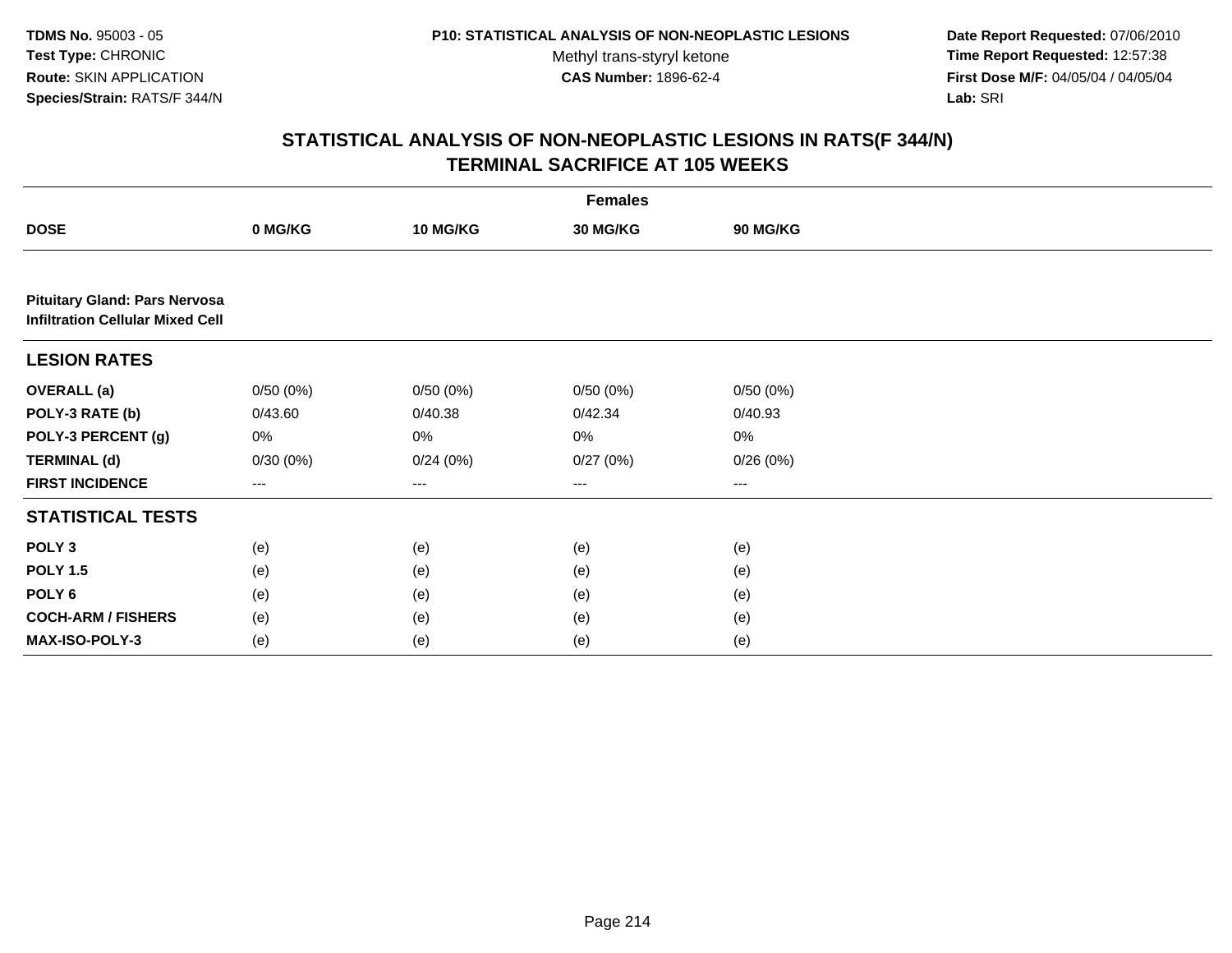# STATISTICAL ANALYSIS OF NON-NEOPLASTIC LESIONS IN RATS(F 344/N)
## TERMINAL SACRIFICE AT 105 WEEKS

| | Females | | | |
|---|---|---|---|---|
| **DOSE** | **0 MG/KG** | **10 MG/KG** | **30 MG/KG** | **90 MG/KG** |
| **Pituitary Gland: Pars Nervosa** **Infiltration Cellular Mixed Cell** | | | | |
| **LESION RATES** | | | | |
| **OVERALL (a)** | 0/50 (0%) | 0/50 (0%) | 0/50 (0%) | 0/50 (0%) |
| **POLY-3 RATE (b)** | 0/43.60 | 0/40.38 | 0/42.34 | 0/40.93 |
| **POLY-3 PERCENT (g)** | 0% | 0% | 0% | 0% |
| **TERMINAL (d)** | 0/30 (0%) | 0/24 (0%) | 0/27 (0%) | 0/26 (0%) |
| **FIRST INCIDENCE** | --- | --- | --- | --- |
| **STATISTICAL TESTS** | | | | |
| **POLY 3** | (e) | (e) | (e) | (e) |
| **POLY 1.5** | (e) | (e) | (e) | (e) |
| **POLY 6** | (e) | (e) | (e) | (e) |
| **COCH-ARM / FISHERS** | (e) | (e) | (e) | (e) |
| **MAX-ISO-POLY-3** | (e) | (e) | (e) | (e) |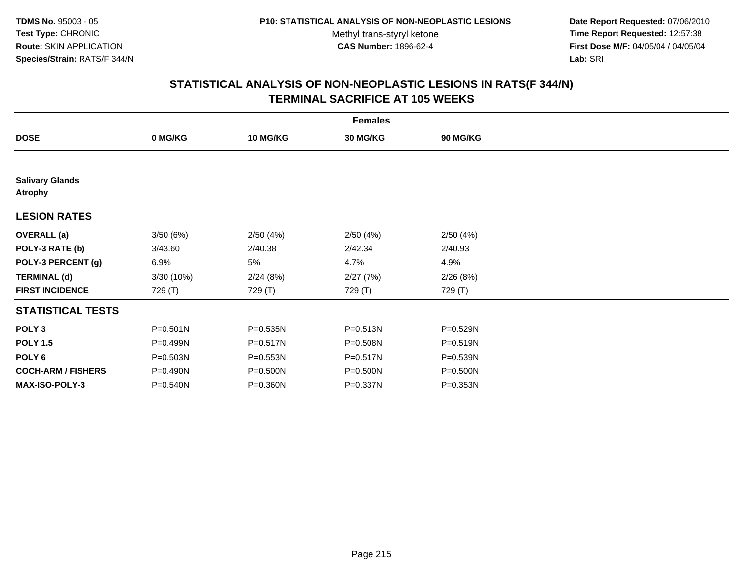**TDMS No.** 95003 - 05
**Test Type:** CHRONIC
**Route:** SKIN APPLICATION
**Species/Strain:** RATS/F 344/N

**P10: STATISTICAL ANALYSIS OF NON-NEOPLASTIC LESIONS**
Methyl trans-styryl ketone
**CAS Number:** 1896-62-4

**Date Report Requested:** 07/06/2010
**Time Report Requested:** 12:57:38
**First Dose M/F:** 04/05/04 / 04/05/04
**Lab:** SRI

## STATISTICAL ANALYSIS OF NON-NEOPLASTIC LESIONS IN RATS(F 344/N) TERMINAL SACRIFICE AT 105 WEEKS

| | Females | | | |
|---|---|---|---|---|
| **DOSE** | **0 MG/KG** | **10 MG/KG** | **30 MG/KG** | **90 MG/KG** |
| **Salivary Glands Atrophy** | | | | |
| **LESION RATES** | | | | |
| **OVERALL (a)** | 3/50 (6%) | 2/50 (4%) | 2/50 (4%) | 2/50 (4%) |
| **POLY-3 RATE (b)** | 3/43.60 | 2/40.38 | 2/42.34 | 2/40.93 |
| **POLY-3 PERCENT (g)** | 6.9% | 5% | 4.7% | 4.9% |
| **TERMINAL (d)** | 3/30 (10%) | 2/24 (8%) | 2/27 (7%) | 2/26 (8%) |
| **FIRST INCIDENCE** | 729 (T) | 729 (T) | 729 (T) | 729 (T) |
| **STATISTICAL TESTS** | | | | |
| **POLY 3** | P=0.501N | P=0.535N | P=0.513N | P=0.529N |
| **POLY 1.5** | P=0.499N | P=0.517N | P=0.508N | P=0.519N |
| **POLY 6** | P=0.503N | P=0.553N | P=0.517N | P=0.539N |
| **COCH-ARM / FISHERS** | P=0.490N | P=0.500N | P=0.500N | P=0.500N |
| **MAX-ISO-POLY-3** | P=0.540N | P=0.360N | P=0.337N | P=0.353N |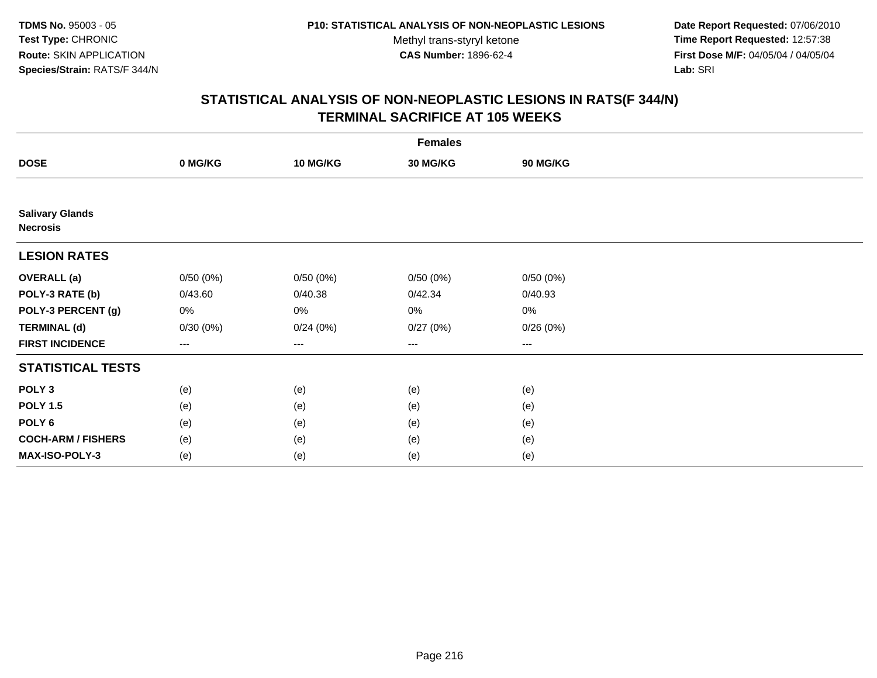TDMS No. 95003 - 05
Test Type: CHRONIC
Route: SKIN APPLICATION
Species/Strain: RATS/F 344/N

P10: STATISTICAL ANALYSIS OF NON-NEOPLASTIC LESIONS
Methyl trans-styryl ketone
CAS Number: 1896-62-4

Date Report Requested: 07/06/2010
Time Report Requested: 12:57:38
First Dose M/F: 04/05/04 / 04/05/04
Lab: SRI

## STATISTICAL ANALYSIS OF NON-NEOPLASTIC LESIONS IN RATS(F 344/N)
## TERMINAL SACRIFICE AT 105 WEEKS

| | Females | | | |
|---|---|---|---|---|
| **DOSE** | **0 MG/KG** | **10 MG/KG** | **30 MG/KG** | **90 MG/KG** |
| **Salivary Glands** | | | | |
| **Necrosis** | | | | |
| **LESION RATES** | | | | |
| **OVERALL (a)** | 0/50 (0%) | 0/50 (0%) | 0/50 (0%) | 0/50 (0%) |
| **POLY-3 RATE (b)** | 0/43.60 | 0/40.38 | 0/42.34 | 0/40.93 |
| **POLY-3 PERCENT (g)** | 0% | 0% | 0% | 0% |
| **TERMINAL (d)** | 0/30 (0%) | 0/24 (0%) | 0/27 (0%) | 0/26 (0%) |
| **FIRST INCIDENCE** | --- | --- | --- | --- |
| **STATISTICAL TESTS** | | | | |
| **POLY 3** | (e) | (e) | (e) | (e) |
| **POLY 1.5** | (e) | (e) | (e) | (e) |
| **POLY 6** | (e) | (e) | (e) | (e) |
| **COCH-ARM / FISHERS** | (e) | (e) | (e) | (e) |
| **MAX-ISO-POLY-3** | (e) | (e) | (e) | (e) |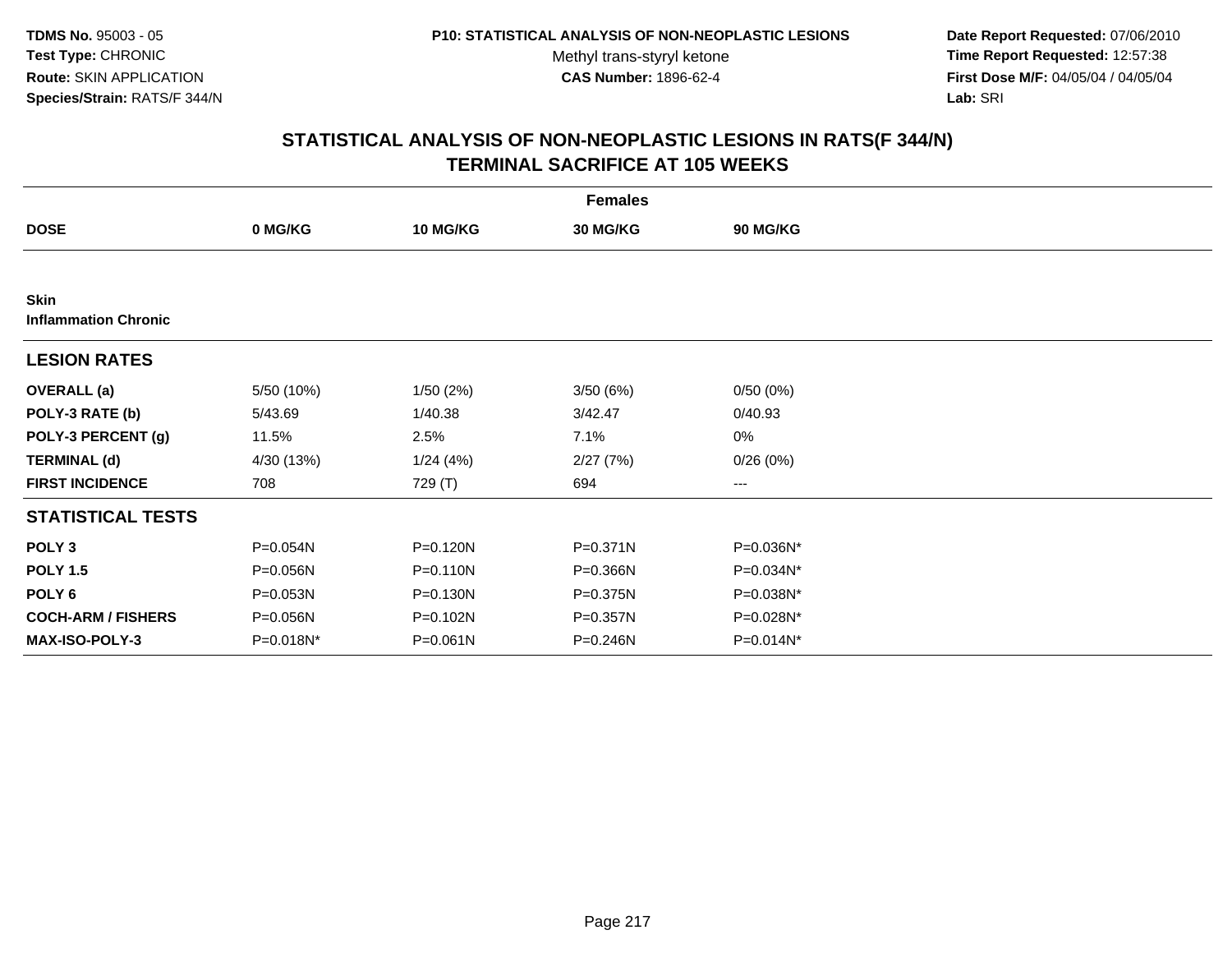**TDMS No.** 95003 - 05
**Test Type:** CHRONIC
**Route:** SKIN APPLICATION
**Species/Strain:** RATS/F 344/N

**P10: STATISTICAL ANALYSIS OF NON-NEOPLASTIC LESIONS**
Methyl trans-styryl ketone
**CAS Number:** 1896-62-4

**Date Report Requested:** 07/06/2010
**Time Report Requested:** 12:57:38
**First Dose M/F:** 04/05/04 / 04/05/04
**Lab:** SRI

## STATISTICAL ANALYSIS OF NON-NEOPLASTIC LESIONS IN RATS(F 344/N)
## TERMINAL SACRIFICE AT 105 WEEKS

| | Females | | | |
|---|---|---|---|---|
| **DOSE** | **0 MG/KG** | **10 MG/KG** | **30 MG/KG** | **90 MG/KG** |
| **Skin** | | | | |
| **Inflammation Chronic** | | | | |
| **LESION RATES** | | | | |
| **OVERALL (a)** | 5/50 (10%) | 1/50 (2%) | 3/50 (6%) | 0/50 (0%) |
| **POLY-3 RATE (b)** | 5/43.69 | 1/40.38 | 3/42.47 | 0/40.93 |
| **POLY-3 PERCENT (g)** | 11.5% | 2.5% | 7.1% | 0% |
| **TERMINAL (d)** | 4/30 (13%) | 1/24 (4%) | 2/27 (7%) | 0/26 (0%) |
| **FIRST INCIDENCE** | 708 | 729 (T) | 694 | --- |
| **STATISTICAL TESTS** | | | | |
| **POLY 3** | P=0.054N | P=0.120N | P=0.371N | P=0.036N* |
| **POLY 1.5** | P=0.056N | P=0.110N | P=0.366N | P=0.034N* |
| **POLY 6** | P=0.053N | P=0.130N | P=0.375N | P=0.038N* |
| **COCH-ARM / FISHERS** | P=0.056N | P=0.102N | P=0.357N | P=0.028N* |
| **MAX-ISO-POLY-3** | P=0.018N* | P=0.061N | P=0.246N | P=0.014N* |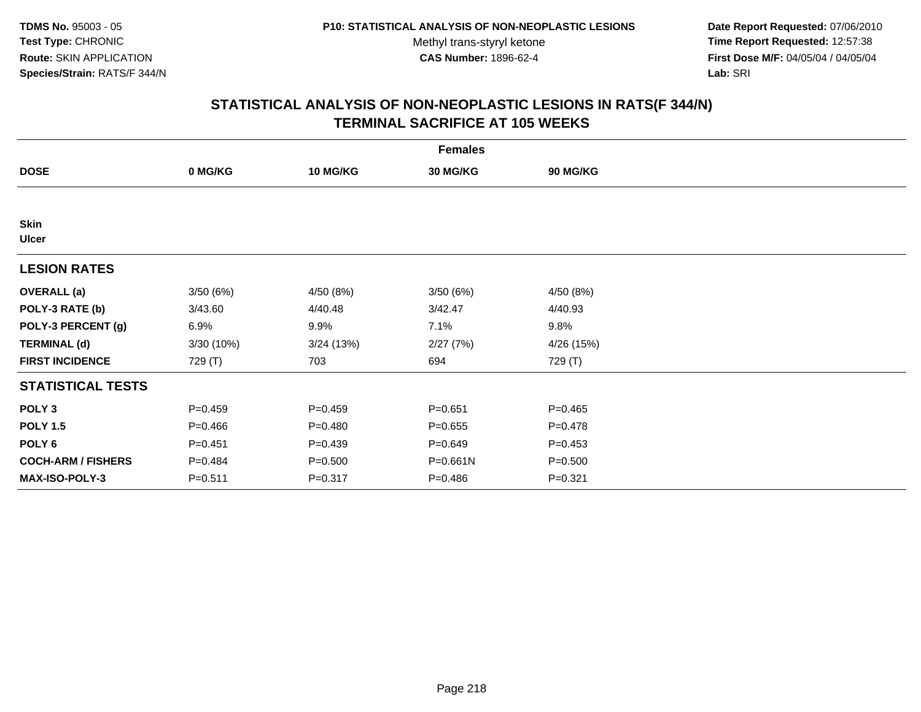**TDMS No.** 95003 - 05
**Test Type:** CHRONIC
**Route:** SKIN APPLICATION
**Species/Strain:** RATS/F 344/N

**P10: STATISTICAL ANALYSIS OF NON-NEOPLASTIC LESIONS**
Methyl trans-styryl ketone
**CAS Number:** 1896-62-4

**Date Report Requested:** 07/06/2010
**Time Report Requested:** 12:57:38
**First Dose M/F:** 04/05/04 / 04/05/04
**Lab:** SRI

# STATISTICAL ANALYSIS OF NON-NEOPLASTIC LESIONS IN RATS(F 344/N) TERMINAL SACRIFICE AT 105 WEEKS

| | Females | | | |
|---|---|---|---|---|
| **DOSE** | **0 MG/KG** | **10 MG/KG** | **30 MG/KG** | **90 MG/KG** |
| **Skin** | | | | |
| **Ulcer** | | | | |
| **LESION RATES** | | | | |
| **OVERALL (a)** | 3/50 (6%) | 4/50 (8%) | 3/50 (6%) | 4/50 (8%) |
| **POLY-3 RATE (b)** | 3/43.60 | 4/40.48 | 3/42.47 | 4/40.93 |
| **POLY-3 PERCENT (g)** | 6.9% | 9.9% | 7.1% | 9.8% |
| **TERMINAL (d)** | 3/30 (10%) | 3/24 (13%) | 2/27 (7%) | 4/26 (15%) |
| **FIRST INCIDENCE** | 729 (T) | 703 | 694 | 729 (T) |
| **STATISTICAL TESTS** | | | | |
| **POLY 3** | P=0.459 | P=0.459 | P=0.651 | P=0.465 |
| **POLY 1.5** | P=0.466 | P=0.480 | P=0.655 | P=0.478 |
| **POLY 6** | P=0.451 | P=0.439 | P=0.649 | P=0.453 |
| **COCH-ARM / FISHERS** | P=0.484 | P=0.500 | P=0.661N | P=0.500 |
| **MAX-ISO-POLY-3** | P=0.511 | P=0.317 | P=0.486 | P=0.321 |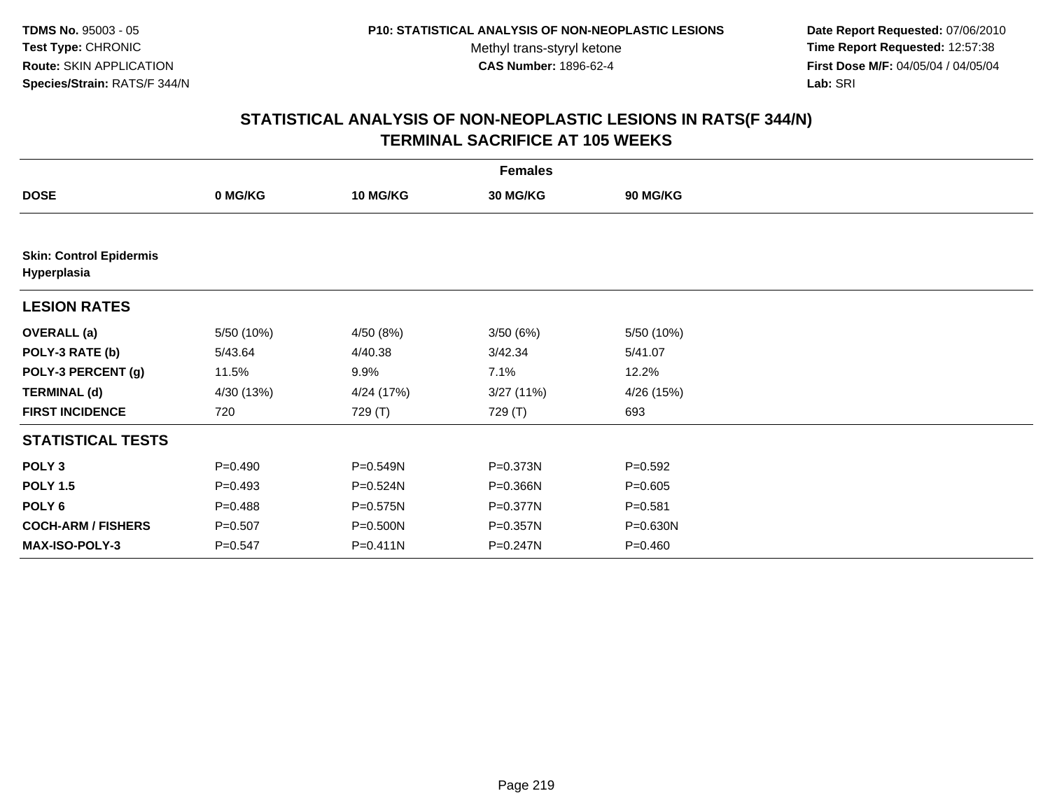TDMS No. 95003 - 05
Test Type: CHRONIC
Route: SKIN APPLICATION
Species/Strain: RATS/F 344/N

P10: STATISTICAL ANALYSIS OF NON-NEOPLASTIC LESIONS
Methyl trans-styryl ketone
CAS Number: 1896-62-4

Date Report Requested: 07/06/2010
Time Report Requested: 12:57:38
First Dose M/F: 04/05/04 / 04/05/04
Lab: SRI

## STATISTICAL ANALYSIS OF NON-NEOPLASTIC LESIONS IN RATS(F 344/N)
## TERMINAL SACRIFICE AT 105 WEEKS

| | Females | | | |
|---|---|---|---|---|
| **DOSE** | **0 MG/KG** | **10 MG/KG** | **30 MG/KG** | **90 MG/KG** |
| **Skin: Control Epidermis Hyperplasia** | | | | |
| **LESION RATES** | | | | |
| **OVERALL (a)** | 5/50 (10%) | 4/50 (8%) | 3/50 (6%) | 5/50 (10%) |
| **POLY-3 RATE (b)** | 5/43.64 | 4/40.38 | 3/42.34 | 5/41.07 |
| **POLY-3 PERCENT (g)** | 11.5% | 9.9% | 7.1% | 12.2% |
| **TERMINAL (d)** | 4/30 (13%) | 4/24 (17%) | 3/27 (11%) | 4/26 (15%) |
| **FIRST INCIDENCE** | 720 | 729 (T) | 729 (T) | 693 |
| **STATISTICAL TESTS** | | | | |
| **POLY 3** | P=0.490 | P=0.549N | P=0.373N | P=0.592 |
| **POLY 1.5** | P=0.493 | P=0.524N | P=0.366N | P=0.605 |
| **POLY 6** | P=0.488 | P=0.575N | P=0.377N | P=0.581 |
| **COCH-ARM / FISHERS** | P=0.507 | P=0.500N | P=0.357N | P=0.630N |
| **MAX-ISO-POLY-3** | P=0.547 | P=0.411N | P=0.247N | P=0.460 |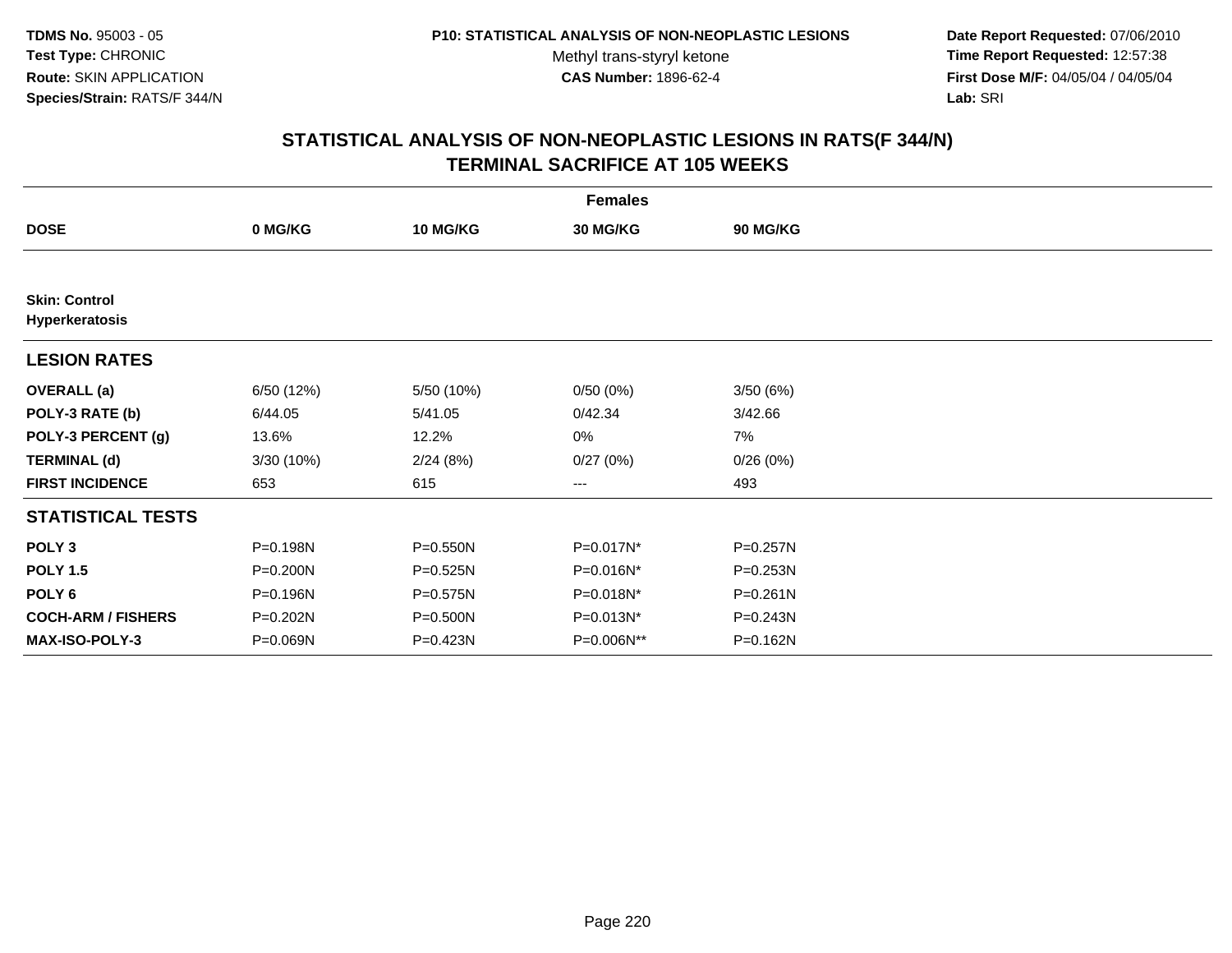TDMS No. 95003 - 05
Test Type: CHRONIC
Route: SKIN APPLICATION
Species/Strain: RATS/F 344/N

P10: STATISTICAL ANALYSIS OF NON-NEOPLASTIC LESIONS
Methyl trans-styryl ketone
CAS Number: 1896-62-4

Date Report Requested: 07/06/2010
Time Report Requested: 12:57:38
First Dose M/F: 04/05/04 / 04/05/04
Lab: SRI

## STATISTICAL ANALYSIS OF NON-NEOPLASTIC LESIONS IN RATS(F 344/N) TERMINAL SACRIFICE AT 105 WEEKS

| | Females | | | |
|---|---|---|---|---|
| **DOSE** | **0 MG/KG** | **10 MG/KG** | **30 MG/KG** | **90 MG/KG** |
| **Skin: Control** | | | | |
| **Hyperkeratosis** | | | | |
| **LESION RATES** | | | | |
| **OVERALL (a)** | 6/50 (12%) | 5/50 (10%) | 0/50 (0%) | 3/50 (6%) |
| **POLY-3 RATE (b)** | 6/44.05 | 5/41.05 | 0/42.34 | 3/42.66 |
| **POLY-3 PERCENT (g)** | 13.6% | 12.2% | 0% | 7% |
| **TERMINAL (d)** | 3/30 (10%) | 2/24 (8%) | 0/27 (0%) | 0/26 (0%) |
| **FIRST INCIDENCE** | 653 | 615 | --- | 493 |
| **STATISTICAL TESTS** | | | | |
| **POLY 3** | P=0.198N | P=0.550N | P=0.017N* | P=0.257N |
| **POLY 1.5** | P=0.200N | P=0.525N | P=0.016N* | P=0.253N |
| **POLY 6** | P=0.196N | P=0.575N | P=0.018N* | P=0.261N |
| **COCH-ARM / FISHERS** | P=0.202N | P=0.500N | P=0.013N* | P=0.243N |
| **MAX-ISO-POLY-3** | P=0.069N | P=0.423N | P=0.006N** | P=0.162N |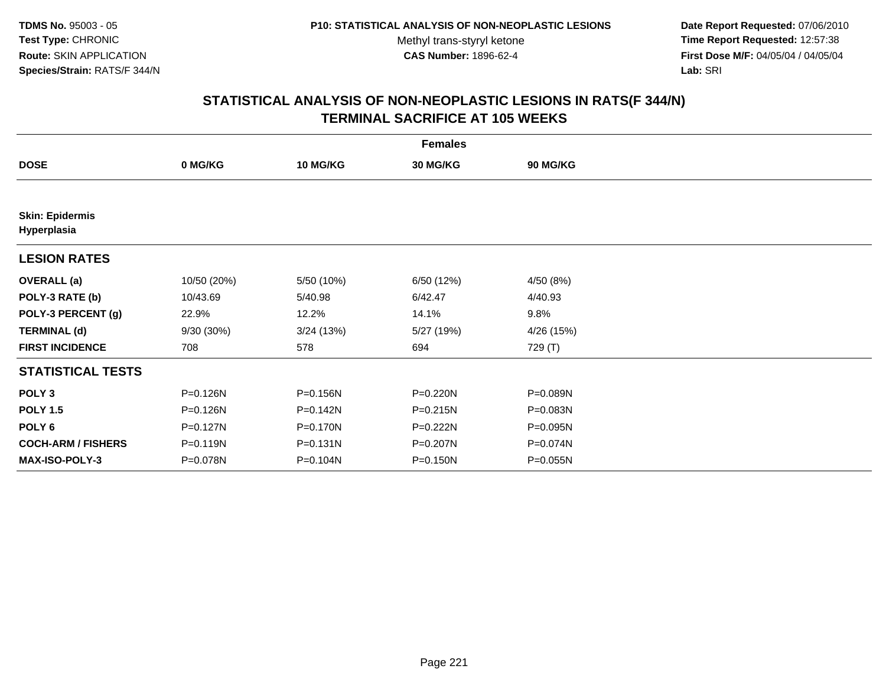**TDMS No.** 95003 - 05
**Test Type:** CHRONIC
**Route:** SKIN APPLICATION
**Species/Strain:** RATS/F 344/N

**P10: STATISTICAL ANALYSIS OF NON-NEOPLASTIC LESIONS**
Methyl trans-styryl ketone
**CAS Number:** 1896-62-4

**Date Report Requested:** 07/06/2010
**Time Report Requested:** 12:57:38
**First Dose M/F:** 04/05/04 / 04/05/04
**Lab:** SRI

## STATISTICAL ANALYSIS OF NON-NEOPLASTIC LESIONS IN RATS(F 344/N) TERMINAL SACRIFICE AT 105 WEEKS

| | Females | | | |
|---|---|---|---|---|
| **DOSE** | **0 MG/KG** | **10 MG/KG** | **30 MG/KG** | **90 MG/KG** |
| **Skin: Epidermis** | | | | |
| **Hyperplasia** | | | | |
| **LESION RATES** | | | | |
| **OVERALL (a)** | 10/50 (20%) | 5/50 (10%) | 6/50 (12%) | 4/50 (8%) |
| **POLY-3 RATE (b)** | 10/43.69 | 5/40.98 | 6/42.47 | 4/40.93 |
| **POLY-3 PERCENT (g)** | 22.9% | 12.2% | 14.1% | 9.8% |
| **TERMINAL (d)** | 9/30 (30%) | 3/24 (13%) | 5/27 (19%) | 4/26 (15%) |
| **FIRST INCIDENCE** | 708 | 578 | 694 | 729 (T) |
| **STATISTICAL TESTS** | | | | |
| **POLY 3** | P=0.126N | P=0.156N | P=0.220N | P=0.089N |
| **POLY 1.5** | P=0.126N | P=0.142N | P=0.215N | P=0.083N |
| **POLY 6** | P=0.127N | P=0.170N | P=0.222N | P=0.095N |
| **COCH-ARM / FISHERS** | P=0.119N | P=0.131N | P=0.207N | P=0.074N |
| **MAX-ISO-POLY-3** | P=0.078N | P=0.104N | P=0.150N | P=0.055N |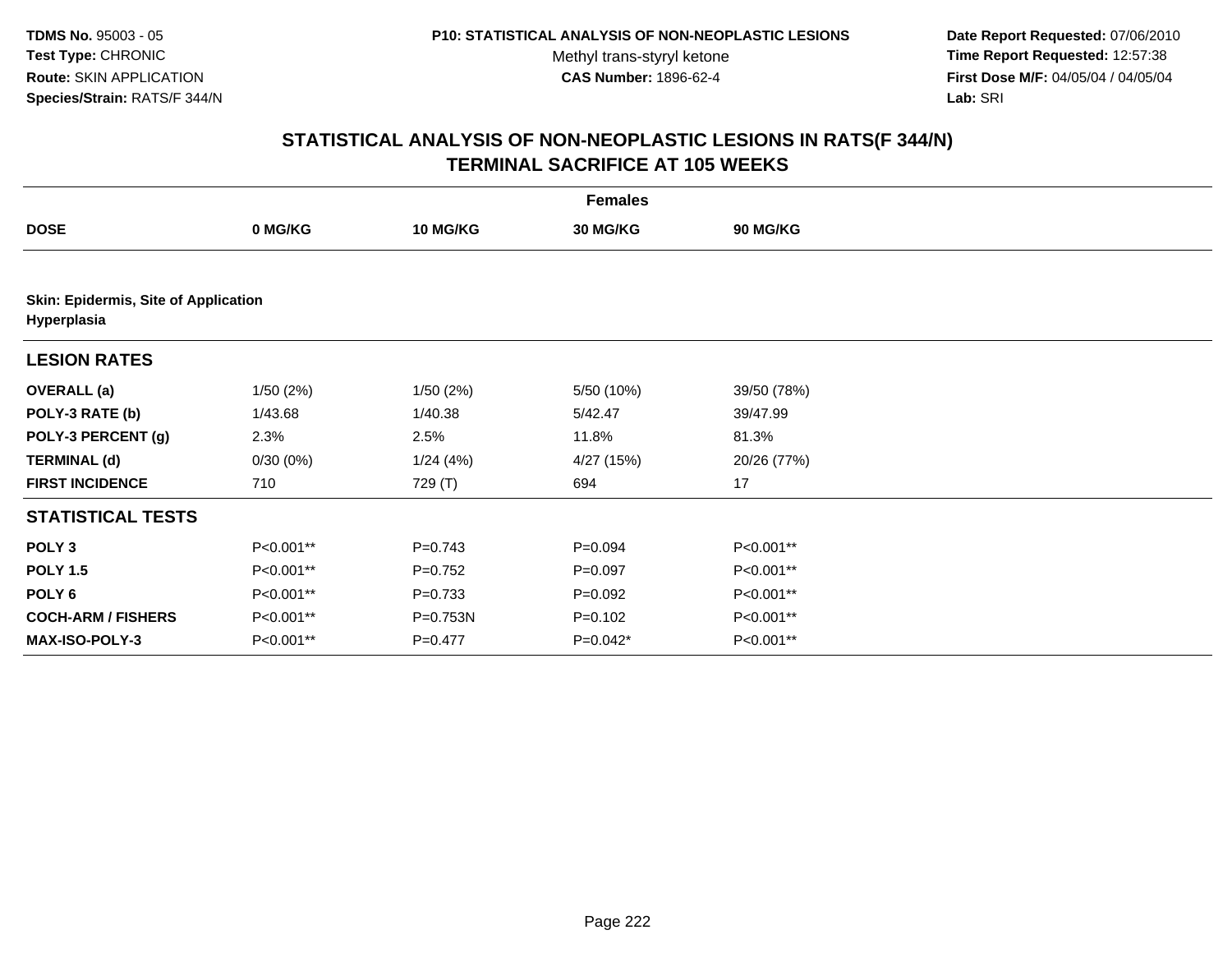TDMS No. 95003 - 05
Test Type: CHRONIC
Route: SKIN APPLICATION
Species/Strain: RATS/F 344/N

P10: STATISTICAL ANALYSIS OF NON-NEOPLASTIC LESIONS
Methyl trans-styryl ketone
CAS Number: 1896-62-4

Date Report Requested: 07/06/2010
Time Report Requested: 12:57:38
First Dose M/F: 04/05/04 / 04/05/04
Lab: SRI

# STATISTICAL ANALYSIS OF NON-NEOPLASTIC LESIONS IN RATS(F 344/N)
## TERMINAL SACRIFICE AT 105 WEEKS

| Females | | | | |
|---|---|---|---|---|
| **DOSE** | **0 MG/KG** | **10 MG/KG** | **30 MG/KG** | **90 MG/KG** |
| **Skin: Epidermis, Site of Application** | | | | |
| **Hyperplasia** | | | | |
| **LESION RATES** | | | | |
| **OVERALL (a)** | 1/50 (2%) | 1/50 (2%) | 5/50 (10%) | 39/50 (78%) |
| **POLY-3 RATE (b)** | 1/43.68 | 1/40.38 | 5/42.47 | 39/47.99 |
| **POLY-3 PERCENT (g)** | 2.3% | 2.5% | 11.8% | 81.3% |
| **TERMINAL (d)** | 0/30 (0%) | 1/24 (4%) | 4/27 (15%) | 20/26 (77%) |
| **FIRST INCIDENCE** | 710 | 729 (T) | 694 | 17 |
| **STATISTICAL TESTS** | | | | |
| **POLY 3** | P<0.001** | P=0.743 | P=0.094 | P<0.001** |
| **POLY 1.5** | P<0.001** | P=0.752 | P=0.097 | P<0.001** |
| **POLY 6** | P<0.001** | P=0.733 | P=0.092 | P<0.001** |
| **COCH-ARM / FISHERS** | P<0.001** | P=0.753N | P=0.102 | P<0.001** |
| **MAX-ISO-POLY-3** | P<0.001** | P=0.477 | P=0.042* | P<0.001** |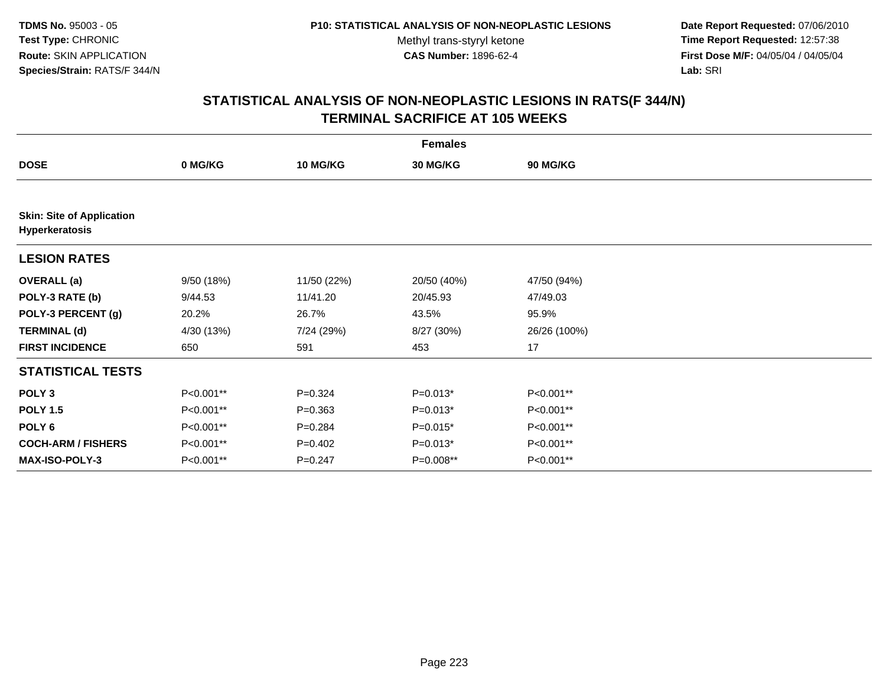TDMS No. 95003 - 05
Test Type: CHRONIC
Route: SKIN APPLICATION
Species/Strain: RATS/F 344/N

P10: STATISTICAL ANALYSIS OF NON-NEOPLASTIC LESIONS
Methyl trans-styryl ketone
CAS Number: 1896-62-4

Date Report Requested: 07/06/2010
Time Report Requested: 12:57:38
First Dose M/F: 04/05/04 / 04/05/04
Lab: SRI

## STATISTICAL ANALYSIS OF NON-NEOPLASTIC LESIONS IN RATS(F 344/N) TERMINAL SACRIFICE AT 105 WEEKS

| | Females | | | |
|---|---|---|---|---|
| **DOSE** | **0 MG/KG** | **10 MG/KG** | **30 MG/KG** | **90 MG/KG** |
| **Skin: Site of Application Hyperkeratosis** | | | | |
| **LESION RATES** | | | | |
| **OVERALL (a)** | 9/50 (18%) | 11/50 (22%) | 20/50 (40%) | 47/50 (94%) |
| **POLY-3 RATE (b)** | 9/44.53 | 11/41.20 | 20/45.93 | 47/49.03 |
| **POLY-3 PERCENT (g)** | 20.2% | 26.7% | 43.5% | 95.9% |
| **TERMINAL (d)** | 4/30 (13%) | 7/24 (29%) | 8/27 (30%) | 26/26 (100%) |
| **FIRST INCIDENCE** | 650 | 591 | 453 | 17 |
| **STATISTICAL TESTS** | | | | |
| **POLY 3** | P<0.001** | P=0.324 | P=0.013* | P<0.001** |
| **POLY 1.5** | P<0.001** | P=0.363 | P=0.013* | P<0.001** |
| **POLY 6** | P<0.001** | P=0.284 | P=0.015* | P<0.001** |
| **COCH-ARM / FISHERS** | P<0.001** | P=0.402 | P=0.013* | P<0.001** |
| **MAX-ISO-POLY-3** | P<0.001** | P=0.247 | P=0.008** | P<0.001** |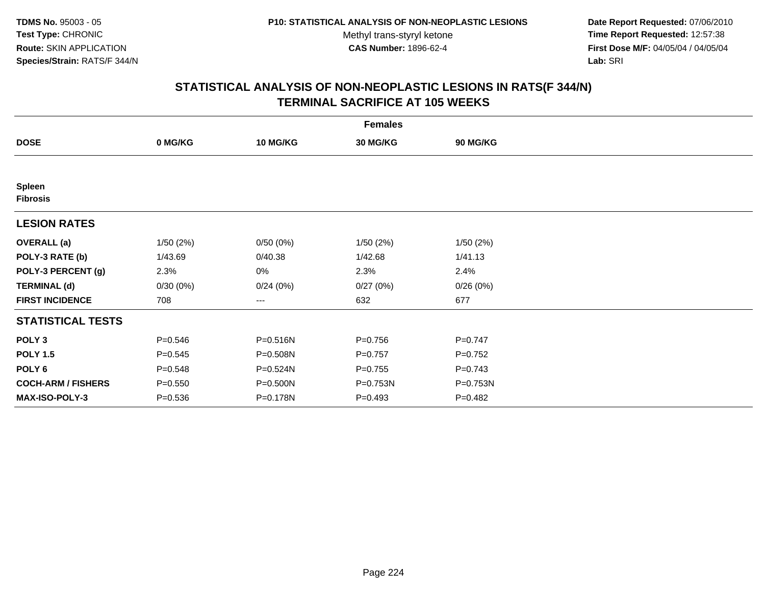**TDMS No.** 95003 - 05
**Test Type:** CHRONIC
**Route:** SKIN APPLICATION
**Species/Strain:** RATS/F 344/N

**P10: STATISTICAL ANALYSIS OF NON-NEOPLASTIC LESIONS**
Methyl trans-styryl ketone
**CAS Number:** 1896-62-4

**Date Report Requested:** 07/06/2010
**Time Report Requested:** 12:57:38
**First Dose M/F:** 04/05/04 / 04/05/04
**Lab:** SRI

## STATISTICAL ANALYSIS OF NON-NEOPLASTIC LESIONS IN RATS(F 344/N)
## TERMINAL SACRIFICE AT 105 WEEKS

| Females | | | | |
|---|---|---|---|---|
| **DOSE** | **0 MG/KG** | **10 MG/KG** | **30 MG/KG** | **90 MG/KG** |
| **Spleen** | | | | |
| **Fibrosis** | | | | |
| **LESION RATES** | | | | |
| **OVERALL (a)** | 1/50 (2%) | 0/50 (0%) | 1/50 (2%) | 1/50 (2%) |
| **POLY-3 RATE (b)** | 1/43.69 | 0/40.38 | 1/42.68 | 1/41.13 |
| **POLY-3 PERCENT (g)** | 2.3% | 0% | 2.3% | 2.4% |
| **TERMINAL (d)** | 0/30 (0%) | 0/24 (0%) | 0/27 (0%) | 0/26 (0%) |
| **FIRST INCIDENCE** | 708 | --- | 632 | 677 |
| **STATISTICAL TESTS** | | | | |
| **POLY 3** | P=0.546 | P=0.516N | P=0.756 | P=0.747 |
| **POLY 1.5** | P=0.545 | P=0.508N | P=0.757 | P=0.752 |
| **POLY 6** | P=0.548 | P=0.524N | P=0.755 | P=0.743 |
| **COCH-ARM / FISHERS** | P=0.550 | P=0.500N | P=0.753N | P=0.753N |
| **MAX-ISO-POLY-3** | P=0.536 | P=0.178N | P=0.493 | P=0.482 |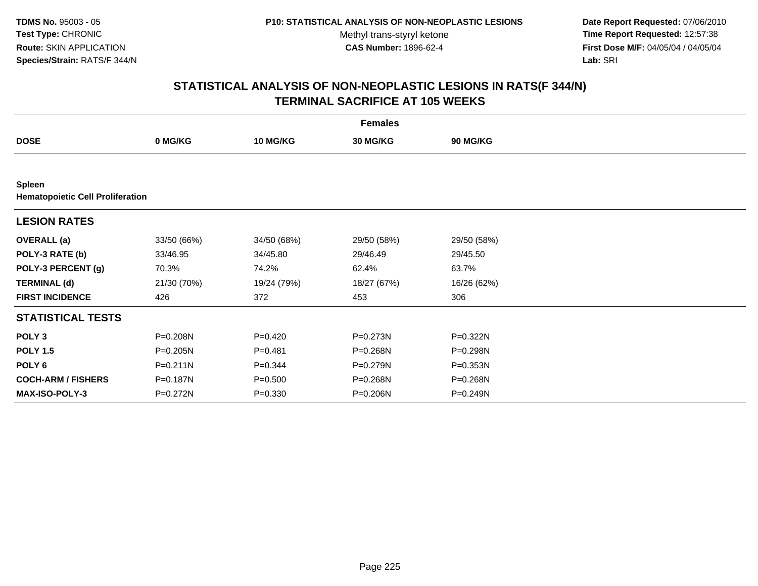**TDMS No.** 95003 - 05
**Test Type:** CHRONIC
**Route:** SKIN APPLICATION
**Species/Strain:** RATS/F 344/N

**P10: STATISTICAL ANALYSIS OF NON-NEOPLASTIC LESIONS**
Methyl trans-styryl ketone
**CAS Number:** 1896-62-4

**Date Report Requested:** 07/06/2010
**Time Report Requested:** 12:57:38
**First Dose M/F:** 04/05/04 / 04/05/04
**Lab:** SRI

## STATISTICAL ANALYSIS OF NON-NEOPLASTIC LESIONS IN RATS(F 344/N) TERMINAL SACRIFICE AT 105 WEEKS

| | Females | | | |
|---|---|---|---|---|
| **DOSE** | **0 MG/KG** | **10 MG/KG** | **30 MG/KG** | **90 MG/KG** |
| **Spleen** | | | | |
| **Hematopoietic Cell Proliferation** | | | | |
| **LESION RATES** | | | | |
| **OVERALL (a)** | 33/50 (66%) | 34/50 (68%) | 29/50 (58%) | 29/50 (58%) |
| **POLY-3 RATE (b)** | 33/46.95 | 34/45.80 | 29/46.49 | 29/45.50 |
| **POLY-3 PERCENT (g)** | 70.3% | 74.2% | 62.4% | 63.7% |
| **TERMINAL (d)** | 21/30 (70%) | 19/24 (79%) | 18/27 (67%) | 16/26 (62%) |
| **FIRST INCIDENCE** | 426 | 372 | 453 | 306 |
| **STATISTICAL TESTS** | | | | |
| **POLY 3** | P=0.208N | P=0.420 | P=0.273N | P=0.322N |
| **POLY 1.5** | P=0.205N | P=0.481 | P=0.268N | P=0.298N |
| **POLY 6** | P=0.211N | P=0.344 | P=0.279N | P=0.353N |
| **COCH-ARM / FISHERS** | P=0.187N | P=0.500 | P=0.268N | P=0.268N |
| **MAX-ISO-POLY-3** | P=0.272N | P=0.330 | P=0.206N | P=0.249N |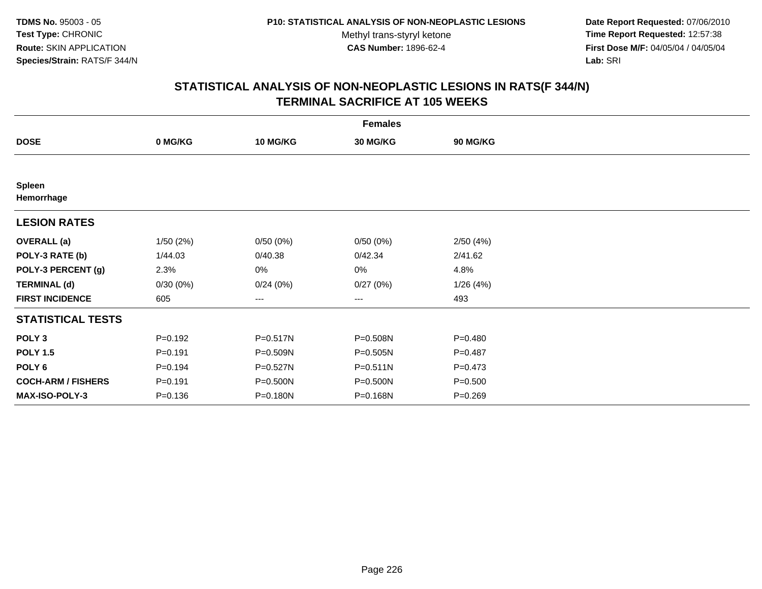**TDMS No.** 95003 - 05
**Test Type:** CHRONIC
**Route:** SKIN APPLICATION
**Species/Strain:** RATS/F 344/N

**P10: STATISTICAL ANALYSIS OF NON-NEOPLASTIC LESIONS**
Methyl trans-styryl ketone
**CAS Number:** 1896-62-4

**Date Report Requested:** 07/06/2010
**Time Report Requested:** 12:57:38
**First Dose M/F:** 04/05/04 / 04/05/04
**Lab:** SRI

# STATISTICAL ANALYSIS OF NON-NEOPLASTIC LESIONS IN RATS(F 344/N)
## TERMINAL SACRIFICE AT 105 WEEKS

| Females | | | | |
|---|---|---|---|---|
| **DOSE** | **0 MG/KG** | **10 MG/KG** | **30 MG/KG** | **90 MG/KG** |
| **Spleen** | | | | |
| **Hemorrhage** | | | | |
| **LESION RATES** | | | | |
| **OVERALL (a)** | 1/50 (2%) | 0/50 (0%) | 0/50 (0%) | 2/50 (4%) |
| **POLY-3 RATE (b)** | 1/44.03 | 0/40.38 | 0/42.34 | 2/41.62 |
| **POLY-3 PERCENT (g)** | 2.3% | 0% | 0% | 4.8% |
| **TERMINAL (d)** | 0/30 (0%) | 0/24 (0%) | 0/27 (0%) | 1/26 (4%) |
| **FIRST INCIDENCE** | 605 | --- | --- | 493 |
| **STATISTICAL TESTS** | | | | |
| **POLY 3** | P=0.192 | P=0.517N | P=0.508N | P=0.480 |
| **POLY 1.5** | P=0.191 | P=0.509N | P=0.505N | P=0.487 |
| **POLY 6** | P=0.194 | P=0.527N | P=0.511N | P=0.473 |
| **COCH-ARM / FISHERS** | P=0.191 | P=0.500N | P=0.500N | P=0.500 |
| **MAX-ISO-POLY-3** | P=0.136 | P=0.180N | P=0.168N | P=0.269 |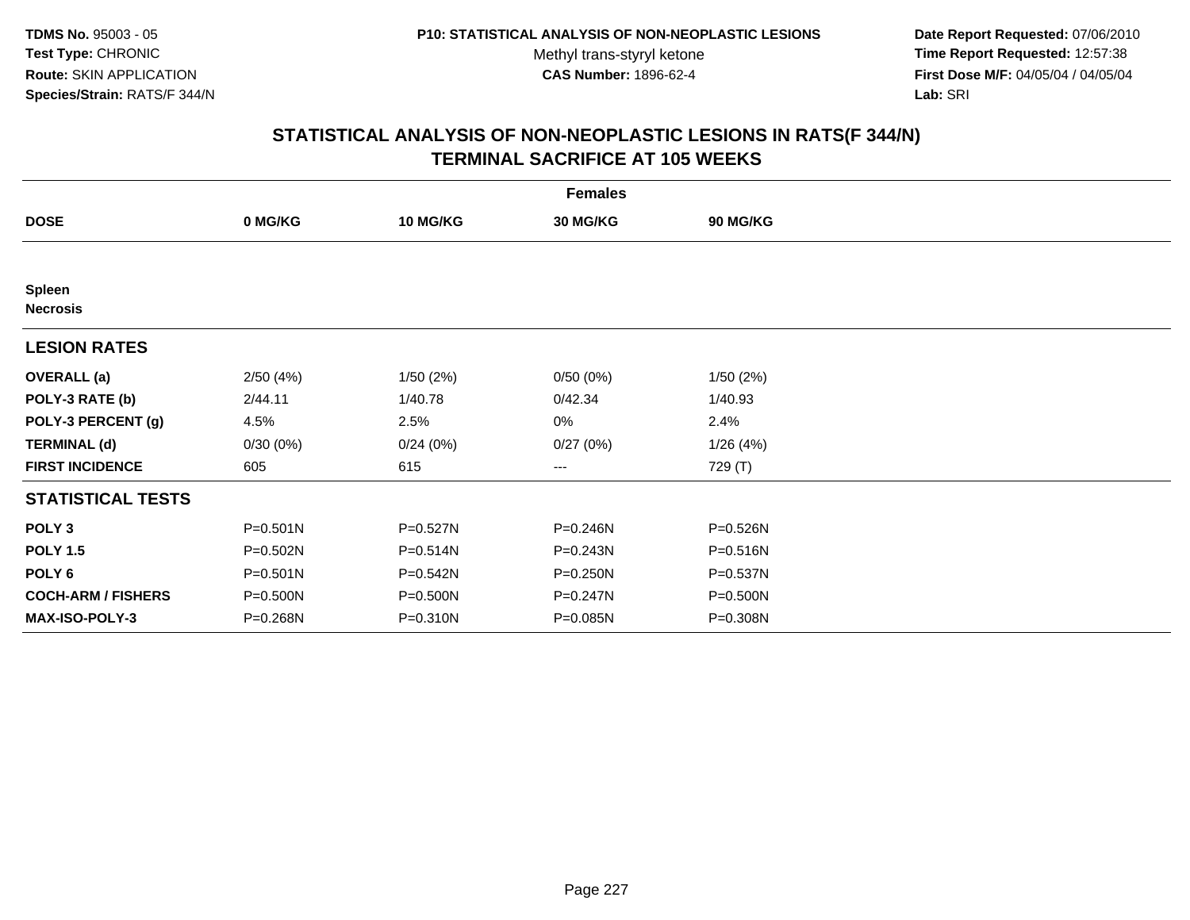TDMS No. 95003 - 05
Test Type: CHRONIC
Route: SKIN APPLICATION
Species/Strain: RATS/F 344/N

P10: STATISTICAL ANALYSIS OF NON-NEOPLASTIC LESIONS
Methyl trans-styryl ketone
CAS Number: 1896-62-4

Date Report Requested: 07/06/2010
Time Report Requested: 12:57:38
First Dose M/F: 04/05/04 / 04/05/04
Lab: SRI

# STATISTICAL ANALYSIS OF NON-NEOPLASTIC LESIONS IN RATS(F 344/N)
## TERMINAL SACRIFICE AT 105 WEEKS

| | Females | | | |
|---|---|---|---|---|
| **DOSE** | **0 MG/KG** | **10 MG/KG** | **30 MG/KG** | **90 MG/KG** |
| **Spleen** | | | | |
| **Necrosis** | | | | |
| **LESION RATES** | | | | |
| **OVERALL (a)** | 2/50 (4%) | 1/50 (2%) | 0/50 (0%) | 1/50 (2%) |
| **POLY-3 RATE (b)** | 2/44.11 | 1/40.78 | 0/42.34 | 1/40.93 |
| **POLY-3 PERCENT (g)** | 4.5% | 2.5% | 0% | 2.4% |
| **TERMINAL (d)** | 0/30 (0%) | 0/24 (0%) | 0/27 (0%) | 1/26 (4%) |
| **FIRST INCIDENCE** | 605 | 615 | --- | 729 (T) |
| **STATISTICAL TESTS** | | | | |
| **POLY 3** | P=0.501N | P=0.527N | P=0.246N | P=0.526N |
| **POLY 1.5** | P=0.502N | P=0.514N | P=0.243N | P=0.516N |
| **POLY 6** | P=0.501N | P=0.542N | P=0.250N | P=0.537N |
| **COCH-ARM / FISHERS** | P=0.500N | P=0.500N | P=0.247N | P=0.500N |
| **MAX-ISO-POLY-3** | P=0.268N | P=0.310N | P=0.085N | P=0.308N |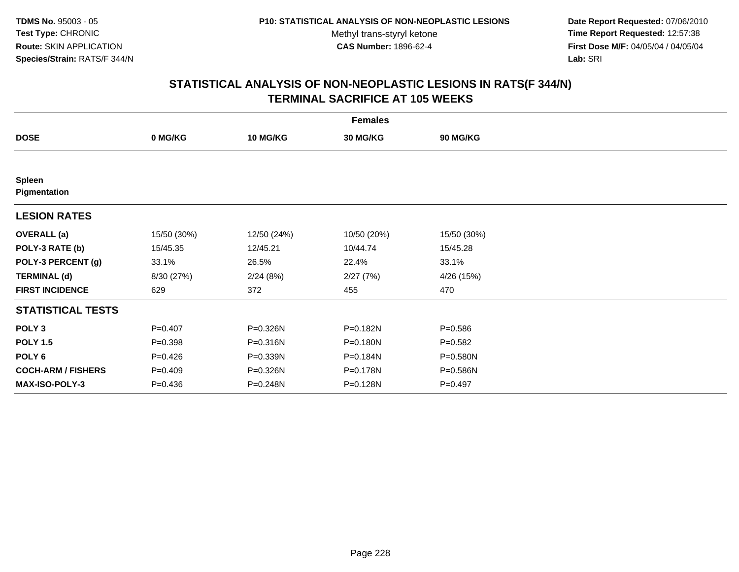**TDMS No.** 95003 - 05
**Test Type:** CHRONIC
**Route:** SKIN APPLICATION
**Species/Strain:** RATS/F 344/N

**P10: STATISTICAL ANALYSIS OF NON-NEOPLASTIC LESIONS**
Methyl trans-styryl ketone
**CAS Number:** 1896-62-4

**Date Report Requested:** 07/06/2010
**Time Report Requested:** 12:57:38
**First Dose M/F:** 04/05/04 / 04/05/04
**Lab:** SRI

# STATISTICAL ANALYSIS OF NON-NEOPLASTIC LESIONS IN RATS(F 344/N)
## TERMINAL SACRIFICE AT 105 WEEKS

| Females | | | | |
|---|---|---|---|---|
| **DOSE** | **0 MG/KG** | **10 MG/KG** | **30 MG/KG** | **90 MG/KG** |
| **Spleen** | | | | |
| **Pigmentation** | | | | |
| **LESION RATES** | | | | |
| **OVERALL (a)** | 15/50 (30%) | 12/50 (24%) | 10/50 (20%) | 15/50 (30%) |
| **POLY-3 RATE (b)** | 15/45.35 | 12/45.21 | 10/44.74 | 15/45.28 |
| **POLY-3 PERCENT (g)** | 33.1% | 26.5% | 22.4% | 33.1% |
| **TERMINAL (d)** | 8/30 (27%) | 2/24 (8%) | 2/27 (7%) | 4/26 (15%) |
| **FIRST INCIDENCE** | 629 | 372 | 455 | 470 |
| **STATISTICAL TESTS** | | | | |
| **POLY 3** | P=0.407 | P=0.326N | P=0.182N | P=0.586 |
| **POLY 1.5** | P=0.398 | P=0.316N | P=0.180N | P=0.582 |
| **POLY 6** | P=0.426 | P=0.339N | P=0.184N | P=0.580N |
| **COCH-ARM / FISHERS** | P=0.409 | P=0.326N | P=0.178N | P=0.586N |
| **MAX-ISO-POLY-3** | P=0.436 | P=0.248N | P=0.128N | P=0.497 |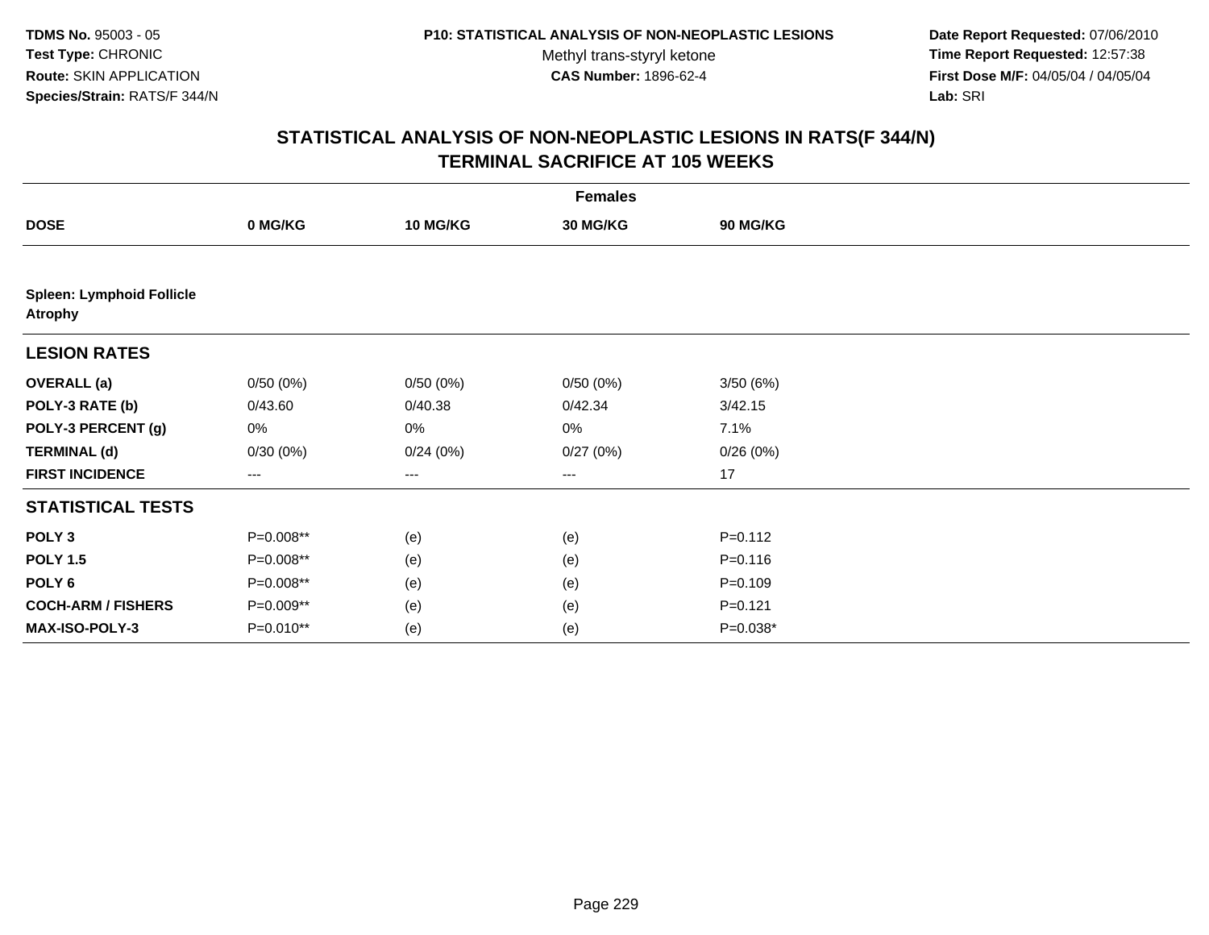TDMS No. 95003 - 05
Test Type: CHRONIC
Route: SKIN APPLICATION
Species/Strain: RATS/F 344/N

P10: STATISTICAL ANALYSIS OF NON-NEOPLASTIC LESIONS
Methyl trans-styryl ketone
CAS Number: 1896-62-4

Date Report Requested: 07/06/2010
Time Report Requested: 12:57:38
First Dose M/F: 04/05/04 / 04/05/04
Lab: SRI

## STATISTICAL ANALYSIS OF NON-NEOPLASTIC LESIONS IN RATS(F 344/N) TERMINAL SACRIFICE AT 105 WEEKS

| | Females | | | |
|---|---|---|---|---|
| **DOSE** | **0 MG/KG** | **10 MG/KG** | **30 MG/KG** | **90 MG/KG** |
| **Spleen: Lymphoid Follicle Atrophy** | | | | |
| **LESION RATES** | | | | |
| **OVERALL (a)** | 0/50 (0%) | 0/50 (0%) | 0/50 (0%) | 3/50 (6%) |
| **POLY-3 RATE (b)** | 0/43.60 | 0/40.38 | 0/42.34 | 3/42.15 |
| **POLY-3 PERCENT (g)** | 0% | 0% | 0% | 7.1% |
| **TERMINAL (d)** | 0/30 (0%) | 0/24 (0%) | 0/27 (0%) | 0/26 (0%) |
| **FIRST INCIDENCE** | --- | --- | --- | 17 |
| **STATISTICAL TESTS** | | | | |
| **POLY 3** | P=0.008** | (e) | (e) | P=0.112 |
| **POLY 1.5** | P=0.008** | (e) | (e) | P=0.116 |
| **POLY 6** | P=0.008** | (e) | (e) | P=0.109 |
| **COCH-ARM / FISHERS** | P=0.009** | (e) | (e) | P=0.121 |
| **MAX-ISO-POLY-3** | P=0.010** | (e) | (e) | P=0.038* |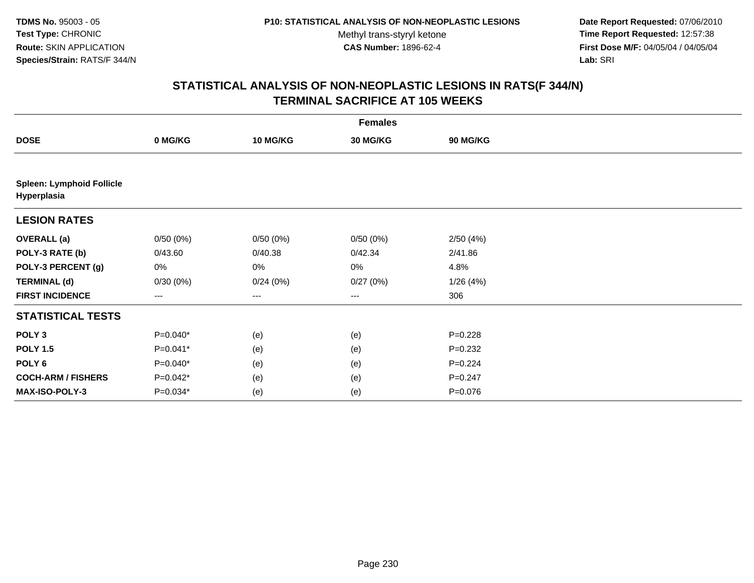**TDMS No.** 95003 - 05
**Test Type:** CHRONIC
**Route:** SKIN APPLICATION
**Species/Strain:** RATS/F 344/N

**P10: STATISTICAL ANALYSIS OF NON-NEOPLASTIC LESIONS**
Methyl trans-styryl ketone
**CAS Number:** 1896-62-4

**Date Report Requested:** 07/06/2010
**Time Report Requested:** 12:57:38
**First Dose M/F:** 04/05/04 / 04/05/04
**Lab:** SRI

## STATISTICAL ANALYSIS OF NON-NEOPLASTIC LESIONS IN RATS(F 344/N) TERMINAL SACRIFICE AT 105 WEEKS

| | Females | | | |
|---|---|---|---|---|
| **DOSE** | **0 MG/KG** | **10 MG/KG** | **30 MG/KG** | **90 MG/KG** |
| **Spleen: Lymphoid Follicle Hyperplasia** | | | | |
| **LESION RATES** | | | | |
| **OVERALL (a)** | 0/50 (0%) | 0/50 (0%) | 0/50 (0%) | 2/50 (4%) |
| **POLY-3 RATE (b)** | 0/43.60 | 0/40.38 | 0/42.34 | 2/41.86 |
| **POLY-3 PERCENT (g)** | 0% | 0% | 0% | 4.8% |
| **TERMINAL (d)** | 0/30 (0%) | 0/24 (0%) | 0/27 (0%) | 1/26 (4%) |
| **FIRST INCIDENCE** | --- | --- | --- | 306 |
| **STATISTICAL TESTS** | | | | |
| **POLY 3** | P=0.040* | (e) | (e) | P=0.228 |
| **POLY 1.5** | P=0.041* | (e) | (e) | P=0.232 |
| **POLY 6** | P=0.040* | (e) | (e) | P=0.224 |
| **COCH-ARM / FISHERS** | P=0.042* | (e) | (e) | P=0.247 |
| **MAX-ISO-POLY-3** | P=0.034* | (e) | (e) | P=0.076 |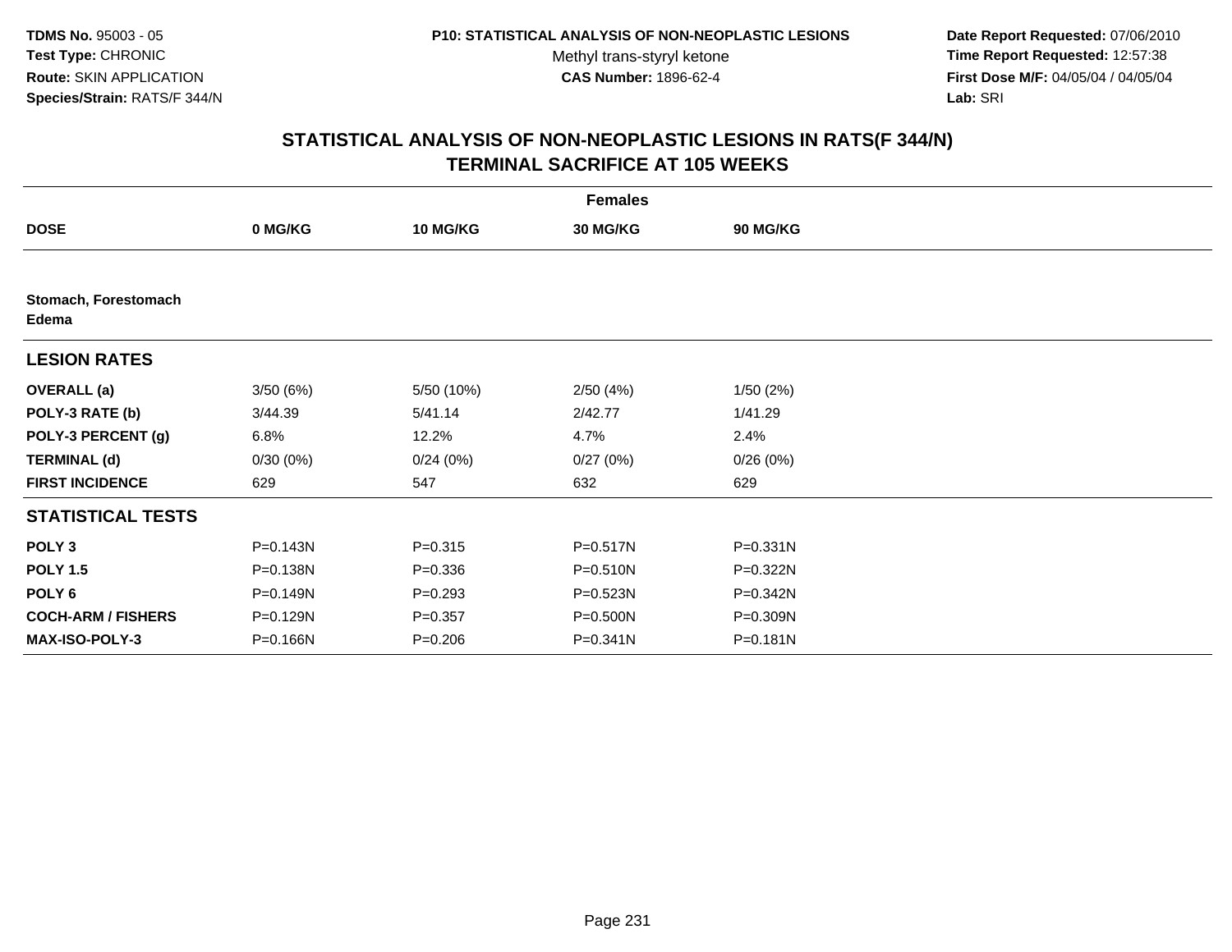TDMS No. 95003 - 05
Test Type: CHRONIC
Route: SKIN APPLICATION
Species/Strain: RATS/F 344/N

P10: STATISTICAL ANALYSIS OF NON-NEOPLASTIC LESIONS
Methyl trans-styryl ketone
CAS Number: 1896-62-4

Date Report Requested: 07/06/2010
Time Report Requested: 12:57:38
First Dose M/F: 04/05/04 / 04/05/04
Lab: SRI

## STATISTICAL ANALYSIS OF NON-NEOPLASTIC LESIONS IN RATS(F 344/N)
## TERMINAL SACRIFICE AT 105 WEEKS

| | Females | | | |
|---|---|---|---|---|
| **DOSE** | **0 MG/KG** | **10 MG/KG** | **30 MG/KG** | **90 MG/KG** |
| **Stomach, Forestomach Edema** | | | | |
| **LESION RATES** | | | | |
| **OVERALL (a)** | 3/50 (6%) | 5/50 (10%) | 2/50 (4%) | 1/50 (2%) |
| **POLY-3 RATE (b)** | 3/44.39 | 5/41.14 | 2/42.77 | 1/41.29 |
| **POLY-3 PERCENT (g)** | 6.8% | 12.2% | 4.7% | 2.4% |
| **TERMINAL (d)** | 0/30 (0%) | 0/24 (0%) | 0/27 (0%) | 0/26 (0%) |
| **FIRST INCIDENCE** | 629 | 547 | 632 | 629 |
| **STATISTICAL TESTS** | | | | |
| **POLY 3** | P=0.143N | P=0.315 | P=0.517N | P=0.331N |
| **POLY 1.5** | P=0.138N | P=0.336 | P=0.510N | P=0.322N |
| **POLY 6** | P=0.149N | P=0.293 | P=0.523N | P=0.342N |
| **COCH-ARM / FISHERS** | P=0.129N | P=0.357 | P=0.500N | P=0.309N |
| **MAX-ISO-POLY-3** | P=0.166N | P=0.206 | P=0.341N | P=0.181N |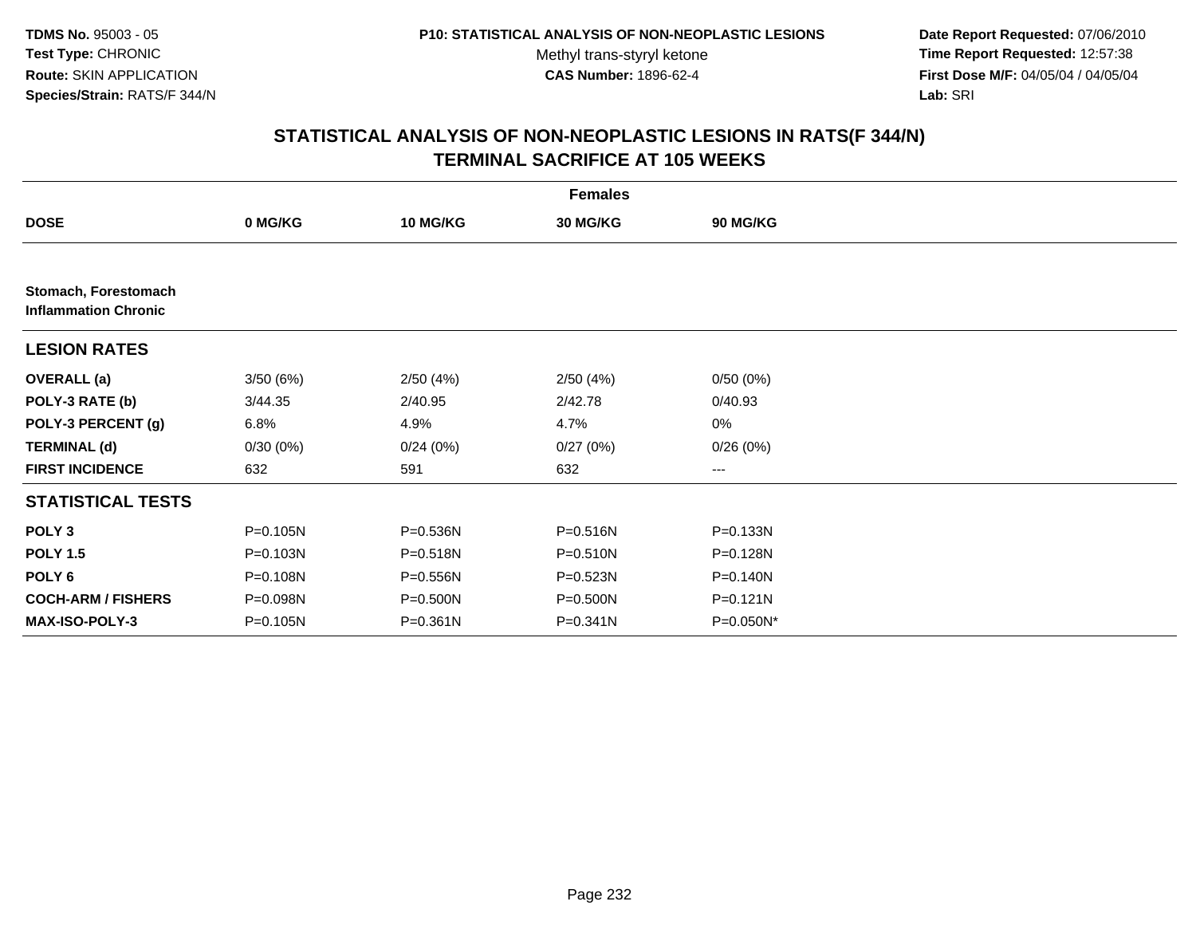**TDMS No.** 95003 - 05
**Test Type:** CHRONIC
**Route:** SKIN APPLICATION
**Species/Strain:** RATS/F 344/N

**P10: STATISTICAL ANALYSIS OF NON-NEOPLASTIC LESIONS**
Methyl trans-styryl ketone
**CAS Number:** 1896-62-4

**Date Report Requested:** 07/06/2010
**Time Report Requested:** 12:57:38
**First Dose M/F:** 04/05/04 / 04/05/04
**Lab:** SRI

## STATISTICAL ANALYSIS OF NON-NEOPLASTIC LESIONS IN RATS(F 344/N) TERMINAL SACRIFICE AT 105 WEEKS

| Females | | | | |
|---|---|---|---|---|
| **DOSE** | **0 MG/KG** | **10 MG/KG** | **30 MG/KG** | **90 MG/KG** |
| **Stomach, Forestomach** **Inflammation Chronic** | | | | |
| **LESION RATES** | | | | |
| **OVERALL (a)** | 3/50 (6%) | 2/50 (4%) | 2/50 (4%) | 0/50 (0%) |
| **POLY-3 RATE (b)** | 3/44.35 | 2/40.95 | 2/42.78 | 0/40.93 |
| **POLY-3 PERCENT (g)** | 6.8% | 4.9% | 4.7% | 0% |
| **TERMINAL (d)** | 0/30 (0%) | 0/24 (0%) | 0/27 (0%) | 0/26 (0%) |
| **FIRST INCIDENCE** | 632 | 591 | 632 | --- |
| **STATISTICAL TESTS** | | | | |
| **POLY 3** | P=0.105N | P=0.536N | P=0.516N | P=0.133N |
| **POLY 1.5** | P=0.103N | P=0.518N | P=0.510N | P=0.128N |
| **POLY 6** | P=0.108N | P=0.556N | P=0.523N | P=0.140N |
| **COCH-ARM / FISHERS** | P=0.098N | P=0.500N | P=0.500N | P=0.121N |
| **MAX-ISO-POLY-3** | P=0.105N | P=0.361N | P=0.341N | P=0.050N* |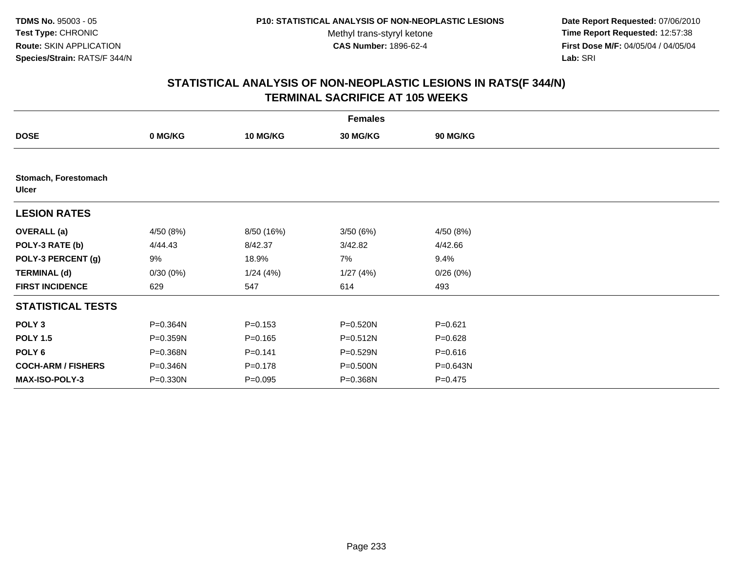**TDMS No.** 95003 - 05
**Test Type:** CHRONIC
**Route:** SKIN APPLICATION
**Species/Strain:** RATS/F 344/N

**P10: STATISTICAL ANALYSIS OF NON-NEOPLASTIC LESIONS**
Methyl trans-styryl ketone
**CAS Number:** 1896-62-4

**Date Report Requested:** 07/06/2010
**Time Report Requested:** 12:57:38
**First Dose M/F:** 04/05/04 / 04/05/04
**Lab:** SRI

## STATISTICAL ANALYSIS OF NON-NEOPLASTIC LESIONS IN RATS(F 344/N)
## TERMINAL SACRIFICE AT 105 WEEKS

| | Females | | | |
|---|---|---|---|---|
| **DOSE** | **0 MG/KG** | **10 MG/KG** | **30 MG/KG** | **90 MG/KG** |
| **Stomach, Forestomach** | | | | |
| **Ulcer** | | | | |
| **LESION RATES** | | | | |
| **OVERALL (a)** | 4/50 (8%) | 8/50 (16%) | 3/50 (6%) | 4/50 (8%) |
| **POLY-3 RATE (b)** | 4/44.43 | 8/42.37 | 3/42.82 | 4/42.66 |
| **POLY-3 PERCENT (g)** | 9% | 18.9% | 7% | 9.4% |
| **TERMINAL (d)** | 0/30 (0%) | 1/24 (4%) | 1/27 (4%) | 0/26 (0%) |
| **FIRST INCIDENCE** | 629 | 547 | 614 | 493 |
| **STATISTICAL TESTS** | | | | |
| **POLY 3** | P=0.364N | P=0.153 | P=0.520N | P=0.621 |
| **POLY 1.5** | P=0.359N | P=0.165 | P=0.512N | P=0.628 |
| **POLY 6** | P=0.368N | P=0.141 | P=0.529N | P=0.616 |
| **COCH-ARM / FISHERS** | P=0.346N | P=0.178 | P=0.500N | P=0.643N |
| **MAX-ISO-POLY-3** | P=0.330N | P=0.095 | P=0.368N | P=0.475 |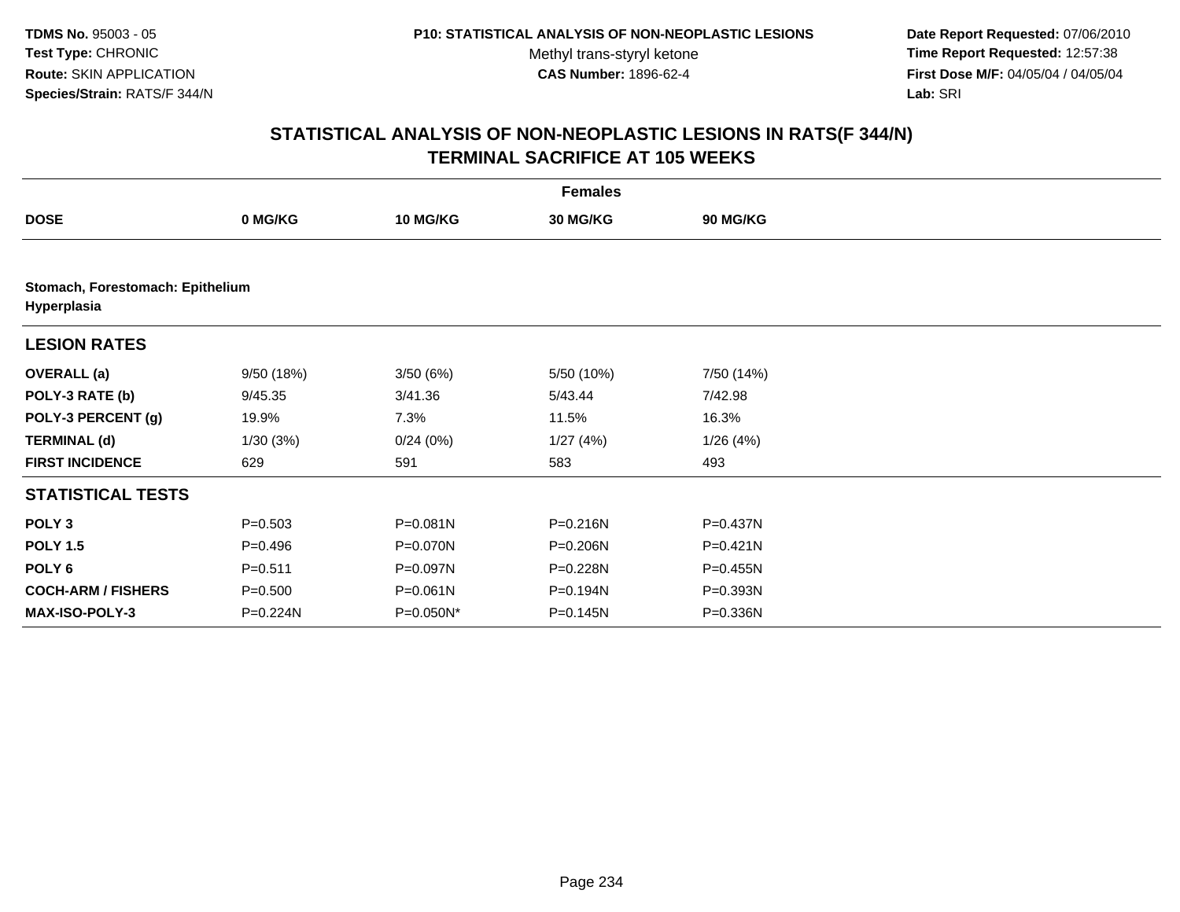TDMS No. 95003 - 05
Test Type: CHRONIC
Route: SKIN APPLICATION
Species/Strain: RATS/F 344/N

P10: STATISTICAL ANALYSIS OF NON-NEOPLASTIC LESIONS
Methyl trans-styryl ketone
CAS Number: 1896-62-4

Date Report Requested: 07/06/2010
Time Report Requested: 12:57:38
First Dose M/F: 04/05/04 / 04/05/04
Lab: SRI

## STATISTICAL ANALYSIS OF NON-NEOPLASTIC LESIONS IN RATS(F 344/N) TERMINAL SACRIFICE AT 105 WEEKS

| Females | | | | |
|---|---|---|---|---|
| **DOSE** | **0 MG/KG** | **10 MG/KG** | **30 MG/KG** | **90 MG/KG** |
| **Stomach, Forestomach: Epithelium Hyperplasia** | | | | |
| **LESION RATES** | | | | |
| **OVERALL (a)** | 9/50 (18%) | 3/50 (6%) | 5/50 (10%) | 7/50 (14%) |
| **POLY-3 RATE (b)** | 9/45.35 | 3/41.36 | 5/43.44 | 7/42.98 |
| **POLY-3 PERCENT (g)** | 19.9% | 7.3% | 11.5% | 16.3% |
| **TERMINAL (d)** | 1/30 (3%) | 0/24 (0%) | 1/27 (4%) | 1/26 (4%) |
| **FIRST INCIDENCE** | 629 | 591 | 583 | 493 |
| **STATISTICAL TESTS** | | | | |
| **POLY 3** | P=0.503 | P=0.081N | P=0.216N | P=0.437N |
| **POLY 1.5** | P=0.496 | P=0.070N | P=0.206N | P=0.421N |
| **POLY 6** | P=0.511 | P=0.097N | P=0.228N | P=0.455N |
| **COCH-ARM / FISHERS** | P=0.500 | P=0.061N | P=0.194N | P=0.393N |
| **MAX-ISO-POLY-3** | P=0.224N | P=0.050N* | P=0.145N | P=0.336N |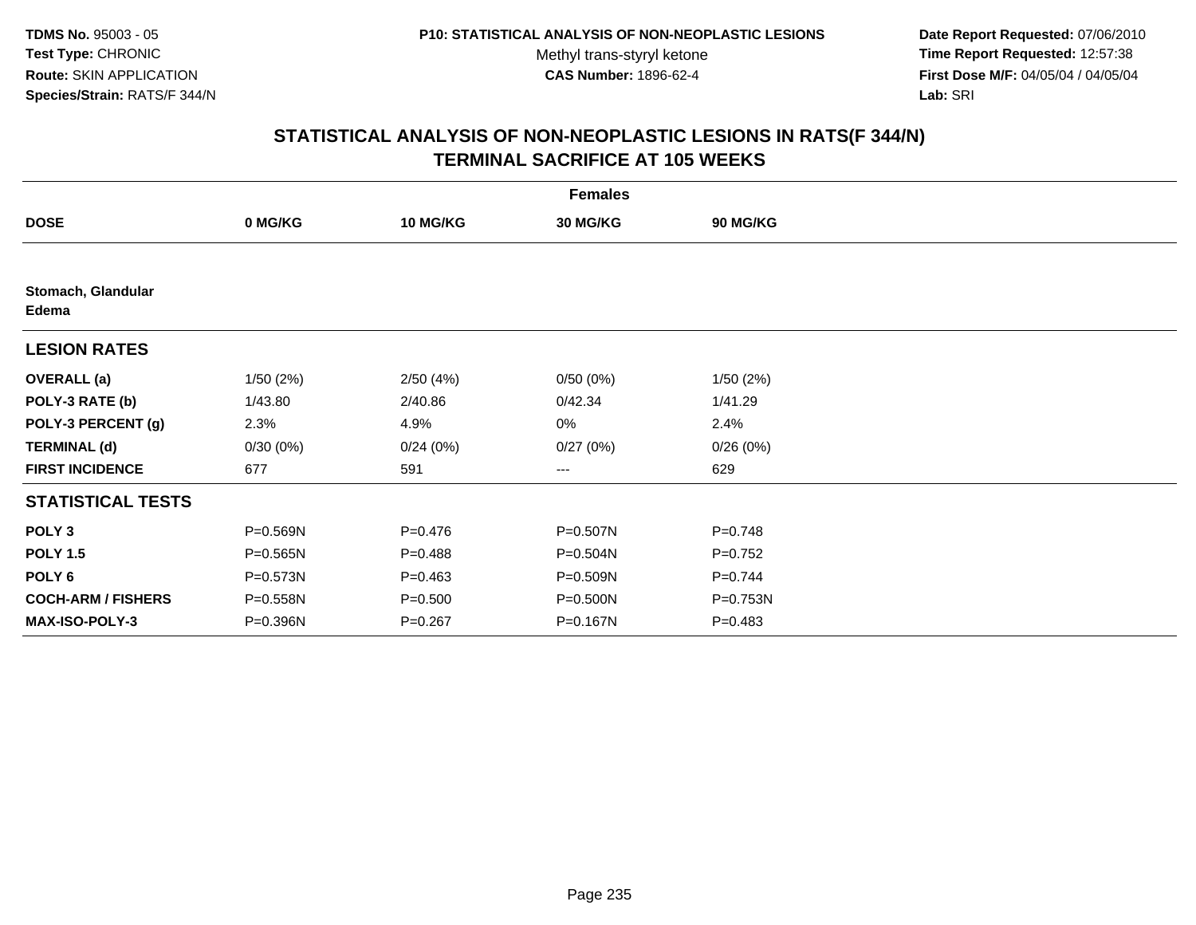# STATISTICAL ANALYSIS OF NON-NEOPLASTIC LESIONS IN RATS(F 344/N)
## TERMINAL SACRIFICE AT 105 WEEKS

| | Females | | | |
|---|---|---|---|---|
| **DOSE** | **0 MG/KG** | **10 MG/KG** | **30 MG/KG** | **90 MG/KG** |
| **Stomach, Glandular** | | | | |
| **Edema** | | | | |
| **LESION RATES** | | | | |
| **OVERALL (a)** | 1/50 (2%) | 2/50 (4%) | 0/50 (0%) | 1/50 (2%) |
| **POLY-3 RATE (b)** | 1/43.80 | 2/40.86 | 0/42.34 | 1/41.29 |
| **POLY-3 PERCENT (g)** | 2.3% | 4.9% | 0% | 2.4% |
| **TERMINAL (d)** | 0/30 (0%) | 0/24 (0%) | 0/27 (0%) | 0/26 (0%) |
| **FIRST INCIDENCE** | 677 | 591 | --- | 629 |
| **STATISTICAL TESTS** | | | | |
| **POLY 3** | P=0.569N | P=0.476 | P=0.507N | P=0.748 |
| **POLY 1.5** | P=0.565N | P=0.488 | P=0.504N | P=0.752 |
| **POLY 6** | P=0.573N | P=0.463 | P=0.509N | P=0.744 |
| **COCH-ARM / FISHERS** | P=0.558N | P=0.500 | P=0.500N | P=0.753N |
| **MAX-ISO-POLY-3** | P=0.396N | P=0.267 | P=0.167N | P=0.483 |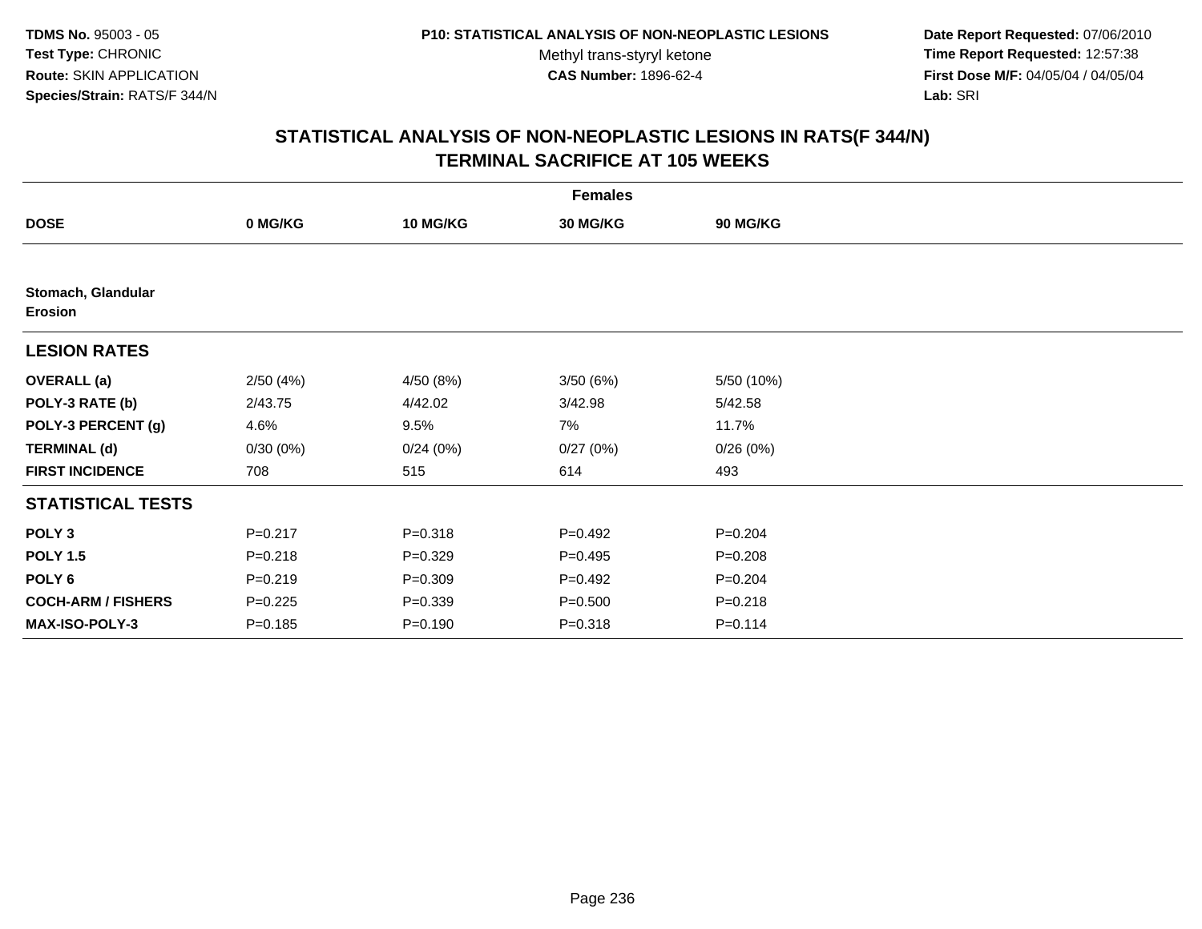**TDMS No.** 95003 - 05
**Test Type:** CHRONIC
**Route:** SKIN APPLICATION
**Species/Strain:** RATS/F 344/N

**P10: STATISTICAL ANALYSIS OF NON-NEOPLASTIC LESIONS**
Methyl trans-styryl ketone
**CAS Number:** 1896-62-4

**Date Report Requested:** 07/06/2010
**Time Report Requested:** 12:57:38
**First Dose M/F:** 04/05/04 / 04/05/04
**Lab:** SRI

## STATISTICAL ANALYSIS OF NON-NEOPLASTIC LESIONS IN RATS(F 344/N)
## TERMINAL SACRIFICE AT 105 WEEKS

| | Females | | | |
|---|---|---|---|---|
| **DOSE** | **0 MG/KG** | **10 MG/KG** | **30 MG/KG** | **90 MG/KG** |
| **Stomach, Glandular** **Erosion** | | | | |
| **LESION RATES** | | | | |
| **OVERALL (a)** | 2/50 (4%) | 4/50 (8%) | 3/50 (6%) | 5/50 (10%) |
| **POLY-3 RATE (b)** | 2/43.75 | 4/42.02 | 3/42.98 | 5/42.58 |
| **POLY-3 PERCENT (g)** | 4.6% | 9.5% | 7% | 11.7% |
| **TERMINAL (d)** | 0/30 (0%) | 0/24 (0%) | 0/27 (0%) | 0/26 (0%) |
| **FIRST INCIDENCE** | 708 | 515 | 614 | 493 |
| **STATISTICAL TESTS** | | | | |
| **POLY 3** | P=0.217 | P=0.318 | P=0.492 | P=0.204 |
| **POLY 1.5** | P=0.218 | P=0.329 | P=0.495 | P=0.208 |
| **POLY 6** | P=0.219 | P=0.309 | P=0.492 | P=0.204 |
| **COCH-ARM / FISHERS** | P=0.225 | P=0.339 | P=0.500 | P=0.218 |
| **MAX-ISO-POLY-3** | P=0.185 | P=0.190 | P=0.318 | P=0.114 |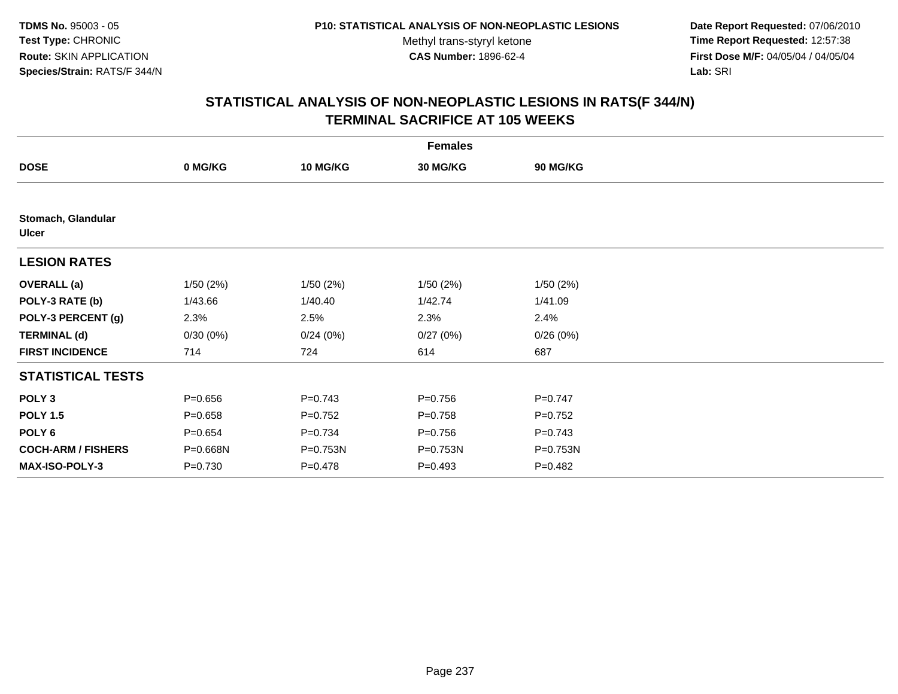**TDMS No.** 95003 - 05
**Test Type:** CHRONIC
**Route:** SKIN APPLICATION
**Species/Strain:** RATS/F 344/N

**P10: STATISTICAL ANALYSIS OF NON-NEOPLASTIC LESIONS**
Methyl trans-styryl ketone
**CAS Number:** 1896-62-4

**Date Report Requested:** 07/06/2010
**Time Report Requested:** 12:57:38
**First Dose M/F:** 04/05/04 / 04/05/04
**Lab:** SRI

## STATISTICAL ANALYSIS OF NON-NEOPLASTIC LESIONS IN RATS(F 344/N)
## TERMINAL SACRIFICE AT 105 WEEKS

| | Females | | | |
|---|---|---|---|---|
| **DOSE** | **0 MG/KG** | **10 MG/KG** | **30 MG/KG** | **90 MG/KG** |
| **Stomach, Glandular** | | | | |
| **Ulcer** | | | | |
| **LESION RATES** | | | | |
| **OVERALL (a)** | 1/50 (2%) | 1/50 (2%) | 1/50 (2%) | 1/50 (2%) |
| **POLY-3 RATE (b)** | 1/43.66 | 1/40.40 | 1/42.74 | 1/41.09 |
| **POLY-3 PERCENT (g)** | 2.3% | 2.5% | 2.3% | 2.4% |
| **TERMINAL (d)** | 0/30 (0%) | 0/24 (0%) | 0/27 (0%) | 0/26 (0%) |
| **FIRST INCIDENCE** | 714 | 724 | 614 | 687 |
| **STATISTICAL TESTS** | | | | |
| **POLY 3** | P=0.656 | P=0.743 | P=0.756 | P=0.747 |
| **POLY 1.5** | P=0.658 | P=0.752 | P=0.758 | P=0.752 |
| **POLY 6** | P=0.654 | P=0.734 | P=0.756 | P=0.743 |
| **COCH-ARM / FISHERS** | P=0.668N | P=0.753N | P=0.753N | P=0.753N |
| **MAX-ISO-POLY-3** | P=0.730 | P=0.478 | P=0.493 | P=0.482 |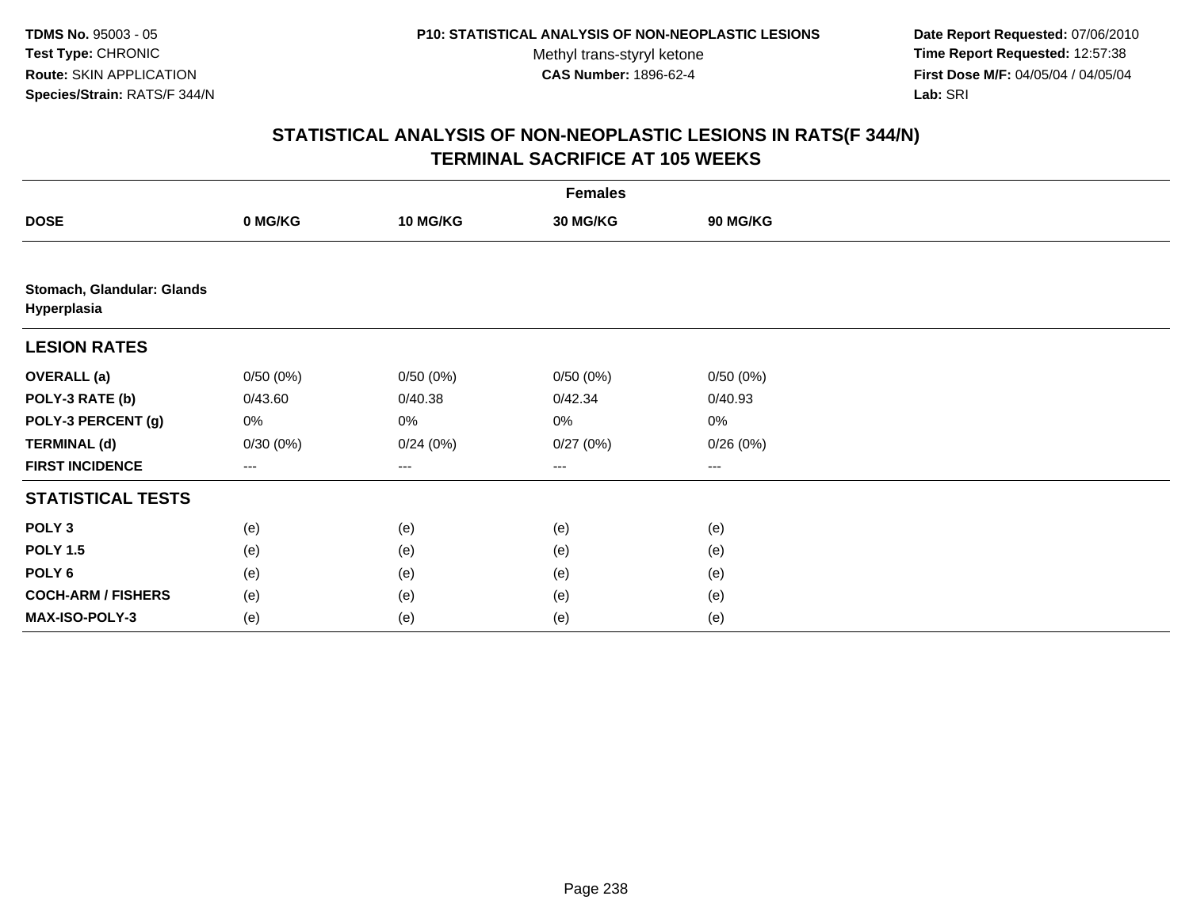**TDMS No.** 95003 - 05
**Test Type:** CHRONIC
**Route:** SKIN APPLICATION
**Species/Strain:** RATS/F 344/N

**P10: STATISTICAL ANALYSIS OF NON-NEOPLASTIC LESIONS**
Methyl trans-styryl ketone
**CAS Number:** 1896-62-4

**Date Report Requested:** 07/06/2010
**Time Report Requested:** 12:57:38
**First Dose M/F:** 04/05/04 / 04/05/04
**Lab:** SRI

## STATISTICAL ANALYSIS OF NON-NEOPLASTIC LESIONS IN RATS(F 344/N)
## TERMINAL SACRIFICE AT 105 WEEKS

| | Females | | | |
|---|---|---|---|---|
| **DOSE** | **0 MG/KG** | **10 MG/KG** | **30 MG/KG** | **90 MG/KG** |
| **Stomach, Glandular: Glands Hyperplasia** | | | | |
| **LESION RATES** | | | | |
| **OVERALL (a)** | 0/50 (0%) | 0/50 (0%) | 0/50 (0%) | 0/50 (0%) |
| **POLY-3 RATE (b)** | 0/43.60 | 0/40.38 | 0/42.34 | 0/40.93 |
| **POLY-3 PERCENT (g)** | 0% | 0% | 0% | 0% |
| **TERMINAL (d)** | 0/30 (0%) | 0/24 (0%) | 0/27 (0%) | 0/26 (0%) |
| **FIRST INCIDENCE** | --- | --- | --- | --- |
| **STATISTICAL TESTS** | | | | |
| **POLY 3** | (e) | (e) | (e) | (e) |
| **POLY 1.5** | (e) | (e) | (e) | (e) |
| **POLY 6** | (e) | (e) | (e) | (e) |
| **COCH-ARM / FISHERS** | (e) | (e) | (e) | (e) |
| **MAX-ISO-POLY-3** | (e) | (e) | (e) | (e) |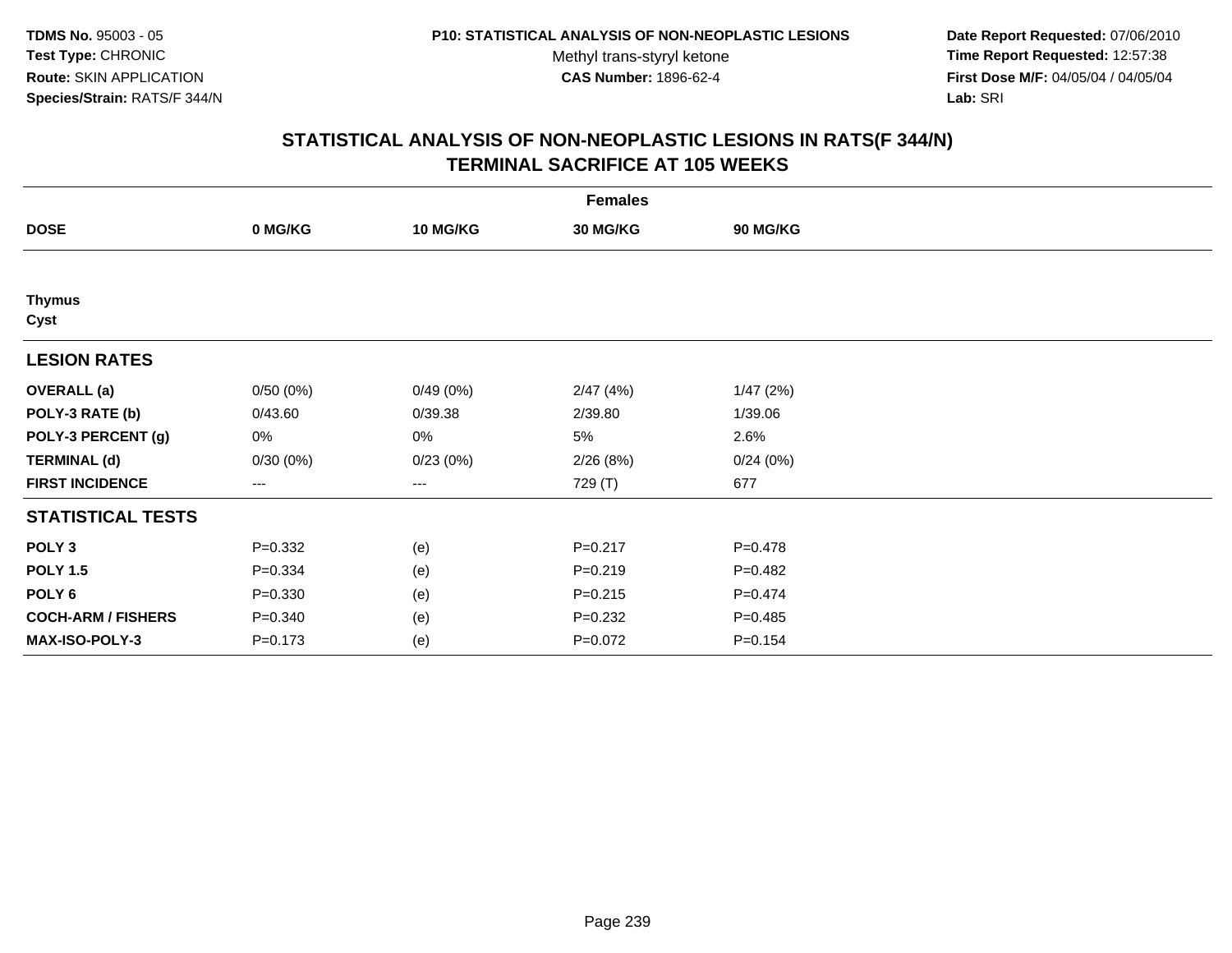**TDMS No.** 95003 - 05
**Test Type:** CHRONIC
**Route:** SKIN APPLICATION
**Species/Strain:** RATS/F 344/N

**P10: STATISTICAL ANALYSIS OF NON-NEOPLASTIC LESIONS**
Methyl trans-styryl ketone
**CAS Number:** 1896-62-4

**Date Report Requested:** 07/06/2010
**Time Report Requested:** 12:57:38
**First Dose M/F:** 04/05/04 / 04/05/04
**Lab:** SRI

# STATISTICAL ANALYSIS OF NON-NEOPLASTIC LESIONS IN RATS(F 344/N)
## TERMINAL SACRIFICE AT 105 WEEKS

| Females | | | | |
|---|---|---|---|---|
| **DOSE** | **0 MG/KG** | **10 MG/KG** | **30 MG/KG** | **90 MG/KG** |
| **Thymus** | | | | |
| **Cyst** | | | | |
| **LESION RATES** | | | | |
| **OVERALL (a)** | 0/50 (0%) | 0/49 (0%) | 2/47 (4%) | 1/47 (2%) |
| **POLY-3 RATE (b)** | 0/43.60 | 0/39.38 | 2/39.80 | 1/39.06 |
| **POLY-3 PERCENT (g)** | 0% | 0% | 5% | 2.6% |
| **TERMINAL (d)** | 0/30 (0%) | 0/23 (0%) | 2/26 (8%) | 0/24 (0%) |
| **FIRST INCIDENCE** | --- | --- | 729 (T) | 677 |
| **STATISTICAL TESTS** | | | | |
| **POLY 3** | P=0.332 | (e) | P=0.217 | P=0.478 |
| **POLY 1.5** | P=0.334 | (e) | P=0.219 | P=0.482 |
| **POLY 6** | P=0.330 | (e) | P=0.215 | P=0.474 |
| **COCH-ARM / FISHERS** | P=0.340 | (e) | P=0.232 | P=0.485 |
| **MAX-ISO-POLY-3** | P=0.173 | (e) | P=0.072 | P=0.154 |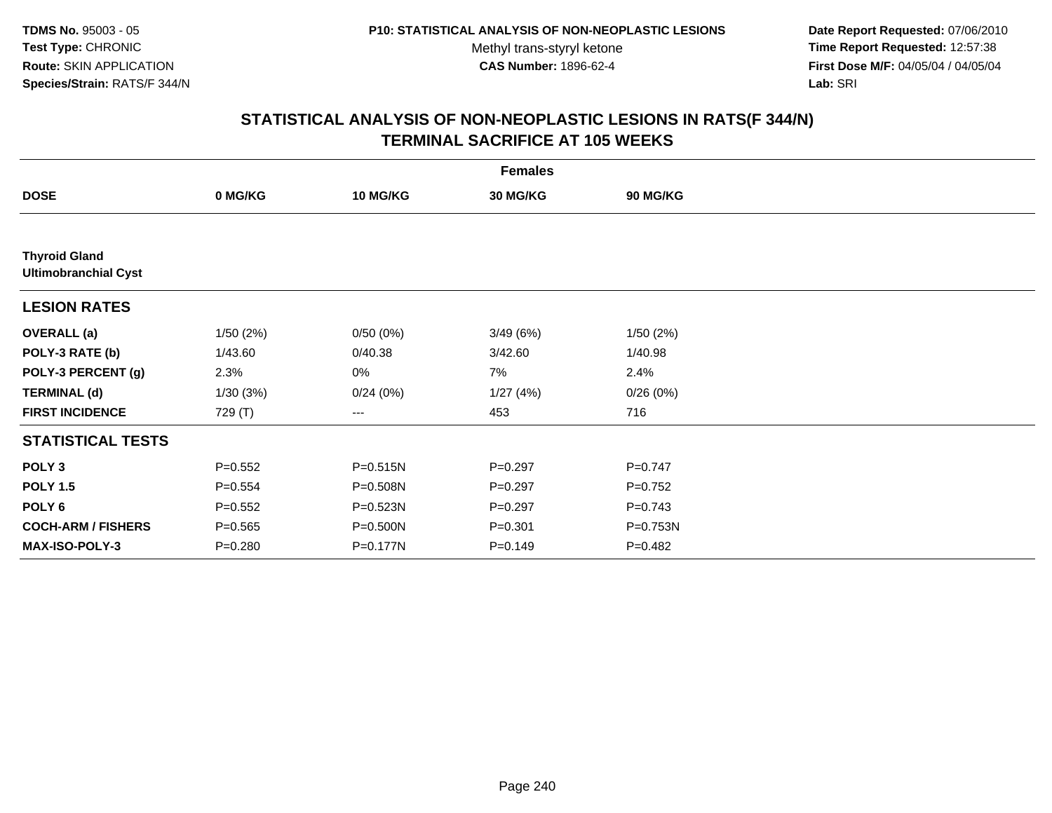# STATISTICAL ANALYSIS OF NON-NEOPLASTIC LESIONS IN RATS(F 344/N)
## TERMINAL SACRIFICE AT 105 WEEKS

| | Females | | | |
|---|---|---|---|---|
| **DOSE** | **0 MG/KG** | **10 MG/KG** | **30 MG/KG** | **90 MG/KG** |
| **Thyroid Gland** | | | | |
| **Ultimobranchial Cyst** | | | | |
| **LESION RATES** | | | | |
| **OVERALL (a)** | 1/50 (2%) | 0/50 (0%) | 3/49 (6%) | 1/50 (2%) |
| **POLY-3 RATE (b)** | 1/43.60 | 0/40.38 | 3/42.60 | 1/40.98 |
| **POLY-3 PERCENT (g)** | 2.3% | 0% | 7% | 2.4% |
| **TERMINAL (d)** | 1/30 (3%) | 0/24 (0%) | 1/27 (4%) | 0/26 (0%) |
| **FIRST INCIDENCE** | 729 (T) | --- | 453 | 716 |
| **STATISTICAL TESTS** | | | | |
| **POLY 3** | P=0.552 | P=0.515N | P=0.297 | P=0.747 |
| **POLY 1.5** | P=0.554 | P=0.508N | P=0.297 | P=0.752 |
| **POLY 6** | P=0.552 | P=0.523N | P=0.297 | P=0.743 |
| **COCH-ARM / FISHERS** | P=0.565 | P=0.500N | P=0.301 | P=0.753N |
| **MAX-ISO-POLY-3** | P=0.280 | P=0.177N | P=0.149 | P=0.482 |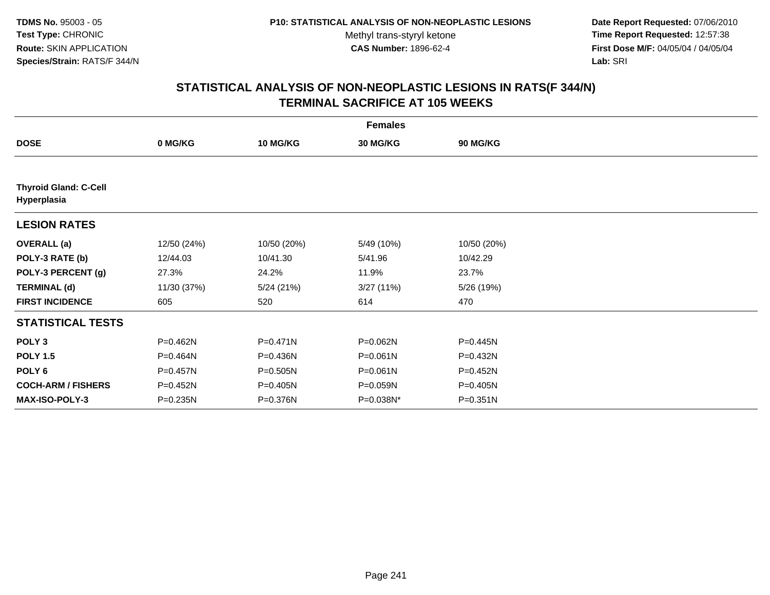TDMS No. 95003 - 05
Test Type: CHRONIC
Route: SKIN APPLICATION
Species/Strain: RATS/F 344/N

P10: STATISTICAL ANALYSIS OF NON-NEOPLASTIC LESIONS
Methyl trans-styryl ketone
CAS Number: 1896-62-4

Date Report Requested: 07/06/2010
Time Report Requested: 12:57:38
First Dose M/F: 04/05/04 / 04/05/04
Lab: SRI

## STATISTICAL ANALYSIS OF NON-NEOPLASTIC LESIONS IN RATS(F 344/N)
## TERMINAL SACRIFICE AT 105 WEEKS

| Females | | | | |
|---|---|---|---|---|
| **DOSE** | **0 MG/KG** | **10 MG/KG** | **30 MG/KG** | **90 MG/KG** |
| **Thyroid Gland: C-Cell Hyperplasia** | | | | |
| **LESION RATES** | | | | |
| **OVERALL (a)** | 12/50 (24%) | 10/50 (20%) | 5/49 (10%) | 10/50 (20%) |
| **POLY-3 RATE (b)** | 12/44.03 | 10/41.30 | 5/41.96 | 10/42.29 |
| **POLY-3 PERCENT (g)** | 27.3% | 24.2% | 11.9% | 23.7% |
| **TERMINAL (d)** | 11/30 (37%) | 5/24 (21%) | 3/27 (11%) | 5/26 (19%) |
| **FIRST INCIDENCE** | 605 | 520 | 614 | 470 |
| **STATISTICAL TESTS** | | | | |
| **POLY 3** | P=0.462N | P=0.471N | P=0.062N | P=0.445N |
| **POLY 1.5** | P=0.464N | P=0.436N | P=0.061N | P=0.432N |
| **POLY 6** | P=0.457N | P=0.505N | P=0.061N | P=0.452N |
| **COCH-ARM / FISHERS** | P=0.452N | P=0.405N | P=0.059N | P=0.405N |
| **MAX-ISO-POLY-3** | P=0.235N | P=0.376N | P=0.038N* | P=0.351N |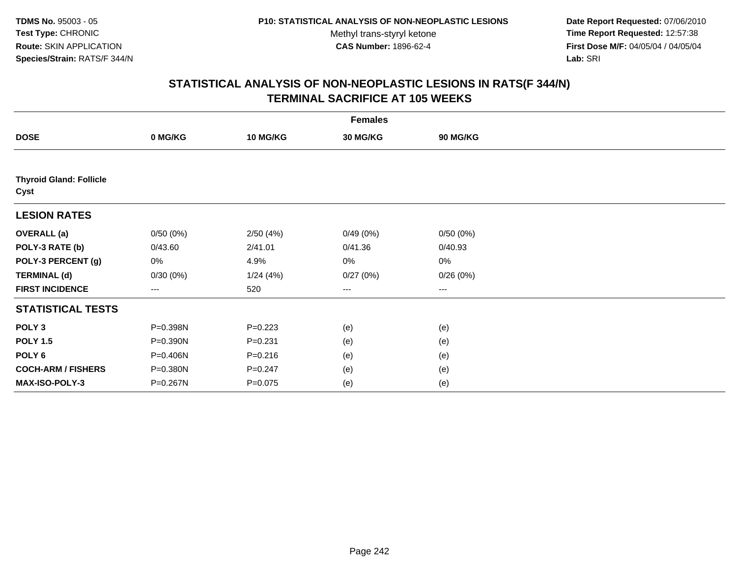**TDMS No.** 95003 - 05
**Test Type:** CHRONIC
**Route:** SKIN APPLICATION
**Species/Strain:** RATS/F 344/N

**P10: STATISTICAL ANALYSIS OF NON-NEOPLASTIC LESIONS**
Methyl trans-styryl ketone
**CAS Number:** 1896-62-4

**Date Report Requested:** 07/06/2010
**Time Report Requested:** 12:57:38
**First Dose M/F:** 04/05/04 / 04/05/04
**Lab:** SRI

## STATISTICAL ANALYSIS OF NON-NEOPLASTIC LESIONS IN RATS(F 344/N) TERMINAL SACRIFICE AT 105 WEEKS

| | Females | | | |
|---|---|---|---|---|
| **DOSE** | **0 MG/KG** | **10 MG/KG** | **30 MG/KG** | **90 MG/KG** |
| **Thyroid Gland: Follicle Cyst** | | | | |
| **LESION RATES** | | | | |
| **OVERALL (a)** | 0/50 (0%) | 2/50 (4%) | 0/49 (0%) | 0/50 (0%) |
| **POLY-3 RATE (b)** | 0/43.60 | 2/41.01 | 0/41.36 | 0/40.93 |
| **POLY-3 PERCENT (g)** | 0% | 4.9% | 0% | 0% |
| **TERMINAL (d)** | 0/30 (0%) | 1/24 (4%) | 0/27 (0%) | 0/26 (0%) |
| **FIRST INCIDENCE** | --- | 520 | --- | --- |
| **STATISTICAL TESTS** | | | | |
| **POLY 3** | P=0.398N | P=0.223 | (e) | (e) |
| **POLY 1.5** | P=0.390N | P=0.231 | (e) | (e) |
| **POLY 6** | P=0.406N | P=0.216 | (e) | (e) |
| **COCH-ARM / FISHERS** | P=0.380N | P=0.247 | (e) | (e) |
| **MAX-ISO-POLY-3** | P=0.267N | P=0.075 | (e) | (e) |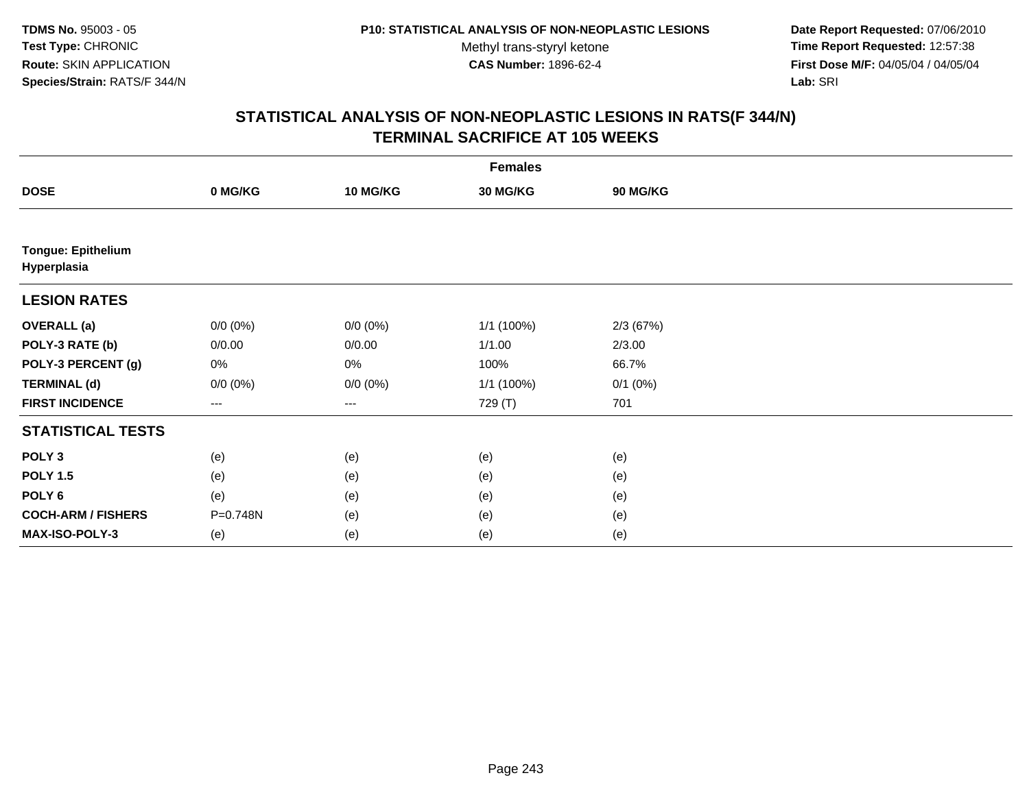**TDMS No.** 95003 - 05
**Test Type:** CHRONIC
**Route:** SKIN APPLICATION
**Species/Strain:** RATS/F 344/N

**P10: STATISTICAL ANALYSIS OF NON-NEOPLASTIC LESIONS**
Methyl trans-styryl ketone
**CAS Number:** 1896-62-4

**Date Report Requested:** 07/06/2010
**Time Report Requested:** 12:57:38
**First Dose M/F:** 04/05/04 / 04/05/04
**Lab:** SRI

## STATISTICAL ANALYSIS OF NON-NEOPLASTIC LESIONS IN RATS(F 344/N)
## TERMINAL SACRIFICE AT 105 WEEKS

| | Females | | | |
|---|---|---|---|---|
| **DOSE** | **0 MG/KG** | **10 MG/KG** | **30 MG/KG** | **90 MG/KG** |
| **Tongue: Epithelium Hyperplasia** | | | | |
| **LESION RATES** | | | | |
| **OVERALL (a)** | 0/0 (0%) | 0/0 (0%) | 1/1 (100%) | 2/3 (67%) |
| **POLY-3 RATE (b)** | 0/0.00 | 0/0.00 | 1/1.00 | 2/3.00 |
| **POLY-3 PERCENT (g)** | 0% | 0% | 100% | 66.7% |
| **TERMINAL (d)** | 0/0 (0%) | 0/0 (0%) | 1/1 (100%) | 0/1 (0%) |
| **FIRST INCIDENCE** | --- | --- | 729 (T) | 701 |
| **STATISTICAL TESTS** | | | | |
| **POLY 3** | (e) | (e) | (e) | (e) |
| **POLY 1.5** | (e) | (e) | (e) | (e) |
| **POLY 6** | (e) | (e) | (e) | (e) |
| **COCH-ARM / FISHERS** | P=0.748N | (e) | (e) | (e) |
| **MAX-ISO-POLY-3** | (e) | (e) | (e) | (e) |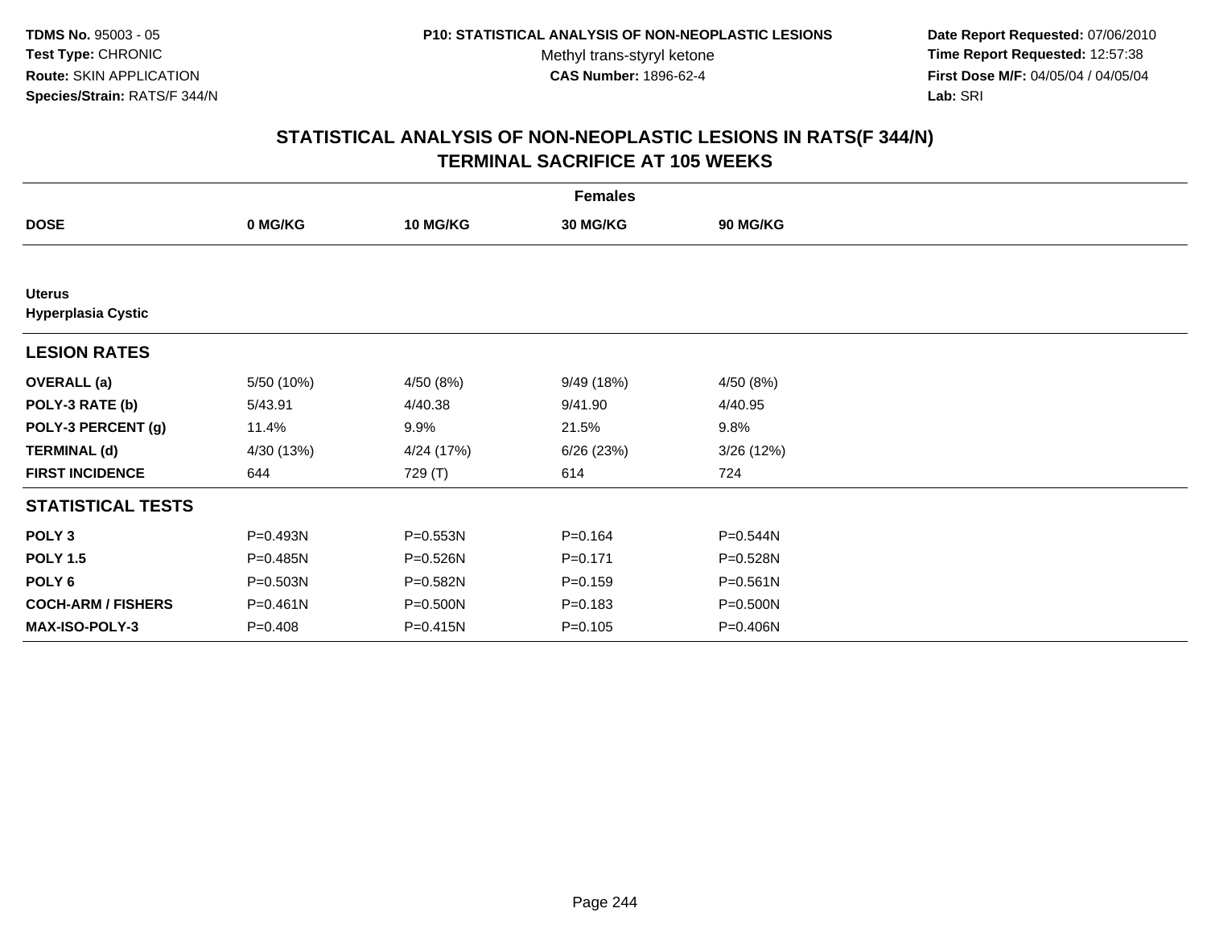TDMS No. 95003 - 05
Test Type: CHRONIC
Route: SKIN APPLICATION
Species/Strain: RATS/F 344/N

P10: STATISTICAL ANALYSIS OF NON-NEOPLASTIC LESIONS
Methyl trans-styryl ketone
CAS Number: 1896-62-4

Date Report Requested: 07/06/2010
Time Report Requested: 12:57:38
First Dose M/F: 04/05/04 / 04/05/04
Lab: SRI

## STATISTICAL ANALYSIS OF NON-NEOPLASTIC LESIONS IN RATS(F 344/N)
## TERMINAL SACRIFICE AT 105 WEEKS

| Females | | | | |
|---|---|---|---|---|
| **DOSE** | **0 MG/KG** | **10 MG/KG** | **30 MG/KG** | **90 MG/KG** |
| **Uterus** | | | | |
| **Hyperplasia Cystic** | | | | |
| **LESION RATES** | | | | |
| **OVERALL (a)** | 5/50 (10%) | 4/50 (8%) | 9/49 (18%) | 4/50 (8%) |
| **POLY-3 RATE (b)** | 5/43.91 | 4/40.38 | 9/41.90 | 4/40.95 |
| **POLY-3 PERCENT (g)** | 11.4% | 9.9% | 21.5% | 9.8% |
| **TERMINAL (d)** | 4/30 (13%) | 4/24 (17%) | 6/26 (23%) | 3/26 (12%) |
| **FIRST INCIDENCE** | 644 | 729 (T) | 614 | 724 |
| **STATISTICAL TESTS** | | | | |
| **POLY 3** | P=0.493N | P=0.553N | P=0.164 | P=0.544N |
| **POLY 1.5** | P=0.485N | P=0.526N | P=0.171 | P=0.528N |
| **POLY 6** | P=0.503N | P=0.582N | P=0.159 | P=0.561N |
| **COCH-ARM / FISHERS** | P=0.461N | P=0.500N | P=0.183 | P=0.500N |
| **MAX-ISO-POLY-3** | P=0.408 | P=0.415N | P=0.105 | P=0.406N |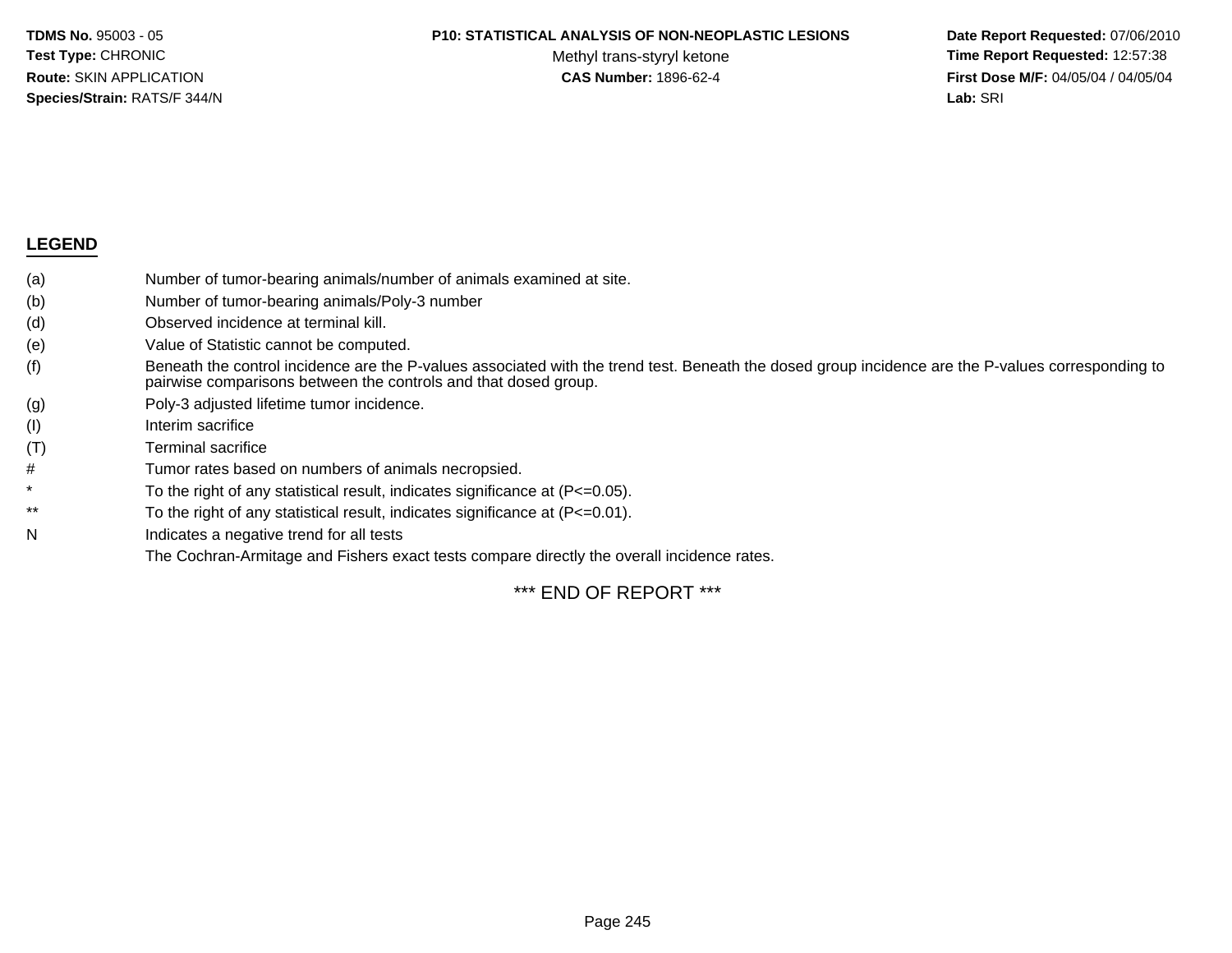## LEGEND

| | |
|---|---|
| (a) | Number of tumor-bearing animals/number of animals examined at site. |
| (b) | Number of tumor-bearing animals/Poly-3 number |
| (d) | Observed incidence at terminal kill. |
| (e) | Value of Statistic cannot be computed. |
| (f) | Beneath the control incidence are the P-values associated with the trend test. Beneath the dosed group incidence are the P-values corresponding to pairwise comparisons between the controls and that dosed group. |
| (g) | Poly-3 adjusted lifetime tumor incidence. |
| (I) | Interim sacrifice |
| (T) | Terminal sacrifice |
| # | Tumor rates based on numbers of animals necropsied. |
| * | To the right of any statistical result, indicates significance at (P<=0.05). |
| ** | To the right of any statistical result, indicates significance at (P<=0.01). |
| N | Indicates a negative trend for all tests |
| | The Cochran-Armitage and Fishers exact tests compare directly the overall incidence rates. |

*** END OF REPORT ***